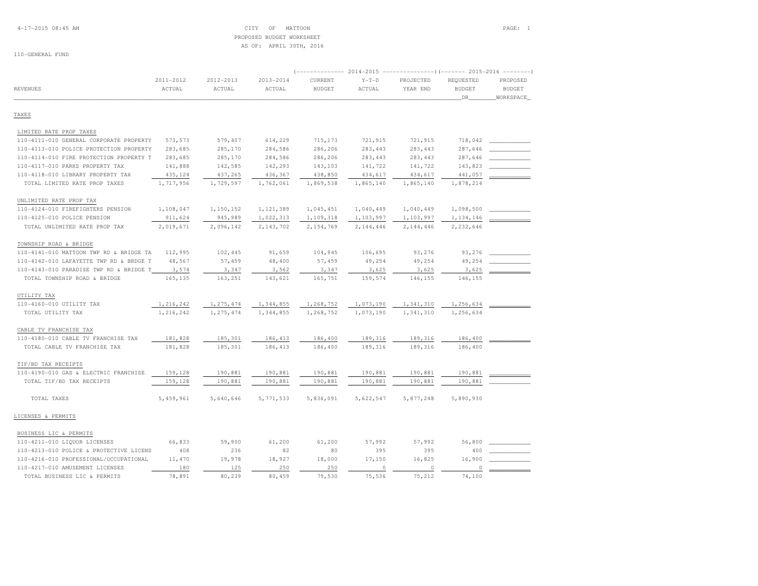CITY OF MATTOON
PROPOSED BUDGET WORKSHEET
AS OF: APRIL 30TH, 2016

110-GENERAL FUND

| REVENUES | 2011-2012 ACTUAL | 2012-2013 ACTUAL | 2013-2014 ACTUAL | 2014-2015 CURRENT BUDGET | 2014-2015 Y-T-D ACTUAL | 2014-2015 PROJECTED YEAR END | 2015-2016 REQUESTED BUDGET DR | 2015-2016 PROPOSED BUDGET WORKSPACE |
|---|---|---|---|---|---|---|---|---|
| **TAXES** | | | | | | | | |
| LIMITED RATE PROP TAXES | | | | | | | | |
| 110-4111-010 GENERAL CORPORATE PROPERTY | 573,573 | 579,407 | 614,229 | 715,173 | 721,915 | 721,915 | 718,042 | |
| 110-4113-010 POLICE PROTECTION PROPERTY | 283,685 | 285,170 | 284,586 | 286,206 | 283,443 | 283,443 | 287,646 | |
| 110-4114-010 FIRE PROTECTION PROPERTY T | 283,685 | 285,170 | 284,586 | 286,206 | 283,443 | 283,443 | 287,646 | |
| 110-4117-010 PARKS PROPERTY TAX | 141,888 | 142,585 | 142,293 | 143,103 | 141,722 | 141,722 | 143,823 | |
| 110-4118-010 LIBRARY PROPERTY TAX | 435,124 | 437,265 | 436,367 | 438,850 | 434,617 | 434,617 | 441,057 | |
| TOTAL LIMITED RATE PROP TAXES | 1,717,956 | 1,729,597 | 1,762,061 | 1,869,538 | 1,865,140 | 1,865,140 | 1,878,214 | |
| UNLIMITED RATE PROP TAX | | | | | | | | |
| 110-4124-010 FIREFIGHTERS PENSION | 1,108,047 | 1,150,152 | 1,121,389 | 1,045,451 | 1,040,449 | 1,040,449 | 1,098,500 | |
| 110-4125-010 POLICE PENSION | 911,624 | 945,989 | 1,022,313 | 1,109,318 | 1,103,997 | 1,103,997 | 1,134,146 | |
| TOTAL UNLIMITED RATE PROP TAX | 2,019,671 | 2,096,142 | 2,143,702 | 2,154,769 | 2,144,446 | 2,144,446 | 2,232,646 | |
| TOWNSHIP ROAD & BRIDGE | | | | | | | | |
| 110-4141-010 MATTOON TWP RD & BRIDGE TA | 112,995 | 102,445 | 91,659 | 104,945 | 106,695 | 93,276 | 93,276 | |
| 110-4142-010 LAFAYETTE TWP RD & BRDGE T | 48,567 | 57,459 | 48,400 | 57,459 | 49,254 | 49,254 | 49,254 | |
| 110-4143-010 PARADISE TWP RD & BRIDGE T | 3,574 | 3,347 | 3,562 | 3,347 | 3,625 | 3,625 | 3,625 | |
| TOTAL TOWNSHIP ROAD & BRIDGE | 165,135 | 163,251 | 143,621 | 165,751 | 159,574 | 146,155 | 146,155 | |
| UTILITY TAX | | | | | | | | |
| 110-4160-010 UTILITY TAX | 1,216,242 | 1,275,474 | 1,344,855 | 1,268,752 | 1,073,190 | 1,341,310 | 1,256,634 | |
| TOTAL UTILITY TAX | 1,216,242 | 1,275,474 | 1,344,855 | 1,268,752 | 1,073,190 | 1,341,310 | 1,256,634 | |
| CABLE TV FRANCHISE TAX | | | | | | | | |
| 110-4180-010 CABLE TV FRANCHISE TAX | 181,828 | 185,301 | 186,413 | 186,400 | 189,316 | 189,316 | 186,400 | |
| TOTAL CABLE TV FRANCHISE TAX | 181,828 | 185,301 | 186,413 | 186,400 | 189,316 | 189,316 | 186,400 | |
| TIF/BD TAX RECEIPTS | | | | | | | | |
| 110-4190-010 GAS & ELECTRIC FRANCHISE | 159,128 | 190,881 | 190,881 | 190,881 | 190,881 | 190,881 | 190,881 | |
| TOTAL TIF/BD TAX RECEIPTS | 159,128 | 190,881 | 190,881 | 190,881 | 190,881 | 190,881 | 190,881 | |
| TOTAL TAXES | 5,459,961 | 5,640,646 | 5,771,533 | 5,836,091 | 5,622,547 | 5,877,248 | 5,890,930 | |
| **LICENSES & PERMITS** | | | | | | | | |
| BUSINESS LIC & PERMITS | | | | | | | | |
| 110-4211-010 LIQUOR LICENSES | 66,833 | 59,900 | 61,200 | 61,200 | 57,992 | 57,992 | 56,800 | |
| 110-4213-010 POLICE & PROTECTIVE LICENS | 408 | 236 | 82 | 80 | 395 | 395 | 400 | |
| 110-4216-010 PROFESSIONAL/OCCUPATIONAL | 11,470 | 19,978 | 18,927 | 18,000 | 17,150 | 16,825 | 16,900 | |
| 110-4217-010 AMUSEMENT LICENSES | 180 | 125 | 250 | 250 | 0 | 0 | 0 | |
| TOTAL BUSINESS LIC & PERMITS | 78,891 | 80,239 | 80,459 | 79,530 | 75,536 | 75,212 | 74,100 | |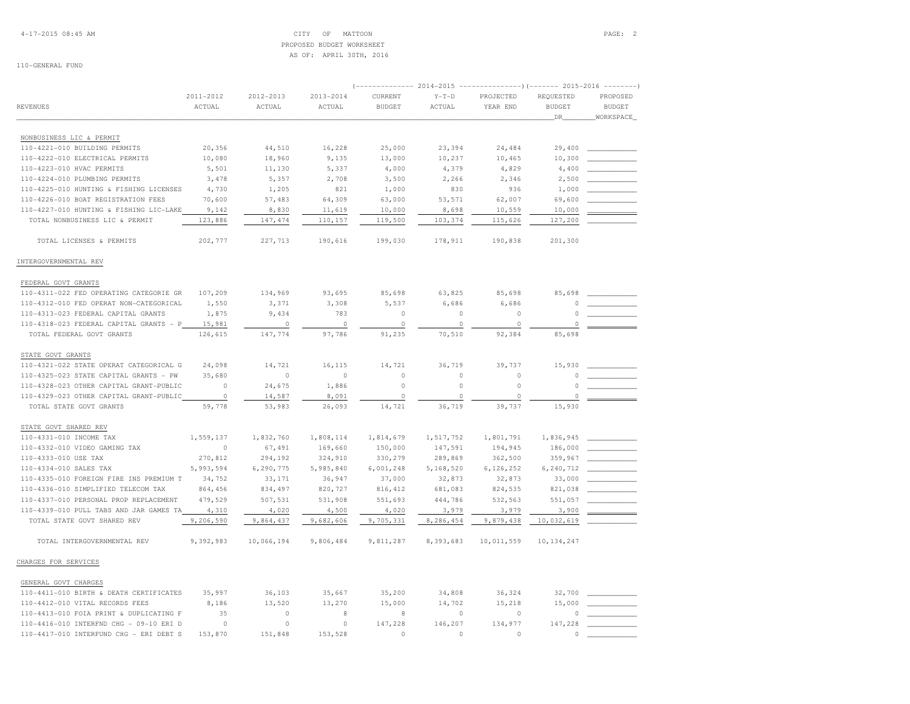CITY OF MATTOON
PROPOSED BUDGET WORKSHEET
AS OF: APRIL 30TH, 2016

110-GENERAL FUND

| REVENUES | 2011-2012 ACTUAL | 2012-2013 ACTUAL | 2013-2014 ACTUAL | 2014-2015 CURRENT BUDGET | 2014-2015 Y-T-D ACTUAL | 2014-2015 PROJECTED YEAR END | 2015-2016 REQUESTED BUDGET DR | 2015-2016 PROPOSED BUDGET WORKSPACE |
|---|---|---|---|---|---|---|---|---|
| **NONBUSINESS LIC & PERMIT** | | | | | | | | |
| 110-4221-010 BUILDING PERMITS | 20,356 | 44,510 | 16,228 | 25,000 | 23,394 | 24,484 | 29,400 | |
| 110-4222-010 ELECTRICAL PERMITS | 10,080 | 18,960 | 9,135 | 13,000 | 10,237 | 10,465 | 10,300 | |
| 110-4223-010 HVAC PERMITS | 5,501 | 11,130 | 5,337 | 4,000 | 4,379 | 4,829 | 4,400 | |
| 110-4224-010 PLUMBING PERMITS | 3,478 | 5,357 | 2,708 | 3,500 | 2,266 | 2,346 | 2,500 | |
| 110-4225-010 HUNTING & FISHING LICENSES | 4,730 | 1,205 | 821 | 1,000 | 830 | 936 | 1,000 | |
| 110-4226-010 BOAT REGISTRATION FEES | 70,600 | 57,483 | 64,309 | 63,000 | 53,571 | 62,007 | 69,600 | |
| 110-4227-010 HUNTING & FISHING LIC-LAKE | 9,142 | 8,830 | 11,619 | 10,000 | 8,698 | 10,559 | 10,000 | |
| TOTAL NONBUSINESS LIC & PERMIT | 123,886 | 147,474 | 110,157 | 119,500 | 103,374 | 115,626 | 127,200 | |
| TOTAL LICENSES & PERMITS | 202,777 | 227,713 | 190,616 | 199,030 | 178,911 | 190,838 | 201,300 | |
| **INTERGOVERNMENTAL REV** | | | | | | | | |
| **FEDERAL GOVT GRANTS** | | | | | | | | |
| 110-4311-022 FED OPERATING CATEGORIE GR | 107,209 | 134,969 | 93,695 | 85,698 | 63,825 | 85,698 | 85,698 | |
| 110-4312-010 FED OPERAT NON-CATEGORICAL | 1,550 | 3,371 | 3,308 | 5,537 | 6,686 | 6,686 | 0 | |
| 110-4313-023 FEDERAL CAPITAL GRANTS | 1,875 | 9,434 | 783 | 0 | 0 | 0 | 0 | |
| 110-4318-023 FEDERAL CAPITAL GRANTS - P | 15,981 | 0 | 0 | 0 | 0 | 0 | 0 | |
| TOTAL FEDERAL GOVT GRANTS | 126,615 | 147,774 | 97,786 | 91,235 | 70,510 | 92,384 | 85,698 | |
| **STATE GOVT GRANTS** | | | | | | | | |
| 110-4321-022 STATE OPERAT CATEGORICAL G | 24,098 | 14,721 | 16,115 | 14,721 | 36,719 | 39,737 | 15,930 | |
| 110-4325-023 STATE CAPITAL GRANTS - PW | 35,680 | 0 | 0 | 0 | 0 | 0 | 0 | |
| 110-4328-023 OTHER CAPITAL GRANT-PUBLIC | 0 | 24,675 | 1,886 | 0 | 0 | 0 | 0 | |
| 110-4329-023 OTHER CAPITAL GRANT-PUBLIC | 0 | 14,587 | 8,091 | 0 | 0 | 0 | 0 | |
| TOTAL STATE GOVT GRANTS | 59,778 | 53,983 | 26,093 | 14,721 | 36,719 | 39,737 | 15,930 | |
| **STATE GOVT SHARED REV** | | | | | | | | |
| 110-4331-010 INCOME TAX | 1,559,137 | 1,832,760 | 1,808,114 | 1,814,679 | 1,517,752 | 1,801,791 | 1,836,945 | |
| 110-4332-010 VIDEO GAMING TAX | 0 | 67,491 | 169,660 | 150,000 | 147,591 | 194,945 | 186,000 | |
| 110-4333-010 USE TAX | 270,812 | 294,192 | 324,910 | 330,279 | 289,869 | 362,500 | 359,967 | |
| 110-4334-010 SALES TAX | 5,993,594 | 6,290,775 | 5,985,840 | 6,001,248 | 5,168,520 | 6,126,252 | 6,240,712 | |
| 110-4335-010 FOREIGN FIRE INS PREMIUM T | 34,752 | 33,171 | 36,947 | 37,000 | 32,873 | 32,873 | 33,000 | |
| 110-4336-010 SIMPLIFIED TELECOM TAX | 864,456 | 834,497 | 820,727 | 816,412 | 681,083 | 824,535 | 821,038 | |
| 110-4337-010 PERSONAL PROP REPLACEMENT | 479,529 | 507,531 | 531,908 | 551,693 | 444,786 | 532,563 | 551,057 | |
| 110-4339-010 PULL TABS AND JAR GAMES TA | 4,310 | 4,020 | 4,500 | 4,020 | 3,979 | 3,979 | 3,900 | |
| TOTAL STATE GOVT SHARED REV | 9,206,590 | 9,864,437 | 9,682,606 | 9,705,331 | 8,286,454 | 9,879,438 | 10,032,619 | |
| TOTAL INTERGOVERNMENTAL REV | 9,392,983 | 10,066,194 | 9,806,484 | 9,811,287 | 8,393,683 | 10,011,559 | 10,134,247 | |
| **CHARGES FOR SERVICES** | | | | | | | | |
| **GENERAL GOVT CHARGES** | | | | | | | | |
| 110-4411-010 BIRTH & DEATH CERTIFICATES | 35,997 | 36,103 | 35,667 | 35,200 | 34,808 | 36,324 | 32,700 | |
| 110-4412-010 VITAL RECORDS FEES | 8,186 | 13,520 | 13,270 | 15,000 | 14,702 | 15,218 | 15,000 | |
| 110-4413-010 FOIA PRINT & DUPLICATING F | 35 | 0 | 8 | 8 | 0 | 0 | 0 | |
| 110-4416-010 INTERFND CHG - 09-10 ERI D | 0 | 0 | 0 | 147,228 | 146,207 | 134,977 | 147,228 | |
| 110-4417-010 INTERFUND CHG - ERI DEBT S | 153,870 | 151,848 | 153,528 | 0 | 0 | 0 | 0 | |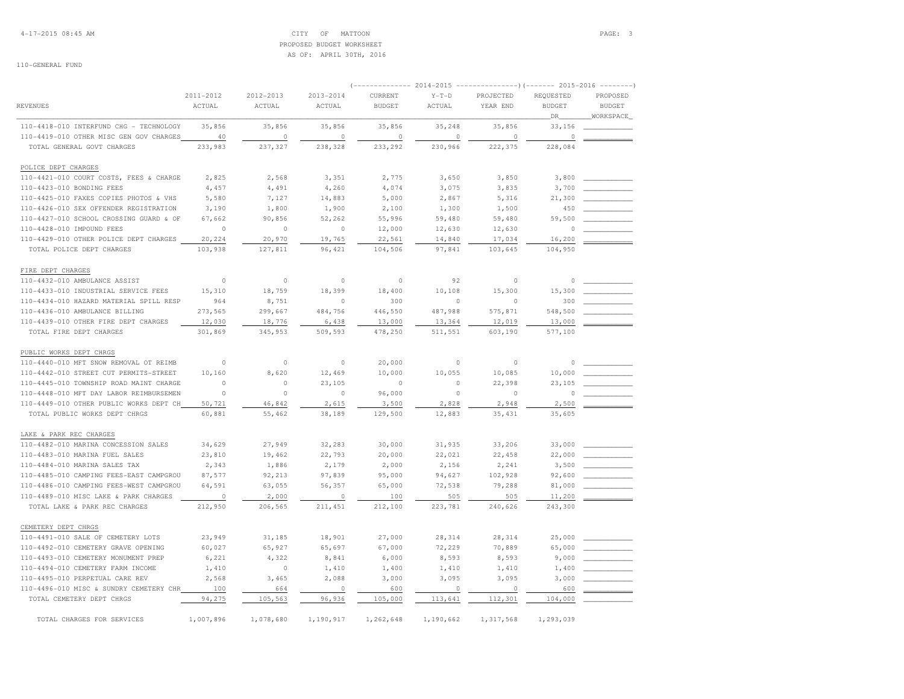CITY OF MATTOON
PROPOSED BUDGET WORKSHEET
AS OF: APRIL 30TH, 2016

110-GENERAL FUND

| REVENUES | 2011-2012 ACTUAL | 2012-2013 ACTUAL | 2013-2014 ACTUAL | 2014-2015 CURRENT BUDGET | 2014-2015 Y-T-D ACTUAL | 2014-2015 PROJECTED YEAR END | 2015-2016 REQUESTED BUDGET DR | 2015-2016 PROPOSED BUDGET WORKSPACE |
|---|---|---|---|---|---|---|---|---|
| 110-4418-010 INTERFUND CHG - TECHNOLOGY | 35,856 | 35,856 | 35,856 | 35,856 | 35,248 | 35,856 | 33,156 | |
| 110-4419-010 OTHER MISC GEN GOV CHARGES | 40 | 0 | 0 | 0 | 0 | 0 | 0 | |
| TOTAL GENERAL GOVT CHARGES | 233,983 | 237,327 | 238,328 | 233,292 | 230,966 | 222,375 | 228,084 | |
| **POLICE DEPT CHARGES** | | | | | | | | |
| 110-4421-010 COURT COSTS, FEES & CHARGE | 2,825 | 2,568 | 3,351 | 2,775 | 3,650 | 3,850 | 3,800 | |
| 110-4423-010 BONDING FEES | 4,457 | 4,491 | 4,260 | 4,074 | 3,075 | 3,835 | 3,700 | |
| 110-4425-010 FAXES COPIES PHOTOS & VHS | 5,580 | 7,127 | 14,883 | 5,000 | 2,867 | 5,316 | 21,300 | |
| 110-4426-010 SEX OFFENDER REGISTRATION | 3,190 | 1,800 | 1,900 | 2,100 | 1,300 | 1,500 | 450 | |
| 110-4427-010 SCHOOL CROSSING GUARD & OF | 67,662 | 90,856 | 52,262 | 55,996 | 59,480 | 59,480 | 59,500 | |
| 110-4428-010 IMPOUND FEES | 0 | 0 | 0 | 12,000 | 12,630 | 12,630 | 0 | |
| 110-4429-010 OTHER POLICE DEPT CHARGES | 20,224 | 20,970 | 19,765 | 22,561 | 14,840 | 17,034 | 16,200 | |
| TOTAL POLICE DEPT CHARGES | 103,938 | 127,811 | 96,421 | 104,506 | 97,841 | 103,645 | 104,950 | |
| **FIRE DEPT CHARGES** | | | | | | | | |
| 110-4432-010 AMBULANCE ASSIST | 0 | 0 | 0 | 0 | 92 | 0 | 0 | |
| 110-4433-010 INDUSTRIAL SERVICE FEES | 15,310 | 18,759 | 18,399 | 18,400 | 10,108 | 15,300 | 15,300 | |
| 110-4434-010 HAZARD MATERIAL SPILL RESP | 964 | 8,751 | 0 | 300 | 0 | 0 | 300 | |
| 110-4436-010 AMBULANCE BILLING | 273,565 | 299,667 | 484,756 | 446,550 | 487,988 | 575,871 | 548,500 | |
| 110-4439-010 OTHER FIRE DEPT CHARGES | 12,030 | 18,776 | 6,438 | 13,000 | 13,364 | 12,019 | 13,000 | |
| TOTAL FIRE DEPT CHARGES | 301,869 | 345,953 | 509,593 | 478,250 | 511,551 | 603,190 | 577,100 | |
| **PUBLIC WORKS DEPT CHRGS** | | | | | | | | |
| 110-4440-010 MFT SNOW REMOVAL OT REIMB | 0 | 0 | 0 | 20,000 | 0 | 0 | 0 | |
| 110-4442-010 STREET CUT PERMITS-STREET | 10,160 | 8,620 | 12,469 | 10,000 | 10,055 | 10,085 | 10,000 | |
| 110-4445-010 TOWNSHIP ROAD MAINT CHARGE | 0 | 0 | 23,105 | 0 | 0 | 22,398 | 23,105 | |
| 110-4448-010 MFT DAY LABOR REIMBURSEMEN | 0 | 0 | 0 | 96,000 | 0 | 0 | 0 | |
| 110-4449-010 OTHER PUBLIC WORKS DEPT CH | 50,721 | 46,842 | 2,615 | 3,500 | 2,828 | 2,948 | 2,500 | |
| TOTAL PUBLIC WORKS DEPT CHRGS | 60,881 | 55,462 | 38,189 | 129,500 | 12,883 | 35,431 | 35,605 | |
| **LAKE & PARK REC CHARGES** | | | | | | | | |
| 110-4482-010 MARINA CONCESSION SALES | 34,629 | 27,949 | 32,283 | 30,000 | 31,935 | 33,206 | 33,000 | |
| 110-4483-010 MARINA FUEL SALES | 23,810 | 19,462 | 22,793 | 20,000 | 22,021 | 22,458 | 22,000 | |
| 110-4484-010 MARINA SALES TAX | 2,343 | 1,886 | 2,179 | 2,000 | 2,156 | 2,241 | 3,500 | |
| 110-4485-010 CAMPING FEES-EAST CAMPGROU | 87,577 | 92,213 | 97,839 | 95,000 | 94,627 | 102,928 | 92,600 | |
| 110-4486-010 CAMPING FEES-WEST CAMPGROU | 64,591 | 63,055 | 56,357 | 65,000 | 72,538 | 79,288 | 81,000 | |
| 110-4489-010 MISC LAKE & PARK CHARGES | 0 | 2,000 | 0 | 100 | 505 | 505 | 11,200 | |
| TOTAL LAKE & PARK REC CHARGES | 212,950 | 206,565 | 211,451 | 212,100 | 223,781 | 240,626 | 243,300 | |
| **CEMETERY DEPT CHRGS** | | | | | | | | |
| 110-4491-010 SALE OF CEMETERY LOTS | 23,949 | 31,185 | 18,901 | 27,000 | 28,314 | 28,314 | 25,000 | |
| 110-4492-010 CEMETERY GRAVE OPENING | 60,027 | 65,927 | 65,697 | 67,000 | 72,229 | 70,889 | 65,000 | |
| 110-4493-010 CEMETERY MONUMENT PREP | 6,221 | 4,322 | 8,841 | 6,000 | 8,593 | 8,593 | 9,000 | |
| 110-4494-010 CEMETERY FARM INCOME | 1,410 | 0 | 1,410 | 1,400 | 1,410 | 1,410 | 1,400 | |
| 110-4495-010 PERPETUAL CARE REV | 2,568 | 3,465 | 2,088 | 3,000 | 3,095 | 3,095 | 3,000 | |
| 110-4496-010 MISC & SUNDRY CEMETERY CHR | 100 | 664 | 0 | 600 | 0 | 0 | 600 | |
| TOTAL CEMETERY DEPT CHRGS | 94,275 | 105,563 | 96,936 | 105,000 | 113,641 | 112,301 | 104,000 | |
| TOTAL CHARGES FOR SERVICES | 1,007,896 | 1,078,680 | 1,190,917 | 1,262,648 | 1,190,662 | 1,317,568 | 1,293,039 | |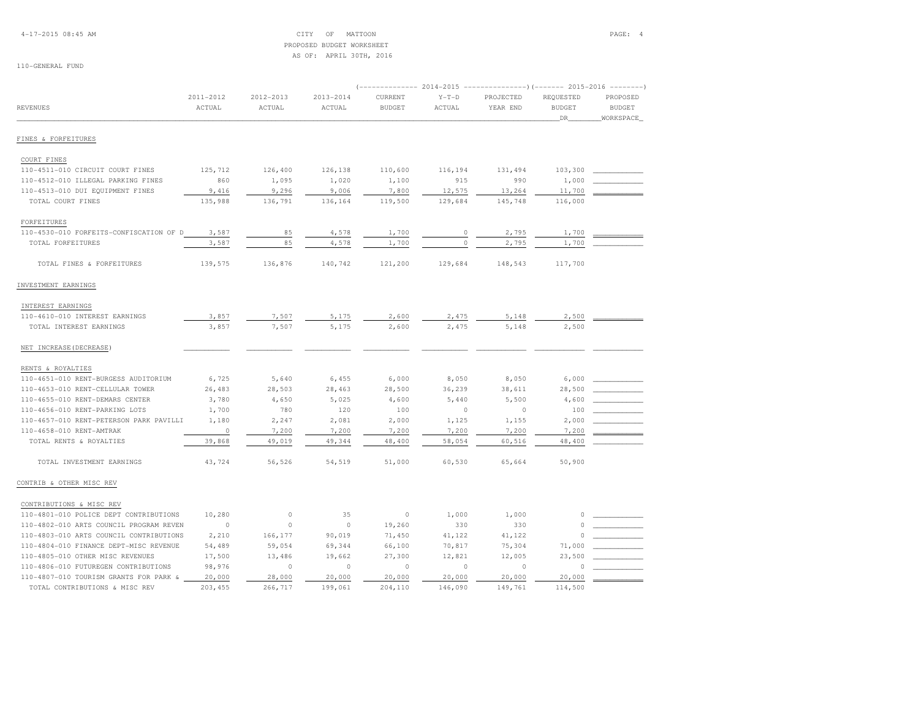CITY OF MATTOON
PROPOSED BUDGET WORKSHEET
AS OF: APRIL 30TH, 2016

110-GENERAL FUND

| REVENUES | 2011-2012 ACTUAL | 2012-2013 ACTUAL | 2013-2014 ACTUAL | 2014-2015 CURRENT BUDGET | 2014-2015 Y-T-D ACTUAL | 2014-2015 PROJECTED YEAR END | 2015-2016 REQUESTED BUDGET DR | 2015-2016 PROPOSED BUDGET WORKSPACE |
|---|---|---|---|---|---|---|---|---|
| **FINES & FORFEITURES** | | | | | | | | |
| COURT FINES | | | | | | | | |
| 110-4511-010 CIRCUIT COURT FINES | 125,712 | 126,400 | 126,138 | 110,600 | 116,194 | 131,494 | 103,300 | |
| 110-4512-010 ILLEGAL PARKING FINES | 860 | 1,095 | 1,020 | 1,100 | 915 | 990 | 1,000 | |
| 110-4513-010 DUI EQUIPMENT FINES | 9,416 | 9,296 | 9,006 | 7,800 | 12,575 | 13,264 | 11,700 | |
| TOTAL COURT FINES | 135,988 | 136,791 | 136,164 | 119,500 | 129,684 | 145,748 | 116,000 | |
| FORFEITURES | | | | | | | | |
| 110-4530-010 FORFEITS-CONFISCATION OF D | 3,587 | 85 | 4,578 | 1,700 | 0 | 2,795 | 1,700 | |
| TOTAL FORFEITURES | 3,587 | 85 | 4,578 | 1,700 | 0 | 2,795 | 1,700 | |
| TOTAL FINES & FORFEITURES | 139,575 | 136,876 | 140,742 | 121,200 | 129,684 | 148,543 | 117,700 | |
| **INVESTMENT EARNINGS** | | | | | | | | |
| INTEREST EARNINGS | | | | | | | | |
| 110-4610-010 INTEREST EARNINGS | 3,857 | 7,507 | 5,175 | 2,600 | 2,475 | 5,148 | 2,500 | |
| TOTAL INTEREST EARNINGS | 3,857 | 7,507 | 5,175 | 2,600 | 2,475 | 5,148 | 2,500 | |
| NET INCREASE(DECREASE) | | | | | | | | |
| RENTS & ROYALTIES | | | | | | | | |
| 110-4651-010 RENT-BURGESS AUDITORIUM | 6,725 | 5,640 | 6,455 | 6,000 | 8,050 | 8,050 | 6,000 | |
| 110-4653-010 RENT-CELLULAR TOWER | 26,483 | 28,503 | 28,463 | 28,500 | 36,239 | 38,611 | 28,500 | |
| 110-4655-010 RENT-DEMARS CENTER | 3,780 | 4,650 | 5,025 | 4,600 | 5,440 | 5,500 | 4,600 | |
| 110-4656-010 RENT-PARKING LOTS | 1,700 | 780 | 120 | 100 | 0 | 0 | 100 | |
| 110-4657-010 RENT-PETERSON PARK PAVILLI | 1,180 | 2,247 | 2,081 | 2,000 | 1,125 | 1,155 | 2,000 | |
| 110-4658-010 RENT-AMTRAK | 0 | 7,200 | 7,200 | 7,200 | 7,200 | 7,200 | 7,200 | |
| TOTAL RENTS & ROYALTIES | 39,868 | 49,019 | 49,344 | 48,400 | 58,054 | 60,516 | 48,400 | |
| TOTAL INVESTMENT EARNINGS | 43,724 | 56,526 | 54,519 | 51,000 | 60,530 | 65,664 | 50,900 | |
| **CONTRIB & OTHER MISC REV** | | | | | | | | |
| CONTRIBUTIONS & MISC REV | | | | | | | | |
| 110-4801-010 POLICE DEPT CONTRIBUTIONS | 10,280 | 0 | 35 | 0 | 1,000 | 1,000 | 0 | |
| 110-4802-010 ARTS COUNCIL PROGRAM REVEN | 0 | 0 | 0 | 19,260 | 330 | 330 | 0 | |
| 110-4803-010 ARTS COUNCIL CONTRIBUTIONS | 2,210 | 166,177 | 90,019 | 71,450 | 41,122 | 41,122 | 0 | |
| 110-4804-010 FINANCE DEPT-MISC REVENUE | 54,489 | 59,054 | 69,344 | 66,100 | 70,817 | 75,304 | 71,000 | |
| 110-4805-010 OTHER MISC REVENUES | 17,500 | 13,486 | 19,662 | 27,300 | 12,821 | 12,005 | 23,500 | |
| 110-4806-010 FUTUREGEN CONTRIBUTIONS | 98,976 | 0 | 0 | 0 | 0 | 0 | 0 | |
| 110-4807-010 TOURISM GRANTS FOR PARK & | 20,000 | 28,000 | 20,000 | 20,000 | 20,000 | 20,000 | 20,000 | |
| TOTAL CONTRIBUTIONS & MISC REV | 203,455 | 266,717 | 199,061 | 204,110 | 146,090 | 149,761 | 114,500 | |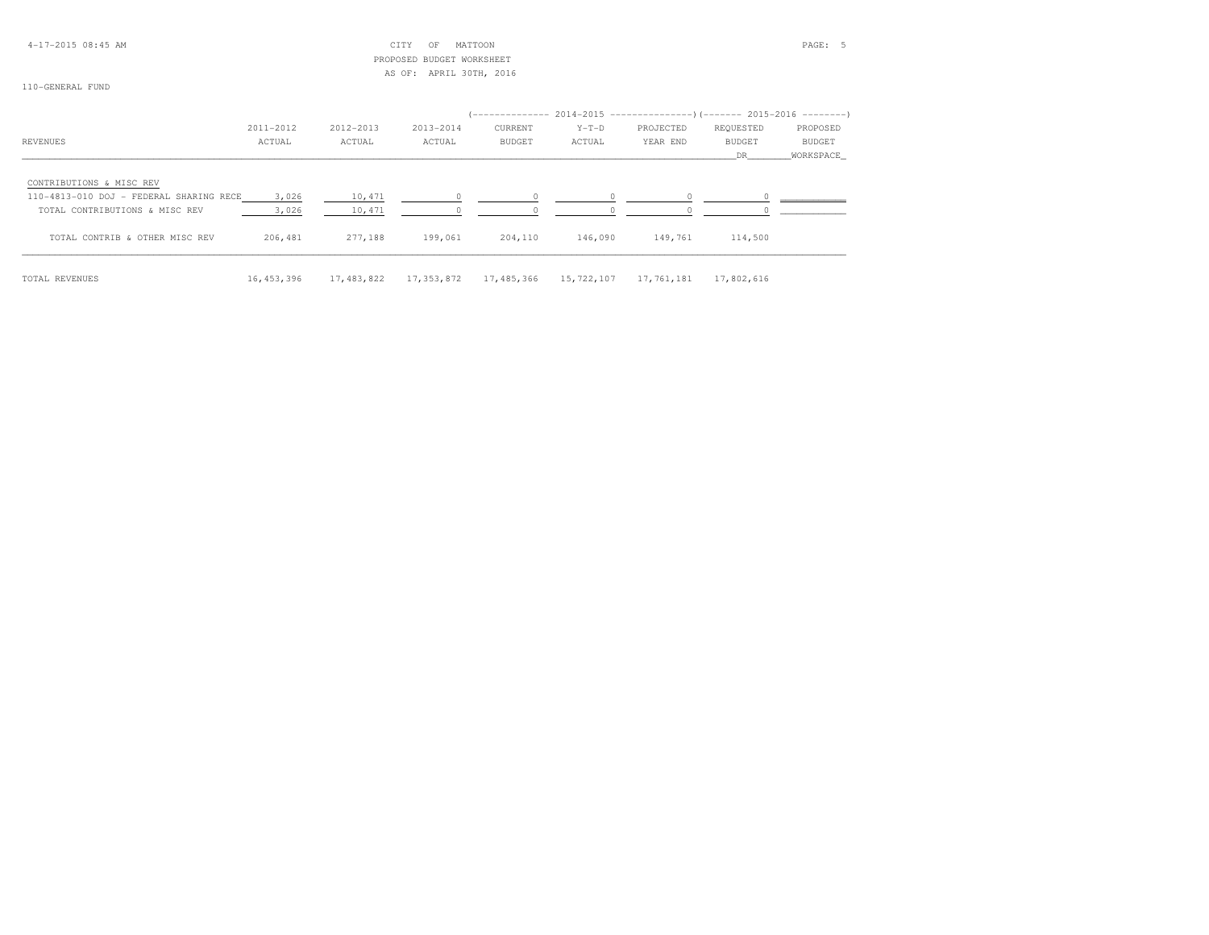CITY OF MATTOON
PROPOSED BUDGET WORKSHEET
AS OF: APRIL 30TH, 2016

110-GENERAL FUND

| REVENUES | 2011-2012 ACTUAL | 2012-2013 ACTUAL | 2013-2014 ACTUAL | 2014-2015 CURRENT BUDGET | 2014-2015 Y-T-D ACTUAL | 2014-2015 PROJECTED YEAR END | 2015-2016 REQUESTED BUDGET DR | 2015-2016 PROPOSED BUDGET WORKSPACE |
|---|---|---|---|---|---|---|---|---|
| CONTRIBUTIONS & MISC REV | | | | | | | | |
| 110-4813-010 DOJ - FEDERAL SHARING RECE | 3,026 | 10,471 | 0 | 0 | 0 | 0 | 0 | |
| TOTAL CONTRIBUTIONS & MISC REV | 3,026 | 10,471 | 0 | 0 | 0 | 0 | 0 | |
| TOTAL CONTRIB & OTHER MISC REV | 206,481 | 277,188 | 199,061 | 204,110 | 146,090 | 149,761 | 114,500 | |
| TOTAL REVENUES | 16,453,396 | 17,483,822 | 17,353,872 | 17,485,366 | 15,722,107 | 17,761,181 | 17,802,616 | |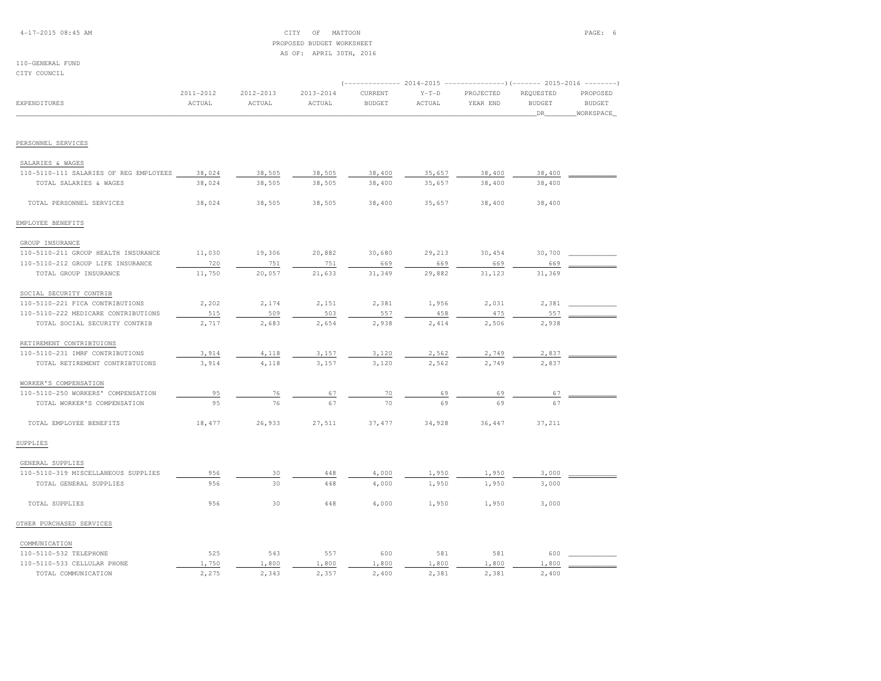CITY OF MATTOON
PROPOSED BUDGET WORKSHEET
AS OF: APRIL 30TH, 2016

110-GENERAL FUND
CITY COUNCIL

| EXPENDITURES | 2011-2012 ACTUAL | 2012-2013 ACTUAL | 2013-2014 ACTUAL | 2014-2015 CURRENT BUDGET | 2014-2015 Y-T-D ACTUAL | 2014-2015 PROJECTED YEAR END | 2015-2016 REQUESTED BUDGET DR | 2015-2016 PROPOSED BUDGET WORKSPACE |
|---|---|---|---|---|---|---|---|---|
| PERSONNEL SERVICES | | | | | | | | |
| SALARIES & WAGES | | | | | | | | |
| 110-5110-111 SALARIES OF REG EMPLOYEES | 38,024 | 38,505 | 38,505 | 38,400 | 35,657 | 38,400 | 38,400 | |
| TOTAL SALARIES & WAGES | 38,024 | 38,505 | 38,505 | 38,400 | 35,657 | 38,400 | 38,400 | |
| TOTAL PERSONNEL SERVICES | 38,024 | 38,505 | 38,505 | 38,400 | 35,657 | 38,400 | 38,400 | |
| EMPLOYEE BENEFITS | | | | | | | | |
| GROUP INSURANCE | | | | | | | | |
| 110-5110-211 GROUP HEALTH INSURANCE | 11,030 | 19,306 | 20,882 | 30,680 | 29,213 | 30,454 | 30,700 | |
| 110-5110-212 GROUP LIFE INSURANCE | 720 | 751 | 751 | 669 | 669 | 669 | 669 | |
| TOTAL GROUP INSURANCE | 11,750 | 20,057 | 21,633 | 31,349 | 29,882 | 31,123 | 31,369 | |
| SOCIAL SECURITY CONTRIB | | | | | | | | |
| 110-5110-221 FICA CONTRIBUTIONS | 2,202 | 2,174 | 2,151 | 2,381 | 1,956 | 2,031 | 2,381 | |
| 110-5110-222 MEDICARE CONTRIBUTIONS | 515 | 509 | 503 | 557 | 458 | 475 | 557 | |
| TOTAL SOCIAL SECURITY CONTRIB | 2,717 | 2,683 | 2,654 | 2,938 | 2,414 | 2,506 | 2,938 | |
| RETIREMENT CONTRIBTUIONS | | | | | | | | |
| 110-5110-231 IMRF CONTRIBUTIONS | 3,914 | 4,118 | 3,157 | 3,120 | 2,562 | 2,749 | 2,837 | |
| TOTAL RETIREMENT CONTRIBTUIONS | 3,914 | 4,118 | 3,157 | 3,120 | 2,562 | 2,749 | 2,837 | |
| WORKER'S COMPENSATION | | | | | | | | |
| 110-5110-250 WORKERS' COMPENSATION | 95 | 76 | 67 | 70 | 69 | 69 | 67 | |
| TOTAL WORKER'S COMPENSATION | 95 | 76 | 67 | 70 | 69 | 69 | 67 | |
| TOTAL EMPLOYEE BENEFITS | 18,477 | 26,933 | 27,511 | 37,477 | 34,928 | 36,447 | 37,211 | |
| SUPPLIES | | | | | | | | |
| GENERAL SUPPLIES | | | | | | | | |
| 110-5110-319 MISCELLANEOUS SUPPLIES | 956 | 30 | 448 | 4,000 | 1,950 | 1,950 | 3,000 | |
| TOTAL GENERAL SUPPLIES | 956 | 30 | 448 | 4,000 | 1,950 | 1,950 | 3,000 | |
| TOTAL SUPPLIES | 956 | 30 | 448 | 4,000 | 1,950 | 1,950 | 3,000 | |
| OTHER PURCHASED SERVICES | | | | | | | | |
| COMMUNICATION | | | | | | | | |
| 110-5110-532 TELEPHONE | 525 | 543 | 557 | 600 | 581 | 581 | 600 | |
| 110-5110-533 CELLULAR PHONE | 1,750 | 1,800 | 1,800 | 1,800 | 1,800 | 1,800 | 1,800 | |
| TOTAL COMMUNICATION | 2,275 | 2,343 | 2,357 | 2,400 | 2,381 | 2,381 | 2,400 | |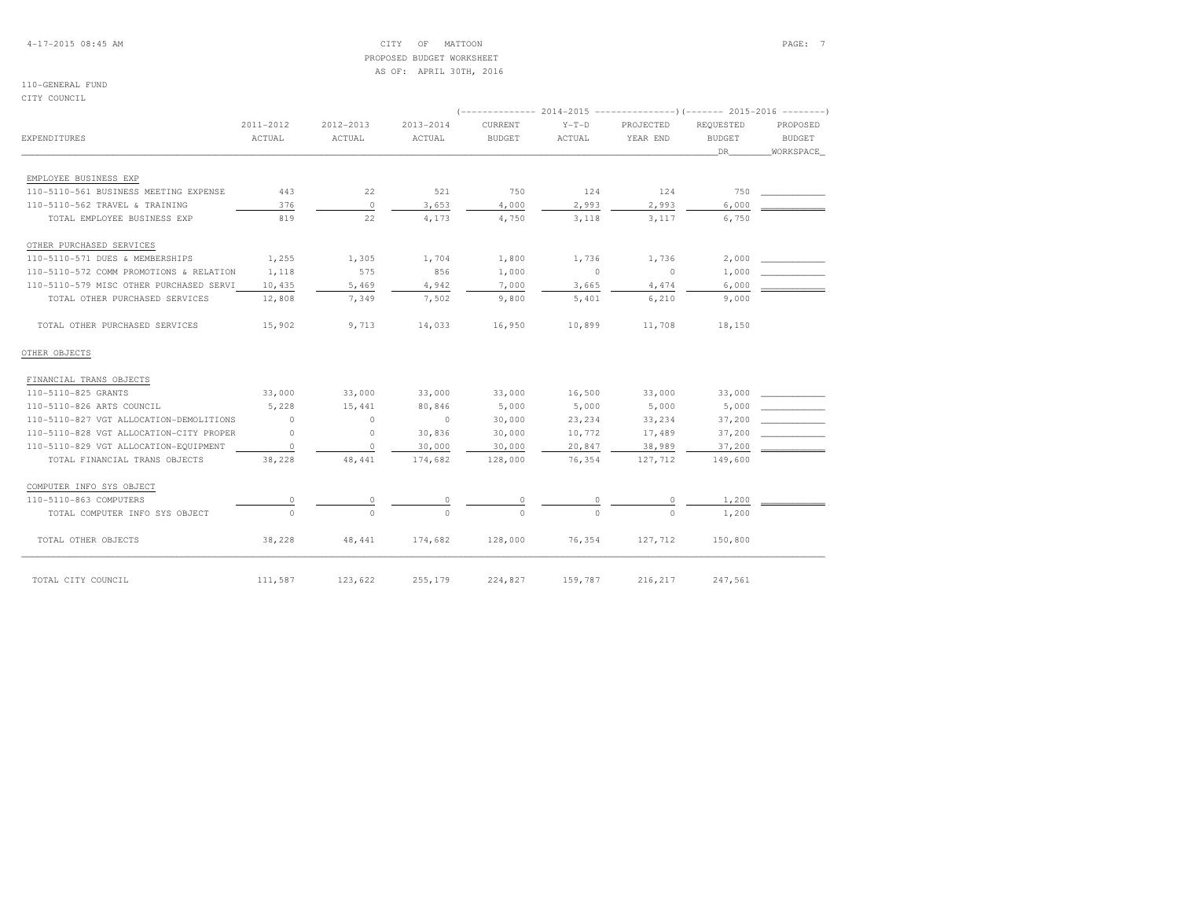CITY OF MATTOON
PROPOSED BUDGET WORKSHEET
AS OF: APRIL 30TH, 2016

110-GENERAL FUND
CITY COUNCIL

| EXPENDITURES | 2011-2012 ACTUAL | 2012-2013 ACTUAL | 2013-2014 ACTUAL | 2014-2015 CURRENT BUDGET | 2014-2015 Y-T-D ACTUAL | 2014-2015 PROJECTED YEAR END | 2015-2016 REQUESTED BUDGET DR | 2015-2016 PROPOSED BUDGET WORKSPACE |
|---|---|---|---|---|---|---|---|---|
| EMPLOYEE BUSINESS EXP | | | | | | | | |
| 110-5110-561 BUSINESS MEETING EXPENSE | 443 | 22 | 521 | 750 | 124 | 124 | 750 | |
| 110-5110-562 TRAVEL & TRAINING | 376 | 0 | 3,653 | 4,000 | 2,993 | 2,993 | 6,000 | |
| TOTAL EMPLOYEE BUSINESS EXP | 819 | 22 | 4,173 | 4,750 | 3,118 | 3,117 | 6,750 | |
| OTHER PURCHASED SERVICES | | | | | | | | |
| 110-5110-571 DUES & MEMBERSHIPS | 1,255 | 1,305 | 1,704 | 1,800 | 1,736 | 1,736 | 2,000 | |
| 110-5110-572 COMM PROMOTIONS & RELATION | 1,118 | 575 | 856 | 1,000 | 0 | 0 | 1,000 | |
| 110-5110-579 MISC OTHER PURCHASED SERVI | 10,435 | 5,469 | 4,942 | 7,000 | 3,665 | 4,474 | 6,000 | |
| TOTAL OTHER PURCHASED SERVICES | 12,808 | 7,349 | 7,502 | 9,800 | 5,401 | 6,210 | 9,000 | |
| TOTAL OTHER PURCHASED SERVICES | 15,902 | 9,713 | 14,033 | 16,950 | 10,899 | 11,708 | 18,150 | |
| OTHER OBJECTS | | | | | | | | |
| FINANCIAL TRANS OBJECTS | | | | | | | | |
| 110-5110-825 GRANTS | 33,000 | 33,000 | 33,000 | 33,000 | 16,500 | 33,000 | 33,000 | |
| 110-5110-826 ARTS COUNCIL | 5,228 | 15,441 | 80,846 | 5,000 | 5,000 | 5,000 | 5,000 | |
| 110-5110-827 VGT ALLOCATION-DEMOLITIONS | 0 | 0 | 0 | 30,000 | 23,234 | 33,234 | 37,200 | |
| 110-5110-828 VGT ALLOCATION-CITY PROPER | 0 | 0 | 30,836 | 30,000 | 10,772 | 17,489 | 37,200 | |
| 110-5110-829 VGT ALLOCATION-EQUIPMENT | 0 | 0 | 30,000 | 30,000 | 20,847 | 38,989 | 37,200 | |
| TOTAL FINANCIAL TRANS OBJECTS | 38,228 | 48,441 | 174,682 | 128,000 | 76,354 | 127,712 | 149,600 | |
| COMPUTER INFO SYS OBJECT | | | | | | | | |
| 110-5110-863 COMPUTERS | 0 | 0 | 0 | 0 | 0 | 0 | 1,200 | |
| TOTAL COMPUTER INFO SYS OBJECT | 0 | 0 | 0 | 0 | 0 | 0 | 1,200 | |
| TOTAL OTHER OBJECTS | 38,228 | 48,441 | 174,682 | 128,000 | 76,354 | 127,712 | 150,800 | |
| TOTAL CITY COUNCIL | 111,587 | 123,622 | 255,179 | 224,827 | 159,787 | 216,217 | 247,561 | |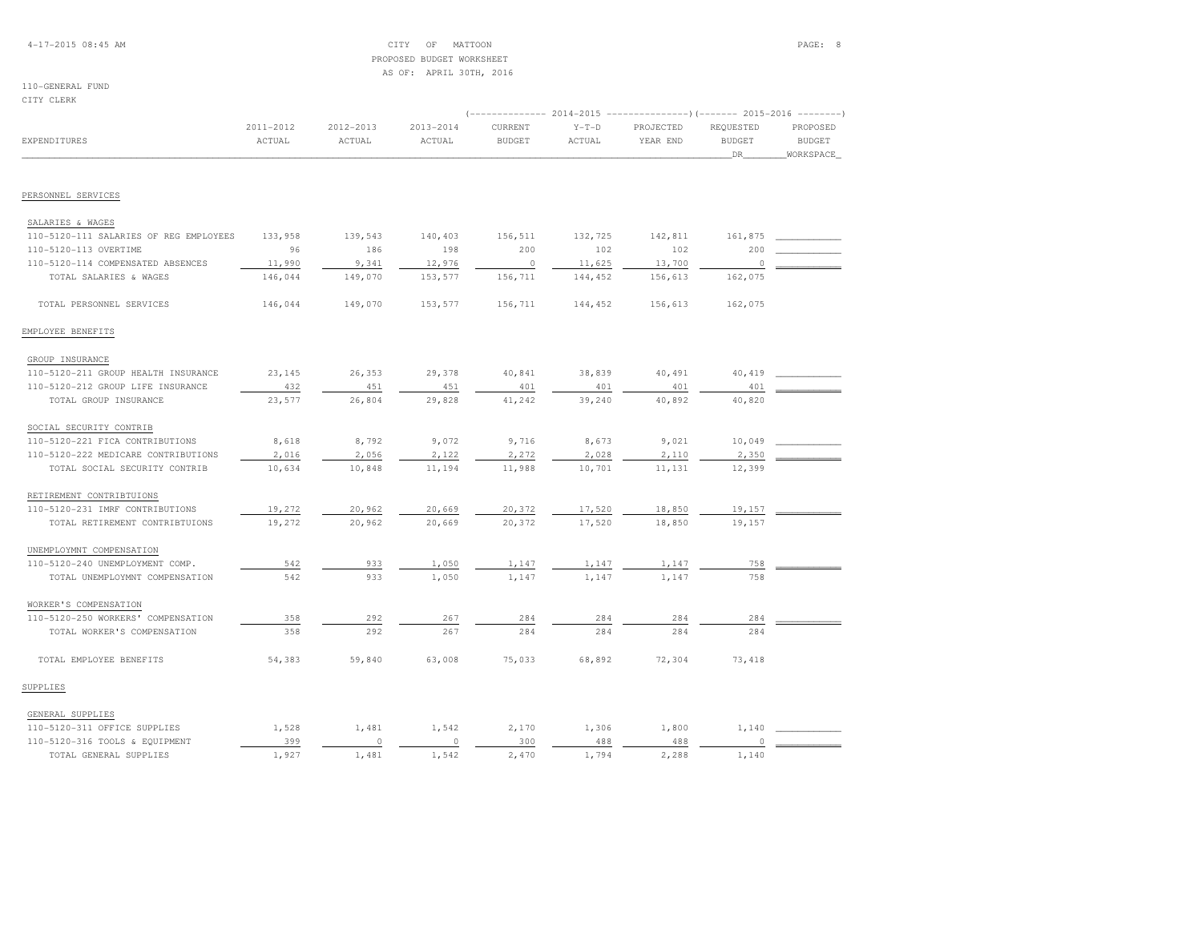CITY OF MATTOON
PROPOSED BUDGET WORKSHEET
AS OF: APRIL 30TH, 2016

110-GENERAL FUND
CITY CLERK

| EXPENDITURES | 2011-2012 ACTUAL | 2012-2013 ACTUAL | 2013-2014 ACTUAL | 2014-2015 CURRENT BUDGET | 2014-2015 Y-T-D ACTUAL | 2014-2015 PROJECTED YEAR END | 2015-2016 REQUESTED BUDGET DR | 2015-2016 PROPOSED BUDGET WORKSPACE |
|---|---|---|---|---|---|---|---|---|
| **PERSONNEL SERVICES** | | | | | | | | |
| SALARIES & WAGES | | | | | | | | |
| 110-5120-111 SALARIES OF REG EMPLOYEES | 133,958 | 139,543 | 140,403 | 156,511 | 132,725 | 142,811 | 161,875 | |
| 110-5120-113 OVERTIME | 96 | 186 | 198 | 200 | 102 | 102 | 200 | |
| 110-5120-114 COMPENSATED ABSENCES | 11,990 | 9,341 | 12,976 | 0 | 11,625 | 13,700 | 0 | |
| TOTAL SALARIES & WAGES | 146,044 | 149,070 | 153,577 | 156,711 | 144,452 | 156,613 | 162,075 | |
| TOTAL PERSONNEL SERVICES | 146,044 | 149,070 | 153,577 | 156,711 | 144,452 | 156,613 | 162,075 | |
| **EMPLOYEE BENEFITS** | | | | | | | | |
| GROUP INSURANCE | | | | | | | | |
| 110-5120-211 GROUP HEALTH INSURANCE | 23,145 | 26,353 | 29,378 | 40,841 | 38,839 | 40,491 | 40,419 | |
| 110-5120-212 GROUP LIFE INSURANCE | 432 | 451 | 451 | 401 | 401 | 401 | 401 | |
| TOTAL GROUP INSURANCE | 23,577 | 26,804 | 29,828 | 41,242 | 39,240 | 40,892 | 40,820 | |
| SOCIAL SECURITY CONTRIB | | | | | | | | |
| 110-5120-221 FICA CONTRIBUTIONS | 8,618 | 8,792 | 9,072 | 9,716 | 8,673 | 9,021 | 10,049 | |
| 110-5120-222 MEDICARE CONTRIBUTIONS | 2,016 | 2,056 | 2,122 | 2,272 | 2,028 | 2,110 | 2,350 | |
| TOTAL SOCIAL SECURITY CONTRIB | 10,634 | 10,848 | 11,194 | 11,988 | 10,701 | 11,131 | 12,399 | |
| RETIREMENT CONTRIBTUIONS | | | | | | | | |
| 110-5120-231 IMRF CONTRIBUTIONS | 19,272 | 20,962 | 20,669 | 20,372 | 17,520 | 18,850 | 19,157 | |
| TOTAL RETIREMENT CONTRIBTUIONS | 19,272 | 20,962 | 20,669 | 20,372 | 17,520 | 18,850 | 19,157 | |
| UNEMPLOYMNT COMPENSATION | | | | | | | | |
| 110-5120-240 UNEMPLOYMENT COMP. | 542 | 933 | 1,050 | 1,147 | 1,147 | 1,147 | 758 | |
| TOTAL UNEMPLOYMNT COMPENSATION | 542 | 933 | 1,050 | 1,147 | 1,147 | 1,147 | 758 | |
| WORKER'S COMPENSATION | | | | | | | | |
| 110-5120-250 WORKERS' COMPENSATION | 358 | 292 | 267 | 284 | 284 | 284 | 284 | |
| TOTAL WORKER'S COMPENSATION | 358 | 292 | 267 | 284 | 284 | 284 | 284 | |
| TOTAL EMPLOYEE BENEFITS | 54,383 | 59,840 | 63,008 | 75,033 | 68,892 | 72,304 | 73,418 | |
| **SUPPLIES** | | | | | | | | |
| GENERAL SUPPLIES | | | | | | | | |
| 110-5120-311 OFFICE SUPPLIES | 1,528 | 1,481 | 1,542 | 2,170 | 1,306 | 1,800 | 1,140 | |
| 110-5120-316 TOOLS & EQUIPMENT | 399 | 0 | 0 | 300 | 488 | 488 | 0 | |
| TOTAL GENERAL SUPPLIES | 1,927 | 1,481 | 1,542 | 2,470 | 1,794 | 2,288 | 1,140 | |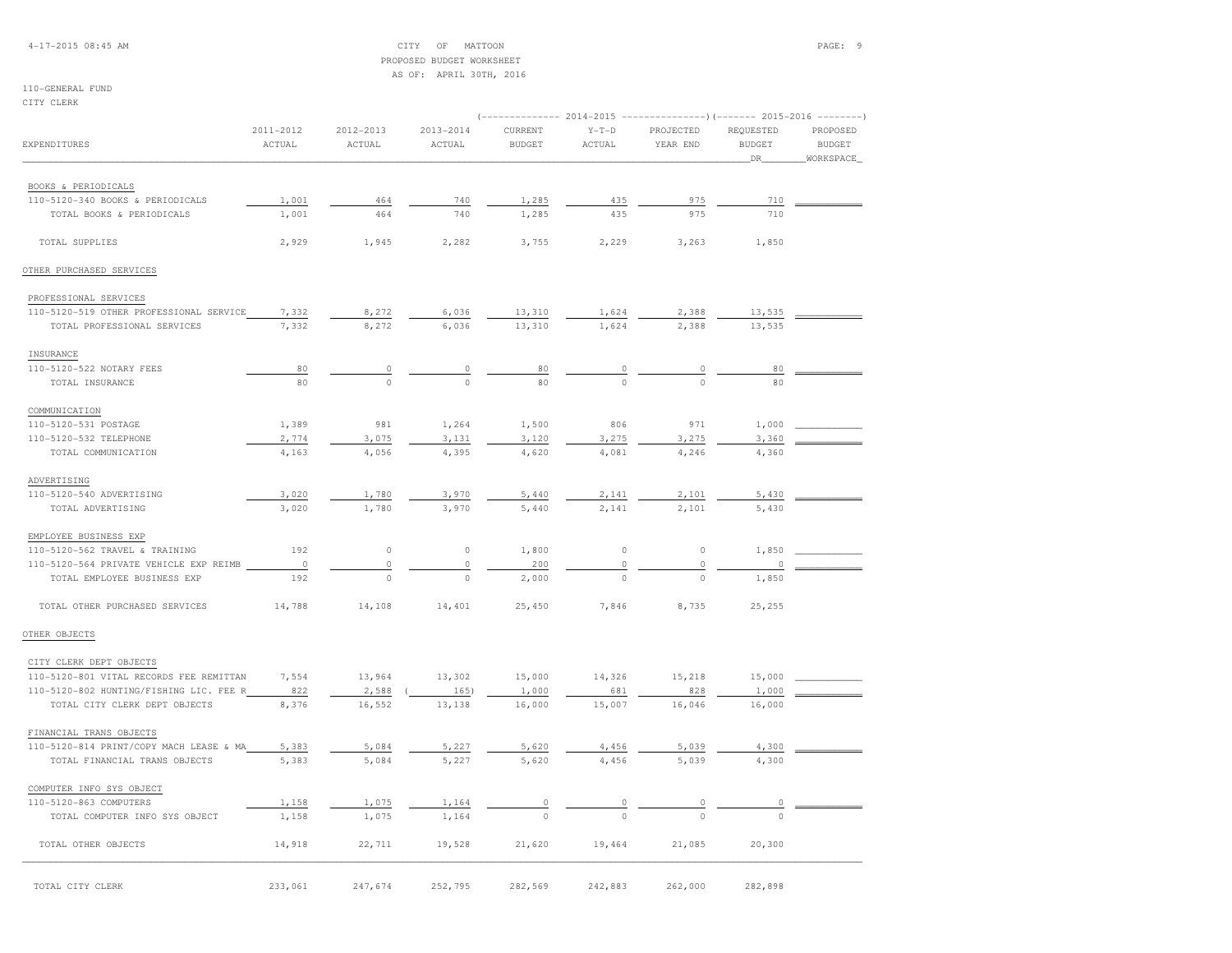CITY OF MATTOON
PROPOSED BUDGET WORKSHEET
AS OF: APRIL 30TH, 2016

110-GENERAL FUND
CITY CLERK

| EXPENDITURES | 2011-2012 ACTUAL | 2012-2013 ACTUAL | 2013-2014 ACTUAL | 2014-2015 CURRENT BUDGET | 2014-2015 Y-T-D ACTUAL | 2014-2015 PROJECTED YEAR END | 2015-2016 REQUESTED BUDGET DR | 2015-2016 PROPOSED BUDGET WORKSPACE |
|---|---|---|---|---|---|---|---|---|
| **BOOKS & PERIODICALS** | | | | | | | | |
| 110-5120-340 BOOKS & PERIODICALS | 1,001 | 464 | 740 | 1,285 | 435 | 975 | 710 | |
| TOTAL BOOKS & PERIODICALS | 1,001 | 464 | 740 | 1,285 | 435 | 975 | 710 | |
| TOTAL SUPPLIES | 2,929 | 1,945 | 2,282 | 3,755 | 2,229 | 3,263 | 1,850 | |
| **OTHER PURCHASED SERVICES** | | | | | | | | |
| **PROFESSIONAL SERVICES** | | | | | | | | |
| 110-5120-519 OTHER PROFESSIONAL SERVICE | 7,332 | 8,272 | 6,036 | 13,310 | 1,624 | 2,388 | 13,535 | |
| TOTAL PROFESSIONAL SERVICES | 7,332 | 8,272 | 6,036 | 13,310 | 1,624 | 2,388 | 13,535 | |
| **INSURANCE** | | | | | | | | |
| 110-5120-522 NOTARY FEES | 80 | 0 | 0 | 80 | 0 | 0 | 80 | |
| TOTAL INSURANCE | 80 | 0 | 0 | 80 | 0 | 0 | 80 | |
| **COMMUNICATION** | | | | | | | | |
| 110-5120-531 POSTAGE | 1,389 | 981 | 1,264 | 1,500 | 806 | 971 | 1,000 | |
| 110-5120-532 TELEPHONE | 2,774 | 3,075 | 3,131 | 3,120 | 3,275 | 3,275 | 3,360 | |
| TOTAL COMMUNICATION | 4,163 | 4,056 | 4,395 | 4,620 | 4,081 | 4,246 | 4,360 | |
| **ADVERTISING** | | | | | | | | |
| 110-5120-540 ADVERTISING | 3,020 | 1,780 | 3,970 | 5,440 | 2,141 | 2,101 | 5,430 | |
| TOTAL ADVERTISING | 3,020 | 1,780 | 3,970 | 5,440 | 2,141 | 2,101 | 5,430 | |
| **EMPLOYEE BUSINESS EXP** | | | | | | | | |
| 110-5120-562 TRAVEL & TRAINING | 192 | 0 | 0 | 1,800 | 0 | 0 | 1,850 | |
| 110-5120-564 PRIVATE VEHICLE EXP REIMB | 0 | 0 | 0 | 200 | 0 | 0 | 0 | |
| TOTAL EMPLOYEE BUSINESS EXP | 192 | 0 | 0 | 2,000 | 0 | 0 | 1,850 | |
| TOTAL OTHER PURCHASED SERVICES | 14,788 | 14,108 | 14,401 | 25,450 | 7,846 | 8,735 | 25,255 | |
| **OTHER OBJECTS** | | | | | | | | |
| **CITY CLERK DEPT OBJECTS** | | | | | | | | |
| 110-5120-801 VITAL RECORDS FEE REMITTAN | 7,554 | 13,964 | 13,302 | 15,000 | 14,326 | 15,218 | 15,000 | |
| 110-5120-802 HUNTING/FISHING LIC. FEE R | 822 | 2,588 | ( 165) | 1,000 | 681 | 828 | 1,000 | |
| TOTAL CITY CLERK DEPT OBJECTS | 8,376 | 16,552 | 13,138 | 16,000 | 15,007 | 16,046 | 16,000 | |
| **FINANCIAL TRANS OBJECTS** | | | | | | | | |
| 110-5120-814 PRINT/COPY MACH LEASE & MA | 5,383 | 5,084 | 5,227 | 5,620 | 4,456 | 5,039 | 4,300 | |
| TOTAL FINANCIAL TRANS OBJECTS | 5,383 | 5,084 | 5,227 | 5,620 | 4,456 | 5,039 | 4,300 | |
| **COMPUTER INFO SYS OBJECT** | | | | | | | | |
| 110-5120-863 COMPUTERS | 1,158 | 1,075 | 1,164 | 0 | 0 | 0 | 0 | |
| TOTAL COMPUTER INFO SYS OBJECT | 1,158 | 1,075 | 1,164 | 0 | 0 | 0 | 0 | |
| TOTAL OTHER OBJECTS | 14,918 | 22,711 | 19,528 | 21,620 | 19,464 | 21,085 | 20,300 | |
| TOTAL CITY CLERK | 233,061 | 247,674 | 252,795 | 282,569 | 242,883 | 262,000 | 282,898 | |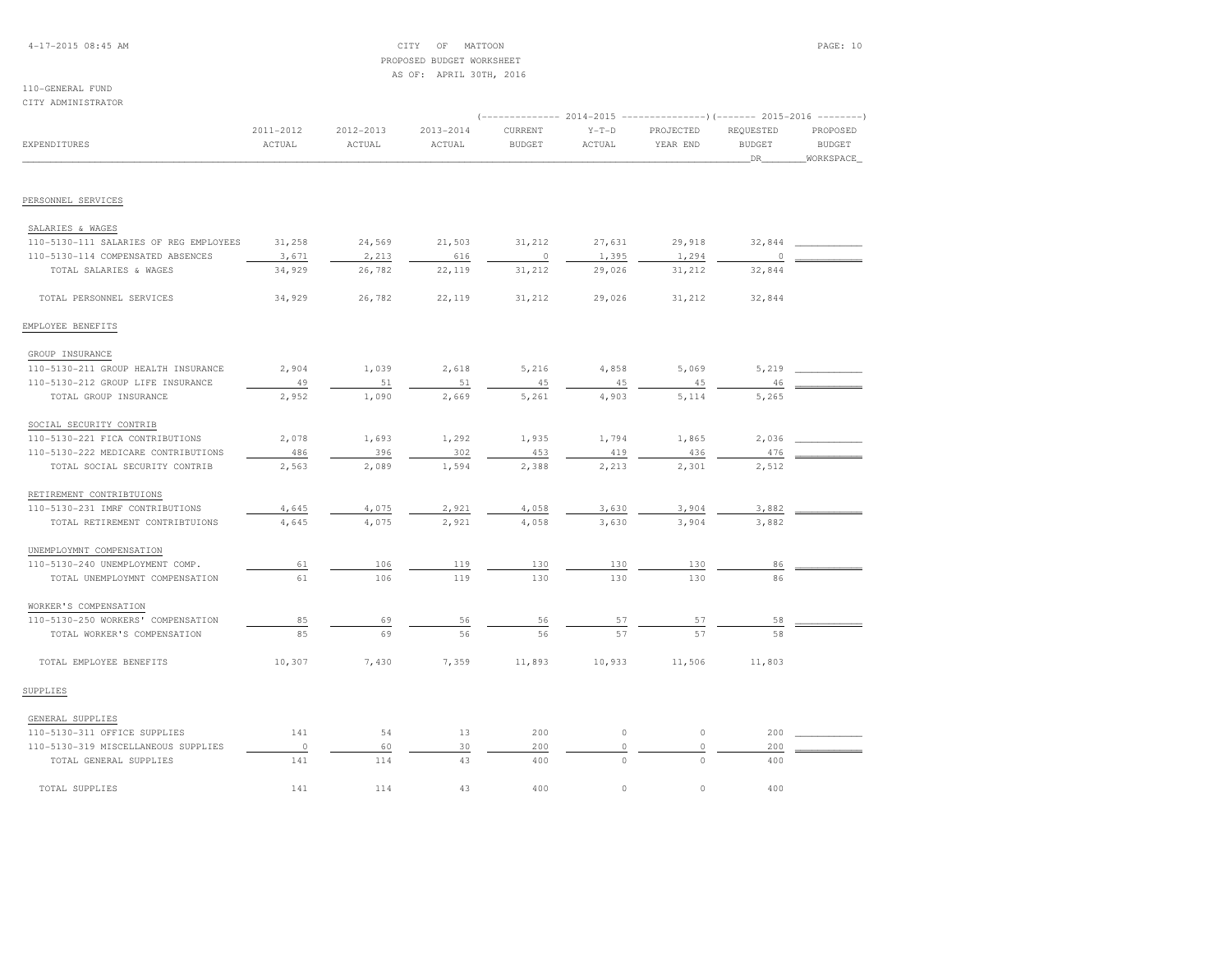CITY OF MATTOON
PROPOSED BUDGET WORKSHEET
AS OF: APRIL 30TH, 2016

110-GENERAL FUND
CITY ADMINISTRATOR

| EXPENDITURES | 2011-2012 ACTUAL | 2012-2013 ACTUAL | 2013-2014 ACTUAL | 2014-2015 CURRENT BUDGET | 2014-2015 Y-T-D ACTUAL | 2014-2015 PROJECTED YEAR END | 2015-2016 REQUESTED BUDGET DR | 2015-2016 PROPOSED BUDGET WORKSPACE |
|---|---|---|---|---|---|---|---|---|
| **PERSONNEL SERVICES** | | | | | | | | |
| SALARIES & WAGES | | | | | | | | |
| 110-5130-111 SALARIES OF REG EMPLOYEES | 31,258 | 24,569 | 21,503 | 31,212 | 27,631 | 29,918 | 32,844 | |
| 110-5130-114 COMPENSATED ABSENCES | 3,671 | 2,213 | 616 | 0 | 1,395 | 1,294 | 0 | |
| TOTAL SALARIES & WAGES | 34,929 | 26,782 | 22,119 | 31,212 | 29,026 | 31,212 | 32,844 | |
| TOTAL PERSONNEL SERVICES | 34,929 | 26,782 | 22,119 | 31,212 | 29,026 | 31,212 | 32,844 | |
| **EMPLOYEE BENEFITS** | | | | | | | | |
| GROUP INSURANCE | | | | | | | | |
| 110-5130-211 GROUP HEALTH INSURANCE | 2,904 | 1,039 | 2,618 | 5,216 | 4,858 | 5,069 | 5,219 | |
| 110-5130-212 GROUP LIFE INSURANCE | 49 | 51 | 51 | 45 | 45 | 45 | 46 | |
| TOTAL GROUP INSURANCE | 2,952 | 1,090 | 2,669 | 5,261 | 4,903 | 5,114 | 5,265 | |
| SOCIAL SECURITY CONTRIB | | | | | | | | |
| 110-5130-221 FICA CONTRIBUTIONS | 2,078 | 1,693 | 1,292 | 1,935 | 1,794 | 1,865 | 2,036 | |
| 110-5130-222 MEDICARE CONTRIBUTIONS | 486 | 396 | 302 | 453 | 419 | 436 | 476 | |
| TOTAL SOCIAL SECURITY CONTRIB | 2,563 | 2,089 | 1,594 | 2,388 | 2,213 | 2,301 | 2,512 | |
| RETIREMENT CONTRIBTUIONS | | | | | | | | |
| 110-5130-231 IMRF CONTRIBUTIONS | 4,645 | 4,075 | 2,921 | 4,058 | 3,630 | 3,904 | 3,882 | |
| TOTAL RETIREMENT CONTRIBTUIONS | 4,645 | 4,075 | 2,921 | 4,058 | 3,630 | 3,904 | 3,882 | |
| UNEMPLOYMNT COMPENSATION | | | | | | | | |
| 110-5130-240 UNEMPLOYMENT COMP. | 61 | 106 | 119 | 130 | 130 | 130 | 86 | |
| TOTAL UNEMPLOYMNT COMPENSATION | 61 | 106 | 119 | 130 | 130 | 130 | 86 | |
| WORKER'S COMPENSATION | | | | | | | | |
| 110-5130-250 WORKERS' COMPENSATION | 85 | 69 | 56 | 56 | 57 | 57 | 58 | |
| TOTAL WORKER'S COMPENSATION | 85 | 69 | 56 | 56 | 57 | 57 | 58 | |
| TOTAL EMPLOYEE BENEFITS | 10,307 | 7,430 | 7,359 | 11,893 | 10,933 | 11,506 | 11,803 | |
| **SUPPLIES** | | | | | | | | |
| GENERAL SUPPLIES | | | | | | | | |
| 110-5130-311 OFFICE SUPPLIES | 141 | 54 | 13 | 200 | 0 | 0 | 200 | |
| 110-5130-319 MISCELLANEOUS SUPPLIES | 0 | 60 | 30 | 200 | 0 | 0 | 200 | |
| TOTAL GENERAL SUPPLIES | 141 | 114 | 43 | 400 | 0 | 0 | 400 | |
| TOTAL SUPPLIES | 141 | 114 | 43 | 400 | 0 | 0 | 400 | |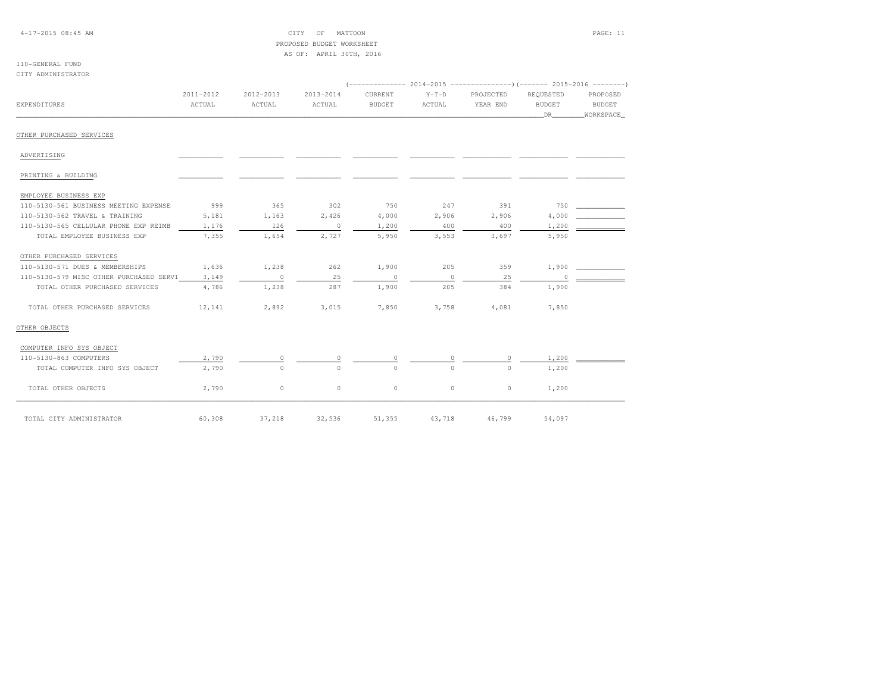CITY OF MATTOON
PROPOSED BUDGET WORKSHEET
AS OF: APRIL 30TH, 2016

110-GENERAL FUND
CITY ADMINISTRATOR

| EXPENDITURES | 2011-2012 ACTUAL | 2012-2013 ACTUAL | 2013-2014 ACTUAL | 2014-2015 CURRENT BUDGET | 2014-2015 Y-T-D ACTUAL | 2014-2015 PROJECTED YEAR END | 2015-2016 REQUESTED BUDGET DR | 2015-2016 PROPOSED BUDGET WORKSPACE |
|---|---|---|---|---|---|---|---|---|
| **OTHER PURCHASED SERVICES** | | | | | | | | |
| ADVERTISING | | | | | | | | |
| PRINTING & BUILDING | | | | | | | | |
| EMPLOYEE BUSINESS EXP | | | | | | | | |
| 110-5130-561 BUSINESS MEETING EXPENSE | 999 | 365 | 302 | 750 | 247 | 391 | 750 | |
| 110-5130-562 TRAVEL & TRAINING | 5,181 | 1,163 | 2,426 | 4,000 | 2,906 | 2,906 | 4,000 | |
| 110-5130-565 CELLULAR PHONE EXP REIMB | 1,176 | 126 | 0 | 1,200 | 400 | 400 | 1,200 | |
| TOTAL EMPLOYEE BUSINESS EXP | 7,355 | 1,654 | 2,727 | 5,950 | 3,553 | 3,697 | 5,950 | |
| OTHER PURCHASED SERVICES | | | | | | | | |
| 110-5130-571 DUES & MEMBERSHIPS | 1,636 | 1,238 | 262 | 1,900 | 205 | 359 | 1,900 | |
| 110-5130-579 MISC OTHER PURCHASED SERVI | 3,149 | 0 | 25 | 0 | 0 | 25 | 0 | |
| TOTAL OTHER PURCHASED SERVICES | 4,786 | 1,238 | 287 | 1,900 | 205 | 384 | 1,900 | |
| TOTAL OTHER PURCHASED SERVICES | 12,141 | 2,892 | 3,015 | 7,850 | 3,758 | 4,081 | 7,850 | |
| **OTHER OBJECTS** | | | | | | | | |
| COMPUTER INFO SYS OBJECT | | | | | | | | |
| 110-5130-863 COMPUTERS | 2,790 | 0 | 0 | 0 | 0 | 0 | 1,200 | |
| TOTAL COMPUTER INFO SYS OBJECT | 2,790 | 0 | 0 | 0 | 0 | 0 | 1,200 | |
| TOTAL OTHER OBJECTS | 2,790 | 0 | 0 | 0 | 0 | 0 | 1,200 | |
| TOTAL CITY ADMINISTRATOR | 60,308 | 37,218 | 32,536 | 51,355 | 43,718 | 46,799 | 54,097 | |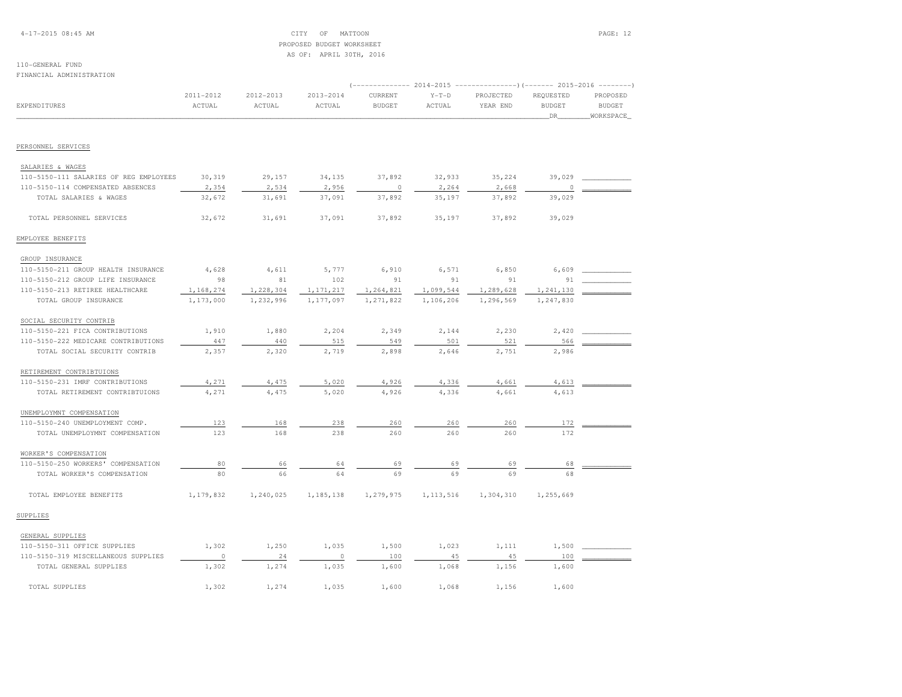4-17-2015 08:45 AM

CITY OF MATTOON
PROPOSED BUDGET WORKSHEET
AS OF: APRIL 30TH, 2016

110-GENERAL FUND
FINANCIAL ADMINISTRATION

| EXPENDITURES | 2011-2012 ACTUAL | 2012-2013 ACTUAL | 2013-2014 ACTUAL | 2014-2015 CURRENT BUDGET | 2014-2015 Y-T-D ACTUAL | 2014-2015 PROJECTED YEAR END | 2015-2016 REQUESTED BUDGET DR | 2015-2016 PROPOSED BUDGET WORKSPACE |
|---|---|---|---|---|---|---|---|---|
| PERSONNEL SERVICES | | | | | | | | |
| SALARIES & WAGES | | | | | | | | |
| 110-5150-111 SALARIES OF REG EMPLOYEES | 30,319 | 29,157 | 34,135 | 37,892 | 32,933 | 35,224 | 39,029 | |
| 110-5150-114 COMPENSATED ABSENCES | 2,354 | 2,534 | 2,956 | 0 | 2,264 | 2,668 | 0 | |
| TOTAL SALARIES & WAGES | 32,672 | 31,691 | 37,091 | 37,892 | 35,197 | 37,892 | 39,029 | |
| TOTAL PERSONNEL SERVICES | 32,672 | 31,691 | 37,091 | 37,892 | 35,197 | 37,892 | 39,029 | |
| EMPLOYEE BENEFITS | | | | | | | | |
| GROUP INSURANCE | | | | | | | | |
| 110-5150-211 GROUP HEALTH INSURANCE | 4,628 | 4,611 | 5,777 | 6,910 | 6,571 | 6,850 | 6,609 | |
| 110-5150-212 GROUP LIFE INSURANCE | 98 | 81 | 102 | 91 | 91 | 91 | 91 | |
| 110-5150-213 RETIREE HEALTHCARE | 1,168,274 | 1,228,304 | 1,171,217 | 1,264,821 | 1,099,544 | 1,289,628 | 1,241,130 | |
| TOTAL GROUP INSURANCE | 1,173,000 | 1,232,996 | 1,177,097 | 1,271,822 | 1,106,206 | 1,296,569 | 1,247,830 | |
| SOCIAL SECURITY CONTRIB | | | | | | | | |
| 110-5150-221 FICA CONTRIBUTIONS | 1,910 | 1,880 | 2,204 | 2,349 | 2,144 | 2,230 | 2,420 | |
| 110-5150-222 MEDICARE CONTRIBUTIONS | 447 | 440 | 515 | 549 | 501 | 521 | 566 | |
| TOTAL SOCIAL SECURITY CONTRIB | 2,357 | 2,320 | 2,719 | 2,898 | 2,646 | 2,751 | 2,986 | |
| RETIREMENT CONTRIBTUIONS | | | | | | | | |
| 110-5150-231 IMRF CONTRIBUTIONS | 4,271 | 4,475 | 5,020 | 4,926 | 4,336 | 4,661 | 4,613 | |
| TOTAL RETIREMENT CONTRIBTUIONS | 4,271 | 4,475 | 5,020 | 4,926 | 4,336 | 4,661 | 4,613 | |
| UNEMPLOYMNT COMPENSATION | | | | | | | | |
| 110-5150-240 UNEMPLOYMENT COMP. | 123 | 168 | 238 | 260 | 260 | 260 | 172 | |
| TOTAL UNEMPLOYMNT COMPENSATION | 123 | 168 | 238 | 260 | 260 | 260 | 172 | |
| WORKER'S COMPENSATION | | | | | | | | |
| 110-5150-250 WORKERS' COMPENSATION | 80 | 66 | 64 | 69 | 69 | 69 | 68 | |
| TOTAL WORKER'S COMPENSATION | 80 | 66 | 64 | 69 | 69 | 69 | 68 | |
| TOTAL EMPLOYEE BENEFITS | 1,179,832 | 1,240,025 | 1,185,138 | 1,279,975 | 1,113,516 | 1,304,310 | 1,255,669 | |
| SUPPLIES | | | | | | | | |
| GENERAL SUPPLIES | | | | | | | | |
| 110-5150-311 OFFICE SUPPLIES | 1,302 | 1,250 | 1,035 | 1,500 | 1,023 | 1,111 | 1,500 | |
| 110-5150-319 MISCELLANEOUS SUPPLIES | 0 | 24 | 0 | 100 | 45 | 45 | 100 | |
| TOTAL GENERAL SUPPLIES | 1,302 | 1,274 | 1,035 | 1,600 | 1,068 | 1,156 | 1,600 | |
| TOTAL SUPPLIES | 1,302 | 1,274 | 1,035 | 1,600 | 1,068 | 1,156 | 1,600 | |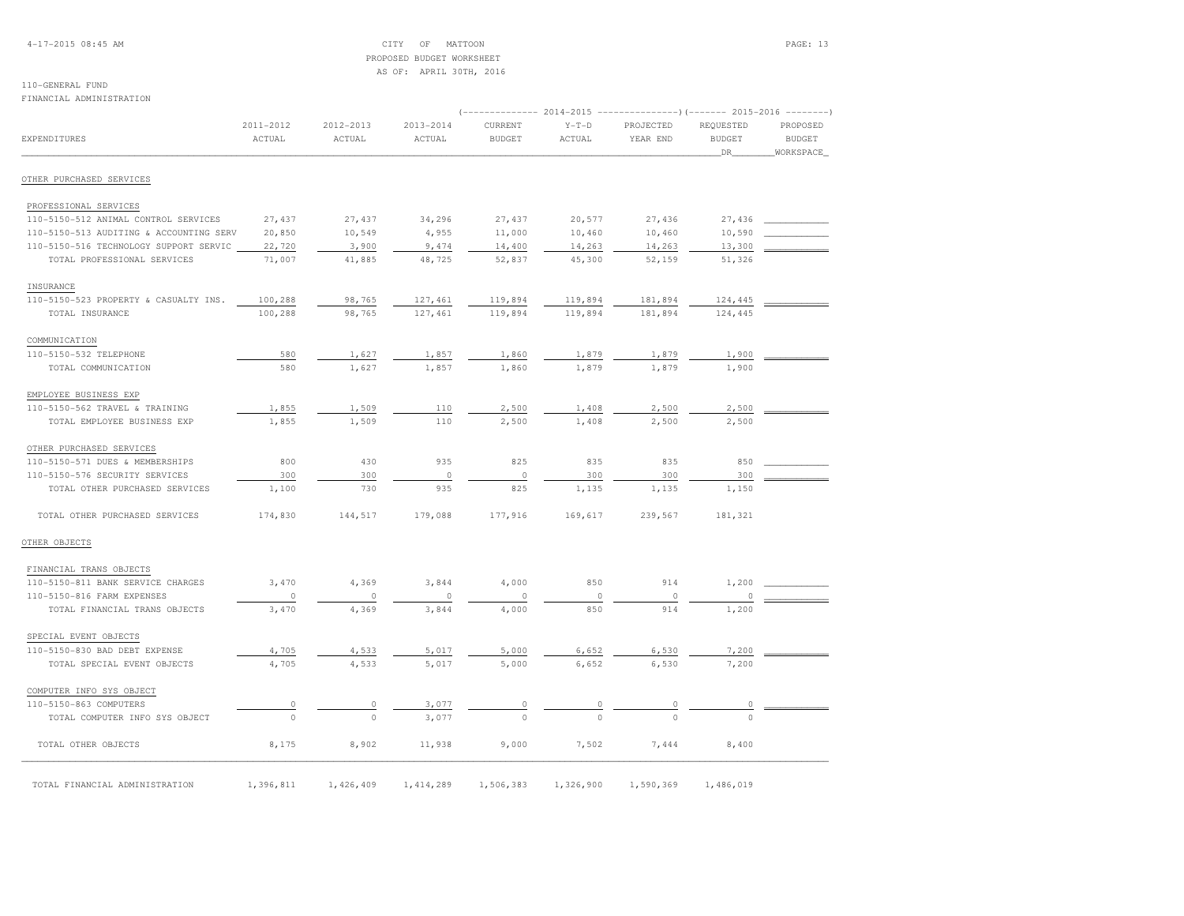CITY OF MATTOON
PROPOSED BUDGET WORKSHEET
AS OF: APRIL 30TH, 2016

110-GENERAL FUND
FINANCIAL ADMINISTRATION

| EXPENDITURES | 2011-2012 ACTUAL | 2012-2013 ACTUAL | 2013-2014 ACTUAL | 2014-2015 CURRENT BUDGET | 2014-2015 Y-T-D ACTUAL | 2014-2015 PROJECTED YEAR END | 2015-2016 REQUESTED BUDGET DR | 2015-2016 PROPOSED BUDGET WORKSPACE |
|---|---|---|---|---|---|---|---|---|
| OTHER PURCHASED SERVICES | | | | | | | | |
| PROFESSIONAL SERVICES | | | | | | | | |
| 110-5150-512 ANIMAL CONTROL SERVICES | 27,437 | 27,437 | 34,296 | 27,437 | 20,577 | 27,436 | 27,436 | |
| 110-5150-513 AUDITING & ACCOUNTING SERV | 20,850 | 10,549 | 4,955 | 11,000 | 10,460 | 10,460 | 10,590 | |
| 110-5150-516 TECHNOLOGY SUPPORT SERVIC | 22,720 | 3,900 | 9,474 | 14,400 | 14,263 | 14,263 | 13,300 | |
| TOTAL PROFESSIONAL SERVICES | 71,007 | 41,885 | 48,725 | 52,837 | 45,300 | 52,159 | 51,326 | |
| INSURANCE | | | | | | | | |
| 110-5150-523 PROPERTY & CASUALTY INS. | 100,288 | 98,765 | 127,461 | 119,894 | 119,894 | 181,894 | 124,445 | |
| TOTAL INSURANCE | 100,288 | 98,765 | 127,461 | 119,894 | 119,894 | 181,894 | 124,445 | |
| COMMUNICATION | | | | | | | | |
| 110-5150-532 TELEPHONE | 580 | 1,627 | 1,857 | 1,860 | 1,879 | 1,879 | 1,900 | |
| TOTAL COMMUNICATION | 580 | 1,627 | 1,857 | 1,860 | 1,879 | 1,879 | 1,900 | |
| EMPLOYEE BUSINESS EXP | | | | | | | | |
| 110-5150-562 TRAVEL & TRAINING | 1,855 | 1,509 | 110 | 2,500 | 1,408 | 2,500 | 2,500 | |
| TOTAL EMPLOYEE BUSINESS EXP | 1,855 | 1,509 | 110 | 2,500 | 1,408 | 2,500 | 2,500 | |
| OTHER PURCHASED SERVICES | | | | | | | | |
| 110-5150-571 DUES & MEMBERSHIPS | 800 | 430 | 935 | 825 | 835 | 835 | 850 | |
| 110-5150-576 SECURITY SERVICES | 300 | 300 | 0 | 0 | 300 | 300 | 300 | |
| TOTAL OTHER PURCHASED SERVICES | 1,100 | 730 | 935 | 825 | 1,135 | 1,135 | 1,150 | |
| TOTAL OTHER PURCHASED SERVICES | 174,830 | 144,517 | 179,088 | 177,916 | 169,617 | 239,567 | 181,321 | |
| OTHER OBJECTS | | | | | | | | |
| FINANCIAL TRANS OBJECTS | | | | | | | | |
| 110-5150-811 BANK SERVICE CHARGES | 3,470 | 4,369 | 3,844 | 4,000 | 850 | 914 | 1,200 | |
| 110-5150-816 FARM EXPENSES | 0 | 0 | 0 | 0 | 0 | 0 | 0 | |
| TOTAL FINANCIAL TRANS OBJECTS | 3,470 | 4,369 | 3,844 | 4,000 | 850 | 914 | 1,200 | |
| SPECIAL EVENT OBJECTS | | | | | | | | |
| 110-5150-830 BAD DEBT EXPENSE | 4,705 | 4,533 | 5,017 | 5,000 | 6,652 | 6,530 | 7,200 | |
| TOTAL SPECIAL EVENT OBJECTS | 4,705 | 4,533 | 5,017 | 5,000 | 6,652 | 6,530 | 7,200 | |
| COMPUTER INFO SYS OBJECT | | | | | | | | |
| 110-5150-863 COMPUTERS | 0 | 0 | 3,077 | 0 | 0 | 0 | 0 | |
| TOTAL COMPUTER INFO SYS OBJECT | 0 | 0 | 3,077 | 0 | 0 | 0 | 0 | |
| TOTAL OTHER OBJECTS | 8,175 | 8,902 | 11,938 | 9,000 | 7,502 | 7,444 | 8,400 | |
| TOTAL FINANCIAL ADMINISTRATION | 1,396,811 | 1,426,409 | 1,414,289 | 1,506,383 | 1,326,900 | 1,590,369 | 1,486,019 | |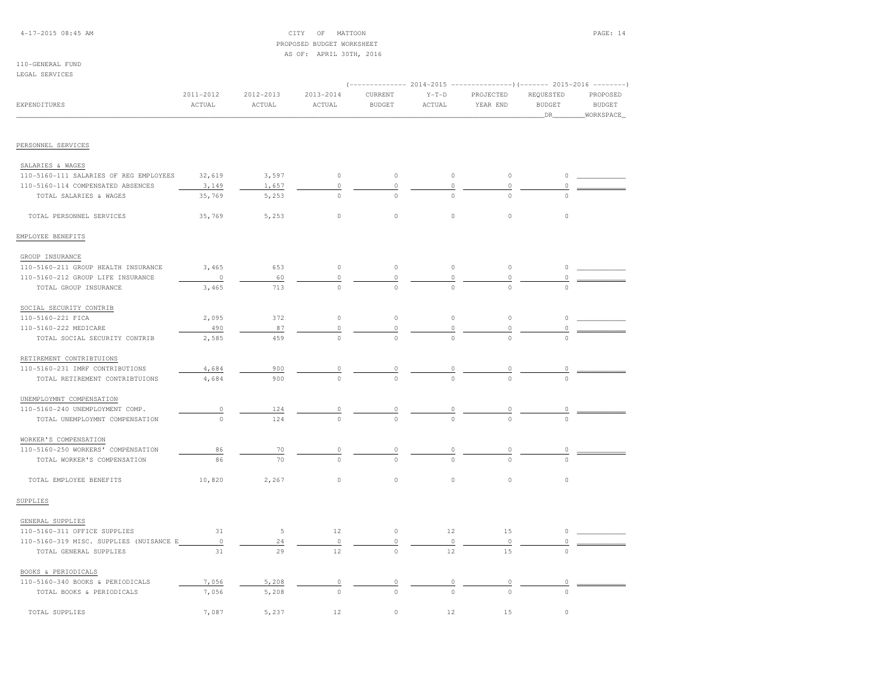CITY OF MATTOON
PROPOSED BUDGET WORKSHEET
AS OF: APRIL 30TH, 2016

110-GENERAL FUND
LEGAL SERVICES

| EXPENDITURES | 2011-2012 ACTUAL | 2012-2013 ACTUAL | 2013-2014 ACTUAL | 2014-2015 CURRENT BUDGET | 2014-2015 Y-T-D ACTUAL | 2014-2015 PROJECTED YEAR END | 2015-2016 REQUESTED BUDGET DR | 2015-2016 PROPOSED BUDGET WORKSPACE |
|---|---|---|---|---|---|---|---|---|
| **PERSONNEL SERVICES** | | | | | | | | |
| SALARIES & WAGES | | | | | | | | |
| 110-5160-111 SALARIES OF REG EMPLOYEES | 32,619 | 3,597 | 0 | 0 | 0 | 0 | 0 | |
| 110-5160-114 COMPENSATED ABSENCES | 3,149 | 1,657 | 0 | 0 | 0 | 0 | 0 | |
| TOTAL SALARIES & WAGES | 35,769 | 5,253 | 0 | 0 | 0 | 0 | 0 | |
| TOTAL PERSONNEL SERVICES | 35,769 | 5,253 | 0 | 0 | 0 | 0 | 0 | |
| **EMPLOYEE BENEFITS** | | | | | | | | |
| GROUP INSURANCE | | | | | | | | |
| 110-5160-211 GROUP HEALTH INSURANCE | 3,465 | 653 | 0 | 0 | 0 | 0 | 0 | |
| 110-5160-212 GROUP LIFE INSURANCE | 0 | 60 | 0 | 0 | 0 | 0 | 0 | |
| TOTAL GROUP INSURANCE | 3,465 | 713 | 0 | 0 | 0 | 0 | 0 | |
| SOCIAL SECURITY CONTRIB | | | | | | | | |
| 110-5160-221 FICA | 2,095 | 372 | 0 | 0 | 0 | 0 | 0 | |
| 110-5160-222 MEDICARE | 490 | 87 | 0 | 0 | 0 | 0 | 0 | |
| TOTAL SOCIAL SECURITY CONTRIB | 2,585 | 459 | 0 | 0 | 0 | 0 | 0 | |
| RETIREMENT CONTRIBTUIONS | | | | | | | | |
| 110-5160-231 IMRF CONTRIBUTIONS | 4,684 | 900 | 0 | 0 | 0 | 0 | 0 | |
| TOTAL RETIREMENT CONTRIBTUIONS | 4,684 | 900 | 0 | 0 | 0 | 0 | 0 | |
| UNEMPLOYMNT COMPENSATION | | | | | | | | |
| 110-5160-240 UNEMPLOYMENT COMP. | 0 | 124 | 0 | 0 | 0 | 0 | 0 | |
| TOTAL UNEMPLOYMNT COMPENSATION | 0 | 124 | 0 | 0 | 0 | 0 | 0 | |
| WORKER'S COMPENSATION | | | | | | | | |
| 110-5160-250 WORKERS' COMPENSATION | 86 | 70 | 0 | 0 | 0 | 0 | 0 | |
| TOTAL WORKER'S COMPENSATION | 86 | 70 | 0 | 0 | 0 | 0 | 0 | |
| TOTAL EMPLOYEE BENEFITS | 10,820 | 2,267 | 0 | 0 | 0 | 0 | 0 | |
| **SUPPLIES** | | | | | | | | |
| GENERAL SUPPLIES | | | | | | | | |
| 110-5160-311 OFFICE SUPPLIES | 31 | 5 | 12 | 0 | 12 | 15 | 0 | |
| 110-5160-319 MISC. SUPPLIES (NUISANCE E | 0 | 24 | 0 | 0 | 0 | 0 | 0 | |
| TOTAL GENERAL SUPPLIES | 31 | 29 | 12 | 0 | 12 | 15 | 0 | |
| BOOKS & PERIODICALS | | | | | | | | |
| 110-5160-340 BOOKS & PERIODICALS | 7,056 | 5,208 | 0 | 0 | 0 | 0 | 0 | |
| TOTAL BOOKS & PERIODICALS | 7,056 | 5,208 | 0 | 0 | 0 | 0 | 0 | |
| TOTAL SUPPLIES | 7,087 | 5,237 | 12 | 0 | 12 | 15 | 0 | |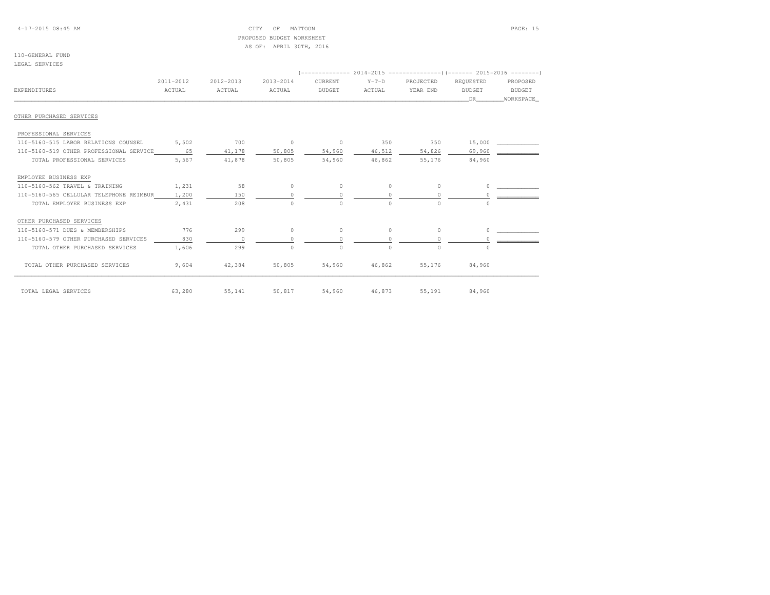4-17-2015 08:45 AM

CITY OF MATTOON
PROPOSED BUDGET WORKSHEET
AS OF: APRIL 30TH, 2016

110-GENERAL FUND
LEGAL SERVICES

| EXPENDITURES | 2011-2012 ACTUAL | 2012-2013 ACTUAL | 2013-2014 ACTUAL | 2014-2015 CURRENT BUDGET | 2014-2015 Y-T-D ACTUAL | 2014-2015 PROJECTED YEAR END | 2015-2016 REQUESTED BUDGET DR | 2015-2016 PROPOSED BUDGET WORKSPACE |
|---|---|---|---|---|---|---|---|---|
| **OTHER PURCHASED SERVICES** | | | | | | | | |
| **PROFESSIONAL SERVICES** | | | | | | | | |
| 110-5160-515 LABOR RELATIONS COUNSEL | 5,502 | 700 | 0 | 0 | 350 | 350 | 15,000 | |
| 110-5160-519 OTHER PROFESSIONAL SERVICE | 65 | 41,178 | 50,805 | 54,960 | 46,512 | 54,826 | 69,960 | |
| TOTAL PROFESSIONAL SERVICES | 5,567 | 41,878 | 50,805 | 54,960 | 46,862 | 55,176 | 84,960 | |
| **EMPLOYEE BUSINESS EXP** | | | | | | | | |
| 110-5160-562 TRAVEL & TRAINING | 1,231 | 58 | 0 | 0 | 0 | 0 | 0 | |
| 110-5160-565 CELLULAR TELEPHONE REIMBUR | 1,200 | 150 | 0 | 0 | 0 | 0 | 0 | |
| TOTAL EMPLOYEE BUSINESS EXP | 2,431 | 208 | 0 | 0 | 0 | 0 | 0 | |
| **OTHER PURCHASED SERVICES** | | | | | | | | |
| 110-5160-571 DUES & MEMBERSHIPS | 776 | 299 | 0 | 0 | 0 | 0 | 0 | |
| 110-5160-579 OTHER PURCHASED SERVICES | 830 | 0 | 0 | 0 | 0 | 0 | 0 | |
| TOTAL OTHER PURCHASED SERVICES | 1,606 | 299 | 0 | 0 | 0 | 0 | 0 | |
| TOTAL OTHER PURCHASED SERVICES | 9,604 | 42,384 | 50,805 | 54,960 | 46,862 | 55,176 | 84,960 | |
| TOTAL LEGAL SERVICES | 63,280 | 55,141 | 50,817 | 54,960 | 46,873 | 55,191 | 84,960 | |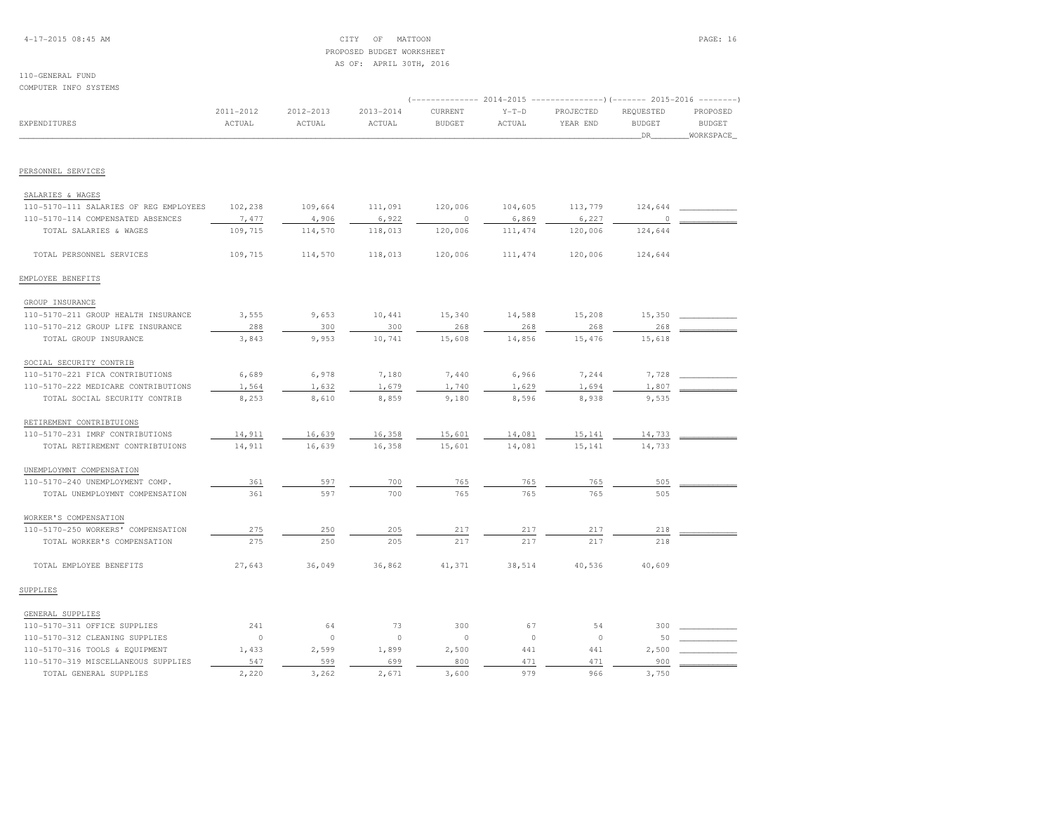CITY OF MATTOON
PROPOSED BUDGET WORKSHEET
AS OF: APRIL 30TH, 2016

110-GENERAL FUND
COMPUTER INFO SYSTEMS

| EXPENDITURES | 2011-2012 ACTUAL | 2012-2013 ACTUAL | 2013-2014 ACTUAL | 2014-2015 CURRENT BUDGET | 2014-2015 Y-T-D ACTUAL | 2014-2015 PROJECTED YEAR END | 2015-2016 REQUESTED BUDGET DR | 2015-2016 PROPOSED BUDGET WORKSPACE |
|---|---|---|---|---|---|---|---|---|
| **PERSONNEL SERVICES** | | | | | | | | |
| SALARIES & WAGES | | | | | | | | |
| 110-5170-111 SALARIES OF REG EMPLOYEES | 102,238 | 109,664 | 111,091 | 120,006 | 104,605 | 113,779 | 124,644 | |
| 110-5170-114 COMPENSATED ABSENCES | 7,477 | 4,906 | 6,922 | 0 | 6,869 | 6,227 | 0 | |
| TOTAL SALARIES & WAGES | 109,715 | 114,570 | 118,013 | 120,006 | 111,474 | 120,006 | 124,644 | |
| TOTAL PERSONNEL SERVICES | 109,715 | 114,570 | 118,013 | 120,006 | 111,474 | 120,006 | 124,644 | |
| **EMPLOYEE BENEFITS** | | | | | | | | |
| GROUP INSURANCE | | | | | | | | |
| 110-5170-211 GROUP HEALTH INSURANCE | 3,555 | 9,653 | 10,441 | 15,340 | 14,588 | 15,208 | 15,350 | |
| 110-5170-212 GROUP LIFE INSURANCE | 288 | 300 | 300 | 268 | 268 | 268 | 268 | |
| TOTAL GROUP INSURANCE | 3,843 | 9,953 | 10,741 | 15,608 | 14,856 | 15,476 | 15,618 | |
| SOCIAL SECURITY CONTRIB | | | | | | | | |
| 110-5170-221 FICA CONTRIBUTIONS | 6,689 | 6,978 | 7,180 | 7,440 | 6,966 | 7,244 | 7,728 | |
| 110-5170-222 MEDICARE CONTRIBUTIONS | 1,564 | 1,632 | 1,679 | 1,740 | 1,629 | 1,694 | 1,807 | |
| TOTAL SOCIAL SECURITY CONTRIB | 8,253 | 8,610 | 8,859 | 9,180 | 8,596 | 8,938 | 9,535 | |
| RETIREMENT CONTRIBTUIONS | | | | | | | | |
| 110-5170-231 IMRF CONTRIBUTIONS | 14,911 | 16,639 | 16,358 | 15,601 | 14,081 | 15,141 | 14,733 | |
| TOTAL RETIREMENT CONTRIBTUIONS | 14,911 | 16,639 | 16,358 | 15,601 | 14,081 | 15,141 | 14,733 | |
| UNEMPLOYMNT COMPENSATION | | | | | | | | |
| 110-5170-240 UNEMPLOYMENT COMP. | 361 | 597 | 700 | 765 | 765 | 765 | 505 | |
| TOTAL UNEMPLOYMNT COMPENSATION | 361 | 597 | 700 | 765 | 765 | 765 | 505 | |
| WORKER'S COMPENSATION | | | | | | | | |
| 110-5170-250 WORKERS' COMPENSATION | 275 | 250 | 205 | 217 | 217 | 217 | 218 | |
| TOTAL WORKER'S COMPENSATION | 275 | 250 | 205 | 217 | 217 | 217 | 218 | |
| TOTAL EMPLOYEE BENEFITS | 27,643 | 36,049 | 36,862 | 41,371 | 38,514 | 40,536 | 40,609 | |
| **SUPPLIES** | | | | | | | | |
| GENERAL SUPPLIES | | | | | | | | |
| 110-5170-311 OFFICE SUPPLIES | 241 | 64 | 73 | 300 | 67 | 54 | 300 | |
| 110-5170-312 CLEANING SUPPLIES | 0 | 0 | 0 | 0 | 0 | 0 | 50 | |
| 110-5170-316 TOOLS & EQUIPMENT | 1,433 | 2,599 | 1,899 | 2,500 | 441 | 441 | 2,500 | |
| 110-5170-319 MISCELLANEOUS SUPPLIES | 547 | 599 | 699 | 800 | 471 | 471 | 900 | |
| TOTAL GENERAL SUPPLIES | 2,220 | 3,262 | 2,671 | 3,600 | 979 | 966 | 3,750 | |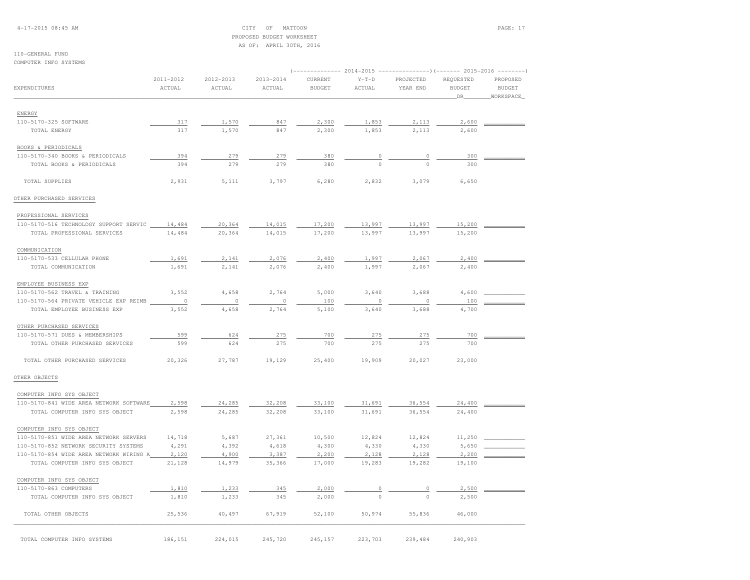CITY OF MATTOON
PROPOSED BUDGET WORKSHEET
AS OF: APRIL 30TH, 2016

110-GENERAL FUND
COMPUTER INFO SYSTEMS

| EXPENDITURES | 2011-2012 ACTUAL | 2012-2013 ACTUAL | 2013-2014 ACTUAL | 2014-2015 CURRENT BUDGET | 2014-2015 Y-T-D ACTUAL | 2014-2015 PROJECTED YEAR END | 2015-2016 REQUESTED BUDGET DR | 2015-2016 PROPOSED BUDGET WORKSPACE |
|---|---|---|---|---|---|---|---|---|
| ENERGY | | | | | | | | |
| 110-5170-325 SOFTWARE | 317 | 1,570 | 847 | 2,300 | 1,853 | 2,113 | 2,600 | |
| TOTAL ENERGY | 317 | 1,570 | 847 | 2,300 | 1,853 | 2,113 | 2,600 | |
| BOOKS & PERIODICALS | | | | | | | | |
| 110-5170-340 BOOKS & PERIODICALS | 394 | 279 | 279 | 380 | 0 | 0 | 300 | |
| TOTAL BOOKS & PERIODICALS | 394 | 279 | 279 | 380 | 0 | 0 | 300 | |
| TOTAL SUPPLIES | 2,931 | 5,111 | 3,797 | 6,280 | 2,832 | 3,079 | 6,650 | |
| OTHER PURCHASED SERVICES | | | | | | | | |
| PROFESSIONAL SERVICES | | | | | | | | |
| 110-5170-516 TECHNOLOGY SUPPORT SERVIC | 14,484 | 20,364 | 14,015 | 17,200 | 13,997 | 13,997 | 15,200 | |
| TOTAL PROFESSIONAL SERVICES | 14,484 | 20,364 | 14,015 | 17,200 | 13,997 | 13,997 | 15,200 | |
| COMMUNICATION | | | | | | | | |
| 110-5170-533 CELLULAR PHONE | 1,691 | 2,141 | 2,076 | 2,400 | 1,997 | 2,067 | 2,400 | |
| TOTAL COMMUNICATION | 1,691 | 2,141 | 2,076 | 2,400 | 1,997 | 2,067 | 2,400 | |
| EMPLOYEE BUSINESS EXP | | | | | | | | |
| 110-5170-562 TRAVEL & TRAINING | 3,552 | 4,658 | 2,764 | 5,000 | 3,640 | 3,688 | 4,600 | |
| 110-5170-564 PRIVATE VEHICLE EXP REIMB | 0 | 0 | 0 | 100 | 0 | 0 | 100 | |
| TOTAL EMPLOYEE BUSINESS EXP | 3,552 | 4,658 | 2,764 | 5,100 | 3,640 | 3,688 | 4,700 | |
| OTHER PURCHASED SERVICES | | | | | | | | |
| 110-5170-571 DUES & MEMBERSHIPS | 599 | 624 | 275 | 700 | 275 | 275 | 700 | |
| TOTAL OTHER PURCHASED SERVICES | 599 | 624 | 275 | 700 | 275 | 275 | 700 | |
| TOTAL OTHER PURCHASED SERVICES | 20,326 | 27,787 | 19,129 | 25,400 | 19,909 | 20,027 | 23,000 | |
| OTHER OBJECTS | | | | | | | | |
| COMPUTER INFO SYS OBJECT | | | | | | | | |
| 110-5170-841 WIDE AREA NETWORK SOFTWARE | 2,598 | 24,285 | 32,208 | 33,100 | 31,691 | 36,554 | 24,400 | |
| TOTAL COMPUTER INFO SYS OBJECT | 2,598 | 24,285 | 32,208 | 33,100 | 31,691 | 36,554 | 24,400 | |
| COMPUTER INFO SYS OBJECT | | | | | | | | |
| 110-5170-851 WIDE AREA NETWORK SERVERS | 14,718 | 5,687 | 27,361 | 10,500 | 12,824 | 12,824 | 11,250 | |
| 110-5170-852 NETWORK SECURITY SYSTEMS | 4,291 | 4,392 | 4,618 | 4,300 | 4,330 | 4,330 | 5,650 | |
| 110-5170-854 WIDE AREA NETWORK WIRING A | 2,120 | 4,900 | 3,387 | 2,200 | 2,128 | 2,128 | 2,200 | |
| TOTAL COMPUTER INFO SYS OBJECT | 21,128 | 14,979 | 35,366 | 17,000 | 19,283 | 19,282 | 19,100 | |
| COMPUTER INFO SYS OBJECT | | | | | | | | |
| 110-5170-863 COMPUTERS | 1,810 | 1,233 | 345 | 2,000 | 0 | 0 | 2,500 | |
| TOTAL COMPUTER INFO SYS OBJECT | 1,810 | 1,233 | 345 | 2,000 | 0 | 0 | 2,500 | |
| TOTAL OTHER OBJECTS | 25,536 | 40,497 | 67,919 | 52,100 | 50,974 | 55,836 | 46,000 | |
| TOTAL COMPUTER INFO SYSTEMS | 186,151 | 224,015 | 245,720 | 245,157 | 223,703 | 239,484 | 240,903 | |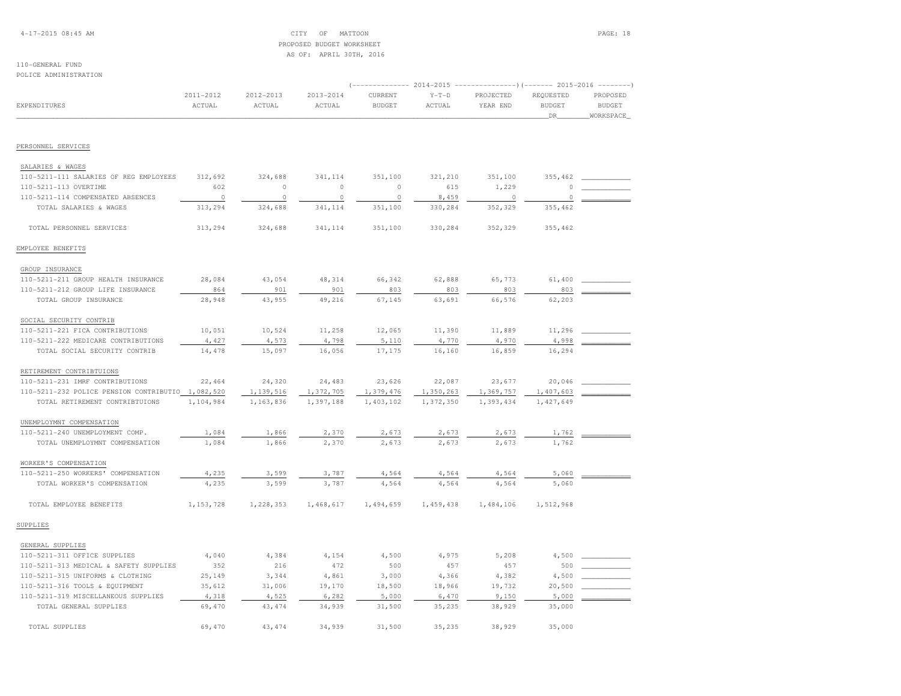CITY OF MATTOON
PROPOSED BUDGET WORKSHEET
AS OF: APRIL 30TH, 2016

110-GENERAL FUND
POLICE ADMINISTRATION

| EXPENDITURES | 2011-2012 ACTUAL | 2012-2013 ACTUAL | 2013-2014 ACTUAL | 2014-2015 CURRENT BUDGET | 2014-2015 Y-T-D ACTUAL | 2014-2015 PROJECTED YEAR END | 2015-2016 REQUESTED BUDGET DR | 2015-2016 PROPOSED BUDGET WORKSPACE |
|---|---|---|---|---|---|---|---|---|
| PERSONNEL SERVICES | | | | | | | | |
| SALARIES & WAGES | | | | | | | | |
| 110-5211-111 SALARIES OF REG EMPLOYEES | 312,692 | 324,688 | 341,114 | 351,100 | 321,210 | 351,100 | 355,462 | |
| 110-5211-113 OVERTIME | 602 | 0 | 0 | 0 | 615 | 1,229 | 0 | |
| 110-5211-114 COMPENSATED ABSENCES | 0 | 0 | 0 | 0 | 8,459 | 0 | 0 | |
| TOTAL SALARIES & WAGES | 313,294 | 324,688 | 341,114 | 351,100 | 330,284 | 352,329 | 355,462 | |
| TOTAL PERSONNEL SERVICES | 313,294 | 324,688 | 341,114 | 351,100 | 330,284 | 352,329 | 355,462 | |
| EMPLOYEE BENEFITS | | | | | | | | |
| GROUP INSURANCE | | | | | | | | |
| 110-5211-211 GROUP HEALTH INSURANCE | 28,084 | 43,054 | 48,314 | 66,342 | 62,888 | 65,773 | 61,400 | |
| 110-5211-212 GROUP LIFE INSURANCE | 864 | 901 | 901 | 803 | 803 | 803 | 803 | |
| TOTAL GROUP INSURANCE | 28,948 | 43,955 | 49,216 | 67,145 | 63,691 | 66,576 | 62,203 | |
| SOCIAL SECURITY CONTRIB | | | | | | | | |
| 110-5211-221 FICA CONTRIBUTIONS | 10,051 | 10,524 | 11,258 | 12,065 | 11,390 | 11,889 | 11,296 | |
| 110-5211-222 MEDICARE CONTRIBUTIONS | 4,427 | 4,573 | 4,798 | 5,110 | 4,770 | 4,970 | 4,998 | |
| TOTAL SOCIAL SECURITY CONTRIB | 14,478 | 15,097 | 16,056 | 17,175 | 16,160 | 16,859 | 16,294 | |
| RETIREMENT CONTRIBTUIONS | | | | | | | | |
| 110-5211-231 IMRF CONTRIBUTIONS | 22,464 | 24,320 | 24,483 | 23,626 | 22,087 | 23,677 | 20,046 | |
| 110-5211-232 POLICE PENSION CONTRIBUTIO | 1,082,520 | 1,139,516 | 1,372,705 | 1,379,476 | 1,350,263 | 1,369,757 | 1,407,603 | |
| TOTAL RETIREMENT CONTRIBTUIONS | 1,104,984 | 1,163,836 | 1,397,188 | 1,403,102 | 1,372,350 | 1,393,434 | 1,427,649 | |
| UNEMPLOYMNT COMPENSATION | | | | | | | | |
| 110-5211-240 UNEMPLOYMENT COMP. | 1,084 | 1,866 | 2,370 | 2,673 | 2,673 | 2,673 | 1,762 | |
| TOTAL UNEMPLOYMNT COMPENSATION | 1,084 | 1,866 | 2,370 | 2,673 | 2,673 | 2,673 | 1,762 | |
| WORKER'S COMPENSATION | | | | | | | | |
| 110-5211-250 WORKERS' COMPENSATION | 4,235 | 3,599 | 3,787 | 4,564 | 4,564 | 4,564 | 5,060 | |
| TOTAL WORKER'S COMPENSATION | 4,235 | 3,599 | 3,787 | 4,564 | 4,564 | 4,564 | 5,060 | |
| TOTAL EMPLOYEE BENEFITS | 1,153,728 | 1,228,353 | 1,468,617 | 1,494,659 | 1,459,438 | 1,484,106 | 1,512,968 | |
| SUPPLIES | | | | | | | | |
| GENERAL SUPPLIES | | | | | | | | |
| 110-5211-311 OFFICE SUPPLIES | 4,040 | 4,384 | 4,154 | 4,500 | 4,975 | 5,208 | 4,500 | |
| 110-5211-313 MEDICAL & SAFETY SUPPLIES | 352 | 216 | 472 | 500 | 457 | 457 | 500 | |
| 110-5211-315 UNIFORMS & CLOTHING | 25,149 | 3,344 | 4,861 | 3,000 | 4,366 | 4,382 | 4,500 | |
| 110-5211-316 TOOLS & EQUIPMENT | 35,612 | 31,006 | 19,170 | 18,500 | 18,966 | 19,732 | 20,500 | |
| 110-5211-319 MISCELLANEOUS SUPPLIES | 4,318 | 4,525 | 6,282 | 5,000 | 6,470 | 9,150 | 5,000 | |
| TOTAL GENERAL SUPPLIES | 69,470 | 43,474 | 34,939 | 31,500 | 35,235 | 38,929 | 35,000 | |
| TOTAL SUPPLIES | 69,470 | 43,474 | 34,939 | 31,500 | 35,235 | 38,929 | 35,000 | |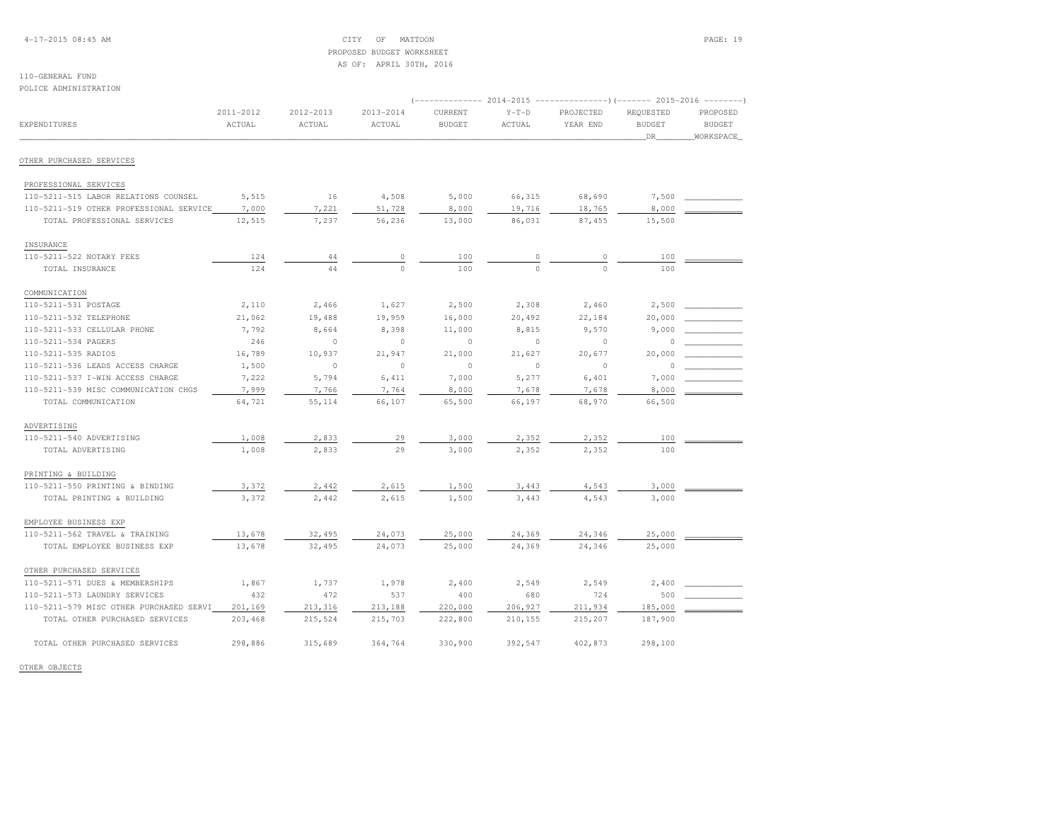4-17-2015 08:45 AM

CITY OF MATTOON
PROPOSED BUDGET WORKSHEET
AS OF: APRIL 30TH, 2016

110-GENERAL FUND
POLICE ADMINISTRATION

| EXPENDITURES | 2011-2012 ACTUAL | 2012-2013 ACTUAL | 2013-2014 ACTUAL | 2014-2015 CURRENT BUDGET | 2014-2015 Y-T-D ACTUAL | 2014-2015 PROJECTED YEAR END | 2015-2016 REQUESTED BUDGET DR | 2015-2016 PROPOSED BUDGET WORKSPACE |
|---|---|---|---|---|---|---|---|---|
| **OTHER PURCHASED SERVICES** | | | | | | | | |
| PROFESSIONAL SERVICES | | | | | | | | |
| 110-5211-515 LABOR RELATIONS COUNSEL | 5,515 | 16 | 4,508 | 5,000 | 66,315 | 68,690 | 7,500 | |
| 110-5211-519 OTHER PROFESSIONAL SERVICE | 7,000 | 7,221 | 51,728 | 8,000 | 19,716 | 18,765 | 8,000 | |
| TOTAL PROFESSIONAL SERVICES | 12,515 | 7,237 | 56,236 | 13,000 | 86,031 | 87,455 | 15,500 | |
| INSURANCE | | | | | | | | |
| 110-5211-522 NOTARY FEES | 124 | 44 | 0 | 100 | 0 | 0 | 100 | |
| TOTAL INSURANCE | 124 | 44 | 0 | 100 | 0 | 0 | 100 | |
| COMMUNICATION | | | | | | | | |
| 110-5211-531 POSTAGE | 2,110 | 2,466 | 1,627 | 2,500 | 2,308 | 2,460 | 2,500 | |
| 110-5211-532 TELEPHONE | 21,062 | 19,488 | 19,959 | 16,000 | 20,492 | 22,184 | 20,000 | |
| 110-5211-533 CELLULAR PHONE | 7,792 | 8,664 | 8,398 | 11,000 | 8,815 | 9,570 | 9,000 | |
| 110-5211-534 PAGERS | 246 | 0 | 0 | 0 | 0 | 0 | 0 | |
| 110-5211-535 RADIOS | 16,789 | 10,937 | 21,947 | 21,000 | 21,627 | 20,677 | 20,000 | |
| 110-5211-536 LEADS ACCESS CHARGE | 1,500 | 0 | 0 | 0 | 0 | 0 | 0 | |
| 110-5211-537 I-WIN ACCESS CHARGE | 7,222 | 5,794 | 6,411 | 7,000 | 5,277 | 6,401 | 7,000 | |
| 110-5211-539 MISC COMMUNICATION CHGS | 7,999 | 7,766 | 7,764 | 8,000 | 7,678 | 7,678 | 8,000 | |
| TOTAL COMMUNICATION | 64,721 | 55,114 | 66,107 | 65,500 | 66,197 | 68,970 | 66,500 | |
| ADVERTISING | | | | | | | | |
| 110-5211-540 ADVERTISING | 1,008 | 2,833 | 29 | 3,000 | 2,352 | 2,352 | 100 | |
| TOTAL ADVERTISING | 1,008 | 2,833 | 29 | 3,000 | 2,352 | 2,352 | 100 | |
| PRINTING & BUILDING | | | | | | | | |
| 110-5211-550 PRINTING & BINDING | 3,372 | 2,442 | 2,615 | 1,500 | 3,443 | 4,543 | 3,000 | |
| TOTAL PRINTING & BUILDING | 3,372 | 2,442 | 2,615 | 1,500 | 3,443 | 4,543 | 3,000 | |
| EMPLOYEE BUSINESS EXP | | | | | | | | |
| 110-5211-562 TRAVEL & TRAINING | 13,678 | 32,495 | 24,073 | 25,000 | 24,369 | 24,346 | 25,000 | |
| TOTAL EMPLOYEE BUSINESS EXP | 13,678 | 32,495 | 24,073 | 25,000 | 24,369 | 24,346 | 25,000 | |
| OTHER PURCHASED SERVICES | | | | | | | | |
| 110-5211-571 DUES & MEMBERSHIPS | 1,867 | 1,737 | 1,978 | 2,400 | 2,549 | 2,549 | 2,400 | |
| 110-5211-573 LAUNDRY SERVICES | 432 | 472 | 537 | 400 | 680 | 724 | 500 | |
| 110-5211-579 MISC OTHER PURCHASED SERVI | 201,169 | 213,316 | 213,188 | 220,000 | 206,927 | 211,934 | 185,000 | |
| TOTAL OTHER PURCHASED SERVICES | 203,468 | 215,524 | 215,703 | 222,800 | 210,155 | 215,207 | 187,900 | |
| TOTAL OTHER PURCHASED SERVICES | 298,886 | 315,689 | 364,764 | 330,900 | 392,547 | 402,873 | 298,100 | |

OTHER OBJECTS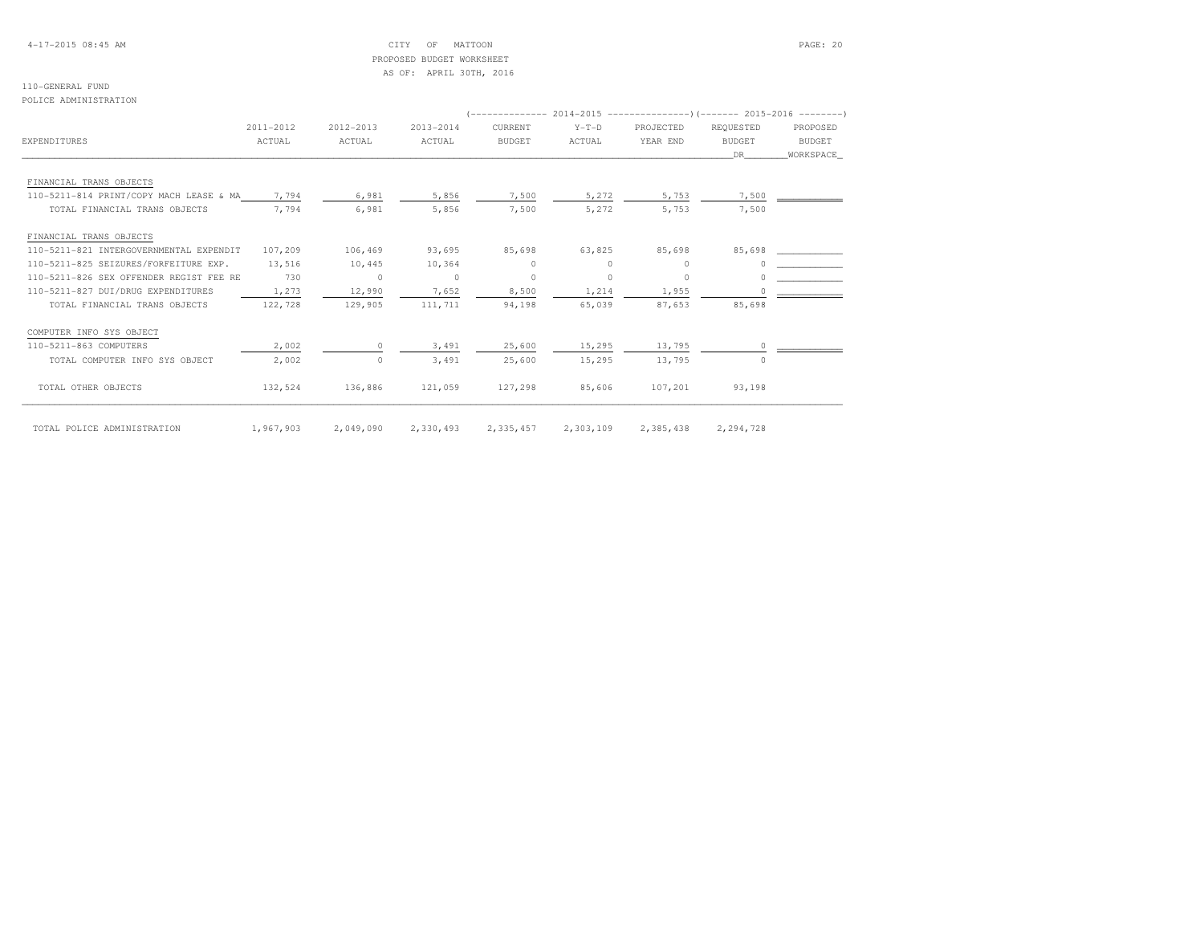CITY OF MATTOON
PROPOSED BUDGET WORKSHEET
AS OF: APRIL 30TH, 2016

110-GENERAL FUND
POLICE ADMINISTRATION

| EXPENDITURES | 2011-2012 ACTUAL | 2012-2013 ACTUAL | 2013-2014 ACTUAL | 2014-2015 CURRENT BUDGET | 2014-2015 Y-T-D ACTUAL | 2014-2015 PROJECTED YEAR END | 2015-2016 REQUESTED BUDGET DR | 2015-2016 PROPOSED BUDGET WORKSPACE |
|---|---|---|---|---|---|---|---|---|
| FINANCIAL TRANS OBJECTS | | | | | | | | |
| 110-5211-814 PRINT/COPY MACH LEASE & MA | 7,794 | 6,981 | 5,856 | 7,500 | 5,272 | 5,753 | 7,500 | |
| TOTAL FINANCIAL TRANS OBJECTS | 7,794 | 6,981 | 5,856 | 7,500 | 5,272 | 5,753 | 7,500 | |
| FINANCIAL TRANS OBJECTS | | | | | | | | |
| 110-5211-821 INTERGOVERNMENTAL EXPENDIT | 107,209 | 106,469 | 93,695 | 85,698 | 63,825 | 85,698 | 85,698 | |
| 110-5211-825 SEIZURES/FORFEITURE EXP. | 13,516 | 10,445 | 10,364 | 0 | 0 | 0 | 0 | |
| 110-5211-826 SEX OFFENDER REGIST FEE RE | 730 | 0 | 0 | 0 | 0 | 0 | 0 | |
| 110-5211-827 DUI/DRUG EXPENDITURES | 1,273 | 12,990 | 7,652 | 8,500 | 1,214 | 1,955 | 0 | |
| TOTAL FINANCIAL TRANS OBJECTS | 122,728 | 129,905 | 111,711 | 94,198 | 65,039 | 87,653 | 85,698 | |
| COMPUTER INFO SYS OBJECT | | | | | | | | |
| 110-5211-863 COMPUTERS | 2,002 | 0 | 3,491 | 25,600 | 15,295 | 13,795 | 0 | |
| TOTAL COMPUTER INFO SYS OBJECT | 2,002 | 0 | 3,491 | 25,600 | 15,295 | 13,795 | 0 | |
| TOTAL OTHER OBJECTS | 132,524 | 136,886 | 121,059 | 127,298 | 85,606 | 107,201 | 93,198 | |
| TOTAL POLICE ADMINISTRATION | 1,967,903 | 2,049,090 | 2,330,493 | 2,335,457 | 2,303,109 | 2,385,438 | 2,294,728 | |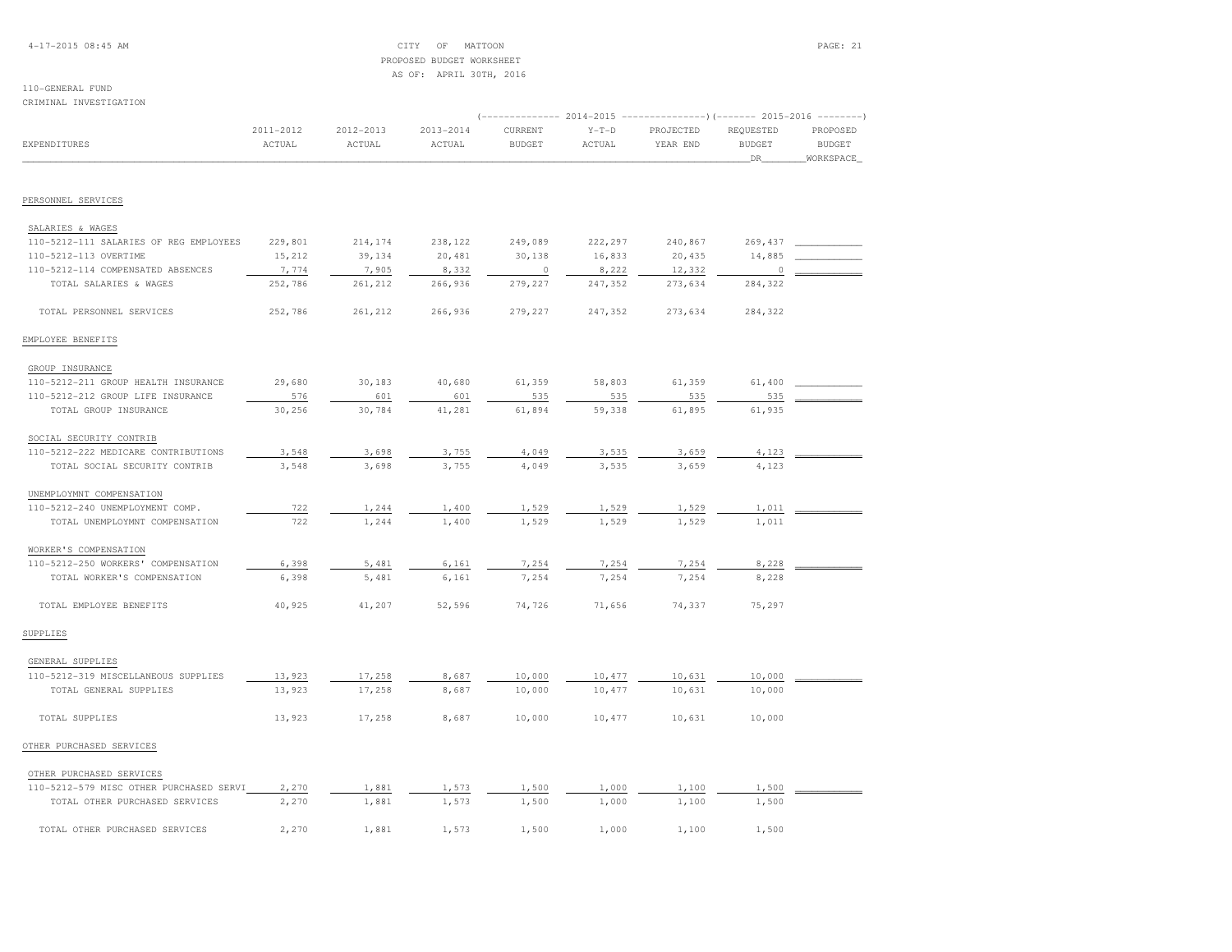CITY OF MATTOON
PROPOSED BUDGET WORKSHEET
AS OF: APRIL 30TH, 2016

110-GENERAL FUND
CRIMINAL INVESTIGATION

| EXPENDITURES | 2011-2012 ACTUAL | 2012-2013 ACTUAL | 2013-2014 ACTUAL | 2014-2015 CURRENT BUDGET | 2014-2015 Y-T-D ACTUAL | 2014-2015 PROJECTED YEAR END | 2015-2016 REQUESTED BUDGET DR | 2015-2016 PROPOSED BUDGET WORKSPACE |
|---|---|---|---|---|---|---|---|---|
| **PERSONNEL SERVICES** | | | | | | | | |
| SALARIES & WAGES | | | | | | | | |
| 110-5212-111 SALARIES OF REG EMPLOYEES | 229,801 | 214,174 | 238,122 | 249,089 | 222,297 | 240,867 | 269,437 | |
| 110-5212-113 OVERTIME | 15,212 | 39,134 | 20,481 | 30,138 | 16,833 | 20,435 | 14,885 | |
| 110-5212-114 COMPENSATED ABSENCES | 7,774 | 7,905 | 8,332 | 0 | 8,222 | 12,332 | 0 | |
| TOTAL SALARIES & WAGES | 252,786 | 261,212 | 266,936 | 279,227 | 247,352 | 273,634 | 284,322 | |
| TOTAL PERSONNEL SERVICES | 252,786 | 261,212 | 266,936 | 279,227 | 247,352 | 273,634 | 284,322 | |
| **EMPLOYEE BENEFITS** | | | | | | | | |
| GROUP INSURANCE | | | | | | | | |
| 110-5212-211 GROUP HEALTH INSURANCE | 29,680 | 30,183 | 40,680 | 61,359 | 58,803 | 61,359 | 61,400 | |
| 110-5212-212 GROUP LIFE INSURANCE | 576 | 601 | 601 | 535 | 535 | 535 | 535 | |
| TOTAL GROUP INSURANCE | 30,256 | 30,784 | 41,281 | 61,894 | 59,338 | 61,895 | 61,935 | |
| SOCIAL SECURITY CONTRIB | | | | | | | | |
| 110-5212-222 MEDICARE CONTRIBUTIONS | 3,548 | 3,698 | 3,755 | 4,049 | 3,535 | 3,659 | 4,123 | |
| TOTAL SOCIAL SECURITY CONTRIB | 3,548 | 3,698 | 3,755 | 4,049 | 3,535 | 3,659 | 4,123 | |
| UNEMPLOYMNT COMPENSATION | | | | | | | | |
| 110-5212-240 UNEMPLOYMENT COMP. | 722 | 1,244 | 1,400 | 1,529 | 1,529 | 1,529 | 1,011 | |
| TOTAL UNEMPLOYMNT COMPENSATION | 722 | 1,244 | 1,400 | 1,529 | 1,529 | 1,529 | 1,011 | |
| WORKER'S COMPENSATION | | | | | | | | |
| 110-5212-250 WORKERS' COMPENSATION | 6,398 | 5,481 | 6,161 | 7,254 | 7,254 | 7,254 | 8,228 | |
| TOTAL WORKER'S COMPENSATION | 6,398 | 5,481 | 6,161 | 7,254 | 7,254 | 7,254 | 8,228 | |
| TOTAL EMPLOYEE BENEFITS | 40,925 | 41,207 | 52,596 | 74,726 | 71,656 | 74,337 | 75,297 | |
| **SUPPLIES** | | | | | | | | |
| GENERAL SUPPLIES | | | | | | | | |
| 110-5212-319 MISCELLANEOUS SUPPLIES | 13,923 | 17,258 | 8,687 | 10,000 | 10,477 | 10,631 | 10,000 | |
| TOTAL GENERAL SUPPLIES | 13,923 | 17,258 | 8,687 | 10,000 | 10,477 | 10,631 | 10,000 | |
| TOTAL SUPPLIES | 13,923 | 17,258 | 8,687 | 10,000 | 10,477 | 10,631 | 10,000 | |
| **OTHER PURCHASED SERVICES** | | | | | | | | |
| OTHER PURCHASED SERVICES | | | | | | | | |
| 110-5212-579 MISC OTHER PURCHASED SERVI | 2,270 | 1,881 | 1,573 | 1,500 | 1,000 | 1,100 | 1,500 | |
| TOTAL OTHER PURCHASED SERVICES | 2,270 | 1,881 | 1,573 | 1,500 | 1,000 | 1,100 | 1,500 | |
| TOTAL OTHER PURCHASED SERVICES | 2,270 | 1,881 | 1,573 | 1,500 | 1,000 | 1,100 | 1,500 | |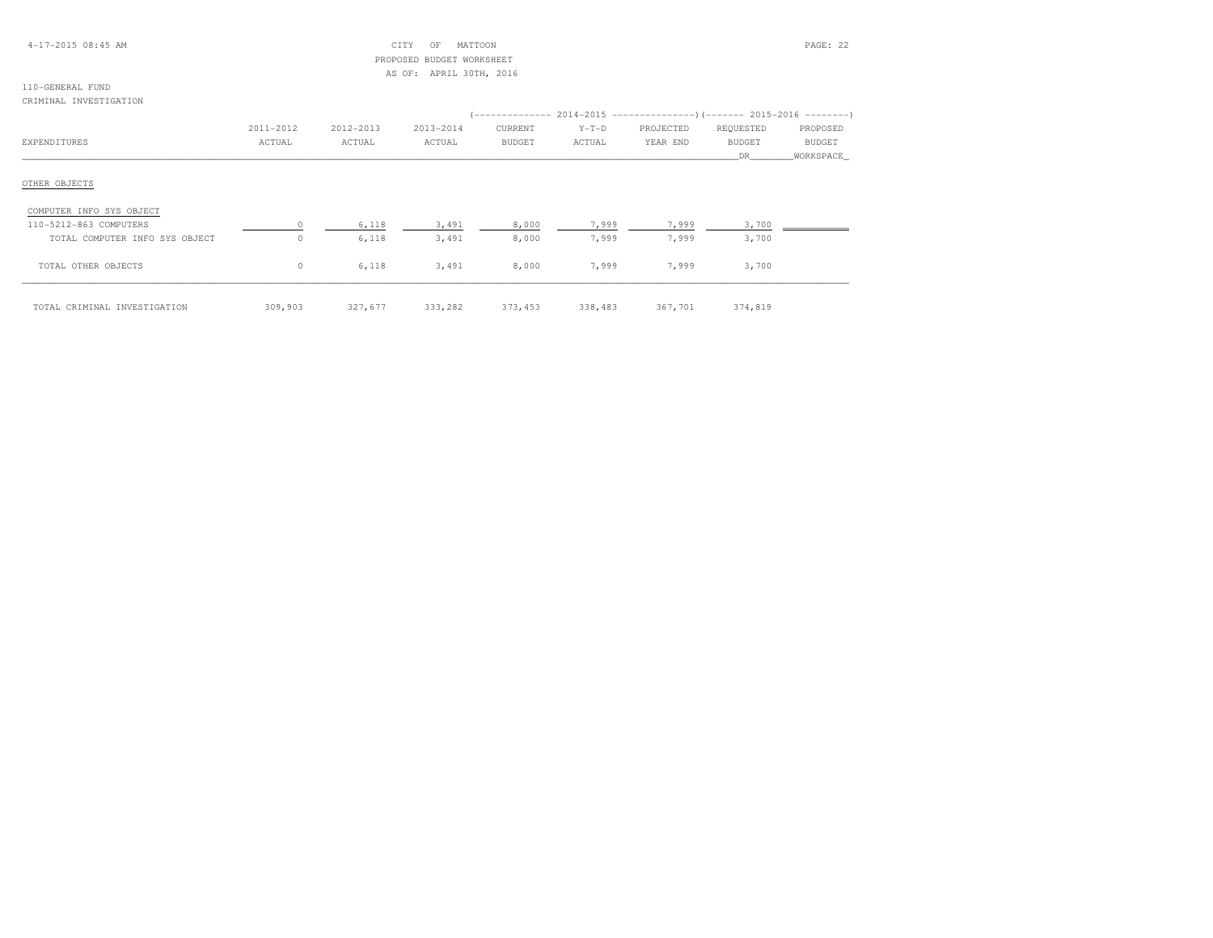CITY OF MATTOON
PROPOSED BUDGET WORKSHEET
AS OF: APRIL 30TH, 2016

110-GENERAL FUND
CRIMINAL INVESTIGATION

| EXPENDITURES | 2011-2012 ACTUAL | 2012-2013 ACTUAL | 2013-2014 ACTUAL | 2014-2015 CURRENT BUDGET | 2014-2015 Y-T-D ACTUAL | 2014-2015 PROJECTED YEAR END | 2015-2016 REQUESTED BUDGET DR | 2015-2016 PROPOSED BUDGET WORKSPACE |
|---|---|---|---|---|---|---|---|---|
| OTHER OBJECTS | | | | | | | | |
| COMPUTER INFO SYS OBJECT | | | | | | | | |
| 110-5212-863 COMPUTERS | 0 | 6,118 | 3,491 | 8,000 | 7,999 | 7,999 | 3,700 | |
| TOTAL COMPUTER INFO SYS OBJECT | 0 | 6,118 | 3,491 | 8,000 | 7,999 | 7,999 | 3,700 | |
| TOTAL OTHER OBJECTS | 0 | 6,118 | 3,491 | 8,000 | 7,999 | 7,999 | 3,700 | |
| TOTAL CRIMINAL INVESTIGATION | 309,903 | 327,677 | 333,282 | 373,453 | 338,483 | 367,701 | 374,819 | |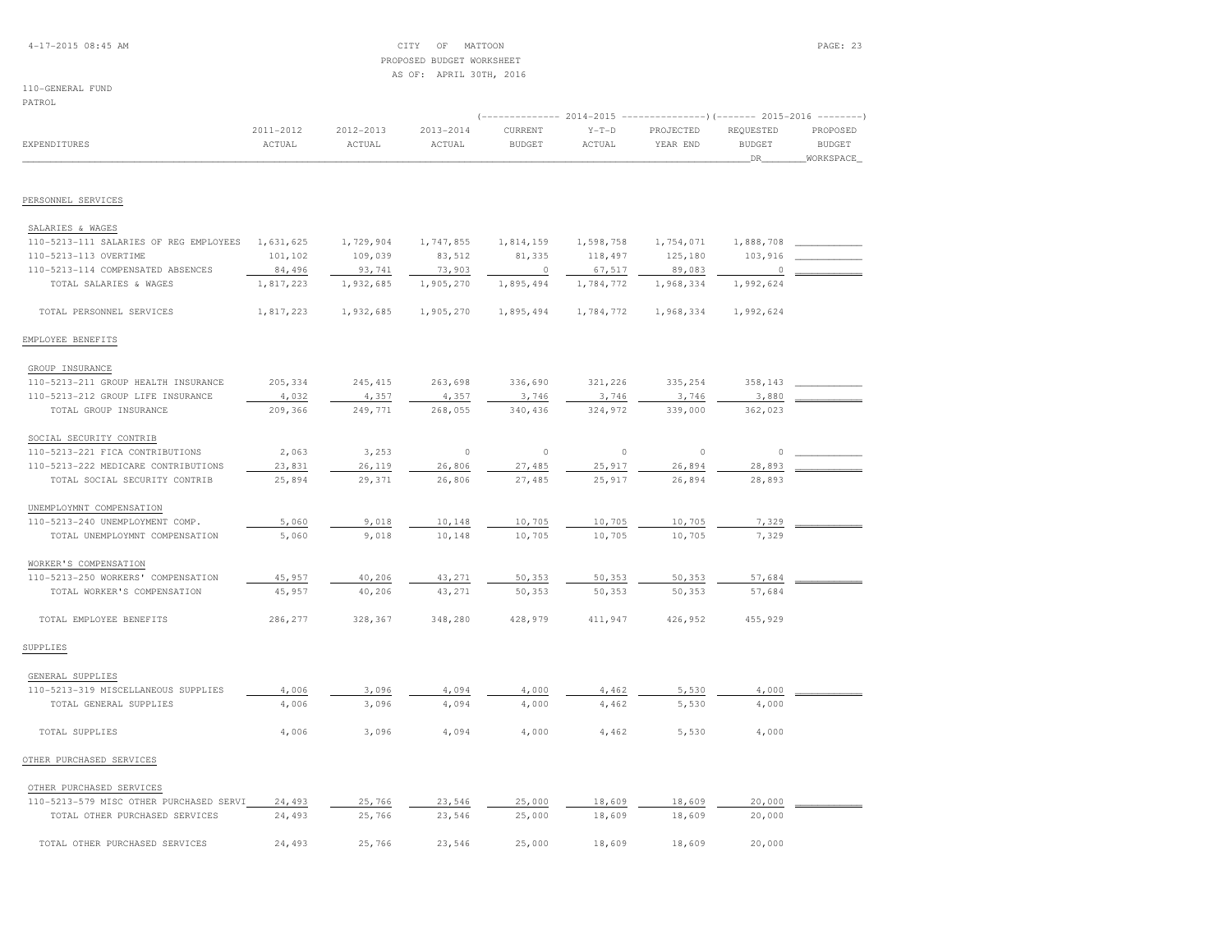CITY OF MATTOON
PROPOSED BUDGET WORKSHEET
AS OF: APRIL 30TH, 2016

110-GENERAL FUND
PATROL

| EXPENDITURES | 2011-2012 ACTUAL | 2012-2013 ACTUAL | 2013-2014 ACTUAL | 2014-2015 CURRENT BUDGET | 2014-2015 Y-T-D ACTUAL | 2014-2015 PROJECTED YEAR END | 2015-2016 REQUESTED BUDGET DR | 2015-2016 PROPOSED BUDGET WORKSPACE |
|---|---|---|---|---|---|---|---|---|
| **PERSONNEL SERVICES** | | | | | | | | |
| SALARIES & WAGES | | | | | | | | |
| 110-5213-111 SALARIES OF REG EMPLOYEES | 1,631,625 | 1,729,904 | 1,747,855 | 1,814,159 | 1,598,758 | 1,754,071 | 1,888,708 | |
| 110-5213-113 OVERTIME | 101,102 | 109,039 | 83,512 | 81,335 | 118,497 | 125,180 | 103,916 | |
| 110-5213-114 COMPENSATED ABSENCES | 84,496 | 93,741 | 73,903 | 0 | 67,517 | 89,083 | 0 | |
| TOTAL SALARIES & WAGES | 1,817,223 | 1,932,685 | 1,905,270 | 1,895,494 | 1,784,772 | 1,968,334 | 1,992,624 | |
| TOTAL PERSONNEL SERVICES | 1,817,223 | 1,932,685 | 1,905,270 | 1,895,494 | 1,784,772 | 1,968,334 | 1,992,624 | |
| **EMPLOYEE BENEFITS** | | | | | | | | |
| GROUP INSURANCE | | | | | | | | |
| 110-5213-211 GROUP HEALTH INSURANCE | 205,334 | 245,415 | 263,698 | 336,690 | 321,226 | 335,254 | 358,143 | |
| 110-5213-212 GROUP LIFE INSURANCE | 4,032 | 4,357 | 4,357 | 3,746 | 3,746 | 3,746 | 3,880 | |
| TOTAL GROUP INSURANCE | 209,366 | 249,771 | 268,055 | 340,436 | 324,972 | 339,000 | 362,023 | |
| SOCIAL SECURITY CONTRIB | | | | | | | | |
| 110-5213-221 FICA CONTRIBUTIONS | 2,063 | 3,253 | 0 | 0 | 0 | 0 | 0 | |
| 110-5213-222 MEDICARE CONTRIBUTIONS | 23,831 | 26,119 | 26,806 | 27,485 | 25,917 | 26,894 | 28,893 | |
| TOTAL SOCIAL SECURITY CONTRIB | 25,894 | 29,371 | 26,806 | 27,485 | 25,917 | 26,894 | 28,893 | |
| UNEMPLOYMNT COMPENSATION | | | | | | | | |
| 110-5213-240 UNEMPLOYMENT COMP. | 5,060 | 9,018 | 10,148 | 10,705 | 10,705 | 10,705 | 7,329 | |
| TOTAL UNEMPLOYMNT COMPENSATION | 5,060 | 9,018 | 10,148 | 10,705 | 10,705 | 10,705 | 7,329 | |
| WORKER'S COMPENSATION | | | | | | | | |
| 110-5213-250 WORKERS' COMPENSATION | 45,957 | 40,206 | 43,271 | 50,353 | 50,353 | 50,353 | 57,684 | |
| TOTAL WORKER'S COMPENSATION | 45,957 | 40,206 | 43,271 | 50,353 | 50,353 | 50,353 | 57,684 | |
| TOTAL EMPLOYEE BENEFITS | 286,277 | 328,367 | 348,280 | 428,979 | 411,947 | 426,952 | 455,929 | |
| **SUPPLIES** | | | | | | | | |
| GENERAL SUPPLIES | | | | | | | | |
| 110-5213-319 MISCELLANEOUS SUPPLIES | 4,006 | 3,096 | 4,094 | 4,000 | 4,462 | 5,530 | 4,000 | |
| TOTAL GENERAL SUPPLIES | 4,006 | 3,096 | 4,094 | 4,000 | 4,462 | 5,530 | 4,000 | |
| TOTAL SUPPLIES | 4,006 | 3,096 | 4,094 | 4,000 | 4,462 | 5,530 | 4,000 | |
| **OTHER PURCHASED SERVICES** | | | | | | | | |
| OTHER PURCHASED SERVICES | | | | | | | | |
| 110-5213-579 MISC OTHER PURCHASED SERVI | 24,493 | 25,766 | 23,546 | 25,000 | 18,609 | 18,609 | 20,000 | |
| TOTAL OTHER PURCHASED SERVICES | 24,493 | 25,766 | 23,546 | 25,000 | 18,609 | 18,609 | 20,000 | |
| TOTAL OTHER PURCHASED SERVICES | 24,493 | 25,766 | 23,546 | 25,000 | 18,609 | 18,609 | 20,000 | |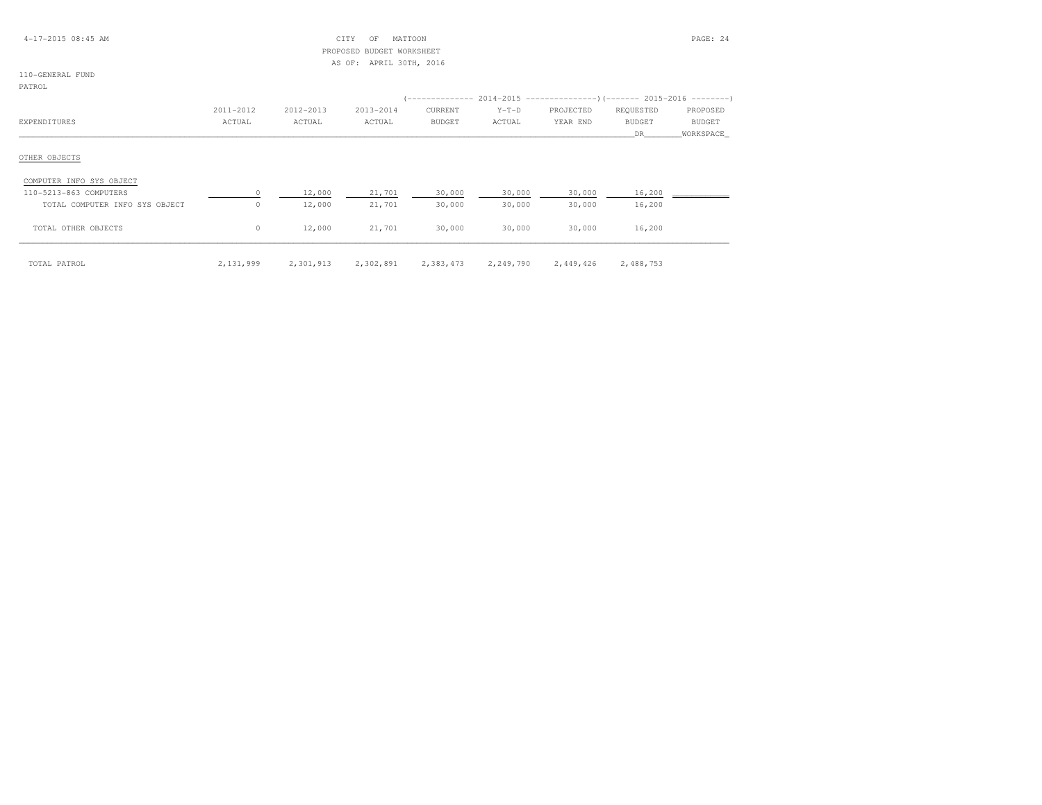CITY OF MATTOON
PROPOSED BUDGET WORKSHEET
AS OF: APRIL 30TH, 2016

110-GENERAL FUND
PATROL

| EXPENDITURES | 2011-2012 ACTUAL | 2012-2013 ACTUAL | 2013-2014 ACTUAL | 2014-2015 CURRENT BUDGET | 2014-2015 Y-T-D ACTUAL | 2014-2015 PROJECTED YEAR END | 2015-2016 REQUESTED BUDGET DR | 2015-2016 PROPOSED BUDGET WORKSPACE |
|---|---|---|---|---|---|---|---|---|
| OTHER OBJECTS | | | | | | | | |
| COMPUTER INFO SYS OBJECT | | | | | | | | |
| 110-5213-863 COMPUTERS | 0 | 12,000 | 21,701 | 30,000 | 30,000 | 30,000 | 16,200 | |
| TOTAL COMPUTER INFO SYS OBJECT | 0 | 12,000 | 21,701 | 30,000 | 30,000 | 30,000 | 16,200 | |
| TOTAL OTHER OBJECTS | 0 | 12,000 | 21,701 | 30,000 | 30,000 | 30,000 | 16,200 | |
| TOTAL PATROL | 2,131,999 | 2,301,913 | 2,302,891 | 2,383,473 | 2,249,790 | 2,449,426 | 2,488,753 | |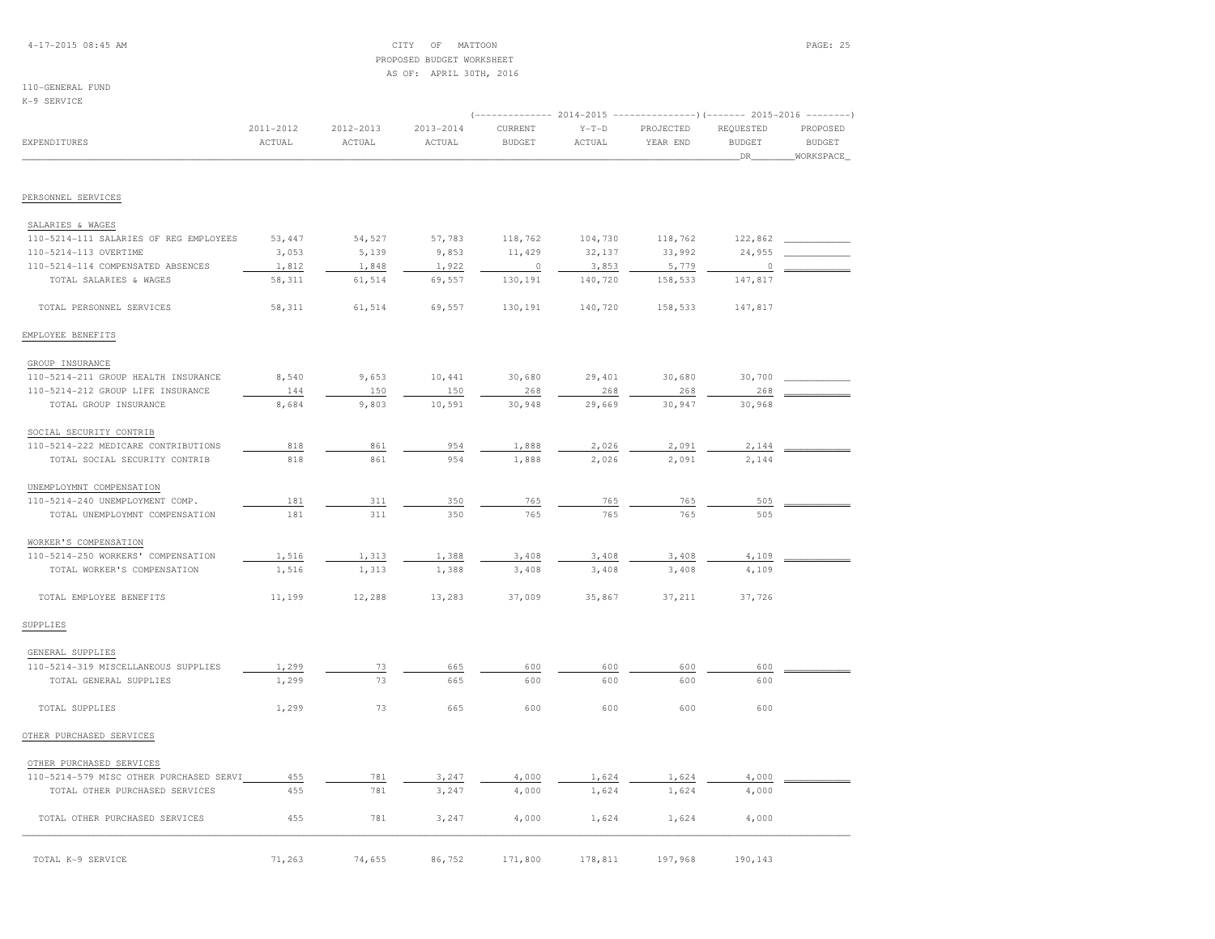CITY OF MATTOON
PROPOSED BUDGET WORKSHEET
AS OF: APRIL 30TH, 2016

110-GENERAL FUND
K-9 SERVICE

| EXPENDITURES | 2011-2012 ACTUAL | 2012-2013 ACTUAL | 2013-2014 ACTUAL | 2014-2015 CURRENT BUDGET | 2014-2015 Y-T-D ACTUAL | 2014-2015 PROJECTED YEAR END | 2015-2016 REQUESTED BUDGET DR | 2015-2016 PROPOSED BUDGET WORKSPACE |
|---|---|---|---|---|---|---|---|---|
| PERSONNEL SERVICES | | | | | | | | |
| SALARIES & WAGES | | | | | | | | |
| 110-5214-111 SALARIES OF REG EMPLOYEES | 53,447 | 54,527 | 57,783 | 118,762 | 104,730 | 118,762 | 122,862 | |
| 110-5214-113 OVERTIME | 3,053 | 5,139 | 9,853 | 11,429 | 32,137 | 33,992 | 24,955 | |
| 110-5214-114 COMPENSATED ABSENCES | 1,812 | 1,848 | 1,922 | 0 | 3,853 | 5,779 | 0 | |
| TOTAL SALARIES & WAGES | 58,311 | 61,514 | 69,557 | 130,191 | 140,720 | 158,533 | 147,817 | |
| TOTAL PERSONNEL SERVICES | 58,311 | 61,514 | 69,557 | 130,191 | 140,720 | 158,533 | 147,817 | |
| EMPLOYEE BENEFITS | | | | | | | | |
| GROUP INSURANCE | | | | | | | | |
| 110-5214-211 GROUP HEALTH INSURANCE | 8,540 | 9,653 | 10,441 | 30,680 | 29,401 | 30,680 | 30,700 | |
| 110-5214-212 GROUP LIFE INSURANCE | 144 | 150 | 150 | 268 | 268 | 268 | 268 | |
| TOTAL GROUP INSURANCE | 8,684 | 9,803 | 10,591 | 30,948 | 29,669 | 30,947 | 30,968 | |
| SOCIAL SECURITY CONTRIB | | | | | | | | |
| 110-5214-222 MEDICARE CONTRIBUTIONS | 818 | 861 | 954 | 1,888 | 2,026 | 2,091 | 2,144 | |
| TOTAL SOCIAL SECURITY CONTRIB | 818 | 861 | 954 | 1,888 | 2,026 | 2,091 | 2,144 | |
| UNEMPLOYMNT COMPENSATION | | | | | | | | |
| 110-5214-240 UNEMPLOYMENT COMP. | 181 | 311 | 350 | 765 | 765 | 765 | 505 | |
| TOTAL UNEMPLOYMNT COMPENSATION | 181 | 311 | 350 | 765 | 765 | 765 | 505 | |
| WORKER'S COMPENSATION | | | | | | | | |
| 110-5214-250 WORKERS' COMPENSATION | 1,516 | 1,313 | 1,388 | 3,408 | 3,408 | 3,408 | 4,109 | |
| TOTAL WORKER'S COMPENSATION | 1,516 | 1,313 | 1,388 | 3,408 | 3,408 | 3,408 | 4,109 | |
| TOTAL EMPLOYEE BENEFITS | 11,199 | 12,288 | 13,283 | 37,009 | 35,867 | 37,211 | 37,726 | |
| SUPPLIES | | | | | | | | |
| GENERAL SUPPLIES | | | | | | | | |
| 110-5214-319 MISCELLANEOUS SUPPLIES | 1,299 | 73 | 665 | 600 | 600 | 600 | 600 | |
| TOTAL GENERAL SUPPLIES | 1,299 | 73 | 665 | 600 | 600 | 600 | 600 | |
| TOTAL SUPPLIES | 1,299 | 73 | 665 | 600 | 600 | 600 | 600 | |
| OTHER PURCHASED SERVICES | | | | | | | | |
| OTHER PURCHASED SERVICES | | | | | | | | |
| 110-5214-579 MISC OTHER PURCHASED SERVI | 455 | 781 | 3,247 | 4,000 | 1,624 | 1,624 | 4,000 | |
| TOTAL OTHER PURCHASED SERVICES | 455 | 781 | 3,247 | 4,000 | 1,624 | 1,624 | 4,000 | |
| TOTAL OTHER PURCHASED SERVICES | 455 | 781 | 3,247 | 4,000 | 1,624 | 1,624 | 4,000 | |
| TOTAL K-9 SERVICE | 71,263 | 74,655 | 86,752 | 171,800 | 178,811 | 197,968 | 190,143 | |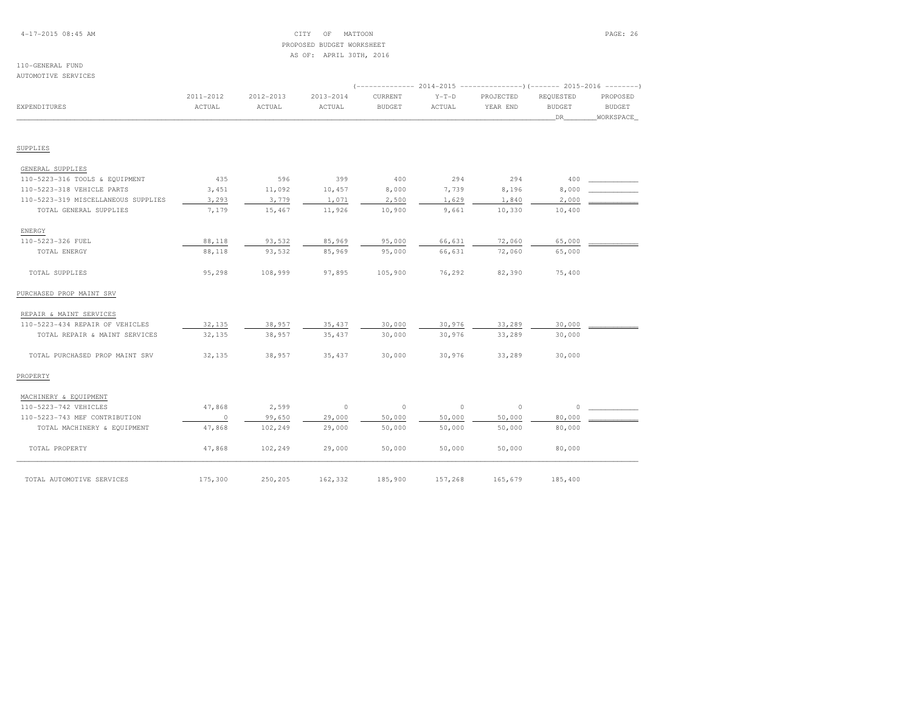CITY OF MATTOON
PROPOSED BUDGET WORKSHEET
AS OF: APRIL 30TH, 2016

110-GENERAL FUND
AUTOMOTIVE SERVICES

| EXPENDITURES | 2011-2012 ACTUAL | 2012-2013 ACTUAL | 2013-2014 ACTUAL | 2014-2015 CURRENT BUDGET | 2014-2015 Y-T-D ACTUAL | 2014-2015 PROJECTED YEAR END | 2015-2016 REQUESTED BUDGET DR | 2015-2016 PROPOSED BUDGET WORKSPACE |
|---|---|---|---|---|---|---|---|---|
| **SUPPLIES** | | | | | | | | |
| GENERAL SUPPLIES | | | | | | | | |
| 110-5223-316 TOOLS & EQUIPMENT | 435 | 596 | 399 | 400 | 294 | 294 | 400 | |
| 110-5223-318 VEHICLE PARTS | 3,451 | 11,092 | 10,457 | 8,000 | 7,739 | 8,196 | 8,000 | |
| 110-5223-319 MISCELLANEOUS SUPPLIES | 3,293 | 3,779 | 1,071 | 2,500 | 1,629 | 1,840 | 2,000 | |
| TOTAL GENERAL SUPPLIES | 7,179 | 15,467 | 11,926 | 10,900 | 9,661 | 10,330 | 10,400 | |
| ENERGY | | | | | | | | |
| 110-5223-326 FUEL | 88,118 | 93,532 | 85,969 | 95,000 | 66,631 | 72,060 | 65,000 | |
| TOTAL ENERGY | 88,118 | 93,532 | 85,969 | 95,000 | 66,631 | 72,060 | 65,000 | |
| TOTAL SUPPLIES | 95,298 | 108,999 | 97,895 | 105,900 | 76,292 | 82,390 | 75,400 | |
| **PURCHASED PROP MAINT SRV** | | | | | | | | |
| REPAIR & MAINT SERVICES | | | | | | | | |
| 110-5223-434 REPAIR OF VEHICLES | 32,135 | 38,957 | 35,437 | 30,000 | 30,976 | 33,289 | 30,000 | |
| TOTAL REPAIR & MAINT SERVICES | 32,135 | 38,957 | 35,437 | 30,000 | 30,976 | 33,289 | 30,000 | |
| TOTAL PURCHASED PROP MAINT SRV | 32,135 | 38,957 | 35,437 | 30,000 | 30,976 | 33,289 | 30,000 | |
| **PROPERTY** | | | | | | | | |
| MACHINERY & EQUIPMENT | | | | | | | | |
| 110-5223-742 VEHICLES | 47,868 | 2,599 | 0 | 0 | 0 | 0 | 0 | |
| 110-5223-743 MEF CONTRIBUTION | 0 | 99,650 | 29,000 | 50,000 | 50,000 | 50,000 | 80,000 | |
| TOTAL MACHINERY & EQUIPMENT | 47,868 | 102,249 | 29,000 | 50,000 | 50,000 | 50,000 | 80,000 | |
| TOTAL PROPERTY | 47,868 | 102,249 | 29,000 | 50,000 | 50,000 | 50,000 | 80,000 | |
| TOTAL AUTOMOTIVE SERVICES | 175,300 | 250,205 | 162,332 | 185,900 | 157,268 | 165,679 | 185,400 | |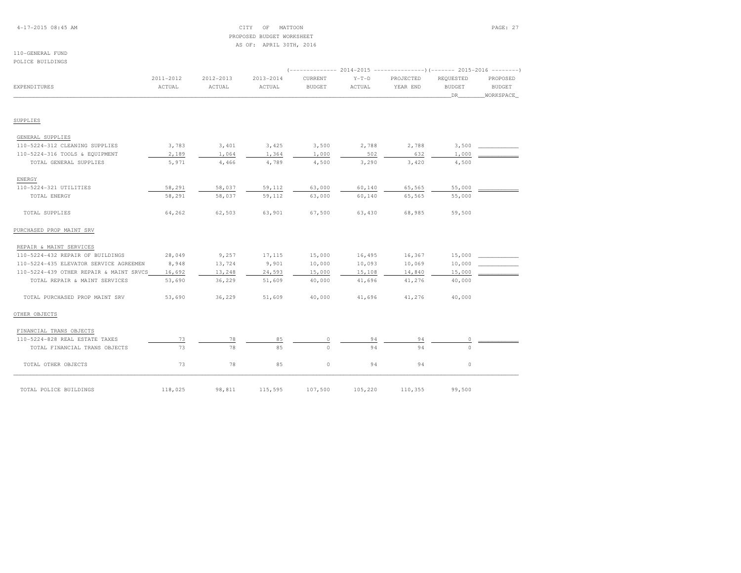CITY OF MATTOON
PROPOSED BUDGET WORKSHEET
AS OF: APRIL 30TH, 2016

110-GENERAL FUND
POLICE BUILDINGS

| EXPENDITURES | 2011-2012 ACTUAL | 2012-2013 ACTUAL | 2013-2014 ACTUAL | 2014-2015 CURRENT BUDGET | 2014-2015 Y-T-D ACTUAL | 2014-2015 PROJECTED YEAR END | 2015-2016 REQUESTED BUDGET DR | 2015-2016 PROPOSED BUDGET WORKSPACE |
|---|---|---|---|---|---|---|---|---|
| **SUPPLIES** | | | | | | | | |
| GENERAL SUPPLIES | | | | | | | | |
| 110-5224-312 CLEANING SUPPLIES | 3,783 | 3,401 | 3,425 | 3,500 | 2,788 | 2,788 | 3,500 | |
| 110-5224-316 TOOLS & EQUIPMENT | 2,189 | 1,064 | 1,364 | 1,000 | 502 | 632 | 1,000 | |
| TOTAL GENERAL SUPPLIES | 5,971 | 4,466 | 4,789 | 4,500 | 3,290 | 3,420 | 4,500 | |
| ENERGY | | | | | | | | |
| 110-5224-321 UTILITIES | 58,291 | 58,037 | 59,112 | 63,000 | 60,140 | 65,565 | 55,000 | |
| TOTAL ENERGY | 58,291 | 58,037 | 59,112 | 63,000 | 60,140 | 65,565 | 55,000 | |
| TOTAL SUPPLIES | 64,262 | 62,503 | 63,901 | 67,500 | 63,430 | 68,985 | 59,500 | |
| **PURCHASED PROP MAINT SRV** | | | | | | | | |
| REPAIR & MAINT SERVICES | | | | | | | | |
| 110-5224-432 REPAIR OF BUILDINGS | 28,049 | 9,257 | 17,115 | 15,000 | 16,495 | 16,367 | 15,000 | |
| 110-5224-435 ELEVATOR SERVICE AGREEMEN | 8,948 | 13,724 | 9,901 | 10,000 | 10,093 | 10,069 | 10,000 | |
| 110-5224-439 OTHER REPAIR & MAINT SRVCS | 16,692 | 13,248 | 24,593 | 15,000 | 15,108 | 14,840 | 15,000 | |
| TOTAL REPAIR & MAINT SERVICES | 53,690 | 36,229 | 51,609 | 40,000 | 41,696 | 41,276 | 40,000 | |
| TOTAL PURCHASED PROP MAINT SRV | 53,690 | 36,229 | 51,609 | 40,000 | 41,696 | 41,276 | 40,000 | |
| **OTHER OBJECTS** | | | | | | | | |
| FINANCIAL TRANS OBJECTS | | | | | | | | |
| 110-5224-828 REAL ESTATE TAXES | 73 | 78 | 85 | 0 | 94 | 94 | 0 | |
| TOTAL FINANCIAL TRANS OBJECTS | 73 | 78 | 85 | 0 | 94 | 94 | 0 | |
| TOTAL OTHER OBJECTS | 73 | 78 | 85 | 0 | 94 | 94 | 0 | |
| TOTAL POLICE BUILDINGS | 118,025 | 98,811 | 115,595 | 107,500 | 105,220 | 110,355 | 99,500 | |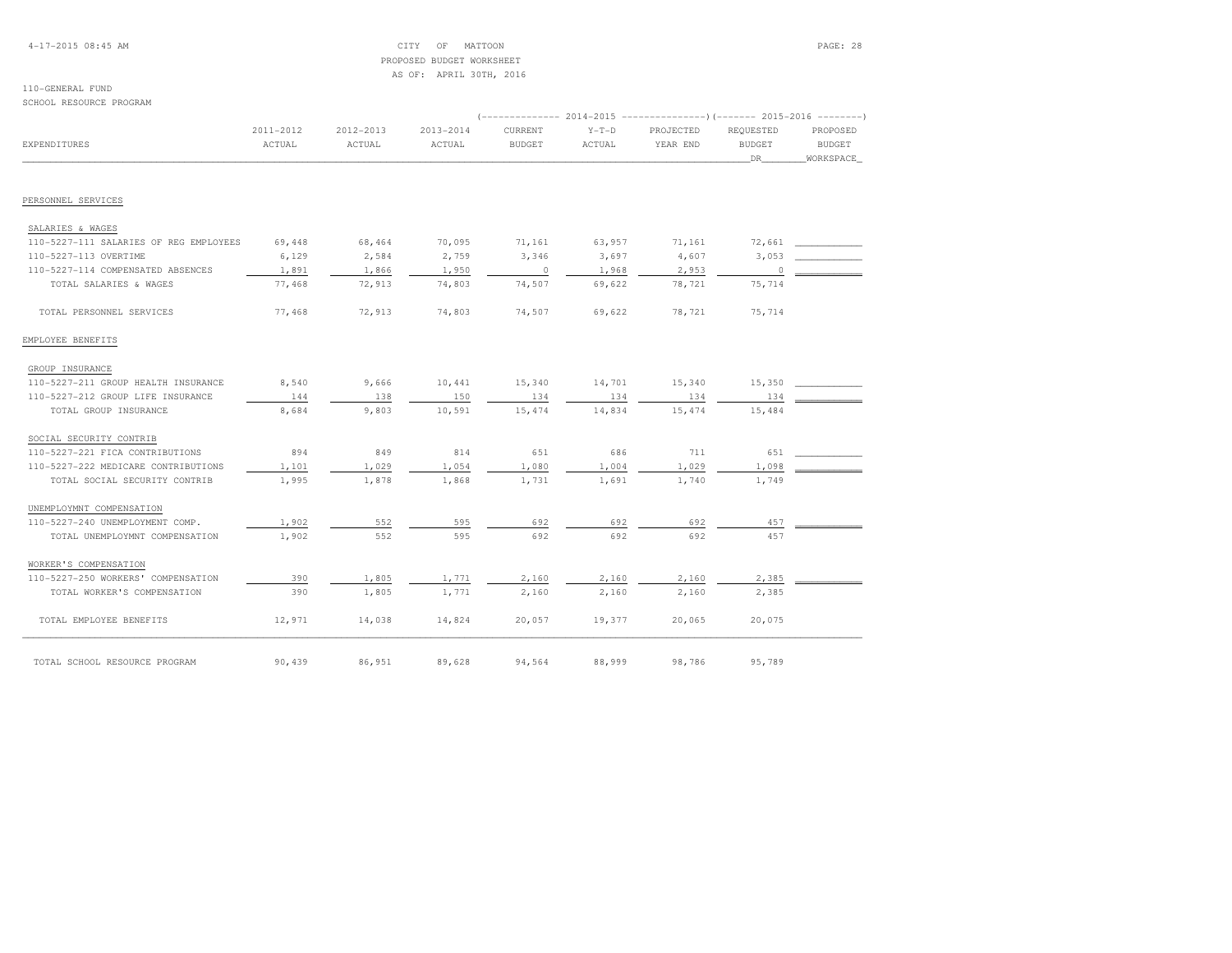CITY OF MATTOON
PROPOSED BUDGET WORKSHEET
AS OF: APRIL 30TH, 2016

110-GENERAL FUND
SCHOOL RESOURCE PROGRAM

| EXPENDITURES | 2011-2012 ACTUAL | 2012-2013 ACTUAL | 2013-2014 ACTUAL | 2014-2015 CURRENT BUDGET | 2014-2015 Y-T-D ACTUAL | 2014-2015 PROJECTED YEAR END | 2015-2016 REQUESTED BUDGET DR | 2015-2016 PROPOSED BUDGET WORKSPACE |
|---|---|---|---|---|---|---|---|---|
| PERSONNEL SERVICES | | | | | | | | |
| SALARIES & WAGES | | | | | | | | |
| 110-5227-111 SALARIES OF REG EMPLOYEES | 69,448 | 68,464 | 70,095 | 71,161 | 63,957 | 71,161 | 72,661 | |
| 110-5227-113 OVERTIME | 6,129 | 2,584 | 2,759 | 3,346 | 3,697 | 4,607 | 3,053 | |
| 110-5227-114 COMPENSATED ABSENCES | 1,891 | 1,866 | 1,950 | 0 | 1,968 | 2,953 | 0 | |
| TOTAL SALARIES & WAGES | 77,468 | 72,913 | 74,803 | 74,507 | 69,622 | 78,721 | 75,714 | |
| TOTAL PERSONNEL SERVICES | 77,468 | 72,913 | 74,803 | 74,507 | 69,622 | 78,721 | 75,714 | |
| EMPLOYEE BENEFITS | | | | | | | | |
| GROUP INSURANCE | | | | | | | | |
| 110-5227-211 GROUP HEALTH INSURANCE | 8,540 | 9,666 | 10,441 | 15,340 | 14,701 | 15,340 | 15,350 | |
| 110-5227-212 GROUP LIFE INSURANCE | 144 | 138 | 150 | 134 | 134 | 134 | 134 | |
| TOTAL GROUP INSURANCE | 8,684 | 9,803 | 10,591 | 15,474 | 14,834 | 15,474 | 15,484 | |
| SOCIAL SECURITY CONTRIB | | | | | | | | |
| 110-5227-221 FICA CONTRIBUTIONS | 894 | 849 | 814 | 651 | 686 | 711 | 651 | |
| 110-5227-222 MEDICARE CONTRIBUTIONS | 1,101 | 1,029 | 1,054 | 1,080 | 1,004 | 1,029 | 1,098 | |
| TOTAL SOCIAL SECURITY CONTRIB | 1,995 | 1,878 | 1,868 | 1,731 | 1,691 | 1,740 | 1,749 | |
| UNEMPLOYMNT COMPENSATION | | | | | | | | |
| 110-5227-240 UNEMPLOYMENT COMP. | 1,902 | 552 | 595 | 692 | 692 | 692 | 457 | |
| TOTAL UNEMPLOYMNT COMPENSATION | 1,902 | 552 | 595 | 692 | 692 | 692 | 457 | |
| WORKER'S COMPENSATION | | | | | | | | |
| 110-5227-250 WORKERS' COMPENSATION | 390 | 1,805 | 1,771 | 2,160 | 2,160 | 2,160 | 2,385 | |
| TOTAL WORKER'S COMPENSATION | 390 | 1,805 | 1,771 | 2,160 | 2,160 | 2,160 | 2,385 | |
| TOTAL EMPLOYEE BENEFITS | 12,971 | 14,038 | 14,824 | 20,057 | 19,377 | 20,065 | 20,075 | |
| TOTAL SCHOOL RESOURCE PROGRAM | 90,439 | 86,951 | 89,628 | 94,564 | 88,999 | 98,786 | 95,789 | |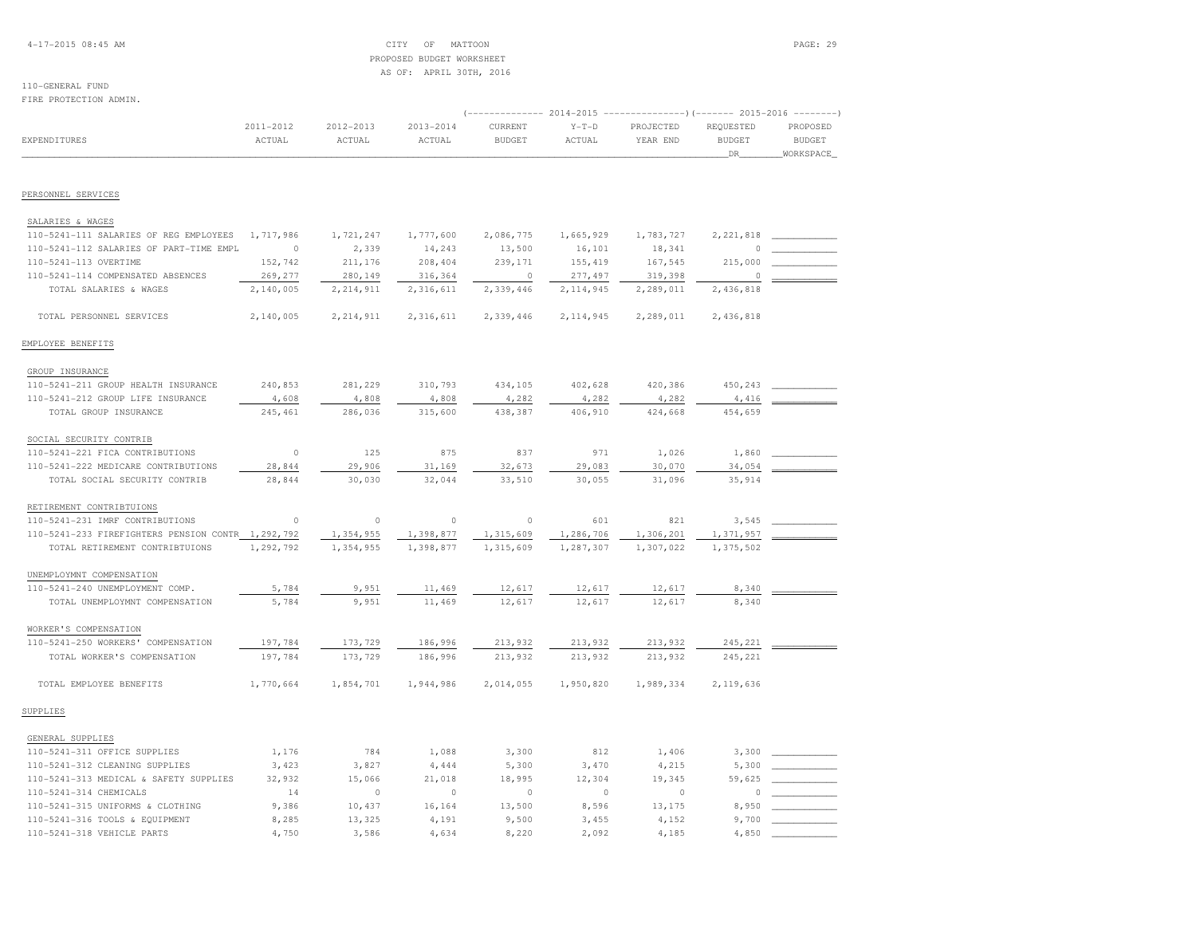CITY OF MATTOON
PROPOSED BUDGET WORKSHEET
AS OF: APRIL 30TH, 2016

110-GENERAL FUND
FIRE PROTECTION ADMIN.

| EXPENDITURES | 2011-2012 ACTUAL | 2012-2013 ACTUAL | 2013-2014 ACTUAL | 2014-2015 CURRENT BUDGET | 2014-2015 Y-T-D ACTUAL | 2014-2015 PROJECTED YEAR END | 2015-2016 REQUESTED BUDGET DR | 2015-2016 PROPOSED BUDGET WORKSPACE |
|---|---|---|---|---|---|---|---|---|
| **PERSONNEL SERVICES** | | | | | | | | |
| SALARIES & WAGES | | | | | | | | |
| 110-5241-111 SALARIES OF REG EMPLOYEES | 1,717,986 | 1,721,247 | 1,777,600 | 2,086,775 | 1,665,929 | 1,783,727 | 2,221,818 | |
| 110-5241-112 SALARIES OF PART-TIME EMPL | 0 | 2,339 | 14,243 | 13,500 | 16,101 | 18,341 | 0 | |
| 110-5241-113 OVERTIME | 152,742 | 211,176 | 208,404 | 239,171 | 155,419 | 167,545 | 215,000 | |
| 110-5241-114 COMPENSATED ABSENCES | 269,277 | 280,149 | 316,364 | 0 | 277,497 | 319,398 | 0 | |
| TOTAL SALARIES & WAGES | 2,140,005 | 2,214,911 | 2,316,611 | 2,339,446 | 2,114,945 | 2,289,011 | 2,436,818 | |
| TOTAL PERSONNEL SERVICES | 2,140,005 | 2,214,911 | 2,316,611 | 2,339,446 | 2,114,945 | 2,289,011 | 2,436,818 | |
| **EMPLOYEE BENEFITS** | | | | | | | | |
| GROUP INSURANCE | | | | | | | | |
| 110-5241-211 GROUP HEALTH INSURANCE | 240,853 | 281,229 | 310,793 | 434,105 | 402,628 | 420,386 | 450,243 | |
| 110-5241-212 GROUP LIFE INSURANCE | 4,608 | 4,808 | 4,808 | 4,282 | 4,282 | 4,282 | 4,416 | |
| TOTAL GROUP INSURANCE | 245,461 | 286,036 | 315,600 | 438,387 | 406,910 | 424,668 | 454,659 | |
| SOCIAL SECURITY CONTRIB | | | | | | | | |
| 110-5241-221 FICA CONTRIBUTIONS | 0 | 125 | 875 | 837 | 971 | 1,026 | 1,860 | |
| 110-5241-222 MEDICARE CONTRIBUTIONS | 28,844 | 29,906 | 31,169 | 32,673 | 29,083 | 30,070 | 34,054 | |
| TOTAL SOCIAL SECURITY CONTRIB | 28,844 | 30,030 | 32,044 | 33,510 | 30,055 | 31,096 | 35,914 | |
| RETIREMENT CONTRIBTUIONS | | | | | | | | |
| 110-5241-231 IMRF CONTRIBUTIONS | 0 | 0 | 0 | 0 | 601 | 821 | 3,545 | |
| 110-5241-233 FIREFIGHTERS PENSION CONTR | 1,292,792 | 1,354,955 | 1,398,877 | 1,315,609 | 1,286,706 | 1,306,201 | 1,371,957 | |
| TOTAL RETIREMENT CONTRIBTUIONS | 1,292,792 | 1,354,955 | 1,398,877 | 1,315,609 | 1,287,307 | 1,307,022 | 1,375,502 | |
| UNEMPLOYMNT COMPENSATION | | | | | | | | |
| 110-5241-240 UNEMPLOYMENT COMP. | 5,784 | 9,951 | 11,469 | 12,617 | 12,617 | 12,617 | 8,340 | |
| TOTAL UNEMPLOYMNT COMPENSATION | 5,784 | 9,951 | 11,469 | 12,617 | 12,617 | 12,617 | 8,340 | |
| WORKER'S COMPENSATION | | | | | | | | |
| 110-5241-250 WORKERS' COMPENSATION | 197,784 | 173,729 | 186,996 | 213,932 | 213,932 | 213,932 | 245,221 | |
| TOTAL WORKER'S COMPENSATION | 197,784 | 173,729 | 186,996 | 213,932 | 213,932 | 213,932 | 245,221 | |
| TOTAL EMPLOYEE BENEFITS | 1,770,664 | 1,854,701 | 1,944,986 | 2,014,055 | 1,950,820 | 1,989,334 | 2,119,636 | |
| **SUPPLIES** | | | | | | | | |
| GENERAL SUPPLIES | | | | | | | | |
| 110-5241-311 OFFICE SUPPLIES | 1,176 | 784 | 1,088 | 3,300 | 812 | 1,406 | 3,300 | |
| 110-5241-312 CLEANING SUPPLIES | 3,423 | 3,827 | 4,444 | 5,300 | 3,470 | 4,215 | 5,300 | |
| 110-5241-313 MEDICAL & SAFETY SUPPLIES | 32,932 | 15,066 | 21,018 | 18,995 | 12,304 | 19,345 | 59,625 | |
| 110-5241-314 CHEMICALS | 14 | 0 | 0 | 0 | 0 | 0 | 0 | |
| 110-5241-315 UNIFORMS & CLOTHING | 9,386 | 10,437 | 16,164 | 13,500 | 8,596 | 13,175 | 8,950 | |
| 110-5241-316 TOOLS & EQUIPMENT | 8,285 | 13,325 | 4,191 | 9,500 | 3,455 | 4,152 | 9,700 | |
| 110-5241-318 VEHICLE PARTS | 4,750 | 3,586 | 4,634 | 8,220 | 2,092 | 4,185 | 4,850 | |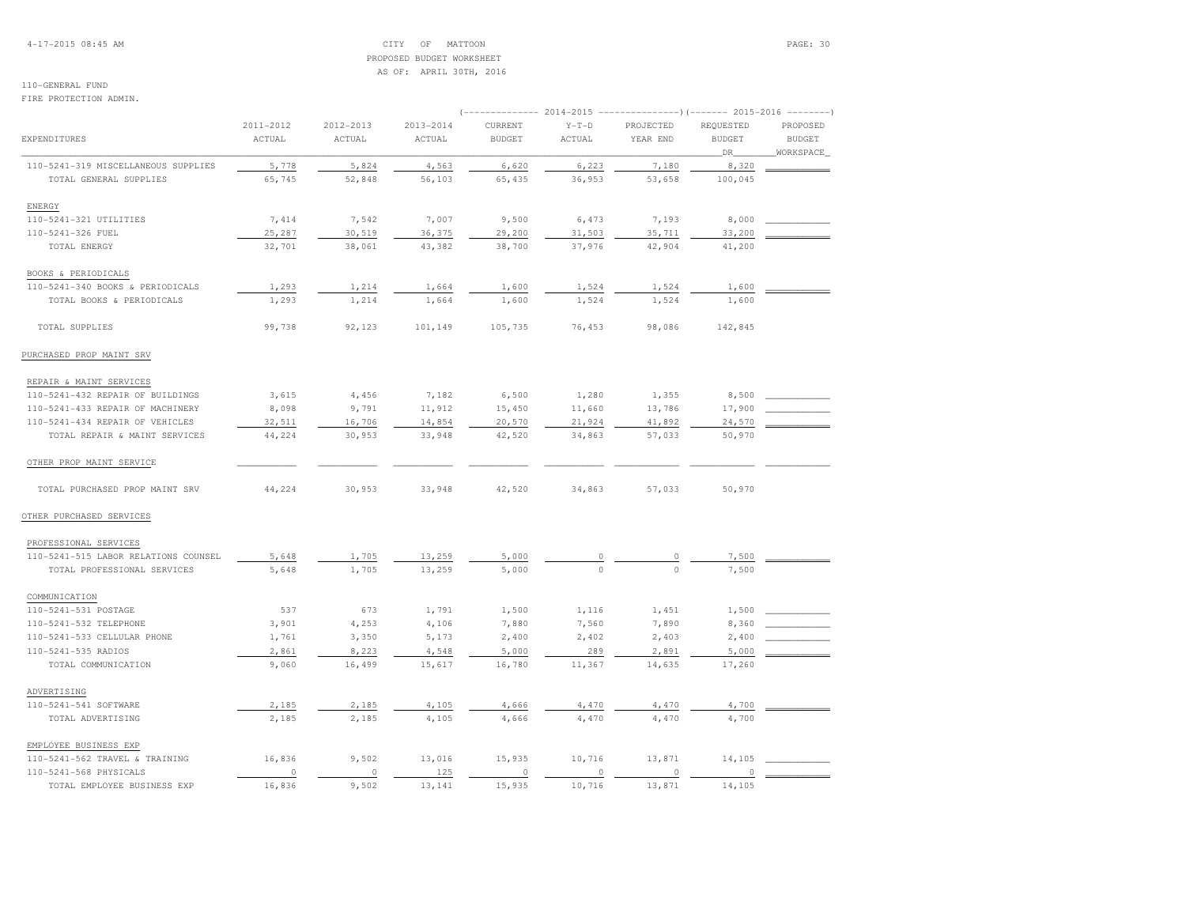CITY OF MATTOON
PROPOSED BUDGET WORKSHEET
AS OF: APRIL 30TH, 2016

110-GENERAL FUND
FIRE PROTECTION ADMIN.

| EXPENDITURES | 2011-2012 ACTUAL | 2012-2013 ACTUAL | 2013-2014 ACTUAL | 2014-2015 CURRENT BUDGET | 2014-2015 Y-T-D ACTUAL | 2014-2015 PROJECTED YEAR END | 2015-2016 REQUESTED BUDGET DR | 2015-2016 PROPOSED BUDGET WORKSPACE |
|---|---|---|---|---|---|---|---|---|
| 110-5241-319 MISCELLANEOUS SUPPLIES | 5,778 | 5,824 | 4,563 | 6,620 | 6,223 | 7,180 | 8,320 | |
| TOTAL GENERAL SUPPLIES | 65,745 | 52,848 | 56,103 | 65,435 | 36,953 | 53,658 | 100,045 | |
| ENERGY | | | | | | | | |
| 110-5241-321 UTILITIES | 7,414 | 7,542 | 7,007 | 9,500 | 6,473 | 7,193 | 8,000 | |
| 110-5241-326 FUEL | 25,287 | 30,519 | 36,375 | 29,200 | 31,503 | 35,711 | 33,200 | |
| TOTAL ENERGY | 32,701 | 38,061 | 43,382 | 38,700 | 37,976 | 42,904 | 41,200 | |
| BOOKS & PERIODICALS | | | | | | | | |
| 110-5241-340 BOOKS & PERIODICALS | 1,293 | 1,214 | 1,664 | 1,600 | 1,524 | 1,524 | 1,600 | |
| TOTAL BOOKS & PERIODICALS | 1,293 | 1,214 | 1,664 | 1,600 | 1,524 | 1,524 | 1,600 | |
| TOTAL SUPPLIES | 99,738 | 92,123 | 101,149 | 105,735 | 76,453 | 98,086 | 142,845 | |
| PURCHASED PROP MAINT SRV | | | | | | | | |
| REPAIR & MAINT SERVICES | | | | | | | | |
| 110-5241-432 REPAIR OF BUILDINGS | 3,615 | 4,456 | 7,182 | 6,500 | 1,280 | 1,355 | 8,500 | |
| 110-5241-433 REPAIR OF MACHINERY | 8,098 | 9,791 | 11,912 | 15,450 | 11,660 | 13,786 | 17,900 | |
| 110-5241-434 REPAIR OF VEHICLES | 32,511 | 16,706 | 14,854 | 20,570 | 21,924 | 41,892 | 24,570 | |
| TOTAL REPAIR & MAINT SERVICES | 44,224 | 30,953 | 33,948 | 42,520 | 34,863 | 57,033 | 50,970 | |
| OTHER PROP MAINT SERVICE | | | | | | | | |
| TOTAL PURCHASED PROP MAINT SRV | 44,224 | 30,953 | 33,948 | 42,520 | 34,863 | 57,033 | 50,970 | |
| OTHER PURCHASED SERVICES | | | | | | | | |
| PROFESSIONAL SERVICES | | | | | | | | |
| 110-5241-515 LABOR RELATIONS COUNSEL | 5,648 | 1,705 | 13,259 | 5,000 | 0 | 0 | 7,500 | |
| TOTAL PROFESSIONAL SERVICES | 5,648 | 1,705 | 13,259 | 5,000 | 0 | 0 | 7,500 | |
| COMMUNICATION | | | | | | | | |
| 110-5241-531 POSTAGE | 537 | 673 | 1,791 | 1,500 | 1,116 | 1,451 | 1,500 | |
| 110-5241-532 TELEPHONE | 3,901 | 4,253 | 4,106 | 7,880 | 7,560 | 7,890 | 8,360 | |
| 110-5241-533 CELLULAR PHONE | 1,761 | 3,350 | 5,173 | 2,400 | 2,402 | 2,403 | 2,400 | |
| 110-5241-535 RADIOS | 2,861 | 8,223 | 4,548 | 5,000 | 289 | 2,891 | 5,000 | |
| TOTAL COMMUNICATION | 9,060 | 16,499 | 15,617 | 16,780 | 11,367 | 14,635 | 17,260 | |
| ADVERTISING | | | | | | | | |
| 110-5241-541 SOFTWARE | 2,185 | 2,185 | 4,105 | 4,666 | 4,470 | 4,470 | 4,700 | |
| TOTAL ADVERTISING | 2,185 | 2,185 | 4,105 | 4,666 | 4,470 | 4,470 | 4,700 | |
| EMPLOYEE BUSINESS EXP | | | | | | | | |
| 110-5241-562 TRAVEL & TRAINING | 16,836 | 9,502 | 13,016 | 15,935 | 10,716 | 13,871 | 14,105 | |
| 110-5241-568 PHYSICALS | 0 | 0 | 125 | 0 | 0 | 0 | 0 | |
| TOTAL EMPLOYEE BUSINESS EXP | 16,836 | 9,502 | 13,141 | 15,935 | 10,716 | 13,871 | 14,105 | |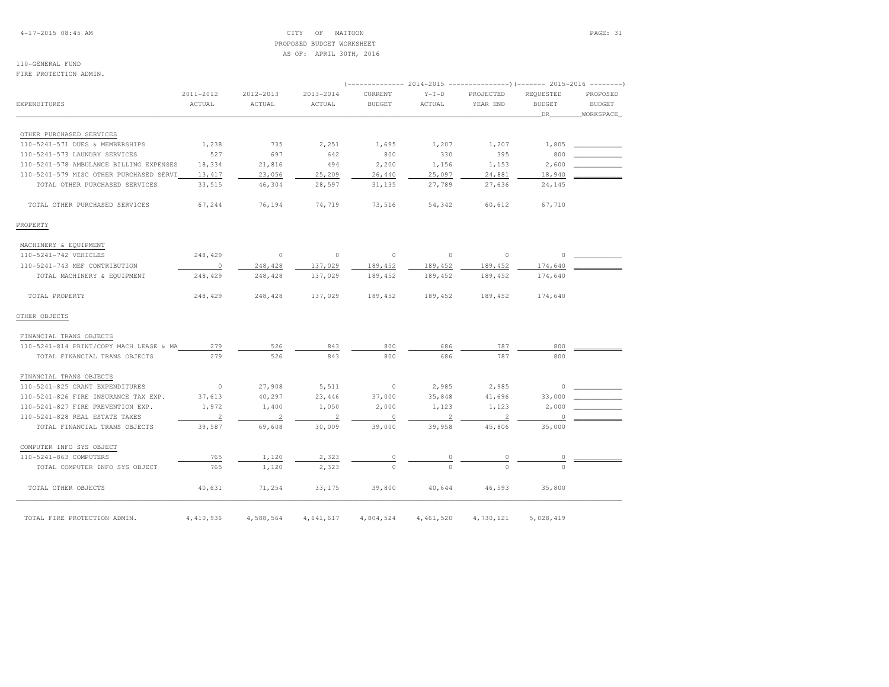CITY OF MATTOON
PROPOSED BUDGET WORKSHEET
AS OF: APRIL 30TH, 2016

110-GENERAL FUND
FIRE PROTECTION ADMIN.

| EXPENDITURES | 2011-2012 ACTUAL | 2012-2013 ACTUAL | 2013-2014 ACTUAL | 2014-2015 CURRENT BUDGET | 2014-2015 Y-T-D ACTUAL | 2014-2015 PROJECTED YEAR END | 2015-2016 REQUESTED BUDGET DR | 2015-2016 PROPOSED BUDGET WORKSPACE |
|---|---|---|---|---|---|---|---|---|
| OTHER PURCHASED SERVICES | | | | | | | | |
| 110-5241-571 DUES & MEMBERSHIPS | 1,238 | 735 | 2,251 | 1,695 | 1,207 | 1,207 | 1,805 | |
| 110-5241-573 LAUNDRY SERVICES | 527 | 697 | 642 | 800 | 330 | 395 | 800 | |
| 110-5241-578 AMBULANCE BILLING EXPENSES | 18,334 | 21,816 | 494 | 2,200 | 1,156 | 1,153 | 2,600 | |
| 110-5241-579 MISC OTHER PURCHASED SERVI | 13,417 | 23,056 | 25,209 | 26,440 | 25,097 | 24,881 | 18,940 | |
| TOTAL OTHER PURCHASED SERVICES | 33,515 | 46,304 | 28,597 | 31,135 | 27,789 | 27,636 | 24,145 | |
| TOTAL OTHER PURCHASED SERVICES | 67,244 | 76,194 | 74,719 | 73,516 | 54,342 | 60,612 | 67,710 | |
| PROPERTY | | | | | | | | |
| MACHINERY & EQUIPMENT | | | | | | | | |
| 110-5241-742 VEHICLES | 248,429 | 0 | 0 | 0 | 0 | 0 | 0 | |
| 110-5241-743 MEF CONTRIBUTION | 0 | 248,428 | 137,029 | 189,452 | 189,452 | 189,452 | 174,640 | |
| TOTAL MACHINERY & EQUIPMENT | 248,429 | 248,428 | 137,029 | 189,452 | 189,452 | 189,452 | 174,640 | |
| TOTAL PROPERTY | 248,429 | 248,428 | 137,029 | 189,452 | 189,452 | 189,452 | 174,640 | |
| OTHER OBJECTS | | | | | | | | |
| FINANCIAL TRANS OBJECTS | | | | | | | | |
| 110-5241-814 PRINT/COPY MACH LEASE & MA | 279 | 526 | 843 | 800 | 686 | 787 | 800 | |
| TOTAL FINANCIAL TRANS OBJECTS | 279 | 526 | 843 | 800 | 686 | 787 | 800 | |
| FINANCIAL TRANS OBJECTS | | | | | | | | |
| 110-5241-825 GRANT EXPENDITURES | 0 | 27,908 | 5,511 | 0 | 2,985 | 2,985 | 0 | |
| 110-5241-826 FIRE INSURANCE TAX EXP. | 37,613 | 40,297 | 23,446 | 37,000 | 35,848 | 41,696 | 33,000 | |
| 110-5241-827 FIRE PREVENTION EXP. | 1,972 | 1,400 | 1,050 | 2,000 | 1,123 | 1,123 | 2,000 | |
| 110-5241-828 REAL ESTATE TAXES | 2 | 2 | 2 | 0 | 2 | 2 | 0 | |
| TOTAL FINANCIAL TRANS OBJECTS | 39,587 | 69,608 | 30,009 | 39,000 | 39,958 | 45,806 | 35,000 | |
| COMPUTER INFO SYS OBJECT | | | | | | | | |
| 110-5241-863 COMPUTERS | 765 | 1,120 | 2,323 | 0 | 0 | 0 | 0 | |
| TOTAL COMPUTER INFO SYS OBJECT | 765 | 1,120 | 2,323 | 0 | 0 | 0 | 0 | |
| TOTAL OTHER OBJECTS | 40,631 | 71,254 | 33,175 | 39,800 | 40,644 | 46,593 | 35,800 | |
| TOTAL FIRE PROTECTION ADMIN. | 4,410,936 | 4,588,564 | 4,641,617 | 4,804,524 | 4,461,520 | 4,730,121 | 5,028,419 | |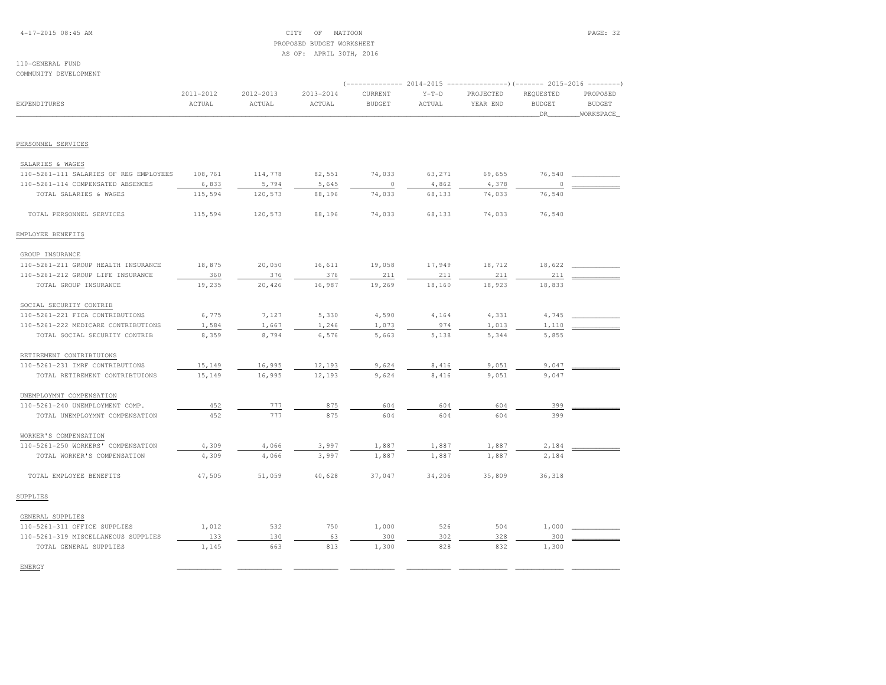CITY OF MATTOON
PROPOSED BUDGET WORKSHEET
AS OF: APRIL 30TH, 2016

110-GENERAL FUND
COMMUNITY DEVELOPMENT

| EXPENDITURES | 2011-2012 ACTUAL | 2012-2013 ACTUAL | 2013-2014 ACTUAL | 2014-2015 CURRENT BUDGET | 2014-2015 Y-T-D ACTUAL | 2014-2015 PROJECTED YEAR END | 2015-2016 REQUESTED BUDGET DR | 2015-2016 PROPOSED BUDGET WORKSPACE |
|---|---|---|---|---|---|---|---|---|
| **PERSONNEL SERVICES** | | | | | | | | |
| SALARIES & WAGES | | | | | | | | |
| 110-5261-111 SALARIES OF REG EMPLOYEES | 108,761 | 114,778 | 82,551 | 74,033 | 63,271 | 69,655 | 76,540 | |
| 110-5261-114 COMPENSATED ABSENCES | 6,833 | 5,794 | 5,645 | 0 | 4,862 | 4,378 | 0 | |
| TOTAL SALARIES & WAGES | 115,594 | 120,573 | 88,196 | 74,033 | 68,133 | 74,033 | 76,540 | |
| TOTAL PERSONNEL SERVICES | 115,594 | 120,573 | 88,196 | 74,033 | 68,133 | 74,033 | 76,540 | |
| **EMPLOYEE BENEFITS** | | | | | | | | |
| GROUP INSURANCE | | | | | | | | |
| 110-5261-211 GROUP HEALTH INSURANCE | 18,875 | 20,050 | 16,611 | 19,058 | 17,949 | 18,712 | 18,622 | |
| 110-5261-212 GROUP LIFE INSURANCE | 360 | 376 | 376 | 211 | 211 | 211 | 211 | |
| TOTAL GROUP INSURANCE | 19,235 | 20,426 | 16,987 | 19,269 | 18,160 | 18,923 | 18,833 | |
| SOCIAL SECURITY CONTRIB | | | | | | | | |
| 110-5261-221 FICA CONTRIBUTIONS | 6,775 | 7,127 | 5,330 | 4,590 | 4,164 | 4,331 | 4,745 | |
| 110-5261-222 MEDICARE CONTRIBUTIONS | 1,584 | 1,667 | 1,246 | 1,073 | 974 | 1,013 | 1,110 | |
| TOTAL SOCIAL SECURITY CONTRIB | 8,359 | 8,794 | 6,576 | 5,663 | 5,138 | 5,344 | 5,855 | |
| RETIREMENT CONTRIBTUIONS | | | | | | | | |
| 110-5261-231 IMRF CONTRIBUTIONS | 15,149 | 16,995 | 12,193 | 9,624 | 8,416 | 9,051 | 9,047 | |
| TOTAL RETIREMENT CONTRIBTUIONS | 15,149 | 16,995 | 12,193 | 9,624 | 8,416 | 9,051 | 9,047 | |
| UNEMPLOYMNT COMPENSATION | | | | | | | | |
| 110-5261-240 UNEMPLOYMENT COMP. | 452 | 777 | 875 | 604 | 604 | 604 | 399 | |
| TOTAL UNEMPLOYMNT COMPENSATION | 452 | 777 | 875 | 604 | 604 | 604 | 399 | |
| WORKER'S COMPENSATION | | | | | | | | |
| 110-5261-250 WORKERS' COMPENSATION | 4,309 | 4,066 | 3,997 | 1,887 | 1,887 | 1,887 | 2,184 | |
| TOTAL WORKER'S COMPENSATION | 4,309 | 4,066 | 3,997 | 1,887 | 1,887 | 1,887 | 2,184 | |
| TOTAL EMPLOYEE BENEFITS | 47,505 | 51,059 | 40,628 | 37,047 | 34,206 | 35,809 | 36,318 | |
| **SUPPLIES** | | | | | | | | |
| GENERAL SUPPLIES | | | | | | | | |
| 110-5261-311 OFFICE SUPPLIES | 1,012 | 532 | 750 | 1,000 | 526 | 504 | 1,000 | |
| 110-5261-319 MISCELLANEOUS SUPPLIES | 133 | 130 | 63 | 300 | 302 | 328 | 300 | |
| TOTAL GENERAL SUPPLIES | 1,145 | 663 | 813 | 1,300 | 828 | 832 | 1,300 | |
| ENERGY | | | | | | | | |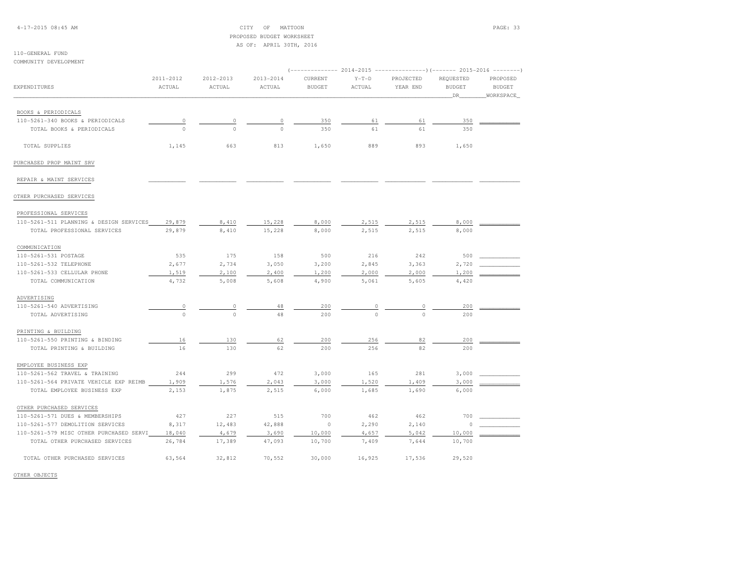CITY OF MATTOON
PROPOSED BUDGET WORKSHEET
AS OF: APRIL 30TH, 2016

110-GENERAL FUND
COMMUNITY DEVELOPMENT

| | | | | 2014-2015 | | | 2015-2016 | |
|---|---|---|---|---|---|---|---|---|
| EXPENDITURES | 2011-2012 ACTUAL | 2012-2013 ACTUAL | 2013-2014 ACTUAL | CURRENT BUDGET | Y-T-D ACTUAL | PROJECTED YEAR END | REQUESTED BUDGET DR | PROPOSED BUDGET WORKSPACE |
| BOOKS & PERIODICALS | | | | | | | | |
| 110-5261-340 BOOKS & PERIODICALS | 0 | 0 | 0 | 350 | 61 | 61 | 350 | |
| TOTAL BOOKS & PERIODICALS | 0 | 0 | 0 | 350 | 61 | 61 | 350 | |
| TOTAL SUPPLIES | 1,145 | 663 | 813 | 1,650 | 889 | 893 | 1,650 | |
| PURCHASED PROP MAINT SRV | | | | | | | | |
| REPAIR & MAINT SERVICES | | | | | | | | |
| OTHER PURCHASED SERVICES | | | | | | | | |
| PROFESSIONAL SERVICES | | | | | | | | |
| 110-5261-511 PLANNING & DESIGN SERVICES | 29,879 | 8,410 | 15,228 | 8,000 | 2,515 | 2,515 | 8,000 | |
| TOTAL PROFESSIONAL SERVICES | 29,879 | 8,410 | 15,228 | 8,000 | 2,515 | 2,515 | 8,000 | |
| COMMUNICATION | | | | | | | | |
| 110-5261-531 POSTAGE | 535 | 175 | 158 | 500 | 216 | 242 | 500 | |
| 110-5261-532 TELEPHONE | 2,677 | 2,734 | 3,050 | 3,200 | 2,845 | 3,363 | 2,720 | |
| 110-5261-533 CELLULAR PHONE | 1,519 | 2,100 | 2,400 | 1,200 | 2,000 | 2,000 | 1,200 | |
| TOTAL COMMUNICATION | 4,732 | 5,008 | 5,608 | 4,900 | 5,061 | 5,605 | 4,420 | |
| ADVERTISING | | | | | | | | |
| 110-5261-540 ADVERTISING | 0 | 0 | 48 | 200 | 0 | 0 | 200 | |
| TOTAL ADVERTISING | 0 | 0 | 48 | 200 | 0 | 0 | 200 | |
| PRINTING & BUILDING | | | | | | | | |
| 110-5261-550 PRINTING & BINDING | 16 | 130 | 62 | 200 | 256 | 82 | 200 | |
| TOTAL PRINTING & BUILDING | 16 | 130 | 62 | 200 | 256 | 82 | 200 | |
| EMPLOYEE BUSINESS EXP | | | | | | | | |
| 110-5261-562 TRAVEL & TRAINING | 244 | 299 | 472 | 3,000 | 165 | 281 | 3,000 | |
| 110-5261-564 PRIVATE VEHICLE EXP REIMB | 1,909 | 1,576 | 2,043 | 3,000 | 1,520 | 1,409 | 3,000 | |
| TOTAL EMPLOYEE BUSINESS EXP | 2,153 | 1,875 | 2,515 | 6,000 | 1,685 | 1,690 | 6,000 | |
| OTHER PURCHASED SERVICES | | | | | | | | |
| 110-5261-571 DUES & MEMBERSHIPS | 427 | 227 | 515 | 700 | 462 | 462 | 700 | |
| 110-5261-577 DEMOLITION SERVICES | 8,317 | 12,483 | 42,888 | 0 | 2,290 | 2,140 | 0 | |
| 110-5261-579 MISC OTHER PURCHASED SERVI | 18,040 | 4,679 | 3,690 | 10,000 | 4,657 | 5,042 | 10,000 | |
| TOTAL OTHER PURCHASED SERVICES | 26,784 | 17,389 | 47,093 | 10,700 | 7,409 | 7,644 | 10,700 | |
| TOTAL OTHER PURCHASED SERVICES | 63,564 | 32,812 | 70,552 | 30,000 | 16,925 | 17,536 | 29,520 | |
| OTHER OBJECTS | | | | | | | | |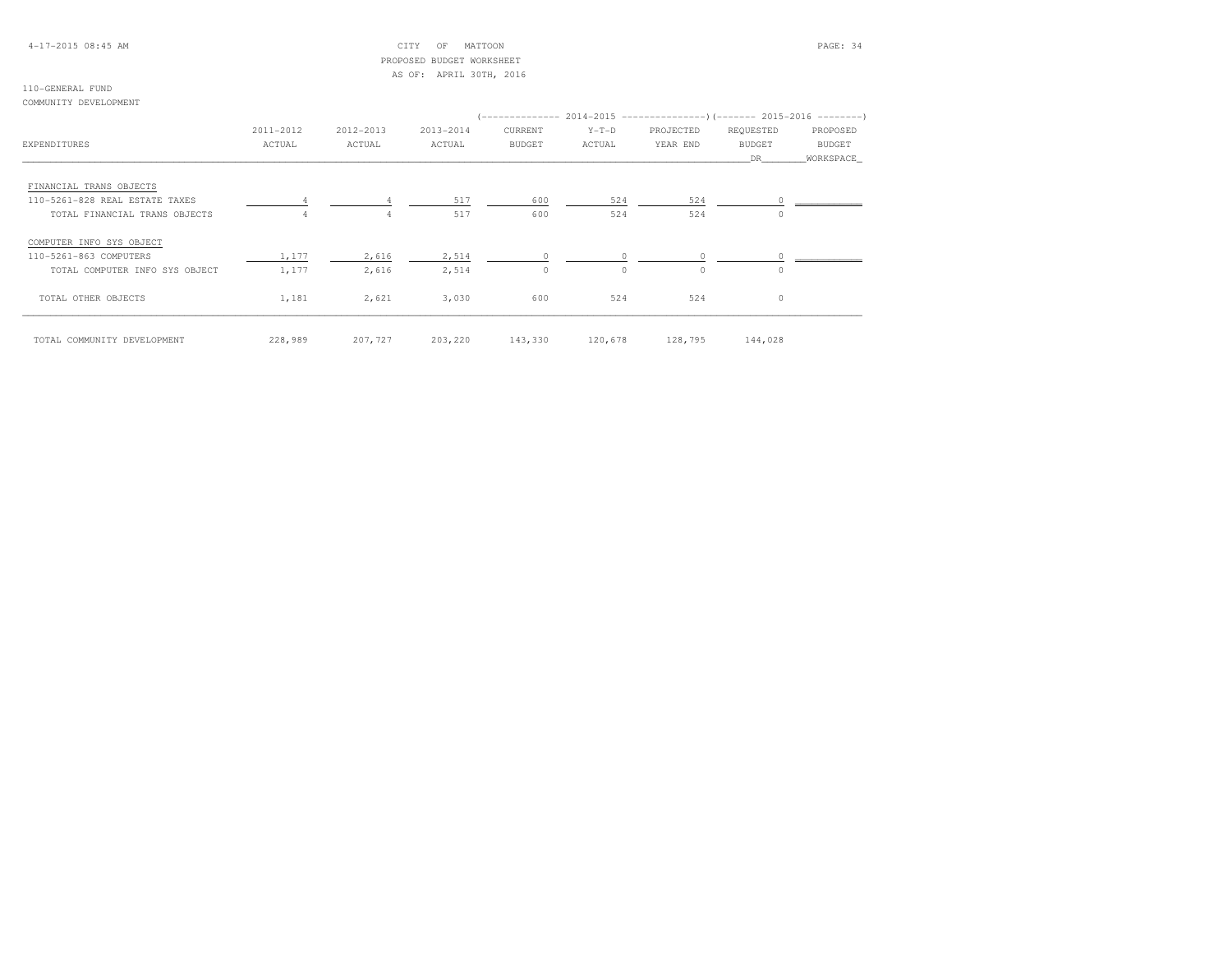4-17-2015 08:45 AM

CITY OF MATTOON
PROPOSED BUDGET WORKSHEET
AS OF: APRIL 30TH, 2016

110-GENERAL FUND
COMMUNITY DEVELOPMENT

| | | | | 2014-2015 | | | 2015-2016 | |
|---|---|---|---|---|---|---|---|---|
| EXPENDITURES | 2011-2012 ACTUAL | 2012-2013 ACTUAL | 2013-2014 ACTUAL | CURRENT BUDGET | Y-T-D ACTUAL | PROJECTED YEAR END | REQUESTED BUDGET DR | PROPOSED BUDGET WORKSPACE |
| FINANCIAL TRANS OBJECTS | | | | | | | | |
| 110-5261-828 REAL ESTATE TAXES | 4 | 4 | 517 | 600 | 524 | 524 | 0 | |
| TOTAL FINANCIAL TRANS OBJECTS | 4 | 4 | 517 | 600 | 524 | 524 | 0 | |
| COMPUTER INFO SYS OBJECT | | | | | | | | |
| 110-5261-863 COMPUTERS | 1,177 | 2,616 | 2,514 | 0 | 0 | 0 | 0 | |
| TOTAL COMPUTER INFO SYS OBJECT | 1,177 | 2,616 | 2,514 | 0 | 0 | 0 | 0 | |
| TOTAL OTHER OBJECTS | 1,181 | 2,621 | 3,030 | 600 | 524 | 524 | 0 | |
| TOTAL COMMUNITY DEVELOPMENT | 228,989 | 207,727 | 203,220 | 143,330 | 120,678 | 128,795 | 144,028 | |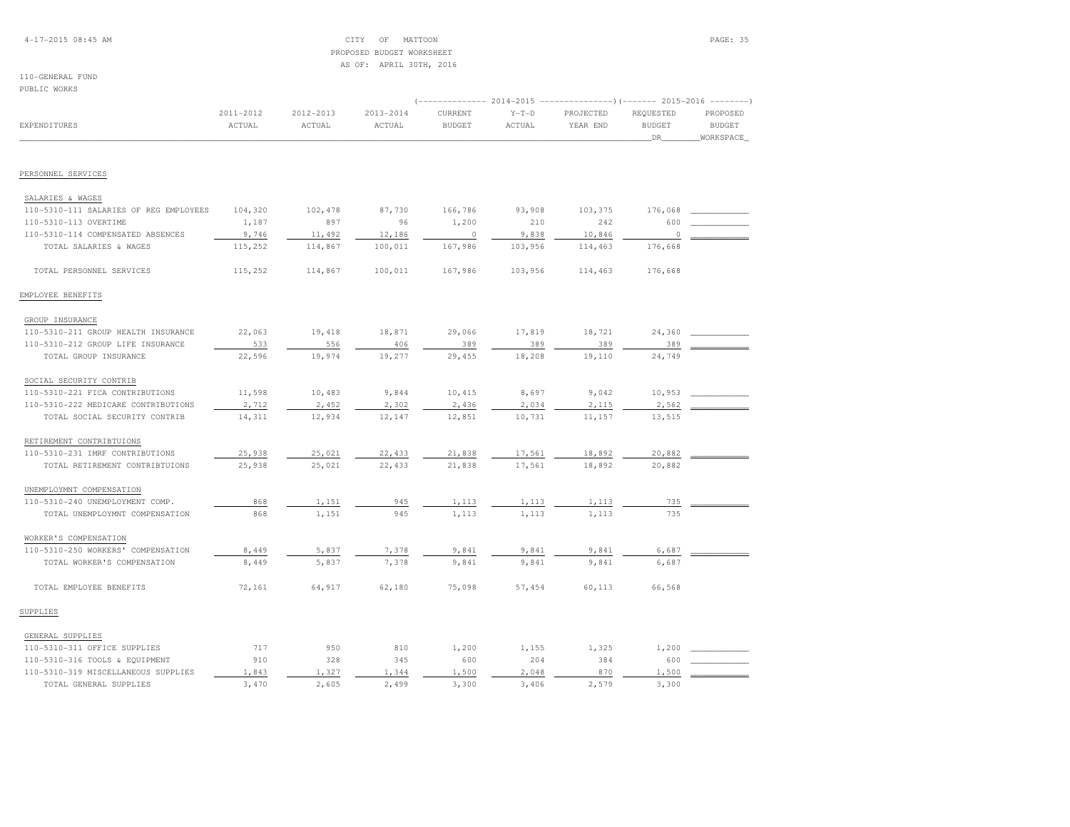CITY OF MATTOON
PROPOSED BUDGET WORKSHEET
AS OF: APRIL 30TH, 2016

110-GENERAL FUND
PUBLIC WORKS

| EXPENDITURES | 2011-2012 ACTUAL | 2012-2013 ACTUAL | 2013-2014 ACTUAL | 2014-2015 CURRENT BUDGET | 2014-2015 Y-T-D ACTUAL | 2014-2015 PROJECTED YEAR END | 2015-2016 REQUESTED BUDGET DR | 2015-2016 PROPOSED BUDGET WORKSPACE |
|---|---|---|---|---|---|---|---|---|
| PERSONNEL SERVICES | | | | | | | | |
| SALARIES & WAGES | | | | | | | | |
| 110-5310-111 SALARIES OF REG EMPLOYEES | 104,320 | 102,478 | 87,730 | 166,786 | 93,908 | 103,375 | 176,068 | |
| 110-5310-113 OVERTIME | 1,187 | 897 | 96 | 1,200 | 210 | 242 | 600 | |
| 110-5310-114 COMPENSATED ABSENCES | 9,746 | 11,492 | 12,186 | 0 | 9,838 | 10,846 | 0 | |
| TOTAL SALARIES & WAGES | 115,252 | 114,867 | 100,011 | 167,986 | 103,956 | 114,463 | 176,668 | |
| TOTAL PERSONNEL SERVICES | 115,252 | 114,867 | 100,011 | 167,986 | 103,956 | 114,463 | 176,668 | |
| EMPLOYEE BENEFITS | | | | | | | | |
| GROUP INSURANCE | | | | | | | | |
| 110-5310-211 GROUP HEALTH INSURANCE | 22,063 | 19,418 | 18,871 | 29,066 | 17,819 | 18,721 | 24,360 | |
| 110-5310-212 GROUP LIFE INSURANCE | 533 | 556 | 406 | 389 | 389 | 389 | 389 | |
| TOTAL GROUP INSURANCE | 22,596 | 19,974 | 19,277 | 29,455 | 18,208 | 19,110 | 24,749 | |
| SOCIAL SECURITY CONTRIB | | | | | | | | |
| 110-5310-221 FICA CONTRIBUTIONS | 11,598 | 10,483 | 9,844 | 10,415 | 8,697 | 9,042 | 10,953 | |
| 110-5310-222 MEDICARE CONTRIBUTIONS | 2,712 | 2,452 | 2,302 | 2,436 | 2,034 | 2,115 | 2,562 | |
| TOTAL SOCIAL SECURITY CONTRIB | 14,311 | 12,934 | 12,147 | 12,851 | 10,731 | 11,157 | 13,515 | |
| RETIREMENT CONTRIBTUIONS | | | | | | | | |
| 110-5310-231 IMRF CONTRIBUTIONS | 25,938 | 25,021 | 22,433 | 21,838 | 17,561 | 18,892 | 20,882 | |
| TOTAL RETIREMENT CONTRIBTUIONS | 25,938 | 25,021 | 22,433 | 21,838 | 17,561 | 18,892 | 20,882 | |
| UNEMPLOYMNT COMPENSATION | | | | | | | | |
| 110-5310-240 UNEMPLOYMENT COMP. | 868 | 1,151 | 945 | 1,113 | 1,113 | 1,113 | 735 | |
| TOTAL UNEMPLOYMNT COMPENSATION | 868 | 1,151 | 945 | 1,113 | 1,113 | 1,113 | 735 | |
| WORKER'S COMPENSATION | | | | | | | | |
| 110-5310-250 WORKERS' COMPENSATION | 8,449 | 5,837 | 7,378 | 9,841 | 9,841 | 9,841 | 6,687 | |
| TOTAL WORKER'S COMPENSATION | 8,449 | 5,837 | 7,378 | 9,841 | 9,841 | 9,841 | 6,687 | |
| TOTAL EMPLOYEE BENEFITS | 72,161 | 64,917 | 62,180 | 75,098 | 57,454 | 60,113 | 66,568 | |
| SUPPLIES | | | | | | | | |
| GENERAL SUPPLIES | | | | | | | | |
| 110-5310-311 OFFICE SUPPLIES | 717 | 950 | 810 | 1,200 | 1,155 | 1,325 | 1,200 | |
| 110-5310-316 TOOLS & EQUIPMENT | 910 | 328 | 345 | 600 | 204 | 384 | 600 | |
| 110-5310-319 MISCELLANEOUS SUPPLIES | 1,843 | 1,327 | 1,344 | 1,500 | 2,048 | 870 | 1,500 | |
| TOTAL GENERAL SUPPLIES | 3,470 | 2,605 | 2,499 | 3,300 | 3,406 | 2,579 | 3,300 | |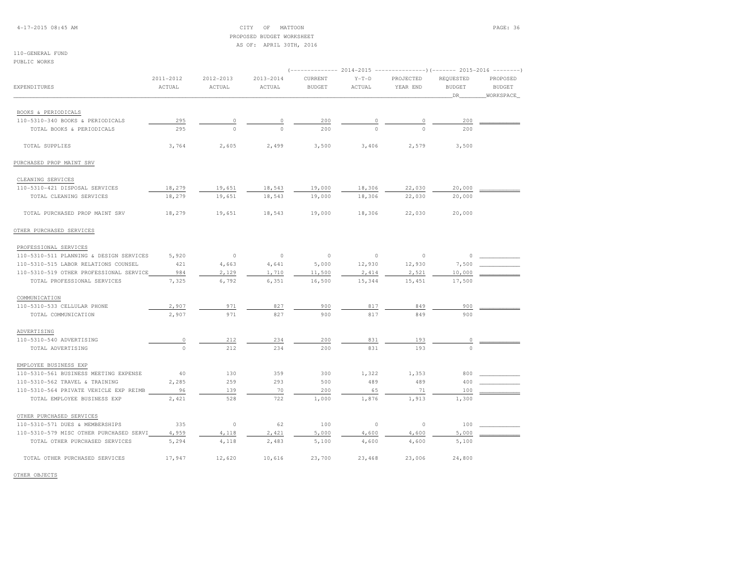CITY OF MATTOON
PROPOSED BUDGET WORKSHEET
AS OF: APRIL 30TH, 2016

110-GENERAL FUND
PUBLIC WORKS

| EXPENDITURES | 2011-2012 ACTUAL | 2012-2013 ACTUAL | 2013-2014 ACTUAL | 2014-2015 CURRENT BUDGET | 2014-2015 Y-T-D ACTUAL | 2014-2015 PROJECTED YEAR END | 2015-2016 REQUESTED BUDGET DR | 2015-2016 PROPOSED BUDGET WORKSPACE |
|---|---|---|---|---|---|---|---|---|
| BOOKS & PERIODICALS | | | | | | | | |
| 110-5310-340 BOOKS & PERIODICALS | 295 | 0 | 0 | 200 | 0 | 0 | 200 | |
| TOTAL BOOKS & PERIODICALS | 295 | 0 | 0 | 200 | 0 | 0 | 200 | |
| TOTAL SUPPLIES | 3,764 | 2,605 | 2,499 | 3,500 | 3,406 | 2,579 | 3,500 | |
| PURCHASED PROP MAINT SRV | | | | | | | | |
| CLEANING SERVICES | | | | | | | | |
| 110-5310-421 DISPOSAL SERVICES | 18,279 | 19,651 | 18,543 | 19,000 | 18,306 | 22,030 | 20,000 | |
| TOTAL CLEANING SERVICES | 18,279 | 19,651 | 18,543 | 19,000 | 18,306 | 22,030 | 20,000 | |
| TOTAL PURCHASED PROP MAINT SRV | 18,279 | 19,651 | 18,543 | 19,000 | 18,306 | 22,030 | 20,000 | |
| OTHER PURCHASED SERVICES | | | | | | | | |
| PROFESSIONAL SERVICES | | | | | | | | |
| 110-5310-511 PLANNING & DESIGN SERVICES | 5,920 | 0 | 0 | 0 | 0 | 0 | 0 | |
| 110-5310-515 LABOR RELATIONS COUNSEL | 421 | 4,663 | 4,641 | 5,000 | 12,930 | 12,930 | 7,500 | |
| 110-5310-519 OTHER PROFESSIONAL SERVICE | 984 | 2,129 | 1,710 | 11,500 | 2,414 | 2,521 | 10,000 | |
| TOTAL PROFESSIONAL SERVICES | 7,325 | 6,792 | 6,351 | 16,500 | 15,344 | 15,451 | 17,500 | |
| COMMUNICATION | | | | | | | | |
| 110-5310-533 CELLULAR PHONE | 2,907 | 971 | 827 | 900 | 817 | 849 | 900 | |
| TOTAL COMMUNICATION | 2,907 | 971 | 827 | 900 | 817 | 849 | 900 | |
| ADVERTISING | | | | | | | | |
| 110-5310-540 ADVERTISING | 0 | 212 | 234 | 200 | 831 | 193 | 0 | |
| TOTAL ADVERTISING | 0 | 212 | 234 | 200 | 831 | 193 | 0 | |
| EMPLOYEE BUSINESS EXP | | | | | | | | |
| 110-5310-561 BUSINESS MEETING EXPENSE | 40 | 130 | 359 | 300 | 1,322 | 1,353 | 800 | |
| 110-5310-562 TRAVEL & TRAINING | 2,285 | 259 | 293 | 500 | 489 | 489 | 400 | |
| 110-5310-564 PRIVATE VEHICLE EXP REIMB | 96 | 139 | 70 | 200 | 65 | 71 | 100 | |
| TOTAL EMPLOYEE BUSINESS EXP | 2,421 | 528 | 722 | 1,000 | 1,876 | 1,913 | 1,300 | |
| OTHER PURCHASED SERVICES | | | | | | | | |
| 110-5310-571 DUES & MEMBERSHIPS | 335 | 0 | 62 | 100 | 0 | 0 | 100 | |
| 110-5310-579 MISC OTHER PURCHASED SERVI | 4,959 | 4,118 | 2,421 | 5,000 | 4,600 | 4,600 | 5,000 | |
| TOTAL OTHER PURCHASED SERVICES | 5,294 | 4,118 | 2,483 | 5,100 | 4,600 | 4,600 | 5,100 | |
| TOTAL OTHER PURCHASED SERVICES | 17,947 | 12,620 | 10,616 | 23,700 | 23,468 | 23,006 | 24,800 | |

OTHER OBJECTS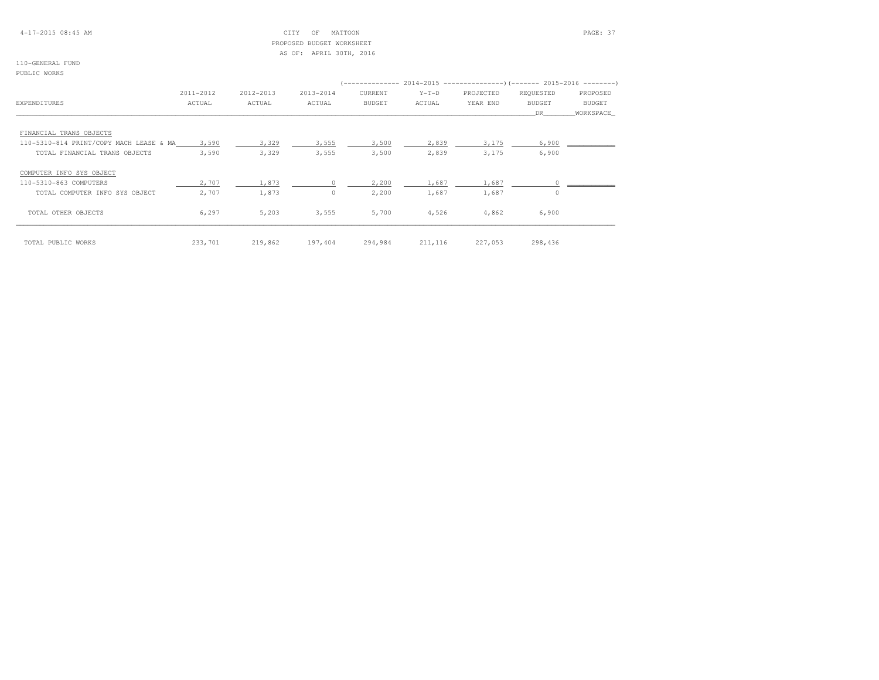4-17-2015 08:45 AM

CITY OF MATTOON
PROPOSED BUDGET WORKSHEET
AS OF: APRIL 30TH, 2016

110-GENERAL FUND
PUBLIC WORKS

| EXPENDITURES | 2011-2012 ACTUAL | 2012-2013 ACTUAL | 2013-2014 ACTUAL | 2014-2015 CURRENT BUDGET | 2014-2015 Y-T-D ACTUAL | 2014-2015 PROJECTED YEAR END | 2015-2016 REQUESTED BUDGET DR | 2015-2016 PROPOSED BUDGET WORKSPACE |
|---|---|---|---|---|---|---|---|---|
| FINANCIAL TRANS OBJECTS | | | | | | | | |
| 110-5310-814 PRINT/COPY MACH LEASE & MA | 3,590 | 3,329 | 3,555 | 3,500 | 2,839 | 3,175 | 6,900 | |
| TOTAL FINANCIAL TRANS OBJECTS | 3,590 | 3,329 | 3,555 | 3,500 | 2,839 | 3,175 | 6,900 | |
| COMPUTER INFO SYS OBJECT | | | | | | | | |
| 110-5310-863 COMPUTERS | 2,707 | 1,873 | 0 | 2,200 | 1,687 | 1,687 | 0 | |
| TOTAL COMPUTER INFO SYS OBJECT | 2,707 | 1,873 | 0 | 2,200 | 1,687 | 1,687 | 0 | |
| TOTAL OTHER OBJECTS | 6,297 | 5,203 | 3,555 | 5,700 | 4,526 | 4,862 | 6,900 | |
| TOTAL PUBLIC WORKS | 233,701 | 219,862 | 197,404 | 294,984 | 211,116 | 227,053 | 298,436 | |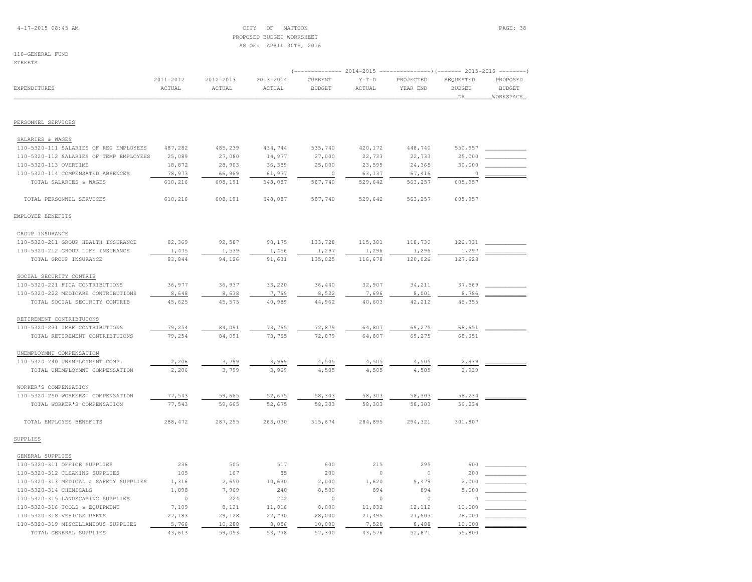CITY OF MATTOON
PROPOSED BUDGET WORKSHEET
AS OF: APRIL 30TH, 2016

110-GENERAL FUND
STREETS

| EXPENDITURES | 2011-2012 ACTUAL | 2012-2013 ACTUAL | 2013-2014 ACTUAL | 2014-2015 CURRENT BUDGET | 2014-2015 Y-T-D ACTUAL | 2014-2015 PROJECTED YEAR END | 2015-2016 REQUESTED BUDGET DR | 2015-2016 PROPOSED BUDGET WORKSPACE |
|---|---|---|---|---|---|---|---|---|
| **PERSONNEL SERVICES** | | | | | | | | |
| SALARIES & WAGES | | | | | | | | |
| 110-5320-111 SALARIES OF REG EMPLOYEES | 487,282 | 485,239 | 434,744 | 535,740 | 420,172 | 448,740 | 550,957 | ___________ |
| 110-5320-112 SALARIES OF TEMP EMPLOYEES | 25,089 | 27,080 | 14,977 | 27,000 | 22,733 | 22,733 | 25,000 | ___________ |
| 110-5320-113 OVERTIME | 18,872 | 28,903 | 36,389 | 25,000 | 23,599 | 24,368 | 30,000 | ___________ |
| 110-5320-114 COMPENSATED ABSENCES | 78,973 | 66,969 | 61,977 | 0 | 63,137 | 67,416 | 0 | ___________ |
| TOTAL SALARIES & WAGES | 610,216 | 608,191 | 548,087 | 587,740 | 529,642 | 563,257 | 605,957 | |
| TOTAL PERSONNEL SERVICES | 610,216 | 608,191 | 548,087 | 587,740 | 529,642 | 563,257 | 605,957 | |
| **EMPLOYEE BENEFITS** | | | | | | | | |
| GROUP INSURANCE | | | | | | | | |
| 110-5320-211 GROUP HEALTH INSURANCE | 82,369 | 92,587 | 90,175 | 133,728 | 115,381 | 118,730 | 126,331 | ___________ |
| 110-5320-212 GROUP LIFE INSURANCE | 1,475 | 1,539 | 1,456 | 1,297 | 1,296 | 1,296 | 1,297 | ___________ |
| TOTAL GROUP INSURANCE | 83,844 | 94,126 | 91,631 | 135,025 | 116,678 | 120,026 | 127,628 | |
| SOCIAL SECURITY CONTRIB | | | | | | | | |
| 110-5320-221 FICA CONTRIBUTIONS | 36,977 | 36,937 | 33,220 | 36,440 | 32,907 | 34,211 | 37,569 | ___________ |
| 110-5320-222 MEDICARE CONTRIBUTIONS | 8,648 | 8,638 | 7,769 | 8,522 | 7,696 | 8,001 | 8,786 | ___________ |
| TOTAL SOCIAL SECURITY CONTRIB | 45,625 | 45,575 | 40,989 | 44,962 | 40,603 | 42,212 | 46,355 | |
| RETIREMENT CONTRIBTUIONS | | | | | | | | |
| 110-5320-231 IMRF CONTRIBUTIONS | 79,254 | 84,091 | 73,765 | 72,879 | 64,807 | 69,275 | 68,651 | ___________ |
| TOTAL RETIREMENT CONTRIBTUIONS | 79,254 | 84,091 | 73,765 | 72,879 | 64,807 | 69,275 | 68,651 | |
| UNEMPLOYMNT COMPENSATION | | | | | | | | |
| 110-5320-240 UNEMPLOYMENT COMP. | 2,206 | 3,799 | 3,969 | 4,505 | 4,505 | 4,505 | 2,939 | ___________ |
| TOTAL UNEMPLOYMNT COMPENSATION | 2,206 | 3,799 | 3,969 | 4,505 | 4,505 | 4,505 | 2,939 | |
| WORKER'S COMPENSATION | | | | | | | | |
| 110-5320-250 WORKERS' COMPENSATION | 77,543 | 59,665 | 52,675 | 58,303 | 58,303 | 58,303 | 56,234 | ___________ |
| TOTAL WORKER'S COMPENSATION | 77,543 | 59,665 | 52,675 | 58,303 | 58,303 | 58,303 | 56,234 | |
| TOTAL EMPLOYEE BENEFITS | 288,472 | 287,255 | 263,030 | 315,674 | 284,895 | 294,321 | 301,807 | |
| **SUPPLIES** | | | | | | | | |
| GENERAL SUPPLIES | | | | | | | | |
| 110-5320-311 OFFICE SUPPLIES | 236 | 505 | 517 | 600 | 215 | 295 | 600 | ___________ |
| 110-5320-312 CLEANING SUPPLIES | 105 | 167 | 85 | 200 | 0 | 0 | 200 | ___________ |
| 110-5320-313 MEDICAL & SAFETY SUPPLIES | 1,316 | 2,650 | 10,630 | 2,000 | 1,620 | 9,479 | 2,000 | ___________ |
| 110-5320-314 CHEMICALS | 1,898 | 7,969 | 240 | 8,500 | 894 | 894 | 5,000 | ___________ |
| 110-5320-315 LANDSCAPING SUPPLIES | 0 | 224 | 202 | 0 | 0 | 0 | 0 | ___________ |
| 110-5320-316 TOOLS & EQUIPMENT | 7,109 | 8,121 | 11,818 | 8,000 | 11,832 | 12,112 | 10,000 | ___________ |
| 110-5320-318 VEHICLE PARTS | 27,183 | 29,128 | 22,230 | 28,000 | 21,495 | 21,603 | 28,000 | ___________ |
| 110-5320-319 MISCELLANEOUS SUPPLIES | 5,766 | 10,288 | 8,056 | 10,000 | 7,520 | 8,488 | 10,000 | ___________ |
| TOTAL GENERAL SUPPLIES | 43,613 | 59,053 | 53,778 | 57,300 | 43,576 | 52,871 | 55,800 | |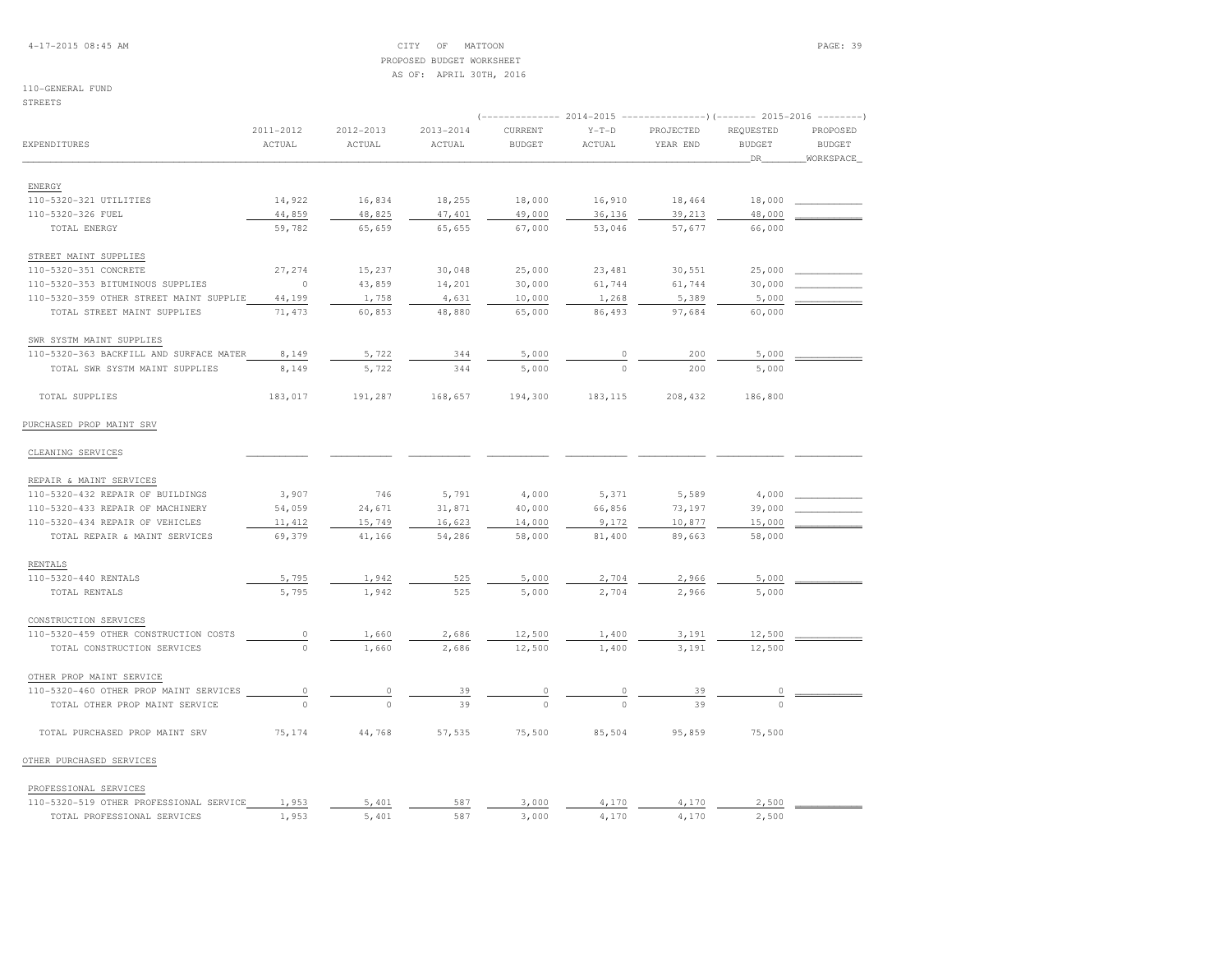CITY OF MATTOON
PROPOSED BUDGET WORKSHEET
AS OF: APRIL 30TH, 2016

110-GENERAL FUND
STREETS

| EXPENDITURES | 2011-2012 ACTUAL | 2012-2013 ACTUAL | 2013-2014 ACTUAL | 2014-2015 CURRENT BUDGET | 2014-2015 Y-T-D ACTUAL | 2014-2015 PROJECTED YEAR END | 2015-2016 REQUESTED BUDGET DR | 2015-2016 PROPOSED BUDGET WORKSPACE |
|---|---|---|---|---|---|---|---|---|
| ENERGY | | | | | | | | |
| 110-5320-321 UTILITIES | 14,922 | 16,834 | 18,255 | 18,000 | 16,910 | 18,464 | 18,000 | |
| 110-5320-326 FUEL | 44,859 | 48,825 | 47,401 | 49,000 | 36,136 | 39,213 | 48,000 | |
| TOTAL ENERGY | 59,782 | 65,659 | 65,655 | 67,000 | 53,046 | 57,677 | 66,000 | |
| STREET MAINT SUPPLIES | | | | | | | | |
| 110-5320-351 CONCRETE | 27,274 | 15,237 | 30,048 | 25,000 | 23,481 | 30,551 | 25,000 | |
| 110-5320-353 BITUMINOUS SUPPLIES | 0 | 43,859 | 14,201 | 30,000 | 61,744 | 61,744 | 30,000 | |
| 110-5320-359 OTHER STREET MAINT SUPPLIE | 44,199 | 1,758 | 4,631 | 10,000 | 1,268 | 5,389 | 5,000 | |
| TOTAL STREET MAINT SUPPLIES | 71,473 | 60,853 | 48,880 | 65,000 | 86,493 | 97,684 | 60,000 | |
| SWR SYSTM MAINT SUPPLIES | | | | | | | | |
| 110-5320-363 BACKFILL AND SURFACE MATER | 8,149 | 5,722 | 344 | 5,000 | 0 | 200 | 5,000 | |
| TOTAL SWR SYSTM MAINT SUPPLIES | 8,149 | 5,722 | 344 | 5,000 | 0 | 200 | 5,000 | |
| TOTAL SUPPLIES | 183,017 | 191,287 | 168,657 | 194,300 | 183,115 | 208,432 | 186,800 | |
| PURCHASED PROP MAINT SRV | | | | | | | | |
| CLEANING SERVICES | | | | | | | | |
| REPAIR & MAINT SERVICES | | | | | | | | |
| 110-5320-432 REPAIR OF BUILDINGS | 3,907 | 746 | 5,791 | 4,000 | 5,371 | 5,589 | 4,000 | |
| 110-5320-433 REPAIR OF MACHINERY | 54,059 | 24,671 | 31,871 | 40,000 | 66,856 | 73,197 | 39,000 | |
| 110-5320-434 REPAIR OF VEHICLES | 11,412 | 15,749 | 16,623 | 14,000 | 9,172 | 10,877 | 15,000 | |
| TOTAL REPAIR & MAINT SERVICES | 69,379 | 41,166 | 54,286 | 58,000 | 81,400 | 89,663 | 58,000 | |
| RENTALS | | | | | | | | |
| 110-5320-440 RENTALS | 5,795 | 1,942 | 525 | 5,000 | 2,704 | 2,966 | 5,000 | |
| TOTAL RENTALS | 5,795 | 1,942 | 525 | 5,000 | 2,704 | 2,966 | 5,000 | |
| CONSTRUCTION SERVICES | | | | | | | | |
| 110-5320-459 OTHER CONSTRUCTION COSTS | 0 | 1,660 | 2,686 | 12,500 | 1,400 | 3,191 | 12,500 | |
| TOTAL CONSTRUCTION SERVICES | 0 | 1,660 | 2,686 | 12,500 | 1,400 | 3,191 | 12,500 | |
| OTHER PROP MAINT SERVICE | | | | | | | | |
| 110-5320-460 OTHER PROP MAINT SERVICES | 0 | 0 | 39 | 0 | 0 | 39 | 0 | |
| TOTAL OTHER PROP MAINT SERVICE | 0 | 0 | 39 | 0 | 0 | 39 | 0 | |
| TOTAL PURCHASED PROP MAINT SRV | 75,174 | 44,768 | 57,535 | 75,500 | 85,504 | 95,859 | 75,500 | |
| OTHER PURCHASED SERVICES | | | | | | | | |
| PROFESSIONAL SERVICES | | | | | | | | |
| 110-5320-519 OTHER PROFESSIONAL SERVICE | 1,953 | 5,401 | 587 | 3,000 | 4,170 | 4,170 | 2,500 | |
| TOTAL PROFESSIONAL SERVICES | 1,953 | 5,401 | 587 | 3,000 | 4,170 | 4,170 | 2,500 | |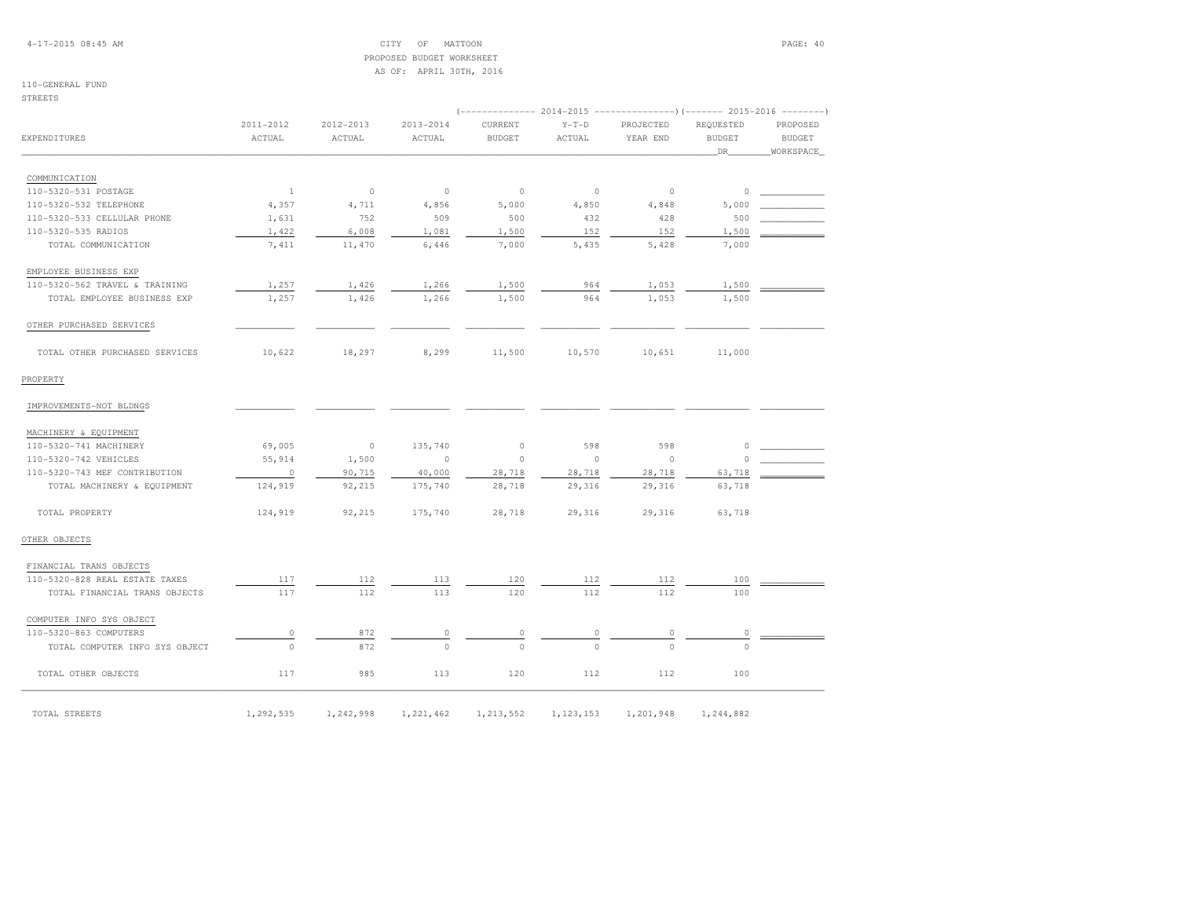CITY OF MATTOON
PROPOSED BUDGET WORKSHEET
AS OF: APRIL 30TH, 2016

110-GENERAL FUND
STREETS

| EXPENDITURES | 2011-2012 ACTUAL | 2012-2013 ACTUAL | 2013-2014 ACTUAL | 2014-2015 CURRENT BUDGET | 2014-2015 Y-T-D ACTUAL | 2014-2015 PROJECTED YEAR END | 2015-2016 REQUESTED BUDGET DR | 2015-2016 PROPOSED BUDGET WORKSPACE |
|---|---|---|---|---|---|---|---|---|
| COMMUNICATION | | | | | | | | |
| 110-5320-531 POSTAGE | 1 | 0 | 0 | 0 | 0 | 0 | 0 | |
| 110-5320-532 TELEPHONE | 4,357 | 4,711 | 4,856 | 5,000 | 4,850 | 4,848 | 5,000 | |
| 110-5320-533 CELLULAR PHONE | 1,631 | 752 | 509 | 500 | 432 | 428 | 500 | |
| 110-5320-535 RADIOS | 1,422 | 6,008 | 1,081 | 1,500 | 152 | 152 | 1,500 | |
| TOTAL COMMUNICATION | 7,411 | 11,470 | 6,446 | 7,000 | 5,435 | 5,428 | 7,000 | |
| EMPLOYEE BUSINESS EXP | | | | | | | | |
| 110-5320-562 TRAVEL & TRAINING | 1,257 | 1,426 | 1,266 | 1,500 | 964 | 1,053 | 1,500 | |
| TOTAL EMPLOYEE BUSINESS EXP | 1,257 | 1,426 | 1,266 | 1,500 | 964 | 1,053 | 1,500 | |
| OTHER PURCHASED SERVICES | | | | | | | | |
| TOTAL OTHER PURCHASED SERVICES | 10,622 | 18,297 | 8,299 | 11,500 | 10,570 | 10,651 | 11,000 | |
| PROPERTY | | | | | | | | |
| IMPROVEMENTS-NOT BLDNGS | | | | | | | | |
| MACHINERY & EQUIPMENT | | | | | | | | |
| 110-5320-741 MACHINERY | 69,005 | 0 | 135,740 | 0 | 598 | 598 | 0 | |
| 110-5320-742 VEHICLES | 55,914 | 1,500 | 0 | 0 | 0 | 0 | 0 | |
| 110-5320-743 MEF CONTRIBUTION | 0 | 90,715 | 40,000 | 28,718 | 28,718 | 28,718 | 63,718 | |
| TOTAL MACHINERY & EQUIPMENT | 124,919 | 92,215 | 175,740 | 28,718 | 29,316 | 29,316 | 63,718 | |
| TOTAL PROPERTY | 124,919 | 92,215 | 175,740 | 28,718 | 29,316 | 29,316 | 63,718 | |
| OTHER OBJECTS | | | | | | | | |
| FINANCIAL TRANS OBJECTS | | | | | | | | |
| 110-5320-828 REAL ESTATE TAXES | 117 | 112 | 113 | 120 | 112 | 112 | 100 | |
| TOTAL FINANCIAL TRANS OBJECTS | 117 | 112 | 113 | 120 | 112 | 112 | 100 | |
| COMPUTER INFO SYS OBJECT | | | | | | | | |
| 110-5320-863 COMPUTERS | 0 | 872 | 0 | 0 | 0 | 0 | 0 | |
| TOTAL COMPUTER INFO SYS OBJECT | 0 | 872 | 0 | 0 | 0 | 0 | 0 | |
| TOTAL OTHER OBJECTS | 117 | 985 | 113 | 120 | 112 | 112 | 100 | |
| TOTAL STREETS | 1,292,535 | 1,242,998 | 1,221,462 | 1,213,552 | 1,123,153 | 1,201,948 | 1,244,882 | |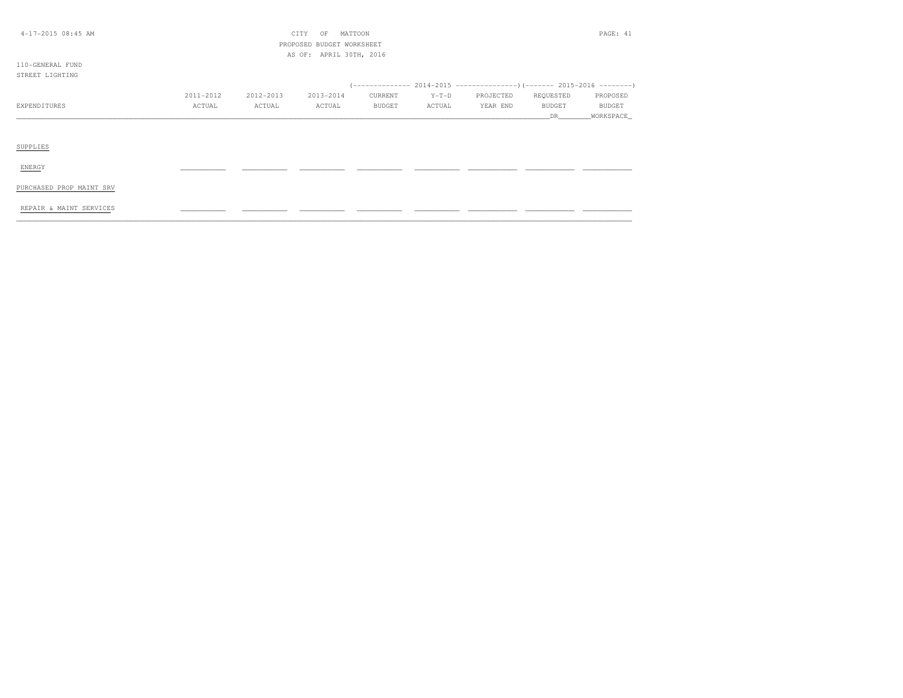CITY OF MATTOON
PROPOSED BUDGET WORKSHEET
AS OF: APRIL 30TH, 2016

110-GENERAL FUND
STREET LIGHTING

| | | | | (-------------- 2014-2015 | --------------- | -----------) | (------- 2015-2016 | --------) |
|---|---|---|---|---|---|---|---|---|
| EXPENDITURES | 2011-2012 ACTUAL | 2012-2013 ACTUAL | 2013-2014 ACTUAL | CURRENT BUDGET | Y-T-D ACTUAL | PROJECTED YEAR END | REQUESTED BUDGET DR | PROPOSED BUDGET WORKSPACE |
| SUPPLIES | | | | | | | | |
| ENERGY | ___________ | ___________ | ___________ | ___________ | ___________ | ___________ | ___________ | ___________ |
| PURCHASED PROP MAINT SRV | | | | | | | | |
| REPAIR & MAINT SERVICES | ___________ | ___________ | ___________ | ___________ | ___________ | ___________ | ___________ | ___________ |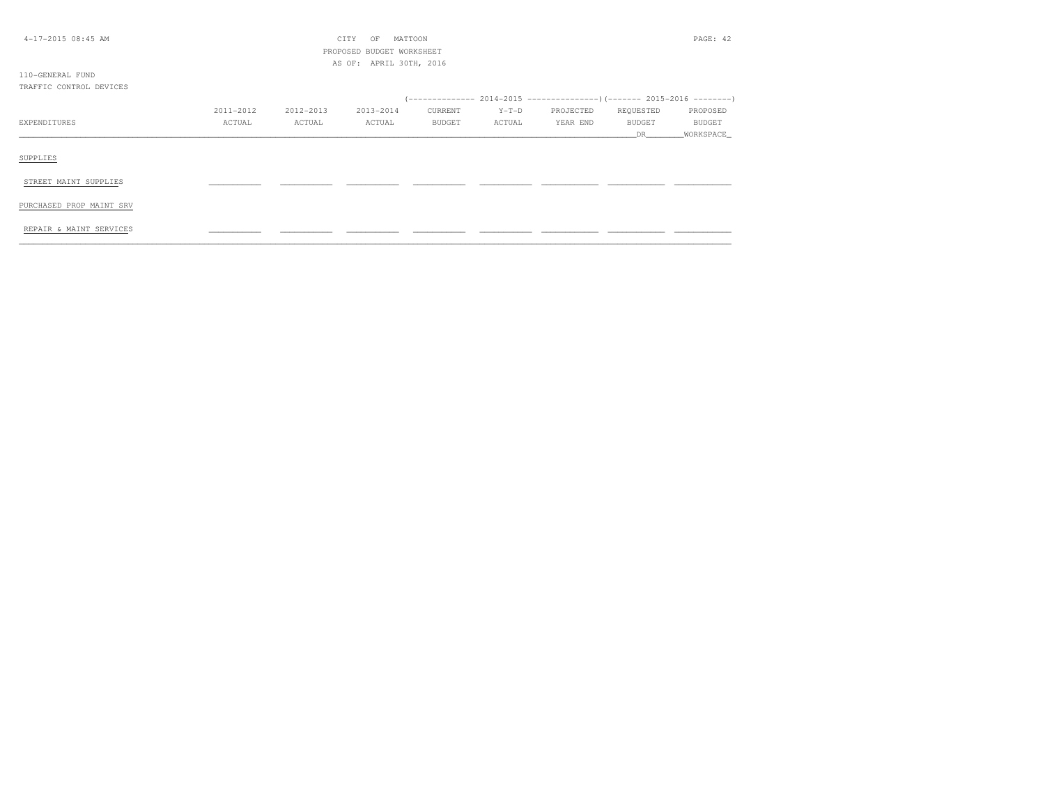CITY OF MATTOON
PROPOSED BUDGET WORKSHEET
AS OF: APRIL 30TH, 2016

110-GENERAL FUND
TRAFFIC CONTROL DEVICES

| EXPENDITURES | 2011-2012 ACTUAL | 2012-2013 ACTUAL | 2013-2014 ACTUAL | 2014-2015 CURRENT BUDGET | 2014-2015 Y-T-D ACTUAL | 2014-2015 PROJECTED YEAR END | 2015-2016 REQUESTED BUDGET DR | 2015-2016 PROPOSED BUDGET WORKSPACE |
|---|---|---|---|---|---|---|---|---|
| SUPPLIES | | | | | | | | |
| STREET MAINT SUPPLIES | | | | | | | | |
| PURCHASED PROP MAINT SRV | | | | | | | | |
| REPAIR & MAINT SERVICES | | | | | | | | |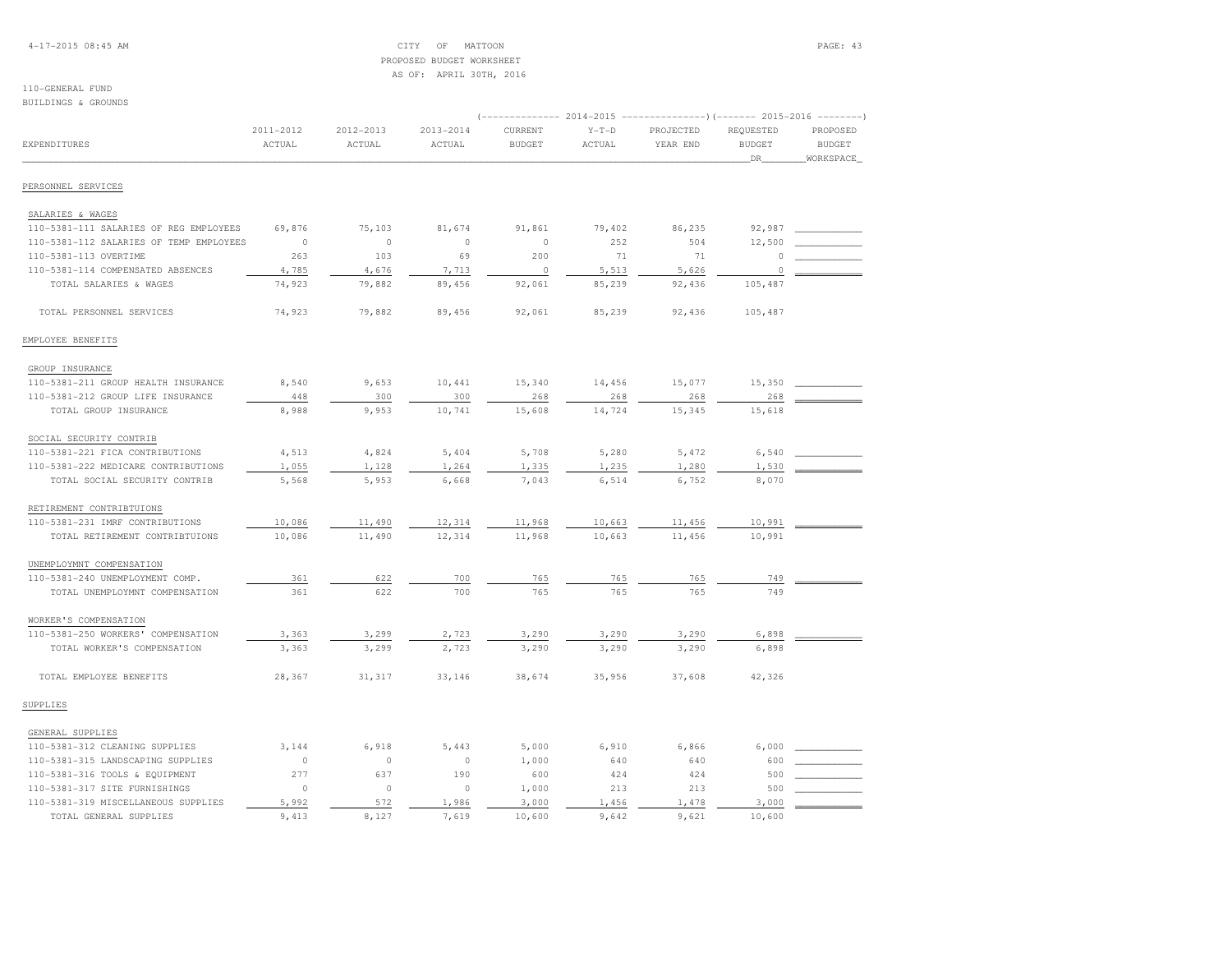CITY OF MATTOON
PROPOSED BUDGET WORKSHEET
AS OF: APRIL 30TH, 2016

110-GENERAL FUND
BUILDINGS & GROUNDS

| EXPENDITURES | 2011-2012 ACTUAL | 2012-2013 ACTUAL | 2013-2014 ACTUAL | 2014-2015 CURRENT BUDGET | 2014-2015 Y-T-D ACTUAL | 2014-2015 PROJECTED YEAR END | 2015-2016 REQUESTED BUDGET DR | 2015-2016 PROPOSED BUDGET WORKSPACE |
|---|---|---|---|---|---|---|---|---|
| PERSONNEL SERVICES | | | | | | | | |
| SALARIES & WAGES | | | | | | | | |
| 110-5381-111 SALARIES OF REG EMPLOYEES | 69,876 | 75,103 | 81,674 | 91,861 | 79,402 | 86,235 | 92,987 | |
| 110-5381-112 SALARIES OF TEMP EMPLOYEES | 0 | 0 | 0 | 0 | 252 | 504 | 12,500 | |
| 110-5381-113 OVERTIME | 263 | 103 | 69 | 200 | 71 | 71 | 0 | |
| 110-5381-114 COMPENSATED ABSENCES | 4,785 | 4,676 | 7,713 | 0 | 5,513 | 5,626 | 0 | |
| TOTAL SALARIES & WAGES | 74,923 | 79,882 | 89,456 | 92,061 | 85,239 | 92,436 | 105,487 | |
| TOTAL PERSONNEL SERVICES | 74,923 | 79,882 | 89,456 | 92,061 | 85,239 | 92,436 | 105,487 | |
| EMPLOYEE BENEFITS | | | | | | | | |
| GROUP INSURANCE | | | | | | | | |
| 110-5381-211 GROUP HEALTH INSURANCE | 8,540 | 9,653 | 10,441 | 15,340 | 14,456 | 15,077 | 15,350 | |
| 110-5381-212 GROUP LIFE INSURANCE | 448 | 300 | 300 | 268 | 268 | 268 | 268 | |
| TOTAL GROUP INSURANCE | 8,988 | 9,953 | 10,741 | 15,608 | 14,724 | 15,345 | 15,618 | |
| SOCIAL SECURITY CONTRIB | | | | | | | | |
| 110-5381-221 FICA CONTRIBUTIONS | 4,513 | 4,824 | 5,404 | 5,708 | 5,280 | 5,472 | 6,540 | |
| 110-5381-222 MEDICARE CONTRIBUTIONS | 1,055 | 1,128 | 1,264 | 1,335 | 1,235 | 1,280 | 1,530 | |
| TOTAL SOCIAL SECURITY CONTRIB | 5,568 | 5,953 | 6,668 | 7,043 | 6,514 | 6,752 | 8,070 | |
| RETIREMENT CONTRIBTUIONS | | | | | | | | |
| 110-5381-231 IMRF CONTRIBUTIONS | 10,086 | 11,490 | 12,314 | 11,968 | 10,663 | 11,456 | 10,991 | |
| TOTAL RETIREMENT CONTRIBTUIONS | 10,086 | 11,490 | 12,314 | 11,968 | 10,663 | 11,456 | 10,991 | |
| UNEMPLOYMNT COMPENSATION | | | | | | | | |
| 110-5381-240 UNEMPLOYMENT COMP. | 361 | 622 | 700 | 765 | 765 | 765 | 749 | |
| TOTAL UNEMPLOYMNT COMPENSATION | 361 | 622 | 700 | 765 | 765 | 765 | 749 | |
| WORKER'S COMPENSATION | | | | | | | | |
| 110-5381-250 WORKERS' COMPENSATION | 3,363 | 3,299 | 2,723 | 3,290 | 3,290 | 3,290 | 6,898 | |
| TOTAL WORKER'S COMPENSATION | 3,363 | 3,299 | 2,723 | 3,290 | 3,290 | 3,290 | 6,898 | |
| TOTAL EMPLOYEE BENEFITS | 28,367 | 31,317 | 33,146 | 38,674 | 35,956 | 37,608 | 42,326 | |
| SUPPLIES | | | | | | | | |
| GENERAL SUPPLIES | | | | | | | | |
| 110-5381-312 CLEANING SUPPLIES | 3,144 | 6,918 | 5,443 | 5,000 | 6,910 | 6,866 | 6,000 | |
| 110-5381-315 LANDSCAPING SUPPLIES | 0 | 0 | 0 | 1,000 | 640 | 640 | 600 | |
| 110-5381-316 TOOLS & EQUIPMENT | 277 | 637 | 190 | 600 | 424 | 424 | 500 | |
| 110-5381-317 SITE FURNISHINGS | 0 | 0 | 0 | 1,000 | 213 | 213 | 500 | |
| 110-5381-319 MISCELLANEOUS SUPPLIES | 5,992 | 572 | 1,986 | 3,000 | 1,456 | 1,478 | 3,000 | |
| TOTAL GENERAL SUPPLIES | 9,413 | 8,127 | 7,619 | 10,600 | 9,642 | 9,621 | 10,600 | |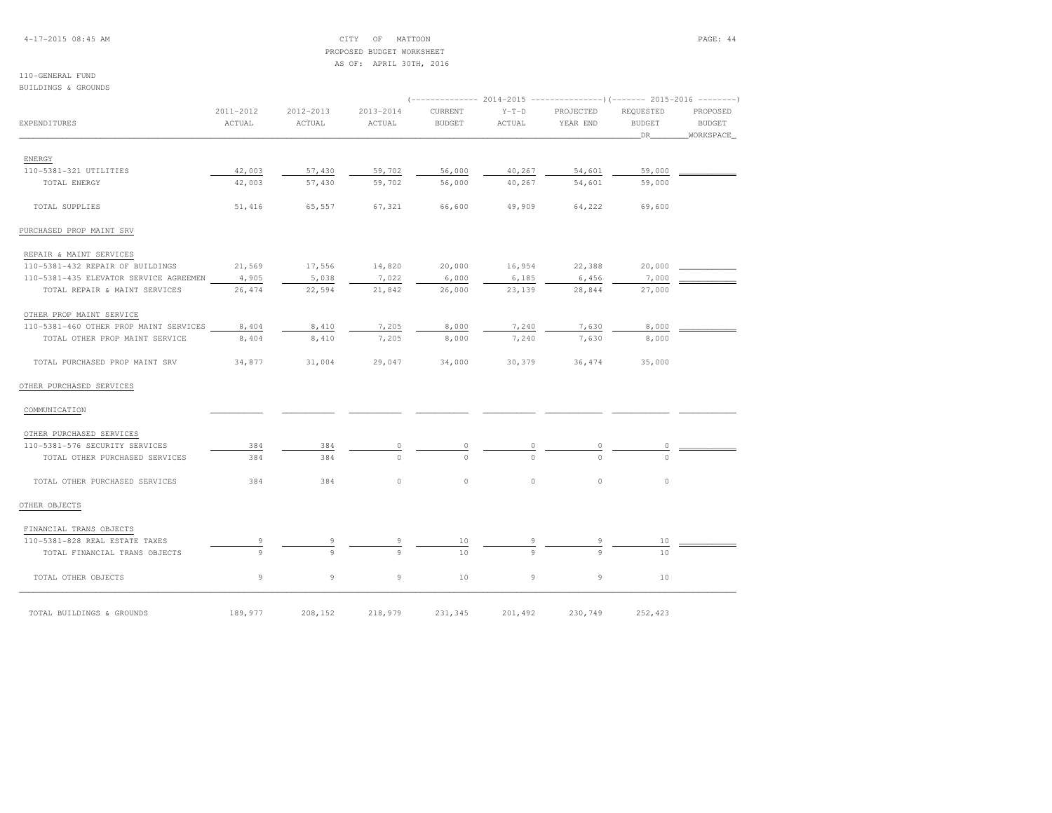CITY OF MATTOON
PROPOSED BUDGET WORKSHEET
AS OF: APRIL 30TH, 2016

110-GENERAL FUND
BUILDINGS & GROUNDS

| EXPENDITURES | 2011-2012 ACTUAL | 2012-2013 ACTUAL | 2013-2014 ACTUAL | 2014-2015 CURRENT BUDGET | 2014-2015 Y-T-D ACTUAL | 2014-2015 PROJECTED YEAR END | 2015-2016 REQUESTED BUDGET DR | 2015-2016 PROPOSED BUDGET WORKSPACE |
|---|---|---|---|---|---|---|---|---|
| ENERGY | | | | | | | | |
| 110-5381-321 UTILITIES | 42,003 | 57,430 | 59,702 | 56,000 | 40,267 | 54,601 | 59,000 | |
| TOTAL ENERGY | 42,003 | 57,430 | 59,702 | 56,000 | 40,267 | 54,601 | 59,000 | |
| TOTAL SUPPLIES | 51,416 | 65,557 | 67,321 | 66,600 | 49,909 | 64,222 | 69,600 | |
| PURCHASED PROP MAINT SRV | | | | | | | | |
| REPAIR & MAINT SERVICES | | | | | | | | |
| 110-5381-432 REPAIR OF BUILDINGS | 21,569 | 17,556 | 14,820 | 20,000 | 16,954 | 22,388 | 20,000 | |
| 110-5381-435 ELEVATOR SERVICE AGREEMEN | 4,905 | 5,038 | 7,022 | 6,000 | 6,185 | 6,456 | 7,000 | |
| TOTAL REPAIR & MAINT SERVICES | 26,474 | 22,594 | 21,842 | 26,000 | 23,139 | 28,844 | 27,000 | |
| OTHER PROP MAINT SERVICE | | | | | | | | |
| 110-5381-460 OTHER PROP MAINT SERVICES | 8,404 | 8,410 | 7,205 | 8,000 | 7,240 | 7,630 | 8,000 | |
| TOTAL OTHER PROP MAINT SERVICE | 8,404 | 8,410 | 7,205 | 8,000 | 7,240 | 7,630 | 8,000 | |
| TOTAL PURCHASED PROP MAINT SRV | 34,877 | 31,004 | 29,047 | 34,000 | 30,379 | 36,474 | 35,000 | |
| OTHER PURCHASED SERVICES | | | | | | | | |
| COMMUNICATION | | | | | | | | |
| OTHER PURCHASED SERVICES | | | | | | | | |
| 110-5381-576 SECURITY SERVICES | 384 | 384 | 0 | 0 | 0 | 0 | 0 | |
| TOTAL OTHER PURCHASED SERVICES | 384 | 384 | 0 | 0 | 0 | 0 | 0 | |
| TOTAL OTHER PURCHASED SERVICES | 384 | 384 | 0 | 0 | 0 | 0 | 0 | |
| OTHER OBJECTS | | | | | | | | |
| FINANCIAL TRANS OBJECTS | | | | | | | | |
| 110-5381-828 REAL ESTATE TAXES | 9 | 9 | 9 | 10 | 9 | 9 | 10 | |
| TOTAL FINANCIAL TRANS OBJECTS | 9 | 9 | 9 | 10 | 9 | 9 | 10 | |
| TOTAL OTHER OBJECTS | 9 | 9 | 9 | 10 | 9 | 9 | 10 | |
| TOTAL BUILDINGS & GROUNDS | 189,977 | 208,152 | 218,979 | 231,345 | 201,492 | 230,749 | 252,423 | |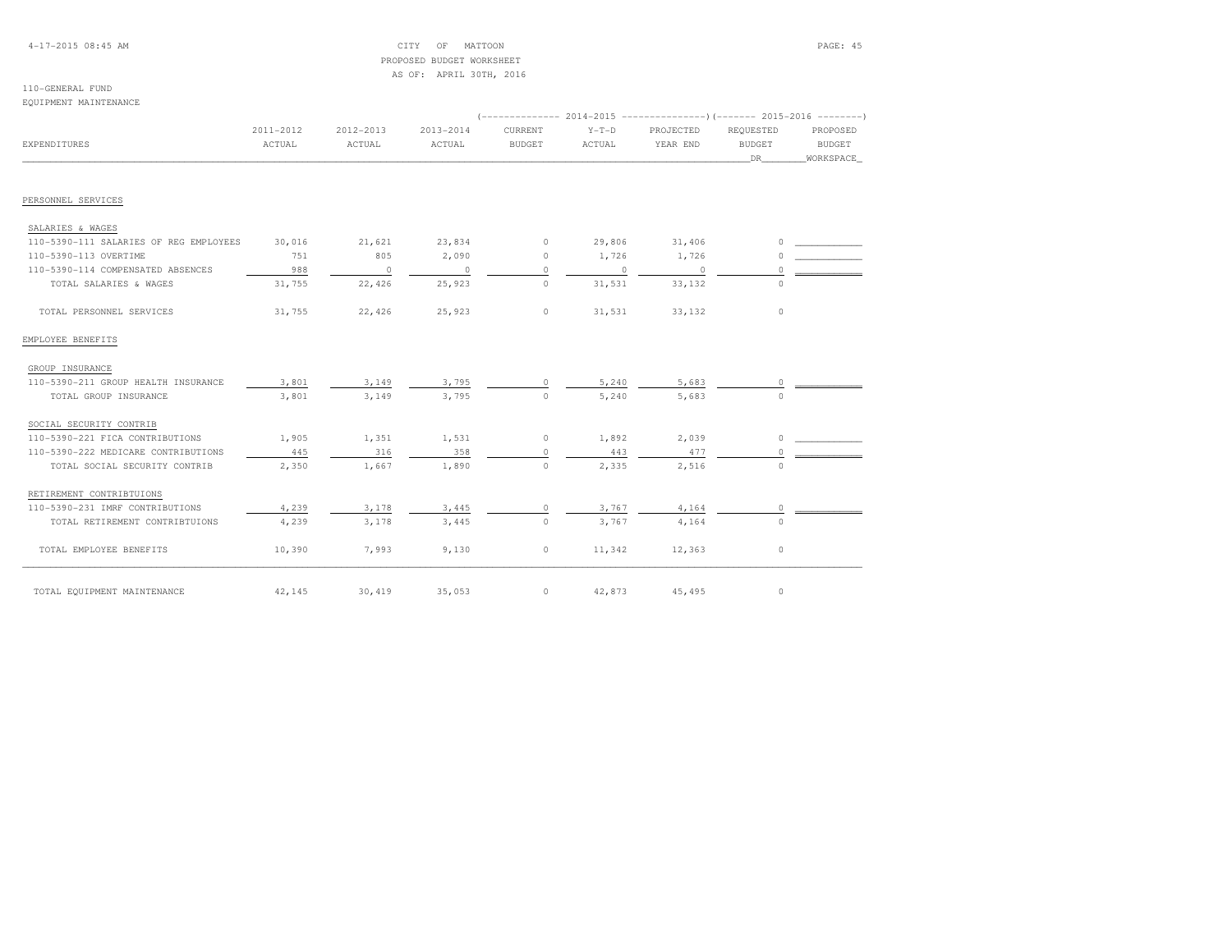CITY OF MATTOON
PROPOSED BUDGET WORKSHEET
AS OF: APRIL 30TH, 2016

110-GENERAL FUND
EQUIPMENT MAINTENANCE

| EXPENDITURES | 2011-2012 ACTUAL | 2012-2013 ACTUAL | 2013-2014 ACTUAL | 2014-2015 CURRENT BUDGET | 2014-2015 Y-T-D ACTUAL | 2014-2015 PROJECTED YEAR END | 2015-2016 REQUESTED BUDGET DR | 2015-2016 PROPOSED BUDGET WORKSPACE |
|---|---|---|---|---|---|---|---|---|
| PERSONNEL SERVICES | | | | | | | | |
| SALARIES & WAGES | | | | | | | | |
| 110-5390-111 SALARIES OF REG EMPLOYEES | 30,016 | 21,621 | 23,834 | 0 | 29,806 | 31,406 | 0 | |
| 110-5390-113 OVERTIME | 751 | 805 | 2,090 | 0 | 1,726 | 1,726 | 0 | |
| 110-5390-114 COMPENSATED ABSENCES | 988 | 0 | 0 | 0 | 0 | 0 | 0 | |
| TOTAL SALARIES & WAGES | 31,755 | 22,426 | 25,923 | 0 | 31,531 | 33,132 | 0 | |
| TOTAL PERSONNEL SERVICES | 31,755 | 22,426 | 25,923 | 0 | 31,531 | 33,132 | 0 | |
| EMPLOYEE BENEFITS | | | | | | | | |
| GROUP INSURANCE | | | | | | | | |
| 110-5390-211 GROUP HEALTH INSURANCE | 3,801 | 3,149 | 3,795 | 0 | 5,240 | 5,683 | 0 | |
| TOTAL GROUP INSURANCE | 3,801 | 3,149 | 3,795 | 0 | 5,240 | 5,683 | 0 | |
| SOCIAL SECURITY CONTRIB | | | | | | | | |
| 110-5390-221 FICA CONTRIBUTIONS | 1,905 | 1,351 | 1,531 | 0 | 1,892 | 2,039 | 0 | |
| 110-5390-222 MEDICARE CONTRIBUTIONS | 445 | 316 | 358 | 0 | 443 | 477 | 0 | |
| TOTAL SOCIAL SECURITY CONTRIB | 2,350 | 1,667 | 1,890 | 0 | 2,335 | 2,516 | 0 | |
| RETIREMENT CONTRIBTUIONS | | | | | | | | |
| 110-5390-231 IMRF CONTRIBUTIONS | 4,239 | 3,178 | 3,445 | 0 | 3,767 | 4,164 | 0 | |
| TOTAL RETIREMENT CONTRIBTUIONS | 4,239 | 3,178 | 3,445 | 0 | 3,767 | 4,164 | 0 | |
| TOTAL EMPLOYEE BENEFITS | 10,390 | 7,993 | 9,130 | 0 | 11,342 | 12,363 | 0 | |
| TOTAL EQUIPMENT MAINTENANCE | 42,145 | 30,419 | 35,053 | 0 | 42,873 | 45,495 | 0 | |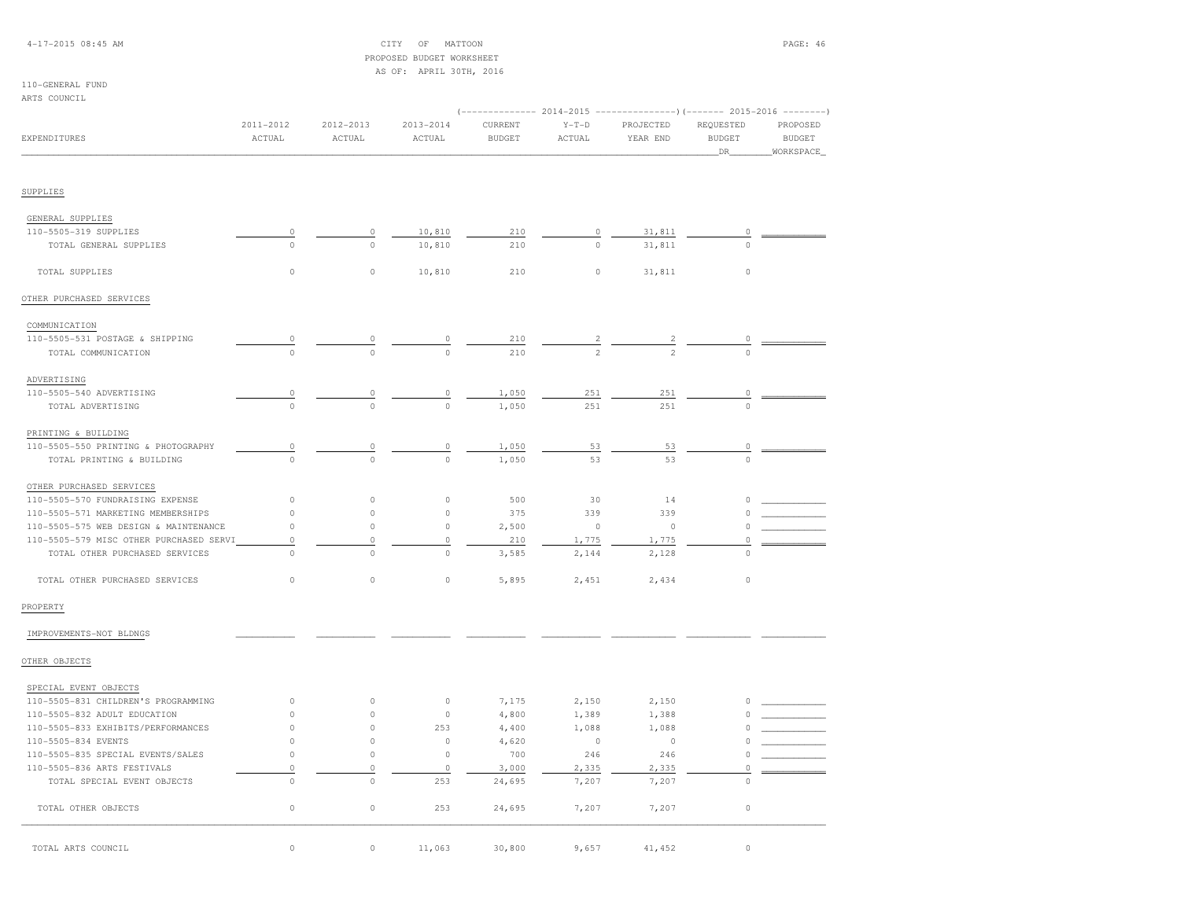CITY OF MATTOON
PROPOSED BUDGET WORKSHEET
AS OF: APRIL 30TH, 2016

110-GENERAL FUND
ARTS COUNCIL

| EXPENDITURES | 2011-2012 ACTUAL | 2012-2013 ACTUAL | 2013-2014 ACTUAL | 2014-2015 CURRENT BUDGET | 2014-2015 Y-T-D ACTUAL | 2014-2015 PROJECTED YEAR END | 2015-2016 REQUESTED BUDGET DR | 2015-2016 PROPOSED BUDGET WORKSPACE |
|---|---|---|---|---|---|---|---|---|
| SUPPLIES | | | | | | | | |
| GENERAL SUPPLIES | | | | | | | | |
| 110-5505-319 SUPPLIES | 0 | 0 | 10,810 | 210 | 0 | 31,811 | 0 | |
| TOTAL GENERAL SUPPLIES | 0 | 0 | 10,810 | 210 | 0 | 31,811 | 0 | |
| TOTAL SUPPLIES | 0 | 0 | 10,810 | 210 | 0 | 31,811 | 0 | |
| OTHER PURCHASED SERVICES | | | | | | | | |
| COMMUNICATION | | | | | | | | |
| 110-5505-531 POSTAGE & SHIPPING | 0 | 0 | 0 | 210 | 2 | 2 | 0 | |
| TOTAL COMMUNICATION | 0 | 0 | 0 | 210 | 2 | 2 | 0 | |
| ADVERTISING | | | | | | | | |
| 110-5505-540 ADVERTISING | 0 | 0 | 0 | 1,050 | 251 | 251 | 0 | |
| TOTAL ADVERTISING | 0 | 0 | 0 | 1,050 | 251 | 251 | 0 | |
| PRINTING & BUILDING | | | | | | | | |
| 110-5505-550 PRINTING & PHOTOGRAPHY | 0 | 0 | 0 | 1,050 | 53 | 53 | 0 | |
| TOTAL PRINTING & BUILDING | 0 | 0 | 0 | 1,050 | 53 | 53 | 0 | |
| OTHER PURCHASED SERVICES | | | | | | | | |
| 110-5505-570 FUNDRAISING EXPENSE | 0 | 0 | 0 | 500 | 30 | 14 | 0 | |
| 110-5505-571 MARKETING MEMBERSHIPS | 0 | 0 | 0 | 375 | 339 | 339 | 0 | |
| 110-5505-575 WEB DESIGN & MAINTENANCE | 0 | 0 | 0 | 2,500 | 0 | 0 | 0 | |
| 110-5505-579 MISC OTHER PURCHASED SERVI | 0 | 0 | 0 | 210 | 1,775 | 1,775 | 0 | |
| TOTAL OTHER PURCHASED SERVICES | 0 | 0 | 0 | 3,585 | 2,144 | 2,128 | 0 | |
| TOTAL OTHER PURCHASED SERVICES | 0 | 0 | 0 | 5,895 | 2,451 | 2,434 | 0 | |
| PROPERTY | | | | | | | | |
| IMPROVEMENTS-NOT BLDNGS | | | | | | | | |
| OTHER OBJECTS | | | | | | | | |
| SPECIAL EVENT OBJECTS | | | | | | | | |
| 110-5505-831 CHILDREN'S PROGRAMMING | 0 | 0 | 0 | 7,175 | 2,150 | 2,150 | 0 | |
| 110-5505-832 ADULT EDUCATION | 0 | 0 | 0 | 4,800 | 1,389 | 1,388 | 0 | |
| 110-5505-833 EXHIBITS/PERFORMANCES | 0 | 0 | 253 | 4,400 | 1,088 | 1,088 | 0 | |
| 110-5505-834 EVENTS | 0 | 0 | 0 | 4,620 | 0 | 0 | 0 | |
| 110-5505-835 SPECIAL EVENTS/SALES | 0 | 0 | 0 | 700 | 246 | 246 | 0 | |
| 110-5505-836 ARTS FESTIVALS | 0 | 0 | 0 | 3,000 | 2,335 | 2,335 | 0 | |
| TOTAL SPECIAL EVENT OBJECTS | 0 | 0 | 253 | 24,695 | 7,207 | 7,207 | 0 | |
| TOTAL OTHER OBJECTS | 0 | 0 | 253 | 24,695 | 7,207 | 7,207 | 0 | |
| TOTAL ARTS COUNCIL | 0 | 0 | 11,063 | 30,800 | 9,657 | 41,452 | 0 | |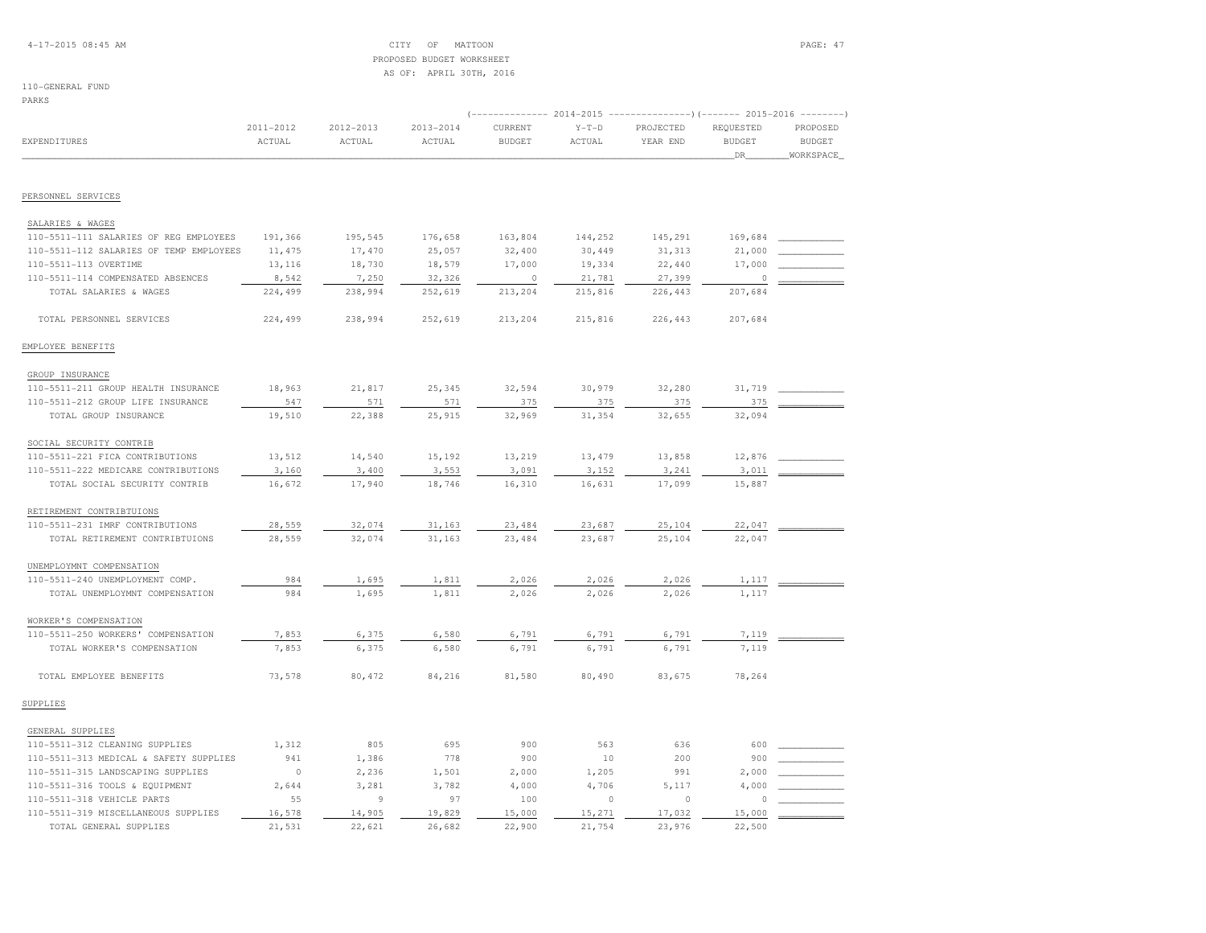CITY OF MATTOON
PROPOSED BUDGET WORKSHEET
AS OF: APRIL 30TH, 2016

110-GENERAL FUND
PARKS

| EXPENDITURES | 2011-2012 ACTUAL | 2012-2013 ACTUAL | 2013-2014 ACTUAL | 2014-2015 CURRENT BUDGET | 2014-2015 Y-T-D ACTUAL | 2014-2015 PROJECTED YEAR END | 2015-2016 REQUESTED BUDGET DR | 2015-2016 PROPOSED BUDGET WORKSPACE |
|---|---|---|---|---|---|---|---|---|
| **PERSONNEL SERVICES** | | | | | | | | |
| SALARIES & WAGES | | | | | | | | |
| 110-5511-111 SALARIES OF REG EMPLOYEES | 191,366 | 195,545 | 176,658 | 163,804 | 144,252 | 145,291 | 169,684 | |
| 110-5511-112 SALARIES OF TEMP EMPLOYEES | 11,475 | 17,470 | 25,057 | 32,400 | 30,449 | 31,313 | 21,000 | |
| 110-5511-113 OVERTIME | 13,116 | 18,730 | 18,579 | 17,000 | 19,334 | 22,440 | 17,000 | |
| 110-5511-114 COMPENSATED ABSENCES | 8,542 | 7,250 | 32,326 | 0 | 21,781 | 27,399 | 0 | |
| TOTAL SALARIES & WAGES | 224,499 | 238,994 | 252,619 | 213,204 | 215,816 | 226,443 | 207,684 | |
| TOTAL PERSONNEL SERVICES | 224,499 | 238,994 | 252,619 | 213,204 | 215,816 | 226,443 | 207,684 | |
| **EMPLOYEE BENEFITS** | | | | | | | | |
| GROUP INSURANCE | | | | | | | | |
| 110-5511-211 GROUP HEALTH INSURANCE | 18,963 | 21,817 | 25,345 | 32,594 | 30,979 | 32,280 | 31,719 | |
| 110-5511-212 GROUP LIFE INSURANCE | 547 | 571 | 571 | 375 | 375 | 375 | 375 | |
| TOTAL GROUP INSURANCE | 19,510 | 22,388 | 25,915 | 32,969 | 31,354 | 32,655 | 32,094 | |
| SOCIAL SECURITY CONTRIB | | | | | | | | |
| 110-5511-221 FICA CONTRIBUTIONS | 13,512 | 14,540 | 15,192 | 13,219 | 13,479 | 13,858 | 12,876 | |
| 110-5511-222 MEDICARE CONTRIBUTIONS | 3,160 | 3,400 | 3,553 | 3,091 | 3,152 | 3,241 | 3,011 | |
| TOTAL SOCIAL SECURITY CONTRIB | 16,672 | 17,940 | 18,746 | 16,310 | 16,631 | 17,099 | 15,887 | |
| RETIREMENT CONTRIBTUIONS | | | | | | | | |
| 110-5511-231 IMRF CONTRIBUTIONS | 28,559 | 32,074 | 31,163 | 23,484 | 23,687 | 25,104 | 22,047 | |
| TOTAL RETIREMENT CONTRIBTUIONS | 28,559 | 32,074 | 31,163 | 23,484 | 23,687 | 25,104 | 22,047 | |
| UNEMPLOYMNT COMPENSATION | | | | | | | | |
| 110-5511-240 UNEMPLOYMENT COMP. | 984 | 1,695 | 1,811 | 2,026 | 2,026 | 2,026 | 1,117 | |
| TOTAL UNEMPLOYMNT COMPENSATION | 984 | 1,695 | 1,811 | 2,026 | 2,026 | 2,026 | 1,117 | |
| WORKER'S COMPENSATION | | | | | | | | |
| 110-5511-250 WORKERS' COMPENSATION | 7,853 | 6,375 | 6,580 | 6,791 | 6,791 | 6,791 | 7,119 | |
| TOTAL WORKER'S COMPENSATION | 7,853 | 6,375 | 6,580 | 6,791 | 6,791 | 6,791 | 7,119 | |
| TOTAL EMPLOYEE BENEFITS | 73,578 | 80,472 | 84,216 | 81,580 | 80,490 | 83,675 | 78,264 | |
| **SUPPLIES** | | | | | | | | |
| GENERAL SUPPLIES | | | | | | | | |
| 110-5511-312 CLEANING SUPPLIES | 1,312 | 805 | 695 | 900 | 563 | 636 | 600 | |
| 110-5511-313 MEDICAL & SAFETY SUPPLIES | 941 | 1,386 | 778 | 900 | 10 | 200 | 900 | |
| 110-5511-315 LANDSCAPING SUPPLIES | 0 | 2,236 | 1,501 | 2,000 | 1,205 | 991 | 2,000 | |
| 110-5511-316 TOOLS & EQUIPMENT | 2,644 | 3,281 | 3,782 | 4,000 | 4,706 | 5,117 | 4,000 | |
| 110-5511-318 VEHICLE PARTS | 55 | 9 | 97 | 100 | 0 | 0 | 0 | |
| 110-5511-319 MISCELLANEOUS SUPPLIES | 16,578 | 14,905 | 19,829 | 15,000 | 15,271 | 17,032 | 15,000 | |
| TOTAL GENERAL SUPPLIES | 21,531 | 22,621 | 26,682 | 22,900 | 21,754 | 23,976 | 22,500 | |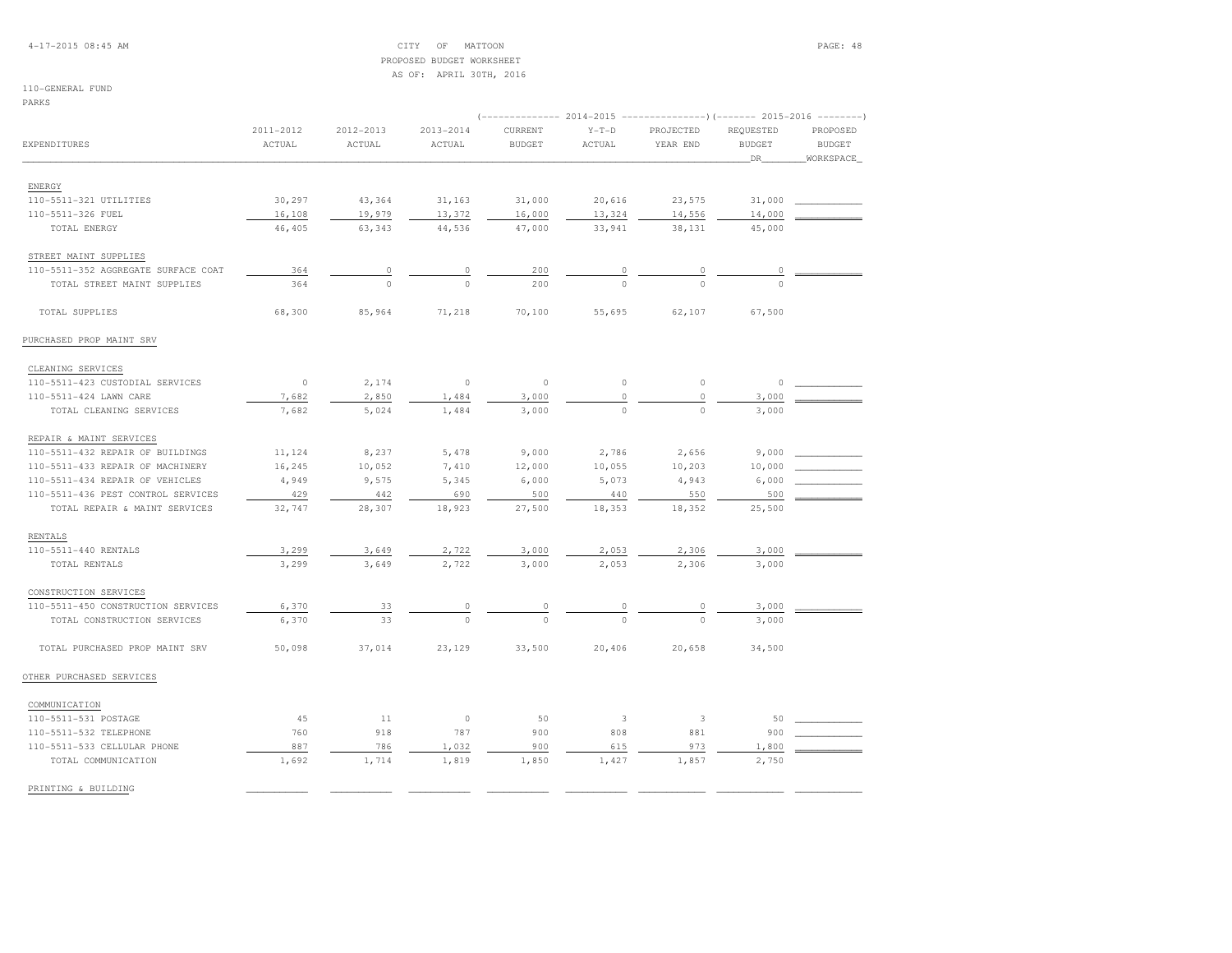CITY OF MATTOON
PROPOSED BUDGET WORKSHEET
AS OF: APRIL 30TH, 2016

110-GENERAL FUND
PARKS

| EXPENDITURES | 2011-2012 ACTUAL | 2012-2013 ACTUAL | 2013-2014 ACTUAL | 2014-2015 CURRENT BUDGET | 2014-2015 Y-T-D ACTUAL | 2014-2015 PROJECTED YEAR END | 2015-2016 REQUESTED BUDGET DR | 2015-2016 PROPOSED BUDGET WORKSPACE |
|---|---|---|---|---|---|---|---|---|
| ENERGY | | | | | | | | |
| 110-5511-321 UTILITIES | 30,297 | 43,364 | 31,163 | 31,000 | 20,616 | 23,575 | 31,000 | |
| 110-5511-326 FUEL | 16,108 | 19,979 | 13,372 | 16,000 | 13,324 | 14,556 | 14,000 | |
| TOTAL ENERGY | 46,405 | 63,343 | 44,536 | 47,000 | 33,941 | 38,131 | 45,000 | |
| STREET MAINT SUPPLIES | | | | | | | | |
| 110-5511-352 AGGREGATE SURFACE COAT | 364 | 0 | 0 | 200 | 0 | 0 | 0 | |
| TOTAL STREET MAINT SUPPLIES | 364 | 0 | 0 | 200 | 0 | 0 | 0 | |
| TOTAL SUPPLIES | 68,300 | 85,964 | 71,218 | 70,100 | 55,695 | 62,107 | 67,500 | |
| PURCHASED PROP MAINT SRV | | | | | | | | |
| CLEANING SERVICES | | | | | | | | |
| 110-5511-423 CUSTODIAL SERVICES | 0 | 2,174 | 0 | 0 | 0 | 0 | 0 | |
| 110-5511-424 LAWN CARE | 7,682 | 2,850 | 1,484 | 3,000 | 0 | 0 | 3,000 | |
| TOTAL CLEANING SERVICES | 7,682 | 5,024 | 1,484 | 3,000 | 0 | 0 | 3,000 | |
| REPAIR & MAINT SERVICES | | | | | | | | |
| 110-5511-432 REPAIR OF BUILDINGS | 11,124 | 8,237 | 5,478 | 9,000 | 2,786 | 2,656 | 9,000 | |
| 110-5511-433 REPAIR OF MACHINERY | 16,245 | 10,052 | 7,410 | 12,000 | 10,055 | 10,203 | 10,000 | |
| 110-5511-434 REPAIR OF VEHICLES | 4,949 | 9,575 | 5,345 | 6,000 | 5,073 | 4,943 | 6,000 | |
| 110-5511-436 PEST CONTROL SERVICES | 429 | 442 | 690 | 500 | 440 | 550 | 500 | |
| TOTAL REPAIR & MAINT SERVICES | 32,747 | 28,307 | 18,923 | 27,500 | 18,353 | 18,352 | 25,500 | |
| RENTALS | | | | | | | | |
| 110-5511-440 RENTALS | 3,299 | 3,649 | 2,722 | 3,000 | 2,053 | 2,306 | 3,000 | |
| TOTAL RENTALS | 3,299 | 3,649 | 2,722 | 3,000 | 2,053 | 2,306 | 3,000 | |
| CONSTRUCTION SERVICES | | | | | | | | |
| 110-5511-450 CONSTRUCTION SERVICES | 6,370 | 33 | 0 | 0 | 0 | 0 | 3,000 | |
| TOTAL CONSTRUCTION SERVICES | 6,370 | 33 | 0 | 0 | 0 | 0 | 3,000 | |
| TOTAL PURCHASED PROP MAINT SRV | 50,098 | 37,014 | 23,129 | 33,500 | 20,406 | 20,658 | 34,500 | |
| OTHER PURCHASED SERVICES | | | | | | | | |
| COMMUNICATION | | | | | | | | |
| 110-5511-531 POSTAGE | 45 | 11 | 0 | 50 | 3 | 3 | 50 | |
| 110-5511-532 TELEPHONE | 760 | 918 | 787 | 900 | 808 | 881 | 900 | |
| 110-5511-533 CELLULAR PHONE | 887 | 786 | 1,032 | 900 | 615 | 973 | 1,800 | |
| TOTAL COMMUNICATION | 1,692 | 1,714 | 1,819 | 1,850 | 1,427 | 1,857 | 2,750 | |
| PRINTING & BUILDING | | | | | | | | |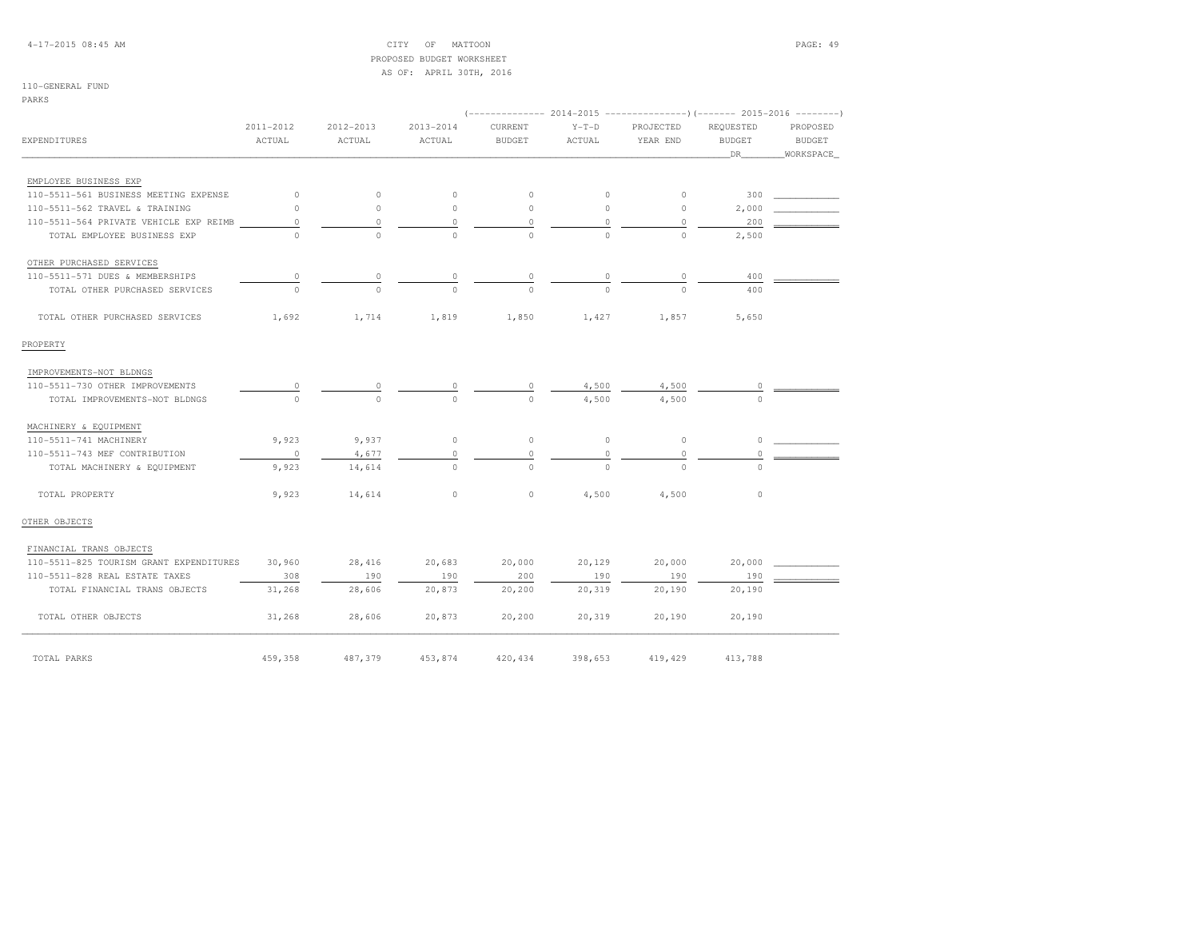CITY OF MATTOON
PROPOSED BUDGET WORKSHEET
AS OF: APRIL 30TH, 2016

110-GENERAL FUND
PARKS

| EXPENDITURES | 2011-2012 ACTUAL | 2012-2013 ACTUAL | 2013-2014 ACTUAL | 2014-2015 CURRENT BUDGET | 2014-2015 Y-T-D ACTUAL | 2014-2015 PROJECTED YEAR END | 2015-2016 REQUESTED BUDGET DR | 2015-2016 PROPOSED BUDGET WORKSPACE |
|---|---|---|---|---|---|---|---|---|
| EMPLOYEE BUSINESS EXP | | | | | | | | |
| 110-5511-561 BUSINESS MEETING EXPENSE | 0 | 0 | 0 | 0 | 0 | 0 | 300 | |
| 110-5511-562 TRAVEL & TRAINING | 0 | 0 | 0 | 0 | 0 | 0 | 2,000 | |
| 110-5511-564 PRIVATE VEHICLE EXP REIMB | 0 | 0 | 0 | 0 | 0 | 0 | 200 | |
| TOTAL EMPLOYEE BUSINESS EXP | 0 | 0 | 0 | 0 | 0 | 0 | 2,500 | |
| OTHER PURCHASED SERVICES | | | | | | | | |
| 110-5511-571 DUES & MEMBERSHIPS | 0 | 0 | 0 | 0 | 0 | 0 | 400 | |
| TOTAL OTHER PURCHASED SERVICES | 0 | 0 | 0 | 0 | 0 | 0 | 400 | |
| TOTAL OTHER PURCHASED SERVICES | 1,692 | 1,714 | 1,819 | 1,850 | 1,427 | 1,857 | 5,650 | |
| PROPERTY | | | | | | | | |
| IMPROVEMENTS-NOT BLDNGS | | | | | | | | |
| 110-5511-730 OTHER IMPROVEMENTS | 0 | 0 | 0 | 0 | 4,500 | 4,500 | 0 | |
| TOTAL IMPROVEMENTS-NOT BLDNGS | 0 | 0 | 0 | 0 | 4,500 | 4,500 | 0 | |
| MACHINERY & EQUIPMENT | | | | | | | | |
| 110-5511-741 MACHINERY | 9,923 | 9,937 | 0 | 0 | 0 | 0 | 0 | |
| 110-5511-743 MEF CONTRIBUTION | 0 | 4,677 | 0 | 0 | 0 | 0 | 0 | |
| TOTAL MACHINERY & EQUIPMENT | 9,923 | 14,614 | 0 | 0 | 0 | 0 | 0 | |
| TOTAL PROPERTY | 9,923 | 14,614 | 0 | 0 | 4,500 | 4,500 | 0 | |
| OTHER OBJECTS | | | | | | | | |
| FINANCIAL TRANS OBJECTS | | | | | | | | |
| 110-5511-825 TOURISM GRANT EXPENDITURES | 30,960 | 28,416 | 20,683 | 20,000 | 20,129 | 20,000 | 20,000 | |
| 110-5511-828 REAL ESTATE TAXES | 308 | 190 | 190 | 200 | 190 | 190 | 190 | |
| TOTAL FINANCIAL TRANS OBJECTS | 31,268 | 28,606 | 20,873 | 20,200 | 20,319 | 20,190 | 20,190 | |
| TOTAL OTHER OBJECTS | 31,268 | 28,606 | 20,873 | 20,200 | 20,319 | 20,190 | 20,190 | |
| TOTAL PARKS | 459,358 | 487,379 | 453,874 | 420,434 | 398,653 | 419,429 | 413,788 | |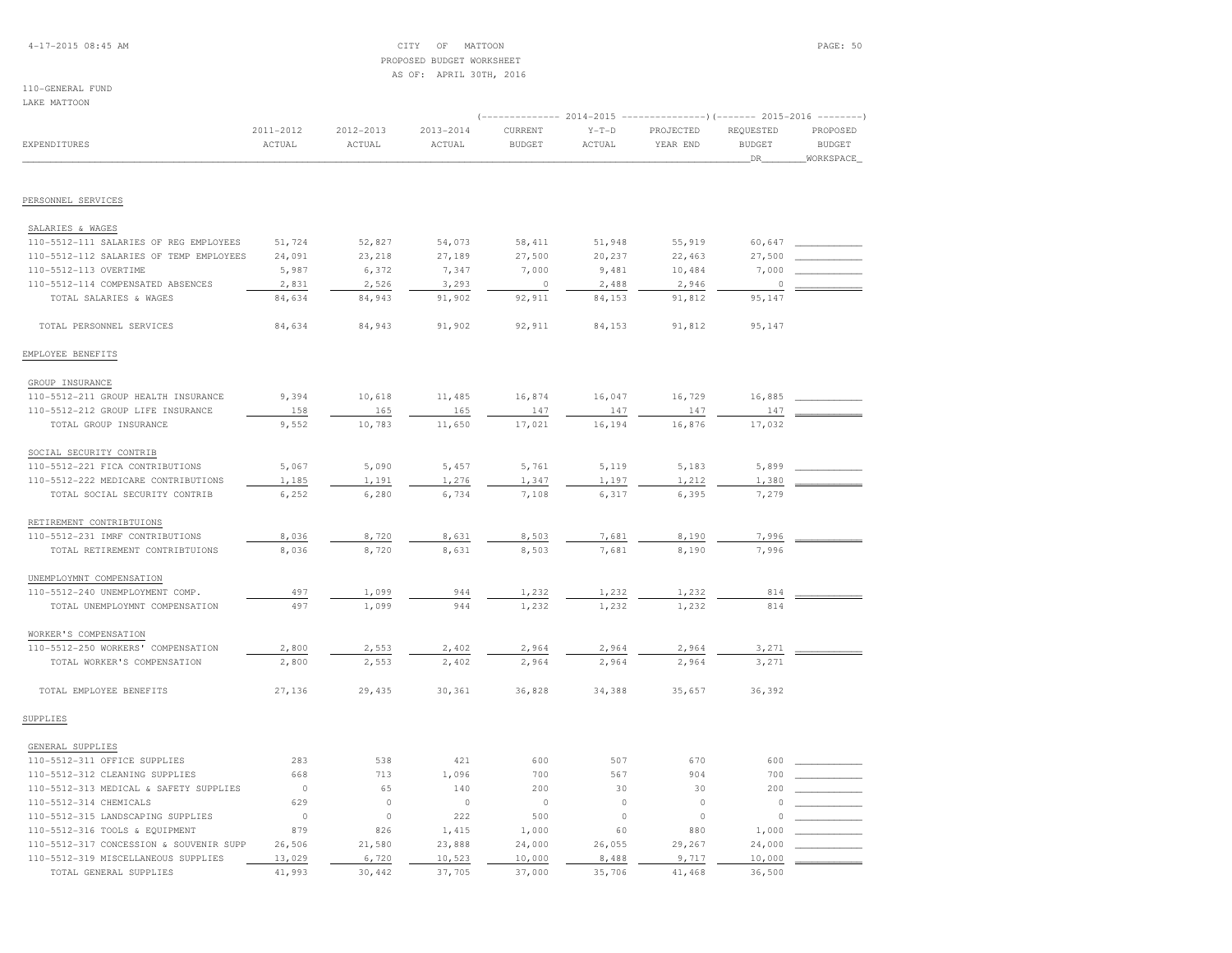CITY OF MATTOON
PROPOSED BUDGET WORKSHEET
AS OF: APRIL 30TH, 2016

110-GENERAL FUND
LAKE MATTOON

| EXPENDITURES | 2011-2012 ACTUAL | 2012-2013 ACTUAL | 2013-2014 ACTUAL | 2014-2015 CURRENT BUDGET | 2014-2015 Y-T-D ACTUAL | 2014-2015 PROJECTED YEAR END | 2015-2016 REQUESTED BUDGET DR | 2015-2016 PROPOSED BUDGET WORKSPACE |
|---|---|---|---|---|---|---|---|---|
| **PERSONNEL SERVICES** | | | | | | | | |
| SALARIES & WAGES | | | | | | | | |
| 110-5512-111 SALARIES OF REG EMPLOYEES | 51,724 | 52,827 | 54,073 | 58,411 | 51,948 | 55,919 | 60,647 | |
| 110-5512-112 SALARIES OF TEMP EMPLOYEES | 24,091 | 23,218 | 27,189 | 27,500 | 20,237 | 22,463 | 27,500 | |
| 110-5512-113 OVERTIME | 5,987 | 6,372 | 7,347 | 7,000 | 9,481 | 10,484 | 7,000 | |
| 110-5512-114 COMPENSATED ABSENCES | 2,831 | 2,526 | 3,293 | 0 | 2,488 | 2,946 | 0 | |
| TOTAL SALARIES & WAGES | 84,634 | 84,943 | 91,902 | 92,911 | 84,153 | 91,812 | 95,147 | |
| TOTAL PERSONNEL SERVICES | 84,634 | 84,943 | 91,902 | 92,911 | 84,153 | 91,812 | 95,147 | |
| **EMPLOYEE BENEFITS** | | | | | | | | |
| GROUP INSURANCE | | | | | | | | |
| 110-5512-211 GROUP HEALTH INSURANCE | 9,394 | 10,618 | 11,485 | 16,874 | 16,047 | 16,729 | 16,885 | |
| 110-5512-212 GROUP LIFE INSURANCE | 158 | 165 | 165 | 147 | 147 | 147 | 147 | |
| TOTAL GROUP INSURANCE | 9,552 | 10,783 | 11,650 | 17,021 | 16,194 | 16,876 | 17,032 | |
| SOCIAL SECURITY CONTRIB | | | | | | | | |
| 110-5512-221 FICA CONTRIBUTIONS | 5,067 | 5,090 | 5,457 | 5,761 | 5,119 | 5,183 | 5,899 | |
| 110-5512-222 MEDICARE CONTRIBUTIONS | 1,185 | 1,191 | 1,276 | 1,347 | 1,197 | 1,212 | 1,380 | |
| TOTAL SOCIAL SECURITY CONTRIB | 6,252 | 6,280 | 6,734 | 7,108 | 6,317 | 6,395 | 7,279 | |
| RETIREMENT CONTRIBTUIONS | | | | | | | | |
| 110-5512-231 IMRF CONTRIBUTIONS | 8,036 | 8,720 | 8,631 | 8,503 | 7,681 | 8,190 | 7,996 | |
| TOTAL RETIREMENT CONTRIBTUIONS | 8,036 | 8,720 | 8,631 | 8,503 | 7,681 | 8,190 | 7,996 | |
| UNEMPLOYMNT COMPENSATION | | | | | | | | |
| 110-5512-240 UNEMPLOYMENT COMP. | 497 | 1,099 | 944 | 1,232 | 1,232 | 1,232 | 814 | |
| TOTAL UNEMPLOYMNT COMPENSATION | 497 | 1,099 | 944 | 1,232 | 1,232 | 1,232 | 814 | |
| WORKER'S COMPENSATION | | | | | | | | |
| 110-5512-250 WORKERS' COMPENSATION | 2,800 | 2,553 | 2,402 | 2,964 | 2,964 | 2,964 | 3,271 | |
| TOTAL WORKER'S COMPENSATION | 2,800 | 2,553 | 2,402 | 2,964 | 2,964 | 2,964 | 3,271 | |
| TOTAL EMPLOYEE BENEFITS | 27,136 | 29,435 | 30,361 | 36,828 | 34,388 | 35,657 | 36,392 | |
| **SUPPLIES** | | | | | | | | |
| GENERAL SUPPLIES | | | | | | | | |
| 110-5512-311 OFFICE SUPPLIES | 283 | 538 | 421 | 600 | 507 | 670 | 600 | |
| 110-5512-312 CLEANING SUPPLIES | 668 | 713 | 1,096 | 700 | 567 | 904 | 700 | |
| 110-5512-313 MEDICAL & SAFETY SUPPLIES | 0 | 65 | 140 | 200 | 30 | 30 | 200 | |
| 110-5512-314 CHEMICALS | 629 | 0 | 0 | 0 | 0 | 0 | 0 | |
| 110-5512-315 LANDSCAPING SUPPLIES | 0 | 0 | 222 | 500 | 0 | 0 | 0 | |
| 110-5512-316 TOOLS & EQUIPMENT | 879 | 826 | 1,415 | 1,000 | 60 | 880 | 1,000 | |
| 110-5512-317 CONCESSION & SOUVENIR SUPP | 26,506 | 21,580 | 23,888 | 24,000 | 26,055 | 29,267 | 24,000 | |
| 110-5512-319 MISCELLANEOUS SUPPLIES | 13,029 | 6,720 | 10,523 | 10,000 | 8,488 | 9,717 | 10,000 | |
| TOTAL GENERAL SUPPLIES | 41,993 | 30,442 | 37,705 | 37,000 | 35,706 | 41,468 | 36,500 | |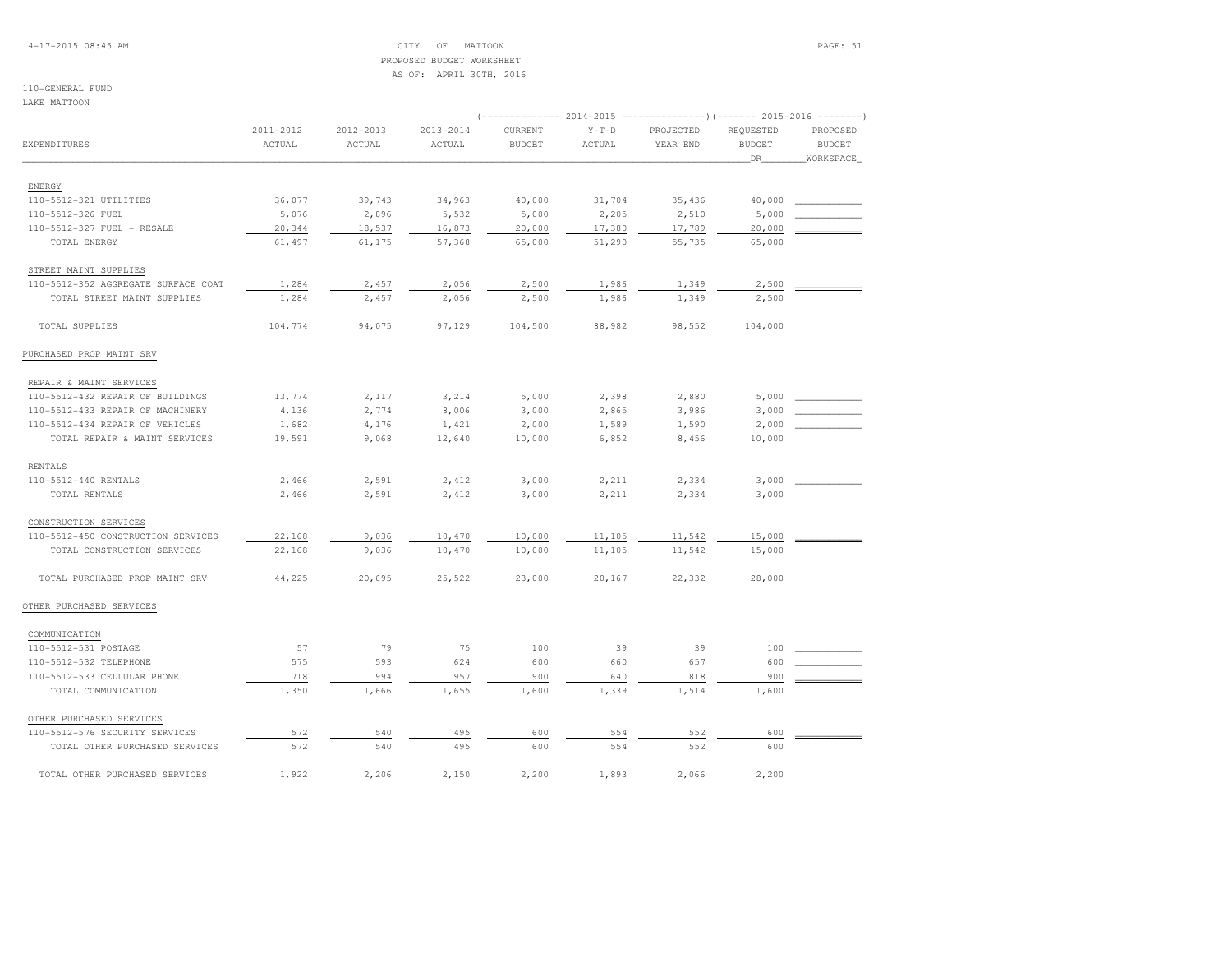CITY OF MATTOON
PROPOSED BUDGET WORKSHEET
AS OF: APRIL 30TH, 2016

110-GENERAL FUND
LAKE MATTOON

| EXPENDITURES | 2011-2012 ACTUAL | 2012-2013 ACTUAL | 2013-2014 ACTUAL | 2014-2015 CURRENT BUDGET | 2014-2015 Y-T-D ACTUAL | 2014-2015 PROJECTED YEAR END | 2015-2016 REQUESTED BUDGET DR | 2015-2016 PROPOSED BUDGET WORKSPACE |
|---|---|---|---|---|---|---|---|---|
| ENERGY | | | | | | | | |
| 110-5512-321 UTILITIES | 36,077 | 39,743 | 34,963 | 40,000 | 31,704 | 35,436 | 40,000 | |
| 110-5512-326 FUEL | 5,076 | 2,896 | 5,532 | 5,000 | 2,205 | 2,510 | 5,000 | |
| 110-5512-327 FUEL - RESALE | 20,344 | 18,537 | 16,873 | 20,000 | 17,380 | 17,789 | 20,000 | |
| TOTAL ENERGY | 61,497 | 61,175 | 57,368 | 65,000 | 51,290 | 55,735 | 65,000 | |
| STREET MAINT SUPPLIES | | | | | | | | |
| 110-5512-352 AGGREGATE SURFACE COAT | 1,284 | 2,457 | 2,056 | 2,500 | 1,986 | 1,349 | 2,500 | |
| TOTAL STREET MAINT SUPPLIES | 1,284 | 2,457 | 2,056 | 2,500 | 1,986 | 1,349 | 2,500 | |
| TOTAL SUPPLIES | 104,774 | 94,075 | 97,129 | 104,500 | 88,982 | 98,552 | 104,000 | |
| PURCHASED PROP MAINT SRV | | | | | | | | |
| REPAIR & MAINT SERVICES | | | | | | | | |
| 110-5512-432 REPAIR OF BUILDINGS | 13,774 | 2,117 | 3,214 | 5,000 | 2,398 | 2,880 | 5,000 | |
| 110-5512-433 REPAIR OF MACHINERY | 4,136 | 2,774 | 8,006 | 3,000 | 2,865 | 3,986 | 3,000 | |
| 110-5512-434 REPAIR OF VEHICLES | 1,682 | 4,176 | 1,421 | 2,000 | 1,589 | 1,590 | 2,000 | |
| TOTAL REPAIR & MAINT SERVICES | 19,591 | 9,068 | 12,640 | 10,000 | 6,852 | 8,456 | 10,000 | |
| RENTALS | | | | | | | | |
| 110-5512-440 RENTALS | 2,466 | 2,591 | 2,412 | 3,000 | 2,211 | 2,334 | 3,000 | |
| TOTAL RENTALS | 2,466 | 2,591 | 2,412 | 3,000 | 2,211 | 2,334 | 3,000 | |
| CONSTRUCTION SERVICES | | | | | | | | |
| 110-5512-450 CONSTRUCTION SERVICES | 22,168 | 9,036 | 10,470 | 10,000 | 11,105 | 11,542 | 15,000 | |
| TOTAL CONSTRUCTION SERVICES | 22,168 | 9,036 | 10,470 | 10,000 | 11,105 | 11,542 | 15,000 | |
| TOTAL PURCHASED PROP MAINT SRV | 44,225 | 20,695 | 25,522 | 23,000 | 20,167 | 22,332 | 28,000 | |
| OTHER PURCHASED SERVICES | | | | | | | | |
| COMMUNICATION | | | | | | | | |
| 110-5512-531 POSTAGE | 57 | 79 | 75 | 100 | 39 | 39 | 100 | |
| 110-5512-532 TELEPHONE | 575 | 593 | 624 | 600 | 660 | 657 | 600 | |
| 110-5512-533 CELLULAR PHONE | 718 | 994 | 957 | 900 | 640 | 818 | 900 | |
| TOTAL COMMUNICATION | 1,350 | 1,666 | 1,655 | 1,600 | 1,339 | 1,514 | 1,600 | |
| OTHER PURCHASED SERVICES | | | | | | | | |
| 110-5512-576 SECURITY SERVICES | 572 | 540 | 495 | 600 | 554 | 552 | 600 | |
| TOTAL OTHER PURCHASED SERVICES | 572 | 540 | 495 | 600 | 554 | 552 | 600 | |
| TOTAL OTHER PURCHASED SERVICES | 1,922 | 2,206 | 2,150 | 2,200 | 1,893 | 2,066 | 2,200 | |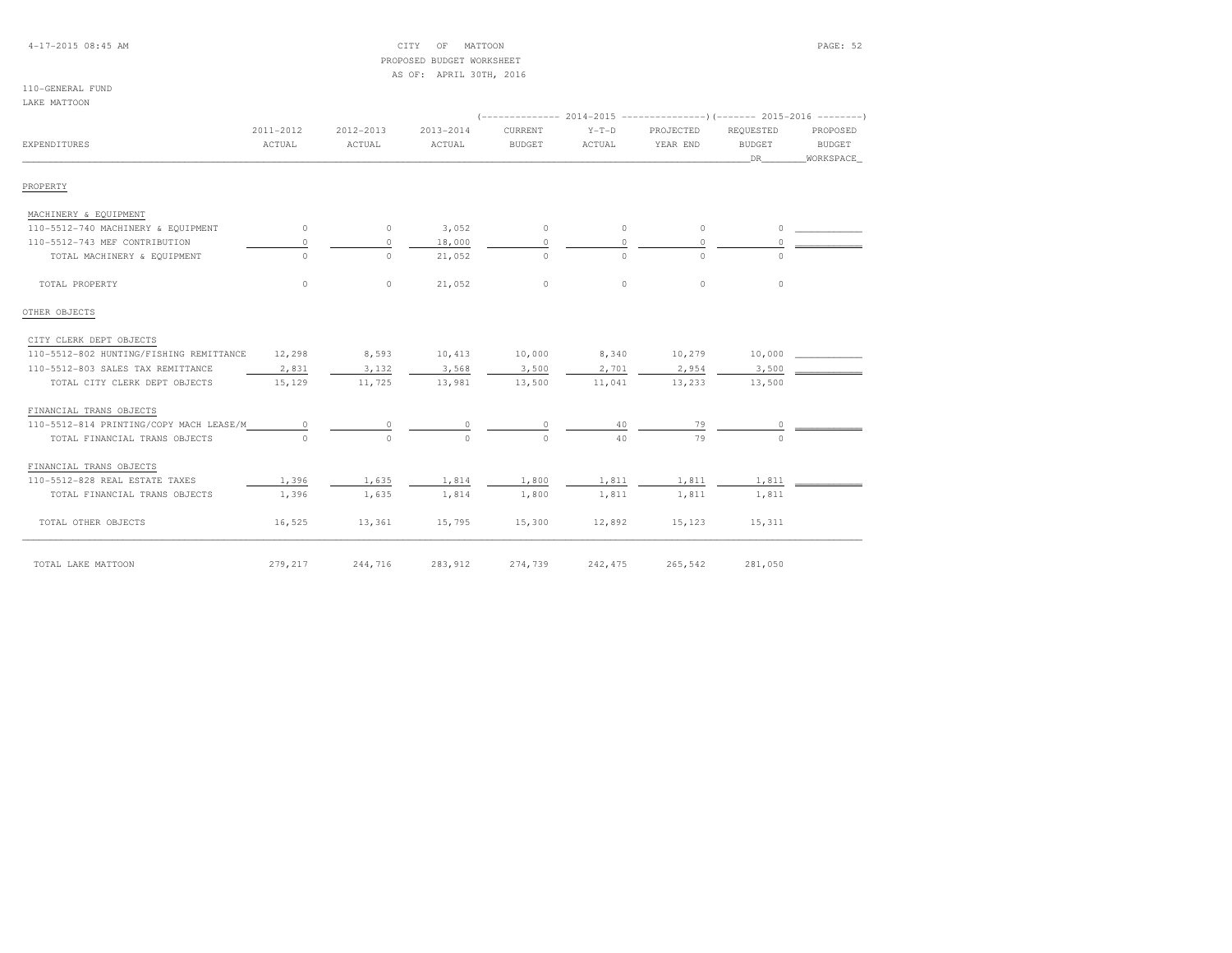CITY OF MATTOON
PROPOSED BUDGET WORKSHEET
AS OF: APRIL 30TH, 2016

110-GENERAL FUND
LAKE MATTOON

| EXPENDITURES | 2011-2012 ACTUAL | 2012-2013 ACTUAL | 2013-2014 ACTUAL | 2014-2015 CURRENT BUDGET | 2014-2015 Y-T-D ACTUAL | 2014-2015 PROJECTED YEAR END | 2015-2016 REQUESTED BUDGET DR | 2015-2016 PROPOSED BUDGET WORKSPACE |
|---|---|---|---|---|---|---|---|---|
| PROPERTY | | | | | | | | |
| MACHINERY & EQUIPMENT | | | | | | | | |
| 110-5512-740 MACHINERY & EQUIPMENT | 0 | 0 | 3,052 | 0 | 0 | 0 | 0 | |
| 110-5512-743 MEF CONTRIBUTION | 0 | 0 | 18,000 | 0 | 0 | 0 | 0 | |
| TOTAL MACHINERY & EQUIPMENT | 0 | 0 | 21,052 | 0 | 0 | 0 | 0 | |
| TOTAL PROPERTY | 0 | 0 | 21,052 | 0 | 0 | 0 | 0 | |
| OTHER OBJECTS | | | | | | | | |
| CITY CLERK DEPT OBJECTS | | | | | | | | |
| 110-5512-802 HUNTING/FISHING REMITTANCE | 12,298 | 8,593 | 10,413 | 10,000 | 8,340 | 10,279 | 10,000 | |
| 110-5512-803 SALES TAX REMITTANCE | 2,831 | 3,132 | 3,568 | 3,500 | 2,701 | 2,954 | 3,500 | |
| TOTAL CITY CLERK DEPT OBJECTS | 15,129 | 11,725 | 13,981 | 13,500 | 11,041 | 13,233 | 13,500 | |
| FINANCIAL TRANS OBJECTS | | | | | | | | |
| 110-5512-814 PRINTING/COPY MACH LEASE/M | 0 | 0 | 0 | 0 | 40 | 79 | 0 | |
| TOTAL FINANCIAL TRANS OBJECTS | 0 | 0 | 0 | 0 | 40 | 79 | 0 | |
| FINANCIAL TRANS OBJECTS | | | | | | | | |
| 110-5512-828 REAL ESTATE TAXES | 1,396 | 1,635 | 1,814 | 1,800 | 1,811 | 1,811 | 1,811 | |
| TOTAL FINANCIAL TRANS OBJECTS | 1,396 | 1,635 | 1,814 | 1,800 | 1,811 | 1,811 | 1,811 | |
| TOTAL OTHER OBJECTS | 16,525 | 13,361 | 15,795 | 15,300 | 12,892 | 15,123 | 15,311 | |
| TOTAL LAKE MATTOON | 279,217 | 244,716 | 283,912 | 274,739 | 242,475 | 265,542 | 281,050 | |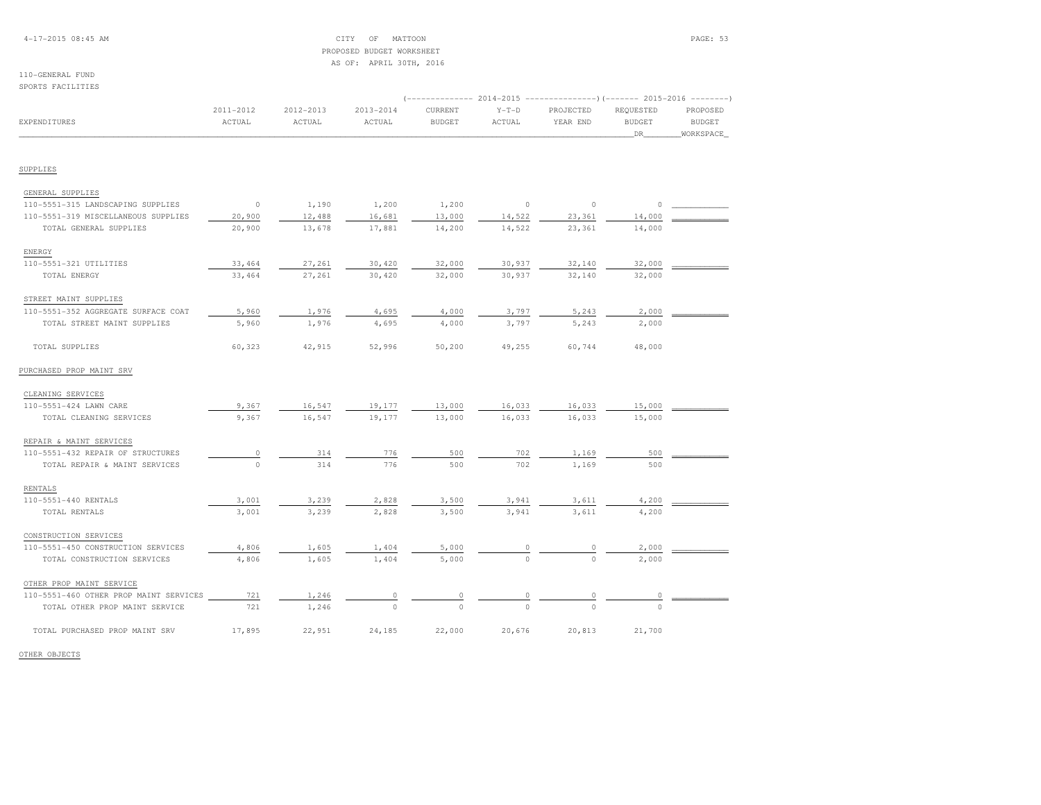4-17-2015 08:45 AM

CITY OF MATTOON
PROPOSED BUDGET WORKSHEET
AS OF: APRIL 30TH, 2016

110-GENERAL FUND
SPORTS FACILITIES

| | | | | 2014-2015 | | | 2015-2016 | |
|---|---|---|---|---|---|---|---|---|
| EXPENDITURES | 2011-2012 ACTUAL | 2012-2013 ACTUAL | 2013-2014 ACTUAL | CURRENT BUDGET | Y-T-D ACTUAL | PROJECTED YEAR END | REQUESTED BUDGET DR | PROPOSED BUDGET WORKSPACE |
| **SUPPLIES** | | | | | | | | |
| GENERAL SUPPLIES | | | | | | | | |
| 110-5551-315 LANDSCAPING SUPPLIES | 0 | 1,190 | 1,200 | 1,200 | 0 | 0 | 0 | |
| 110-5551-319 MISCELLANEOUS SUPPLIES | 20,900 | 12,488 | 16,681 | 13,000 | 14,522 | 23,361 | 14,000 | |
| TOTAL GENERAL SUPPLIES | 20,900 | 13,678 | 17,881 | 14,200 | 14,522 | 23,361 | 14,000 | |
| ENERGY | | | | | | | | |
| 110-5551-321 UTILITIES | 33,464 | 27,261 | 30,420 | 32,000 | 30,937 | 32,140 | 32,000 | |
| TOTAL ENERGY | 33,464 | 27,261 | 30,420 | 32,000 | 30,937 | 32,140 | 32,000 | |
| STREET MAINT SUPPLIES | | | | | | | | |
| 110-5551-352 AGGREGATE SURFACE COAT | 5,960 | 1,976 | 4,695 | 4,000 | 3,797 | 5,243 | 2,000 | |
| TOTAL STREET MAINT SUPPLIES | 5,960 | 1,976 | 4,695 | 4,000 | 3,797 | 5,243 | 2,000 | |
| TOTAL SUPPLIES | 60,323 | 42,915 | 52,996 | 50,200 | 49,255 | 60,744 | 48,000 | |
| **PURCHASED PROP MAINT SRV** | | | | | | | | |
| CLEANING SERVICES | | | | | | | | |
| 110-5551-424 LAWN CARE | 9,367 | 16,547 | 19,177 | 13,000 | 16,033 | 16,033 | 15,000 | |
| TOTAL CLEANING SERVICES | 9,367 | 16,547 | 19,177 | 13,000 | 16,033 | 16,033 | 15,000 | |
| REPAIR & MAINT SERVICES | | | | | | | | |
| 110-5551-432 REPAIR OF STRUCTURES | 0 | 314 | 776 | 500 | 702 | 1,169 | 500 | |
| TOTAL REPAIR & MAINT SERVICES | 0 | 314 | 776 | 500 | 702 | 1,169 | 500 | |
| RENTALS | | | | | | | | |
| 110-5551-440 RENTALS | 3,001 | 3,239 | 2,828 | 3,500 | 3,941 | 3,611 | 4,200 | |
| TOTAL RENTALS | 3,001 | 3,239 | 2,828 | 3,500 | 3,941 | 3,611 | 4,200 | |
| CONSTRUCTION SERVICES | | | | | | | | |
| 110-5551-450 CONSTRUCTION SERVICES | 4,806 | 1,605 | 1,404 | 5,000 | 0 | 0 | 2,000 | |
| TOTAL CONSTRUCTION SERVICES | 4,806 | 1,605 | 1,404 | 5,000 | 0 | 0 | 2,000 | |
| OTHER PROP MAINT SERVICE | | | | | | | | |
| 110-5551-460 OTHER PROP MAINT SERVICES | 721 | 1,246 | 0 | 0 | 0 | 0 | 0 | |
| TOTAL OTHER PROP MAINT SERVICE | 721 | 1,246 | 0 | 0 | 0 | 0 | 0 | |
| TOTAL PURCHASED PROP MAINT SRV | 17,895 | 22,951 | 24,185 | 22,000 | 20,676 | 20,813 | 21,700 | |

OTHER OBJECTS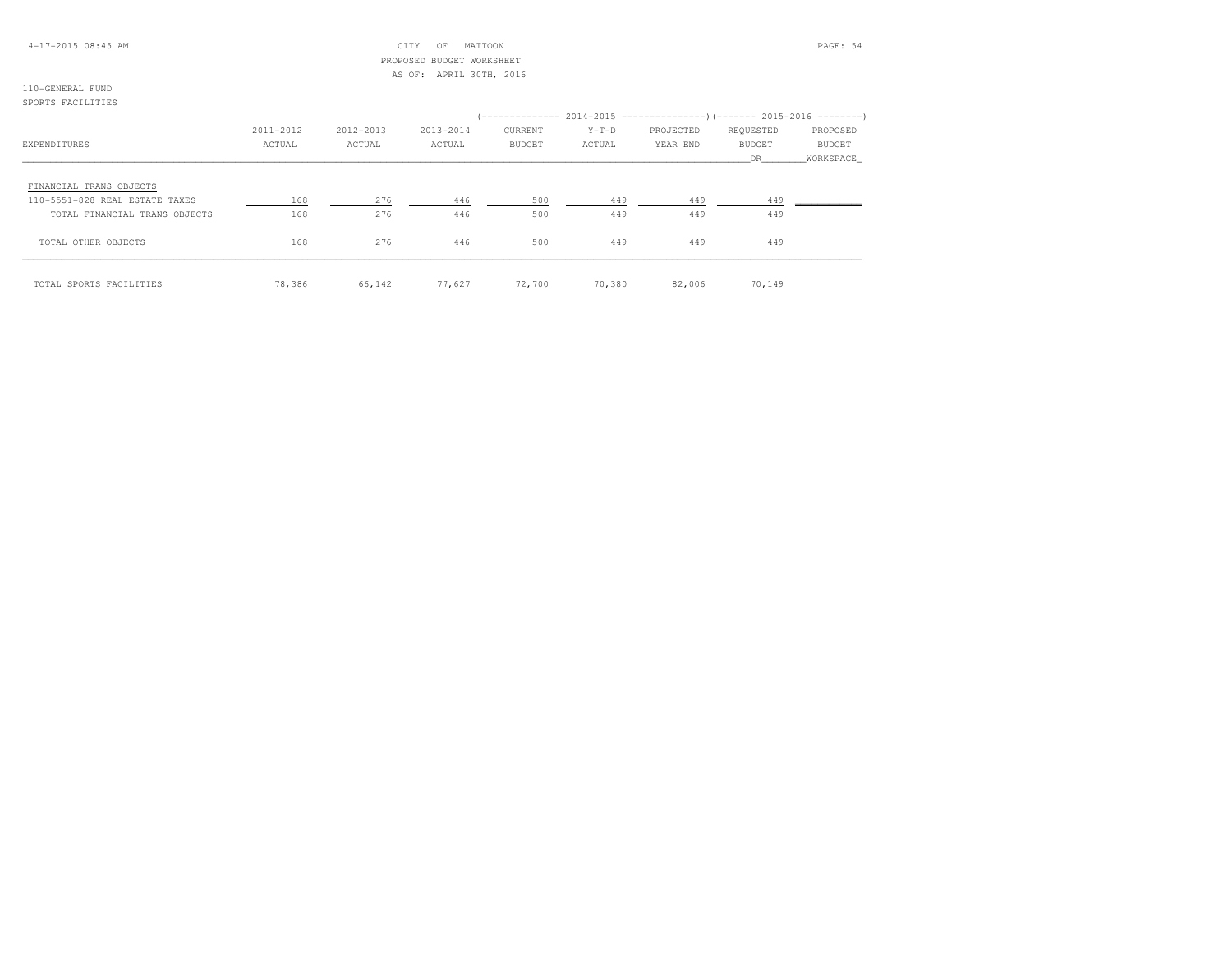CITY OF MATTOON
PROPOSED BUDGET WORKSHEET
AS OF: APRIL 30TH, 2016

110-GENERAL FUND
SPORTS FACILITIES

| EXPENDITURES | 2011-2012 ACTUAL | 2012-2013 ACTUAL | 2013-2014 ACTUAL | 2014-2015 CURRENT BUDGET | 2014-2015 Y-T-D ACTUAL | 2014-2015 PROJECTED YEAR END | 2015-2016 REQUESTED BUDGET DR | 2015-2016 PROPOSED BUDGET WORKSPACE |
|---|---|---|---|---|---|---|---|---|
| FINANCIAL TRANS OBJECTS | | | | | | | | |
| 110-5551-828 REAL ESTATE TAXES | 168 | 276 | 446 | 500 | 449 | 449 | 449 | |
| TOTAL FINANCIAL TRANS OBJECTS | 168 | 276 | 446 | 500 | 449 | 449 | 449 | |
| TOTAL OTHER OBJECTS | 168 | 276 | 446 | 500 | 449 | 449 | 449 | |
| TOTAL SPORTS FACILITIES | 78,386 | 66,142 | 77,627 | 72,700 | 70,380 | 82,006 | 70,149 | |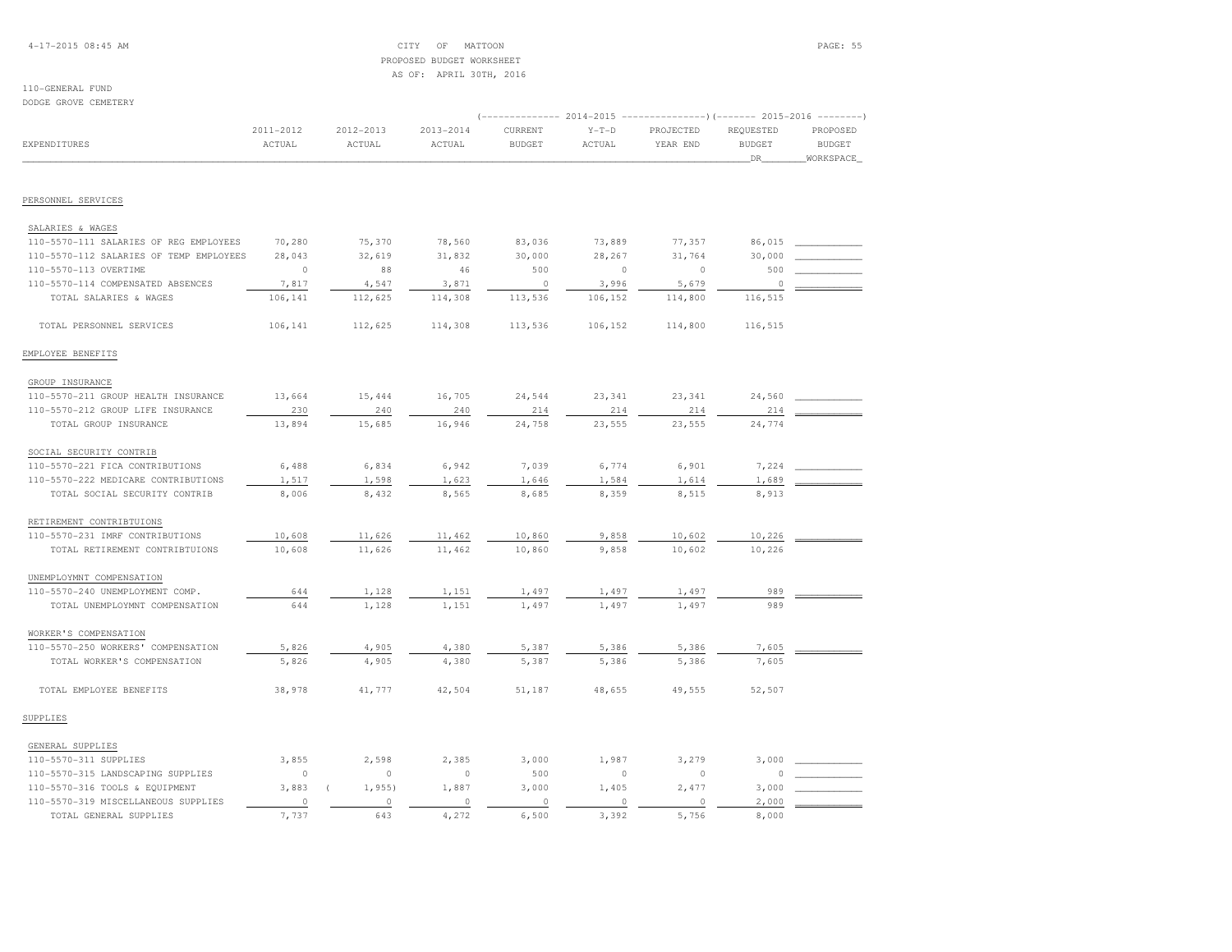CITY OF MATTOON
PROPOSED BUDGET WORKSHEET
AS OF: APRIL 30TH, 2016

110-GENERAL FUND
DODGE GROVE CEMETERY

| EXPENDITURES | 2011-2012 ACTUAL | 2012-2013 ACTUAL | 2013-2014 ACTUAL | 2014-2015 CURRENT BUDGET | 2014-2015 Y-T-D ACTUAL | 2014-2015 PROJECTED YEAR END | 2015-2016 REQUESTED BUDGET DR | 2015-2016 PROPOSED BUDGET WORKSPACE |
|---|---|---|---|---|---|---|---|---|
| PERSONNEL SERVICES | | | | | | | | |
| SALARIES & WAGES | | | | | | | | |
| 110-5570-111 SALARIES OF REG EMPLOYEES | 70,280 | 75,370 | 78,560 | 83,036 | 73,889 | 77,357 | 86,015 | |
| 110-5570-112 SALARIES OF TEMP EMPLOYEES | 28,043 | 32,619 | 31,832 | 30,000 | 28,267 | 31,764 | 30,000 | |
| 110-5570-113 OVERTIME | 0 | 88 | 46 | 500 | 0 | 0 | 500 | |
| 110-5570-114 COMPENSATED ABSENCES | 7,817 | 4,547 | 3,871 | 0 | 3,996 | 5,679 | 0 | |
| TOTAL SALARIES & WAGES | 106,141 | 112,625 | 114,308 | 113,536 | 106,152 | 114,800 | 116,515 | |
| TOTAL PERSONNEL SERVICES | 106,141 | 112,625 | 114,308 | 113,536 | 106,152 | 114,800 | 116,515 | |
| EMPLOYEE BENEFITS | | | | | | | | |
| GROUP INSURANCE | | | | | | | | |
| 110-5570-211 GROUP HEALTH INSURANCE | 13,664 | 15,444 | 16,705 | 24,544 | 23,341 | 23,341 | 24,560 | |
| 110-5570-212 GROUP LIFE INSURANCE | 230 | 240 | 240 | 214 | 214 | 214 | 214 | |
| TOTAL GROUP INSURANCE | 13,894 | 15,685 | 16,946 | 24,758 | 23,555 | 23,555 | 24,774 | |
| SOCIAL SECURITY CONTRIB | | | | | | | | |
| 110-5570-221 FICA CONTRIBUTIONS | 6,488 | 6,834 | 6,942 | 7,039 | 6,774 | 6,901 | 7,224 | |
| 110-5570-222 MEDICARE CONTRIBUTIONS | 1,517 | 1,598 | 1,623 | 1,646 | 1,584 | 1,614 | 1,689 | |
| TOTAL SOCIAL SECURITY CONTRIB | 8,006 | 8,432 | 8,565 | 8,685 | 8,359 | 8,515 | 8,913 | |
| RETIREMENT CONTRIBTUIONS | | | | | | | | |
| 110-5570-231 IMRF CONTRIBUTIONS | 10,608 | 11,626 | 11,462 | 10,860 | 9,858 | 10,602 | 10,226 | |
| TOTAL RETIREMENT CONTRIBTUIONS | 10,608 | 11,626 | 11,462 | 10,860 | 9,858 | 10,602 | 10,226 | |
| UNEMPLOYMNT COMPENSATION | | | | | | | | |
| 110-5570-240 UNEMPLOYMENT COMP. | 644 | 1,128 | 1,151 | 1,497 | 1,497 | 1,497 | 989 | |
| TOTAL UNEMPLOYMNT COMPENSATION | 644 | 1,128 | 1,151 | 1,497 | 1,497 | 1,497 | 989 | |
| WORKER'S COMPENSATION | | | | | | | | |
| 110-5570-250 WORKERS' COMPENSATION | 5,826 | 4,905 | 4,380 | 5,387 | 5,386 | 5,386 | 7,605 | |
| TOTAL WORKER'S COMPENSATION | 5,826 | 4,905 | 4,380 | 5,387 | 5,386 | 5,386 | 7,605 | |
| TOTAL EMPLOYEE BENEFITS | 38,978 | 41,777 | 42,504 | 51,187 | 48,655 | 49,555 | 52,507 | |
| SUPPLIES | | | | | | | | |
| GENERAL SUPPLIES | | | | | | | | |
| 110-5570-311 SUPPLIES | 3,855 | 2,598 | 2,385 | 3,000 | 1,987 | 3,279 | 3,000 | |
| 110-5570-315 LANDSCAPING SUPPLIES | 0 | 0 | 0 | 500 | 0 | 0 | 0 | |
| 110-5570-316 TOOLS & EQUIPMENT | 3,883 | ( 1,955) | 1,887 | 3,000 | 1,405 | 2,477 | 3,000 | |
| 110-5570-319 MISCELLANEOUS SUPPLIES | 0 | 0 | 0 | 0 | 0 | 0 | 2,000 | |
| TOTAL GENERAL SUPPLIES | 7,737 | 643 | 4,272 | 6,500 | 3,392 | 5,756 | 8,000 | |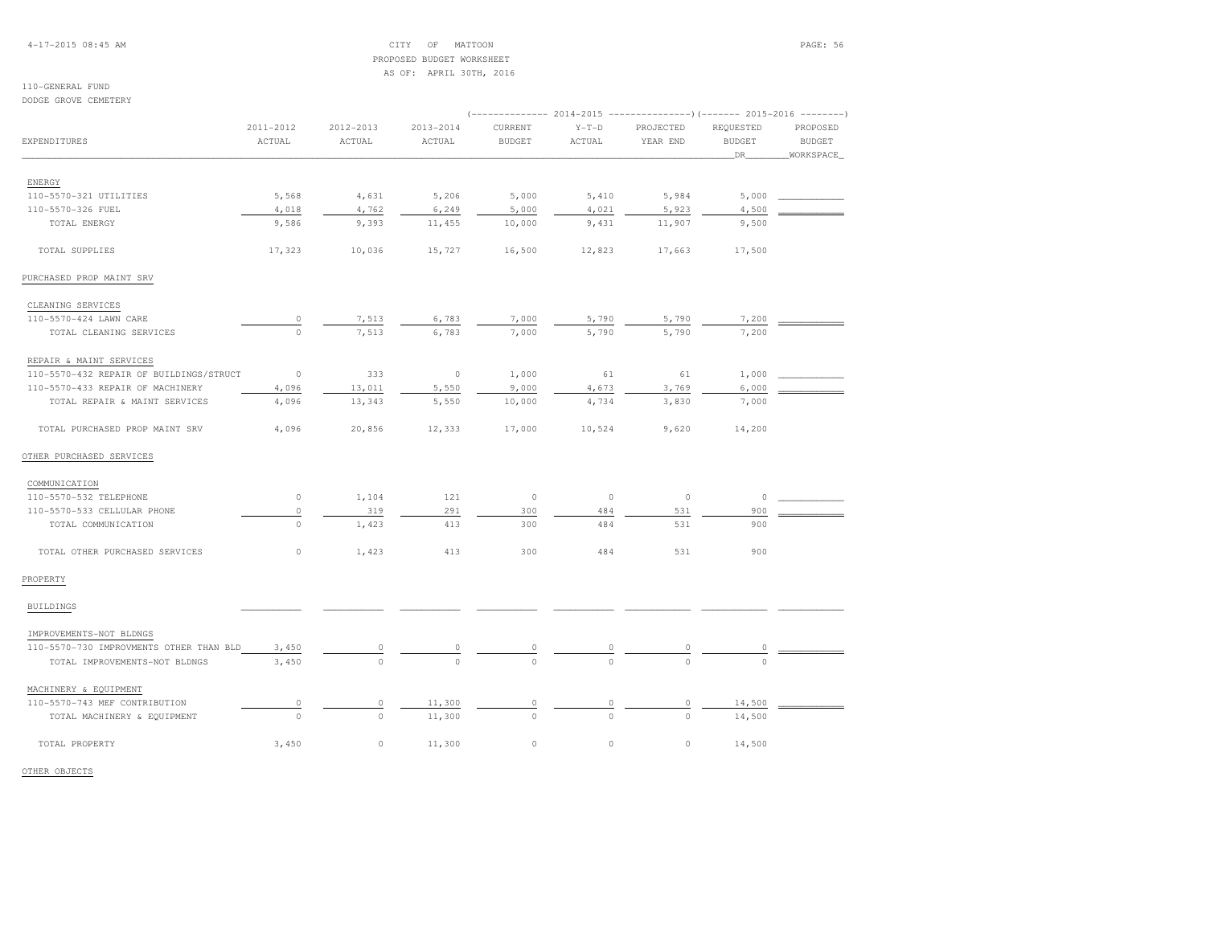CITY OF MATTOON
PROPOSED BUDGET WORKSHEET
AS OF: APRIL 30TH, 2016

110-GENERAL FUND
DODGE GROVE CEMETERY

| EXPENDITURES | 2011-2012 ACTUAL | 2012-2013 ACTUAL | 2013-2014 ACTUAL | 2014-2015 CURRENT BUDGET | 2014-2015 Y-T-D ACTUAL | 2014-2015 PROJECTED YEAR END | 2015-2016 REQUESTED BUDGET DR | 2015-2016 PROPOSED BUDGET WORKSPACE |
|---|---|---|---|---|---|---|---|---|
| ENERGY | | | | | | | | |
| 110-5570-321 UTILITIES | 5,568 | 4,631 | 5,206 | 5,000 | 5,410 | 5,984 | 5,000 | |
| 110-5570-326 FUEL | 4,018 | 4,762 | 6,249 | 5,000 | 4,021 | 5,923 | 4,500 | |
| TOTAL ENERGY | 9,586 | 9,393 | 11,455 | 10,000 | 9,431 | 11,907 | 9,500 | |
| TOTAL SUPPLIES | 17,323 | 10,036 | 15,727 | 16,500 | 12,823 | 17,663 | 17,500 | |
| PURCHASED PROP MAINT SRV | | | | | | | | |
| CLEANING SERVICES | | | | | | | | |
| 110-5570-424 LAWN CARE | 0 | 7,513 | 6,783 | 7,000 | 5,790 | 5,790 | 7,200 | |
| TOTAL CLEANING SERVICES | 0 | 7,513 | 6,783 | 7,000 | 5,790 | 5,790 | 7,200 | |
| REPAIR & MAINT SERVICES | | | | | | | | |
| 110-5570-432 REPAIR OF BUILDINGS/STRUCT | 0 | 333 | 0 | 1,000 | 61 | 61 | 1,000 | |
| 110-5570-433 REPAIR OF MACHINERY | 4,096 | 13,011 | 5,550 | 9,000 | 4,673 | 3,769 | 6,000 | |
| TOTAL REPAIR & MAINT SERVICES | 4,096 | 13,343 | 5,550 | 10,000 | 4,734 | 3,830 | 7,000 | |
| TOTAL PURCHASED PROP MAINT SRV | 4,096 | 20,856 | 12,333 | 17,000 | 10,524 | 9,620 | 14,200 | |
| OTHER PURCHASED SERVICES | | | | | | | | |
| COMMUNICATION | | | | | | | | |
| 110-5570-532 TELEPHONE | 0 | 1,104 | 121 | 0 | 0 | 0 | 0 | |
| 110-5570-533 CELLULAR PHONE | 0 | 319 | 291 | 300 | 484 | 531 | 900 | |
| TOTAL COMMUNICATION | 0 | 1,423 | 413 | 300 | 484 | 531 | 900 | |
| TOTAL OTHER PURCHASED SERVICES | 0 | 1,423 | 413 | 300 | 484 | 531 | 900 | |
| PROPERTY | | | | | | | | |
| BUILDINGS | | | | | | | | |
| IMPROVEMENTS-NOT BLDNGS | | | | | | | | |
| 110-5570-730 IMPROVMENTS OTHER THAN BLD | 3,450 | 0 | 0 | 0 | 0 | 0 | 0 | |
| TOTAL IMPROVEMENTS-NOT BLDNGS | 3,450 | 0 | 0 | 0 | 0 | 0 | 0 | |
| MACHINERY & EQUIPMENT | | | | | | | | |
| 110-5570-743 MEF CONTRIBUTION | 0 | 0 | 11,300 | 0 | 0 | 0 | 14,500 | |
| TOTAL MACHINERY & EQUIPMENT | 0 | 0 | 11,300 | 0 | 0 | 0 | 14,500 | |
| TOTAL PROPERTY | 3,450 | 0 | 11,300 | 0 | 0 | 0 | 14,500 | |
| OTHER OBJECTS | | | | | | | | |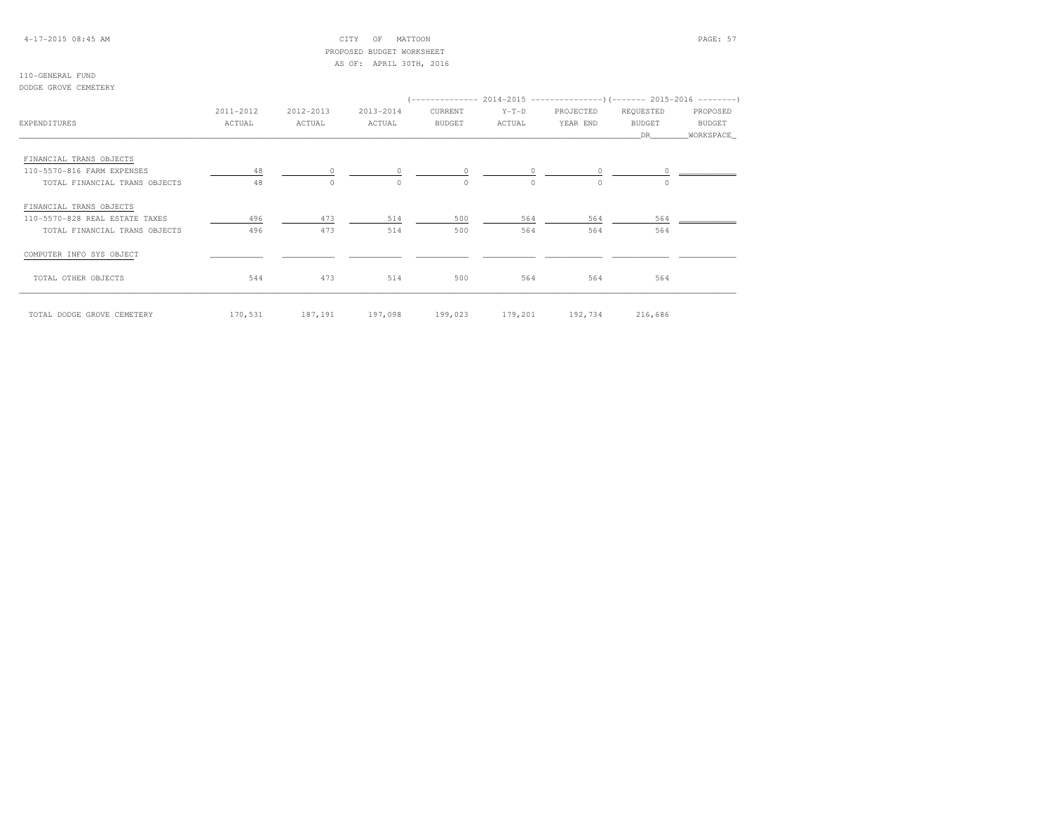CITY OF MATTOON
PROPOSED BUDGET WORKSHEET
AS OF: APRIL 30TH, 2016

110-GENERAL FUND
DODGE GROVE CEMETERY

| EXPENDITURES | 2011-2012 ACTUAL | 2012-2013 ACTUAL | 2013-2014 ACTUAL | 2014-2015 CURRENT BUDGET | 2014-2015 Y-T-D ACTUAL | 2014-2015 PROJECTED YEAR END | 2015-2016 REQUESTED BUDGET DR | 2015-2016 PROPOSED BUDGET WORKSPACE |
|---|---|---|---|---|---|---|---|---|
| FINANCIAL TRANS OBJECTS | | | | | | | | |
| 110-5570-816 FARM EXPENSES | 48 | 0 | 0 | 0 | 0 | 0 | 0 | |
| TOTAL FINANCIAL TRANS OBJECTS | 48 | 0 | 0 | 0 | 0 | 0 | 0 | |
| FINANCIAL TRANS OBJECTS | | | | | | | | |
| 110-5570-828 REAL ESTATE TAXES | 496 | 473 | 514 | 500 | 564 | 564 | 564 | |
| TOTAL FINANCIAL TRANS OBJECTS | 496 | 473 | 514 | 500 | 564 | 564 | 564 | |
| COMPUTER INFO SYS OBJECT | | | | | | | | |
| TOTAL OTHER OBJECTS | 544 | 473 | 514 | 500 | 564 | 564 | 564 | |
| TOTAL DODGE GROVE CEMETERY | 170,531 | 187,191 | 197,098 | 199,023 | 179,201 | 192,734 | 216,686 | |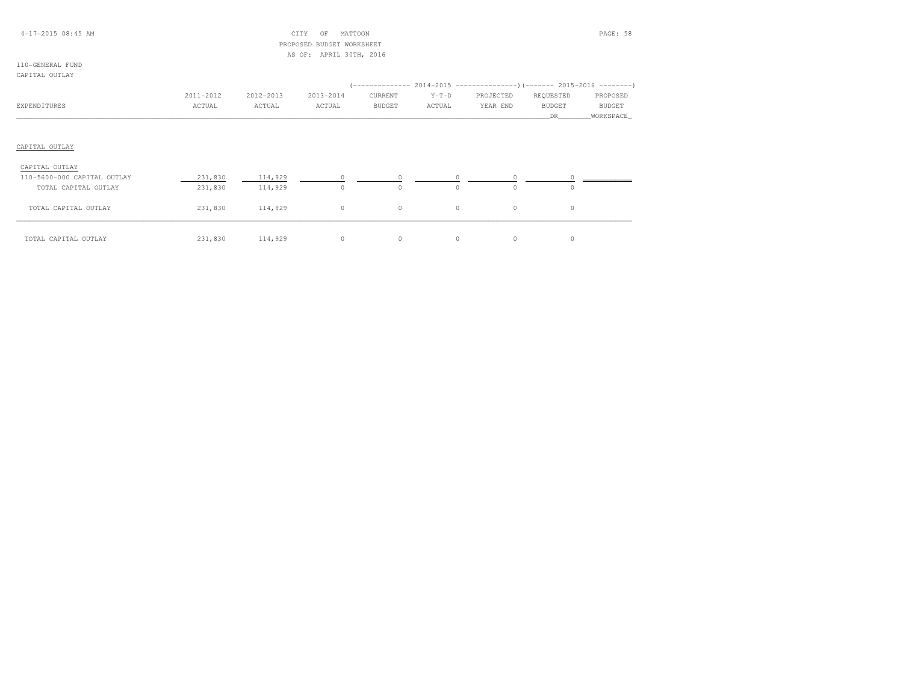CITY OF MATTOON
PROPOSED BUDGET WORKSHEET
AS OF: APRIL 30TH, 2016

110-GENERAL FUND
CAPITAL OUTLAY

| EXPENDITURES | 2011-2012 ACTUAL | 2012-2013 ACTUAL | 2013-2014 ACTUAL | 2014-2015 CURRENT BUDGET | 2014-2015 Y-T-D ACTUAL | 2014-2015 PROJECTED YEAR END | 2015-2016 REQUESTED BUDGET DR | 2015-2016 PROPOSED BUDGET WORKSPACE |
|---|---|---|---|---|---|---|---|---|
| **CAPITAL OUTLAY** | | | | | | | | |
| CAPITAL OUTLAY | | | | | | | | |
| 110-5600-000 CAPITAL OUTLAY | 231,830 | 114,929 | 0 | 0 | 0 | 0 | 0 | |
| TOTAL CAPITAL OUTLAY | 231,830 | 114,929 | 0 | 0 | 0 | 0 | 0 | |
| TOTAL CAPITAL OUTLAY | 231,830 | 114,929 | 0 | 0 | 0 | 0 | 0 | |
| TOTAL CAPITAL OUTLAY | 231,830 | 114,929 | 0 | 0 | 0 | 0 | 0 | |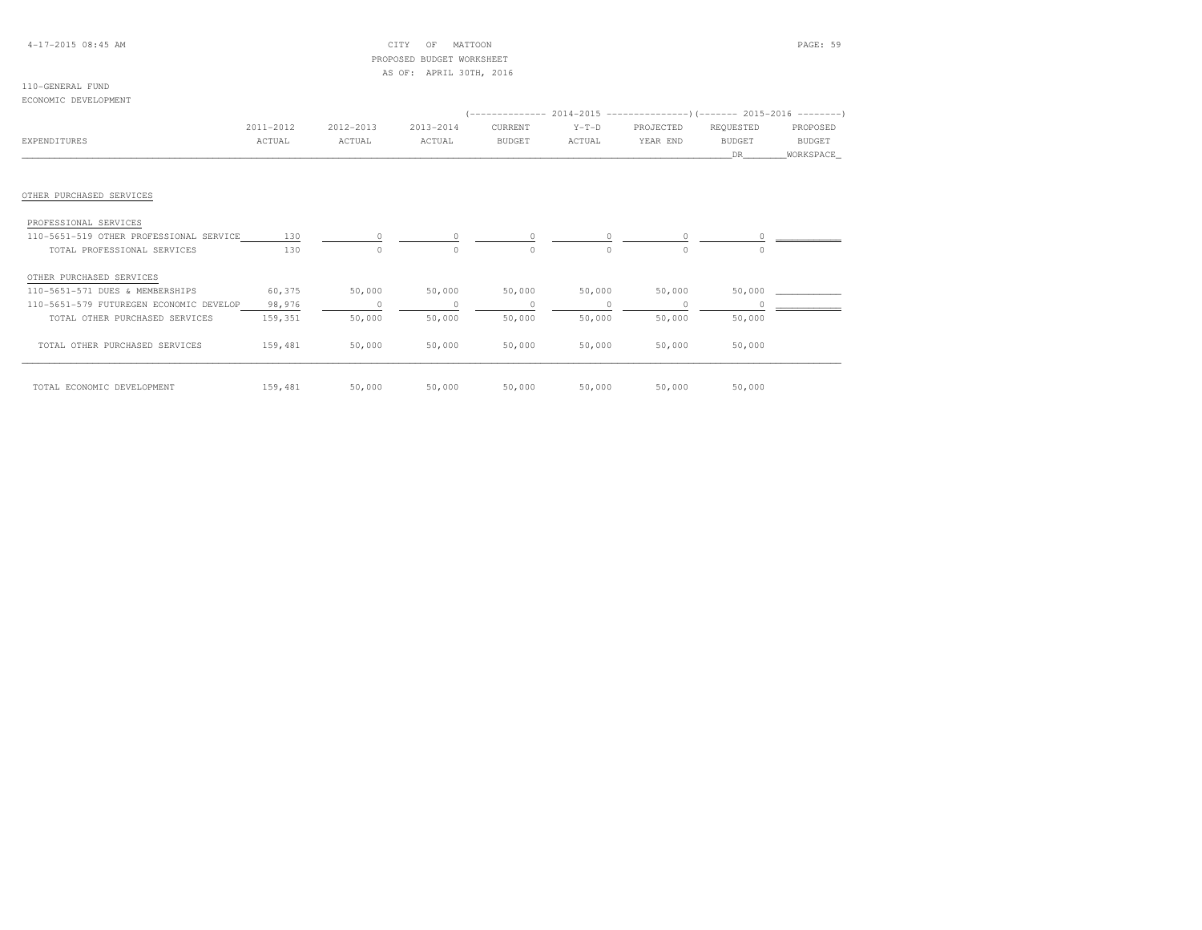CITY OF MATTOON
PROPOSED BUDGET WORKSHEET
AS OF: APRIL 30TH, 2016

110-GENERAL FUND
ECONOMIC DEVELOPMENT

| EXPENDITURES | 2011-2012 ACTUAL | 2012-2013 ACTUAL | 2013-2014 ACTUAL | 2014-2015 CURRENT BUDGET | 2014-2015 Y-T-D ACTUAL | 2014-2015 PROJECTED YEAR END | 2015-2016 REQUESTED BUDGET DR | 2015-2016 PROPOSED BUDGET WORKSPACE |
|---|---|---|---|---|---|---|---|---|
| OTHER PURCHASED SERVICES | | | | | | | | |
| PROFESSIONAL SERVICES | | | | | | | | |
| 110-5651-519 OTHER PROFESSIONAL SERVICE | 130 | 0 | 0 | 0 | 0 | 0 | 0 | |
| TOTAL PROFESSIONAL SERVICES | 130 | 0 | 0 | 0 | 0 | 0 | 0 | |
| OTHER PURCHASED SERVICES | | | | | | | | |
| 110-5651-571 DUES & MEMBERSHIPS | 60,375 | 50,000 | 50,000 | 50,000 | 50,000 | 50,000 | 50,000 | |
| 110-5651-579 FUTUREGEN ECONOMIC DEVELOP | 98,976 | 0 | 0 | 0 | 0 | 0 | 0 | |
| TOTAL OTHER PURCHASED SERVICES | 159,351 | 50,000 | 50,000 | 50,000 | 50,000 | 50,000 | 50,000 | |
| TOTAL OTHER PURCHASED SERVICES | 159,481 | 50,000 | 50,000 | 50,000 | 50,000 | 50,000 | 50,000 | |
| TOTAL ECONOMIC DEVELOPMENT | 159,481 | 50,000 | 50,000 | 50,000 | 50,000 | 50,000 | 50,000 | |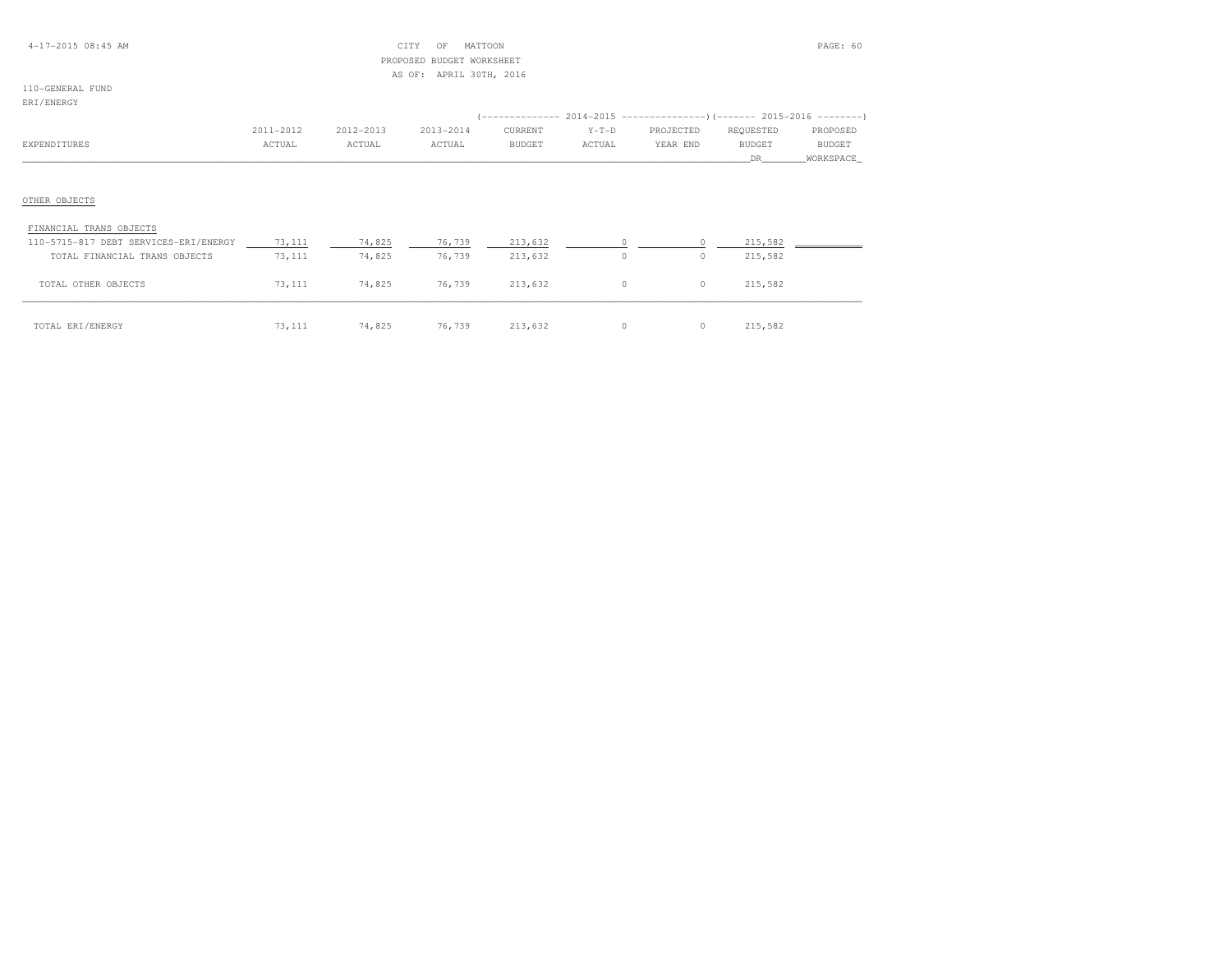4-17-2015 08:45 AM

CITY OF MATTOON
PROPOSED BUDGET WORKSHEET
AS OF: APRIL 30TH, 2016

110-GENERAL FUND
ERI/ENERGY

| EXPENDITURES | 2011-2012 ACTUAL | 2012-2013 ACTUAL | 2013-2014 ACTUAL | 2014-2015 CURRENT BUDGET | 2014-2015 Y-T-D ACTUAL | 2014-2015 PROJECTED YEAR END | 2015-2016 REQUESTED BUDGET DR | 2015-2016 PROPOSED BUDGET WORKSPACE |
|---|---|---|---|---|---|---|---|---|
| OTHER OBJECTS | | | | | | | | |
| FINANCIAL TRANS OBJECTS | | | | | | | | |
| 110-5715-817 DEBT SERVICES-ERI/ENERGY | 73,111 | 74,825 | 76,739 | 213,632 | 0 | 0 | 215,582 | |
| TOTAL FINANCIAL TRANS OBJECTS | 73,111 | 74,825 | 76,739 | 213,632 | 0 | 0 | 215,582 | |
| TOTAL OTHER OBJECTS | 73,111 | 74,825 | 76,739 | 213,632 | 0 | 0 | 215,582 | |
| TOTAL ERI/ENERGY | 73,111 | 74,825 | 76,739 | 213,632 | 0 | 0 | 215,582 | |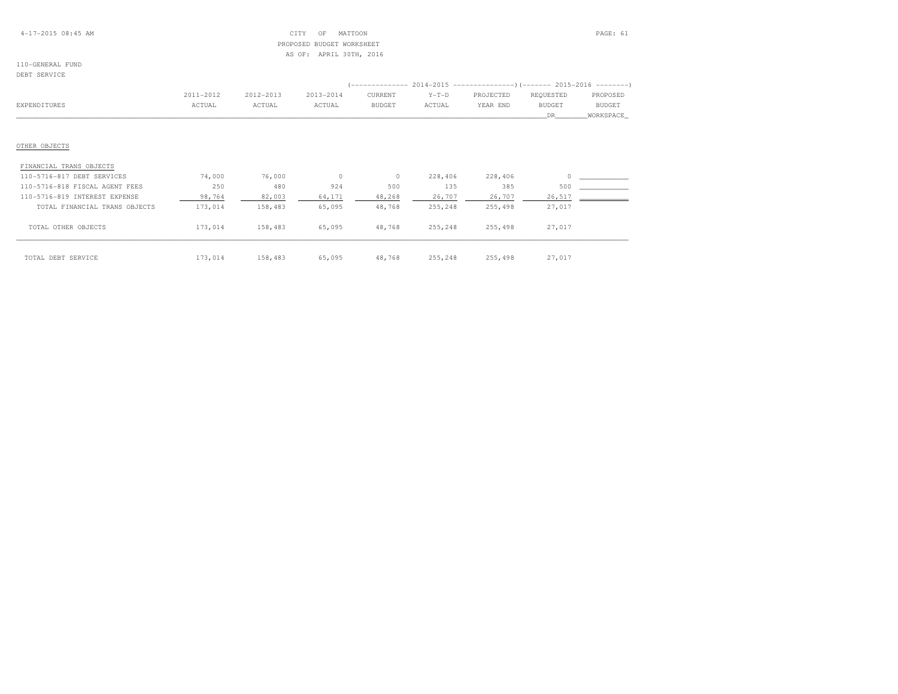CITY OF MATTOON
PROPOSED BUDGET WORKSHEET
AS OF: APRIL 30TH, 2016

110-GENERAL FUND
DEBT SERVICE

| EXPENDITURES | 2011-2012 ACTUAL | 2012-2013 ACTUAL | 2013-2014 ACTUAL | 2014-2015 CURRENT BUDGET | 2014-2015 Y-T-D ACTUAL | 2014-2015 PROJECTED YEAR END | 2015-2016 REQUESTED BUDGET DR | 2015-2016 PROPOSED BUDGET WORKSPACE |
|---|---|---|---|---|---|---|---|---|
| OTHER OBJECTS | | | | | | | | |
| FINANCIAL TRANS OBJECTS | | | | | | | | |
| 110-5716-817 DEBT SERVICES | 74,000 | 76,000 | 0 | 0 | 228,406 | 228,406 | 0 | |
| 110-5716-818 FISCAL AGENT FEES | 250 | 480 | 924 | 500 | 135 | 385 | 500 | |
| 110-5716-819 INTEREST EXPENSE | 98,764 | 82,003 | 64,171 | 48,268 | 26,707 | 26,707 | 26,517 | |
| TOTAL FINANCIAL TRANS OBJECTS | 173,014 | 158,483 | 65,095 | 48,768 | 255,248 | 255,498 | 27,017 | |
| TOTAL OTHER OBJECTS | 173,014 | 158,483 | 65,095 | 48,768 | 255,248 | 255,498 | 27,017 | |
| TOTAL DEBT SERVICE | 173,014 | 158,483 | 65,095 | 48,768 | 255,248 | 255,498 | 27,017 | |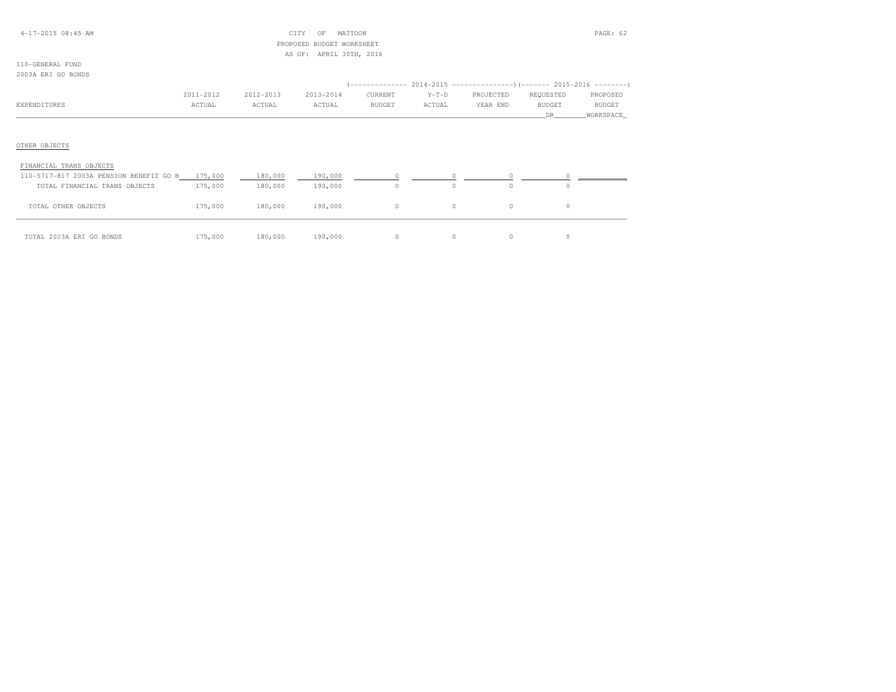CITY OF MATTOON
PROPOSED BUDGET WORKSHEET
AS OF: APRIL 30TH, 2016

110-GENERAL FUND
2003A ERI GO BONDS

| EXPENDITURES | 2011-2012 ACTUAL | 2012-2013 ACTUAL | 2013-2014 ACTUAL | 2014-2015 CURRENT BUDGET | 2014-2015 Y-T-D ACTUAL | 2014-2015 PROJECTED YEAR END | 2015-2016 REQUESTED BUDGET DR | 2015-2016 PROPOSED BUDGET WORKSPACE |
|---|---|---|---|---|---|---|---|---|
| OTHER OBJECTS | | | | | | | | |
| FINANCIAL TRANS OBJECTS | | | | | | | | |
| 110-5717-817 2003A PENSION BENEFIT GO B | 175,000 | 180,000 | 190,000 | 0 | 0 | 0 | 0 | |
| TOTAL FINANCIAL TRANS OBJECTS | 175,000 | 180,000 | 190,000 | 0 | 0 | 0 | 0 | |
| TOTAL OTHER OBJECTS | 175,000 | 180,000 | 190,000 | 0 | 0 | 0 | 0 | |
| TOTAL 2003A ERI GO BONDS | 175,000 | 180,000 | 190,000 | 0 | 0 | 0 | 0 | |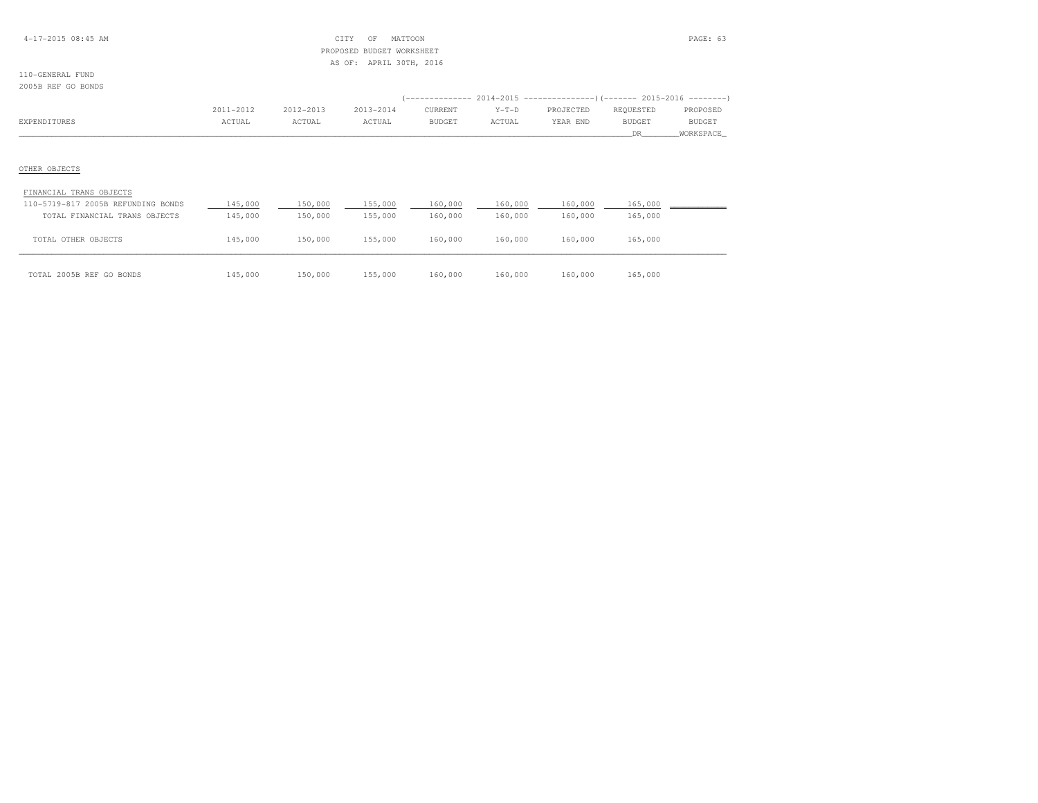CITY OF MATTOON
PROPOSED BUDGET WORKSHEET
AS OF: APRIL 30TH, 2016

4-17-2015 08:45 AM

110-GENERAL FUND
2005B REF GO BONDS

| EXPENDITURES | 2011-2012 ACTUAL | 2012-2013 ACTUAL | 2013-2014 ACTUAL | 2014-2015 CURRENT BUDGET | 2014-2015 Y-T-D ACTUAL | 2014-2015 PROJECTED YEAR END | 2015-2016 REQUESTED BUDGET DR | 2015-2016 PROPOSED BUDGET WORKSPACE |
|---|---|---|---|---|---|---|---|---|
| **OTHER OBJECTS** | | | | | | | | |
| FINANCIAL TRANS OBJECTS | | | | | | | | |
| 110-5719-817 2005B REFUNDING BONDS | 145,000 | 150,000 | 155,000 | 160,000 | 160,000 | 160,000 | 165,000 | |
| TOTAL FINANCIAL TRANS OBJECTS | 145,000 | 150,000 | 155,000 | 160,000 | 160,000 | 160,000 | 165,000 | |
| TOTAL OTHER OBJECTS | 145,000 | 150,000 | 155,000 | 160,000 | 160,000 | 160,000 | 165,000 | |
| TOTAL 2005B REF GO BONDS | 145,000 | 150,000 | 155,000 | 160,000 | 160,000 | 160,000 | 165,000 | |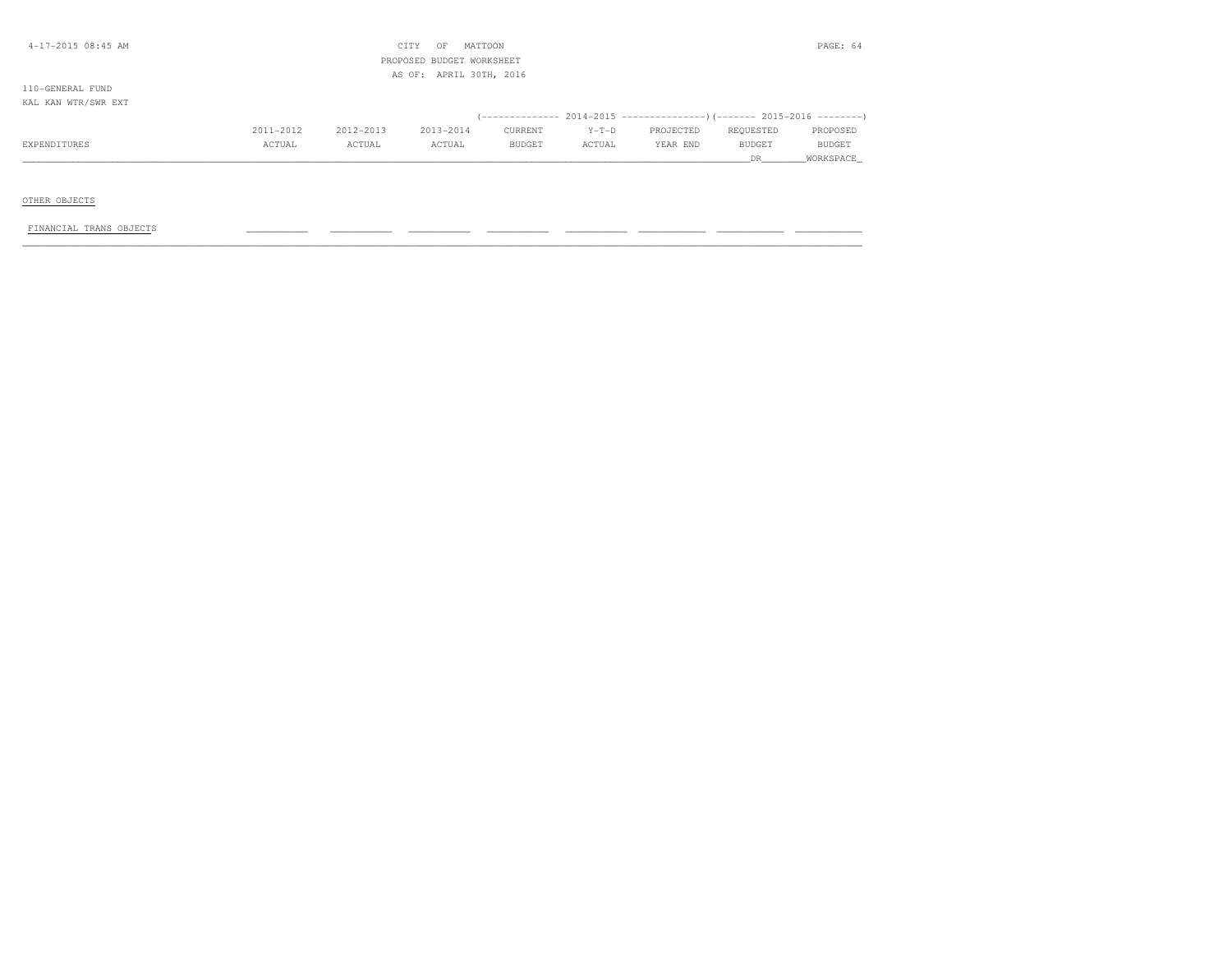110-GENERAL FUND
KAL KAN WTR/SWR EXT

| EXPENDITURES | 2011-2012 ACTUAL | 2012-2013 ACTUAL | 2013-2014 ACTUAL | 2014-2015 CURRENT BUDGET | 2014-2015 Y-T-D ACTUAL | 2014-2015 PROJECTED YEAR END | 2015-2016 REQUESTED BUDGET DR | 2015-2016 PROPOSED BUDGET WORKSPACE |
|---|---|---|---|---|---|---|---|---|
| OTHER OBJECTS | | | | | | | | |
| FINANCIAL TRANS OBJECTS | | | | | | | | |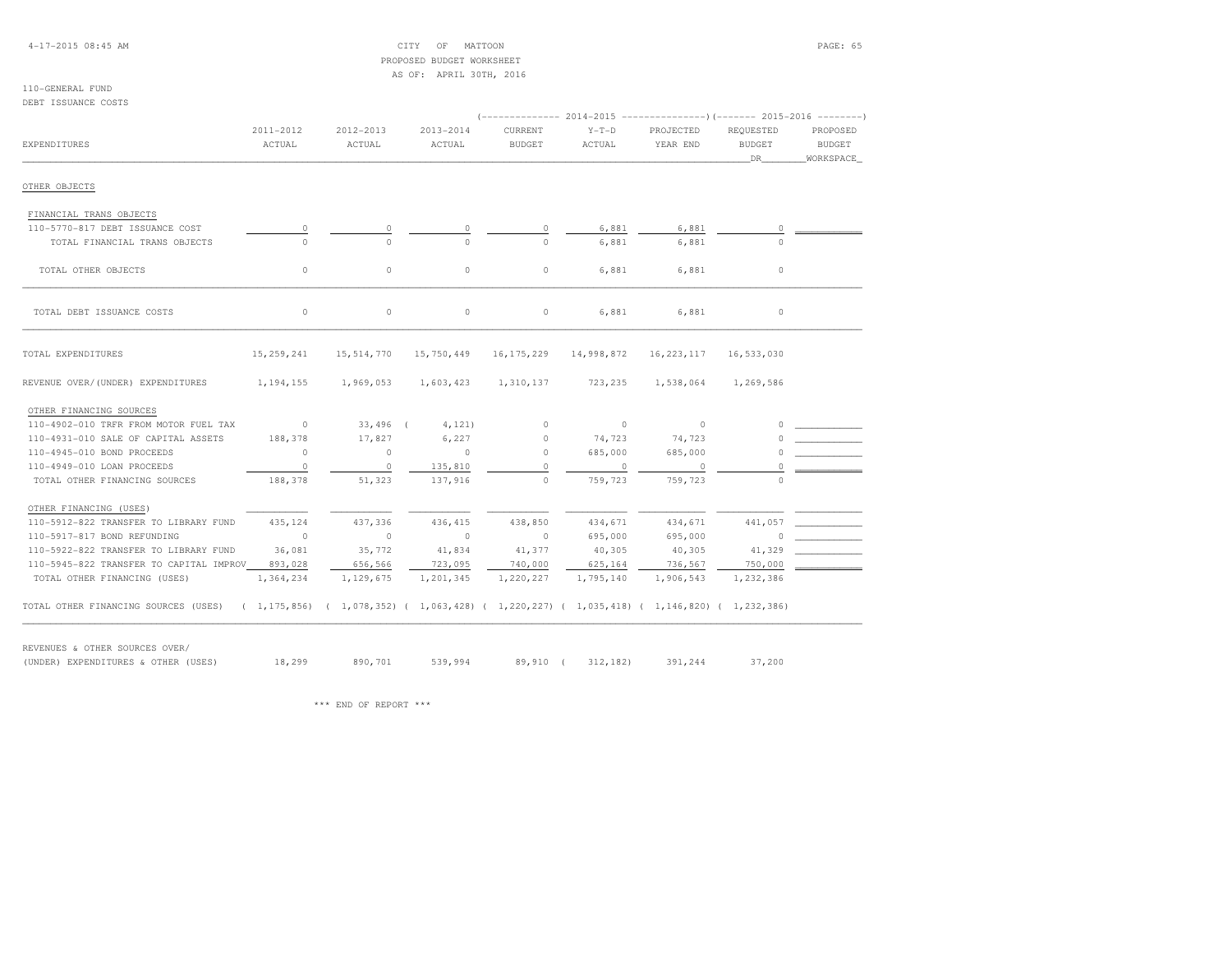CITY OF MATTOON
PROPOSED BUDGET WORKSHEET
AS OF: APRIL 30TH, 2016

110-GENERAL FUND
DEBT ISSUANCE COSTS

| EXPENDITURES | 2011-2012 ACTUAL | 2012-2013 ACTUAL | 2013-2014 ACTUAL | 2014-2015 CURRENT BUDGET | 2014-2015 Y-T-D ACTUAL | 2014-2015 PROJECTED YEAR END | 2015-2016 REQUESTED BUDGET DR | 2015-2016 PROPOSED BUDGET WORKSPACE |
|---|---|---|---|---|---|---|---|---|
| OTHER OBJECTS | | | | | | | | |
| FINANCIAL TRANS OBJECTS | | | | | | | | |
| 110-5770-817 DEBT ISSUANCE COST | 0 | 0 | 0 | 0 | 6,881 | 6,881 | 0 | |
| TOTAL FINANCIAL TRANS OBJECTS | 0 | 0 | 0 | 0 | 6,881 | 6,881 | 0 | |
| TOTAL OTHER OBJECTS | 0 | 0 | 0 | 0 | 6,881 | 6,881 | 0 | |
| TOTAL DEBT ISSUANCE COSTS | 0 | 0 | 0 | 0 | 6,881 | 6,881 | 0 | |
| TOTAL EXPENDITURES | 15,259,241 | 15,514,770 | 15,750,449 | 16,175,229 | 14,998,872 | 16,223,117 | 16,533,030 | |
| REVENUE OVER/(UNDER) EXPENDITURES | 1,194,155 | 1,969,053 | 1,603,423 | 1,310,137 | 723,235 | 1,538,064 | 1,269,586 | |
| OTHER FINANCING SOURCES | | | | | | | | |
| 110-4902-010 TRFR FROM MOTOR FUEL TAX | 0 | 33,496 | ( 4,121) | 0 | 0 | 0 | 0 | |
| 110-4931-010 SALE OF CAPITAL ASSETS | 188,378 | 17,827 | 6,227 | 0 | 74,723 | 74,723 | 0 | |
| 110-4945-010 BOND PROCEEDS | 0 | 0 | 0 | 0 | 685,000 | 685,000 | 0 | |
| 110-4949-010 LOAN PROCEEDS | 0 | 0 | 135,810 | 0 | 0 | 0 | 0 | |
| TOTAL OTHER FINANCING SOURCES | 188,378 | 51,323 | 137,916 | 0 | 759,723 | 759,723 | 0 | |
| OTHER FINANCING (USES) | | | | | | | | |
| 110-5912-822 TRANSFER TO LIBRARY FUND | 435,124 | 437,336 | 436,415 | 438,850 | 434,671 | 434,671 | 441,057 | |
| 110-5917-817 BOND REFUNDING | 0 | 0 | 0 | 0 | 695,000 | 695,000 | 0 | |
| 110-5922-822 TRANSFER TO LIBRARY FUND | 36,081 | 35,772 | 41,834 | 41,377 | 40,305 | 40,305 | 41,329 | |
| 110-5945-822 TRANSFER TO CAPITAL IMPROV | 893,028 | 656,566 | 723,095 | 740,000 | 625,164 | 736,567 | 750,000 | |
| TOTAL OTHER FINANCING (USES) | 1,364,234 | 1,129,675 | 1,201,345 | 1,220,227 | 1,795,140 | 1,906,543 | 1,232,386 | |
| TOTAL OTHER FINANCING SOURCES (USES) | ( 1,175,856) | ( 1,078,352) | ( 1,063,428) | ( 1,220,227) | ( 1,035,418) | ( 1,146,820) | ( 1,232,386) | |
| REVENUES & OTHER SOURCES OVER/ (UNDER) EXPENDITURES & OTHER (USES) | 18,299 | 890,701 | 539,994 | 89,910 | ( 312,182) | 391,244 | 37,200 | |

*** END OF REPORT ***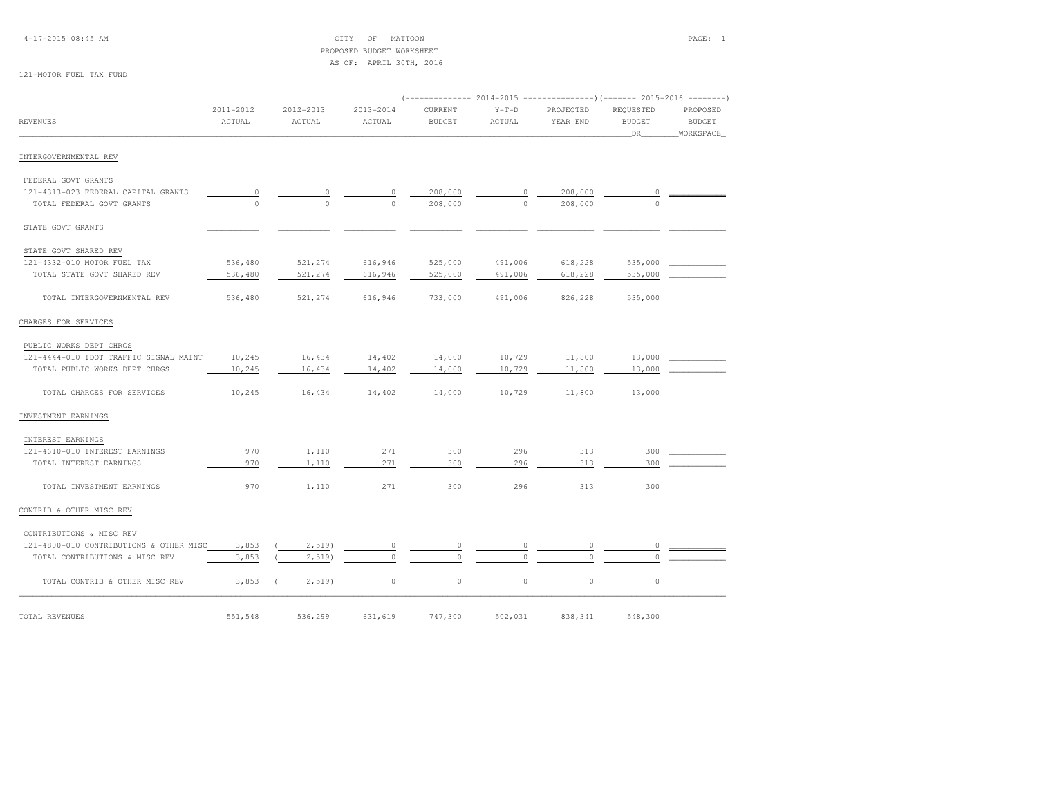CITY OF MATTOON
PROPOSED BUDGET WORKSHEET
AS OF: APRIL 30TH, 2016

121-MOTOR FUEL TAX FUND

| REVENUES | 2011-2012 ACTUAL | 2012-2013 ACTUAL | 2013-2014 ACTUAL | 2014-2015 CURRENT BUDGET | 2014-2015 Y-T-D ACTUAL | 2014-2015 PROJECTED YEAR END | 2015-2016 REQUESTED BUDGET DR | 2015-2016 PROPOSED BUDGET WORKSPACE |
|---|---|---|---|---|---|---|---|---|
| INTERGOVERNMENTAL REV | | | | | | | | |
| FEDERAL GOVT GRANTS | | | | | | | | |
| 121-4313-023 FEDERAL CAPITAL GRANTS | 0 | 0 | 0 | 208,000 | 0 | 208,000 | 0 | |
| TOTAL FEDERAL GOVT GRANTS | 0 | 0 | 0 | 208,000 | 0 | 208,000 | 0 | |
| STATE GOVT GRANTS | | | | | | | | |
| STATE GOVT SHARED REV | | | | | | | | |
| 121-4332-010 MOTOR FUEL TAX | 536,480 | 521,274 | 616,946 | 525,000 | 491,006 | 618,228 | 535,000 | |
| TOTAL STATE GOVT SHARED REV | 536,480 | 521,274 | 616,946 | 525,000 | 491,006 | 618,228 | 535,000 | |
| TOTAL INTERGOVERNMENTAL REV | 536,480 | 521,274 | 616,946 | 733,000 | 491,006 | 826,228 | 535,000 | |
| CHARGES FOR SERVICES | | | | | | | | |
| PUBLIC WORKS DEPT CHRGS | | | | | | | | |
| 121-4444-010 IDOT TRAFFIC SIGNAL MAINT | 10,245 | 16,434 | 14,402 | 14,000 | 10,729 | 11,800 | 13,000 | |
| TOTAL PUBLIC WORKS DEPT CHRGS | 10,245 | 16,434 | 14,402 | 14,000 | 10,729 | 11,800 | 13,000 | |
| TOTAL CHARGES FOR SERVICES | 10,245 | 16,434 | 14,402 | 14,000 | 10,729 | 11,800 | 13,000 | |
| INVESTMENT EARNINGS | | | | | | | | |
| INTEREST EARNINGS | | | | | | | | |
| 121-4610-010 INTEREST EARNINGS | 970 | 1,110 | 271 | 300 | 296 | 313 | 300 | |
| TOTAL INTEREST EARNINGS | 970 | 1,110 | 271 | 300 | 296 | 313 | 300 | |
| TOTAL INVESTMENT EARNINGS | 970 | 1,110 | 271 | 300 | 296 | 313 | 300 | |
| CONTRIB & OTHER MISC REV | | | | | | | | |
| CONTRIBUTIONS & MISC REV | | | | | | | | |
| 121-4800-010 CONTRIBUTIONS & OTHER MISC | 3,853 | ( 2,519) | 0 | 0 | 0 | 0 | 0 | |
| TOTAL CONTRIBUTIONS & MISC REV | 3,853 | ( 2,519) | 0 | 0 | 0 | 0 | 0 | |
| TOTAL CONTRIB & OTHER MISC REV | 3,853 | ( 2,519) | 0 | 0 | 0 | 0 | 0 | |
| TOTAL REVENUES | 551,548 | 536,299 | 631,619 | 747,300 | 502,031 | 838,341 | 548,300 | |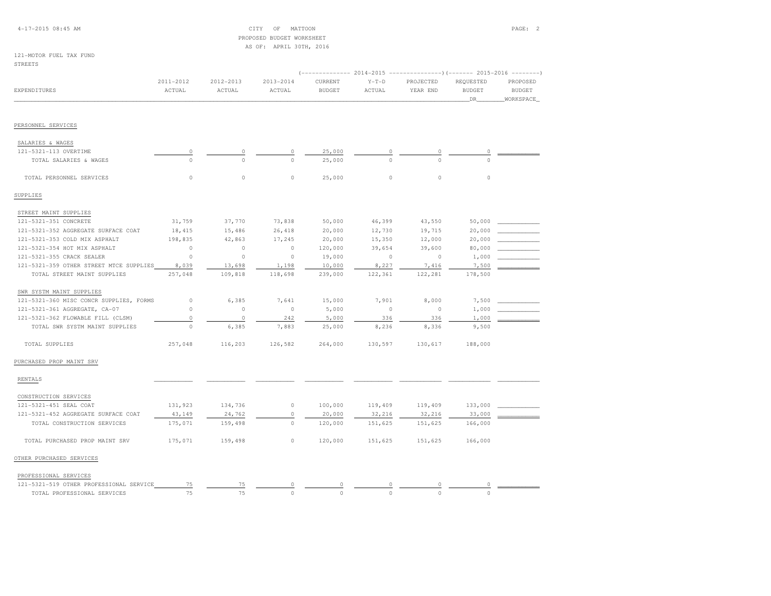CITY OF MATTOON
PROPOSED BUDGET WORKSHEET
AS OF: APRIL 30TH, 2016

121-MOTOR FUEL TAX FUND
STREETS

| EXPENDITURES | 2011-2012 ACTUAL | 2012-2013 ACTUAL | 2013-2014 ACTUAL | 2014-2015 CURRENT BUDGET | 2014-2015 Y-T-D ACTUAL | 2014-2015 PROJECTED YEAR END | 2015-2016 REQUESTED BUDGET DR | 2015-2016 PROPOSED BUDGET WORKSPACE |
|---|---|---|---|---|---|---|---|---|
| **PERSONNEL SERVICES** | | | | | | | | |
| SALARIES & WAGES | | | | | | | | |
| 121-5321-113 OVERTIME | 0 | 0 | 0 | 25,000 | 0 | 0 | 0 | |
| TOTAL SALARIES & WAGES | 0 | 0 | 0 | 25,000 | 0 | 0 | 0 | |
| TOTAL PERSONNEL SERVICES | 0 | 0 | 0 | 25,000 | 0 | 0 | 0 | |
| **SUPPLIES** | | | | | | | | |
| STREET MAINT SUPPLIES | | | | | | | | |
| 121-5321-351 CONCRETE | 31,759 | 37,770 | 73,838 | 50,000 | 46,399 | 43,550 | 50,000 | |
| 121-5321-352 AGGREGATE SURFACE COAT | 18,415 | 15,486 | 26,418 | 20,000 | 12,730 | 19,715 | 20,000 | |
| 121-5321-353 COLD MIX ASPHALT | 198,835 | 42,863 | 17,245 | 20,000 | 15,350 | 12,000 | 20,000 | |
| 121-5321-354 HOT MIX ASPHALT | 0 | 0 | 0 | 120,000 | 39,654 | 39,600 | 80,000 | |
| 121-5321-355 CRACK SEALER | 0 | 0 | 0 | 19,000 | 0 | 0 | 1,000 | |
| 121-5321-359 OTHER STREET MTCE SUPPLIES | 8,039 | 13,698 | 1,198 | 10,000 | 8,227 | 7,416 | 7,500 | |
| TOTAL STREET MAINT SUPPLIES | 257,048 | 109,818 | 118,698 | 239,000 | 122,361 | 122,281 | 178,500 | |
| SWR SYSTM MAINT SUPPLIES | | | | | | | | |
| 121-5321-360 MISC CONCR SUPPLIES, FORMS | 0 | 6,385 | 7,641 | 15,000 | 7,901 | 8,000 | 7,500 | |
| 121-5321-361 AGGREGATE, CA-07 | 0 | 0 | 0 | 5,000 | 0 | 0 | 1,000 | |
| 121-5321-362 FLOWABLE FILL (CLSM) | 0 | 0 | 242 | 5,000 | 336 | 336 | 1,000 | |
| TOTAL SWR SYSTM MAINT SUPPLIES | 0 | 6,385 | 7,883 | 25,000 | 8,236 | 8,336 | 9,500 | |
| TOTAL SUPPLIES | 257,048 | 116,203 | 126,582 | 264,000 | 130,597 | 130,617 | 188,000 | |
| **PURCHASED PROP MAINT SRV** | | | | | | | | |
| RENTALS | | | | | | | | |
| CONSTRUCTION SERVICES | | | | | | | | |
| 121-5321-451 SEAL COAT | 131,923 | 134,736 | 0 | 100,000 | 119,409 | 119,409 | 133,000 | |
| 121-5321-452 AGGREGATE SURFACE COAT | 43,149 | 24,762 | 0 | 20,000 | 32,216 | 32,216 | 33,000 | |
| TOTAL CONSTRUCTION SERVICES | 175,071 | 159,498 | 0 | 120,000 | 151,625 | 151,625 | 166,000 | |
| TOTAL PURCHASED PROP MAINT SRV | 175,071 | 159,498 | 0 | 120,000 | 151,625 | 151,625 | 166,000 | |
| **OTHER PURCHASED SERVICES** | | | | | | | | |
| PROFESSIONAL SERVICES | | | | | | | | |
| 121-5321-519 OTHER PROFESSIONAL SERVICE | 75 | 75 | 0 | 0 | 0 | 0 | 0 | |
| TOTAL PROFESSIONAL SERVICES | 75 | 75 | 0 | 0 | 0 | 0 | 0 | |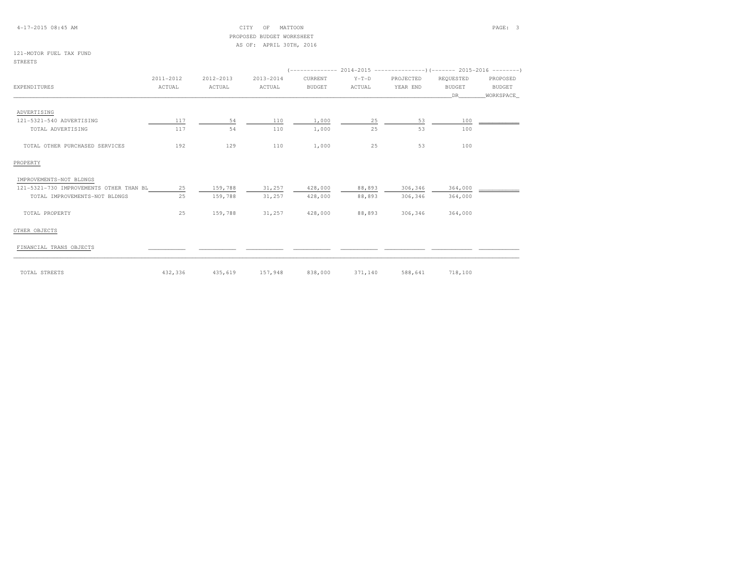CITY OF MATTOON
PROPOSED BUDGET WORKSHEET
AS OF: APRIL 30TH, 2016

121-MOTOR FUEL TAX FUND
STREETS

| EXPENDITURES | 2011-2012 ACTUAL | 2012-2013 ACTUAL | 2013-2014 ACTUAL | 2014-2015 CURRENT BUDGET | 2014-2015 Y-T-D ACTUAL | 2014-2015 PROJECTED YEAR END | 2015-2016 REQUESTED BUDGET DR | 2015-2016 PROPOSED BUDGET WORKSPACE |
|---|---|---|---|---|---|---|---|---|
| ADVERTISING | | | | | | | | |
| 121-5321-540 ADVERTISING | 117 | 54 | 110 | 1,000 | 25 | 53 | 100 | |
| TOTAL ADVERTISING | 117 | 54 | 110 | 1,000 | 25 | 53 | 100 | |
| TOTAL OTHER PURCHASED SERVICES | 192 | 129 | 110 | 1,000 | 25 | 53 | 100 | |
| PROPERTY | | | | | | | | |
| IMPROVEMENTS-NOT BLDNGS | | | | | | | | |
| 121-5321-730 IMPROVEMENTS OTHER THAN BL | 25 | 159,788 | 31,257 | 428,000 | 88,893 | 306,346 | 364,000 | |
| TOTAL IMPROVEMENTS-NOT BLDNGS | 25 | 159,788 | 31,257 | 428,000 | 88,893 | 306,346 | 364,000 | |
| TOTAL PROPERTY | 25 | 159,788 | 31,257 | 428,000 | 88,893 | 306,346 | 364,000 | |
| OTHER OBJECTS | | | | | | | | |
| FINANCIAL TRANS OBJECTS | | | | | | | | |
| TOTAL STREETS | 432,336 | 435,619 | 157,948 | 838,000 | 371,140 | 588,641 | 718,100 | |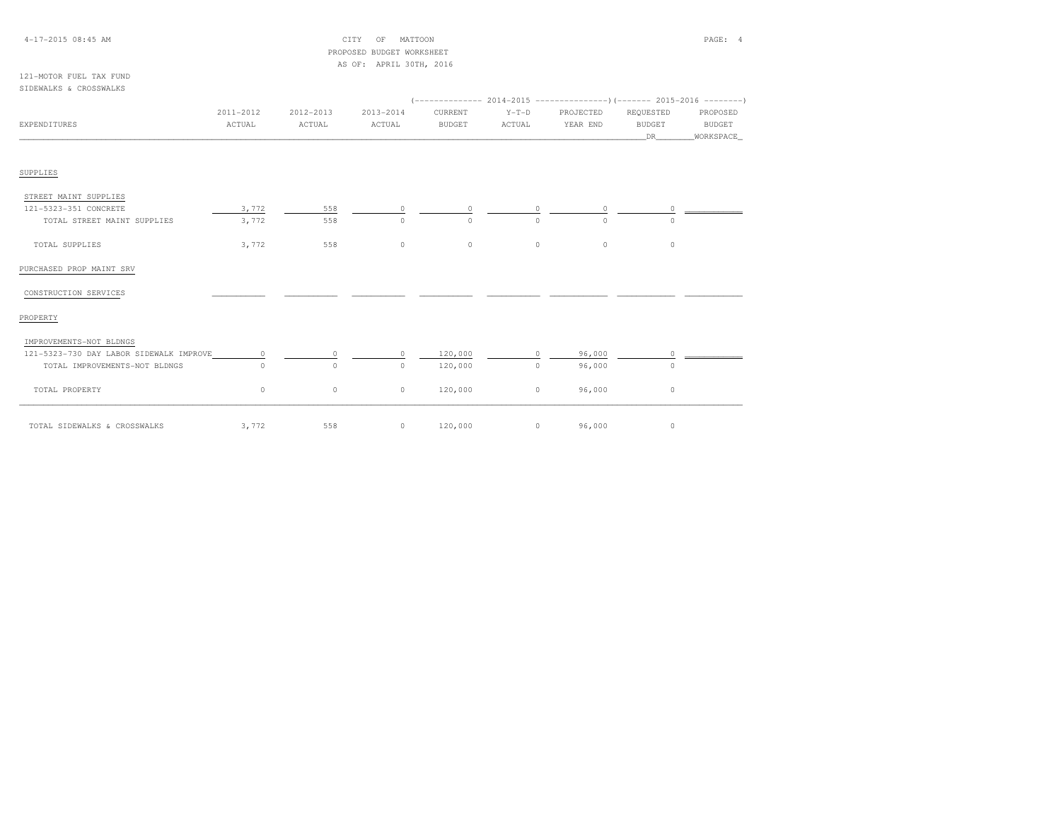CITY OF MATTOON
PROPOSED BUDGET WORKSHEET
AS OF: APRIL 30TH, 2016

121-MOTOR FUEL TAX FUND
SIDEWALKS & CROSSWALKS

| EXPENDITURES | 2011-2012 ACTUAL | 2012-2013 ACTUAL | 2013-2014 ACTUAL | 2014-2015 CURRENT BUDGET | 2014-2015 Y-T-D ACTUAL | 2014-2015 PROJECTED YEAR END | 2015-2016 REQUESTED BUDGET DR | 2015-2016 PROPOSED BUDGET WORKSPACE |
|---|---|---|---|---|---|---|---|---|
| **SUPPLIES** | | | | | | | | |
| STREET MAINT SUPPLIES | | | | | | | | |
| 121-5323-351 CONCRETE | 3,772 | 558 | 0 | 0 | 0 | 0 | 0 | |
| TOTAL STREET MAINT SUPPLIES | 3,772 | 558 | 0 | 0 | 0 | 0 | 0 | |
| TOTAL SUPPLIES | 3,772 | 558 | 0 | 0 | 0 | 0 | 0 | |
| **PURCHASED PROP MAINT SRV** | | | | | | | | |
| CONSTRUCTION SERVICES | | | | | | | | |
| **PROPERTY** | | | | | | | | |
| IMPROVEMENTS-NOT BLDNGS | | | | | | | | |
| 121-5323-730 DAY LABOR SIDEWALK IMPROVE | 0 | 0 | 0 | 120,000 | 0 | 96,000 | 0 | |
| TOTAL IMPROVEMENTS-NOT BLDNGS | 0 | 0 | 0 | 120,000 | 0 | 96,000 | 0 | |
| TOTAL PROPERTY | 0 | 0 | 0 | 120,000 | 0 | 96,000 | 0 | |
| TOTAL SIDEWALKS & CROSSWALKS | 3,772 | 558 | 0 | 120,000 | 0 | 96,000 | 0 | |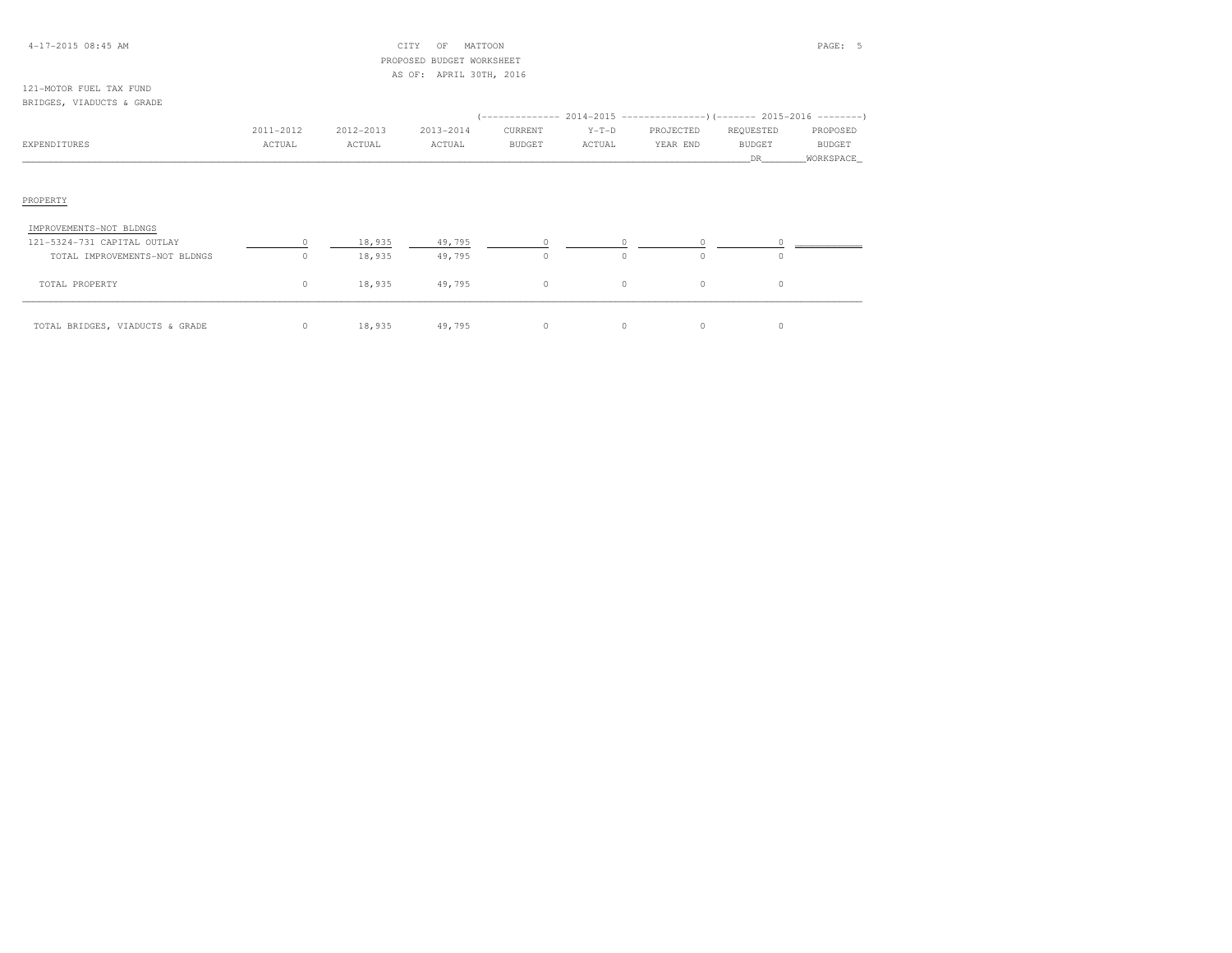CITY OF MATTOON
PROPOSED BUDGET WORKSHEET
AS OF: APRIL 30TH, 2016

121-MOTOR FUEL TAX FUND
BRIDGES, VIADUCTS & GRADE

| EXPENDITURES | 2011-2012 ACTUAL | 2012-2013 ACTUAL | 2013-2014 ACTUAL | 2014-2015 CURRENT BUDGET | 2014-2015 Y-T-D ACTUAL | 2014-2015 PROJECTED YEAR END | 2015-2016 REQUESTED BUDGET DR | 2015-2016 PROPOSED BUDGET WORKSPACE |
|---|---|---|---|---|---|---|---|---|
| **PROPERTY** | | | | | | | | |
| IMPROVEMENTS-NOT BLDNGS | | | | | | | | |
| 121-5324-731 CAPITAL OUTLAY | 0 | 18,935 | 49,795 | 0 | 0 | 0 | 0 | |
| TOTAL IMPROVEMENTS-NOT BLDNGS | 0 | 18,935 | 49,795 | 0 | 0 | 0 | 0 | |
| TOTAL PROPERTY | 0 | 18,935 | 49,795 | 0 | 0 | 0 | 0 | |
| TOTAL BRIDGES, VIADUCTS & GRADE | 0 | 18,935 | 49,795 | 0 | 0 | 0 | 0 | |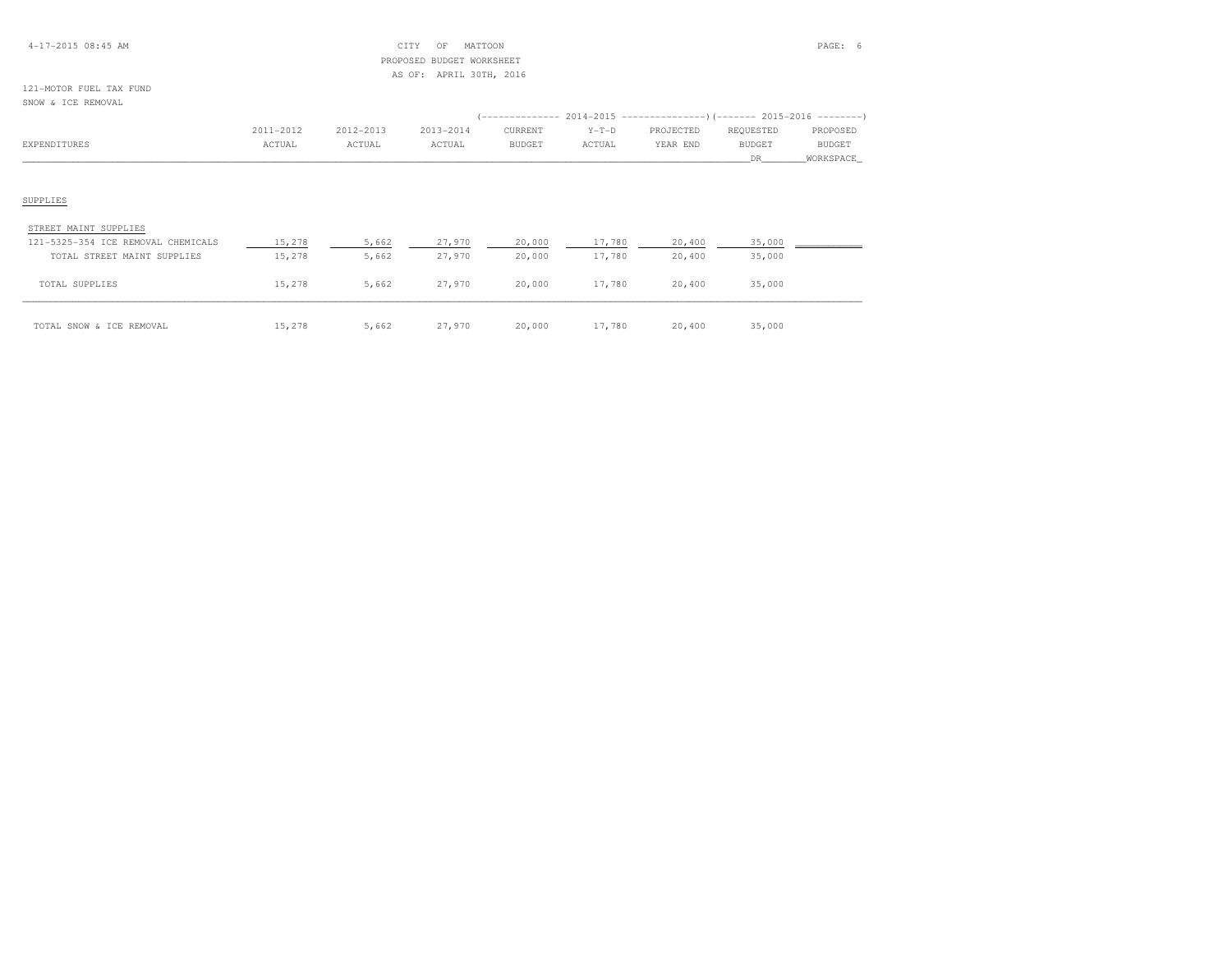CITY OF MATTOON
PROPOSED BUDGET WORKSHEET
AS OF: APRIL 30TH, 2016

121-MOTOR FUEL TAX FUND
SNOW & ICE REMOVAL

| EXPENDITURES | 2011-2012 ACTUAL | 2012-2013 ACTUAL | 2013-2014 ACTUAL | 2014-2015 CURRENT BUDGET | 2014-2015 Y-T-D ACTUAL | 2014-2015 PROJECTED YEAR END | 2015-2016 REQUESTED BUDGET DR | 2015-2016 PROPOSED BUDGET WORKSPACE |
|---|---|---|---|---|---|---|---|---|
| SUPPLIES | | | | | | | | |
| STREET MAINT SUPPLIES | | | | | | | | |
| 121-5325-354 ICE REMOVAL CHEMICALS | 15,278 | 5,662 | 27,970 | 20,000 | 17,780 | 20,400 | 35,000 | |
| TOTAL STREET MAINT SUPPLIES | 15,278 | 5,662 | 27,970 | 20,000 | 17,780 | 20,400 | 35,000 | |
| TOTAL SUPPLIES | 15,278 | 5,662 | 27,970 | 20,000 | 17,780 | 20,400 | 35,000 | |
| TOTAL SNOW & ICE REMOVAL | 15,278 | 5,662 | 27,970 | 20,000 | 17,780 | 20,400 | 35,000 | |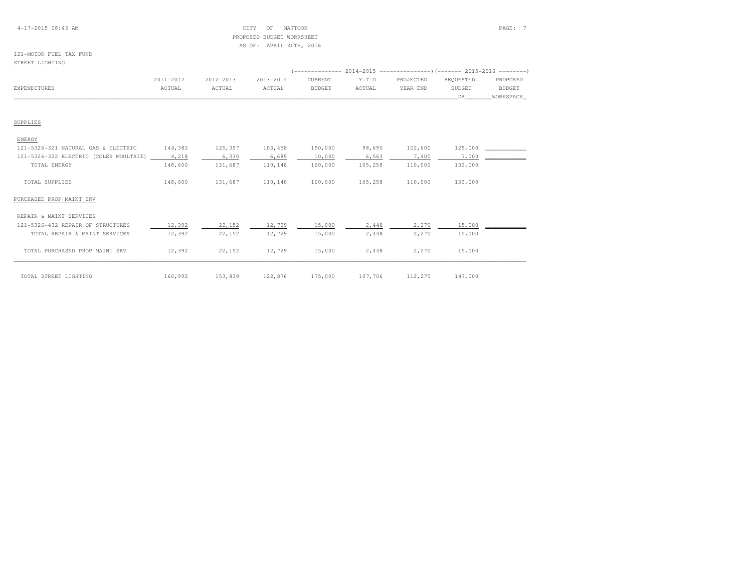CITY OF MATTOON
PROPOSED BUDGET WORKSHEET
AS OF: APRIL 30TH, 2016

121-MOTOR FUEL TAX FUND
STREET LIGHTING

| EXPENDITURES | 2011-2012 ACTUAL | 2012-2013 ACTUAL | 2013-2014 ACTUAL | 2014-2015 CURRENT BUDGET | 2014-2015 Y-T-D ACTUAL | 2014-2015 PROJECTED YEAR END | 2015-2016 REQUESTED BUDGET DR | 2015-2016 PROPOSED BUDGET WORKSPACE |
|---|---|---|---|---|---|---|---|---|
| SUPPLIES | | | | | | | | |
| ENERGY | | | | | | | | |
| 121-5326-321 NATURAL GAS & ELECTRIC | 144,383 | 125,357 | 103,458 | 150,000 | 98,695 | 102,600 | 125,000 | |
| 121-5326-322 ELECTRIC (COLES MOULTRIE) | 4,218 | 6,330 | 6,689 | 10,000 | 6,563 | 7,400 | 7,000 | |
| TOTAL ENERGY | 148,600 | 131,687 | 110,148 | 160,000 | 105,258 | 110,000 | 132,000 | |
| TOTAL SUPPLIES | 148,600 | 131,687 | 110,148 | 160,000 | 105,258 | 110,000 | 132,000 | |
| PURCHASED PROP MAINT SRV | | | | | | | | |
| REPAIR & MAINT SERVICES | | | | | | | | |
| 121-5326-432 REPAIR OF STRUCTURES | 12,392 | 22,152 | 12,729 | 15,000 | 2,448 | 2,270 | 15,000 | |
| TOTAL REPAIR & MAINT SERVICES | 12,392 | 22,152 | 12,729 | 15,000 | 2,448 | 2,270 | 15,000 | |
| TOTAL PURCHASED PROP MAINT SRV | 12,392 | 22,152 | 12,729 | 15,000 | 2,448 | 2,270 | 15,000 | |
| TOTAL STREET LIGHTING | 160,992 | 153,839 | 122,876 | 175,000 | 107,706 | 112,270 | 147,000 | |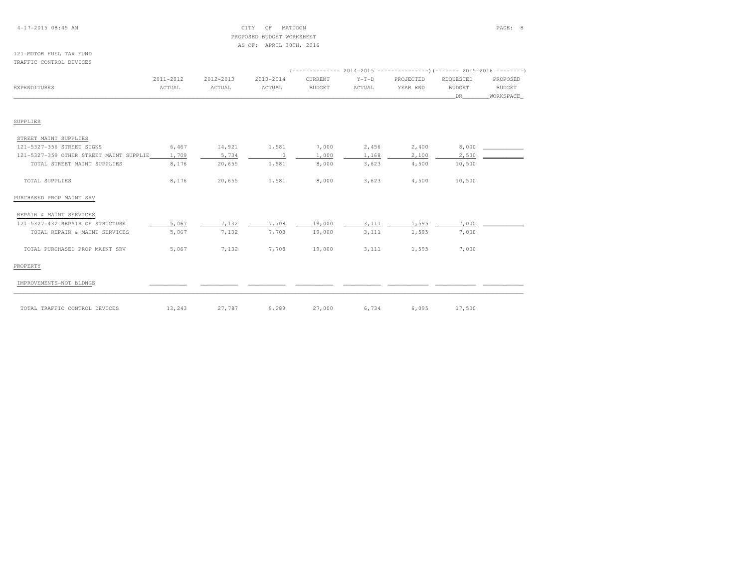CITY OF MATTOON
PROPOSED BUDGET WORKSHEET
AS OF: APRIL 30TH, 2016

121-MOTOR FUEL TAX FUND
TRAFFIC CONTROL DEVICES

| EXPENDITURES | 2011-2012 ACTUAL | 2012-2013 ACTUAL | 2013-2014 ACTUAL | 2014-2015 CURRENT BUDGET | 2014-2015 Y-T-D ACTUAL | 2014-2015 PROJECTED YEAR END | 2015-2016 REQUESTED BUDGET DR | 2015-2016 PROPOSED BUDGET WORKSPACE |
|---|---|---|---|---|---|---|---|---|
| **SUPPLIES** | | | | | | | | |
| STREET MAINT SUPPLIES | | | | | | | | |
| 121-5327-356 STREET SIGNS | 6,467 | 14,921 | 1,581 | 7,000 | 2,456 | 2,400 | 8,000 | |
| 121-5327-359 OTHER STREET MAINT SUPPLIE | 1,709 | 5,734 | 0 | 1,000 | 1,168 | 2,100 | 2,500 | |
| TOTAL STREET MAINT SUPPLIES | 8,176 | 20,655 | 1,581 | 8,000 | 3,623 | 4,500 | 10,500 | |
| TOTAL SUPPLIES | 8,176 | 20,655 | 1,581 | 8,000 | 3,623 | 4,500 | 10,500 | |
| **PURCHASED PROP MAINT SRV** | | | | | | | | |
| REPAIR & MAINT SERVICES | | | | | | | | |
| 121-5327-432 REPAIR OF STRUCTURE | 5,067 | 7,132 | 7,708 | 19,000 | 3,111 | 1,595 | 7,000 | |
| TOTAL REPAIR & MAINT SERVICES | 5,067 | 7,132 | 7,708 | 19,000 | 3,111 | 1,595 | 7,000 | |
| TOTAL PURCHASED PROP MAINT SRV | 5,067 | 7,132 | 7,708 | 19,000 | 3,111 | 1,595 | 7,000 | |
| **PROPERTY** | | | | | | | | |
| IMPROVEMENTS-NOT BLDNGS | | | | | | | | |
| TOTAL TRAFFIC CONTROL DEVICES | 13,243 | 27,787 | 9,289 | 27,000 | 6,734 | 6,095 | 17,500 | |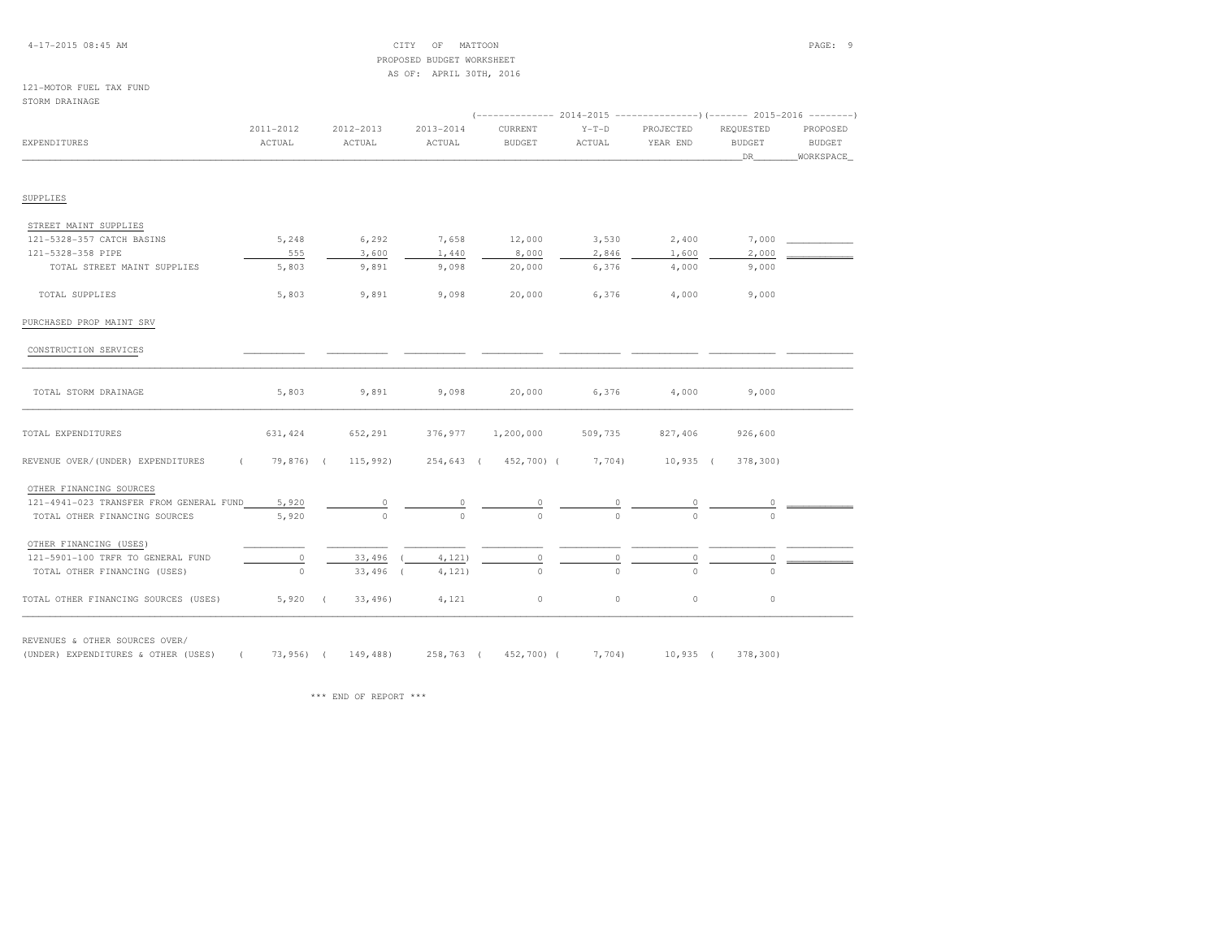CITY OF MATTOON
PROPOSED BUDGET WORKSHEET
AS OF: APRIL 30TH, 2016

121-MOTOR FUEL TAX FUND
STORM DRAINAGE

| EXPENDITURES | 2011-2012 ACTUAL | 2012-2013 ACTUAL | 2013-2014 ACTUAL | 2014-2015 CURRENT BUDGET | 2014-2015 Y-T-D ACTUAL | 2014-2015 PROJECTED YEAR END | 2015-2016 REQUESTED BUDGET DR | 2015-2016 PROPOSED BUDGET WORKSPACE |
|---|---|---|---|---|---|---|---|---|
| SUPPLIES | | | | | | | | |
| STREET MAINT SUPPLIES | | | | | | | | |
| 121-5328-357 CATCH BASINS | 5,248 | 6,292 | 7,658 | 12,000 | 3,530 | 2,400 | 7,000 | |
| 121-5328-358 PIPE | 555 | 3,600 | 1,440 | 8,000 | 2,846 | 1,600 | 2,000 | |
| TOTAL STREET MAINT SUPPLIES | 5,803 | 9,891 | 9,098 | 20,000 | 6,376 | 4,000 | 9,000 | |
| TOTAL SUPPLIES | 5,803 | 9,891 | 9,098 | 20,000 | 6,376 | 4,000 | 9,000 | |
| PURCHASED PROP MAINT SRV | | | | | | | | |
| CONSTRUCTION SERVICES | | | | | | | | |
| TOTAL STORM DRAINAGE | 5,803 | 9,891 | 9,098 | 20,000 | 6,376 | 4,000 | 9,000 | |
| TOTAL EXPENDITURES | 631,424 | 652,291 | 376,977 | 1,200,000 | 509,735 | 827,406 | 926,600 | |
| REVENUE OVER/(UNDER) EXPENDITURES | ( 79,876) | ( 115,992) | 254,643 | ( 452,700) | ( 7,704) | 10,935 | ( 378,300) | |
| OTHER FINANCING SOURCES | | | | | | | | |
| 121-4941-023 TRANSFER FROM GENERAL FUND | 5,920 | 0 | 0 | 0 | 0 | 0 | 0 | |
| TOTAL OTHER FINANCING SOURCES | 5,920 | 0 | 0 | 0 | 0 | 0 | 0 | |
| OTHER FINANCING (USES) | | | | | | | | |
| 121-5901-100 TRFR TO GENERAL FUND | 0 | 33,496 | ( 4,121) | 0 | 0 | 0 | 0 | |
| TOTAL OTHER FINANCING (USES) | 0 | 33,496 | ( 4,121) | 0 | 0 | 0 | 0 | |
| TOTAL OTHER FINANCING SOURCES (USES) | 5,920 | ( 33,496) | 4,121 | 0 | 0 | 0 | 0 | |
| REVENUES & OTHER SOURCES OVER/ (UNDER) EXPENDITURES & OTHER (USES) | ( 73,956) | ( 149,488) | 258,763 | ( 452,700) | ( 7,704) | 10,935 | ( 378,300) | |

\*\*\* END OF REPORT \*\*\*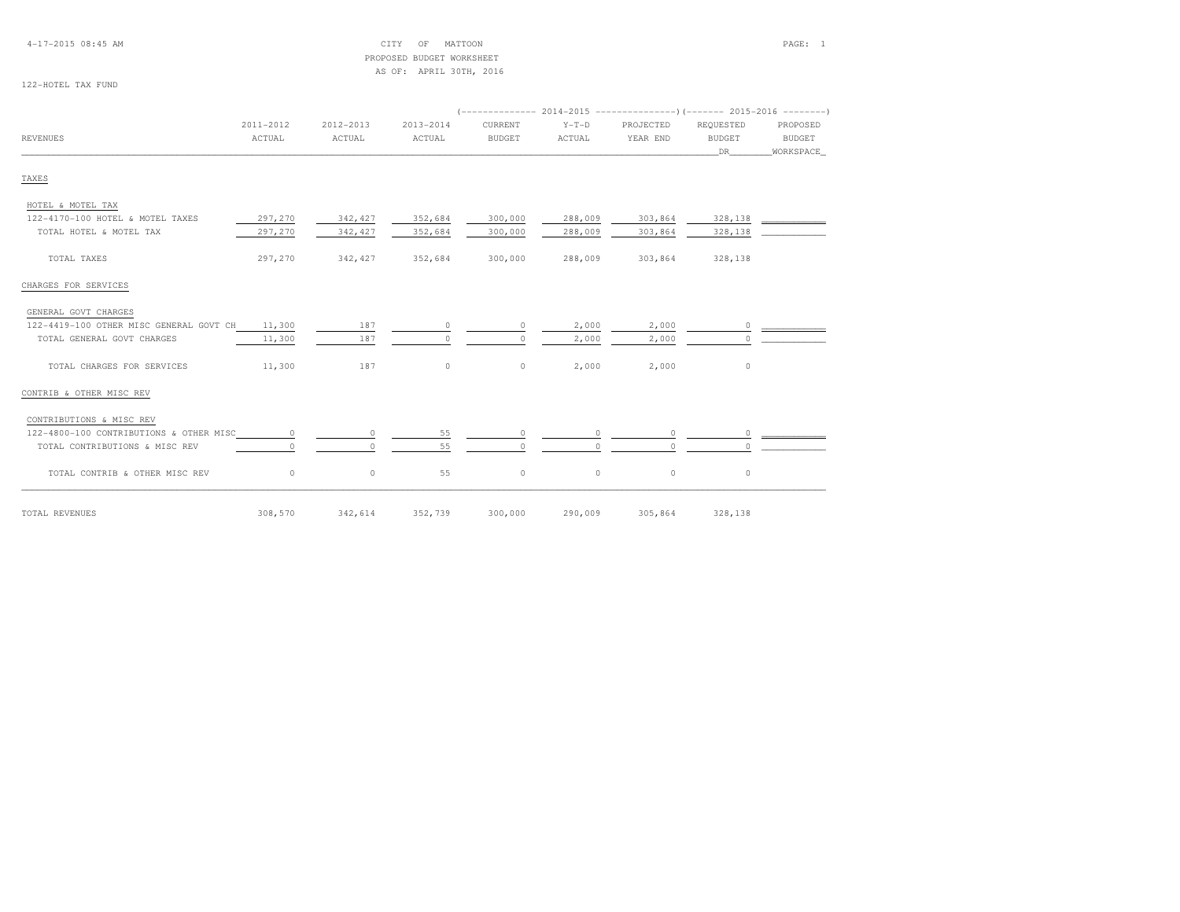CITY OF MATTOON
PROPOSED BUDGET WORKSHEET
AS OF: APRIL 30TH, 2016

122-HOTEL TAX FUND

| REVENUES | 2011-2012 ACTUAL | 2012-2013 ACTUAL | 2013-2014 ACTUAL | 2014-2015 CURRENT BUDGET | 2014-2015 Y-T-D ACTUAL | 2014-2015 PROJECTED YEAR END | 2015-2016 REQUESTED BUDGET DR | 2015-2016 PROPOSED BUDGET WORKSPACE |
|---|---|---|---|---|---|---|---|---|
| **TAXES** | | | | | | | | |
| HOTEL & MOTEL TAX | | | | | | | | |
| 122-4170-100 HOTEL & MOTEL TAXES | 297,270 | 342,427 | 352,684 | 300,000 | 288,009 | 303,864 | 328,138 | |
| TOTAL HOTEL & MOTEL TAX | 297,270 | 342,427 | 352,684 | 300,000 | 288,009 | 303,864 | 328,138 | |
| TOTAL TAXES | 297,270 | 342,427 | 352,684 | 300,000 | 288,009 | 303,864 | 328,138 | |
| **CHARGES FOR SERVICES** | | | | | | | | |
| GENERAL GOVT CHARGES | | | | | | | | |
| 122-4419-100 OTHER MISC GENERAL GOVT CH | 11,300 | 187 | 0 | 0 | 2,000 | 2,000 | 0 | |
| TOTAL GENERAL GOVT CHARGES | 11,300 | 187 | 0 | 0 | 2,000 | 2,000 | 0 | |
| TOTAL CHARGES FOR SERVICES | 11,300 | 187 | 0 | 0 | 2,000 | 2,000 | 0 | |
| **CONTRIB & OTHER MISC REV** | | | | | | | | |
| CONTRIBUTIONS & MISC REV | | | | | | | | |
| 122-4800-100 CONTRIBUTIONS & OTHER MISC | 0 | 0 | 55 | 0 | 0 | 0 | 0 | |
| TOTAL CONTRIBUTIONS & MISC REV | 0 | 0 | 55 | 0 | 0 | 0 | 0 | |
| TOTAL CONTRIB & OTHER MISC REV | 0 | 0 | 55 | 0 | 0 | 0 | 0 | |
| TOTAL REVENUES | 308,570 | 342,614 | 352,739 | 300,000 | 290,009 | 305,864 | 328,138 | |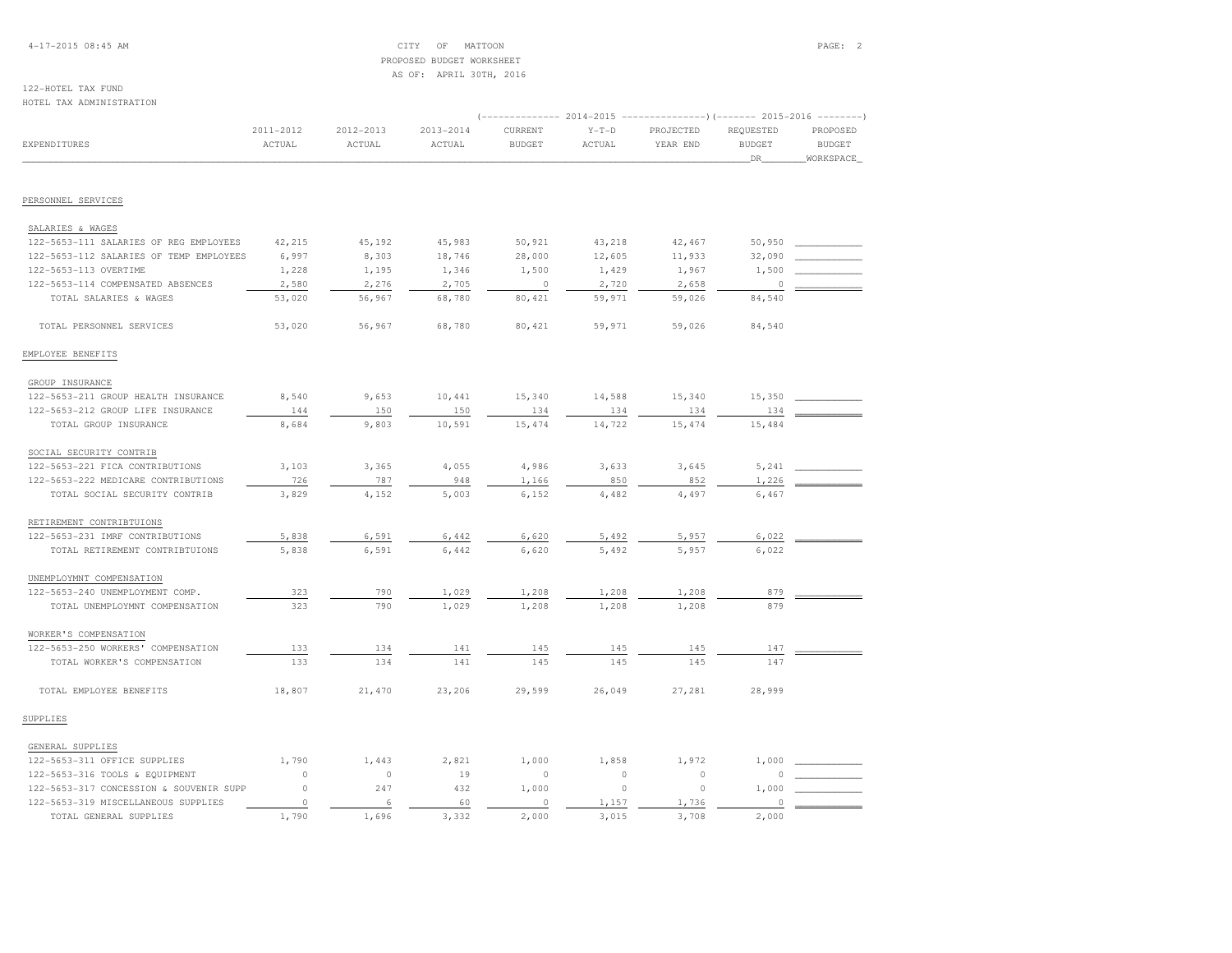CITY OF MATTOON
PROPOSED BUDGET WORKSHEET
AS OF: APRIL 30TH, 2016

122-HOTEL TAX FUND
HOTEL TAX ADMINISTRATION

| EXPENDITURES | 2011-2012 ACTUAL | 2012-2013 ACTUAL | 2013-2014 ACTUAL | 2014-2015 CURRENT BUDGET | 2014-2015 Y-T-D ACTUAL | 2014-2015 PROJECTED YEAR END | 2015-2016 REQUESTED BUDGET DR | 2015-2016 PROPOSED BUDGET WORKSPACE |
|---|---|---|---|---|---|---|---|---|
| **PERSONNEL SERVICES** | | | | | | | | |
| SALARIES & WAGES | | | | | | | | |
| 122-5653-111 SALARIES OF REG EMPLOYEES | 42,215 | 45,192 | 45,983 | 50,921 | 43,218 | 42,467 | 50,950 | |
| 122-5653-112 SALARIES OF TEMP EMPLOYEES | 6,997 | 8,303 | 18,746 | 28,000 | 12,605 | 11,933 | 32,090 | |
| 122-5653-113 OVERTIME | 1,228 | 1,195 | 1,346 | 1,500 | 1,429 | 1,967 | 1,500 | |
| 122-5653-114 COMPENSATED ABSENCES | 2,580 | 2,276 | 2,705 | 0 | 2,720 | 2,658 | 0 | |
| TOTAL SALARIES & WAGES | 53,020 | 56,967 | 68,780 | 80,421 | 59,971 | 59,026 | 84,540 | |
| TOTAL PERSONNEL SERVICES | 53,020 | 56,967 | 68,780 | 80,421 | 59,971 | 59,026 | 84,540 | |
| **EMPLOYEE BENEFITS** | | | | | | | | |
| GROUP INSURANCE | | | | | | | | |
| 122-5653-211 GROUP HEALTH INSURANCE | 8,540 | 9,653 | 10,441 | 15,340 | 14,588 | 15,340 | 15,350 | |
| 122-5653-212 GROUP LIFE INSURANCE | 144 | 150 | 150 | 134 | 134 | 134 | 134 | |
| TOTAL GROUP INSURANCE | 8,684 | 9,803 | 10,591 | 15,474 | 14,722 | 15,474 | 15,484 | |
| SOCIAL SECURITY CONTRIB | | | | | | | | |
| 122-5653-221 FICA CONTRIBUTIONS | 3,103 | 3,365 | 4,055 | 4,986 | 3,633 | 3,645 | 5,241 | |
| 122-5653-222 MEDICARE CONTRIBUTIONS | 726 | 787 | 948 | 1,166 | 850 | 852 | 1,226 | |
| TOTAL SOCIAL SECURITY CONTRIB | 3,829 | 4,152 | 5,003 | 6,152 | 4,482 | 4,497 | 6,467 | |
| RETIREMENT CONTRIBTUIONS | | | | | | | | |
| 122-5653-231 IMRF CONTRIBUTIONS | 5,838 | 6,591 | 6,442 | 6,620 | 5,492 | 5,957 | 6,022 | |
| TOTAL RETIREMENT CONTRIBTUIONS | 5,838 | 6,591 | 6,442 | 6,620 | 5,492 | 5,957 | 6,022 | |
| UNEMPLOYMNT COMPENSATION | | | | | | | | |
| 122-5653-240 UNEMPLOYMENT COMP. | 323 | 790 | 1,029 | 1,208 | 1,208 | 1,208 | 879 | |
| TOTAL UNEMPLOYMNT COMPENSATION | 323 | 790 | 1,029 | 1,208 | 1,208 | 1,208 | 879 | |
| WORKER'S COMPENSATION | | | | | | | | |
| 122-5653-250 WORKERS' COMPENSATION | 133 | 134 | 141 | 145 | 145 | 145 | 147 | |
| TOTAL WORKER'S COMPENSATION | 133 | 134 | 141 | 145 | 145 | 145 | 147 | |
| TOTAL EMPLOYEE BENEFITS | 18,807 | 21,470 | 23,206 | 29,599 | 26,049 | 27,281 | 28,999 | |
| **SUPPLIES** | | | | | | | | |
| GENERAL SUPPLIES | | | | | | | | |
| 122-5653-311 OFFICE SUPPLIES | 1,790 | 1,443 | 2,821 | 1,000 | 1,858 | 1,972 | 1,000 | |
| 122-5653-316 TOOLS & EQUIPMENT | 0 | 0 | 19 | 0 | 0 | 0 | 0 | |
| 122-5653-317 CONCESSION & SOUVENIR SUPP | 0 | 247 | 432 | 1,000 | 0 | 0 | 1,000 | |
| 122-5653-319 MISCELLANEOUS SUPPLIES | 0 | 6 | 60 | 0 | 1,157 | 1,736 | 0 | |
| TOTAL GENERAL SUPPLIES | 1,790 | 1,696 | 3,332 | 2,000 | 3,015 | 3,708 | 2,000 | |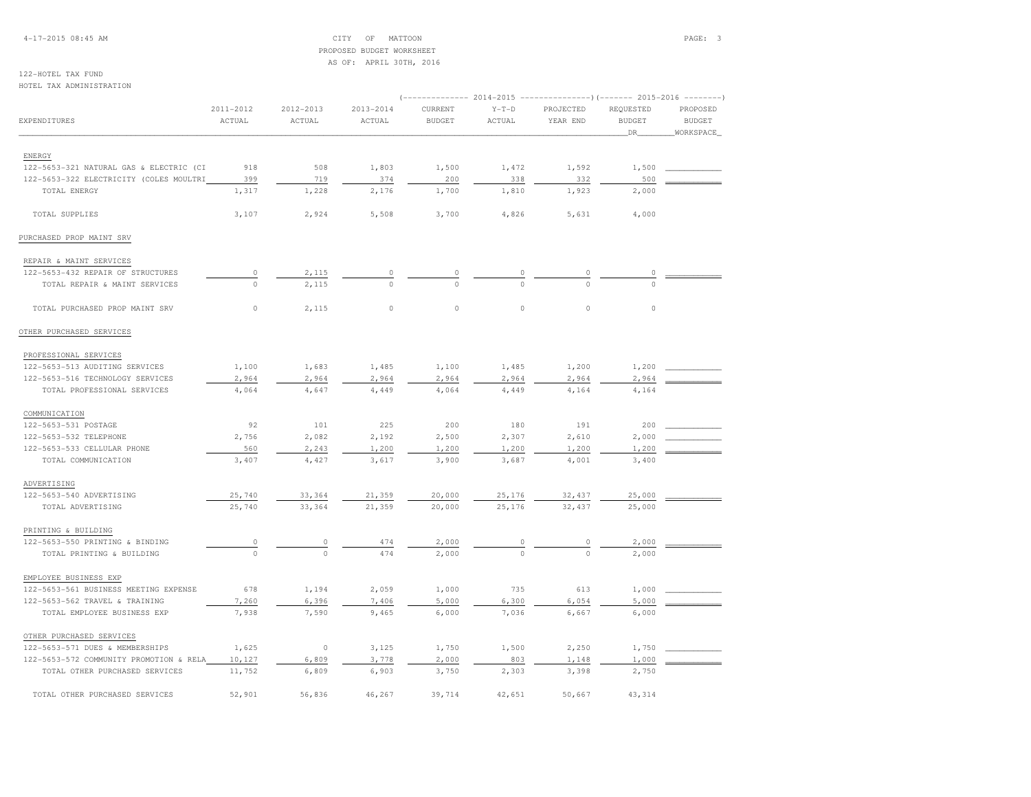CITY OF MATTOON
PROPOSED BUDGET WORKSHEET
AS OF: APRIL 30TH, 2016

122-HOTEL TAX FUND
HOTEL TAX ADMINISTRATION

| EXPENDITURES | 2011-2012 ACTUAL | 2012-2013 ACTUAL | 2013-2014 ACTUAL | 2014-2015 CURRENT BUDGET | 2014-2015 Y-T-D ACTUAL | 2014-2015 PROJECTED YEAR END | 2015-2016 REQUESTED BUDGET DR | 2015-2016 PROPOSED BUDGET WORKSPACE |
|---|---|---|---|---|---|---|---|---|
| ENERGY | | | | | | | | |
| 122-5653-321 NATURAL GAS & ELECTRIC (CI | 918 | 508 | 1,803 | 1,500 | 1,472 | 1,592 | 1,500 | |
| 122-5653-322 ELECTRICITY (COLES MOULTRI | 399 | 719 | 374 | 200 | 338 | 332 | 500 | |
| TOTAL ENERGY | 1,317 | 1,228 | 2,176 | 1,700 | 1,810 | 1,923 | 2,000 | |
| TOTAL SUPPLIES | 3,107 | 2,924 | 5,508 | 3,700 | 4,826 | 5,631 | 4,000 | |
| PURCHASED PROP MAINT SRV | | | | | | | | |
| REPAIR & MAINT SERVICES | | | | | | | | |
| 122-5653-432 REPAIR OF STRUCTURES | 0 | 2,115 | 0 | 0 | 0 | 0 | 0 | |
| TOTAL REPAIR & MAINT SERVICES | 0 | 2,115 | 0 | 0 | 0 | 0 | 0 | |
| TOTAL PURCHASED PROP MAINT SRV | 0 | 2,115 | 0 | 0 | 0 | 0 | 0 | |
| OTHER PURCHASED SERVICES | | | | | | | | |
| PROFESSIONAL SERVICES | | | | | | | | |
| 122-5653-513 AUDITING SERVICES | 1,100 | 1,683 | 1,485 | 1,100 | 1,485 | 1,200 | 1,200 | |
| 122-5653-516 TECHNOLOGY SERVICES | 2,964 | 2,964 | 2,964 | 2,964 | 2,964 | 2,964 | 2,964 | |
| TOTAL PROFESSIONAL SERVICES | 4,064 | 4,647 | 4,449 | 4,064 | 4,449 | 4,164 | 4,164 | |
| COMMUNICATION | | | | | | | | |
| 122-5653-531 POSTAGE | 92 | 101 | 225 | 200 | 180 | 191 | 200 | |
| 122-5653-532 TELEPHONE | 2,756 | 2,082 | 2,192 | 2,500 | 2,307 | 2,610 | 2,000 | |
| 122-5653-533 CELLULAR PHONE | 560 | 2,243 | 1,200 | 1,200 | 1,200 | 1,200 | 1,200 | |
| TOTAL COMMUNICATION | 3,407 | 4,427 | 3,617 | 3,900 | 3,687 | 4,001 | 3,400 | |
| ADVERTISING | | | | | | | | |
| 122-5653-540 ADVERTISING | 25,740 | 33,364 | 21,359 | 20,000 | 25,176 | 32,437 | 25,000 | |
| TOTAL ADVERTISING | 25,740 | 33,364 | 21,359 | 20,000 | 25,176 | 32,437 | 25,000 | |
| PRINTING & BUILDING | | | | | | | | |
| 122-5653-550 PRINTING & BINDING | 0 | 0 | 474 | 2,000 | 0 | 0 | 2,000 | |
| TOTAL PRINTING & BUILDING | 0 | 0 | 474 | 2,000 | 0 | 0 | 2,000 | |
| EMPLOYEE BUSINESS EXP | | | | | | | | |
| 122-5653-561 BUSINESS MEETING EXPENSE | 678 | 1,194 | 2,059 | 1,000 | 735 | 613 | 1,000 | |
| 122-5653-562 TRAVEL & TRAINING | 7,260 | 6,396 | 7,406 | 5,000 | 6,300 | 6,054 | 5,000 | |
| TOTAL EMPLOYEE BUSINESS EXP | 7,938 | 7,590 | 9,465 | 6,000 | 7,036 | 6,667 | 6,000 | |
| OTHER PURCHASED SERVICES | | | | | | | | |
| 122-5653-571 DUES & MEMBERSHIPS | 1,625 | 0 | 3,125 | 1,750 | 1,500 | 2,250 | 1,750 | |
| 122-5653-572 COMMUNITY PROMOTION & RELA | 10,127 | 6,809 | 3,778 | 2,000 | 803 | 1,148 | 1,000 | |
| TOTAL OTHER PURCHASED SERVICES | 11,752 | 6,809 | 6,903 | 3,750 | 2,303 | 3,398 | 2,750 | |
| TOTAL OTHER PURCHASED SERVICES | 52,901 | 56,836 | 46,267 | 39,714 | 42,651 | 50,667 | 43,314 | |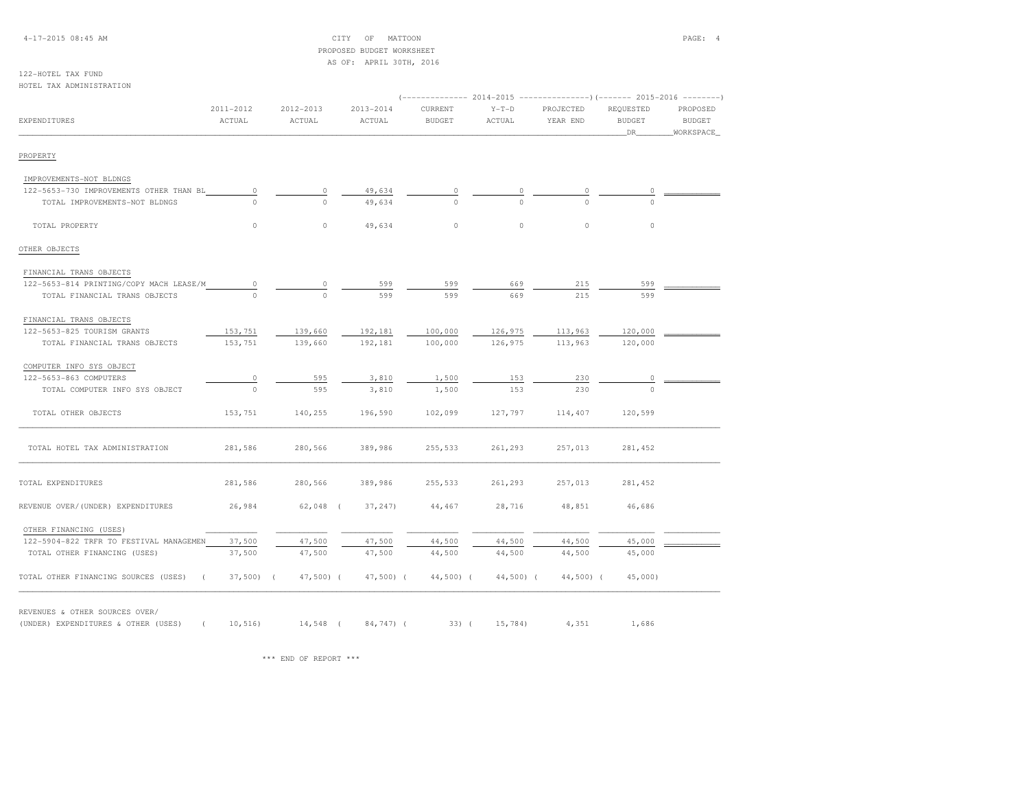CITY OF MATTOON
PROPOSED BUDGET WORKSHEET
AS OF: APRIL 30TH, 2016

122-HOTEL TAX FUND
HOTEL TAX ADMINISTRATION

| EXPENDITURES | 2011-2012 ACTUAL | 2012-2013 ACTUAL | 2013-2014 ACTUAL | 2014-2015 CURRENT BUDGET | 2014-2015 Y-T-D ACTUAL | 2014-2015 PROJECTED YEAR END | 2015-2016 REQUESTED BUDGET DR | 2015-2016 PROPOSED BUDGET WORKSPACE |
|---|---|---|---|---|---|---|---|---|
| PROPERTY | | | | | | | | |
| IMPROVEMENTS-NOT BLDNGS | | | | | | | | |
| 122-5653-730 IMPROVEMENTS OTHER THAN BL | 0 | 0 | 49,634 | 0 | 0 | 0 | 0 | |
| TOTAL IMPROVEMENTS-NOT BLDNGS | 0 | 0 | 49,634 | 0 | 0 | 0 | 0 | |
| TOTAL PROPERTY | 0 | 0 | 49,634 | 0 | 0 | 0 | 0 | |
| OTHER OBJECTS | | | | | | | | |
| FINANCIAL TRANS OBJECTS | | | | | | | | |
| 122-5653-814 PRINTING/COPY MACH LEASE/M | 0 | 0 | 599 | 599 | 669 | 215 | 599 | |
| TOTAL FINANCIAL TRANS OBJECTS | 0 | 0 | 599 | 599 | 669 | 215 | 599 | |
| FINANCIAL TRANS OBJECTS | | | | | | | | |
| 122-5653-825 TOURISM GRANTS | 153,751 | 139,660 | 192,181 | 100,000 | 126,975 | 113,963 | 120,000 | |
| TOTAL FINANCIAL TRANS OBJECTS | 153,751 | 139,660 | 192,181 | 100,000 | 126,975 | 113,963 | 120,000 | |
| COMPUTER INFO SYS OBJECT | | | | | | | | |
| 122-5653-863 COMPUTERS | 0 | 595 | 3,810 | 1,500 | 153 | 230 | 0 | |
| TOTAL COMPUTER INFO SYS OBJECT | 0 | 595 | 3,810 | 1,500 | 153 | 230 | 0 | |
| TOTAL OTHER OBJECTS | 153,751 | 140,255 | 196,590 | 102,099 | 127,797 | 114,407 | 120,599 | |
| TOTAL HOTEL TAX ADMINISTRATION | 281,586 | 280,566 | 389,986 | 255,533 | 261,293 | 257,013 | 281,452 | |
| TOTAL EXPENDITURES | 281,586 | 280,566 | 389,986 | 255,533 | 261,293 | 257,013 | 281,452 | |
| REVENUE OVER/(UNDER) EXPENDITURES | 26,984 | 62,048 | ( 37,247) | 44,467 | 28,716 | 48,851 | 46,686 | |
| OTHER FINANCING (USES) | | | | | | | | |
| 122-5904-822 TRFR TO FESTIVAL MANAGEMEN | 37,500 | 47,500 | 47,500 | 44,500 | 44,500 | 44,500 | 45,000 | |
| TOTAL OTHER FINANCING (USES) | 37,500 | 47,500 | 47,500 | 44,500 | 44,500 | 44,500 | 45,000 | |
| TOTAL OTHER FINANCING SOURCES (USES) | ( 37,500) | ( 47,500) | ( 47,500) | ( 44,500) | ( 44,500) | ( 44,500) | ( 45,000) | |
| REVENUES & OTHER SOURCES OVER/ (UNDER) EXPENDITURES & OTHER (USES) | ( 10,516) | 14,548 | ( 84,747) | ( 33) | ( 15,784) | 4,351 | 1,686 | |

*** END OF REPORT ***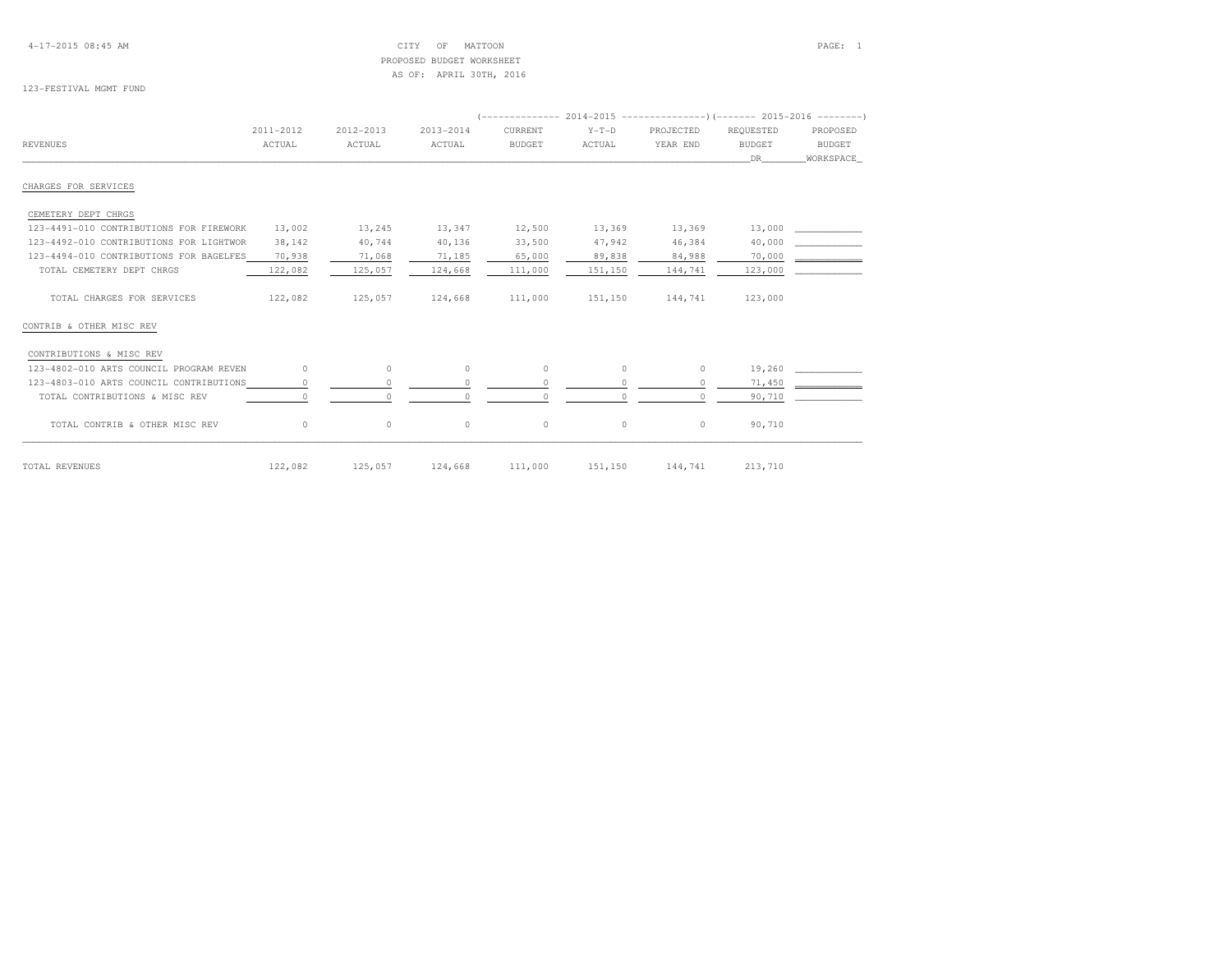CITY OF MATTOON
PROPOSED BUDGET WORKSHEET
AS OF: APRIL 30TH, 2016

123-FESTIVAL MGMT FUND

| REVENUES | 2011-2012 ACTUAL | 2012-2013 ACTUAL | 2013-2014 ACTUAL | 2014-2015 CURRENT BUDGET | 2014-2015 Y-T-D ACTUAL | 2014-2015 PROJECTED YEAR END | 2015-2016 REQUESTED BUDGET DR | 2015-2016 PROPOSED BUDGET WORKSPACE |
|---|---|---|---|---|---|---|---|---|
| **CHARGES FOR SERVICES** | | | | | | | | |
| CEMETERY DEPT CHRGS | | | | | | | | |
| 123-4491-010 CONTRIBUTIONS FOR FIREWORK | 13,002 | 13,245 | 13,347 | 12,500 | 13,369 | 13,369 | 13,000 | |
| 123-4492-010 CONTRIBUTIONS FOR LIGHTWOR | 38,142 | 40,744 | 40,136 | 33,500 | 47,942 | 46,384 | 40,000 | |
| 123-4494-010 CONTRIBUTIONS FOR BAGELFES | 70,938 | 71,068 | 71,185 | 65,000 | 89,838 | 84,988 | 70,000 | |
| TOTAL CEMETERY DEPT CHRGS | 122,082 | 125,057 | 124,668 | 111,000 | 151,150 | 144,741 | 123,000 | |
| TOTAL CHARGES FOR SERVICES | 122,082 | 125,057 | 124,668 | 111,000 | 151,150 | 144,741 | 123,000 | |
| **CONTRIB & OTHER MISC REV** | | | | | | | | |
| CONTRIBUTIONS & MISC REV | | | | | | | | |
| 123-4802-010 ARTS COUNCIL PROGRAM REVEN | 0 | 0 | 0 | 0 | 0 | 0 | 19,260 | |
| 123-4803-010 ARTS COUNCIL CONTRIBUTIONS | 0 | 0 | 0 | 0 | 0 | 0 | 71,450 | |
| TOTAL CONTRIBUTIONS & MISC REV | 0 | 0 | 0 | 0 | 0 | 0 | 90,710 | |
| TOTAL CONTRIB & OTHER MISC REV | 0 | 0 | 0 | 0 | 0 | 0 | 90,710 | |
| **TOTAL REVENUES** | 122,082 | 125,057 | 124,668 | 111,000 | 151,150 | 144,741 | 213,710 | |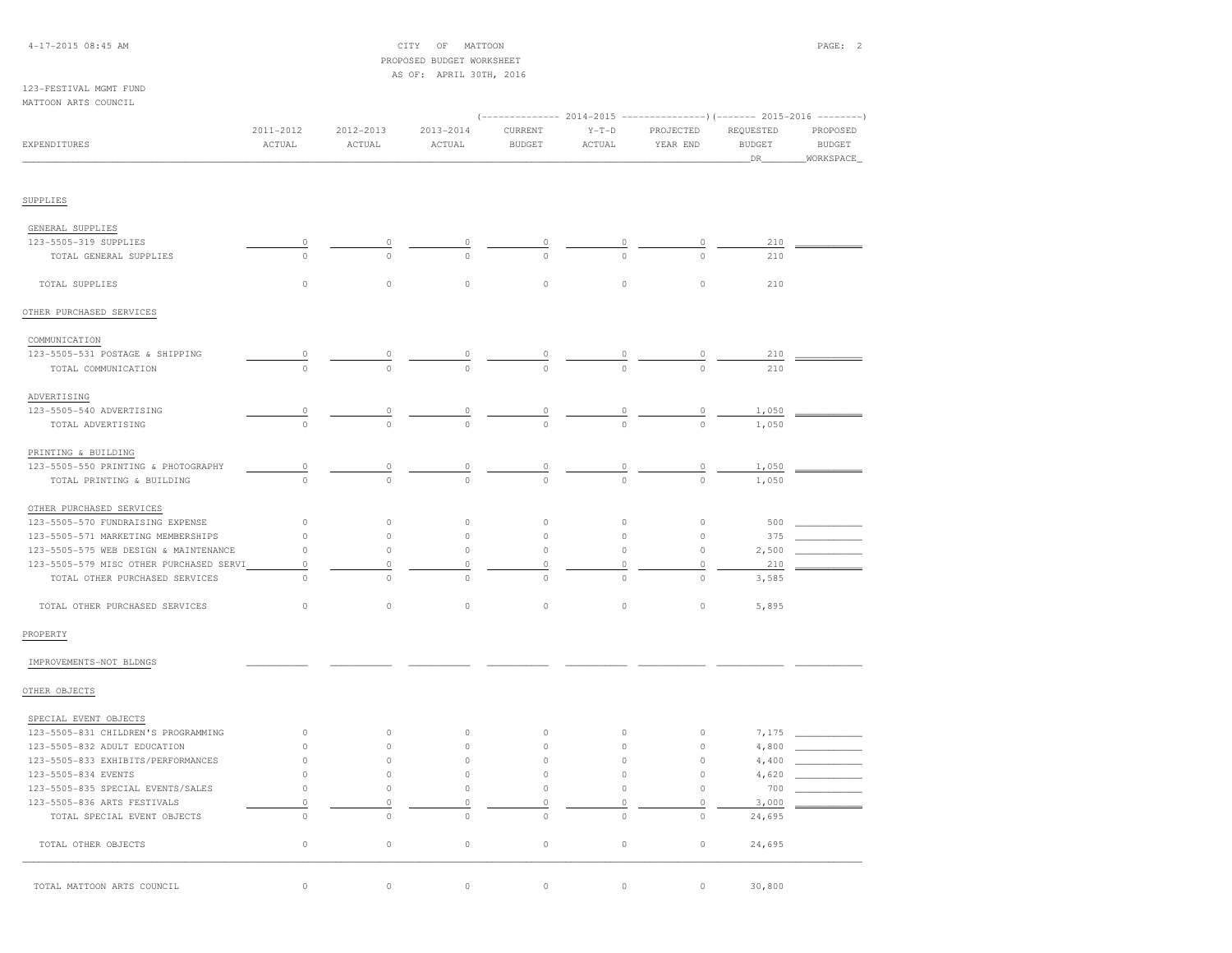CITY OF MATTOON
PROPOSED BUDGET WORKSHEET
AS OF: APRIL 30TH, 2016

123-FESTIVAL MGMT FUND
MATTOON ARTS COUNCIL

| EXPENDITURES | 2011-2012 ACTUAL | 2012-2013 ACTUAL | 2013-2014 ACTUAL | 2014-2015 CURRENT BUDGET | 2014-2015 Y-T-D ACTUAL | 2014-2015 PROJECTED YEAR END | 2015-2016 REQUESTED BUDGET DR | 2015-2016 PROPOSED BUDGET WORKSPACE |
|---|---|---|---|---|---|---|---|---|
| **SUPPLIES** | | | | | | | | |
| GENERAL SUPPLIES | | | | | | | | |
| 123-5505-319 SUPPLIES | 0 | 0 | 0 | 0 | 0 | 0 | 210 | |
| TOTAL GENERAL SUPPLIES | 0 | 0 | 0 | 0 | 0 | 0 | 210 | |
| TOTAL SUPPLIES | 0 | 0 | 0 | 0 | 0 | 0 | 210 | |
| **OTHER PURCHASED SERVICES** | | | | | | | | |
| COMMUNICATION | | | | | | | | |
| 123-5505-531 POSTAGE & SHIPPING | 0 | 0 | 0 | 0 | 0 | 0 | 210 | |
| TOTAL COMMUNICATION | 0 | 0 | 0 | 0 | 0 | 0 | 210 | |
| ADVERTISING | | | | | | | | |
| 123-5505-540 ADVERTISING | 0 | 0 | 0 | 0 | 0 | 0 | 1,050 | |
| TOTAL ADVERTISING | 0 | 0 | 0 | 0 | 0 | 0 | 1,050 | |
| PRINTING & BUILDING | | | | | | | | |
| 123-5505-550 PRINTING & PHOTOGRAPHY | 0 | 0 | 0 | 0 | 0 | 0 | 1,050 | |
| TOTAL PRINTING & BUILDING | 0 | 0 | 0 | 0 | 0 | 0 | 1,050 | |
| OTHER PURCHASED SERVICES | | | | | | | | |
| 123-5505-570 FUNDRAISING EXPENSE | 0 | 0 | 0 | 0 | 0 | 0 | 500 | |
| 123-5505-571 MARKETING MEMBERSHIPS | 0 | 0 | 0 | 0 | 0 | 0 | 375 | |
| 123-5505-575 WEB DESIGN & MAINTENANCE | 0 | 0 | 0 | 0 | 0 | 0 | 2,500 | |
| 123-5505-579 MISC OTHER PURCHASED SERVI | 0 | 0 | 0 | 0 | 0 | 0 | 210 | |
| TOTAL OTHER PURCHASED SERVICES | 0 | 0 | 0 | 0 | 0 | 0 | 3,585 | |
| TOTAL OTHER PURCHASED SERVICES | 0 | 0 | 0 | 0 | 0 | 0 | 5,895 | |
| **PROPERTY** | | | | | | | | |
| IMPROVEMENTS-NOT BLDNGS | | | | | | | | |
| **OTHER OBJECTS** | | | | | | | | |
| SPECIAL EVENT OBJECTS | | | | | | | | |
| 123-5505-831 CHILDREN'S PROGRAMMING | 0 | 0 | 0 | 0 | 0 | 0 | 7,175 | |
| 123-5505-832 ADULT EDUCATION | 0 | 0 | 0 | 0 | 0 | 0 | 4,800 | |
| 123-5505-833 EXHIBITS/PERFORMANCES | 0 | 0 | 0 | 0 | 0 | 0 | 4,400 | |
| 123-5505-834 EVENTS | 0 | 0 | 0 | 0 | 0 | 0 | 4,620 | |
| 123-5505-835 SPECIAL EVENTS/SALES | 0 | 0 | 0 | 0 | 0 | 0 | 700 | |
| 123-5505-836 ARTS FESTIVALS | 0 | 0 | 0 | 0 | 0 | 0 | 3,000 | |
| TOTAL SPECIAL EVENT OBJECTS | 0 | 0 | 0 | 0 | 0 | 0 | 24,695 | |
| TOTAL OTHER OBJECTS | 0 | 0 | 0 | 0 | 0 | 0 | 24,695 | |
| TOTAL MATTOON ARTS COUNCIL | 0 | 0 | 0 | 0 | 0 | 0 | 30,800 | |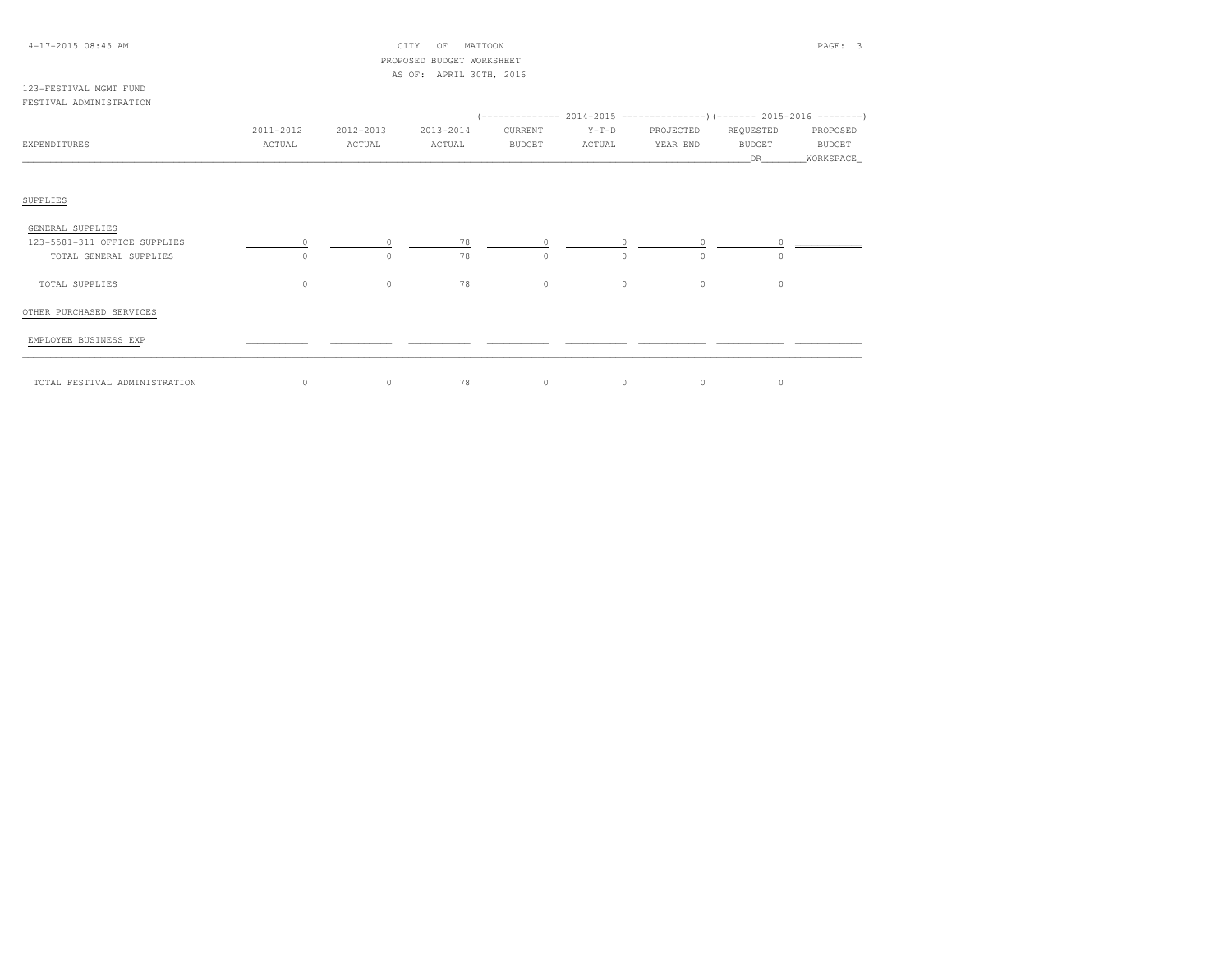CITY OF MATTOON
PROPOSED BUDGET WORKSHEET
AS OF: APRIL 30TH, 2016

123-FESTIVAL MGMT FUND
FESTIVAL ADMINISTRATION

| EXPENDITURES | 2011-2012 ACTUAL | 2012-2013 ACTUAL | 2013-2014 ACTUAL | 2014-2015 CURRENT BUDGET | 2014-2015 Y-T-D ACTUAL | 2014-2015 PROJECTED YEAR END | 2015-2016 REQUESTED BUDGET DR | 2015-2016 PROPOSED BUDGET WORKSPACE |
|---|---|---|---|---|---|---|---|---|
| **SUPPLIES** | | | | | | | | |
| GENERAL SUPPLIES | | | | | | | | |
| 123-5581-311 OFFICE SUPPLIES | 0 | 0 | 78 | 0 | 0 | 0 | 0 | |
| TOTAL GENERAL SUPPLIES | 0 | 0 | 78 | 0 | 0 | 0 | 0 | |
| TOTAL SUPPLIES | 0 | 0 | 78 | 0 | 0 | 0 | 0 | |
| **OTHER PURCHASED SERVICES** | | | | | | | | |
| EMPLOYEE BUSINESS EXP | | | | | | | | |
| TOTAL FESTIVAL ADMINISTRATION | 0 | 0 | 78 | 0 | 0 | 0 | 0 | |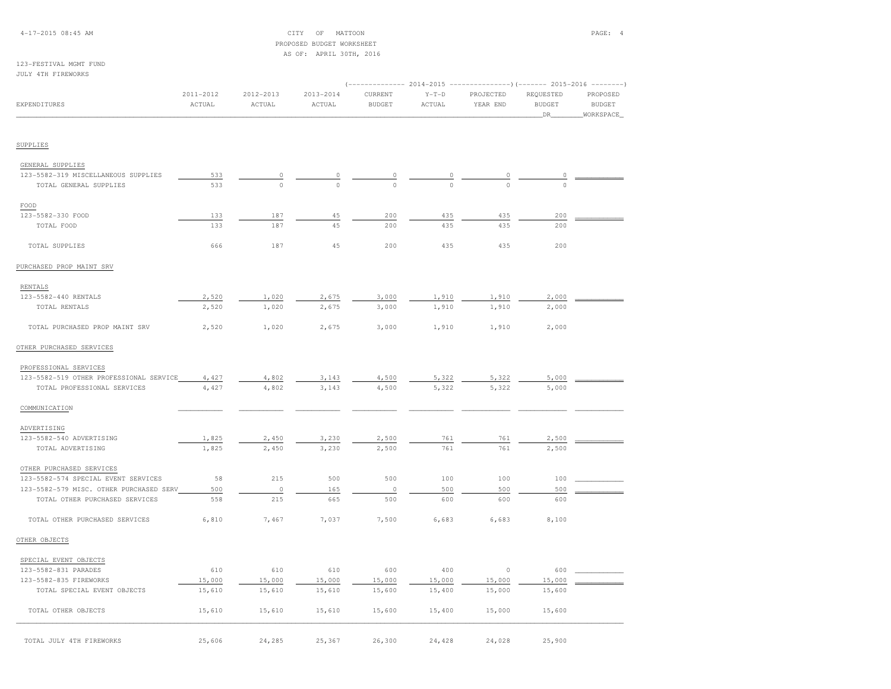CITY OF MATTOON
PROPOSED BUDGET WORKSHEET
AS OF: APRIL 30TH, 2016

123-FESTIVAL MGMT FUND
JULY 4TH FIREWORKS

| EXPENDITURES | 2011-2012 ACTUAL | 2012-2013 ACTUAL | 2013-2014 ACTUAL | 2014-2015 CURRENT BUDGET | 2014-2015 Y-T-D ACTUAL | 2014-2015 PROJECTED YEAR END | 2015-2016 REQUESTED BUDGET DR | 2015-2016 PROPOSED BUDGET WORKSPACE |
|---|---|---|---|---|---|---|---|---|
| SUPPLIES | | | | | | | | |
| GENERAL SUPPLIES | | | | | | | | |
| 123-5582-319 MISCELLANEOUS SUPPLIES | 533 | 0 | 0 | 0 | 0 | 0 | 0 | |
| TOTAL GENERAL SUPPLIES | 533 | 0 | 0 | 0 | 0 | 0 | 0 | |
| FOOD | | | | | | | | |
| 123-5582-330 FOOD | 133 | 187 | 45 | 200 | 435 | 435 | 200 | |
| TOTAL FOOD | 133 | 187 | 45 | 200 | 435 | 435 | 200 | |
| TOTAL SUPPLIES | 666 | 187 | 45 | 200 | 435 | 435 | 200 | |
| PURCHASED PROP MAINT SRV | | | | | | | | |
| RENTALS | | | | | | | | |
| 123-5582-440 RENTALS | 2,520 | 1,020 | 2,675 | 3,000 | 1,910 | 1,910 | 2,000 | |
| TOTAL RENTALS | 2,520 | 1,020 | 2,675 | 3,000 | 1,910 | 1,910 | 2,000 | |
| TOTAL PURCHASED PROP MAINT SRV | 2,520 | 1,020 | 2,675 | 3,000 | 1,910 | 1,910 | 2,000 | |
| OTHER PURCHASED SERVICES | | | | | | | | |
| PROFESSIONAL SERVICES | | | | | | | | |
| 123-5582-519 OTHER PROFESSIONAL SERVICE | 4,427 | 4,802 | 3,143 | 4,500 | 5,322 | 5,322 | 5,000 | |
| TOTAL PROFESSIONAL SERVICES | 4,427 | 4,802 | 3,143 | 4,500 | 5,322 | 5,322 | 5,000 | |
| COMMUNICATION | | | | | | | | |
| ADVERTISING | | | | | | | | |
| 123-5582-540 ADVERTISING | 1,825 | 2,450 | 3,230 | 2,500 | 761 | 761 | 2,500 | |
| TOTAL ADVERTISING | 1,825 | 2,450 | 3,230 | 2,500 | 761 | 761 | 2,500 | |
| OTHER PURCHASED SERVICES | | | | | | | | |
| 123-5582-574 SPECIAL EVENT SERVICES | 58 | 215 | 500 | 500 | 100 | 100 | 100 | |
| 123-5582-579 MISC. OTHER PURCHASED SERV | 500 | 0 | 165 | 0 | 500 | 500 | 500 | |
| TOTAL OTHER PURCHASED SERVICES | 558 | 215 | 665 | 500 | 600 | 600 | 600 | |
| TOTAL OTHER PURCHASED SERVICES | 6,810 | 7,467 | 7,037 | 7,500 | 6,683 | 6,683 | 8,100 | |
| OTHER OBJECTS | | | | | | | | |
| SPECIAL EVENT OBJECTS | | | | | | | | |
| 123-5582-831 PARADES | 610 | 610 | 610 | 600 | 400 | 0 | 600 | |
| 123-5582-835 FIREWORKS | 15,000 | 15,000 | 15,000 | 15,000 | 15,000 | 15,000 | 15,000 | |
| TOTAL SPECIAL EVENT OBJECTS | 15,610 | 15,610 | 15,610 | 15,600 | 15,400 | 15,000 | 15,600 | |
| TOTAL OTHER OBJECTS | 15,610 | 15,610 | 15,610 | 15,600 | 15,400 | 15,000 | 15,600 | |
| TOTAL JULY 4TH FIREWORKS | 25,606 | 24,285 | 25,367 | 26,300 | 24,428 | 24,028 | 25,900 | |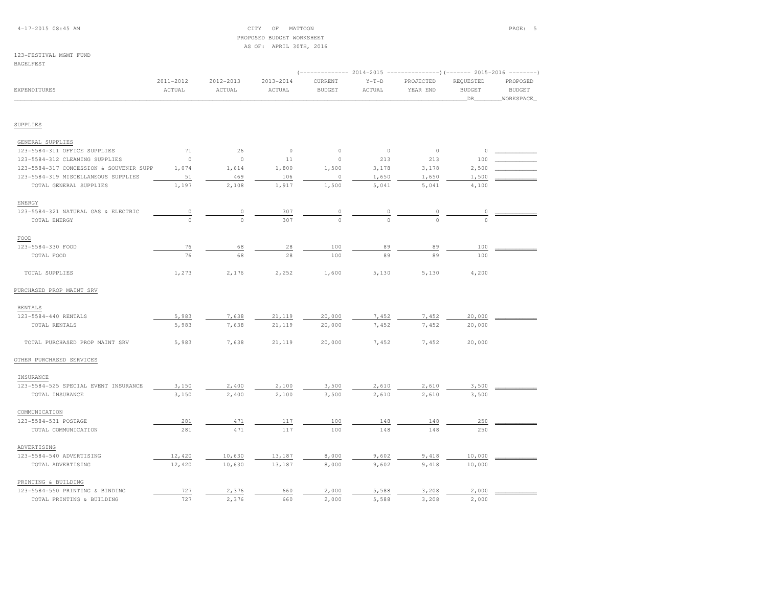CITY OF MATTOON
PROPOSED BUDGET WORKSHEET
AS OF: APRIL 30TH, 2016

4-17-2015 08:45 AM

123-FESTIVAL MGMT FUND
BAGELFEST

| EXPENDITURES | 2011-2012 ACTUAL | 2012-2013 ACTUAL | 2013-2014 ACTUAL | 2014-2015 CURRENT BUDGET | 2014-2015 Y-T-D ACTUAL | 2014-2015 PROJECTED YEAR END | 2015-2016 REQUESTED BUDGET DR | 2015-2016 PROPOSED BUDGET WORKSPACE |
|---|---|---|---|---|---|---|---|---|
| **SUPPLIES** | | | | | | | | |
| GENERAL SUPPLIES | | | | | | | | |
| 123-5584-311 OFFICE SUPPLIES | 71 | 26 | 0 | 0 | 0 | 0 | 0 | |
| 123-5584-312 CLEANING SUPPLIES | 0 | 0 | 11 | 0 | 213 | 213 | 100 | |
| 123-5584-317 CONCESSION & SOUVENIR SUPP | 1,074 | 1,614 | 1,800 | 1,500 | 3,178 | 3,178 | 2,500 | |
| 123-5584-319 MISCELLANEOUS SUPPLIES | 51 | 469 | 106 | 0 | 1,650 | 1,650 | 1,500 | |
| TOTAL GENERAL SUPPLIES | 1,197 | 2,108 | 1,917 | 1,500 | 5,041 | 5,041 | 4,100 | |
| ENERGY | | | | | | | | |
| 123-5584-321 NATURAL GAS & ELECTRIC | 0 | 0 | 307 | 0 | 0 | 0 | 0 | |
| TOTAL ENERGY | 0 | 0 | 307 | 0 | 0 | 0 | 0 | |
| FOOD | | | | | | | | |
| 123-5584-330 FOOD | 76 | 68 | 28 | 100 | 89 | 89 | 100 | |
| TOTAL FOOD | 76 | 68 | 28 | 100 | 89 | 89 | 100 | |
| TOTAL SUPPLIES | 1,273 | 2,176 | 2,252 | 1,600 | 5,130 | 5,130 | 4,200 | |
| **PURCHASED PROP MAINT SRV** | | | | | | | | |
| RENTALS | | | | | | | | |
| 123-5584-440 RENTALS | 5,983 | 7,638 | 21,119 | 20,000 | 7,452 | 7,452 | 20,000 | |
| TOTAL RENTALS | 5,983 | 7,638 | 21,119 | 20,000 | 7,452 | 7,452 | 20,000 | |
| TOTAL PURCHASED PROP MAINT SRV | 5,983 | 7,638 | 21,119 | 20,000 | 7,452 | 7,452 | 20,000 | |
| **OTHER PURCHASED SERVICES** | | | | | | | | |
| INSURANCE | | | | | | | | |
| 123-5584-525 SPECIAL EVENT INSURANCE | 3,150 | 2,400 | 2,100 | 3,500 | 2,610 | 2,610 | 3,500 | |
| TOTAL INSURANCE | 3,150 | 2,400 | 2,100 | 3,500 | 2,610 | 2,610 | 3,500 | |
| COMMUNICATION | | | | | | | | |
| 123-5584-531 POSTAGE | 281 | 471 | 117 | 100 | 148 | 148 | 250 | |
| TOTAL COMMUNICATION | 281 | 471 | 117 | 100 | 148 | 148 | 250 | |
| ADVERTISING | | | | | | | | |
| 123-5584-540 ADVERTISING | 12,420 | 10,630 | 13,187 | 8,000 | 9,602 | 9,418 | 10,000 | |
| TOTAL ADVERTISING | 12,420 | 10,630 | 13,187 | 8,000 | 9,602 | 9,418 | 10,000 | |
| PRINTING & BUILDING | | | | | | | | |
| 123-5584-550 PRINTING & BINDING | 727 | 2,376 | 660 | 2,000 | 5,588 | 3,208 | 2,000 | |
| TOTAL PRINTING & BUILDING | 727 | 2,376 | 660 | 2,000 | 5,588 | 3,208 | 2,000 | |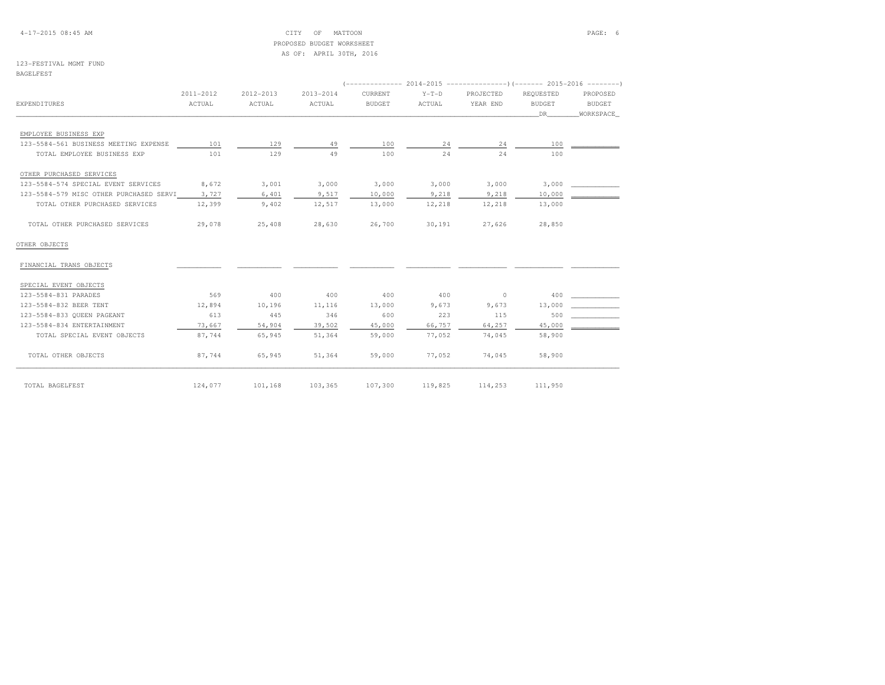CITY OF MATTOON
PROPOSED BUDGET WORKSHEET
AS OF: APRIL 30TH, 2016

123-FESTIVAL MGMT FUND
BAGELFEST

| EXPENDITURES | 2011-2012 ACTUAL | 2012-2013 ACTUAL | 2013-2014 ACTUAL | 2014-2015 CURRENT BUDGET | 2014-2015 Y-T-D ACTUAL | 2014-2015 PROJECTED YEAR END | 2015-2016 REQUESTED BUDGET DR | 2015-2016 PROPOSED BUDGET WORKSPACE |
|---|---|---|---|---|---|---|---|---|
| EMPLOYEE BUSINESS EXP | | | | | | | | |
| 123-5584-561 BUSINESS MEETING EXPENSE | 101 | 129 | 49 | 100 | 24 | 24 | 100 | |
| TOTAL EMPLOYEE BUSINESS EXP | 101 | 129 | 49 | 100 | 24 | 24 | 100 | |
| OTHER PURCHASED SERVICES | | | | | | | | |
| 123-5584-574 SPECIAL EVENT SERVICES | 8,672 | 3,001 | 3,000 | 3,000 | 3,000 | 3,000 | 3,000 | |
| 123-5584-579 MISC OTHER PURCHASED SERVI | 3,727 | 6,401 | 9,517 | 10,000 | 9,218 | 9,218 | 10,000 | |
| TOTAL OTHER PURCHASED SERVICES | 12,399 | 9,402 | 12,517 | 13,000 | 12,218 | 12,218 | 13,000 | |
| TOTAL OTHER PURCHASED SERVICES | 29,078 | 25,408 | 28,630 | 26,700 | 30,191 | 27,626 | 28,850 | |
| OTHER OBJECTS | | | | | | | | |
| FINANCIAL TRANS OBJECTS | | | | | | | | |
| SPECIAL EVENT OBJECTS | | | | | | | | |
| 123-5584-831 PARADES | 569 | 400 | 400 | 400 | 400 | 0 | 400 | |
| 123-5584-832 BEER TENT | 12,894 | 10,196 | 11,116 | 13,000 | 9,673 | 9,673 | 13,000 | |
| 123-5584-833 QUEEN PAGEANT | 613 | 445 | 346 | 600 | 223 | 115 | 500 | |
| 123-5584-834 ENTERTAINMENT | 73,667 | 54,904 | 39,502 | 45,000 | 66,757 | 64,257 | 45,000 | |
| TOTAL SPECIAL EVENT OBJECTS | 87,744 | 65,945 | 51,364 | 59,000 | 77,052 | 74,045 | 58,900 | |
| TOTAL OTHER OBJECTS | 87,744 | 65,945 | 51,364 | 59,000 | 77,052 | 74,045 | 58,900 | |
| TOTAL BAGELFEST | 124,077 | 101,168 | 103,365 | 107,300 | 119,825 | 114,253 | 111,950 | |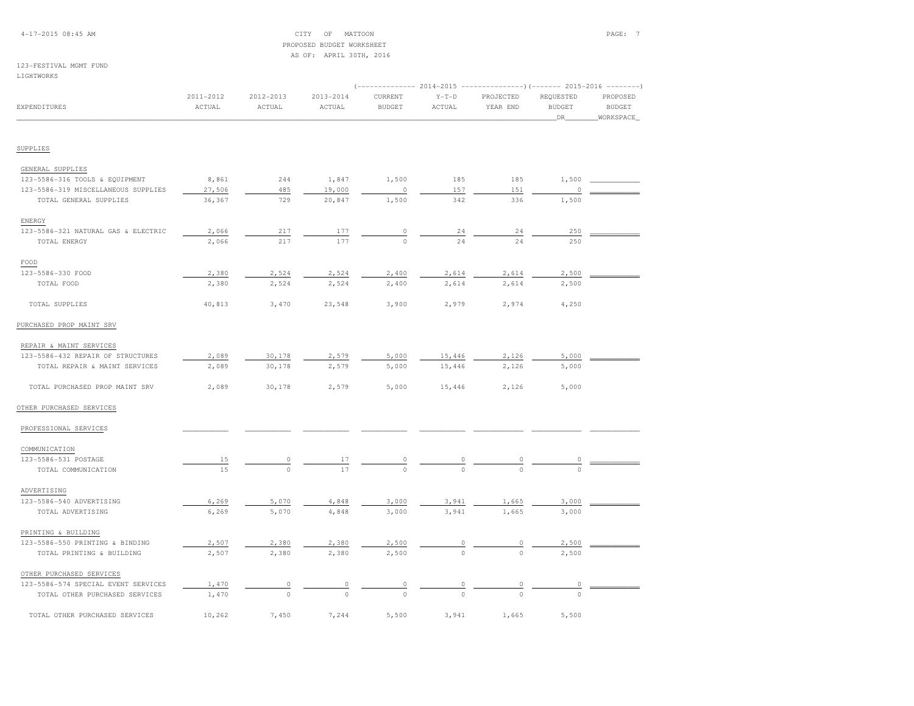CITY OF MATTOON
PROPOSED BUDGET WORKSHEET
AS OF: APRIL 30TH, 2016

123-FESTIVAL MGMT FUND
LIGHTWORKS

| EXPENDITURES | 2011-2012 ACTUAL | 2012-2013 ACTUAL | 2013-2014 ACTUAL | 2014-2015 CURRENT BUDGET | 2014-2015 Y-T-D ACTUAL | 2014-2015 PROJECTED YEAR END | 2015-2016 REQUESTED BUDGET DR | 2015-2016 PROPOSED BUDGET WORKSPACE |
|---|---|---|---|---|---|---|---|---|
| SUPPLIES | | | | | | | | |
| GENERAL SUPPLIES | | | | | | | | |
| 123-5586-316 TOOLS & EQUIPMENT | 8,861 | 244 | 1,847 | 1,500 | 185 | 185 | 1,500 | |
| 123-5586-319 MISCELLANEOUS SUPPLIES | 27,506 | 485 | 19,000 | 0 | 157 | 151 | 0 | |
| TOTAL GENERAL SUPPLIES | 36,367 | 729 | 20,847 | 1,500 | 342 | 336 | 1,500 | |
| ENERGY | | | | | | | | |
| 123-5586-321 NATURAL GAS & ELECTRIC | 2,066 | 217 | 177 | 0 | 24 | 24 | 250 | |
| TOTAL ENERGY | 2,066 | 217 | 177 | 0 | 24 | 24 | 250 | |
| FOOD | | | | | | | | |
| 123-5586-330 FOOD | 2,380 | 2,524 | 2,524 | 2,400 | 2,614 | 2,614 | 2,500 | |
| TOTAL FOOD | 2,380 | 2,524 | 2,524 | 2,400 | 2,614 | 2,614 | 2,500 | |
| TOTAL SUPPLIES | 40,813 | 3,470 | 23,548 | 3,900 | 2,979 | 2,974 | 4,250 | |
| PURCHASED PROP MAINT SRV | | | | | | | | |
| REPAIR & MAINT SERVICES | | | | | | | | |
| 123-5586-432 REPAIR OF STRUCTURES | 2,089 | 30,178 | 2,579 | 5,000 | 15,446 | 2,126 | 5,000 | |
| TOTAL REPAIR & MAINT SERVICES | 2,089 | 30,178 | 2,579 | 5,000 | 15,446 | 2,126 | 5,000 | |
| TOTAL PURCHASED PROP MAINT SRV | 2,089 | 30,178 | 2,579 | 5,000 | 15,446 | 2,126 | 5,000 | |
| OTHER PURCHASED SERVICES | | | | | | | | |
| PROFESSIONAL SERVICES | | | | | | | | |
| COMMUNICATION | | | | | | | | |
| 123-5586-531 POSTAGE | 15 | 0 | 17 | 0 | 0 | 0 | 0 | |
| TOTAL COMMUNICATION | 15 | 0 | 17 | 0 | 0 | 0 | 0 | |
| ADVERTISING | | | | | | | | |
| 123-5586-540 ADVERTISING | 6,269 | 5,070 | 4,848 | 3,000 | 3,941 | 1,665 | 3,000 | |
| TOTAL ADVERTISING | 6,269 | 5,070 | 4,848 | 3,000 | 3,941 | 1,665 | 3,000 | |
| PRINTING & BUILDING | | | | | | | | |
| 123-5586-550 PRINTING & BINDING | 2,507 | 2,380 | 2,380 | 2,500 | 0 | 0 | 2,500 | |
| TOTAL PRINTING & BUILDING | 2,507 | 2,380 | 2,380 | 2,500 | 0 | 0 | 2,500 | |
| OTHER PURCHASED SERVICES | | | | | | | | |
| 123-5586-574 SPECIAL EVENT SERVICES | 1,470 | 0 | 0 | 0 | 0 | 0 | 0 | |
| TOTAL OTHER PURCHASED SERVICES | 1,470 | 0 | 0 | 0 | 0 | 0 | 0 | |
| TOTAL OTHER PURCHASED SERVICES | 10,262 | 7,450 | 7,244 | 5,500 | 3,941 | 1,665 | 5,500 | |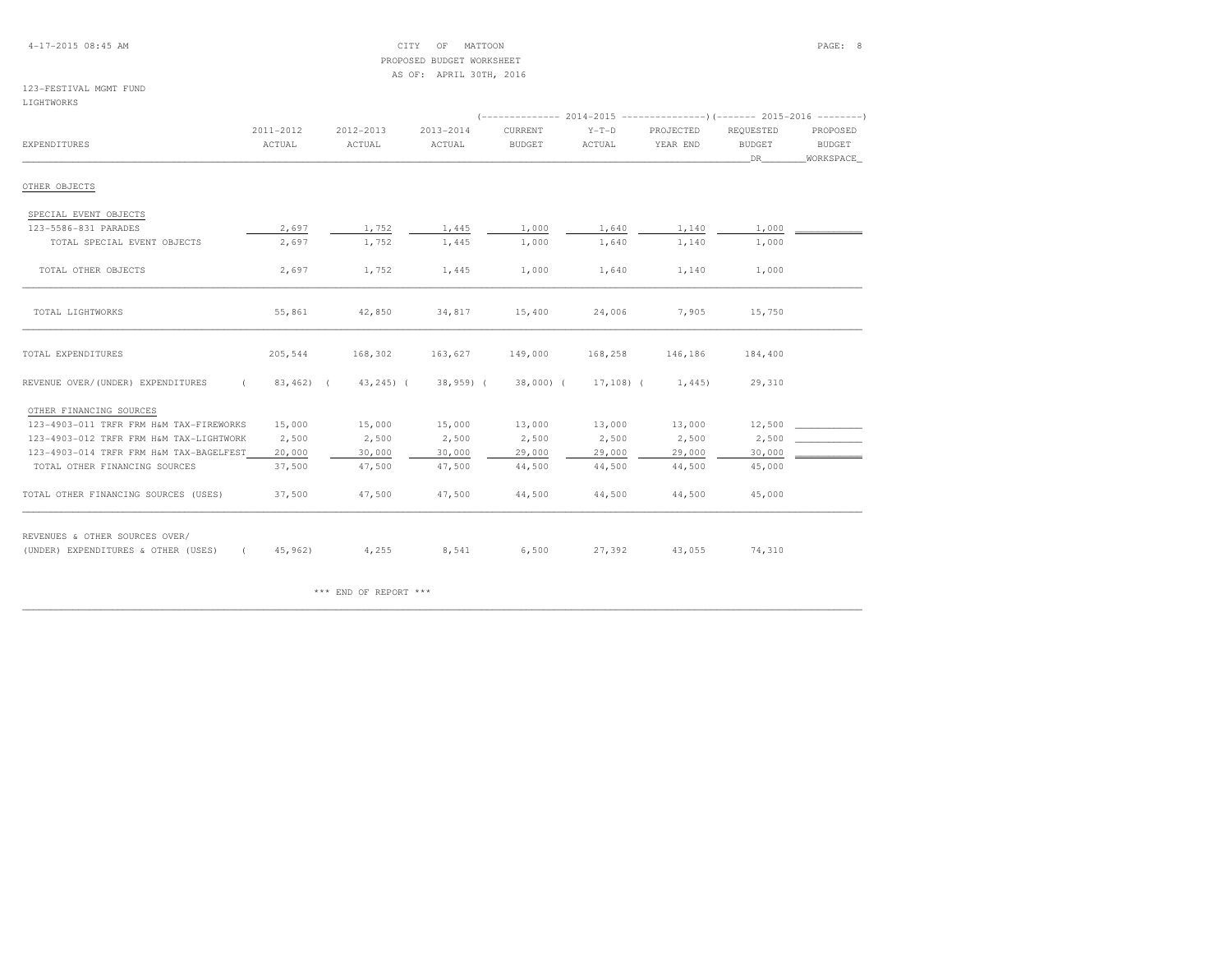CITY OF MATTOON
PROPOSED BUDGET WORKSHEET
AS OF: APRIL 30TH, 2016

123-FESTIVAL MGMT FUND
LIGHTWORKS

| EXPENDITURES | 2011-2012 ACTUAL | 2012-2013 ACTUAL | 2013-2014 ACTUAL | 2014-2015 CURRENT BUDGET | 2014-2015 Y-T-D ACTUAL | 2014-2015 PROJECTED YEAR END | 2015-2016 REQUESTED BUDGET DR | 2015-2016 PROPOSED BUDGET WORKSPACE |
|---|---|---|---|---|---|---|---|---|
| OTHER OBJECTS | | | | | | | | |
| SPECIAL EVENT OBJECTS | | | | | | | | |
| 123-5586-831 PARADES | 2,697 | 1,752 | 1,445 | 1,000 | 1,640 | 1,140 | 1,000 | |
| TOTAL SPECIAL EVENT OBJECTS | 2,697 | 1,752 | 1,445 | 1,000 | 1,640 | 1,140 | 1,000 | |
| TOTAL OTHER OBJECTS | 2,697 | 1,752 | 1,445 | 1,000 | 1,640 | 1,140 | 1,000 | |
| TOTAL LIGHTWORKS | 55,861 | 42,850 | 34,817 | 15,400 | 24,006 | 7,905 | 15,750 | |
| TOTAL EXPENDITURES | 205,544 | 168,302 | 163,627 | 149,000 | 168,258 | 146,186 | 184,400 | |
| REVENUE OVER/(UNDER) EXPENDITURES | ( 83,462) | ( 43,245) | ( 38,959) | ( 38,000) | ( 17,108) | ( 1,445) | 29,310 | |
| OTHER FINANCING SOURCES | | | | | | | | |
| 123-4903-011 TRFR FRM H&M TAX-FIREWORKS | 15,000 | 15,000 | 15,000 | 13,000 | 13,000 | 13,000 | 12,500 | |
| 123-4903-012 TRFR FRM H&M TAX-LIGHTWORK | 2,500 | 2,500 | 2,500 | 2,500 | 2,500 | 2,500 | 2,500 | |
| 123-4903-014 TRFR FRM H&M TAX-BAGELFEST | 20,000 | 30,000 | 30,000 | 29,000 | 29,000 | 29,000 | 30,000 | |
| TOTAL OTHER FINANCING SOURCES | 37,500 | 47,500 | 47,500 | 44,500 | 44,500 | 44,500 | 45,000 | |
| TOTAL OTHER FINANCING SOURCES (USES) | 37,500 | 47,500 | 47,500 | 44,500 | 44,500 | 44,500 | 45,000 | |
| REVENUES & OTHER SOURCES OVER/ (UNDER) EXPENDITURES & OTHER (USES) | ( 45,962) | 4,255 | 8,541 | 6,500 | 27,392 | 43,055 | 74,310 | |

\*\*\* END OF REPORT \*\*\*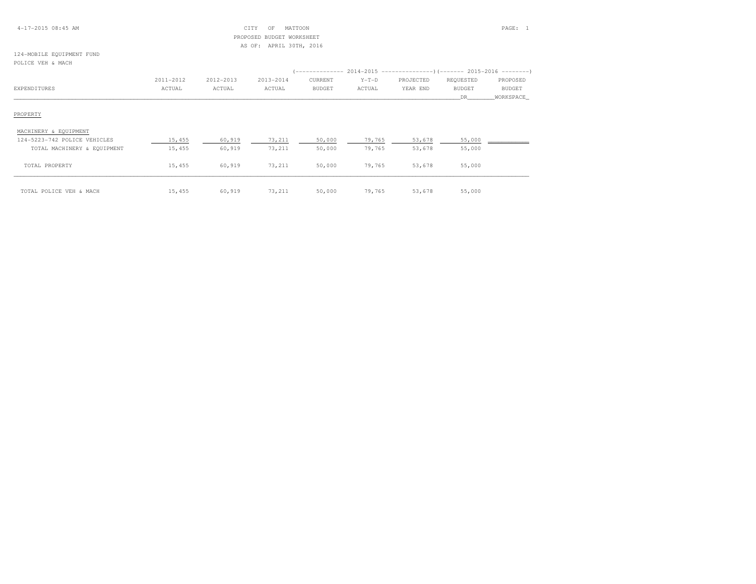CITY OF MATTOON
PROPOSED BUDGET WORKSHEET
AS OF: APRIL 30TH, 2016

124-MOBILE EQUIPMENT FUND
POLICE VEH & MACH

| EXPENDITURES | 2011-2012 ACTUAL | 2012-2013 ACTUAL | 2013-2014 ACTUAL | 2014-2015 CURRENT BUDGET | 2014-2015 Y-T-D ACTUAL | 2014-2015 PROJECTED YEAR END | 2015-2016 REQUESTED BUDGET DR | 2015-2016 PROPOSED BUDGET WORKSPACE |
|---|---|---|---|---|---|---|---|---|
| PROPERTY | | | | | | | | |
| MACHINERY & EQUIPMENT | | | | | | | | |
| 124-5223-742 POLICE VEHICLES | 15,455 | 60,919 | 73,211 | 50,000 | 79,765 | 53,678 | 55,000 | |
| TOTAL MACHINERY & EQUIPMENT | 15,455 | 60,919 | 73,211 | 50,000 | 79,765 | 53,678 | 55,000 | |
| TOTAL PROPERTY | 15,455 | 60,919 | 73,211 | 50,000 | 79,765 | 53,678 | 55,000 | |
| TOTAL POLICE VEH & MACH | 15,455 | 60,919 | 73,211 | 50,000 | 79,765 | 53,678 | 55,000 | |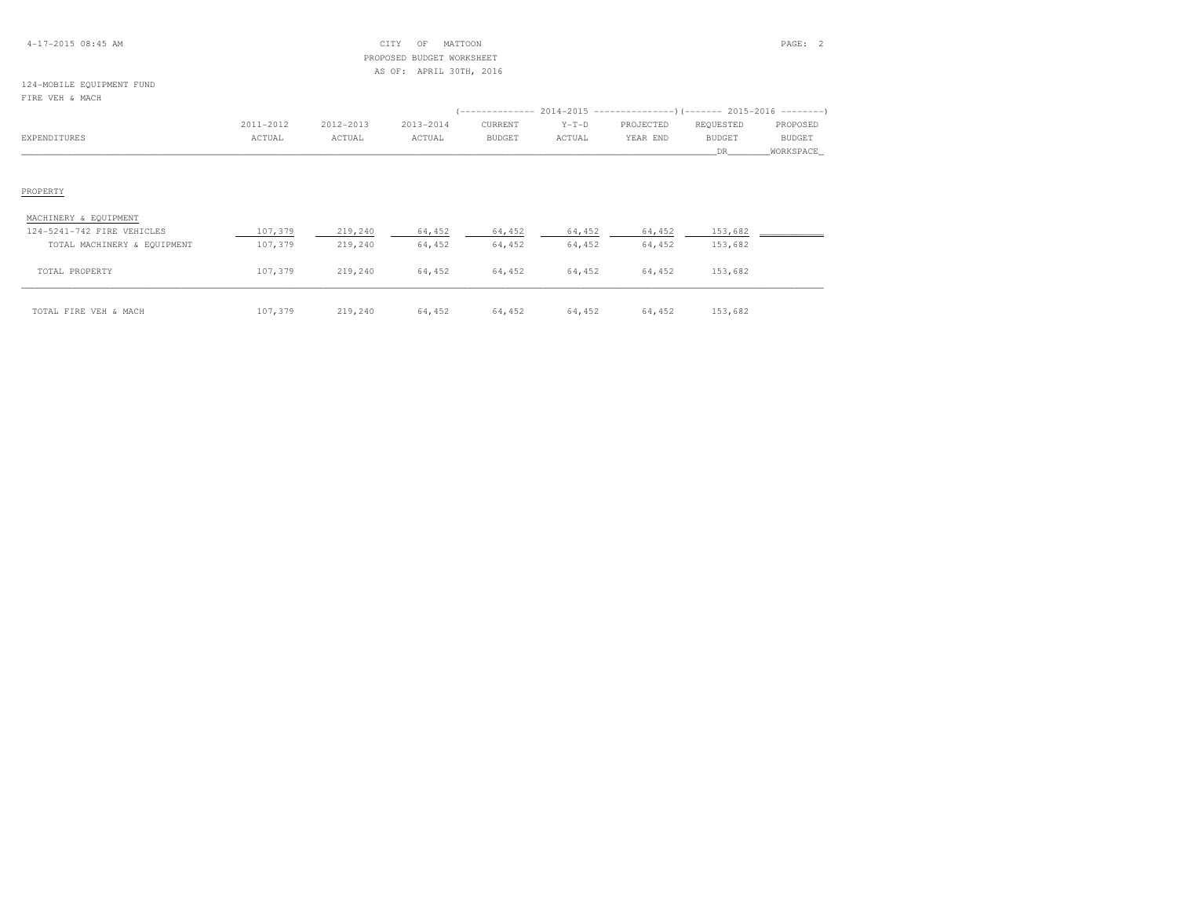CITY OF MATTOON
PROPOSED BUDGET WORKSHEET
AS OF: APRIL 30TH, 2016

124-MOBILE EQUIPMENT FUND
FIRE VEH & MACH

| EXPENDITURES | 2011-2012 ACTUAL | 2012-2013 ACTUAL | 2013-2014 ACTUAL | 2014-2015 CURRENT BUDGET | 2014-2015 Y-T-D ACTUAL | 2014-2015 PROJECTED YEAR END | 2015-2016 REQUESTED BUDGET DR | 2015-2016 PROPOSED BUDGET WORKSPACE |
|---|---|---|---|---|---|---|---|---|
| PROPERTY | | | | | | | | |
| MACHINERY & EQUIPMENT | | | | | | | | |
| 124-5241-742 FIRE VEHICLES | 107,379 | 219,240 | 64,452 | 64,452 | 64,452 | 64,452 | 153,682 | |
| TOTAL MACHINERY & EQUIPMENT | 107,379 | 219,240 | 64,452 | 64,452 | 64,452 | 64,452 | 153,682 | |
| TOTAL PROPERTY | 107,379 | 219,240 | 64,452 | 64,452 | 64,452 | 64,452 | 153,682 | |
| TOTAL FIRE VEH & MACH | 107,379 | 219,240 | 64,452 | 64,452 | 64,452 | 64,452 | 153,682 | |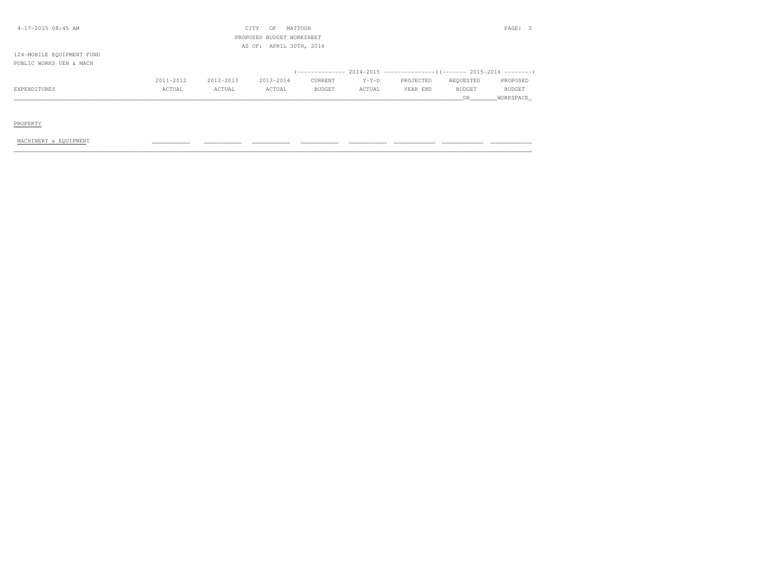CITY OF MATTOON
PROPOSED BUDGET WORKSHEET
AS OF: APRIL 30TH, 2016

124-MOBILE EQUIPMENT FUND
PUBLIC WORKS VEH & MACH

| EXPENDITURES | 2011-2012 ACTUAL | 2012-2013 ACTUAL | 2013-2014 ACTUAL | 2014-2015 CURRENT BUDGET | 2014-2015 Y-T-D ACTUAL | 2014-2015 PROJECTED YEAR END | 2015-2016 REQUESTED BUDGET DR | 2015-2016 PROPOSED BUDGET WORKSPACE |
|---|---|---|---|---|---|---|---|---|
| PROPERTY | | | | | | | | |
| MACHINERY & EQUIPMENT | | | | | | | | |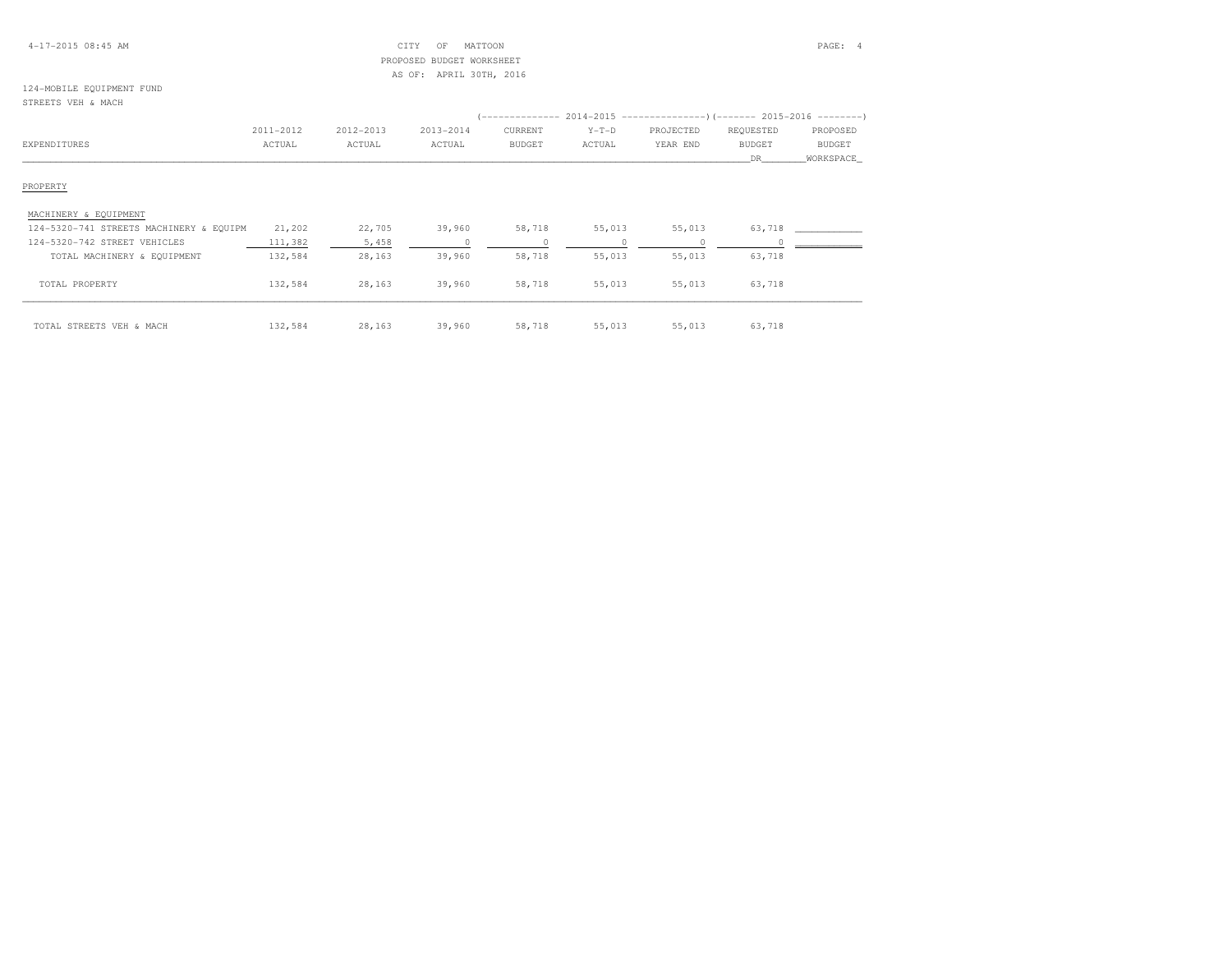CITY OF MATTOON
PROPOSED BUDGET WORKSHEET
AS OF: APRIL 30TH, 2016

124-MOBILE EQUIPMENT FUND
STREETS VEH & MACH

| EXPENDITURES | 2011-2012 ACTUAL | 2012-2013 ACTUAL | 2013-2014 ACTUAL | 2014-2015 CURRENT BUDGET | 2014-2015 Y-T-D ACTUAL | 2014-2015 PROJECTED YEAR END | 2015-2016 REQUESTED BUDGET DR | 2015-2016 PROPOSED BUDGET WORKSPACE |
|---|---|---|---|---|---|---|---|---|
| PROPERTY | | | | | | | | |
| MACHINERY & EQUIPMENT | | | | | | | | |
| 124-5320-741 STREETS MACHINERY & EQUIPM | 21,202 | 22,705 | 39,960 | 58,718 | 55,013 | 55,013 | 63,718 | |
| 124-5320-742 STREET VEHICLES | 111,382 | 5,458 | 0 | 0 | 0 | 0 | 0 | |
| TOTAL MACHINERY & EQUIPMENT | 132,584 | 28,163 | 39,960 | 58,718 | 55,013 | 55,013 | 63,718 | |
| TOTAL PROPERTY | 132,584 | 28,163 | 39,960 | 58,718 | 55,013 | 55,013 | 63,718 | |
| TOTAL STREETS VEH & MACH | 132,584 | 28,163 | 39,960 | 58,718 | 55,013 | 55,013 | 63,718 | |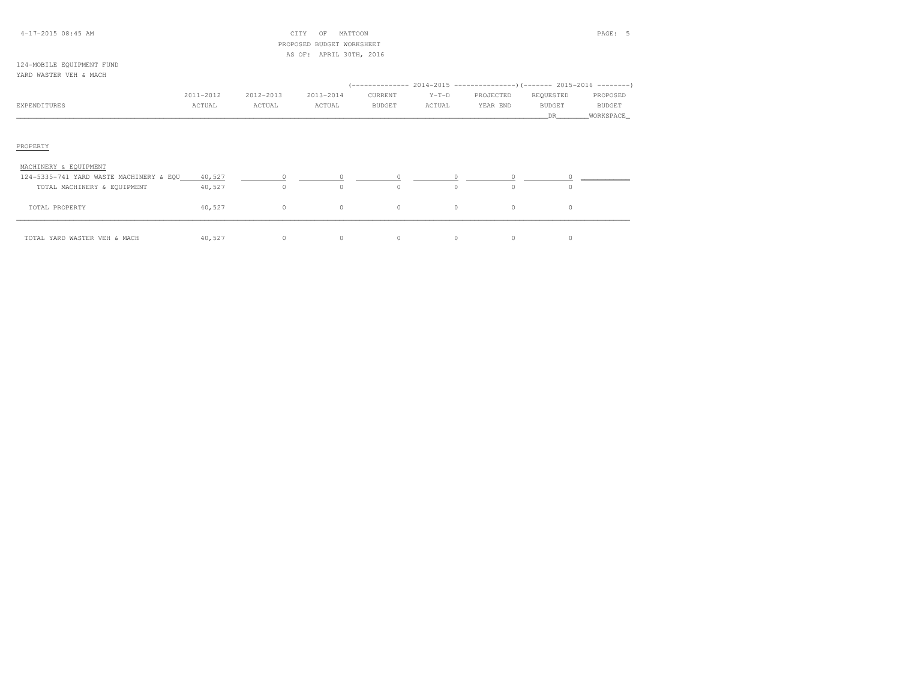CITY OF MATTOON
PROPOSED BUDGET WORKSHEET
AS OF: APRIL 30TH, 2016

124-MOBILE EQUIPMENT FUND
YARD WASTER VEH & MACH

| EXPENDITURES | 2011-2012 ACTUAL | 2012-2013 ACTUAL | 2013-2014 ACTUAL | 2014-2015 CURRENT BUDGET | 2014-2015 Y-T-D ACTUAL | 2014-2015 PROJECTED YEAR END | 2015-2016 REQUESTED BUDGET DR | 2015-2016 PROPOSED BUDGET WORKSPACE |
|---|---|---|---|---|---|---|---|---|
| PROPERTY | | | | | | | | |
| MACHINERY & EQUIPMENT | | | | | | | | |
| 124-5335-741 YARD WASTE MACHINERY & EQU | 40,527 | 0 | 0 | 0 | 0 | 0 | 0 | |
| TOTAL MACHINERY & EQUIPMENT | 40,527 | 0 | 0 | 0 | 0 | 0 | 0 | |
| TOTAL PROPERTY | 40,527 | 0 | 0 | 0 | 0 | 0 | 0 | |
| TOTAL YARD WASTER VEH & MACH | 40,527 | 0 | 0 | 0 | 0 | 0 | 0 | |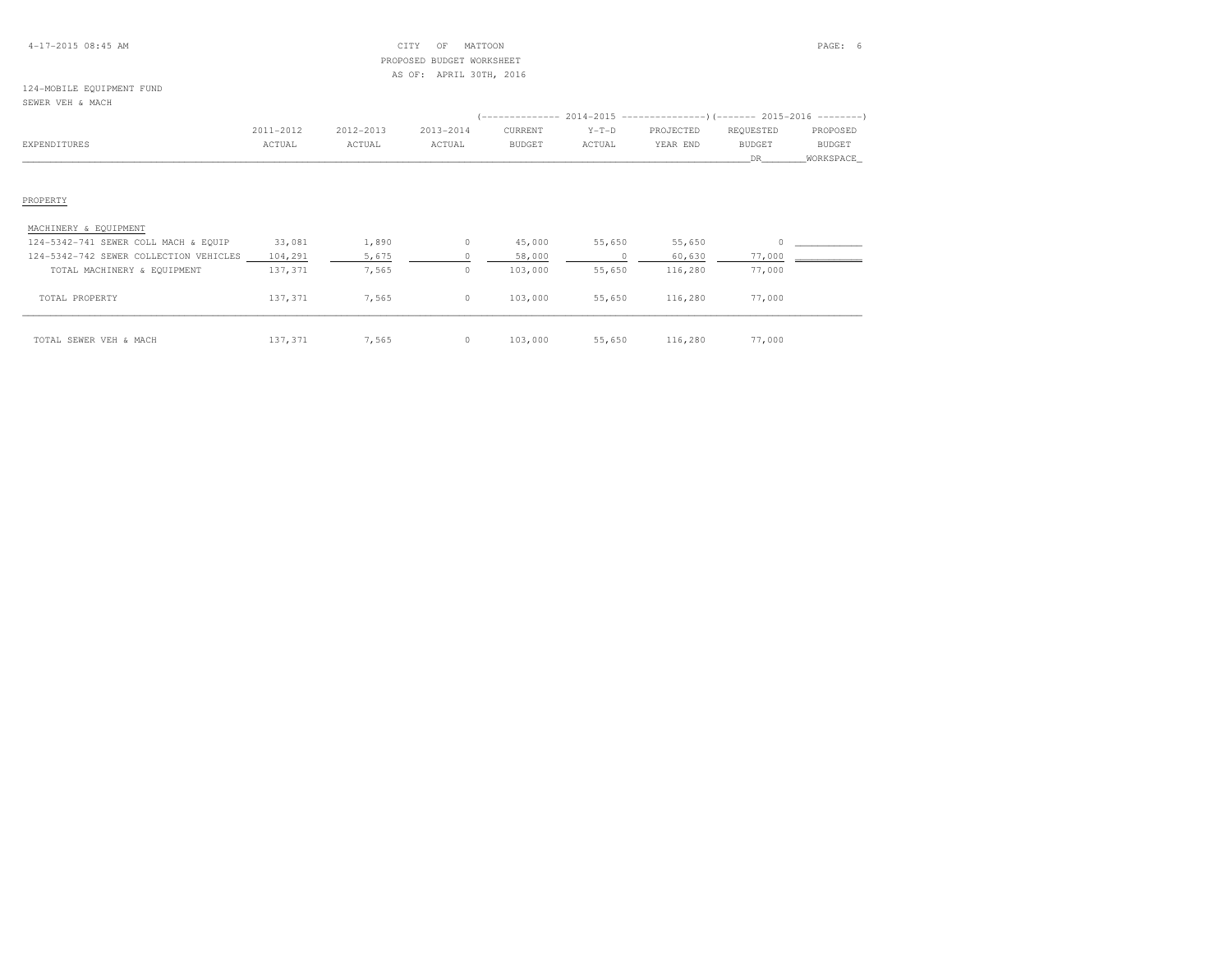124-MOBILE EQUIPMENT FUND

SEWER VEH & MACH

| EXPENDITURES | 2011-2012 ACTUAL | 2012-2013 ACTUAL | 2013-2014 ACTUAL | 2014-2015 CURRENT BUDGET | 2014-2015 Y-T-D ACTUAL | 2014-2015 PROJECTED YEAR END | 2015-2016 REQUESTED BUDGET DR | 2015-2016 PROPOSED BUDGET WORKSPACE |
|---|---|---|---|---|---|---|---|---|
| PROPERTY | | | | | | | | |
| MACHINERY & EQUIPMENT | | | | | | | | |
| 124-5342-741 SEWER COLL MACH & EQUIP | 33,081 | 1,890 | 0 | 45,000 | 55,650 | 55,650 | 0 | |
| 124-5342-742 SEWER COLLECTION VEHICLES | 104,291 | 5,675 | 0 | 58,000 | 0 | 60,630 | 77,000 | |
| TOTAL MACHINERY & EQUIPMENT | 137,371 | 7,565 | 0 | 103,000 | 55,650 | 116,280 | 77,000 | |
| TOTAL PROPERTY | 137,371 | 7,565 | 0 | 103,000 | 55,650 | 116,280 | 77,000 | |
| TOTAL SEWER VEH & MACH | 137,371 | 7,565 | 0 | 103,000 | 55,650 | 116,280 | 77,000 | |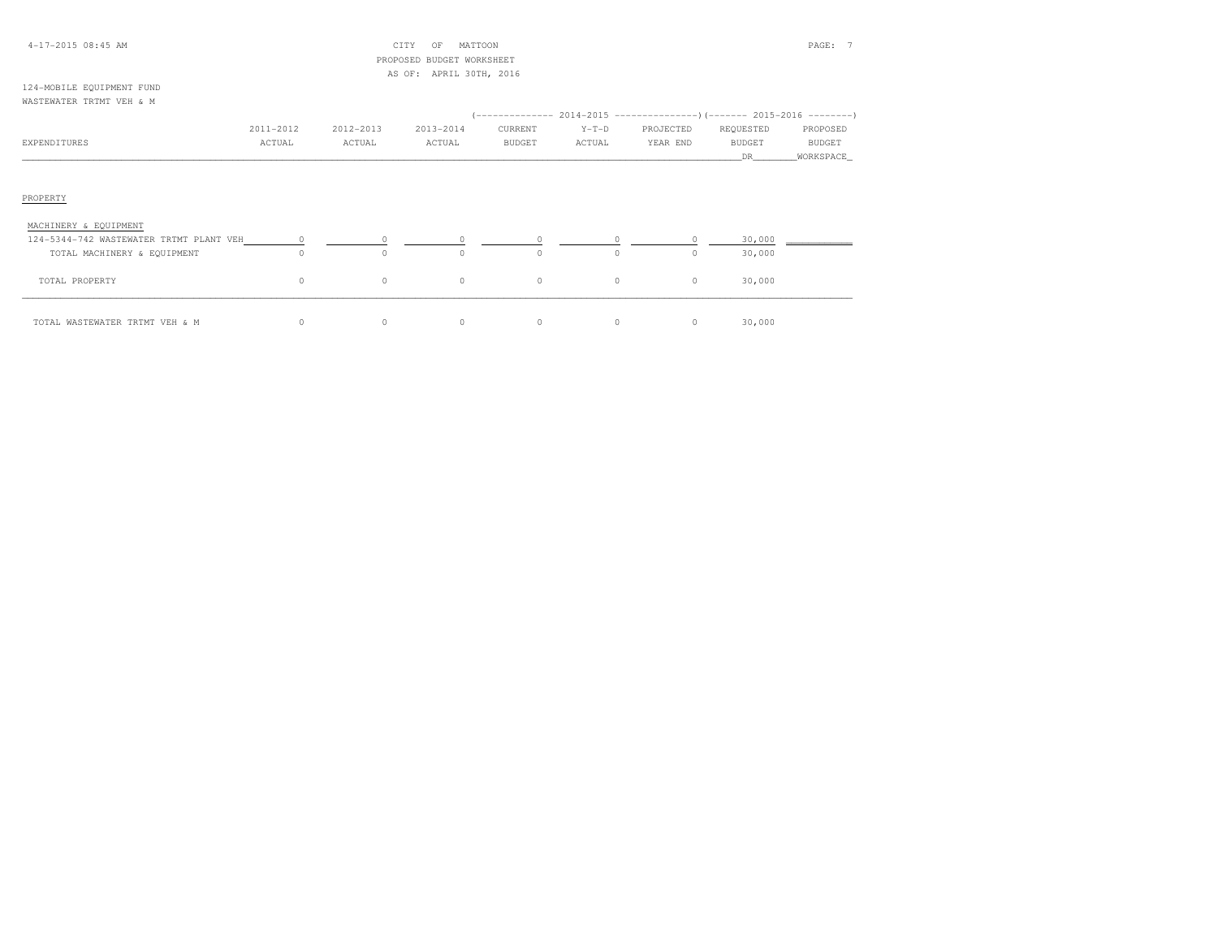CITY OF MATTOON
PROPOSED BUDGET WORKSHEET
AS OF: APRIL 30TH, 2016

124-MOBILE EQUIPMENT FUND
WASTEWATER TRTMT VEH & M

| EXPENDITURES | 2011-2012 ACTUAL | 2012-2013 ACTUAL | 2013-2014 ACTUAL | 2014-2015 CURRENT BUDGET | 2014-2015 Y-T-D ACTUAL | 2014-2015 PROJECTED YEAR END | 2015-2016 REQUESTED BUDGET DR | 2015-2016 PROPOSED BUDGET WORKSPACE |
|---|---|---|---|---|---|---|---|---|
| PROPERTY | | | | | | | | |
| MACHINERY & EQUIPMENT | | | | | | | | |
| 124-5344-742 WASTEWATER TRTMT PLANT VEH | 0 | 0 | 0 | 0 | 0 | 0 | 30,000 | |
| TOTAL MACHINERY & EQUIPMENT | 0 | 0 | 0 | 0 | 0 | 0 | 30,000 | |
| TOTAL PROPERTY | 0 | 0 | 0 | 0 | 0 | 0 | 30,000 | |
| TOTAL WASTEWATER TRTMT VEH & M | 0 | 0 | 0 | 0 | 0 | 0 | 30,000 | |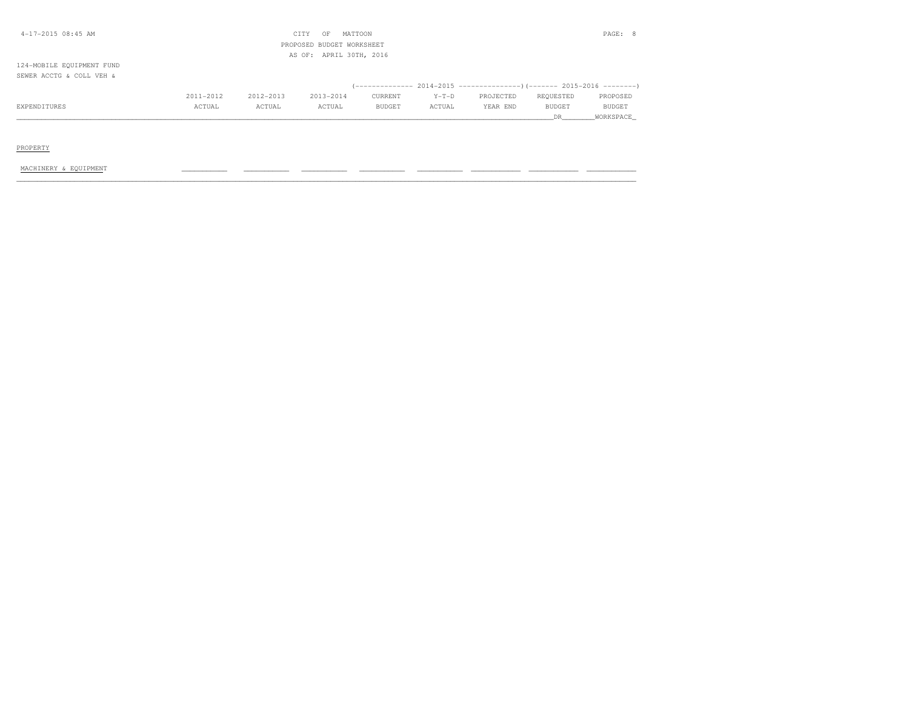CITY OF MATTOON
PROPOSED BUDGET WORKSHEET
AS OF: APRIL 30TH, 2016

124-MOBILE EQUIPMENT FUND
SEWER ACCTG & COLL VEH &

| EXPENDITURES | 2011-2012 ACTUAL | 2012-2013 ACTUAL | 2013-2014 ACTUAL | 2014-2015 CURRENT BUDGET | 2014-2015 Y-T-D ACTUAL | 2014-2015 PROJECTED YEAR END | 2015-2016 REQUESTED BUDGET DR | 2015-2016 PROPOSED BUDGET WORKSPACE |
|---|---|---|---|---|---|---|---|---|
| PROPERTY | | | | | | | | |
| MACHINERY & EQUIPMENT | | | | | | | | |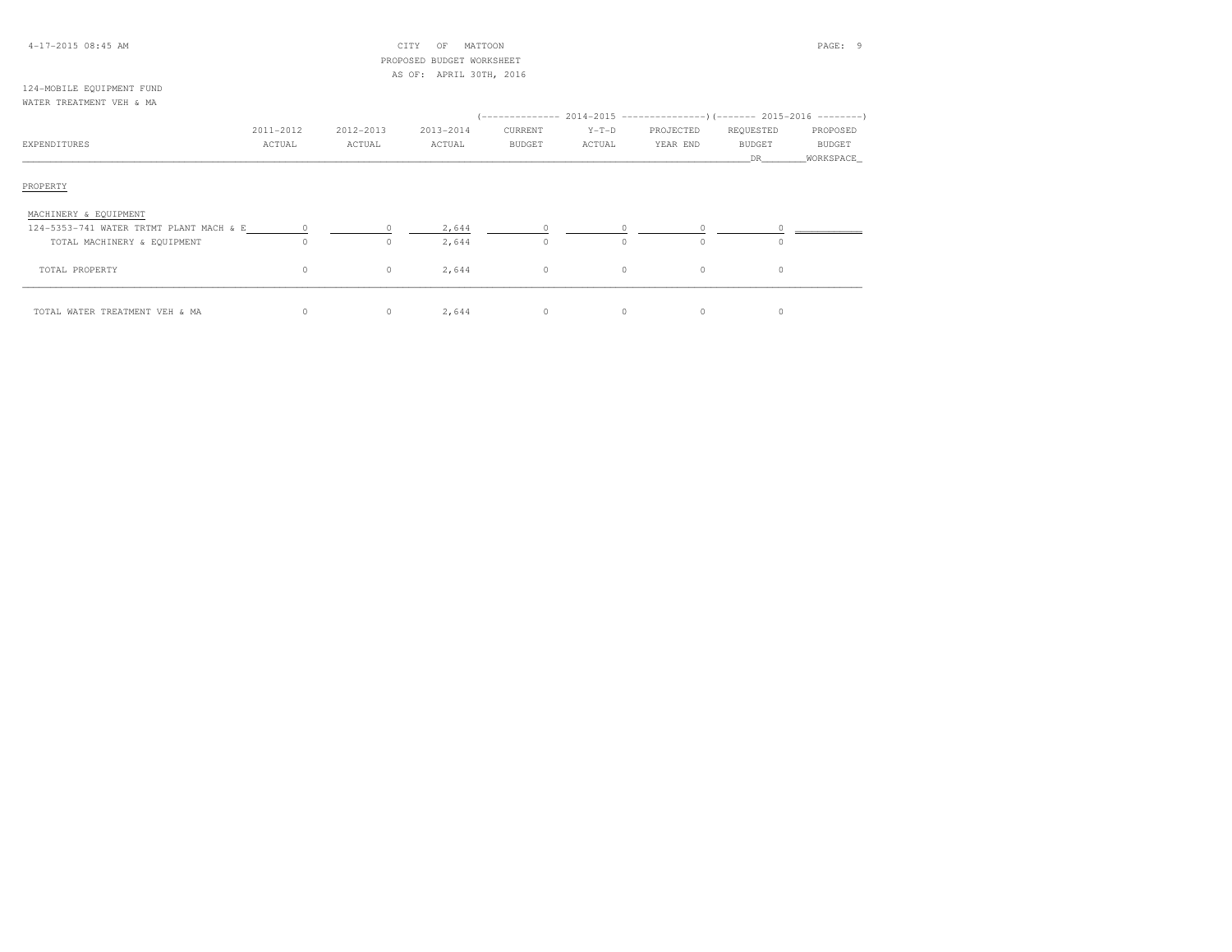CITY OF MATTOON
PROPOSED BUDGET WORKSHEET
AS OF: APRIL 30TH, 2016

124-MOBILE EQUIPMENT FUND
WATER TREATMENT VEH & MA

| EXPENDITURES | 2011-2012 ACTUAL | 2012-2013 ACTUAL | 2013-2014 ACTUAL | 2014-2015 CURRENT BUDGET | 2014-2015 Y-T-D ACTUAL | 2014-2015 PROJECTED YEAR END | 2015-2016 REQUESTED BUDGET DR | 2015-2016 PROPOSED BUDGET WORKSPACE |
|---|---|---|---|---|---|---|---|---|
| PROPERTY | | | | | | | | |
| MACHINERY & EQUIPMENT | | | | | | | | |
| 124-5353-741 WATER TRTMT PLANT MACH & E | 0 | 0 | 2,644 | 0 | 0 | 0 | 0 | |
| TOTAL MACHINERY & EQUIPMENT | 0 | 0 | 2,644 | 0 | 0 | 0 | 0 | |
| TOTAL PROPERTY | 0 | 0 | 2,644 | 0 | 0 | 0 | 0 | |
| TOTAL WATER TREATMENT VEH & MA | 0 | 0 | 2,644 | 0 | 0 | 0 | 0 | |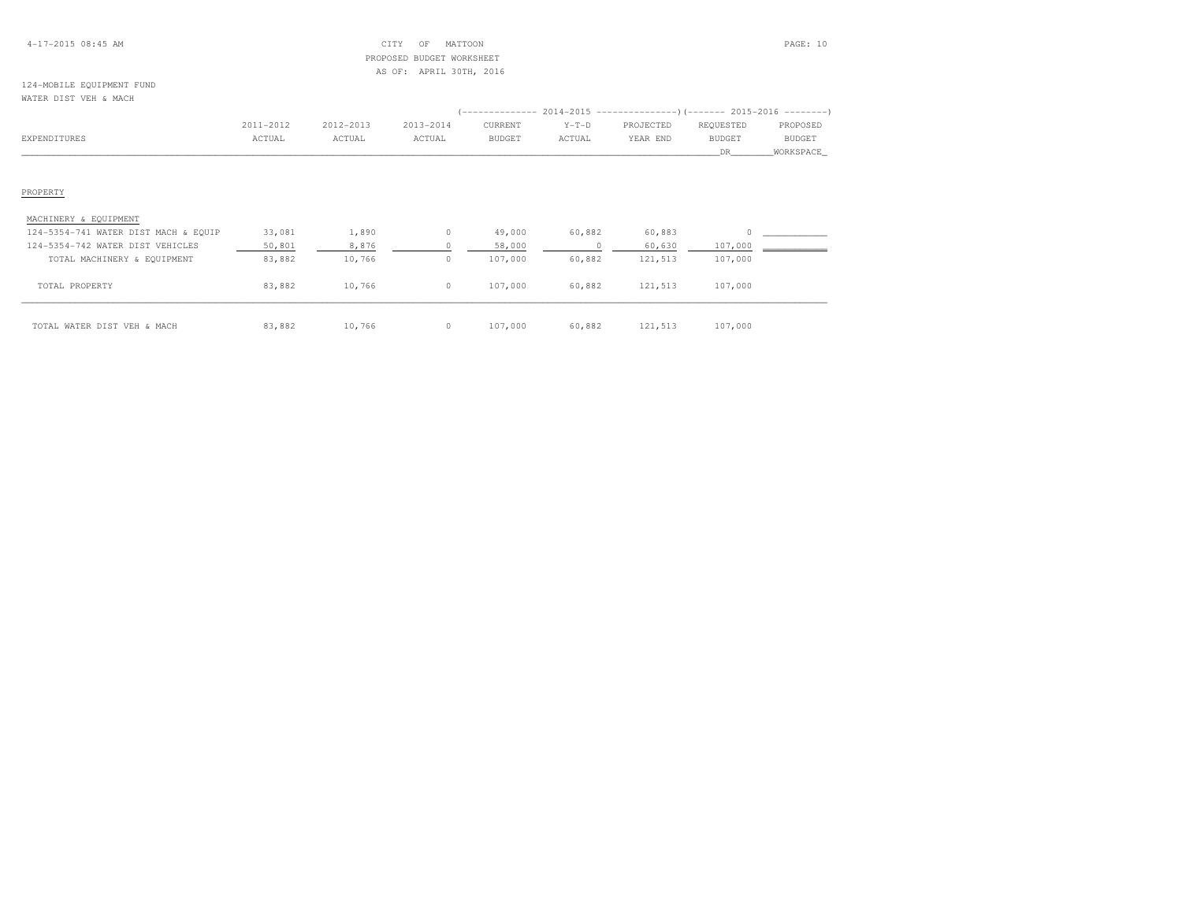CITY OF MATTOON
PROPOSED BUDGET WORKSHEET
AS OF: APRIL 30TH, 2016

124-MOBILE EQUIPMENT FUND
WATER DIST VEH & MACH

| EXPENDITURES | 2011-2012 ACTUAL | 2012-2013 ACTUAL | 2013-2014 ACTUAL | 2014-2015 CURRENT BUDGET | 2014-2015 Y-T-D ACTUAL | 2014-2015 PROJECTED YEAR END | 2015-2016 REQUESTED BUDGET DR | 2015-2016 PROPOSED BUDGET WORKSPACE |
|---|---|---|---|---|---|---|---|---|
| PROPERTY | | | | | | | | |
| MACHINERY & EQUIPMENT | | | | | | | | |
| 124-5354-741 WATER DIST MACH & EQUIP | 33,081 | 1,890 | 0 | 49,000 | 60,882 | 60,883 | 0 | |
| 124-5354-742 WATER DIST VEHICLES | 50,801 | 8,876 | 0 | 58,000 | 0 | 60,630 | 107,000 | |
| TOTAL MACHINERY & EQUIPMENT | 83,882 | 10,766 | 0 | 107,000 | 60,882 | 121,513 | 107,000 | |
| TOTAL PROPERTY | 83,882 | 10,766 | 0 | 107,000 | 60,882 | 121,513 | 107,000 | |
| TOTAL WATER DIST VEH & MACH | 83,882 | 10,766 | 0 | 107,000 | 60,882 | 121,513 | 107,000 | |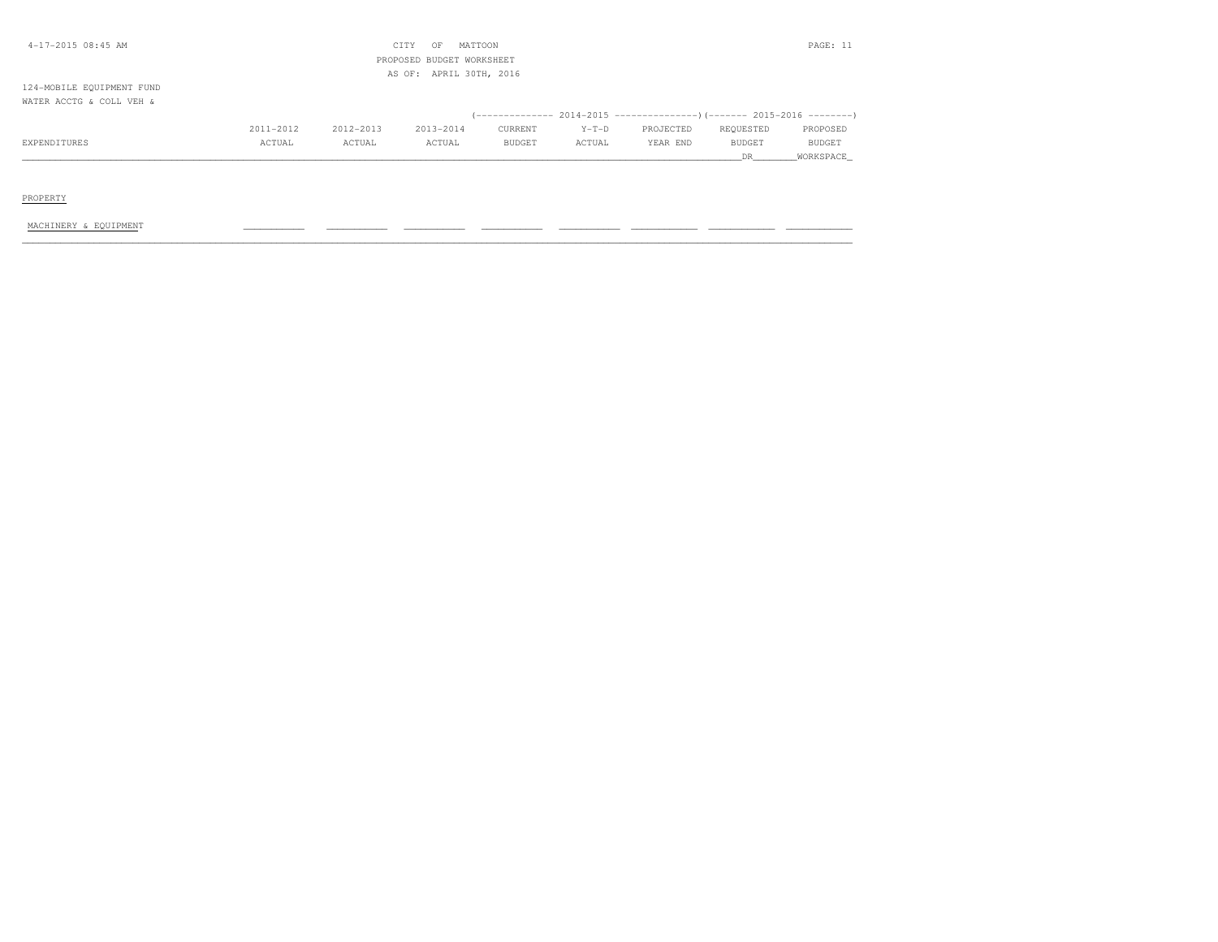CITY OF MATTOON
PROPOSED BUDGET WORKSHEET
AS OF: APRIL 30TH, 2016

124-MOBILE EQUIPMENT FUND
WATER ACCTG & COLL VEH &

| | | | | (-------------- 2014-2015 | ---------------) | | (------- 2015-2016 | --------) |
|---|---|---|---|---|---|---|---|---|
| EXPENDITURES | 2011-2012 ACTUAL | 2012-2013 ACTUAL | 2013-2014 ACTUAL | CURRENT BUDGET | Y-T-D ACTUAL | PROJECTED YEAR END | REQUESTED BUDGET DR | PROPOSED BUDGET WORKSPACE |
| PROPERTY | | | | | | | | |
| MACHINERY & EQUIPMENT | | | | | | | | |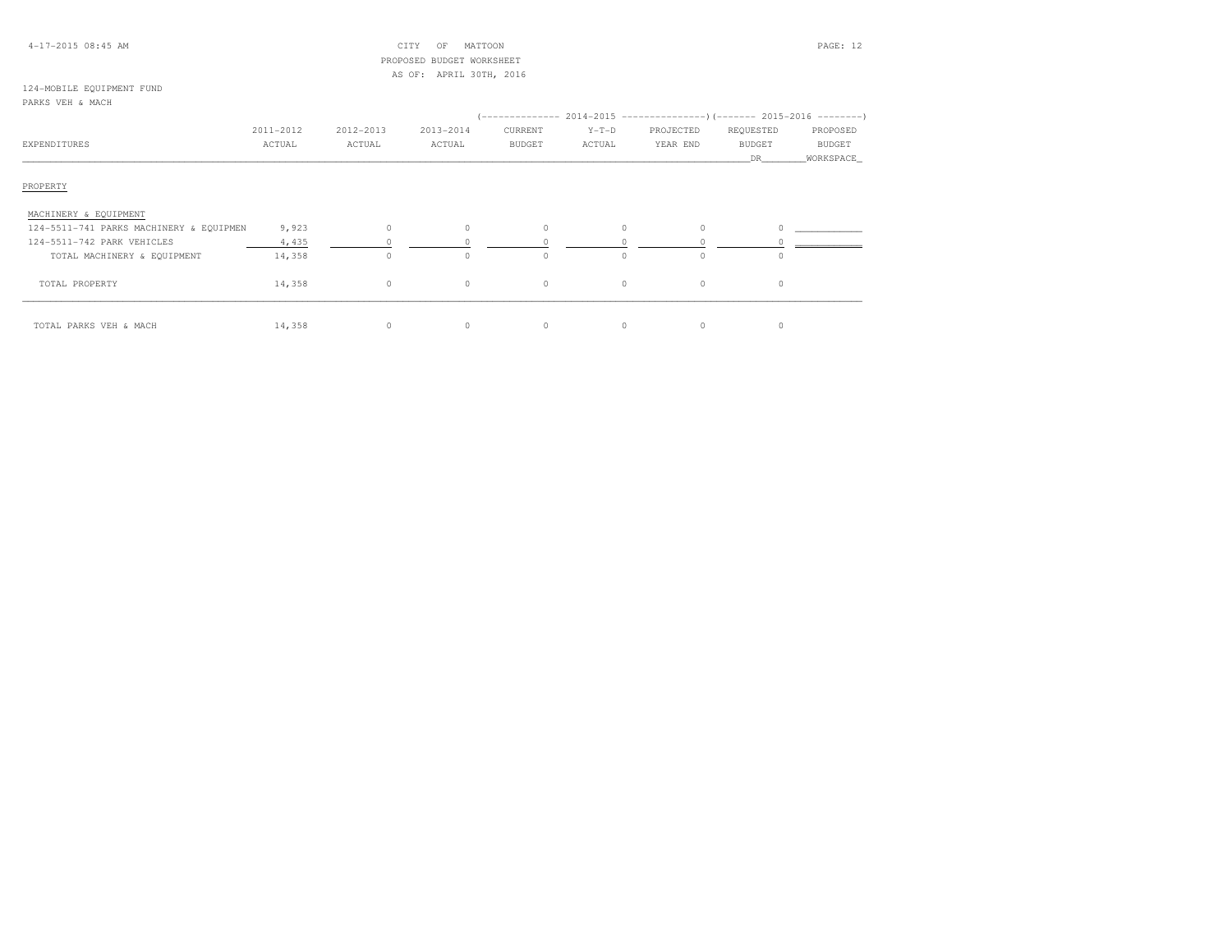CITY OF MATTOON
PROPOSED BUDGET WORKSHEET
AS OF: APRIL 30TH, 2016

124-MOBILE EQUIPMENT FUND
PARKS VEH & MACH

| EXPENDITURES | 2011-2012 ACTUAL | 2012-2013 ACTUAL | 2013-2014 ACTUAL | 2014-2015 CURRENT BUDGET | 2014-2015 Y-T-D ACTUAL | 2014-2015 PROJECTED YEAR END | 2015-2016 REQUESTED BUDGET DR | 2015-2016 PROPOSED BUDGET WORKSPACE |
|---|---|---|---|---|---|---|---|---|
| PROPERTY | | | | | | | | |
| MACHINERY & EQUIPMENT | | | | | | | | |
| 124-5511-741 PARKS MACHINERY & EQUIPMEN | 9,923 | 0 | 0 | 0 | 0 | 0 | 0 | |
| 124-5511-742 PARK VEHICLES | 4,435 | 0 | 0 | 0 | 0 | 0 | 0 | |
| TOTAL MACHINERY & EQUIPMENT | 14,358 | 0 | 0 | 0 | 0 | 0 | 0 | |
| TOTAL PROPERTY | 14,358 | 0 | 0 | 0 | 0 | 0 | 0 | |
| TOTAL PARKS VEH & MACH | 14,358 | 0 | 0 | 0 | 0 | 0 | 0 | |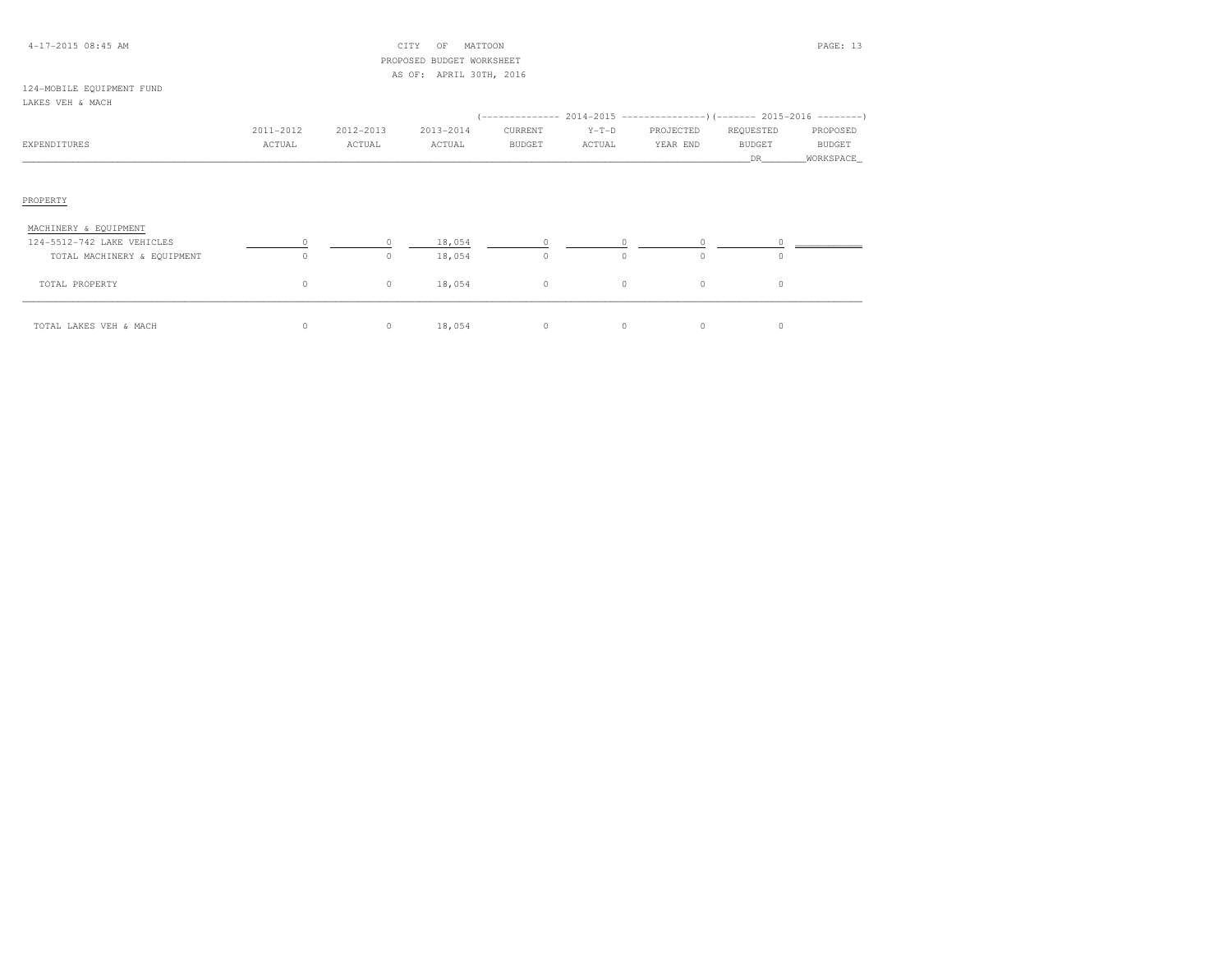124-MOBILE EQUIPMENT FUND
LAKES VEH & MACH

| EXPENDITURES | 2011-2012 ACTUAL | 2012-2013 ACTUAL | 2013-2014 ACTUAL | 2014-2015 CURRENT BUDGET | 2014-2015 Y-T-D ACTUAL | 2014-2015 PROJECTED YEAR END | 2015-2016 REQUESTED BUDGET DR | 2015-2016 PROPOSED BUDGET WORKSPACE |
|---|---|---|---|---|---|---|---|---|
| PROPERTY | | | | | | | | |
| MACHINERY & EQUIPMENT | | | | | | | | |
| 124-5512-742 LAKE VEHICLES | 0 | 0 | 18,054 | 0 | 0 | 0 | 0 | |
| TOTAL MACHINERY & EQUIPMENT | 0 | 0 | 18,054 | 0 | 0 | 0 | 0 | |
| TOTAL PROPERTY | 0 | 0 | 18,054 | 0 | 0 | 0 | 0 | |
| TOTAL LAKES VEH & MACH | 0 | 0 | 18,054 | 0 | 0 | 0 | 0 | |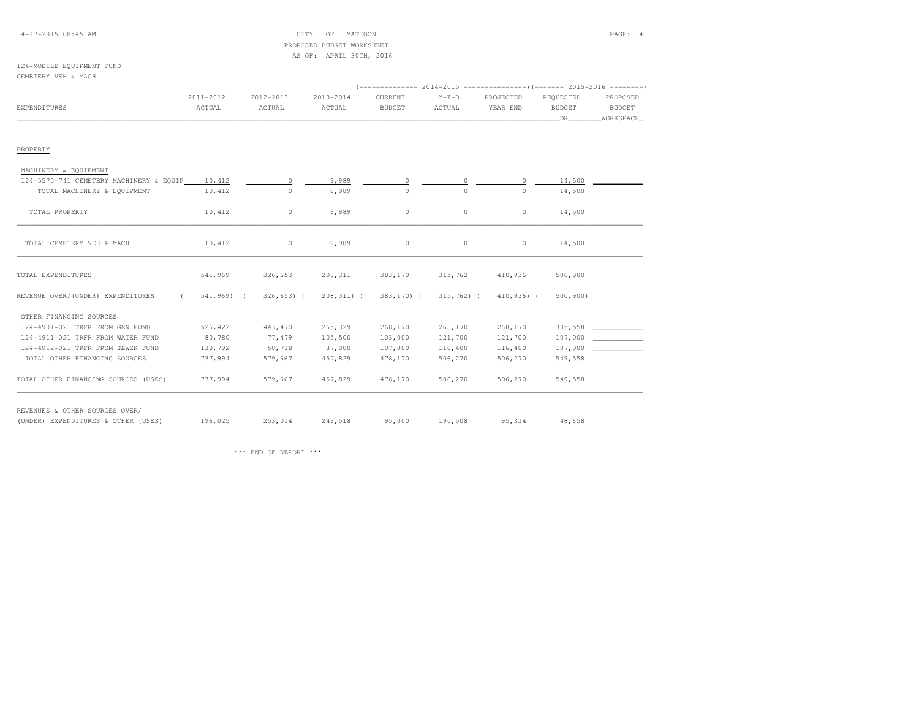CITY OF MATTOON
PROPOSED BUDGET WORKSHEET
AS OF: APRIL 30TH, 2016

124-MOBILE EQUIPMENT FUND
CEMETERY VEH & MACH

| EXPENDITURES | 2011-2012 ACTUAL | 2012-2013 ACTUAL | 2013-2014 ACTUAL | 2014-2015 CURRENT BUDGET | 2014-2015 Y-T-D ACTUAL | 2014-2015 PROJECTED YEAR END | 2015-2016 REQUESTED BUDGET DR | 2015-2016 PROPOSED BUDGET WORKSPACE |
|---|---|---|---|---|---|---|---|---|
| PROPERTY | | | | | | | | |
| MACHINERY & EQUIPMENT | | | | | | | | |
| 124-5570-741 CEMETERY MACHINERY & EQUIP | 10,412 | 0 | 9,989 | 0 | 0 | 0 | 14,500 | |
| TOTAL MACHINERY & EQUIPMENT | 10,412 | 0 | 9,989 | 0 | 0 | 0 | 14,500 | |
| TOTAL PROPERTY | 10,412 | 0 | 9,989 | 0 | 0 | 0 | 14,500 | |
| TOTAL CEMETERY VEH & MACH | 10,412 | 0 | 9,989 | 0 | 0 | 0 | 14,500 | |
| TOTAL EXPENDITURES | 541,969 | 326,653 | 208,311 | 383,170 | 315,762 | 410,936 | 500,900 | |
| REVENUE OVER/(UNDER) EXPENDITURES | ( 541,969) | ( 326,653) | ( 208,311) | ( 383,170) | ( 315,762) | ( 410,936) | ( 500,900) | |
| OTHER FINANCING SOURCES | | | | | | | | |
| 124-4901-021 TRFR FROM GEN FUND | 526,422 | 443,470 | 265,329 | 268,170 | 268,170 | 268,170 | 335,558 | |
| 124-4911-021 TRFR FROM WATER FUND | 80,780 | 77,479 | 105,500 | 103,000 | 121,700 | 121,700 | 107,000 | |
| 124-4912-021 TRFR FROM SEWER FUND | 130,792 | 58,718 | 87,000 | 107,000 | 116,400 | 116,400 | 107,000 | |
| TOTAL OTHER FINANCING SOURCES | 737,994 | 579,667 | 457,829 | 478,170 | 506,270 | 506,270 | 549,558 | |
| TOTAL OTHER FINANCING SOURCES (USES) | 737,994 | 579,667 | 457,829 | 478,170 | 506,270 | 506,270 | 549,558 | |
| REVENUES & OTHER SOURCES OVER/ (UNDER) EXPENDITURES & OTHER (USES) | 196,025 | 253,014 | 249,518 | 95,000 | 190,508 | 95,334 | 48,658 | |

\*\*\* END OF REPORT \*\*\*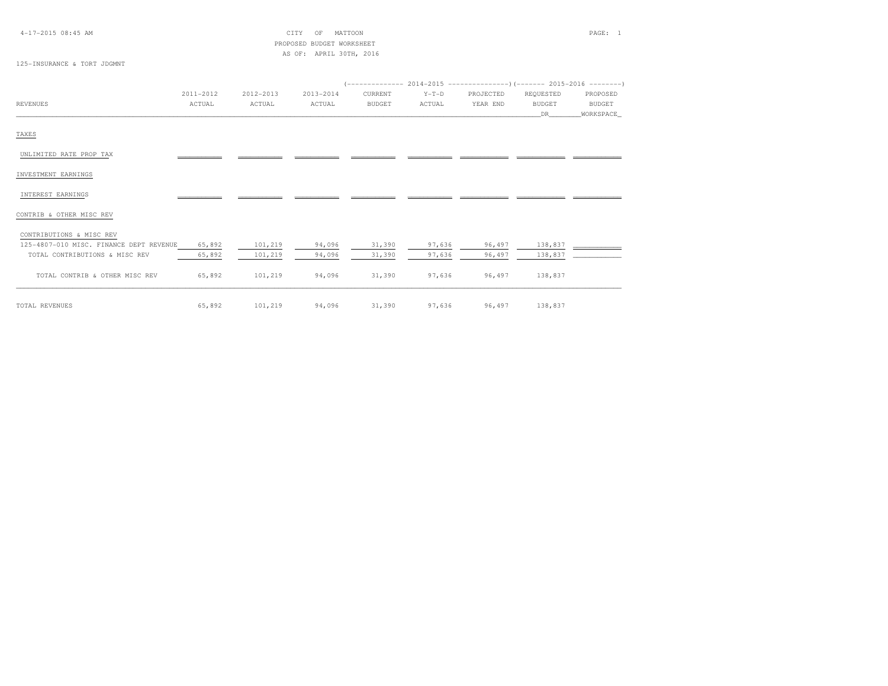4-17-2015 08:45 AM

CITY OF MATTOON
PROPOSED BUDGET WORKSHEET
AS OF: APRIL 30TH, 2016

125-INSURANCE & TORT JDGMNT

| REVENUES | 2011-2012 ACTUAL | 2012-2013 ACTUAL | 2013-2014 ACTUAL | 2014-2015 CURRENT BUDGET | 2014-2015 Y-T-D ACTUAL | 2014-2015 PROJECTED YEAR END | 2015-2016 REQUESTED BUDGET DR | 2015-2016 PROPOSED BUDGET WORKSPACE |
|---|---|---|---|---|---|---|---|---|
| TAXES | | | | | | | | |
| UNLIMITED RATE PROP TAX | | | | | | | | |
| INVESTMENT EARNINGS | | | | | | | | |
| INTEREST EARNINGS | | | | | | | | |
| CONTRIB & OTHER MISC REV | | | | | | | | |
| CONTRIBUTIONS & MISC REV | | | | | | | | |
| 125-4807-010 MISC. FINANCE DEPT REVENUE | 65,892 | 101,219 | 94,096 | 31,390 | 97,636 | 96,497 | 138,837 | |
| TOTAL CONTRIBUTIONS & MISC REV | 65,892 | 101,219 | 94,096 | 31,390 | 97,636 | 96,497 | 138,837 | |
| TOTAL CONTRIB & OTHER MISC REV | 65,892 | 101,219 | 94,096 | 31,390 | 97,636 | 96,497 | 138,837 | |
| TOTAL REVENUES | 65,892 | 101,219 | 94,096 | 31,390 | 97,636 | 96,497 | 138,837 | |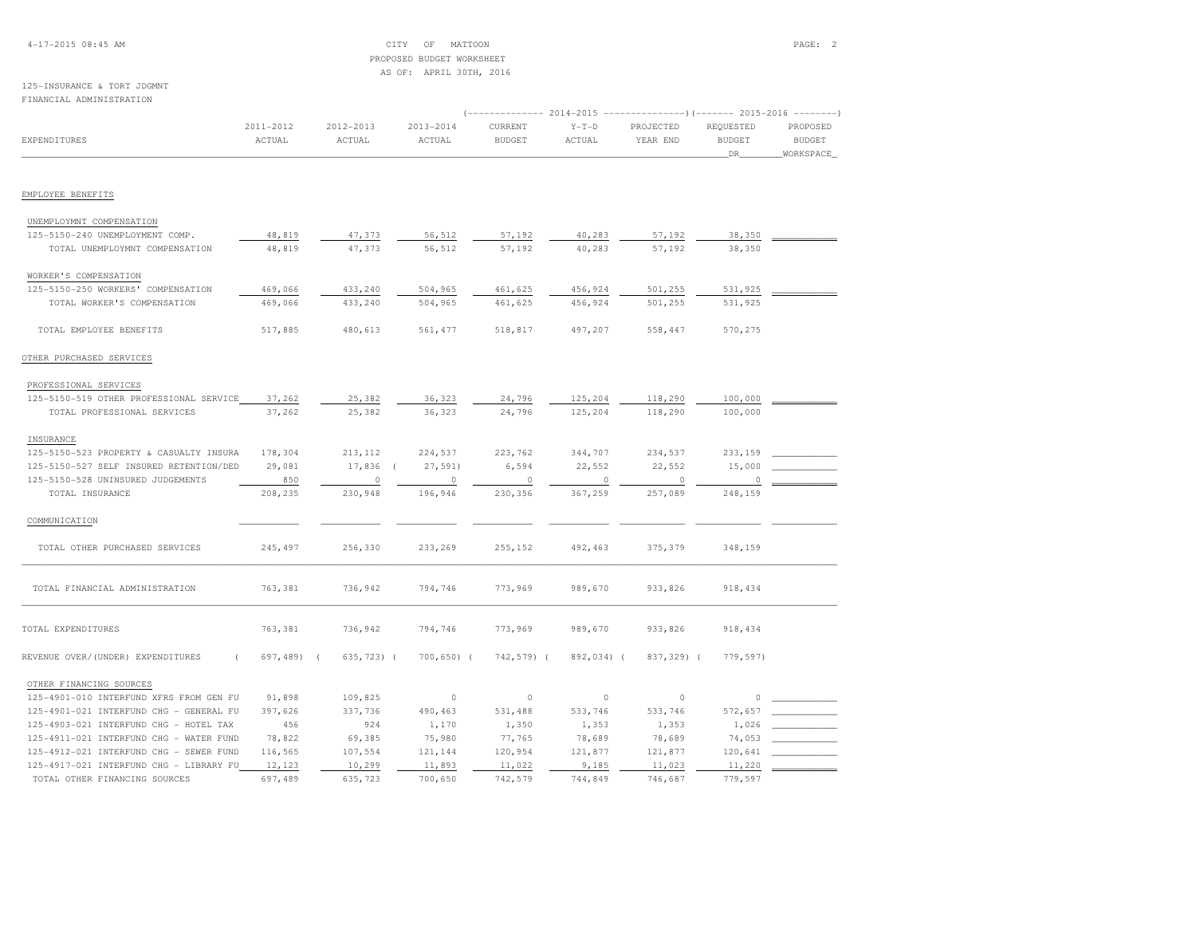CITY OF MATTOON
PROPOSED BUDGET WORKSHEET
AS OF: APRIL 30TH, 2016

125-INSURANCE & TORT JDGMNT
FINANCIAL ADMINISTRATION

| EXPENDITURES | 2011-2012 ACTUAL | 2012-2013 ACTUAL | 2013-2014 ACTUAL | 2014-2015 CURRENT BUDGET | 2014-2015 Y-T-D ACTUAL | 2014-2015 PROJECTED YEAR END | 2015-2016 REQUESTED BUDGET DR | 2015-2016 PROPOSED BUDGET WORKSPACE |
|---|---|---|---|---|---|---|---|---|
| EMPLOYEE BENEFITS | | | | | | | | |
| UNEMPLOYMNT COMPENSATION | | | | | | | | |
| 125-5150-240 UNEMPLOYMENT COMP. | 48,819 | 47,373 | 56,512 | 57,192 | 40,283 | 57,192 | 38,350 | |
| TOTAL UNEMPLOYMNT COMPENSATION | 48,819 | 47,373 | 56,512 | 57,192 | 40,283 | 57,192 | 38,350 | |
| WORKER'S COMPENSATION | | | | | | | | |
| 125-5150-250 WORKERS' COMPENSATION | 469,066 | 433,240 | 504,965 | 461,625 | 456,924 | 501,255 | 531,925 | |
| TOTAL WORKER'S COMPENSATION | 469,066 | 433,240 | 504,965 | 461,625 | 456,924 | 501,255 | 531,925 | |
| TOTAL EMPLOYEE BENEFITS | 517,885 | 480,613 | 561,477 | 518,817 | 497,207 | 558,447 | 570,275 | |
| OTHER PURCHASED SERVICES | | | | | | | | |
| PROFESSIONAL SERVICES | | | | | | | | |
| 125-5150-519 OTHER PROFESSIONAL SERVICE | 37,262 | 25,382 | 36,323 | 24,796 | 125,204 | 118,290 | 100,000 | |
| TOTAL PROFESSIONAL SERVICES | 37,262 | 25,382 | 36,323 | 24,796 | 125,204 | 118,290 | 100,000 | |
| INSURANCE | | | | | | | | |
| 125-5150-523 PROPERTY & CASUALTY INSURA | 178,304 | 213,112 | 224,537 | 223,762 | 344,707 | 234,537 | 233,159 | |
| 125-5150-527 SELF INSURED RETENTION/DED | 29,081 | 17,836 | ( 27,591) | 6,594 | 22,552 | 22,552 | 15,000 | |
| 125-5150-528 UNINSURED JUDGEMENTS | 850 | 0 | 0 | 0 | 0 | 0 | 0 | |
| TOTAL INSURANCE | 208,235 | 230,948 | 196,946 | 230,356 | 367,259 | 257,089 | 248,159 | |
| COMMUNICATION | | | | | | | | |
| TOTAL OTHER PURCHASED SERVICES | 245,497 | 256,330 | 233,269 | 255,152 | 492,463 | 375,379 | 348,159 | |
| TOTAL FINANCIAL ADMINISTRATION | 763,381 | 736,942 | 794,746 | 773,969 | 989,670 | 933,826 | 918,434 | |
| TOTAL EXPENDITURES | 763,381 | 736,942 | 794,746 | 773,969 | 989,670 | 933,826 | 918,434 | |
| REVENUE OVER/(UNDER) EXPENDITURES | ( 697,489) | ( 635,723) | ( 700,650) | ( 742,579) | ( 892,034) | ( 837,329) | ( 779,597) | |
| OTHER FINANCING SOURCES | | | | | | | | |
| 125-4901-010 INTERFUND XFRS FROM GEN FU | 91,898 | 109,825 | 0 | 0 | 0 | 0 | 0 | |
| 125-4901-021 INTERFUND CHG - GENERAL FU | 397,626 | 337,736 | 490,463 | 531,488 | 533,746 | 533,746 | 572,657 | |
| 125-4903-021 INTERFUND CHG - HOTEL TAX | 456 | 924 | 1,170 | 1,350 | 1,353 | 1,353 | 1,026 | |
| 125-4911-021 INTERFUND CHG - WATER FUND | 78,822 | 69,385 | 75,980 | 77,765 | 78,689 | 78,689 | 74,053 | |
| 125-4912-021 INTERFUND CHG - SEWER FUND | 116,565 | 107,554 | 121,144 | 120,954 | 121,877 | 121,877 | 120,641 | |
| 125-4917-021 INTERFUND CHG - LIBRARY FU | 12,123 | 10,299 | 11,893 | 11,022 | 9,185 | 11,023 | 11,220 | |
| TOTAL OTHER FINANCING SOURCES | 697,489 | 635,723 | 700,650 | 742,579 | 744,849 | 746,687 | 779,597 | |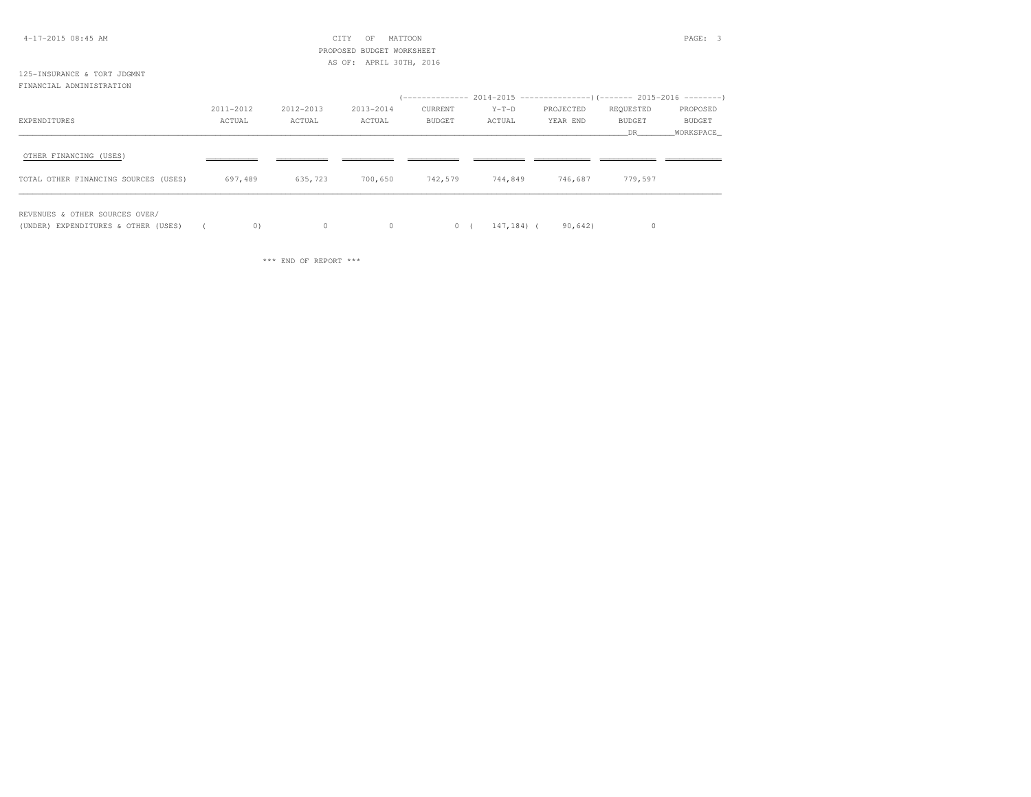4-17-2015 08:45 AM

CITY OF MATTOON
PROPOSED BUDGET WORKSHEET
AS OF: APRIL 30TH, 2016

125-INSURANCE & TORT JDGMNT
FINANCIAL ADMINISTRATION

| EXPENDITURES | 2011-2012 ACTUAL | 2012-2013 ACTUAL | 2013-2014 ACTUAL | 2014-2015 CURRENT BUDGET | 2014-2015 Y-T-D ACTUAL | 2014-2015 PROJECTED YEAR END | 2015-2016 REQUESTED BUDGET DR | 2015-2016 PROPOSED BUDGET WORKSPACE |
|---|---|---|---|---|---|---|---|---|
| OTHER FINANCING (USES) | | | | | | | | |
| TOTAL OTHER FINANCING SOURCES (USES) | 697,489 | 635,723 | 700,650 | 742,579 | 744,849 | 746,687 | 779,597 | |
| REVENUES & OTHER SOURCES OVER/ (UNDER) EXPENDITURES & OTHER (USES) | ( 0) | 0 | 0 | 0 | ( 147,184) | ( 90,642) | 0 | |

\*\*\* END OF REPORT \*\*\*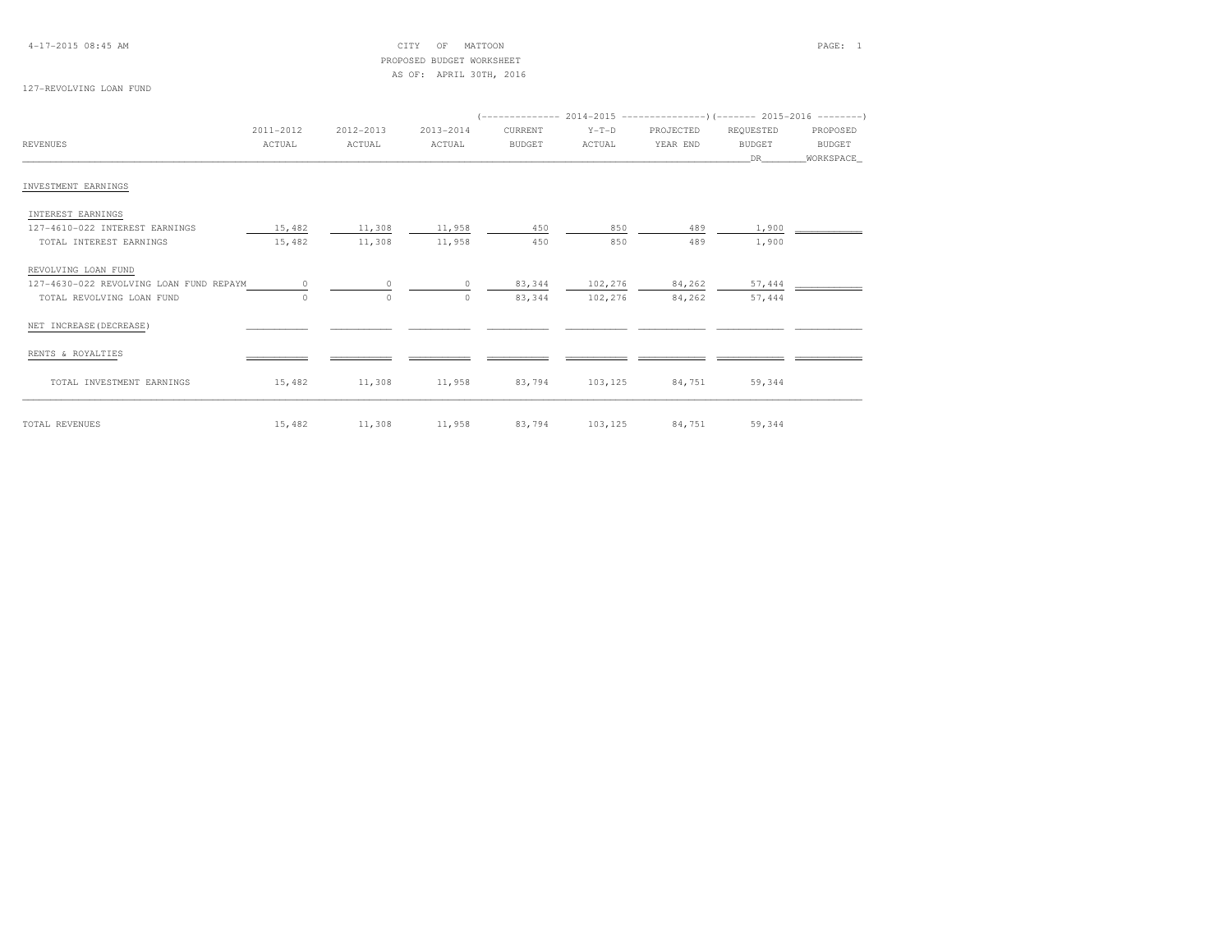CITY OF MATTOON
PROPOSED BUDGET WORKSHEET
AS OF: APRIL 30TH, 2016

127-REVOLVING LOAN FUND

| REVENUES | 2011-2012 ACTUAL | 2012-2013 ACTUAL | 2013-2014 ACTUAL | 2014-2015 CURRENT BUDGET | 2014-2015 Y-T-D ACTUAL | 2014-2015 PROJECTED YEAR END | 2015-2016 REQUESTED BUDGET DR | 2015-2016 PROPOSED BUDGET WORKSPACE |
|---|---|---|---|---|---|---|---|---|
| INVESTMENT EARNINGS | | | | | | | | |
| INTEREST EARNINGS | | | | | | | | |
| 127-4610-022 INTEREST EARNINGS | 15,482 | 11,308 | 11,958 | 450 | 850 | 489 | 1,900 | |
| TOTAL INTEREST EARNINGS | 15,482 | 11,308 | 11,958 | 450 | 850 | 489 | 1,900 | |
| REVOLVING LOAN FUND | | | | | | | | |
| 127-4630-022 REVOLVING LOAN FUND REPAYM | 0 | 0 | 0 | 83,344 | 102,276 | 84,262 | 57,444 | |
| TOTAL REVOLVING LOAN FUND | 0 | 0 | 0 | 83,344 | 102,276 | 84,262 | 57,444 | |
| NET INCREASE(DECREASE) | | | | | | | | |
| RENTS & ROYALTIES | | | | | | | | |
| TOTAL INVESTMENT EARNINGS | 15,482 | 11,308 | 11,958 | 83,794 | 103,125 | 84,751 | 59,344 | |
| TOTAL REVENUES | 15,482 | 11,308 | 11,958 | 83,794 | 103,125 | 84,751 | 59,344 | |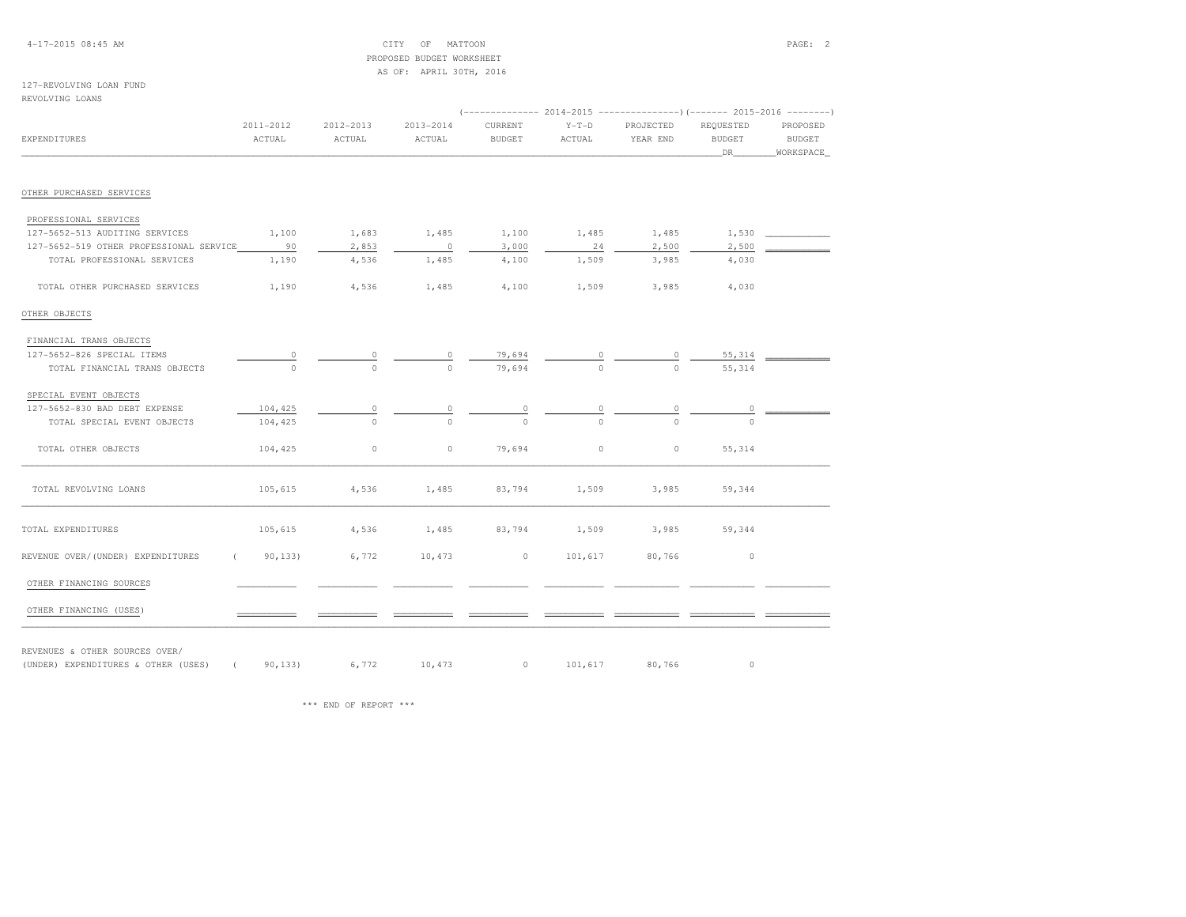CITY OF MATTOON
PROPOSED BUDGET WORKSHEET
AS OF: APRIL 30TH, 2016

127-REVOLVING LOAN FUND
REVOLVING LOANS

| EXPENDITURES | 2011-2012 ACTUAL | 2012-2013 ACTUAL | 2013-2014 ACTUAL | 2014-2015 CURRENT BUDGET | 2014-2015 Y-T-D ACTUAL | 2014-2015 PROJECTED YEAR END | 2015-2016 REQUESTED BUDGET DR | 2015-2016 PROPOSED BUDGET WORKSPACE |
|---|---|---|---|---|---|---|---|---|
| OTHER PURCHASED SERVICES | | | | | | | | |
| PROFESSIONAL SERVICES | | | | | | | | |
| 127-5652-513 AUDITING SERVICES | 1,100 | 1,683 | 1,485 | 1,100 | 1,485 | 1,485 | 1,530 | |
| 127-5652-519 OTHER PROFESSIONAL SERVICE | 90 | 2,853 | 0 | 3,000 | 24 | 2,500 | 2,500 | |
| TOTAL PROFESSIONAL SERVICES | 1,190 | 4,536 | 1,485 | 4,100 | 1,509 | 3,985 | 4,030 | |
| TOTAL OTHER PURCHASED SERVICES | 1,190 | 4,536 | 1,485 | 4,100 | 1,509 | 3,985 | 4,030 | |
| OTHER OBJECTS | | | | | | | | |
| FINANCIAL TRANS OBJECTS | | | | | | | | |
| 127-5652-826 SPECIAL ITEMS | 0 | 0 | 0 | 79,694 | 0 | 0 | 55,314 | |
| TOTAL FINANCIAL TRANS OBJECTS | 0 | 0 | 0 | 79,694 | 0 | 0 | 55,314 | |
| SPECIAL EVENT OBJECTS | | | | | | | | |
| 127-5652-830 BAD DEBT EXPENSE | 104,425 | 0 | 0 | 0 | 0 | 0 | 0 | |
| TOTAL SPECIAL EVENT OBJECTS | 104,425 | 0 | 0 | 0 | 0 | 0 | 0 | |
| TOTAL OTHER OBJECTS | 104,425 | 0 | 0 | 79,694 | 0 | 0 | 55,314 | |
| TOTAL REVOLVING LOANS | 105,615 | 4,536 | 1,485 | 83,794 | 1,509 | 3,985 | 59,344 | |
| TOTAL EXPENDITURES | 105,615 | 4,536 | 1,485 | 83,794 | 1,509 | 3,985 | 59,344 | |
| REVENUE OVER/(UNDER) EXPENDITURES | ( 90,133) | 6,772 | 10,473 | 0 | 101,617 | 80,766 | 0 | |
| OTHER FINANCING SOURCES | | | | | | | | |
| OTHER FINANCING (USES) | | | | | | | | |
| REVENUES & OTHER SOURCES OVER/ (UNDER) EXPENDITURES & OTHER (USES) | ( 90,133) | 6,772 | 10,473 | 0 | 101,617 | 80,766 | 0 | |

\*\*\* END OF REPORT \*\*\*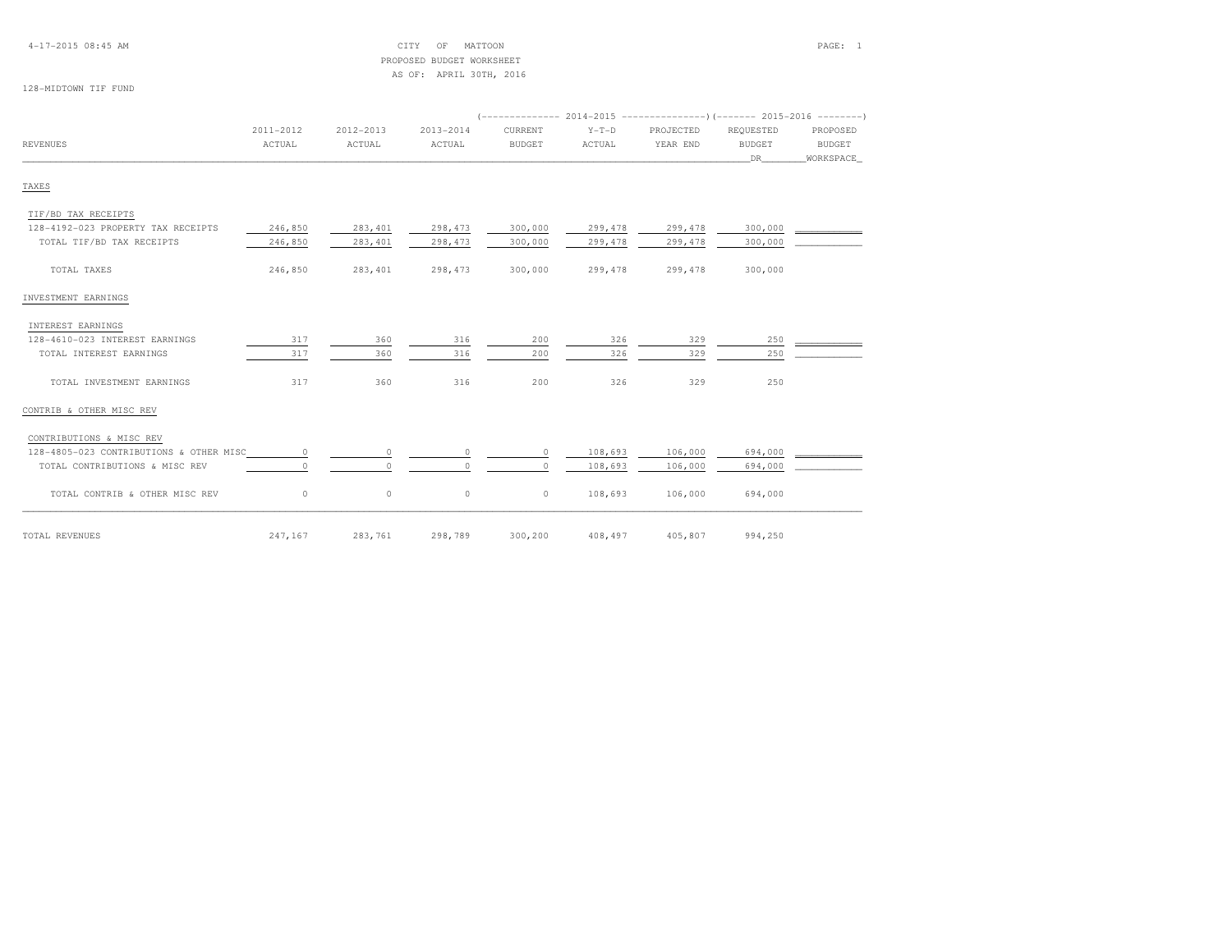CITY OF MATTOON
PROPOSED BUDGET WORKSHEET
AS OF: APRIL 30TH, 2016

128-MIDTOWN TIF FUND

| REVENUES | 2011-2012 ACTUAL | 2012-2013 ACTUAL | 2013-2014 ACTUAL | 2014-2015 CURRENT BUDGET | 2014-2015 Y-T-D ACTUAL | 2014-2015 PROJECTED YEAR END | 2015-2016 REQUESTED BUDGET DR | 2015-2016 PROPOSED BUDGET WORKSPACE |
|---|---|---|---|---|---|---|---|---|
| **TAXES** | | | | | | | | |
| TIF/BD TAX RECEIPTS | | | | | | | | |
| 128-4192-023 PROPERTY TAX RECEIPTS | 246,850 | 283,401 | 298,473 | 300,000 | 299,478 | 299,478 | 300,000 | |
| TOTAL TIF/BD TAX RECEIPTS | 246,850 | 283,401 | 298,473 | 300,000 | 299,478 | 299,478 | 300,000 | |
| TOTAL TAXES | 246,850 | 283,401 | 298,473 | 300,000 | 299,478 | 299,478 | 300,000 | |
| **INVESTMENT EARNINGS** | | | | | | | | |
| INTEREST EARNINGS | | | | | | | | |
| 128-4610-023 INTEREST EARNINGS | 317 | 360 | 316 | 200 | 326 | 329 | 250 | |
| TOTAL INTEREST EARNINGS | 317 | 360 | 316 | 200 | 326 | 329 | 250 | |
| TOTAL INVESTMENT EARNINGS | 317 | 360 | 316 | 200 | 326 | 329 | 250 | |
| **CONTRIB & OTHER MISC REV** | | | | | | | | |
| CONTRIBUTIONS & MISC REV | | | | | | | | |
| 128-4805-023 CONTRIBUTIONS & OTHER MISC | 0 | 0 | 0 | 0 | 108,693 | 106,000 | 694,000 | |
| TOTAL CONTRIBUTIONS & MISC REV | 0 | 0 | 0 | 0 | 108,693 | 106,000 | 694,000 | |
| TOTAL CONTRIB & OTHER MISC REV | 0 | 0 | 0 | 0 | 108,693 | 106,000 | 694,000 | |
| TOTAL REVENUES | 247,167 | 283,761 | 298,789 | 300,200 | 408,497 | 405,807 | 994,250 | |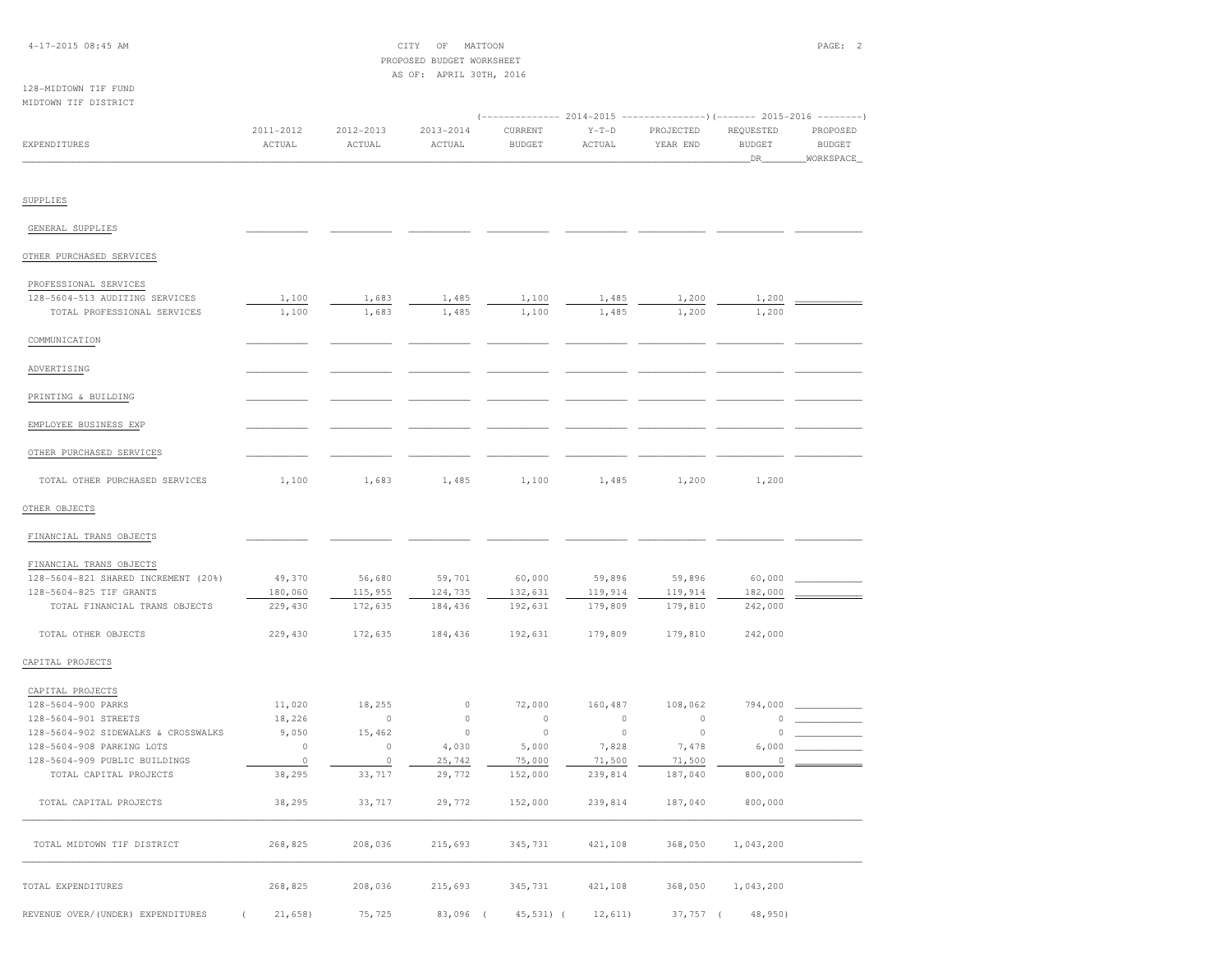CITY OF MATTOON
PROPOSED BUDGET WORKSHEET
AS OF: APRIL 30TH, 2016

128-MIDTOWN TIF FUND
MIDTOWN TIF DISTRICT

| EXPENDITURES | 2011-2012 ACTUAL | 2012-2013 ACTUAL | 2013-2014 ACTUAL | 2014-2015 CURRENT BUDGET | 2014-2015 Y-T-D ACTUAL | 2014-2015 PROJECTED YEAR END | 2015-2016 REQUESTED BUDGET DR | 2015-2016 PROPOSED BUDGET WORKSPACE |
|---|---|---|---|---|---|---|---|---|
| SUPPLIES | | | | | | | | |
| GENERAL SUPPLIES | | | | | | | | |
| OTHER PURCHASED SERVICES | | | | | | | | |
| PROFESSIONAL SERVICES | | | | | | | | |
| 128-5604-513 AUDITING SERVICES | 1,100 | 1,683 | 1,485 | 1,100 | 1,485 | 1,200 | 1,200 | |
| TOTAL PROFESSIONAL SERVICES | 1,100 | 1,683 | 1,485 | 1,100 | 1,485 | 1,200 | 1,200 | |
| COMMUNICATION | | | | | | | | |
| ADVERTISING | | | | | | | | |
| PRINTING & BUILDING | | | | | | | | |
| EMPLOYEE BUSINESS EXP | | | | | | | | |
| OTHER PURCHASED SERVICES | | | | | | | | |
| TOTAL OTHER PURCHASED SERVICES | 1,100 | 1,683 | 1,485 | 1,100 | 1,485 | 1,200 | 1,200 | |
| OTHER OBJECTS | | | | | | | | |
| FINANCIAL TRANS OBJECTS | | | | | | | | |
| FINANCIAL TRANS OBJECTS | | | | | | | | |
| 128-5604-821 SHARED INCREMENT (20%) | 49,370 | 56,680 | 59,701 | 60,000 | 59,896 | 59,896 | 60,000 | |
| 128-5604-825 TIF GRANTS | 180,060 | 115,955 | 124,735 | 132,631 | 119,914 | 119,914 | 182,000 | |
| TOTAL FINANCIAL TRANS OBJECTS | 229,430 | 172,635 | 184,436 | 192,631 | 179,809 | 179,810 | 242,000 | |
| TOTAL OTHER OBJECTS | 229,430 | 172,635 | 184,436 | 192,631 | 179,809 | 179,810 | 242,000 | |
| CAPITAL PROJECTS | | | | | | | | |
| CAPITAL PROJECTS | | | | | | | | |
| 128-5604-900 PARKS | 11,020 | 18,255 | 0 | 72,000 | 160,487 | 108,062 | 794,000 | |
| 128-5604-901 STREETS | 18,226 | 0 | 0 | 0 | 0 | 0 | 0 | |
| 128-5604-902 SIDEWALKS & CROSSWALKS | 9,050 | 15,462 | 0 | 0 | 0 | 0 | 0 | |
| 128-5604-908 PARKING LOTS | 0 | 0 | 4,030 | 5,000 | 7,828 | 7,478 | 6,000 | |
| 128-5604-909 PUBLIC BUILDINGS | 0 | 0 | 25,742 | 75,000 | 71,500 | 71,500 | 0 | |
| TOTAL CAPITAL PROJECTS | 38,295 | 33,717 | 29,772 | 152,000 | 239,814 | 187,040 | 800,000 | |
| TOTAL CAPITAL PROJECTS | 38,295 | 33,717 | 29,772 | 152,000 | 239,814 | 187,040 | 800,000 | |
| TOTAL MIDTOWN TIF DISTRICT | 268,825 | 208,036 | 215,693 | 345,731 | 421,108 | 368,050 | 1,043,200 | |
| TOTAL EXPENDITURES | 268,825 | 208,036 | 215,693 | 345,731 | 421,108 | 368,050 | 1,043,200 | |
| REVENUE OVER/(UNDER) EXPENDITURES | ( 21,658) | 75,725 | 83,096 | ( 45,531) | ( 12,611) | 37,757 | ( 48,950) | |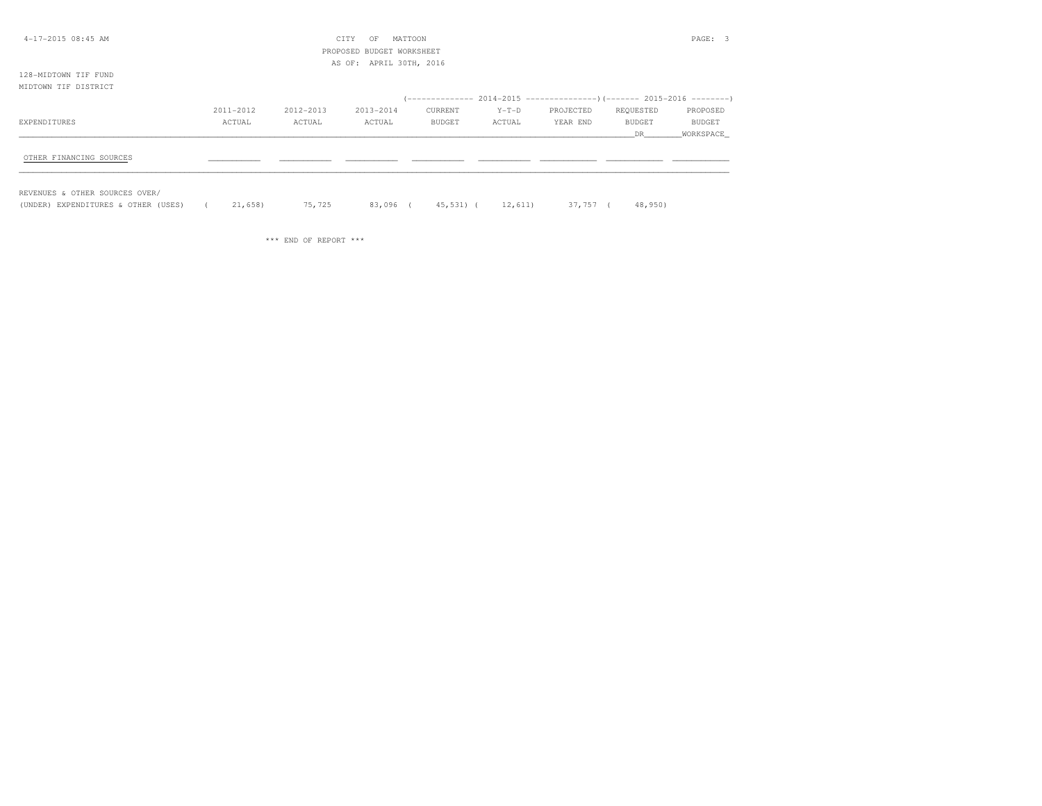CITY OF MATTOON
PROPOSED BUDGET WORKSHEET
AS OF: APRIL 30TH, 2016

128-MIDTOWN TIF FUND
MIDTOWN TIF DISTRICT

| EXPENDITURES | 2011-2012 ACTUAL | 2012-2013 ACTUAL | 2013-2014 ACTUAL | 2014-2015 CURRENT BUDGET | 2014-2015 Y-T-D ACTUAL | 2014-2015 PROJECTED YEAR END | 2015-2016 REQUESTED BUDGET DR | 2015-2016 PROPOSED BUDGET WORKSPACE |
|---|---|---|---|---|---|---|---|---|
| OTHER FINANCING SOURCES | | | | | | | | |
| REVENUES & OTHER SOURCES OVER/ (UNDER) EXPENDITURES & OTHER (USES) | ( 21,658) | 75,725 | 83,096 | ( 45,531) | ( 12,611) | 37,757 | ( 48,950) | |

*** END OF REPORT ***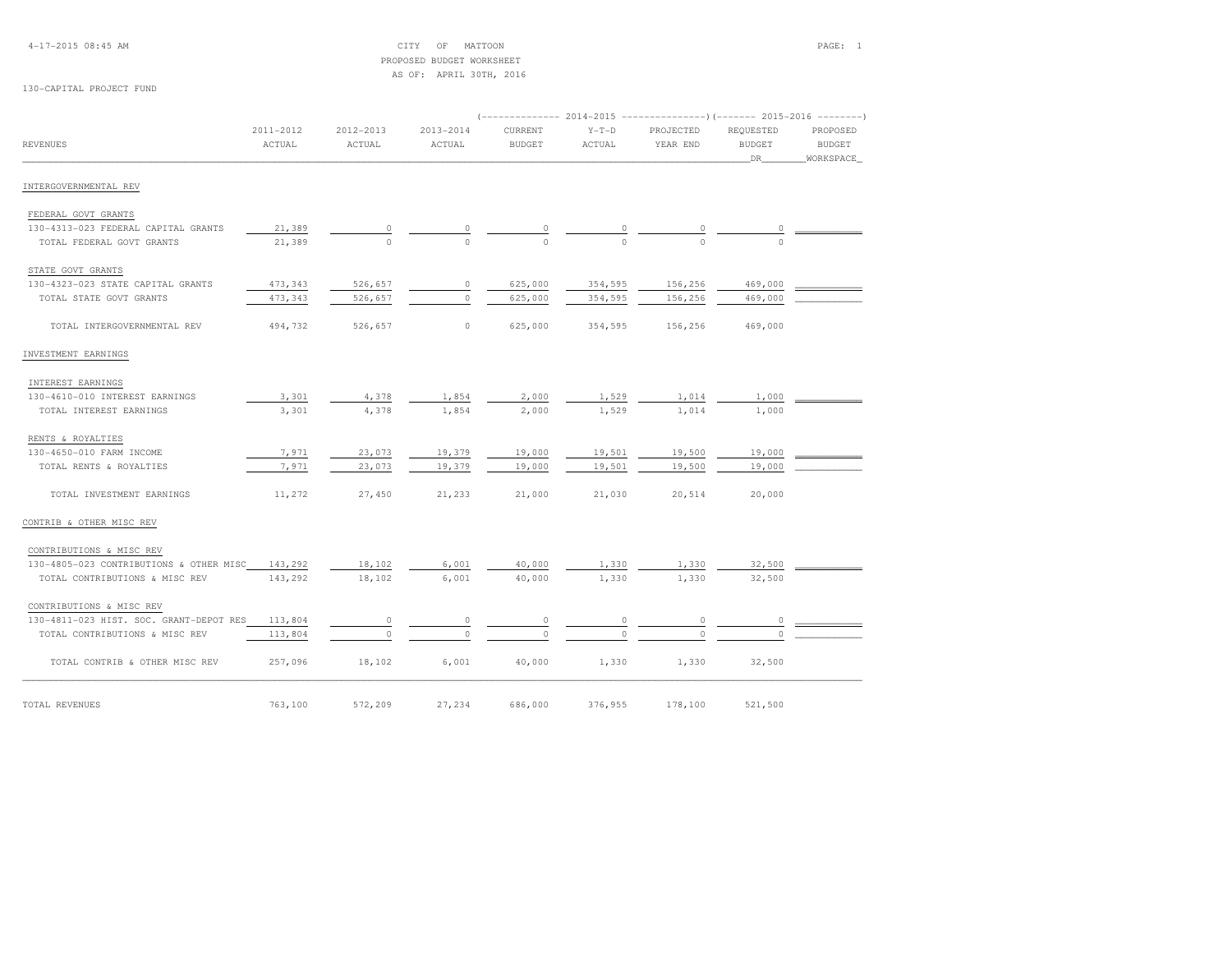CITY OF MATTOON
PROPOSED BUDGET WORKSHEET
AS OF: APRIL 30TH, 2016

4-17-2015 08:45 AM

130-CAPITAL PROJECT FUND

| REVENUES | 2011-2012 ACTUAL | 2012-2013 ACTUAL | 2013-2014 ACTUAL | 2014-2015 CURRENT BUDGET | 2014-2015 Y-T-D ACTUAL | 2014-2015 PROJECTED YEAR END | 2015-2016 REQUESTED BUDGET DR | 2015-2016 PROPOSED BUDGET WORKSPACE |
|---|---|---|---|---|---|---|---|---|
| INTERGOVERNMENTAL REV | | | | | | | | |
| FEDERAL GOVT GRANTS | | | | | | | | |
| 130-4313-023 FEDERAL CAPITAL GRANTS | 21,389 | 0 | 0 | 0 | 0 | 0 | 0 | |
| TOTAL FEDERAL GOVT GRANTS | 21,389 | 0 | 0 | 0 | 0 | 0 | 0 | |
| STATE GOVT GRANTS | | | | | | | | |
| 130-4323-023 STATE CAPITAL GRANTS | 473,343 | 526,657 | 0 | 625,000 | 354,595 | 156,256 | 469,000 | |
| TOTAL STATE GOVT GRANTS | 473,343 | 526,657 | 0 | 625,000 | 354,595 | 156,256 | 469,000 | |
| TOTAL INTERGOVERNMENTAL REV | 494,732 | 526,657 | 0 | 625,000 | 354,595 | 156,256 | 469,000 | |
| INVESTMENT EARNINGS | | | | | | | | |
| INTEREST EARNINGS | | | | | | | | |
| 130-4610-010 INTEREST EARNINGS | 3,301 | 4,378 | 1,854 | 2,000 | 1,529 | 1,014 | 1,000 | |
| TOTAL INTEREST EARNINGS | 3,301 | 4,378 | 1,854 | 2,000 | 1,529 | 1,014 | 1,000 | |
| RENTS & ROYALTIES | | | | | | | | |
| 130-4650-010 FARM INCOME | 7,971 | 23,073 | 19,379 | 19,000 | 19,501 | 19,500 | 19,000 | |
| TOTAL RENTS & ROYALTIES | 7,971 | 23,073 | 19,379 | 19,000 | 19,501 | 19,500 | 19,000 | |
| TOTAL INVESTMENT EARNINGS | 11,272 | 27,450 | 21,233 | 21,000 | 21,030 | 20,514 | 20,000 | |
| CONTRIB & OTHER MISC REV | | | | | | | | |
| CONTRIBUTIONS & MISC REV | | | | | | | | |
| 130-4805-023 CONTRIBUTIONS & OTHER MISC | 143,292 | 18,102 | 6,001 | 40,000 | 1,330 | 1,330 | 32,500 | |
| TOTAL CONTRIBUTIONS & MISC REV | 143,292 | 18,102 | 6,001 | 40,000 | 1,330 | 1,330 | 32,500 | |
| CONTRIBUTIONS & MISC REV | | | | | | | | |
| 130-4811-023 HIST. SOC. GRANT-DEPOT RES | 113,804 | 0 | 0 | 0 | 0 | 0 | 0 | |
| TOTAL CONTRIBUTIONS & MISC REV | 113,804 | 0 | 0 | 0 | 0 | 0 | 0 | |
| TOTAL CONTRIB & OTHER MISC REV | 257,096 | 18,102 | 6,001 | 40,000 | 1,330 | 1,330 | 32,500 | |
| TOTAL REVENUES | 763,100 | 572,209 | 27,234 | 686,000 | 376,955 | 178,100 | 521,500 | |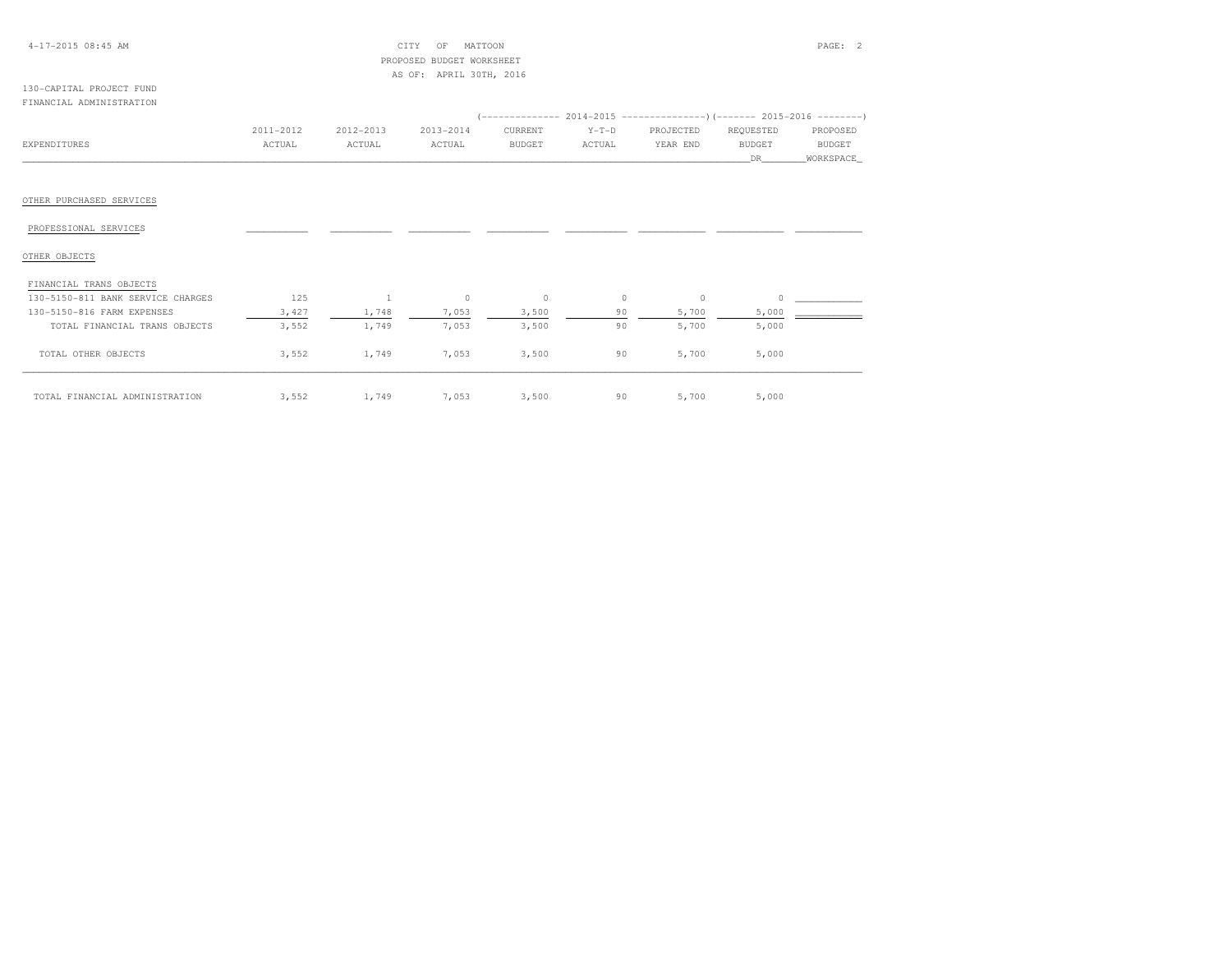CITY OF MATTOON
PROPOSED BUDGET WORKSHEET
AS OF: APRIL 30TH, 2016

4-17-2015 08:45 AM

130-CAPITAL PROJECT FUND
FINANCIAL ADMINISTRATION

| EXPENDITURES | 2011-2012 ACTUAL | 2012-2013 ACTUAL | 2013-2014 ACTUAL | 2014-2015 CURRENT BUDGET | 2014-2015 Y-T-D ACTUAL | 2014-2015 PROJECTED YEAR END | 2015-2016 REQUESTED BUDGET DR | 2015-2016 PROPOSED BUDGET WORKSPACE |
|---|---|---|---|---|---|---|---|---|
| OTHER PURCHASED SERVICES | | | | | | | | |
| PROFESSIONAL SERVICES | | | | | | | | |
| OTHER OBJECTS | | | | | | | | |
| FINANCIAL TRANS OBJECTS | | | | | | | | |
| 130-5150-811 BANK SERVICE CHARGES | 125 | 1 | 0 | 0 | 0 | 0 | 0 | |
| 130-5150-816 FARM EXPENSES | 3,427 | 1,748 | 7,053 | 3,500 | 90 | 5,700 | 5,000 | |
| TOTAL FINANCIAL TRANS OBJECTS | 3,552 | 1,749 | 7,053 | 3,500 | 90 | 5,700 | 5,000 | |
| TOTAL OTHER OBJECTS | 3,552 | 1,749 | 7,053 | 3,500 | 90 | 5,700 | 5,000 | |
| TOTAL FINANCIAL ADMINISTRATION | 3,552 | 1,749 | 7,053 | 3,500 | 90 | 5,700 | 5,000 | |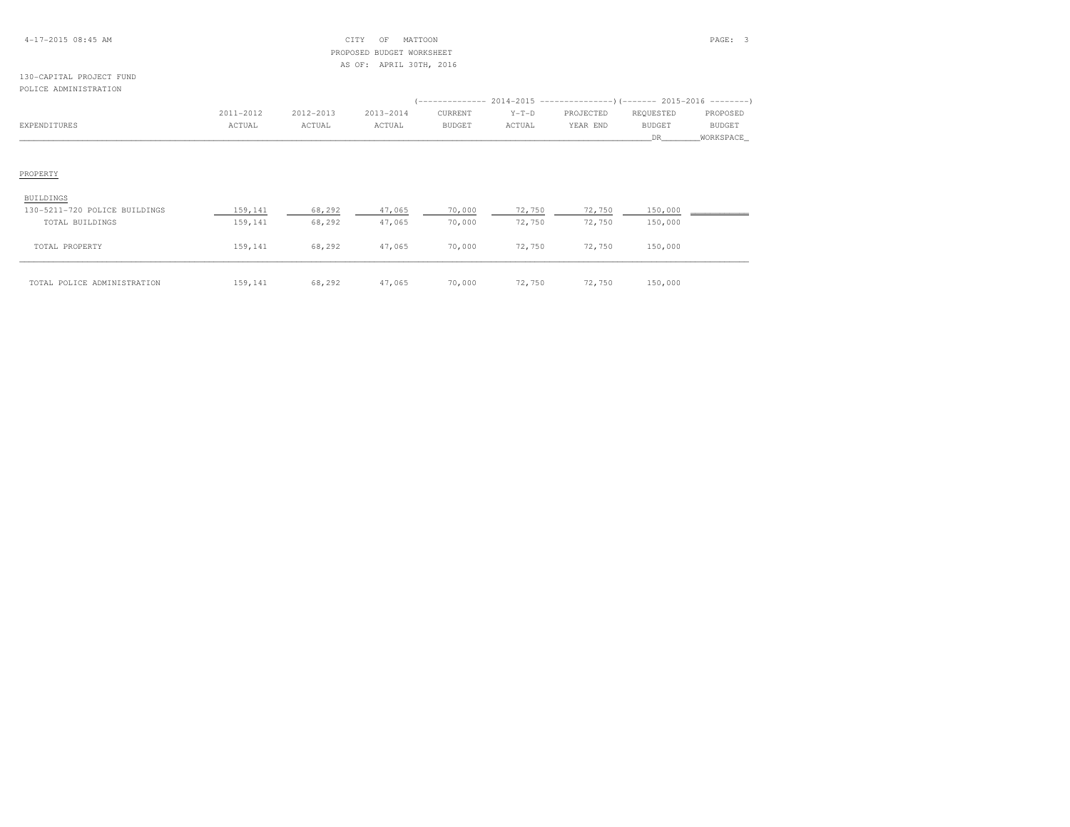CITY OF MATTOON
PROPOSED BUDGET WORKSHEET
AS OF: APRIL 30TH, 2016

130-CAPITAL PROJECT FUND
POLICE ADMINISTRATION

| EXPENDITURES | 2011-2012 ACTUAL | 2012-2013 ACTUAL | 2013-2014 ACTUAL | 2014-2015 CURRENT BUDGET | 2014-2015 Y-T-D ACTUAL | 2014-2015 PROJECTED YEAR END | 2015-2016 REQUESTED BUDGET DR | 2015-2016 PROPOSED BUDGET WORKSPACE |
|---|---|---|---|---|---|---|---|---|
| PROPERTY | | | | | | | | |
| BUILDINGS | | | | | | | | |
| 130-5211-720 POLICE BUILDINGS | 159,141 | 68,292 | 47,065 | 70,000 | 72,750 | 72,750 | 150,000 | |
| TOTAL BUILDINGS | 159,141 | 68,292 | 47,065 | 70,000 | 72,750 | 72,750 | 150,000 | |
| TOTAL PROPERTY | 159,141 | 68,292 | 47,065 | 70,000 | 72,750 | 72,750 | 150,000 | |
| TOTAL POLICE ADMINISTRATION | 159,141 | 68,292 | 47,065 | 70,000 | 72,750 | 72,750 | 150,000 | |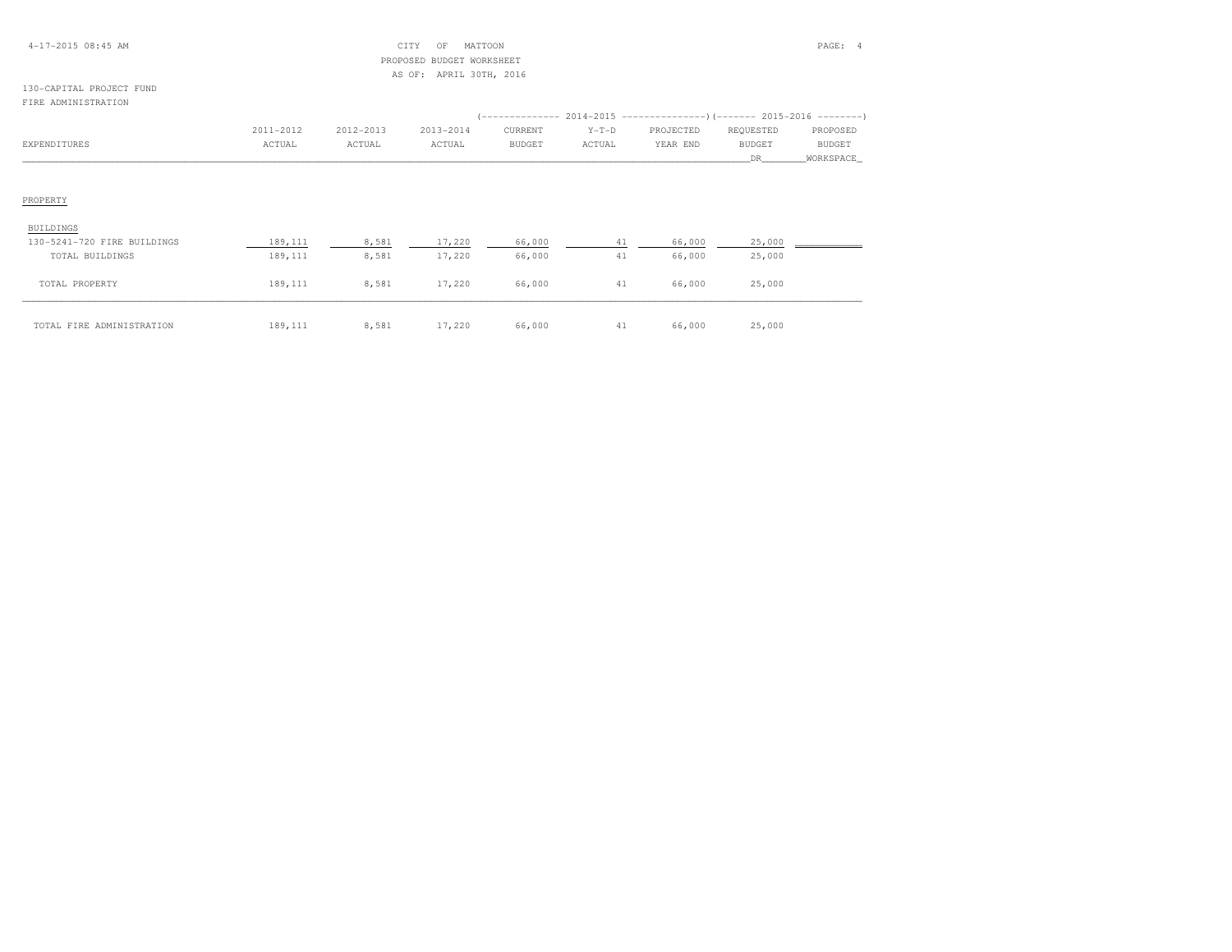CITY OF MATTOON
PROPOSED BUDGET WORKSHEET
AS OF: APRIL 30TH, 2016

130-CAPITAL PROJECT FUND
FIRE ADMINISTRATION

| EXPENDITURES | 2011-2012 ACTUAL | 2012-2013 ACTUAL | 2013-2014 ACTUAL | 2014-2015 CURRENT BUDGET | 2014-2015 Y-T-D ACTUAL | 2014-2015 PROJECTED YEAR END | 2015-2016 REQUESTED BUDGET DR | 2015-2016 PROPOSED BUDGET WORKSPACE |
|---|---|---|---|---|---|---|---|---|
| PROPERTY | | | | | | | | |
| BUILDINGS | | | | | | | | |
| 130-5241-720 FIRE BUILDINGS | 189,111 | 8,581 | 17,220 | 66,000 | 41 | 66,000 | 25,000 | |
| TOTAL BUILDINGS | 189,111 | 8,581 | 17,220 | 66,000 | 41 | 66,000 | 25,000 | |
| TOTAL PROPERTY | 189,111 | 8,581 | 17,220 | 66,000 | 41 | 66,000 | 25,000 | |
| TOTAL FIRE ADMINISTRATION | 189,111 | 8,581 | 17,220 | 66,000 | 41 | 66,000 | 25,000 | |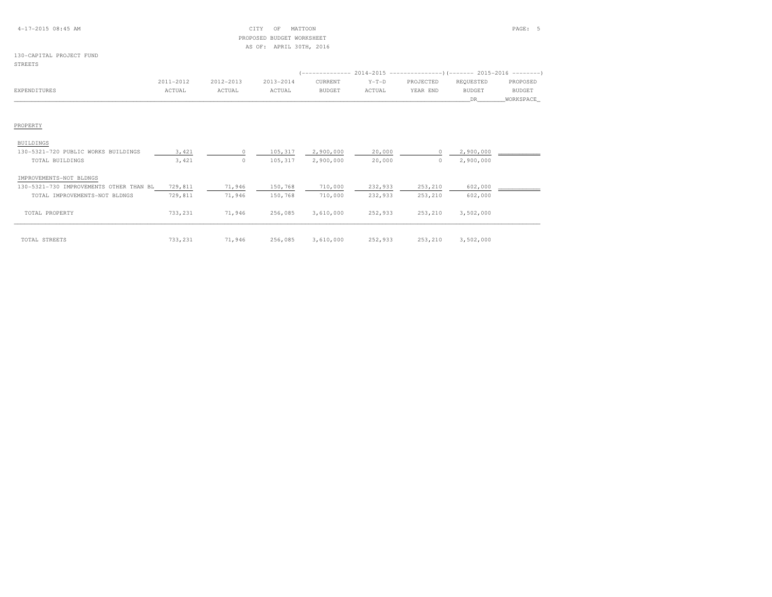CITY OF MATTOON
PROPOSED BUDGET WORKSHEET
AS OF: APRIL 30TH, 2016

130-CAPITAL PROJECT FUND
STREETS

| EXPENDITURES | 2011-2012 ACTUAL | 2012-2013 ACTUAL | 2013-2014 ACTUAL | 2014-2015 CURRENT BUDGET | 2014-2015 Y-T-D ACTUAL | 2014-2015 PROJECTED YEAR END | 2015-2016 REQUESTED BUDGET DR | 2015-2016 PROPOSED BUDGET WORKSPACE |
|---|---|---|---|---|---|---|---|---|
| **PROPERTY** | | | | | | | | |
| BUILDINGS | | | | | | | | |
| 130-5321-720 PUBLIC WORKS BUILDINGS | 3,421 | 0 | 105,317 | 2,900,000 | 20,000 | 0 | 2,900,000 | |
| TOTAL BUILDINGS | 3,421 | 0 | 105,317 | 2,900,000 | 20,000 | 0 | 2,900,000 | |
| IMPROVEMENTS-NOT BLDNGS | | | | | | | | |
| 130-5321-730 IMPROVEMENTS OTHER THAN BL | 729,811 | 71,946 | 150,768 | 710,000 | 232,933 | 253,210 | 602,000 | |
| TOTAL IMPROVEMENTS-NOT BLDNGS | 729,811 | 71,946 | 150,768 | 710,000 | 232,933 | 253,210 | 602,000 | |
| TOTAL PROPERTY | 733,231 | 71,946 | 256,085 | 3,610,000 | 252,933 | 253,210 | 3,502,000 | |
| TOTAL STREETS | 733,231 | 71,946 | 256,085 | 3,610,000 | 252,933 | 253,210 | 3,502,000 | |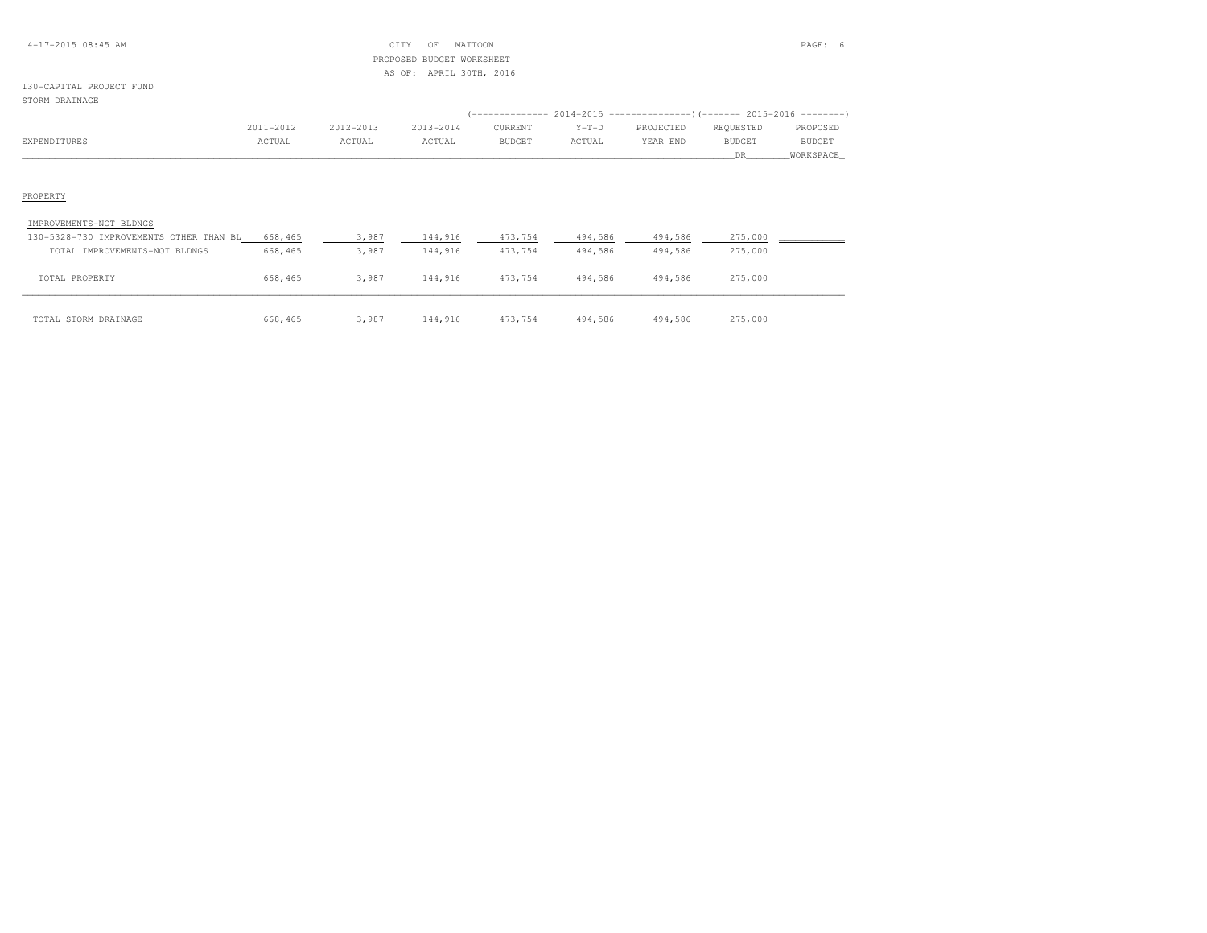130-CAPITAL PROJECT FUND

STORM DRAINAGE

| EXPENDITURES | 2011-2012 ACTUAL | 2012-2013 ACTUAL | 2013-2014 ACTUAL | 2014-2015 CURRENT BUDGET | 2014-2015 Y-T-D ACTUAL | 2014-2015 PROJECTED YEAR END | 2015-2016 REQUESTED BUDGET DR | 2015-2016 PROPOSED BUDGET WORKSPACE |
|---|---|---|---|---|---|---|---|---|
| PROPERTY | | | | | | | | |
| IMPROVEMENTS-NOT BLDNGS | | | | | | | | |
| 130-5328-730 IMPROVEMENTS OTHER THAN BL | 668,465 | 3,987 | 144,916 | 473,754 | 494,586 | 494,586 | 275,000 | |
| TOTAL IMPROVEMENTS-NOT BLDNGS | 668,465 | 3,987 | 144,916 | 473,754 | 494,586 | 494,586 | 275,000 | |
| TOTAL PROPERTY | 668,465 | 3,987 | 144,916 | 473,754 | 494,586 | 494,586 | 275,000 | |
| TOTAL STORM DRAINAGE | 668,465 | 3,987 | 144,916 | 473,754 | 494,586 | 494,586 | 275,000 | |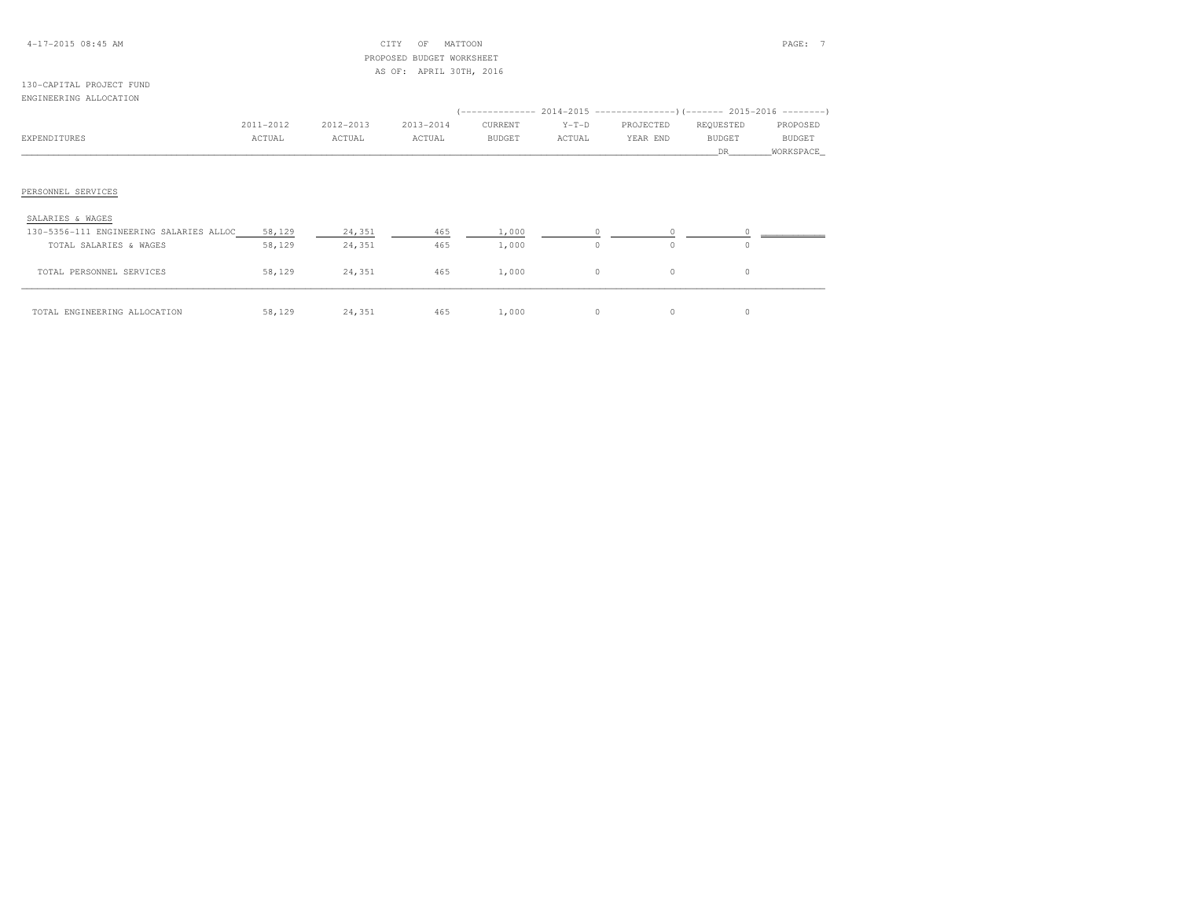CITY OF MATTOON
PROPOSED BUDGET WORKSHEET
AS OF: APRIL 30TH, 2016

130-CAPITAL PROJECT FUND
ENGINEERING ALLOCATION

| EXPENDITURES | 2011-2012 ACTUAL | 2012-2013 ACTUAL | 2013-2014 ACTUAL | 2014-2015 CURRENT BUDGET | 2014-2015 Y-T-D ACTUAL | 2014-2015 PROJECTED YEAR END | 2015-2016 REQUESTED BUDGET DR | 2015-2016 PROPOSED BUDGET WORKSPACE |
|---|---|---|---|---|---|---|---|---|
| **PERSONNEL SERVICES** | | | | | | | | |
| SALARIES & WAGES | | | | | | | | |
| 130-5356-111 ENGINEERING SALARIES ALLOC | 58,129 | 24,351 | 465 | 1,000 | 0 | 0 | 0 | |
| TOTAL SALARIES & WAGES | 58,129 | 24,351 | 465 | 1,000 | 0 | 0 | 0 | |
| TOTAL PERSONNEL SERVICES | 58,129 | 24,351 | 465 | 1,000 | 0 | 0 | 0 | |
| TOTAL ENGINEERING ALLOCATION | 58,129 | 24,351 | 465 | 1,000 | 0 | 0 | 0 | |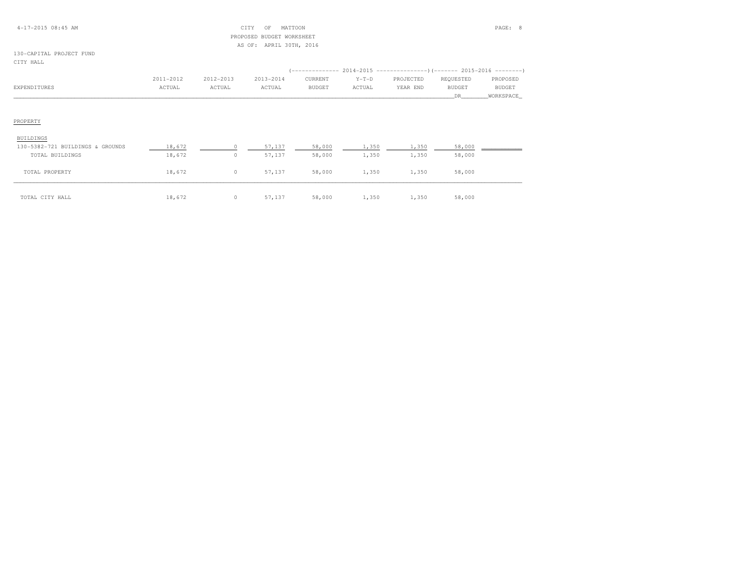130-CAPITAL PROJECT FUND

CITY HALL

| EXPENDITURES | 2011-2012 ACTUAL | 2012-2013 ACTUAL | 2013-2014 ACTUAL | 2014-2015 CURRENT BUDGET | 2014-2015 Y-T-D ACTUAL | 2014-2015 PROJECTED YEAR END | 2015-2016 REQUESTED BUDGET DR | 2015-2016 PROPOSED BUDGET WORKSPACE |
|---|---|---|---|---|---|---|---|---|
| PROPERTY | | | | | | | | |
| BUILDINGS | | | | | | | | |
| 130-5382-721 BUILDINGS & GROUNDS | 18,672 | 0 | 57,137 | 58,000 | 1,350 | 1,350 | 58,000 | |
| TOTAL BUILDINGS | 18,672 | 0 | 57,137 | 58,000 | 1,350 | 1,350 | 58,000 | |
| TOTAL PROPERTY | 18,672 | 0 | 57,137 | 58,000 | 1,350 | 1,350 | 58,000 | |
| TOTAL CITY HALL | 18,672 | 0 | 57,137 | 58,000 | 1,350 | 1,350 | 58,000 | |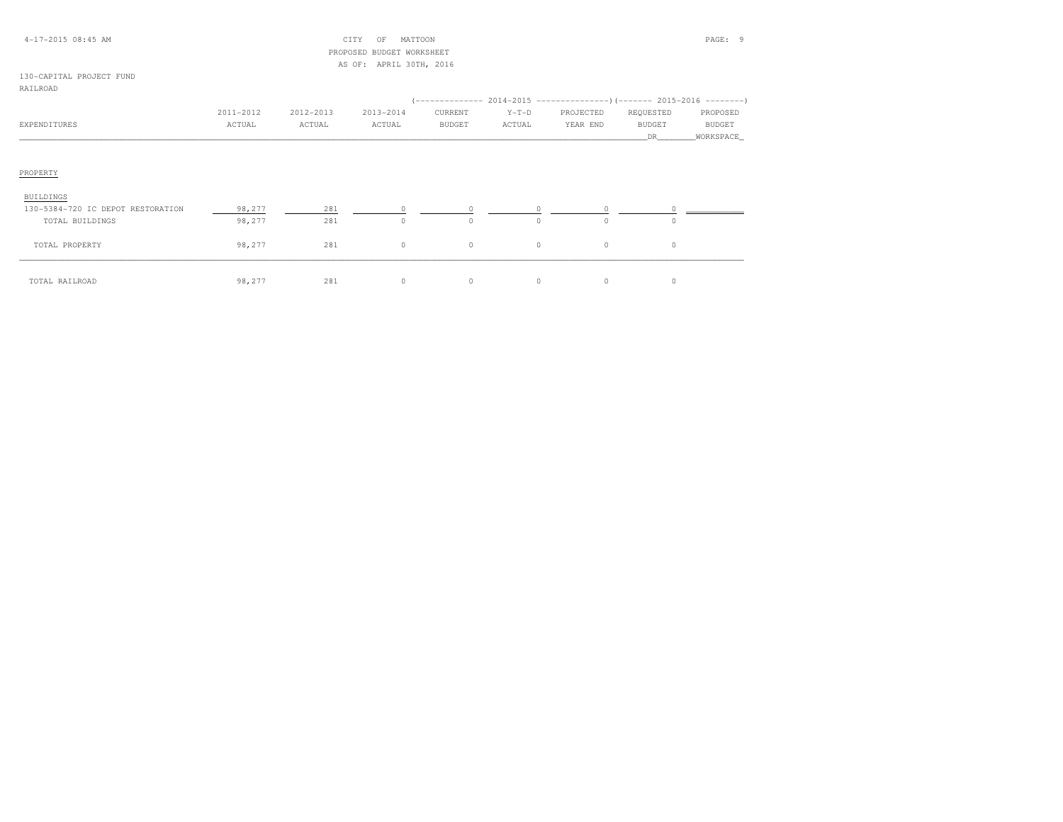CITY OF MATTOON
PROPOSED BUDGET WORKSHEET
AS OF: APRIL 30TH, 2016

130-CAPITAL PROJECT FUND
RAILROAD

| EXPENDITURES | 2011-2012 ACTUAL | 2012-2013 ACTUAL | 2013-2014 ACTUAL | 2014-2015 CURRENT BUDGET | 2014-2015 Y-T-D ACTUAL | 2014-2015 PROJECTED YEAR END | 2015-2016 REQUESTED BUDGET DR | 2015-2016 PROPOSED BUDGET WORKSPACE |
|---|---|---|---|---|---|---|---|---|
| PROPERTY | | | | | | | | |
| BUILDINGS | | | | | | | | |
| 130-5384-720 IC DEPOT RESTORATION | 98,277 | 281 | 0 | 0 | 0 | 0 | 0 | |
| TOTAL BUILDINGS | 98,277 | 281 | 0 | 0 | 0 | 0 | 0 | |
| TOTAL PROPERTY | 98,277 | 281 | 0 | 0 | 0 | 0 | 0 | |
| TOTAL RAILROAD | 98,277 | 281 | 0 | 0 | 0 | 0 | 0 | |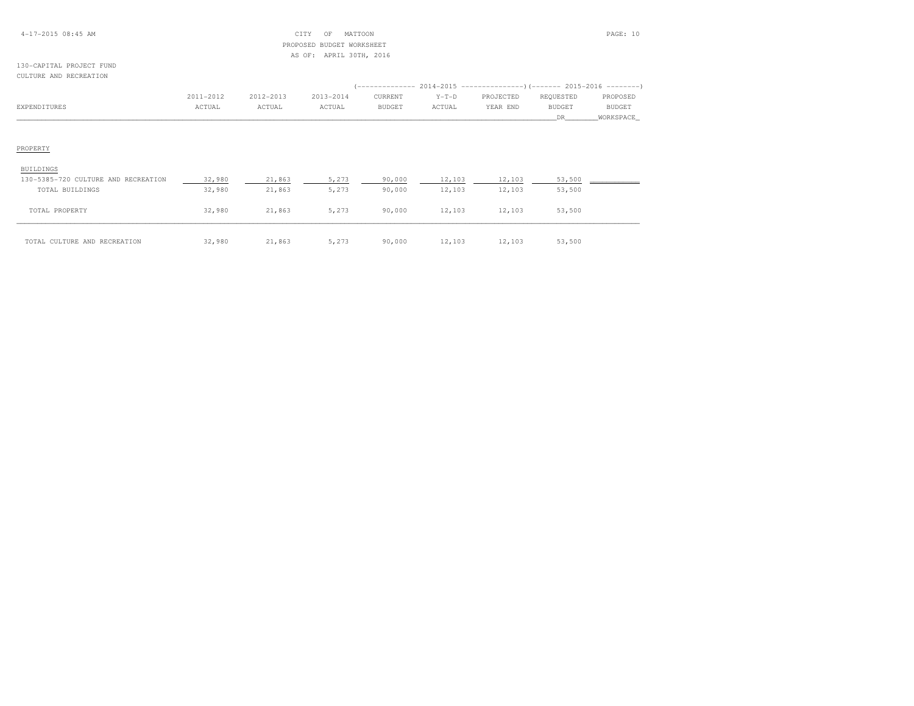CITY OF MATTOON
PROPOSED BUDGET WORKSHEET
AS OF: APRIL 30TH, 2016

130-CAPITAL PROJECT FUND
CULTURE AND RECREATION

| EXPENDITURES | 2011-2012 ACTUAL | 2012-2013 ACTUAL | 2013-2014 ACTUAL | 2014-2015 CURRENT BUDGET | 2014-2015 Y-T-D ACTUAL | 2014-2015 PROJECTED YEAR END | 2015-2016 REQUESTED BUDGET DR | 2015-2016 PROPOSED BUDGET WORKSPACE |
|---|---|---|---|---|---|---|---|---|
| PROPERTY | | | | | | | | |
| BUILDINGS | | | | | | | | |
| 130-5385-720 CULTURE AND RECREATION | 32,980 | 21,863 | 5,273 | 90,000 | 12,103 | 12,103 | 53,500 | |
| TOTAL BUILDINGS | 32,980 | 21,863 | 5,273 | 90,000 | 12,103 | 12,103 | 53,500 | |
| TOTAL PROPERTY | 32,980 | 21,863 | 5,273 | 90,000 | 12,103 | 12,103 | 53,500 | |
| TOTAL CULTURE AND RECREATION | 32,980 | 21,863 | 5,273 | 90,000 | 12,103 | 12,103 | 53,500 | |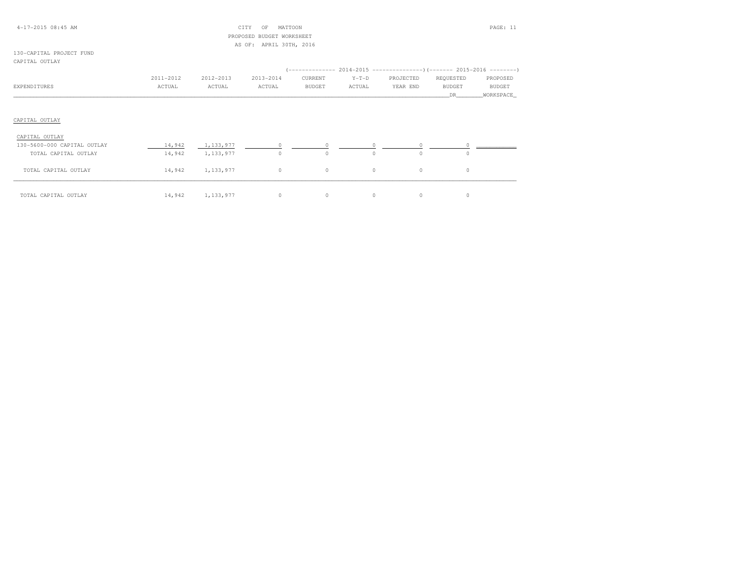CITY OF MATTOON
PROPOSED BUDGET WORKSHEET
AS OF: APRIL 30TH, 2016

130-CAPITAL PROJECT FUND
CAPITAL OUTLAY

| | | | | 2014-2015 | | | 2015-2016 | |
|---|---|---|---|---|---|---|---|---|
| EXPENDITURES | 2011-2012 ACTUAL | 2012-2013 ACTUAL | 2013-2014 ACTUAL | CURRENT BUDGET | Y-T-D ACTUAL | PROJECTED YEAR END | REQUESTED BUDGET DR | PROPOSED BUDGET WORKSPACE |
| **CAPITAL OUTLAY** | | | | | | | | |
| CAPITAL OUTLAY | | | | | | | | |
| 130-5600-000 CAPITAL OUTLAY | 14,942 | 1,133,977 | 0 | 0 | 0 | 0 | 0 | |
| TOTAL CAPITAL OUTLAY | 14,942 | 1,133,977 | 0 | 0 | 0 | 0 | 0 | |
| TOTAL CAPITAL OUTLAY | 14,942 | 1,133,977 | 0 | 0 | 0 | 0 | 0 | |
| TOTAL CAPITAL OUTLAY | 14,942 | 1,133,977 | 0 | 0 | 0 | 0 | 0 | |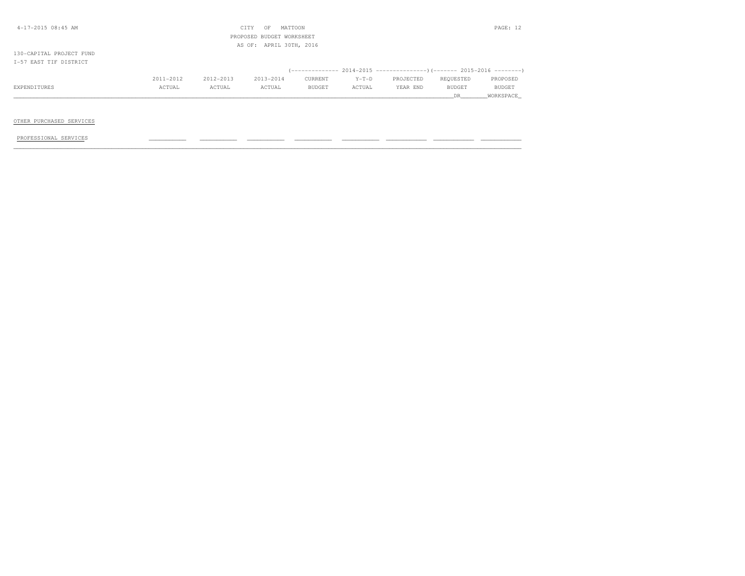CITY OF MATTOON
PROPOSED BUDGET WORKSHEET
AS OF: APRIL 30TH, 2016

130-CAPITAL PROJECT FUND
I-57 EAST TIF DISTRICT

| EXPENDITURES | 2011-2012 ACTUAL | 2012-2013 ACTUAL | 2013-2014 ACTUAL | 2014-2015 CURRENT BUDGET | 2014-2015 Y-T-D ACTUAL | 2014-2015 PROJECTED YEAR END | 2015-2016 REQUESTED BUDGET DR | 2015-2016 PROPOSED BUDGET WORKSPACE |
|---|---|---|---|---|---|---|---|---|
| OTHER PURCHASED SERVICES | | | | | | | | |
| PROFESSIONAL SERVICES | | | | | | | | |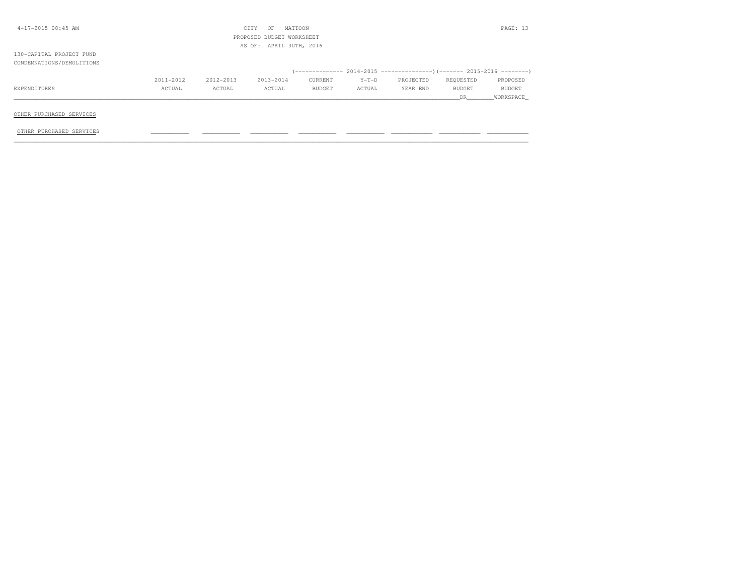130-CAPITAL PROJECT FUND

CONDEMNATIONS/DEMOLITIONS

| EXPENDITURES | 2011-2012 ACTUAL | 2012-2013 ACTUAL | 2013-2014 ACTUAL | 2014-2015 CURRENT BUDGET | 2014-2015 Y-T-D ACTUAL | 2014-2015 PROJECTED YEAR END | 2015-2016 REQUESTED BUDGET DR | 2015-2016 PROPOSED BUDGET WORKSPACE |
|---|---|---|---|---|---|---|---|---|
| OTHER PURCHASED SERVICES | | | | | | | | |
| OTHER PURCHASED SERVICES | | | | | | | | |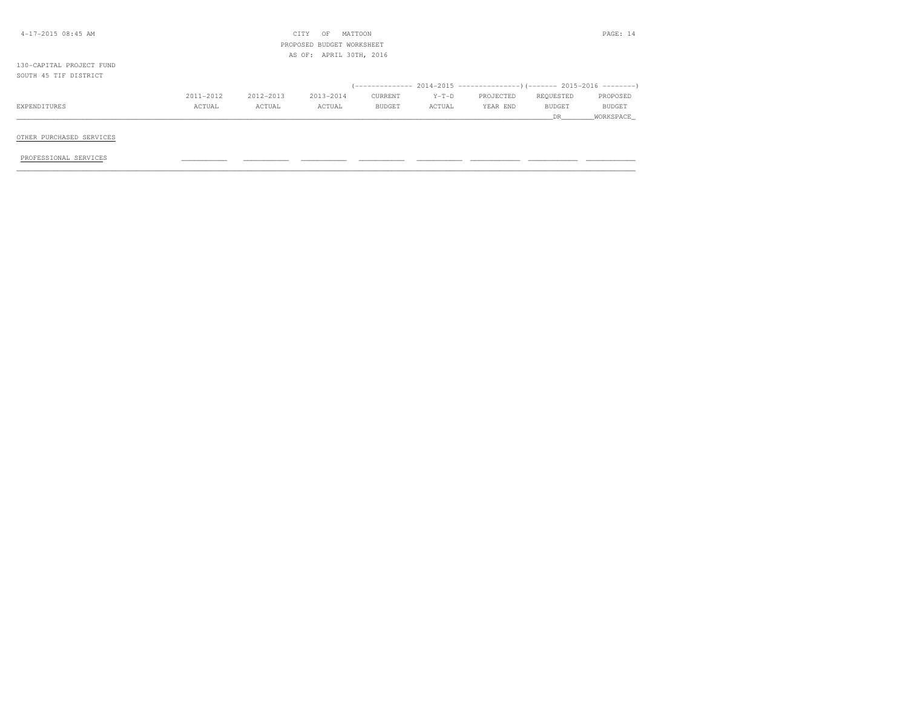CITY OF MATTOON
PROPOSED BUDGET WORKSHEET
AS OF: APRIL 30TH, 2016

130-CAPITAL PROJECT FUND
SOUTH 45 TIF DISTRICT

| EXPENDITURES | 2011-2012 ACTUAL | 2012-2013 ACTUAL | 2013-2014 ACTUAL | 2014-2015 CURRENT BUDGET | 2014-2015 Y-T-D ACTUAL | 2014-2015 PROJECTED YEAR END | 2015-2016 REQUESTED BUDGET DR | 2015-2016 PROPOSED BUDGET WORKSPACE |
|---|---|---|---|---|---|---|---|---|
| OTHER PURCHASED SERVICES | | | | | | | | |
| PROFESSIONAL SERVICES | | | | | | | | |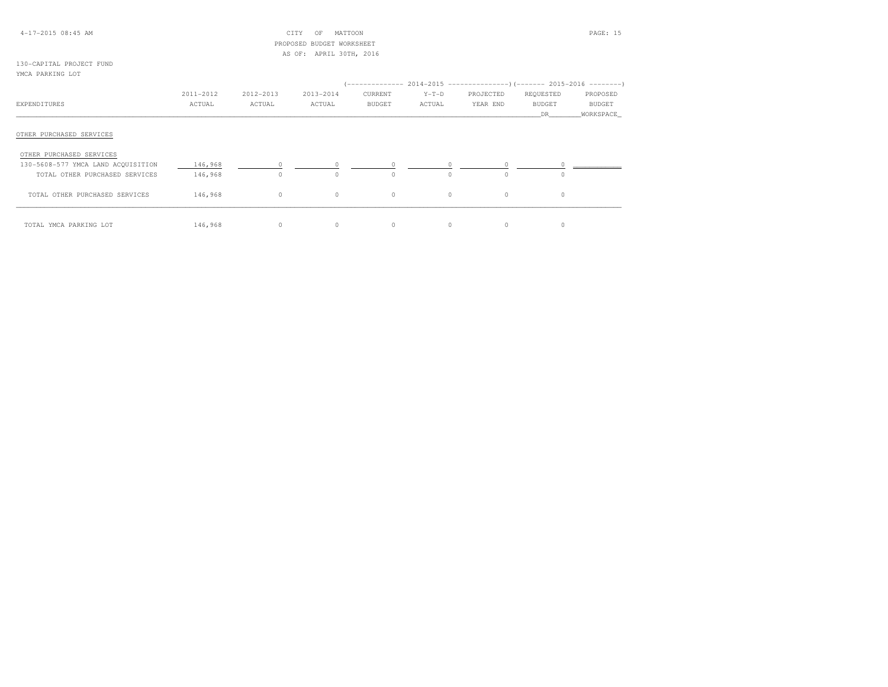CITY OF MATTOON
PROPOSED BUDGET WORKSHEET
AS OF: APRIL 30TH, 2016

130-CAPITAL PROJECT FUND
YMCA PARKING LOT

| EXPENDITURES | 2011-2012 ACTUAL | 2012-2013 ACTUAL | 2013-2014 ACTUAL | 2014-2015 CURRENT BUDGET | 2014-2015 Y-T-D ACTUAL | 2014-2015 PROJECTED YEAR END | 2015-2016 REQUESTED BUDGET DR | 2015-2016 PROPOSED BUDGET WORKSPACE |
|---|---|---|---|---|---|---|---|---|
| **OTHER PURCHASED SERVICES** | | | | | | | | |
| OTHER PURCHASED SERVICES | | | | | | | | |
| 130-5608-577 YMCA LAND ACQUISITION | 146,968 | 0 | 0 | 0 | 0 | 0 | 0 | |
| TOTAL OTHER PURCHASED SERVICES | 146,968 | 0 | 0 | 0 | 0 | 0 | 0 | |
| TOTAL OTHER PURCHASED SERVICES | 146,968 | 0 | 0 | 0 | 0 | 0 | 0 | |
| TOTAL YMCA PARKING LOT | 146,968 | 0 | 0 | 0 | 0 | 0 | 0 | |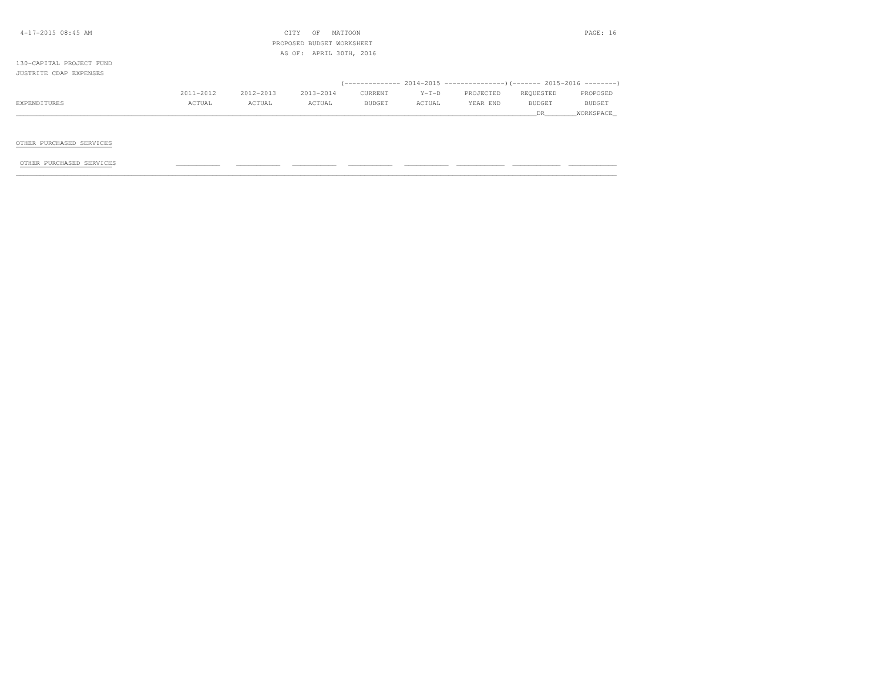CITY OF MATTOON
PROPOSED BUDGET WORKSHEET
AS OF: APRIL 30TH, 2016

130-CAPITAL PROJECT FUND
JUSTRITE CDAP EXPENSES

| EXPENDITURES | 2011-2012 ACTUAL | 2012-2013 ACTUAL | 2013-2014 ACTUAL | 2014-2015 CURRENT BUDGET | 2014-2015 Y-T-D ACTUAL | 2014-2015 PROJECTED YEAR END | 2015-2016 REQUESTED BUDGET DR | 2015-2016 PROPOSED BUDGET WORKSPACE |
|---|---|---|---|---|---|---|---|---|
| OTHER PURCHASED SERVICES | | | | | | | | |
| OTHER PURCHASED SERVICES | | | | | | | | |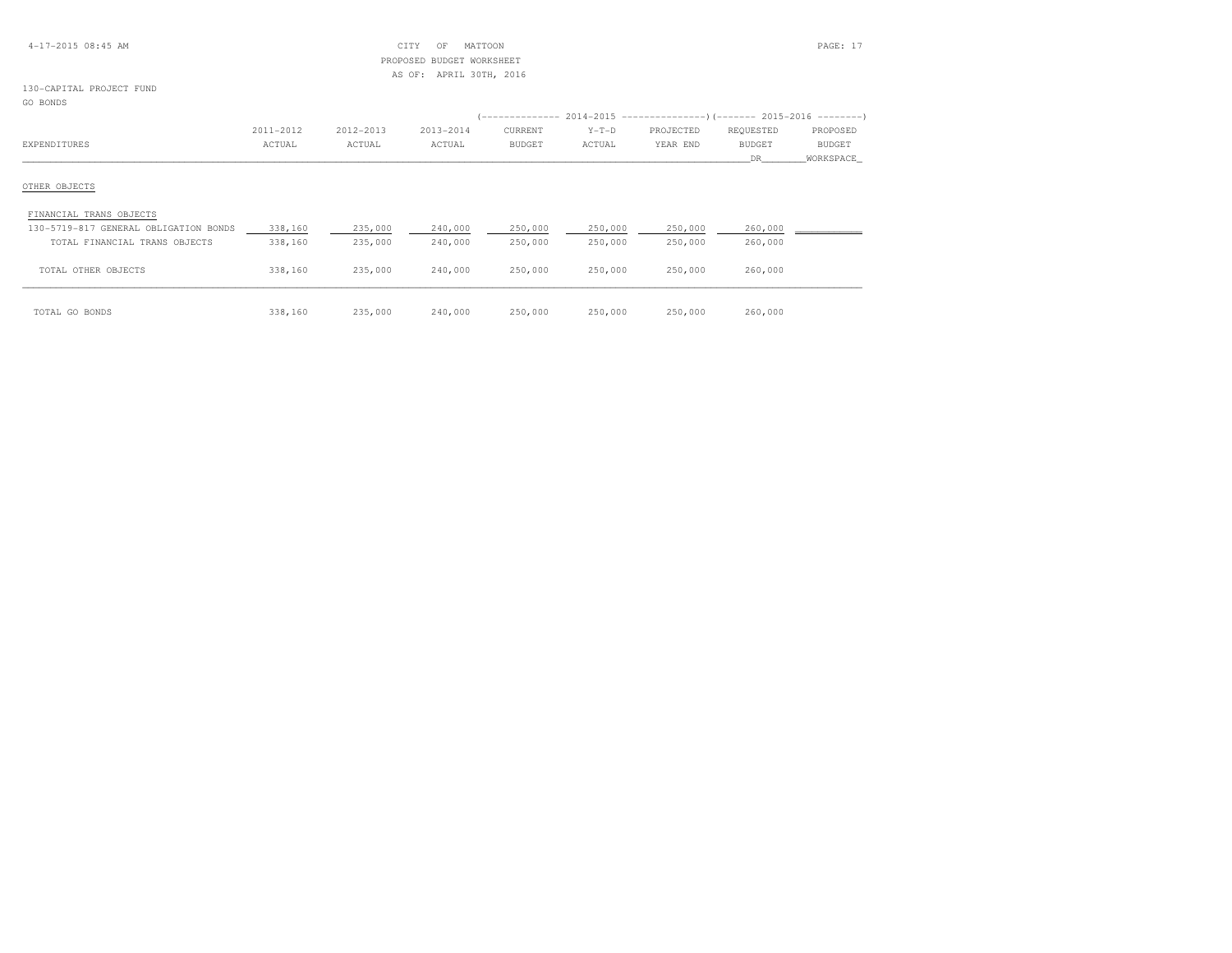CITY OF MATTOON
PROPOSED BUDGET WORKSHEET
AS OF: APRIL 30TH, 2016

130-CAPITAL PROJECT FUND
GO BONDS

| EXPENDITURES | 2011-2012 ACTUAL | 2012-2013 ACTUAL | 2013-2014 ACTUAL | 2014-2015 CURRENT BUDGET | 2014-2015 Y-T-D ACTUAL | 2014-2015 PROJECTED YEAR END | 2015-2016 REQUESTED BUDGET DR | 2015-2016 PROPOSED BUDGET WORKSPACE |
|---|---|---|---|---|---|---|---|---|
| OTHER OBJECTS | | | | | | | | |
| FINANCIAL TRANS OBJECTS | | | | | | | | |
| 130-5719-817 GENERAL OBLIGATION BONDS | 338,160 | 235,000 | 240,000 | 250,000 | 250,000 | 250,000 | 260,000 | |
| TOTAL FINANCIAL TRANS OBJECTS | 338,160 | 235,000 | 240,000 | 250,000 | 250,000 | 250,000 | 260,000 | |
| TOTAL OTHER OBJECTS | 338,160 | 235,000 | 240,000 | 250,000 | 250,000 | 250,000 | 260,000 | |
| TOTAL GO BONDS | 338,160 | 235,000 | 240,000 | 250,000 | 250,000 | 250,000 | 260,000 | |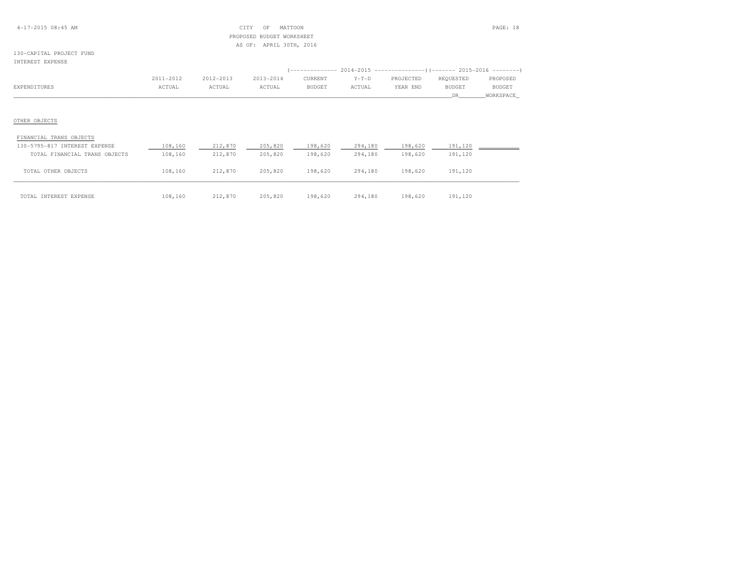CITY OF MATTOON
PROPOSED BUDGET WORKSHEET
AS OF: APRIL 30TH, 2016

130-CAPITAL PROJECT FUND
INTEREST EXPENSE

| EXPENDITURES | 2011-2012 ACTUAL | 2012-2013 ACTUAL | 2013-2014 ACTUAL | 2014-2015 CURRENT BUDGET | 2014-2015 Y-T-D ACTUAL | 2014-2015 PROJECTED YEAR END | 2015-2016 REQUESTED BUDGET DR | 2015-2016 PROPOSED BUDGET WORKSPACE |
|---|---|---|---|---|---|---|---|---|
| OTHER OBJECTS | | | | | | | | |
| FINANCIAL TRANS OBJECTS | | | | | | | | |
| 130-5795-817 INTEREST EXPENSE | 108,160 | 212,870 | 205,820 | 198,620 | 294,180 | 198,620 | 191,120 | |
| TOTAL FINANCIAL TRANS OBJECTS | 108,160 | 212,870 | 205,820 | 198,620 | 294,180 | 198,620 | 191,120 | |
| TOTAL OTHER OBJECTS | 108,160 | 212,870 | 205,820 | 198,620 | 294,180 | 198,620 | 191,120 | |
| TOTAL INTEREST EXPENSE | 108,160 | 212,870 | 205,820 | 198,620 | 294,180 | 198,620 | 191,120 | |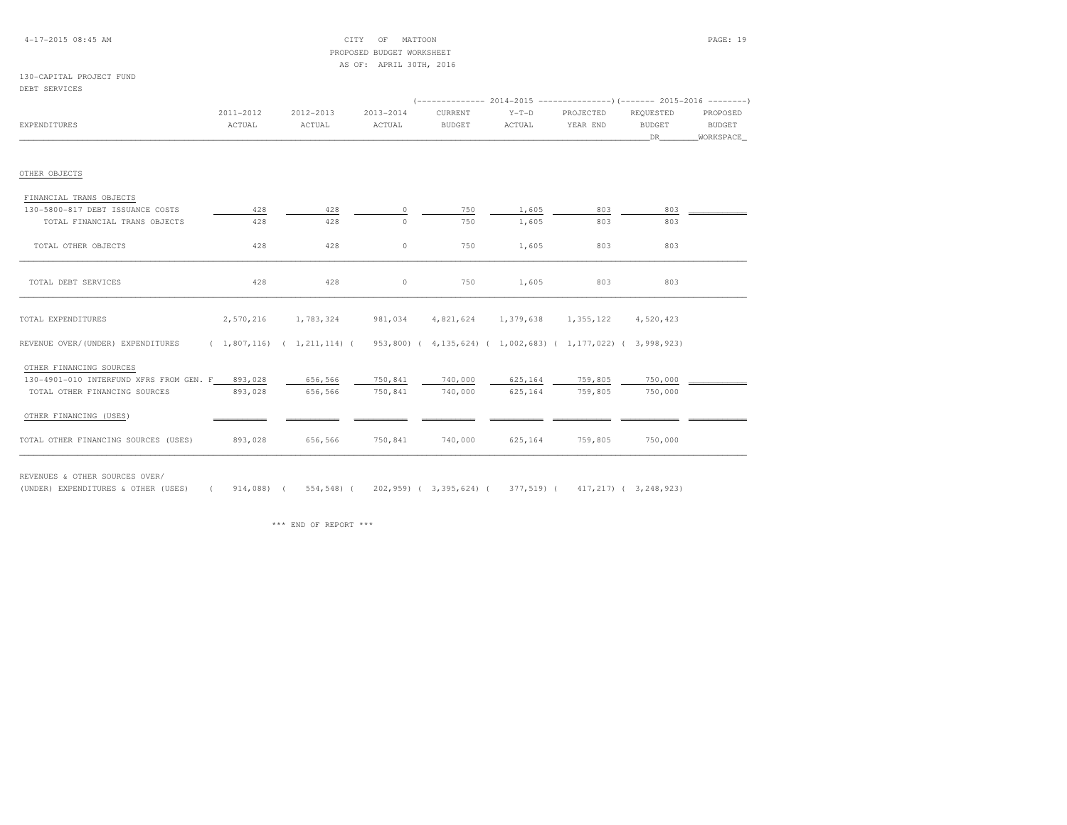CITY OF MATTOON
PROPOSED BUDGET WORKSHEET
AS OF: APRIL 30TH, 2016

130-CAPITAL PROJECT FUND
DEBT SERVICES

| EXPENDITURES | 2011-2012 ACTUAL | 2012-2013 ACTUAL | 2013-2014 ACTUAL | 2014-2015 CURRENT BUDGET | 2014-2015 Y-T-D ACTUAL | 2014-2015 PROJECTED YEAR END | 2015-2016 REQUESTED BUDGET DR | 2015-2016 PROPOSED BUDGET WORKSPACE |
|---|---|---|---|---|---|---|---|---|
| OTHER OBJECTS | | | | | | | | |
| FINANCIAL TRANS OBJECTS | | | | | | | | |
| 130-5800-817 DEBT ISSUANCE COSTS | 428 | 428 | 0 | 750 | 1,605 | 803 | 803 | |
| TOTAL FINANCIAL TRANS OBJECTS | 428 | 428 | 0 | 750 | 1,605 | 803 | 803 | |
| TOTAL OTHER OBJECTS | 428 | 428 | 0 | 750 | 1,605 | 803 | 803 | |
| TOTAL DEBT SERVICES | 428 | 428 | 0 | 750 | 1,605 | 803 | 803 | |
| TOTAL EXPENDITURES | 2,570,216 | 1,783,324 | 981,034 | 4,821,624 | 1,379,638 | 1,355,122 | 4,520,423 | |
| REVENUE OVER/(UNDER) EXPENDITURES | ( 1,807,116) | ( 1,211,114) | ( 953,800) | ( 4,135,624) | ( 1,002,683) | ( 1,177,022) | ( 3,998,923) | |
| OTHER FINANCING SOURCES | | | | | | | | |
| 130-4901-010 INTERFUND XFRS FROM GEN. F | 893,028 | 656,566 | 750,841 | 740,000 | 625,164 | 759,805 | 750,000 | |
| TOTAL OTHER FINANCING SOURCES | 893,028 | 656,566 | 750,841 | 740,000 | 625,164 | 759,805 | 750,000 | |
| OTHER FINANCING (USES) | | | | | | | | |
| TOTAL OTHER FINANCING SOURCES (USES) | 893,028 | 656,566 | 750,841 | 740,000 | 625,164 | 759,805 | 750,000 | |
| REVENUES & OTHER SOURCES OVER/ (UNDER) EXPENDITURES & OTHER (USES) | ( 914,088) | ( 554,548) | ( 202,959) | ( 3,395,624) | ( 377,519) | ( 417,217) | ( 3,248,923) | |

\*\*\* END OF REPORT \*\*\*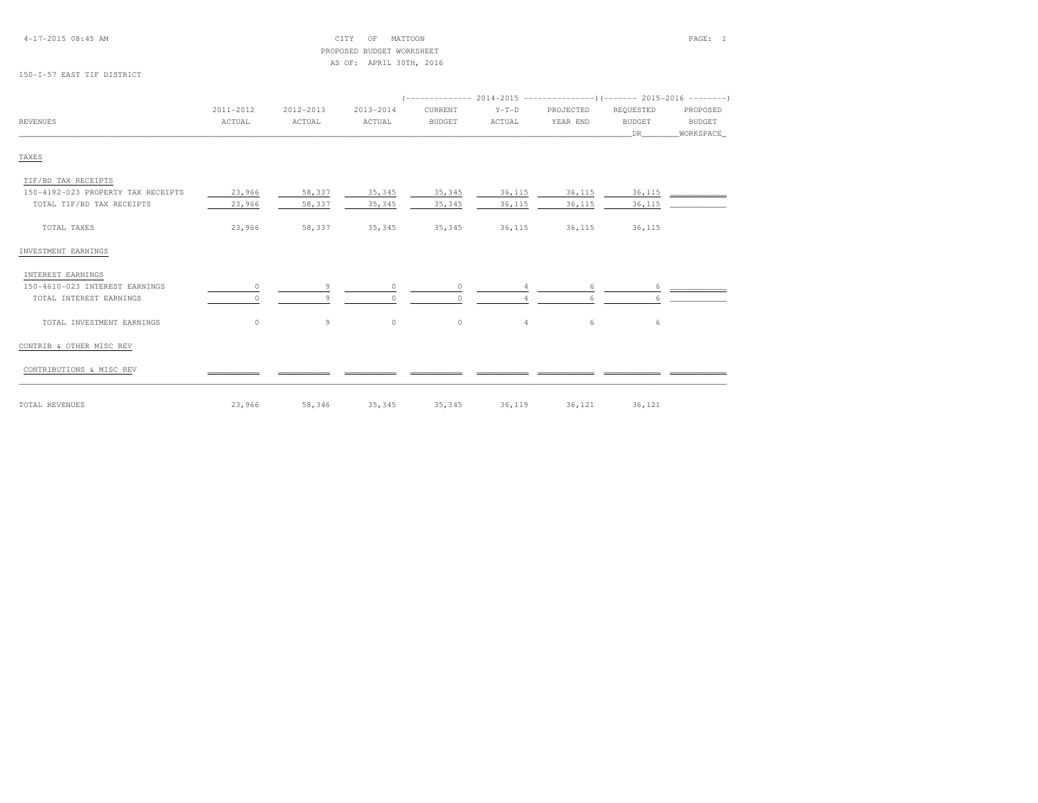CITY OF MATTOON
PROPOSED BUDGET WORKSHEET
AS OF: APRIL 30TH, 2016

150-I-57 EAST TIF DISTRICT

| REVENUES | 2011-2012 ACTUAL | 2012-2013 ACTUAL | 2013-2014 ACTUAL | 2014-2015 CURRENT BUDGET | 2014-2015 Y-T-D ACTUAL | 2014-2015 PROJECTED YEAR END | 2015-2016 REQUESTED BUDGET DR | 2015-2016 PROPOSED BUDGET WORKSPACE |
|---|---|---|---|---|---|---|---|---|
| TAXES | | | | | | | | |
| TIF/BD TAX RECEIPTS | | | | | | | | |
| 150-4192-023 PROPERTY TAX RECEIPTS | 23,966 | 58,337 | 35,345 | 35,345 | 36,115 | 36,115 | 36,115 | |
| TOTAL TIF/BD TAX RECEIPTS | 23,966 | 58,337 | 35,345 | 35,345 | 36,115 | 36,115 | 36,115 | |
| TOTAL TAXES | 23,966 | 58,337 | 35,345 | 35,345 | 36,115 | 36,115 | 36,115 | |
| INVESTMENT EARNINGS | | | | | | | | |
| INTEREST EARNINGS | | | | | | | | |
| 150-4610-023 INTEREST EARNINGS | 0 | 9 | 0 | 0 | 4 | 6 | 6 | |
| TOTAL INTEREST EARNINGS | 0 | 9 | 0 | 0 | 4 | 6 | 6 | |
| TOTAL INVESTMENT EARNINGS | 0 | 9 | 0 | 0 | 4 | 6 | 6 | |
| CONTRIB & OTHER MISC REV | | | | | | | | |
| CONTRIBUTIONS & MISC REV | | | | | | | | |
| TOTAL REVENUES | 23,966 | 58,346 | 35,345 | 35,345 | 36,119 | 36,121 | 36,121 | |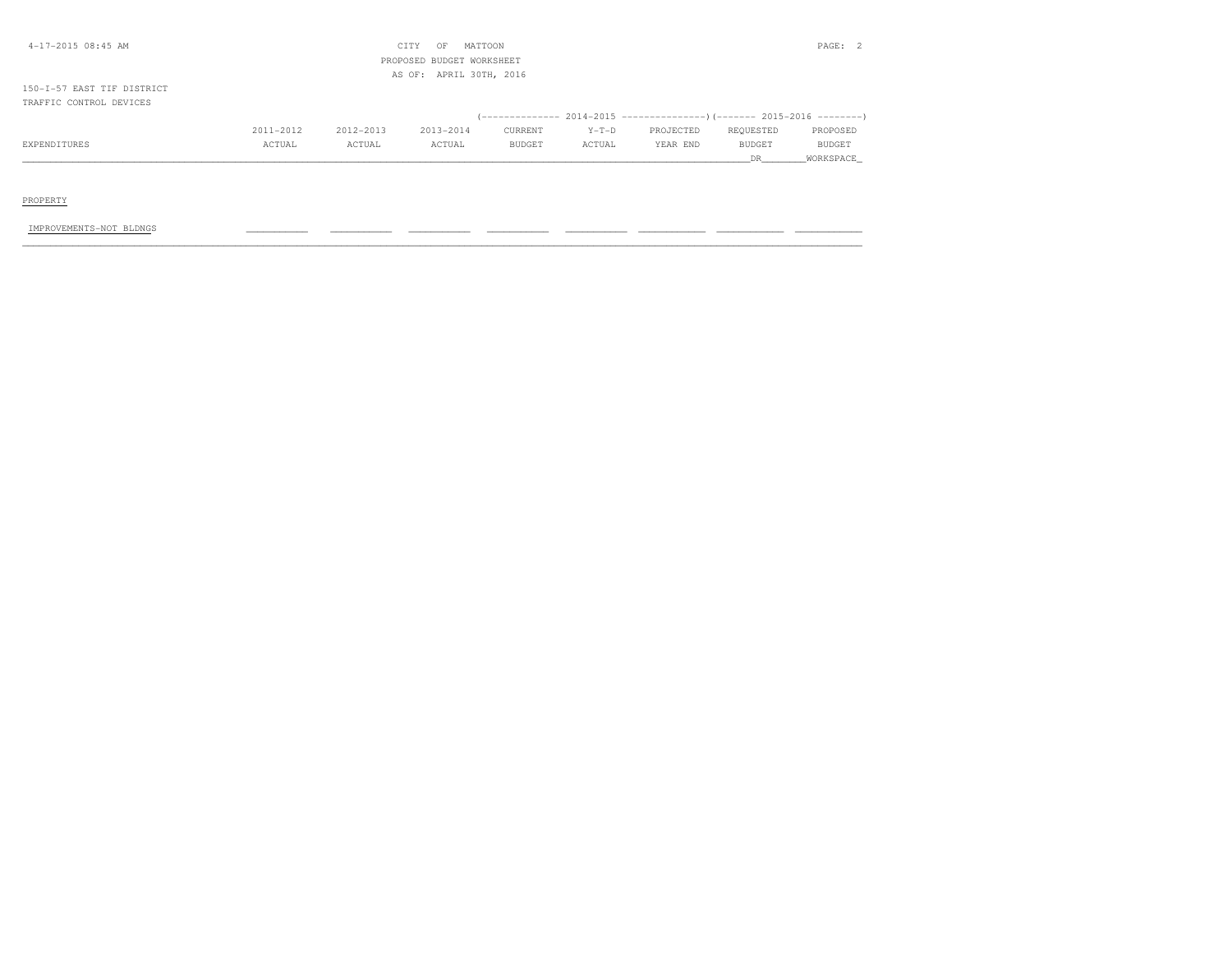CITY OF MATTOON
PROPOSED BUDGET WORKSHEET
AS OF: APRIL 30TH, 2016

4-17-2015 08:45 AM

150-I-57 EAST TIF DISTRICT
TRAFFIC CONTROL DEVICES

| EXPENDITURES | 2011-2012 ACTUAL | 2012-2013 ACTUAL | 2013-2014 ACTUAL | 2014-2015 CURRENT BUDGET | 2014-2015 Y-T-D ACTUAL | 2014-2015 PROJECTED YEAR END | 2015-2016 REQUESTED BUDGET DR | 2015-2016 PROPOSED BUDGET WORKSPACE |
|---|---|---|---|---|---|---|---|---|
| PROPERTY | | | | | | | | |
| IMPROVEMENTS-NOT BLDNGS | | | | | | | | |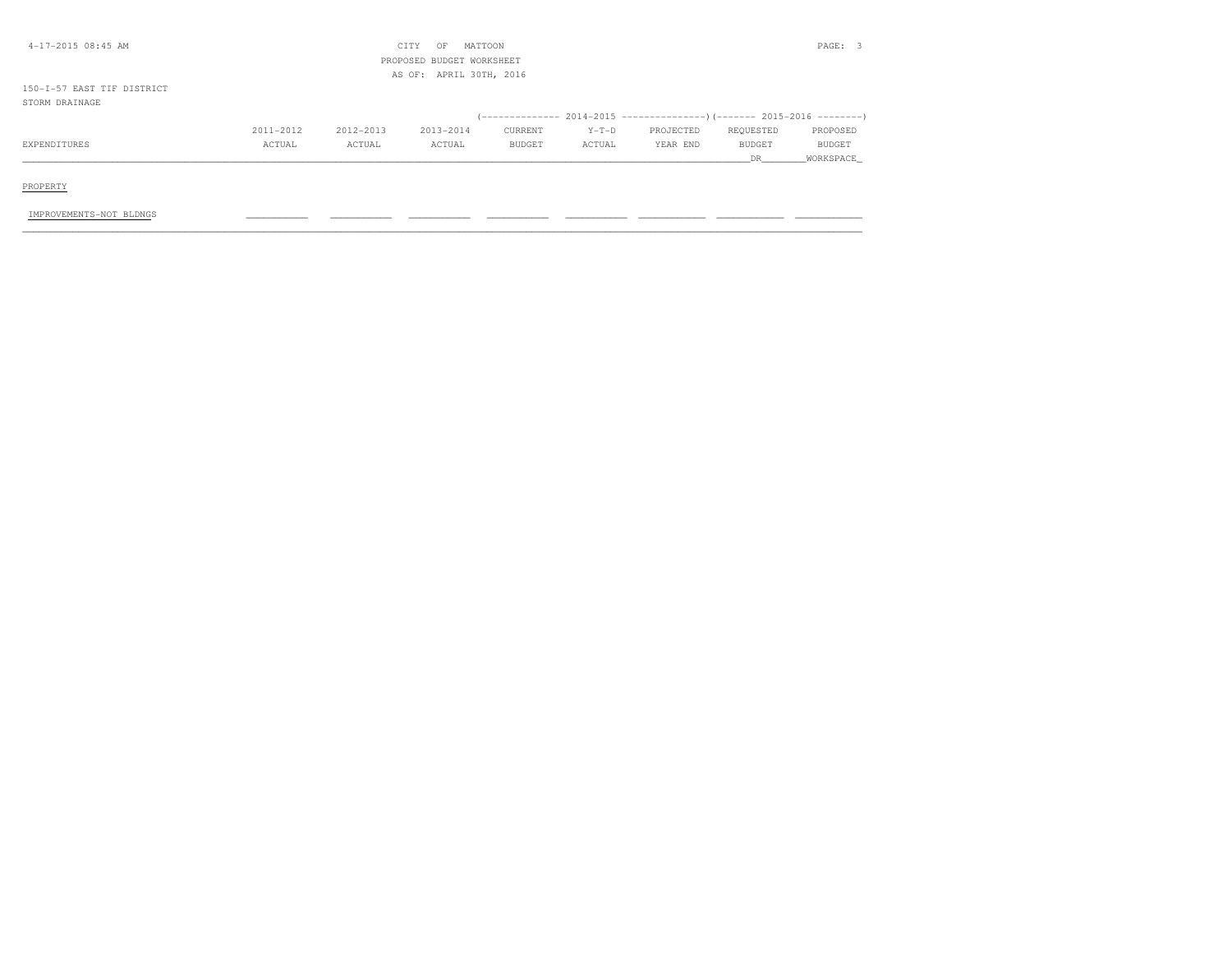CITY OF MATTOON
PROPOSED BUDGET WORKSHEET
AS OF: APRIL 30TH, 2016

150-I-57 EAST TIF DISTRICT
STORM DRAINAGE

| EXPENDITURES | 2011-2012 ACTUAL | 2012-2013 ACTUAL | 2013-2014 ACTUAL | 2014-2015 CURRENT BUDGET | 2014-2015 Y-T-D ACTUAL | 2014-2015 PROJECTED YEAR END | 2015-2016 REQUESTED BUDGET DR | 2015-2016 PROPOSED BUDGET WORKSPACE |
|---|---|---|---|---|---|---|---|---|
| PROPERTY | | | | | | | | |
| IMPROVEMENTS-NOT BLDNGS | ___________ | ___________ | ___________ | ___________ | ___________ | ___________ | ___________ | ___________ |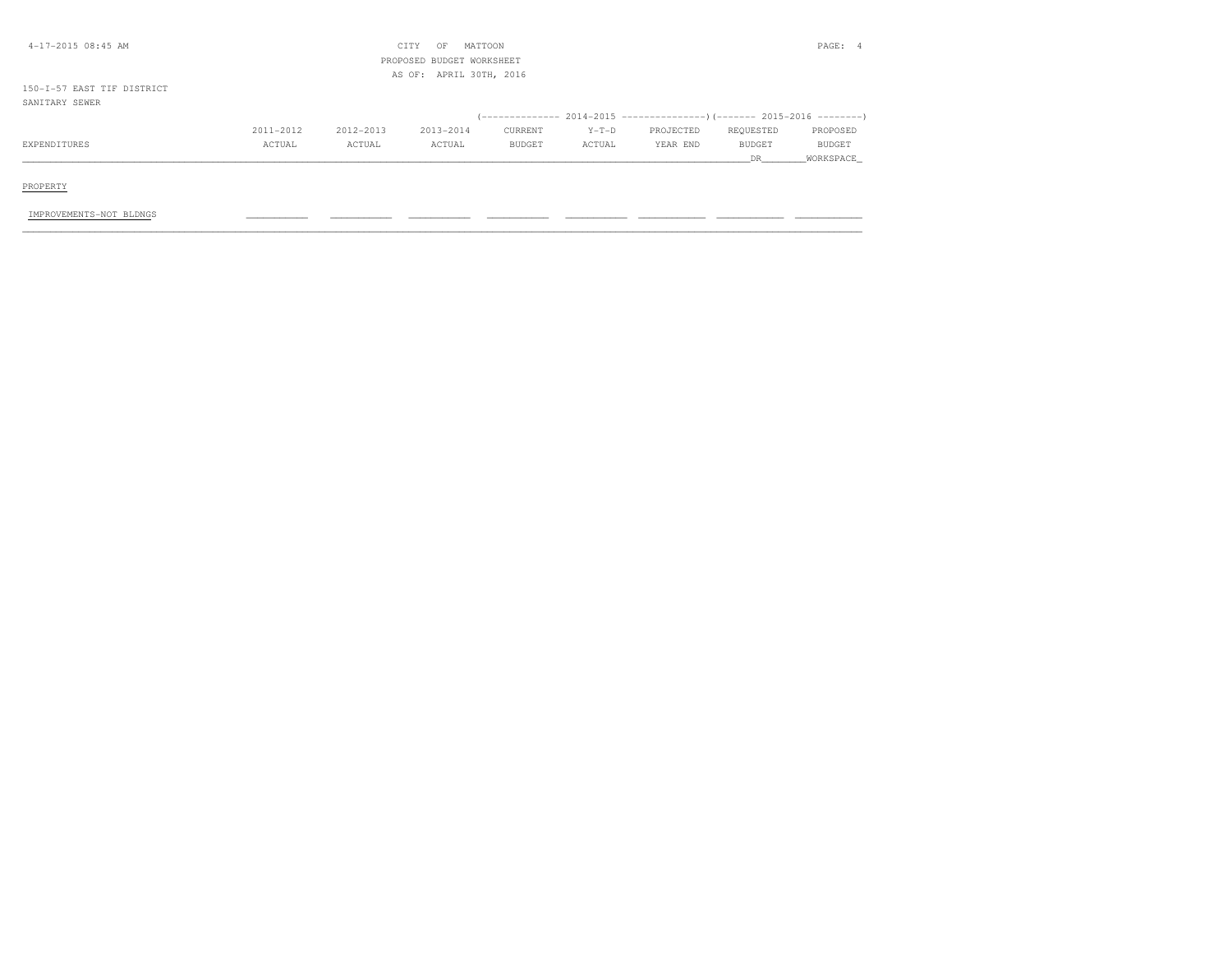CITY OF MATTOON
PROPOSED BUDGET WORKSHEET
AS OF: APRIL 30TH, 2016

150-I-57 EAST TIF DISTRICT
SANITARY SEWER

| EXPENDITURES | 2011-2012 ACTUAL | 2012-2013 ACTUAL | 2013-2014 ACTUAL | 2014-2015 CURRENT BUDGET | 2014-2015 Y-T-D ACTUAL | 2014-2015 PROJECTED YEAR END | 2015-2016 REQUESTED BUDGET DR | 2015-2016 PROPOSED BUDGET WORKSPACE |
|---|---|---|---|---|---|---|---|---|
| PROPERTY | | | | | | | | |
| IMPROVEMENTS-NOT BLDNGS | | | | | | | | |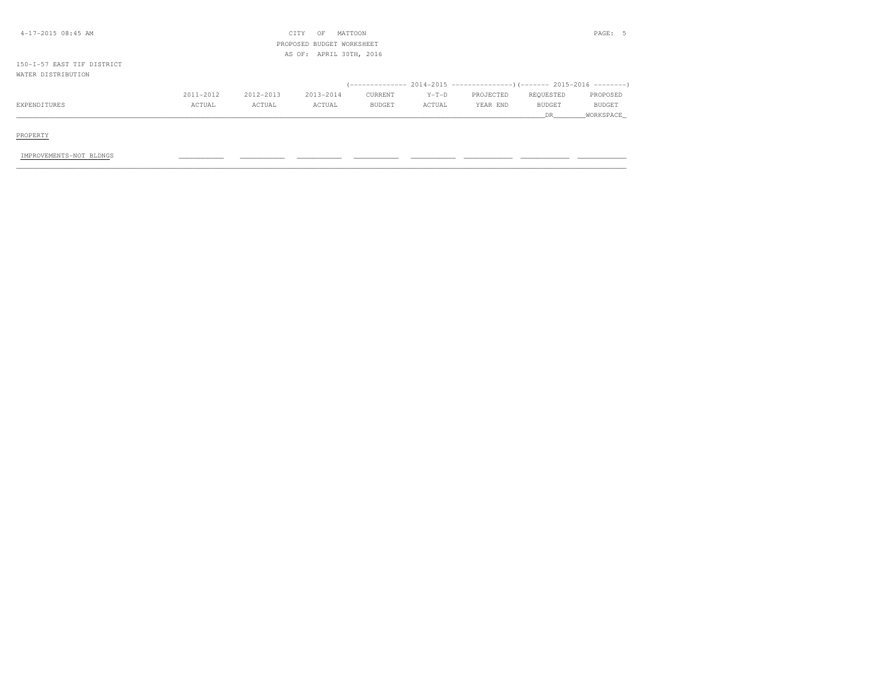CITY OF MATTOON

PROPOSED BUDGET WORKSHEET

AS OF: APRIL 30TH, 2016

150-I-57 EAST TIF DISTRICT

WATER DISTRIBUTION

| EXPENDITURES | 2011-2012 ACTUAL | 2012-2013 ACTUAL | 2013-2014 ACTUAL | 2014-2015 CURRENT BUDGET | 2014-2015 Y-T-D ACTUAL | 2014-2015 PROJECTED YEAR END | 2015-2016 REQUESTED BUDGET DR | 2015-2016 PROPOSED BUDGET WORKSPACE |
|---|---|---|---|---|---|---|---|---|
| PROPERTY | | | | | | | | |
| IMPROVEMENTS-NOT BLDNGS | ___________ | ___________ | ___________ | ___________ | ___________ | ___________ | ___________ | ___________ |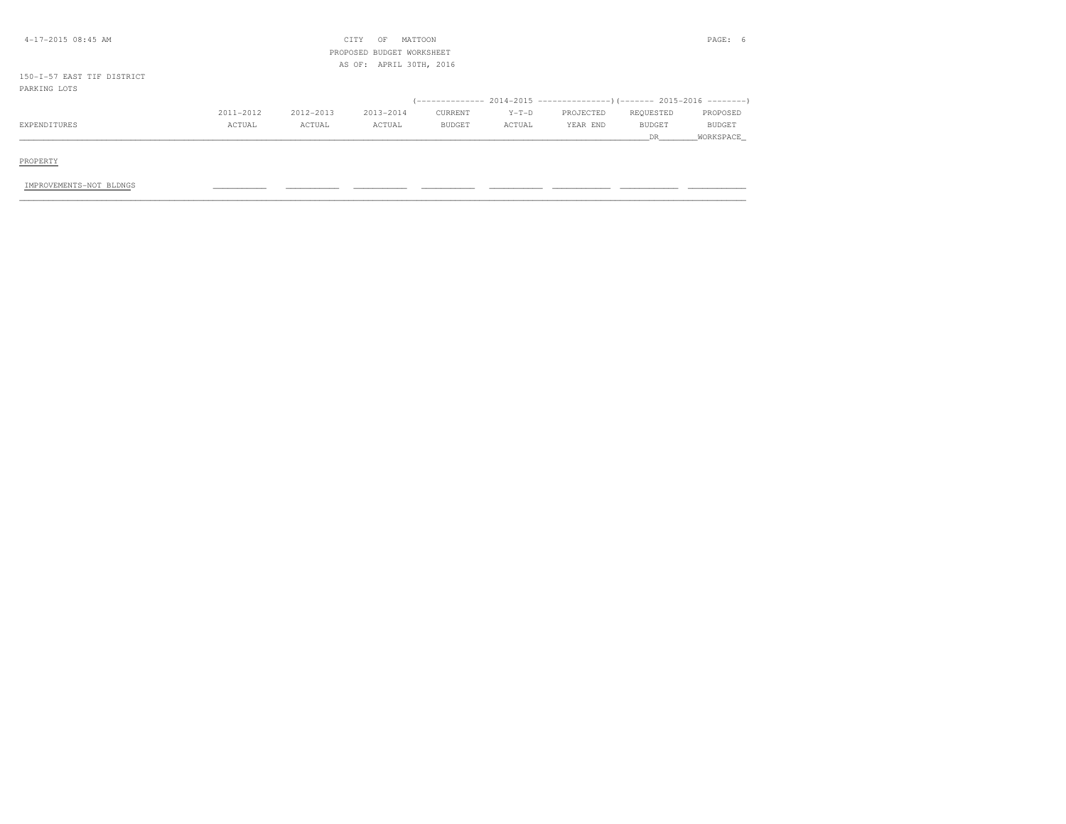CITY OF MATTOON
PROPOSED BUDGET WORKSHEET
AS OF: APRIL 30TH, 2016

150-I-57 EAST TIF DISTRICT
PARKING LOTS

| EXPENDITURES | 2011-2012 ACTUAL | 2012-2013 ACTUAL | 2013-2014 ACTUAL | 2014-2015 CURRENT BUDGET | 2014-2015 Y-T-D ACTUAL | 2014-2015 PROJECTED YEAR END | 2015-2016 REQUESTED BUDGET DR | 2015-2016 PROPOSED BUDGET WORKSPACE |
|---|---|---|---|---|---|---|---|---|
| PROPERTY | | | | | | | | |
| IMPROVEMENTS-NOT BLDNGS | ___ | ___ | ___ | ___ | ___ | ___ | ___ | ___ |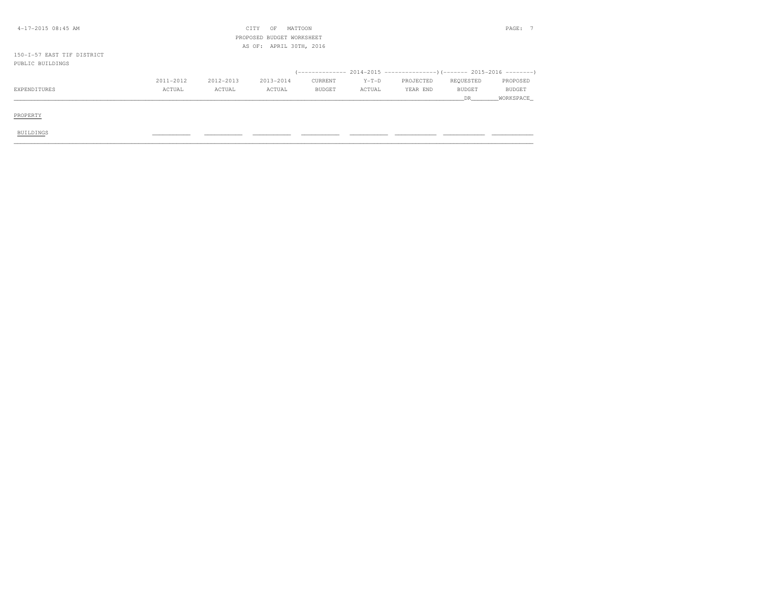CITY OF MATTOON
PROPOSED BUDGET WORKSHEET
AS OF: APRIL 30TH, 2016

150-I-57 EAST TIF DISTRICT
PUBLIC BUILDINGS

| EXPENDITURES | 2011-2012 ACTUAL | 2012-2013 ACTUAL | 2013-2014 ACTUAL | 2014-2015 CURRENT BUDGET | 2014-2015 Y-T-D ACTUAL | 2014-2015 PROJECTED YEAR END | 2015-2016 REQUESTED BUDGET DR | 2015-2016 PROPOSED BUDGET WORKSPACE |
|---|---|---|---|---|---|---|---|---|
| PROPERTY | | | | | | | | |
| BUILDINGS | | | | | | | | |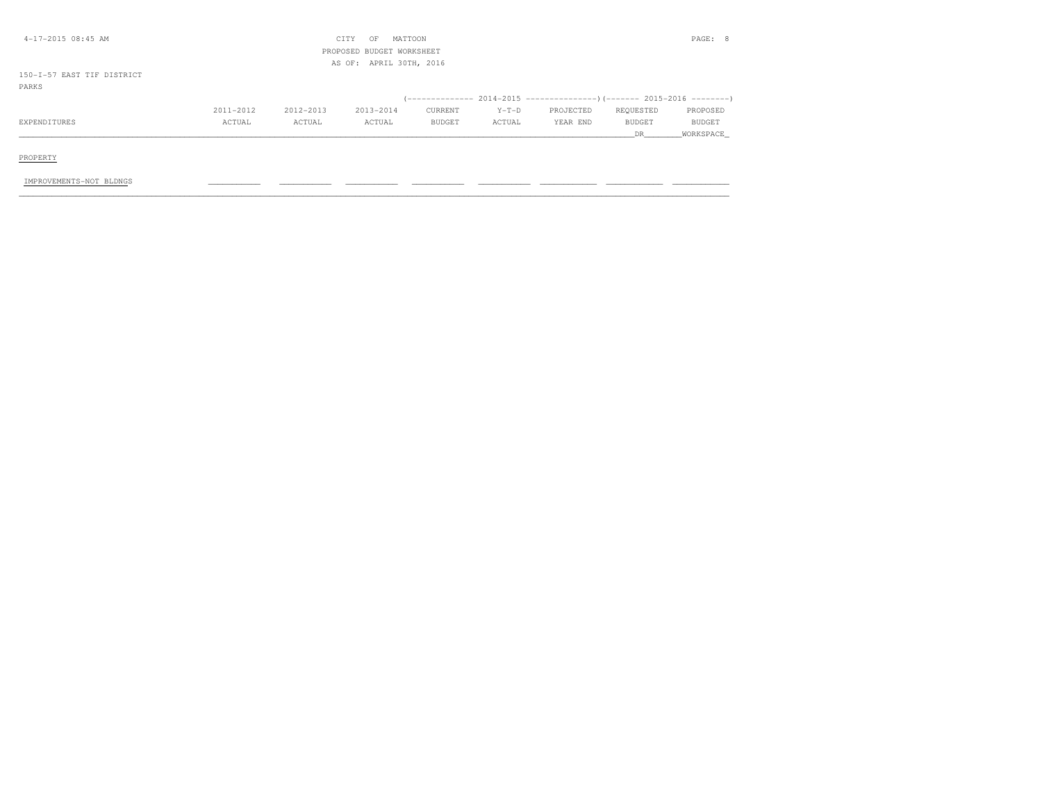CITY OF MATTOON
PROPOSED BUDGET WORKSHEET
AS OF: APRIL 30TH, 2016

150-I-57 EAST TIF DISTRICT
PARKS

| EXPENDITURES | 2011-2012 ACTUAL | 2012-2013 ACTUAL | 2013-2014 ACTUAL | 2014-2015 CURRENT BUDGET | 2014-2015 Y-T-D ACTUAL | 2014-2015 PROJECTED YEAR END | 2015-2016 REQUESTED BUDGET DR | 2015-2016 PROPOSED BUDGET WORKSHEET |
|---|---|---|---|---|---|---|---|---|
| PROPERTY | | | | | | | | |
| IMPROVEMENTS-NOT BLDNGS | | | | | | | | |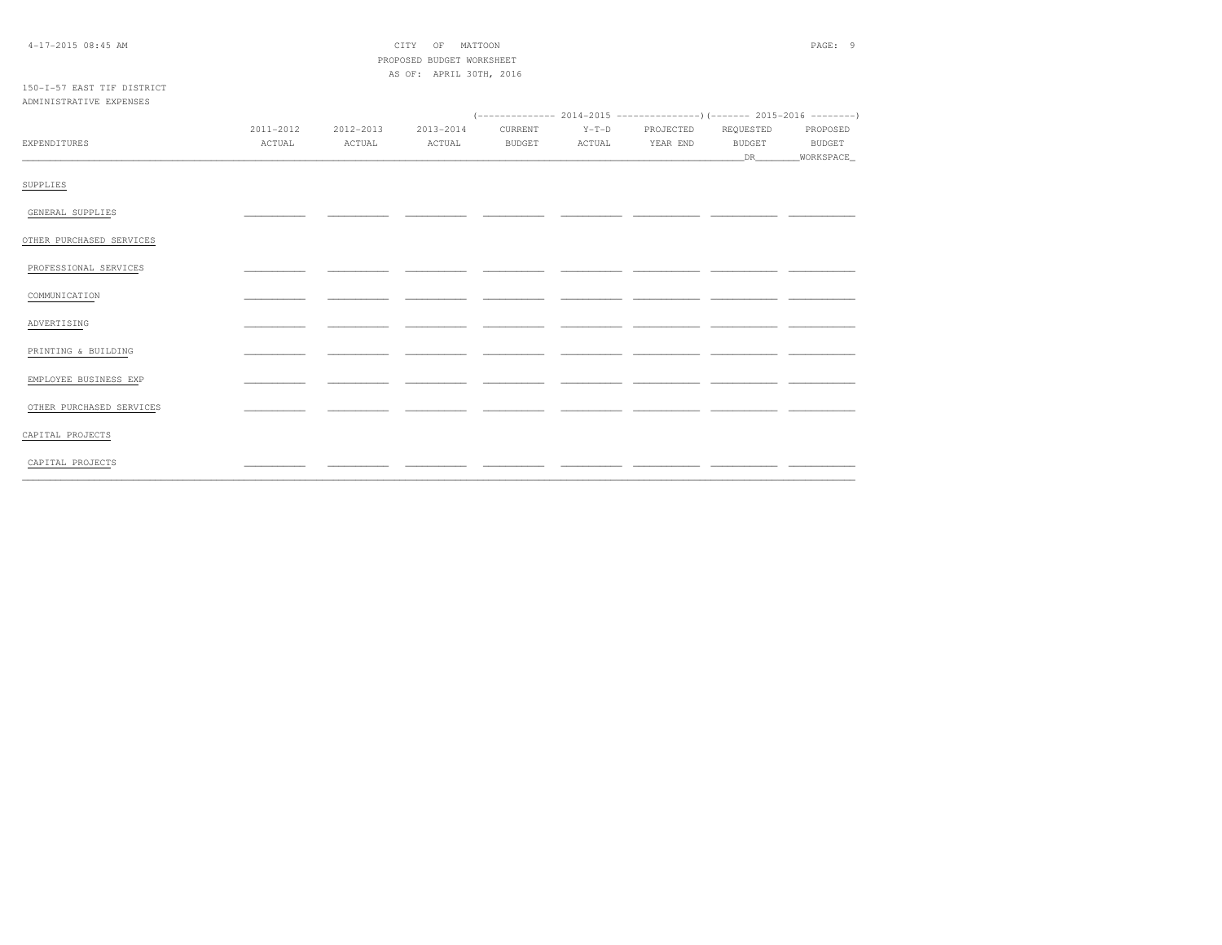4-17-2015 08:45 AM CITY OF MATTOON

PROPOSED BUDGET WORKSHEET

AS OF: APRIL 30TH, 2016

150-I-57 EAST TIF DISTRICT

ADMINISTRATIVE EXPENSES

| EXPENDITURES | 2011-2012 ACTUAL | 2012-2013 ACTUAL | 2013-2014 ACTUAL | 2014-2015 CURRENT BUDGET | 2014-2015 Y-T-D ACTUAL | 2014-2015 PROJECTED YEAR END | 2015-2016 REQUESTED BUDGET DR | 2015-2016 PROPOSED BUDGET WORKSPACE |
|---|---|---|---|---|---|---|---|---|
| SUPPLIES | | | | | | | | |
| GENERAL SUPPLIES | | | | | | | | |
| OTHER PURCHASED SERVICES | | | | | | | | |
| PROFESSIONAL SERVICES | | | | | | | | |
| COMMUNICATION | | | | | | | | |
| ADVERTISING | | | | | | | | |
| PRINTING & BUILDING | | | | | | | | |
| EMPLOYEE BUSINESS EXP | | | | | | | | |
| OTHER PURCHASED SERVICES | | | | | | | | |
| CAPITAL PROJECTS | | | | | | | | |
| CAPITAL PROJECTS | | | | | | | | |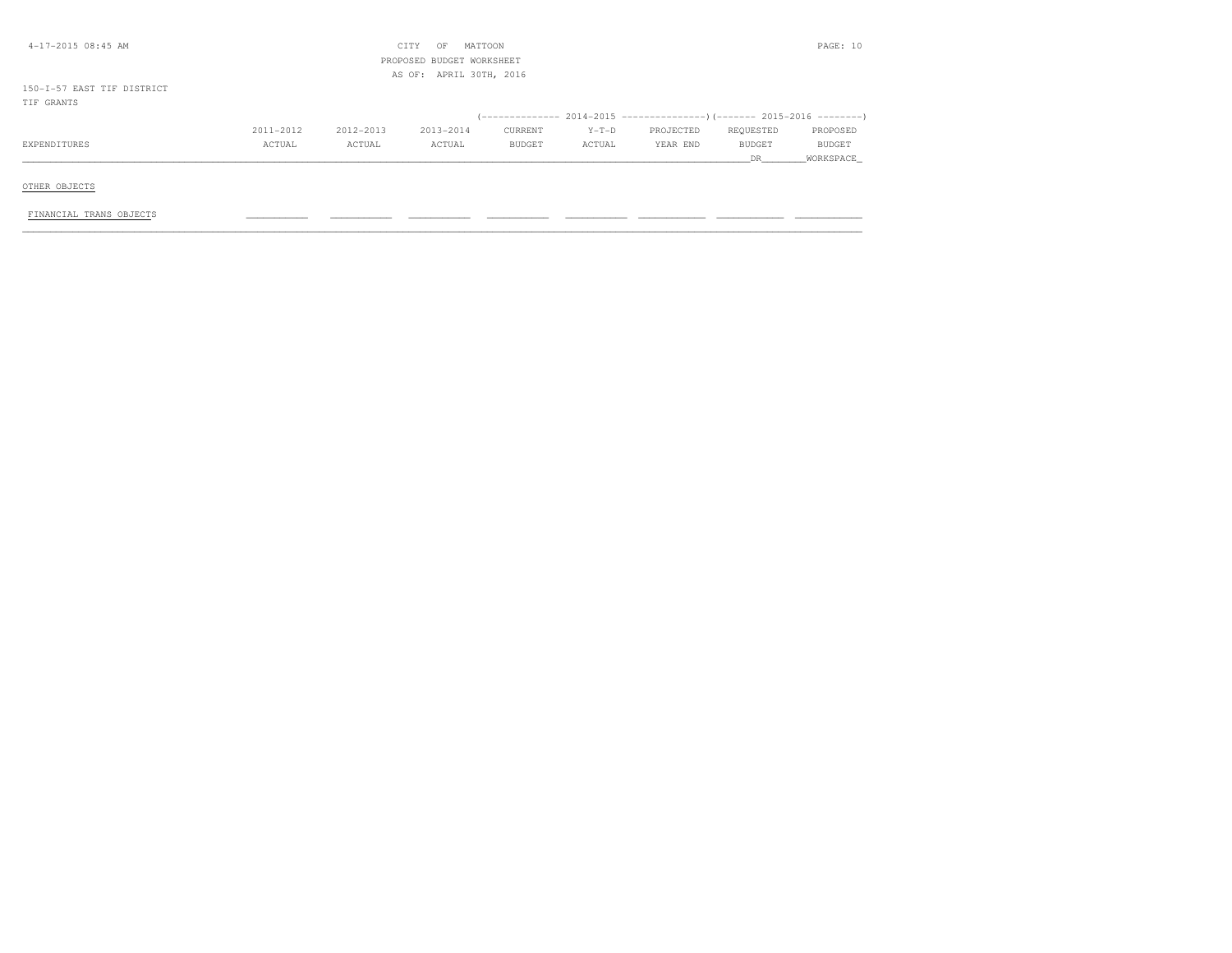CITY OF MATTOON
PROPOSED BUDGET WORKSHEET
AS OF: APRIL 30TH, 2016

150-I-57 EAST TIF DISTRICT
TIF GRANTS

| EXPENDITURES | 2011-2012 ACTUAL | 2012-2013 ACTUAL | 2013-2014 ACTUAL | 2014-2015 CURRENT BUDGET | 2014-2015 Y-T-D ACTUAL | 2014-2015 PROJECTED YEAR END | 2015-2016 REQUESTED BUDGET DR | 2015-2016 PROPOSED BUDGET WORKSPACE |
|---|---|---|---|---|---|---|---|---|
| OTHER OBJECTS | | | | | | | | |
| FINANCIAL TRANS OBJECTS | | | | | | | | |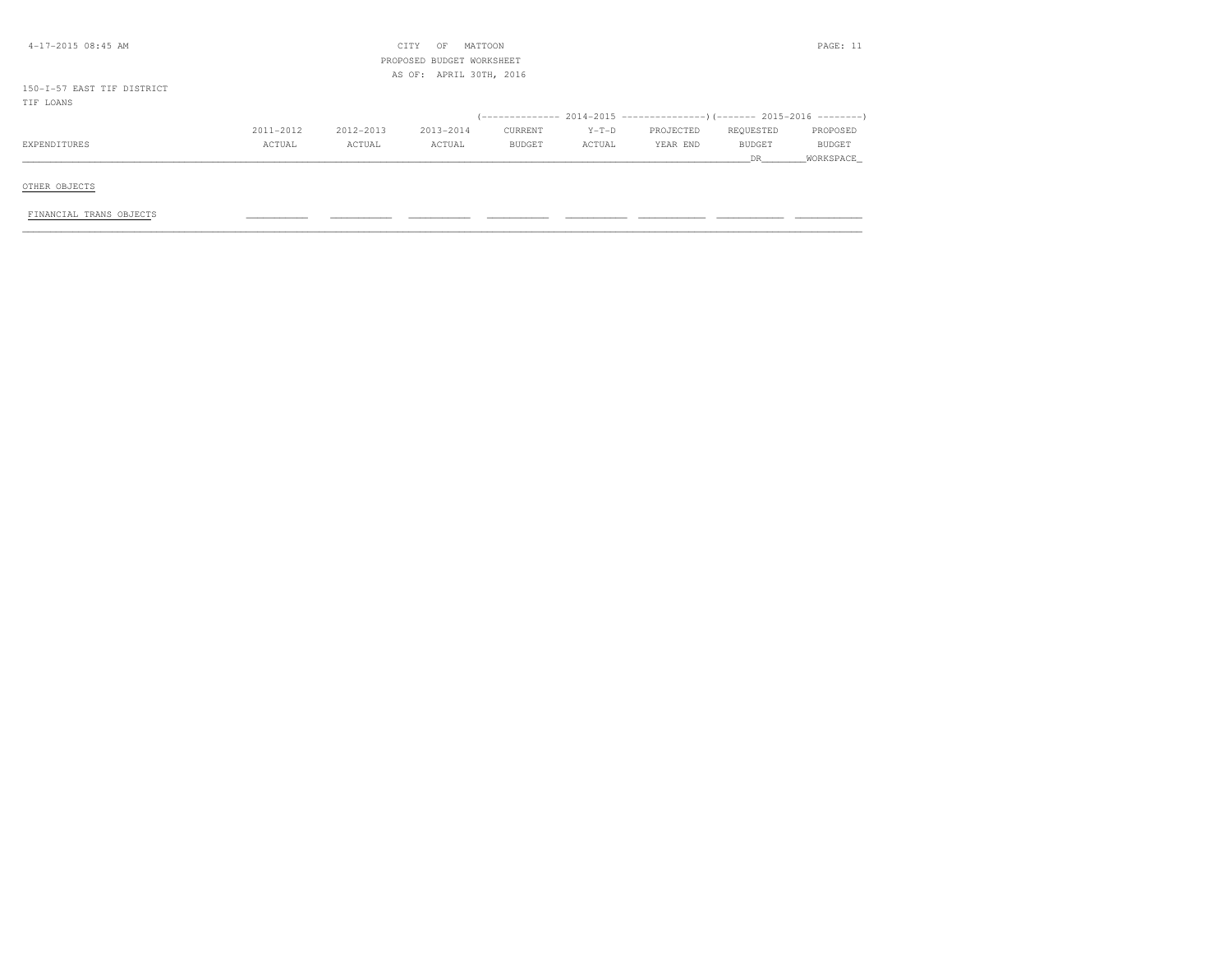CITY OF MATTOON
PROPOSED BUDGET WORKSHEET
AS OF: APRIL 30TH, 2016

150-I-57 EAST TIF DISTRICT
TIF LOANS

| EXPENDITURES | 2011-2012 ACTUAL | 2012-2013 ACTUAL | 2013-2014 ACTUAL | 2014-2015 CURRENT BUDGET | 2014-2015 Y-T-D ACTUAL | 2014-2015 PROJECTED YEAR END | 2015-2016 REQUESTED BUDGET DR | 2015-2016 PROPOSED BUDGET WORKSHPACE |
|---|---|---|---|---|---|---|---|---|
| OTHER OBJECTS | | | | | | | | |
| FINANCIAL TRANS OBJECTS | | | | | | | | |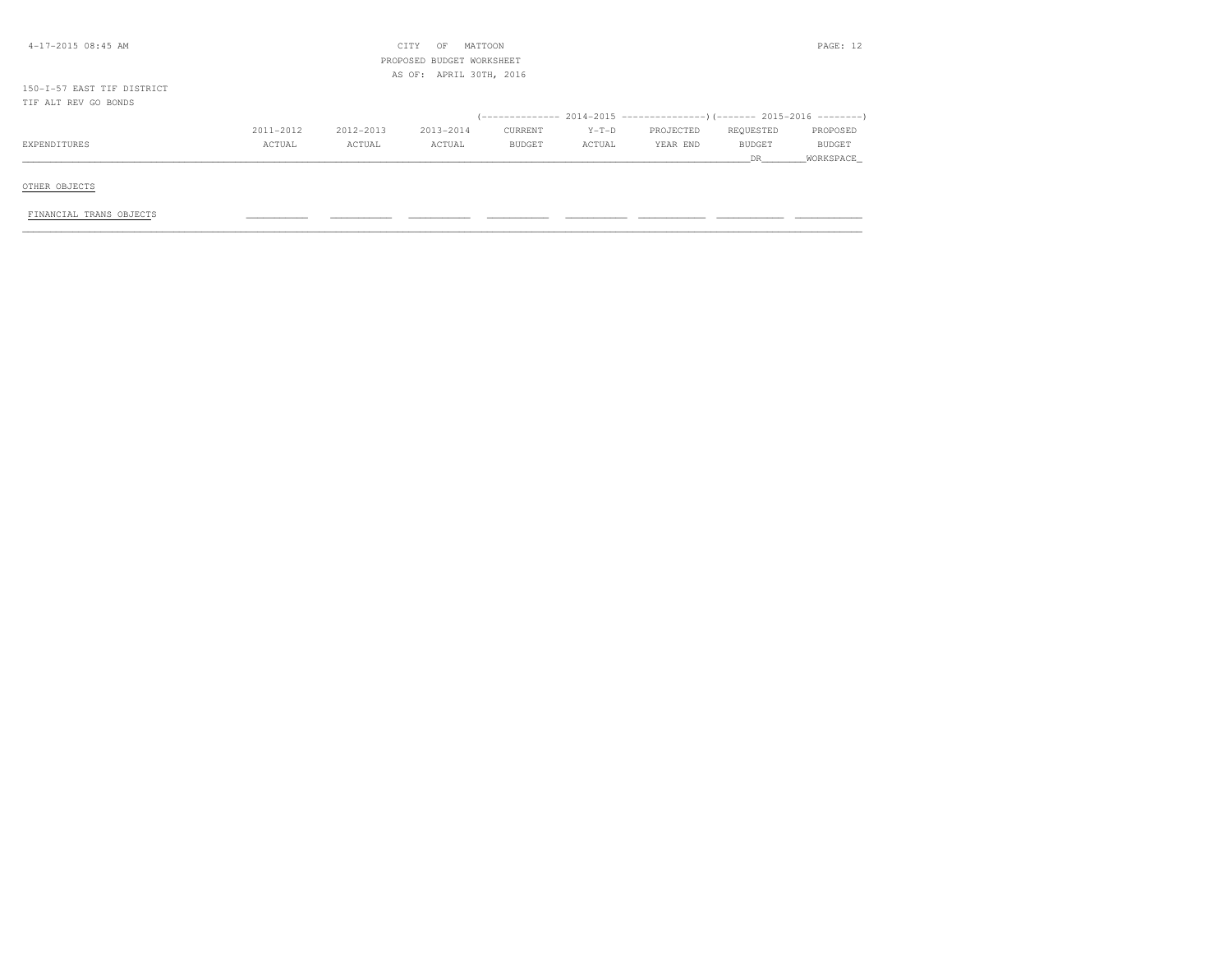CITY OF MATTOON

PROPOSED BUDGET WORKSHEET

AS OF: APRIL 30TH, 2016

150-I-57 EAST TIF DISTRICT

TIF ALT REV GO BONDS

| | | | | 2014-2015 | | | 2015-2016 | |
|---|---|---|---|---|---|---|---|---|
| EXPENDITURES | 2011-2012 ACTUAL | 2012-2013 ACTUAL | 2013-2014 ACTUAL | CURRENT BUDGET | Y-T-D ACTUAL | PROJECTED YEAR END | REQUESTED BUDGET DR | PROPOSED BUDGET WORKSPACE |
| OTHER OBJECTS | | | | | | | | |
| FINANCIAL TRANS OBJECTS | | | | | | | | |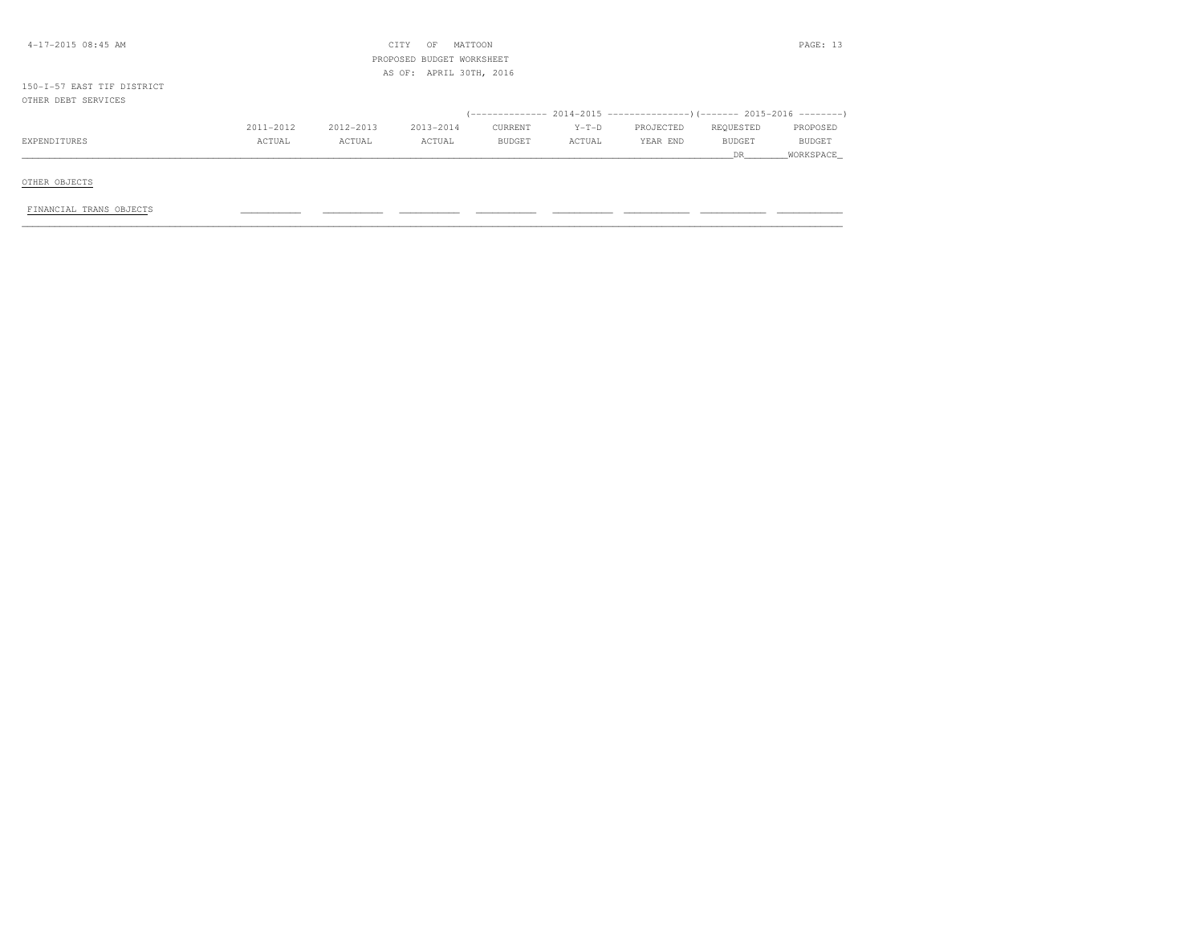CITY OF MATTOON
PROPOSED BUDGET WORKSHEET
AS OF: APRIL 30TH, 2016

150-I-57 EAST TIF DISTRICT
OTHER DEBT SERVICES

| EXPENDITURES | 2011-2012 ACTUAL | 2012-2013 ACTUAL | 2013-2014 ACTUAL | 2014-2015 CURRENT BUDGET | 2014-2015 Y-T-D ACTUAL | 2014-2015 PROJECTED YEAR END | 2015-2016 REQUESTED BUDGET DR | 2015-2016 PROPOSED BUDGET WORKSPACE |
|---|---|---|---|---|---|---|---|---|
| OTHER OBJECTS | | | | | | | | |
| FINANCIAL TRANS OBJECTS | | | | | | | | |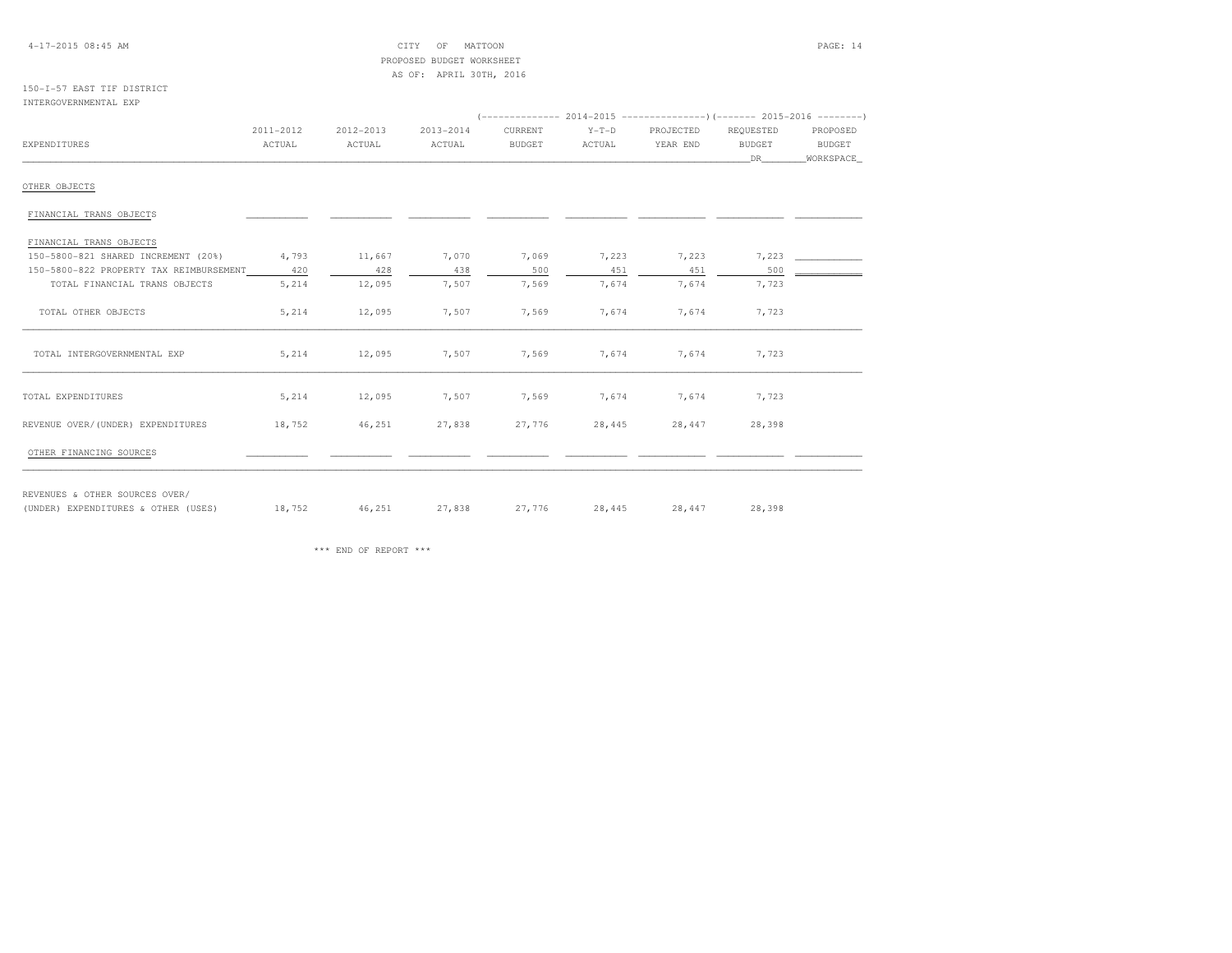CITY OF MATTOON
PROPOSED BUDGET WORKSHEET
AS OF: APRIL 30TH, 2016

150-I-57 EAST TIF DISTRICT
INTERGOVERNMENTAL EXP

| EXPENDITURES | 2011-2012 ACTUAL | 2012-2013 ACTUAL | 2013-2014 ACTUAL | 2014-2015 CURRENT BUDGET | 2014-2015 Y-T-D ACTUAL | 2014-2015 PROJECTED YEAR END | 2015-2016 REQUESTED BUDGET DR | 2015-2016 PROPOSED BUDGET WORKSPACE |
|---|---|---|---|---|---|---|---|---|
| OTHER OBJECTS | | | | | | | | |
| FINANCIAL TRANS OBJECTS | | | | | | | | |
| FINANCIAL TRANS OBJECTS | | | | | | | | |
| 150-5800-821 SHARED INCREMENT (20%) | 4,793 | 11,667 | 7,070 | 7,069 | 7,223 | 7,223 | 7,223 | |
| 150-5800-822 PROPERTY TAX REIMBURSEMENT | 420 | 428 | 438 | 500 | 451 | 451 | 500 | |
| TOTAL FINANCIAL TRANS OBJECTS | 5,214 | 12,095 | 7,507 | 7,569 | 7,674 | 7,674 | 7,723 | |
| TOTAL OTHER OBJECTS | 5,214 | 12,095 | 7,507 | 7,569 | 7,674 | 7,674 | 7,723 | |
| TOTAL INTERGOVERNMENTAL EXP | 5,214 | 12,095 | 7,507 | 7,569 | 7,674 | 7,674 | 7,723 | |
| TOTAL EXPENDITURES | 5,214 | 12,095 | 7,507 | 7,569 | 7,674 | 7,674 | 7,723 | |
| REVENUE OVER/(UNDER) EXPENDITURES | 18,752 | 46,251 | 27,838 | 27,776 | 28,445 | 28,447 | 28,398 | |
| OTHER FINANCING SOURCES | | | | | | | | |
| REVENUES & OTHER SOURCES OVER/ (UNDER) EXPENDITURES & OTHER (USES) | 18,752 | 46,251 | 27,838 | 27,776 | 28,445 | 28,447 | 28,398 | |

\*\*\* END OF REPORT \*\*\*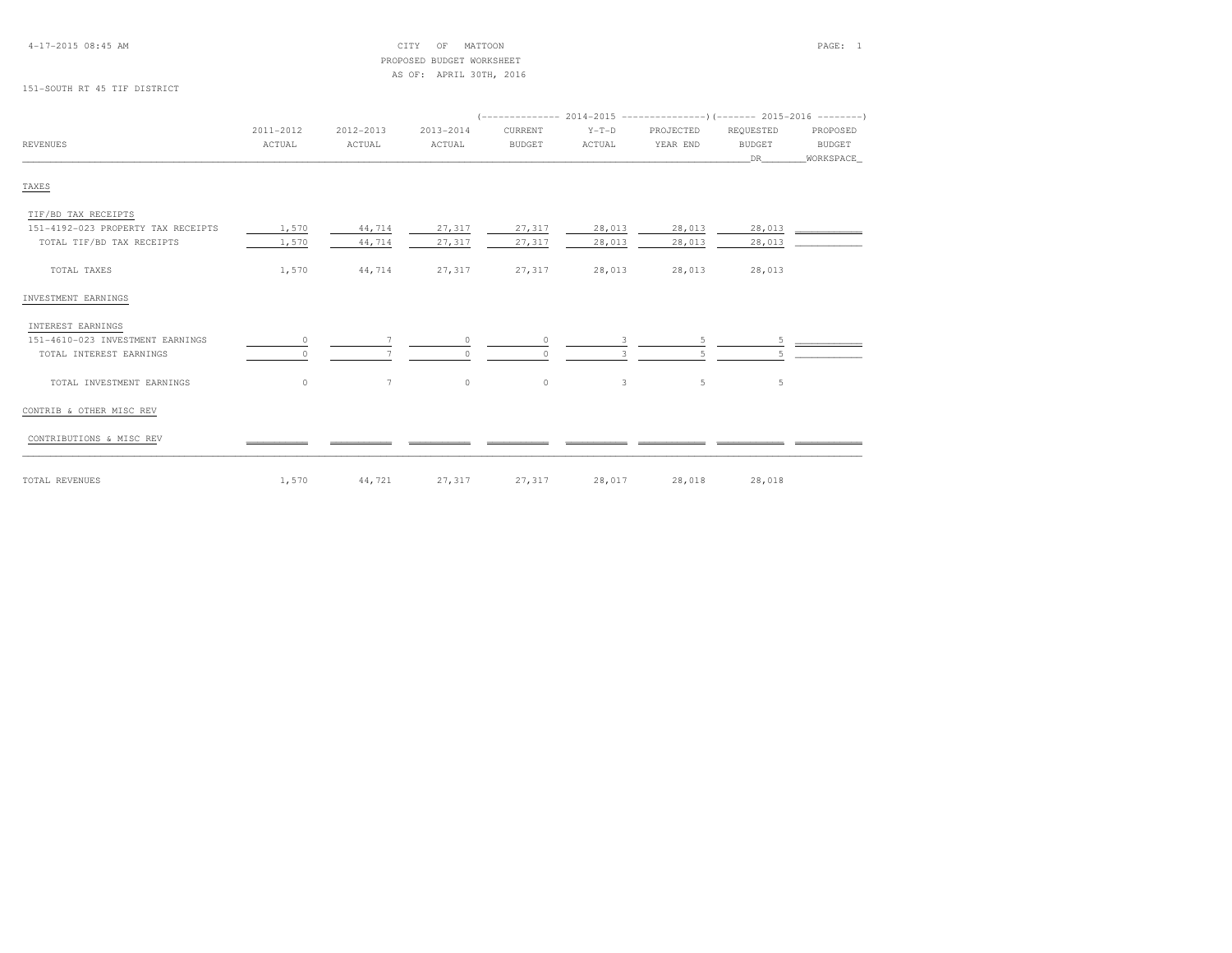CITY OF MATTOON
PROPOSED BUDGET WORKSHEET
AS OF: APRIL 30TH, 2016

151-SOUTH RT 45 TIF DISTRICT

| REVENUES | 2011-2012 ACTUAL | 2012-2013 ACTUAL | 2013-2014 ACTUAL | 2014-2015 CURRENT BUDGET | 2014-2015 Y-T-D ACTUAL | 2014-2015 PROJECTED YEAR END | 2015-2016 REQUESTED BUDGET DR | 2015-2016 PROPOSED BUDGET WORKSPACE |
|---|---|---|---|---|---|---|---|---|
| **TAXES** | | | | | | | | |
| TIF/BD TAX RECEIPTS | | | | | | | | |
| 151-4192-023 PROPERTY TAX RECEIPTS | 1,570 | 44,714 | 27,317 | 27,317 | 28,013 | 28,013 | 28,013 | |
| TOTAL TIF/BD TAX RECEIPTS | 1,570 | 44,714 | 27,317 | 27,317 | 28,013 | 28,013 | 28,013 | |
| TOTAL TAXES | 1,570 | 44,714 | 27,317 | 27,317 | 28,013 | 28,013 | 28,013 | |
| **INVESTMENT EARNINGS** | | | | | | | | |
| INTEREST EARNINGS | | | | | | | | |
| 151-4610-023 INVESTMENT EARNINGS | 0 | 7 | 0 | 0 | 3 | 5 | 5 | |
| TOTAL INTEREST EARNINGS | 0 | 7 | 0 | 0 | 3 | 5 | 5 | |
| TOTAL INVESTMENT EARNINGS | 0 | 7 | 0 | 0 | 3 | 5 | 5 | |
| **CONTRIB & OTHER MISC REV** | | | | | | | | |
| CONTRIBUTIONS & MISC REV | | | | | | | | |
| TOTAL REVENUES | 1,570 | 44,721 | 27,317 | 27,317 | 28,017 | 28,018 | 28,018 | |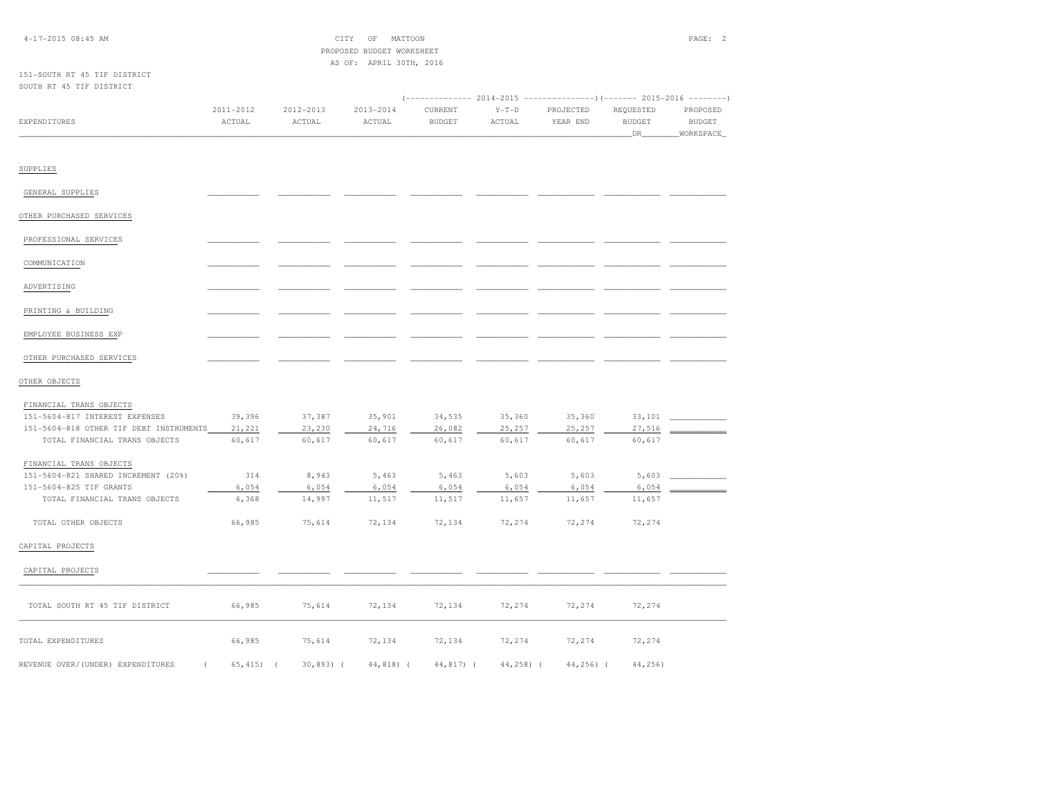CITY OF MATTOON
PROPOSED BUDGET WORKSHEET
AS OF: APRIL 30TH, 2016

151-SOUTH RT 45 TIF DISTRICT
SOUTH RT 45 TIF DISTRICT

| EXPENDITURES | 2011-2012 ACTUAL | 2012-2013 ACTUAL | 2013-2014 ACTUAL | 2014-2015 CURRENT BUDGET | 2014-2015 Y-T-D ACTUAL | 2014-2015 PROJECTED YEAR END | 2015-2016 REQUESTED BUDGET DR | 2015-2016 PROPOSED BUDGET WORKSPACE |
|---|---|---|---|---|---|---|---|---|
| SUPPLIES | | | | | | | | |
| GENERAL SUPPLIES | | | | | | | | |
| OTHER PURCHASED SERVICES | | | | | | | | |
| PROFESSIONAL SERVICES | | | | | | | | |
| COMMUNICATION | | | | | | | | |
| ADVERTISING | | | | | | | | |
| PRINTING & BUILDING | | | | | | | | |
| EMPLOYEE BUSINESS EXP | | | | | | | | |
| OTHER PURCHASED SERVICES | | | | | | | | |
| OTHER OBJECTS | | | | | | | | |
| FINANCIAL TRANS OBJECTS | | | | | | | | |
| 151-5604-817 INTEREST EXPENSES | 39,396 | 37,387 | 35,901 | 34,535 | 35,360 | 35,360 | 33,101 | |
| 151-5604-818 OTHER TIF DEBT INSTRUMENTS | 21,221 | 23,230 | 24,716 | 26,082 | 25,257 | 25,257 | 27,516 | |
| TOTAL FINANCIAL TRANS OBJECTS | 60,617 | 60,617 | 60,617 | 60,617 | 60,617 | 60,617 | 60,617 | |
| FINANCIAL TRANS OBJECTS | | | | | | | | |
| 151-5604-821 SHARED INCREMENT (20%) | 314 | 8,943 | 5,463 | 5,463 | 5,603 | 5,603 | 5,603 | |
| 151-5604-825 TIF GRANTS | 6,054 | 6,054 | 6,054 | 6,054 | 6,054 | 6,054 | 6,054 | |
| TOTAL FINANCIAL TRANS OBJECTS | 6,368 | 14,997 | 11,517 | 11,517 | 11,657 | 11,657 | 11,657 | |
| TOTAL OTHER OBJECTS | 66,985 | 75,614 | 72,134 | 72,134 | 72,274 | 72,274 | 72,274 | |
| CAPITAL PROJECTS | | | | | | | | |
| CAPITAL PROJECTS | | | | | | | | |
| TOTAL SOUTH RT 45 TIF DISTRICT | 66,985 | 75,614 | 72,134 | 72,134 | 72,274 | 72,274 | 72,274 | |
| TOTAL EXPENDITURES | 66,985 | 75,614 | 72,134 | 72,134 | 72,274 | 72,274 | 72,274 | |
| REVENUE OVER/(UNDER) EXPENDITURES | ( 65,415) | ( 30,893) | ( 44,818) | ( 44,817) | ( 44,258) | ( 44,256) | ( 44,256) | |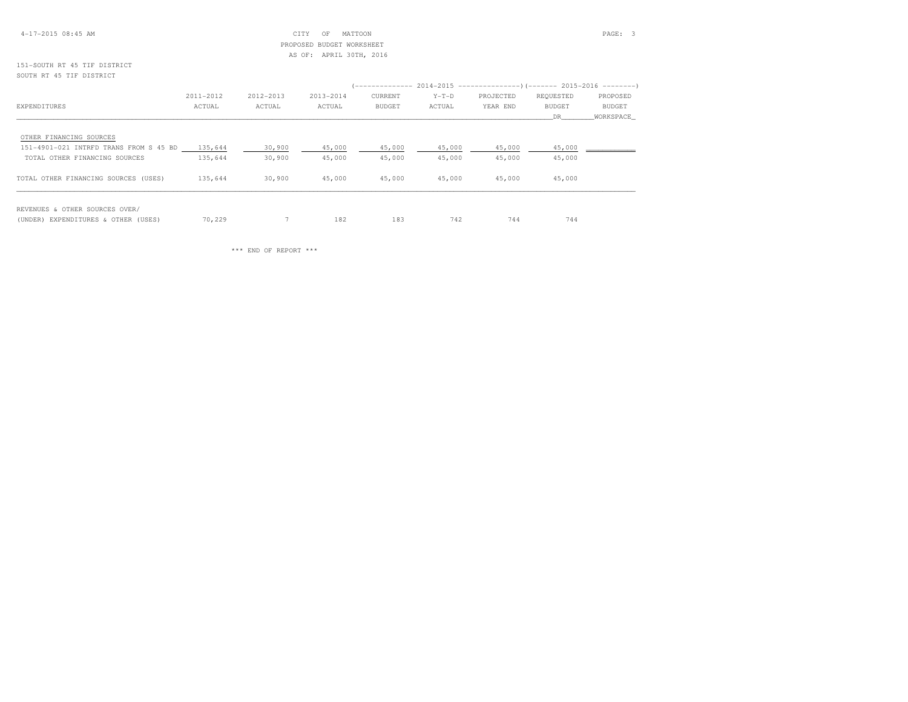CITY OF MATTOON
PROPOSED BUDGET WORKSHEET
AS OF: APRIL 30TH, 2016

151-SOUTH RT 45 TIF DISTRICT
SOUTH RT 45 TIF DISTRICT

| EXPENDITURES | 2011-2012 ACTUAL | 2012-2013 ACTUAL | 2013-2014 ACTUAL | 2014-2015 CURRENT BUDGET | 2014-2015 Y-T-D ACTUAL | 2014-2015 PROJECTED YEAR END | 2015-2016 REQUESTED BUDGET DR | 2015-2016 PROPOSED BUDGET WORKSPACE |
|---|---|---|---|---|---|---|---|---|
| OTHER FINANCING SOURCES | | | | | | | | |
| 151-4901-021 INTRFD TRANS FROM S 45 BD | 135,644 | 30,900 | 45,000 | 45,000 | 45,000 | 45,000 | 45,000 | |
| TOTAL OTHER FINANCING SOURCES | 135,644 | 30,900 | 45,000 | 45,000 | 45,000 | 45,000 | 45,000 | |
| TOTAL OTHER FINANCING SOURCES (USES) | 135,644 | 30,900 | 45,000 | 45,000 | 45,000 | 45,000 | 45,000 | |
| REVENUES & OTHER SOURCES OVER/ (UNDER) EXPENDITURES & OTHER (USES) | 70,229 | 7 | 182 | 183 | 742 | 744 | 744 | |

\*\*\* END OF REPORT \*\*\*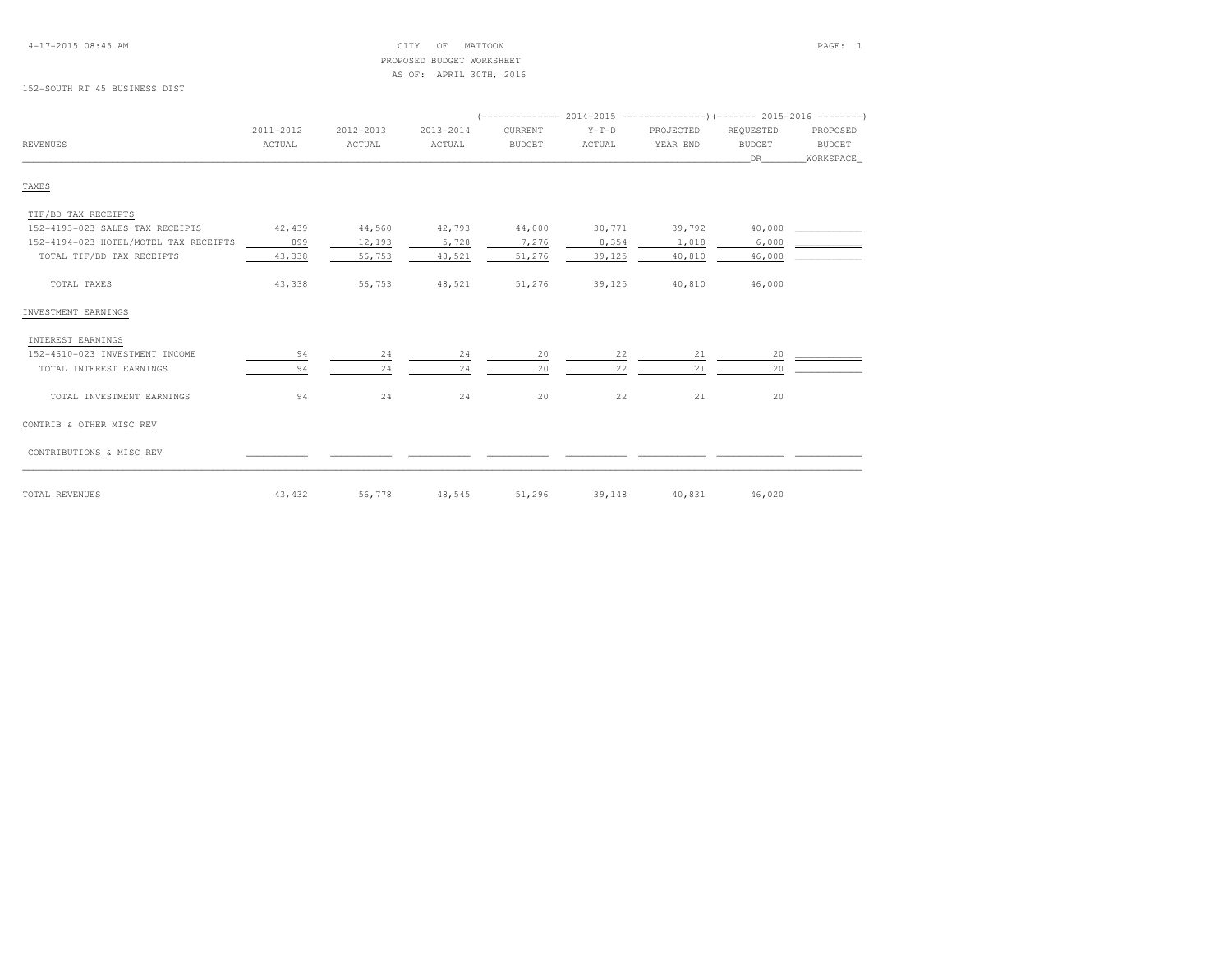CITY OF MATTOON
PROPOSED BUDGET WORKSHEET
AS OF: APRIL 30TH, 2016

152-SOUTH RT 45 BUSINESS DIST

| REVENUES | 2011-2012 ACTUAL | 2012-2013 ACTUAL | 2013-2014 ACTUAL | 2014-2015 CURRENT BUDGET | 2014-2015 Y-T-D ACTUAL | 2014-2015 PROJECTED YEAR END | 2015-2016 REQUESTED BUDGET DR | 2015-2016 PROPOSED BUDGET WORKSPACE |
|---|---|---|---|---|---|---|---|---|
| TAXES | | | | | | | | |
| TIF/BD TAX RECEIPTS | | | | | | | | |
| 152-4193-023 SALES TAX RECEIPTS | 42,439 | 44,560 | 42,793 | 44,000 | 30,771 | 39,792 | 40,000 | |
| 152-4194-023 HOTEL/MOTEL TAX RECEIPTS | 899 | 12,193 | 5,728 | 7,276 | 8,354 | 1,018 | 6,000 | |
| TOTAL TIF/BD TAX RECEIPTS | 43,338 | 56,753 | 48,521 | 51,276 | 39,125 | 40,810 | 46,000 | |
| TOTAL TAXES | 43,338 | 56,753 | 48,521 | 51,276 | 39,125 | 40,810 | 46,000 | |
| INVESTMENT EARNINGS | | | | | | | | |
| INTEREST EARNINGS | | | | | | | | |
| 152-4610-023 INVESTMENT INCOME | 94 | 24 | 24 | 20 | 22 | 21 | 20 | |
| TOTAL INTEREST EARNINGS | 94 | 24 | 24 | 20 | 22 | 21 | 20 | |
| TOTAL INVESTMENT EARNINGS | 94 | 24 | 24 | 20 | 22 | 21 | 20 | |
| CONTRIB & OTHER MISC REV | | | | | | | | |
| CONTRIBUTIONS & MISC REV | | | | | | | | |
| TOTAL REVENUES | 43,432 | 56,778 | 48,545 | 51,296 | 39,148 | 40,831 | 46,020 | |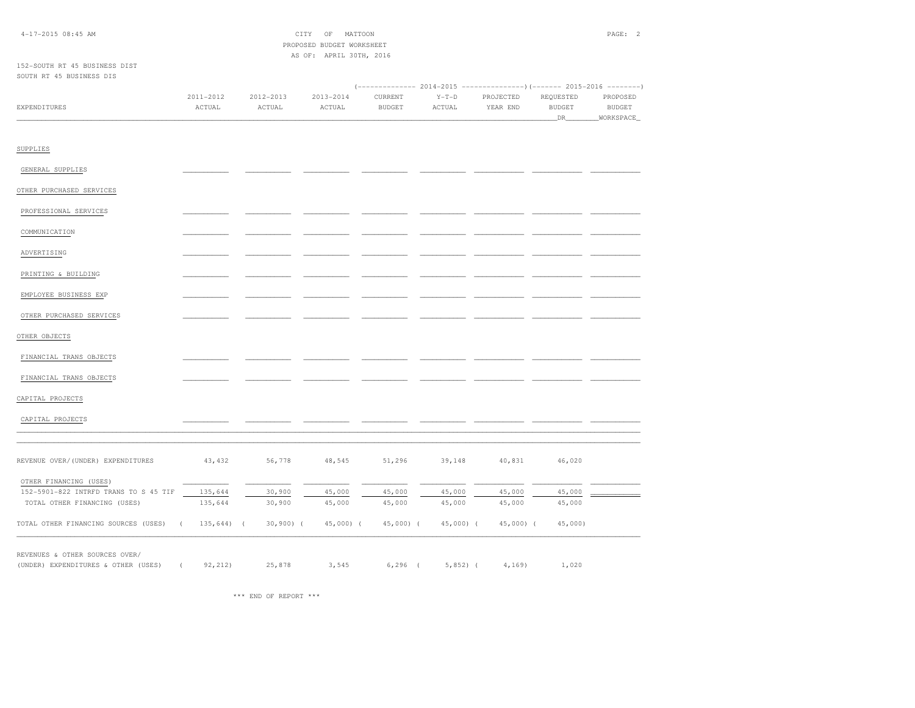CITY OF MATTOON
PROPOSED BUDGET WORKSHEET
AS OF: APRIL 30TH, 2016

152-SOUTH RT 45 BUSINESS DIST
SOUTH RT 45 BUSINESS DIS

| EXPENDITURES | 2011-2012 ACTUAL | 2012-2013 ACTUAL | 2013-2014 ACTUAL | 2014-2015 CURRENT BUDGET | 2014-2015 Y-T-D ACTUAL | 2014-2015 PROJECTED YEAR END | 2015-2016 REQUESTED BUDGET DR | 2015-2016 PROPOSED BUDGET WORKSPACE |
|---|---|---|---|---|---|---|---|---|
| SUPPLIES | | | | | | | | |
| GENERAL SUPPLIES | | | | | | | | |
| OTHER PURCHASED SERVICES | | | | | | | | |
| PROFESSIONAL SERVICES | | | | | | | | |
| COMMUNICATION | | | | | | | | |
| ADVERTISING | | | | | | | | |
| PRINTING & BUILDING | | | | | | | | |
| EMPLOYEE BUSINESS EXP | | | | | | | | |
| OTHER PURCHASED SERVICES | | | | | | | | |
| OTHER OBJECTS | | | | | | | | |
| FINANCIAL TRANS OBJECTS | | | | | | | | |
| FINANCIAL TRANS OBJECTS | | | | | | | | |
| CAPITAL PROJECTS | | | | | | | | |
| CAPITAL PROJECTS | | | | | | | | |
| REVENUE OVER/(UNDER) EXPENDITURES | 43,432 | 56,778 | 48,545 | 51,296 | 39,148 | 40,831 | 46,020 | |
| OTHER FINANCING (USES) | | | | | | | | |
| 152-5901-822 INTRFD TRANS TO S 45 TIF | 135,644 | 30,900 | 45,000 | 45,000 | 45,000 | 45,000 | 45,000 | |
| TOTAL OTHER FINANCING (USES) | 135,644 | 30,900 | 45,000 | 45,000 | 45,000 | 45,000 | 45,000 | |
| TOTAL OTHER FINANCING SOURCES (USES) | ( 135,644) | ( 30,900) | ( 45,000) | ( 45,000) | ( 45,000) | ( 45,000) | ( 45,000) | |
| REVENUES & OTHER SOURCES OVER/ (UNDER) EXPENDITURES & OTHER (USES) | ( 92,212) | 25,878 | 3,545 | 6,296 | ( 5,852) | ( 4,169) | 1,020 | |

\*\*\* END OF REPORT \*\*\*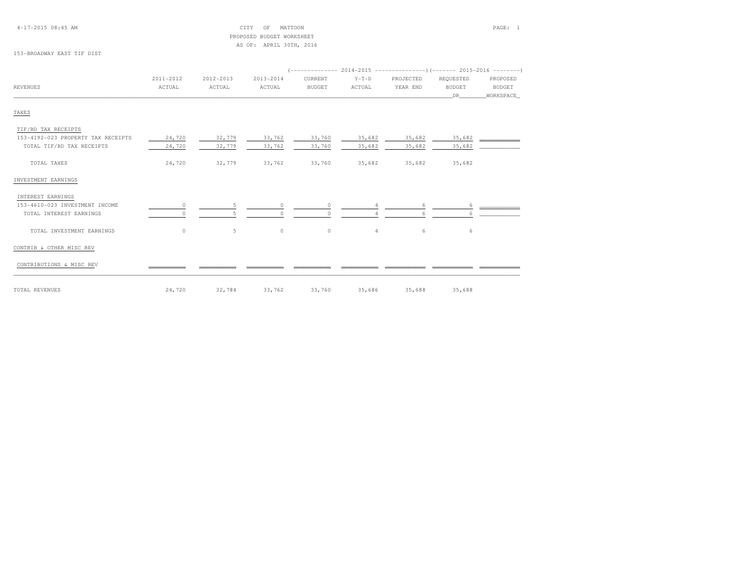CITY OF MATTOON
PROPOSED BUDGET WORKSHEET
AS OF: APRIL 30TH, 2016

153-BROADWAY EAST TIF DIST

| REVENUES | 2011-2012 ACTUAL | 2012-2013 ACTUAL | 2013-2014 ACTUAL | 2014-2015 CURRENT BUDGET | 2014-2015 Y-T-D ACTUAL | 2014-2015 PROJECTED YEAR END | 2015-2016 REQUESTED BUDGET DR | 2015-2016 PROPOSED BUDGET WORKSPACE |
|---|---|---|---|---|---|---|---|---|
| TAXES | | | | | | | | |
| TIF/BD TAX RECEIPTS | | | | | | | | |
| 153-4192-023 PROPERTY TAX RECEIPTS | 24,720 | 32,779 | 33,762 | 33,760 | 35,682 | 35,682 | 35,682 | |
| TOTAL TIF/BD TAX RECEIPTS | 24,720 | 32,779 | 33,762 | 33,760 | 35,682 | 35,682 | 35,682 | |
| TOTAL TAXES | 24,720 | 32,779 | 33,762 | 33,760 | 35,682 | 35,682 | 35,682 | |
| INVESTMENT EARNINGS | | | | | | | | |
| INTEREST EARNINGS | | | | | | | | |
| 153-4610-023 INVESTMENT INCOME | 0 | 5 | 0 | 0 | 4 | 6 | 6 | |
| TOTAL INTEREST EARNINGS | 0 | 5 | 0 | 0 | 4 | 6 | 6 | |
| TOTAL INVESTMENT EARNINGS | 0 | 5 | 0 | 0 | 4 | 6 | 6 | |
| CONTRIB & OTHER MISC REV | | | | | | | | |
| CONTRIBUTIONS & MISC REV | | | | | | | | |
| TOTAL REVENUES | 24,720 | 32,784 | 33,762 | 33,760 | 35,686 | 35,688 | 35,688 | |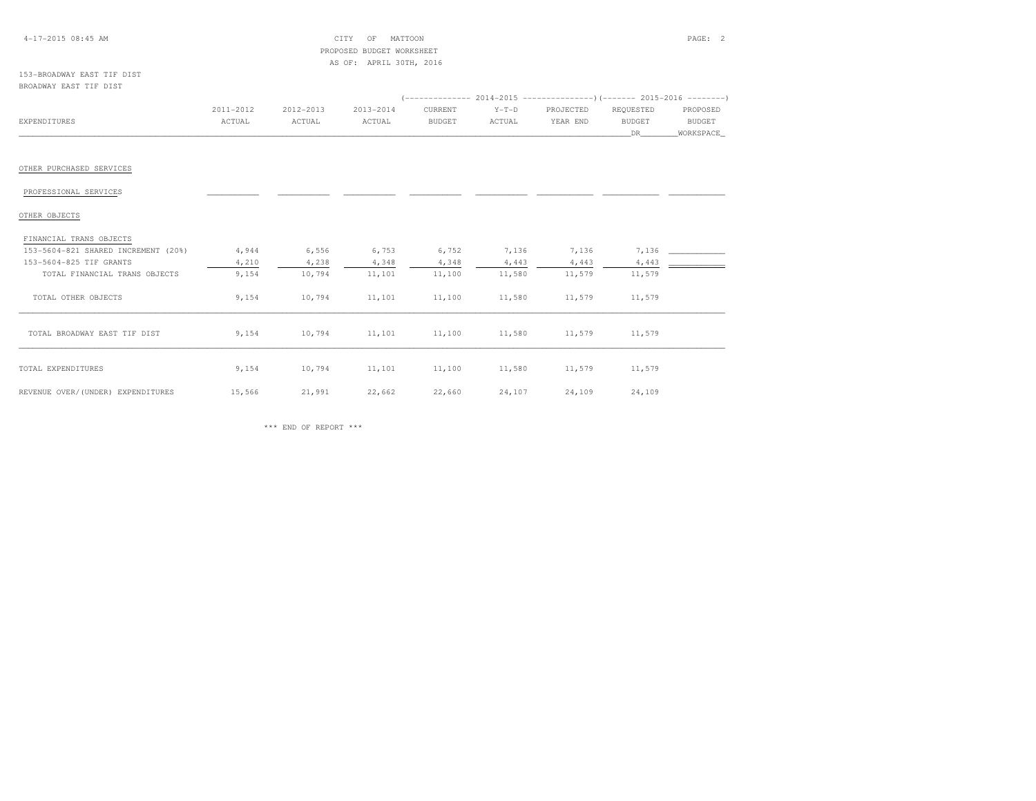4-17-2015 08:45 AM

CITY OF MATTOON
PROPOSED BUDGET WORKSHEET
AS OF: APRIL 30TH, 2016

153-BROADWAY EAST TIF DIST
BROADWAY EAST TIF DIST

| EXPENDITURES | 2011-2012 ACTUAL | 2012-2013 ACTUAL | 2013-2014 ACTUAL | 2014-2015 CURRENT BUDGET | 2014-2015 Y-T-D ACTUAL | 2014-2015 PROJECTED YEAR END | 2015-2016 REQUESTED BUDGET DR | 2015-2016 PROPOSED BUDGET WORKSHEET |
|---|---|---|---|---|---|---|---|---|
| OTHER PURCHASED SERVICES | | | | | | | | |
| PROFESSIONAL SERVICES | | | | | | | | |
| OTHER OBJECTS | | | | | | | | |
| FINANCIAL TRANS OBJECTS | | | | | | | | |
| 153-5604-821 SHARED INCREMENT (20%) | 4,944 | 6,556 | 6,753 | 6,752 | 7,136 | 7,136 | 7,136 | |
| 153-5604-825 TIF GRANTS | 4,210 | 4,238 | 4,348 | 4,348 | 4,443 | 4,443 | 4,443 | |
| TOTAL FINANCIAL TRANS OBJECTS | 9,154 | 10,794 | 11,101 | 11,100 | 11,580 | 11,579 | 11,579 | |
| TOTAL OTHER OBJECTS | 9,154 | 10,794 | 11,101 | 11,100 | 11,580 | 11,579 | 11,579 | |
| TOTAL BROADWAY EAST TIF DIST | 9,154 | 10,794 | 11,101 | 11,100 | 11,580 | 11,579 | 11,579 | |
| TOTAL EXPENDITURES | 9,154 | 10,794 | 11,101 | 11,100 | 11,580 | 11,579 | 11,579 | |
| REVENUE OVER/(UNDER) EXPENDITURES | 15,566 | 21,991 | 22,662 | 22,660 | 24,107 | 24,109 | 24,109 | |

*** END OF REPORT ***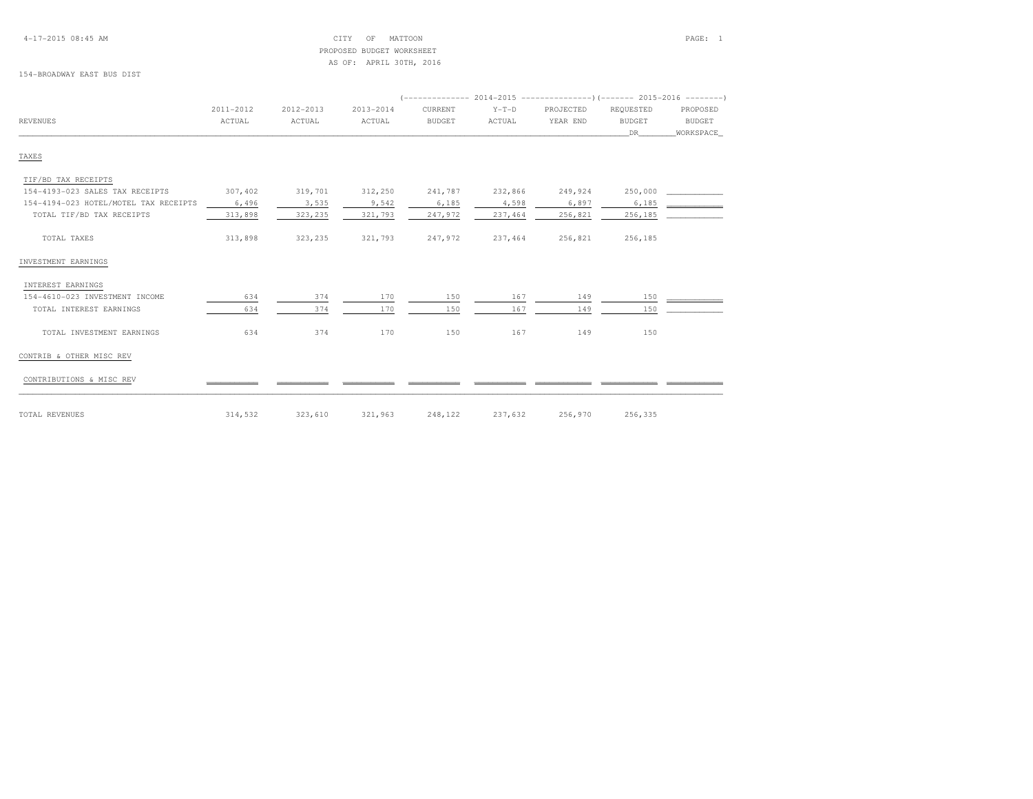4-17-2015 08:45 AM

CITY OF MATTOON
PROPOSED BUDGET WORKSHEET
AS OF: APRIL 30TH, 2016

154-BROADWAY EAST BUS DIST

| REVENUES | 2011-2012 ACTUAL | 2012-2013 ACTUAL | 2013-2014 ACTUAL | 2014-2015 CURRENT BUDGET | 2014-2015 Y-T-D ACTUAL | 2014-2015 PROJECTED YEAR END | 2015-2016 REQUESTED BUDGET DR | 2015-2016 PROPOSED BUDGET WORKSPACE |
|---|---|---|---|---|---|---|---|---|
| **TAXES** | | | | | | | | |
| TIF/BD TAX RECEIPTS | | | | | | | | |
| 154-4193-023 SALES TAX RECEIPTS | 307,402 | 319,701 | 312,250 | 241,787 | 232,866 | 249,924 | 250,000 | |
| 154-4194-023 HOTEL/MOTEL TAX RECEIPTS | 6,496 | 3,535 | 9,542 | 6,185 | 4,598 | 6,897 | 6,185 | |
| TOTAL TIF/BD TAX RECEIPTS | 313,898 | 323,235 | 321,793 | 247,972 | 237,464 | 256,821 | 256,185 | |
| TOTAL TAXES | 313,898 | 323,235 | 321,793 | 247,972 | 237,464 | 256,821 | 256,185 | |
| **INVESTMENT EARNINGS** | | | | | | | | |
| INTEREST EARNINGS | | | | | | | | |
| 154-4610-023 INVESTMENT INCOME | 634 | 374 | 170 | 150 | 167 | 149 | 150 | |
| TOTAL INTEREST EARNINGS | 634 | 374 | 170 | 150 | 167 | 149 | 150 | |
| TOTAL INVESTMENT EARNINGS | 634 | 374 | 170 | 150 | 167 | 149 | 150 | |
| **CONTRIB & OTHER MISC REV** | | | | | | | | |
| CONTRIBUTIONS & MISC REV | | | | | | | | |
| TOTAL REVENUES | 314,532 | 323,610 | 321,963 | 248,122 | 237,632 | 256,970 | 256,335 | |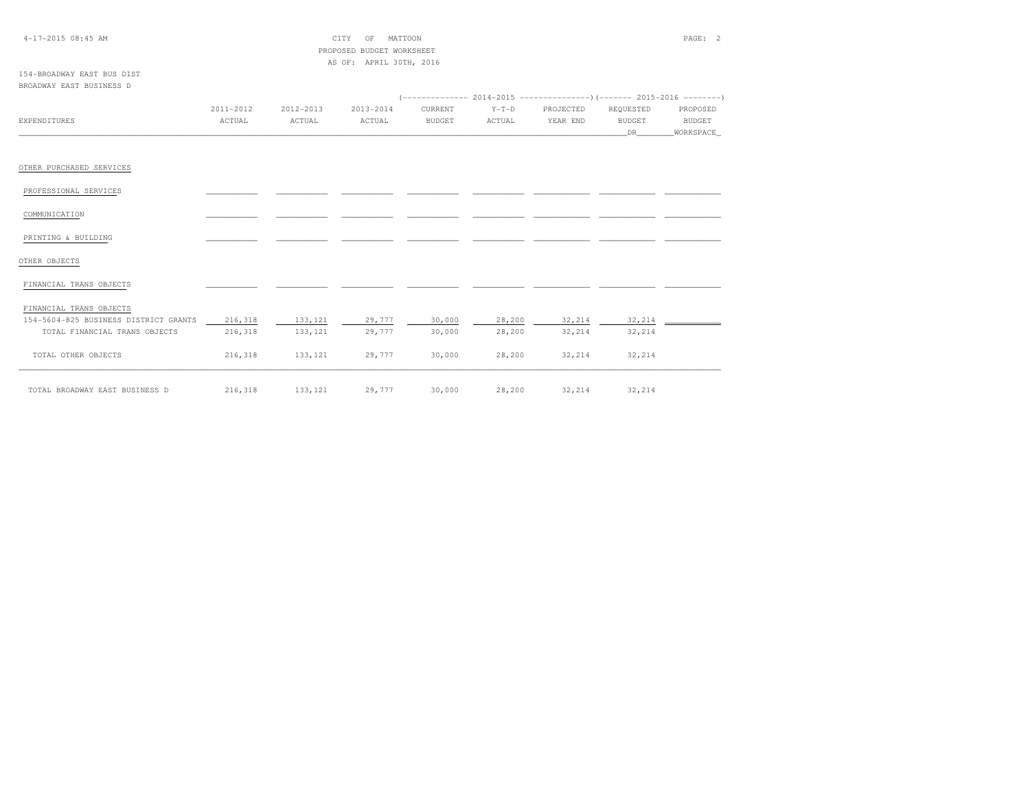CITY OF MATTOON
PROPOSED BUDGET WORKSHEET
AS OF: APRIL 30TH, 2016

154-BROADWAY EAST BUS DIST
BROADWAY EAST BUSINESS D

| EXPENDITURES | 2011-2012 ACTUAL | 2012-2013 ACTUAL | 2013-2014 ACTUAL | 2014-2015 CURRENT BUDGET | 2014-2015 Y-T-D ACTUAL | 2014-2015 PROJECTED YEAR END | 2015-2016 REQUESTED BUDGET DR | 2015-2016 PROPOSED BUDGET WORKSPACE |
|---|---|---|---|---|---|---|---|---|
| OTHER PURCHASED SERVICES | | | | | | | | |
| PROFESSIONAL SERVICES | | | | | | | | |
| COMMUNICATION | | | | | | | | |
| PRINTING & BUILDING | | | | | | | | |
| OTHER OBJECTS | | | | | | | | |
| FINANCIAL TRANS OBJECTS | | | | | | | | |
| FINANCIAL TRANS OBJECTS | | | | | | | | |
| 154-5604-825 BUSINESS DISTRICT GRANTS | 216,318 | 133,121 | 29,777 | 30,000 | 28,200 | 32,214 | 32,214 | |
| TOTAL FINANCIAL TRANS OBJECTS | 216,318 | 133,121 | 29,777 | 30,000 | 28,200 | 32,214 | 32,214 | |
| TOTAL OTHER OBJECTS | 216,318 | 133,121 | 29,777 | 30,000 | 28,200 | 32,214 | 32,214 | |
| TOTAL BROADWAY EAST BUSINESS D | 216,318 | 133,121 | 29,777 | 30,000 | 28,200 | 32,214 | 32,214 | |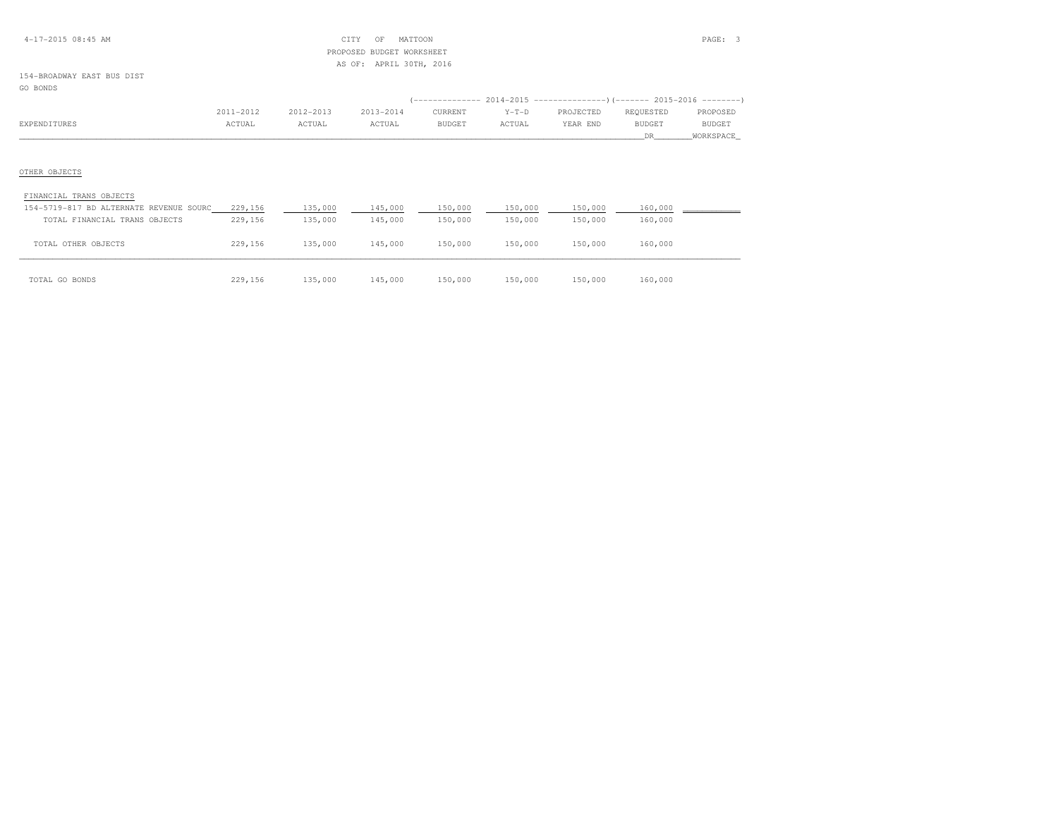CITY OF MATTOON
PROPOSED BUDGET WORKSHEET
AS OF: APRIL 30TH, 2016

154-BROADWAY EAST BUS DIST
GO BONDS

| EXPENDITURES | 2011-2012 ACTUAL | 2012-2013 ACTUAL | 2013-2014 ACTUAL | 2014-2015 CURRENT BUDGET | 2014-2015 Y-T-D ACTUAL | 2014-2015 PROJECTED YEAR END | 2015-2016 REQUESTED BUDGET DR | 2015-2016 PROPOSED BUDGET WORKSPACE |
|---|---|---|---|---|---|---|---|---|
| **OTHER OBJECTS** | | | | | | | | |
| FINANCIAL TRANS OBJECTS | | | | | | | | |
| 154-5719-817 BD ALTERNATE REVENUE SOURC | 229,156 | 135,000 | 145,000 | 150,000 | 150,000 | 150,000 | 160,000 | |
| TOTAL FINANCIAL TRANS OBJECTS | 229,156 | 135,000 | 145,000 | 150,000 | 150,000 | 150,000 | 160,000 | |
| TOTAL OTHER OBJECTS | 229,156 | 135,000 | 145,000 | 150,000 | 150,000 | 150,000 | 160,000 | |
| TOTAL GO BONDS | 229,156 | 135,000 | 145,000 | 150,000 | 150,000 | 150,000 | 160,000 | |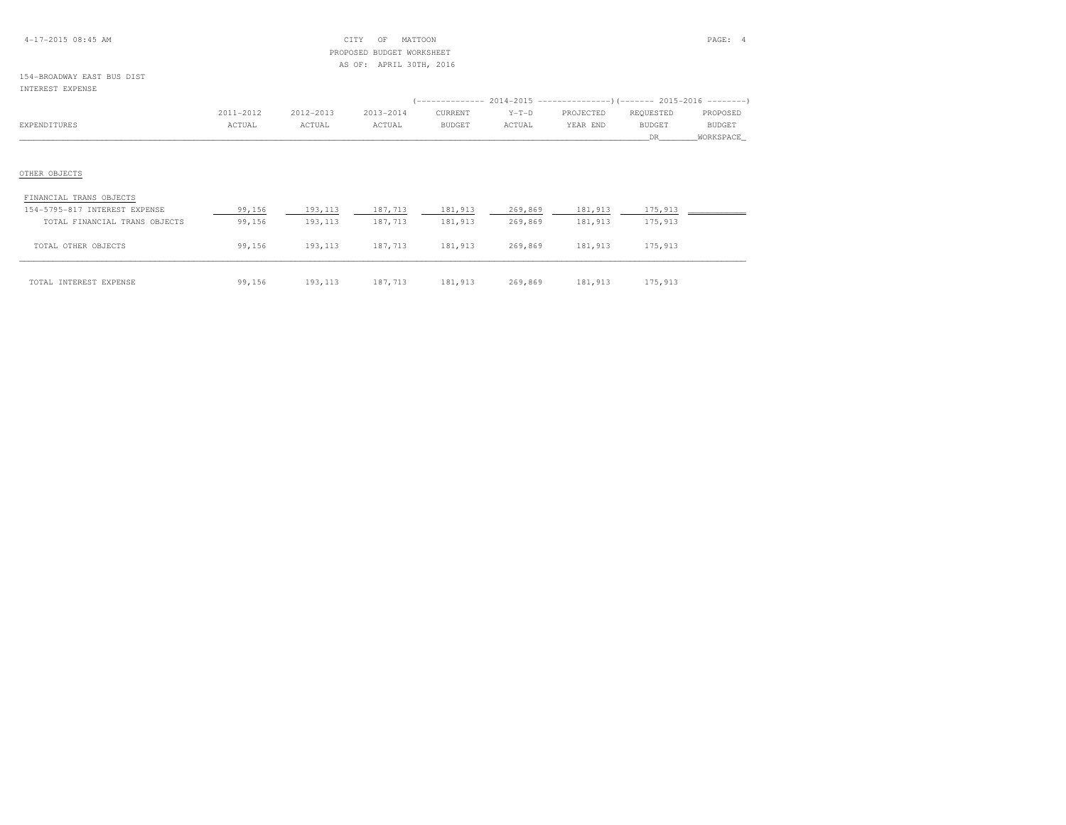CITY OF MATTOON
PROPOSED BUDGET WORKSHEET
AS OF: APRIL 30TH, 2016

154-BROADWAY EAST BUS DIST
INTEREST EXPENSE

| EXPENDITURES | 2011-2012 ACTUAL | 2012-2013 ACTUAL | 2013-2014 ACTUAL | 2014-2015 CURRENT BUDGET | 2014-2015 Y-T-D ACTUAL | 2014-2015 PROJECTED YEAR END | 2015-2016 REQUESTED BUDGET DR | 2015-2016 PROPOSED BUDGET WORKSPACE |
|---|---|---|---|---|---|---|---|---|
| OTHER OBJECTS | | | | | | | | |
| FINANCIAL TRANS OBJECTS | | | | | | | | |
| 154-5795-817 INTEREST EXPENSE | 99,156 | 193,113 | 187,713 | 181,913 | 269,869 | 181,913 | 175,913 | |
| TOTAL FINANCIAL TRANS OBJECTS | 99,156 | 193,113 | 187,713 | 181,913 | 269,869 | 181,913 | 175,913 | |
| TOTAL OTHER OBJECTS | 99,156 | 193,113 | 187,713 | 181,913 | 269,869 | 181,913 | 175,913 | |
| TOTAL INTEREST EXPENSE | 99,156 | 193,113 | 187,713 | 181,913 | 269,869 | 181,913 | 175,913 | |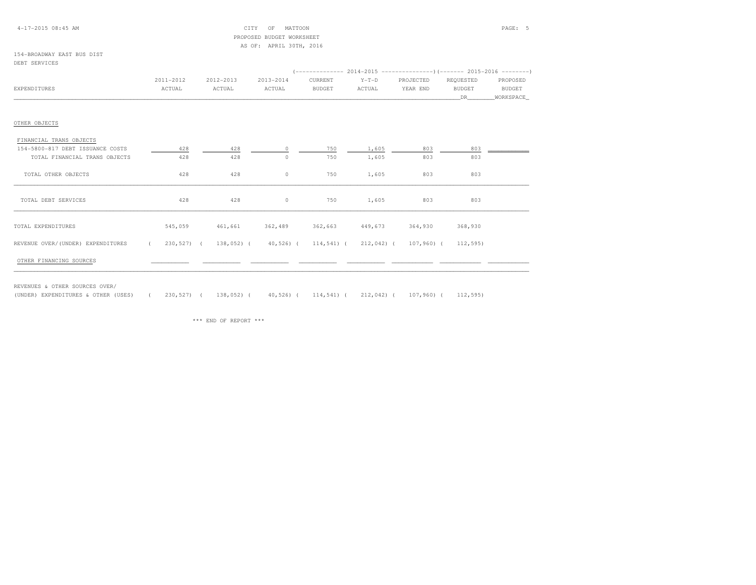CITY OF MATTOON
PROPOSED BUDGET WORKSHEET
AS OF: APRIL 30TH, 2016

154-BROADWAY EAST BUS DIST
DEBT SERVICES

| EXPENDITURES | 2011-2012 ACTUAL | 2012-2013 ACTUAL | 2013-2014 ACTUAL | 2014-2015 CURRENT BUDGET | 2014-2015 Y-T-D ACTUAL | 2014-2015 PROJECTED YEAR END | 2015-2016 REQUESTED BUDGET DR | 2015-2016 PROPOSED BUDGET WORKSPACE |
|---|---|---|---|---|---|---|---|---|
| OTHER OBJECTS | | | | | | | | |
| FINANCIAL TRANS OBJECTS | | | | | | | | |
| 154-5800-817 DEBT ISSUANCE COSTS | 428 | 428 | 0 | 750 | 1,605 | 803 | 803 | |
| TOTAL FINANCIAL TRANS OBJECTS | 428 | 428 | 0 | 750 | 1,605 | 803 | 803 | |
| TOTAL OTHER OBJECTS | 428 | 428 | 0 | 750 | 1,605 | 803 | 803 | |
| TOTAL DEBT SERVICES | 428 | 428 | 0 | 750 | 1,605 | 803 | 803 | |
| TOTAL EXPENDITURES | 545,059 | 461,661 | 362,489 | 362,663 | 449,673 | 364,930 | 368,930 | |
| REVENUE OVER/(UNDER) EXPENDITURES | ( 230,527) | ( 138,052) | ( 40,526) | ( 114,541) | ( 212,042) | ( 107,960) | ( 112,595) | |
| OTHER FINANCING SOURCES | | | | | | | | |
| REVENUES & OTHER SOURCES OVER/ (UNDER) EXPENDITURES & OTHER (USES) | ( 230,527) | ( 138,052) | ( 40,526) | ( 114,541) | ( 212,042) | ( 107,960) | ( 112,595) | |

\*\*\* END OF REPORT \*\*\*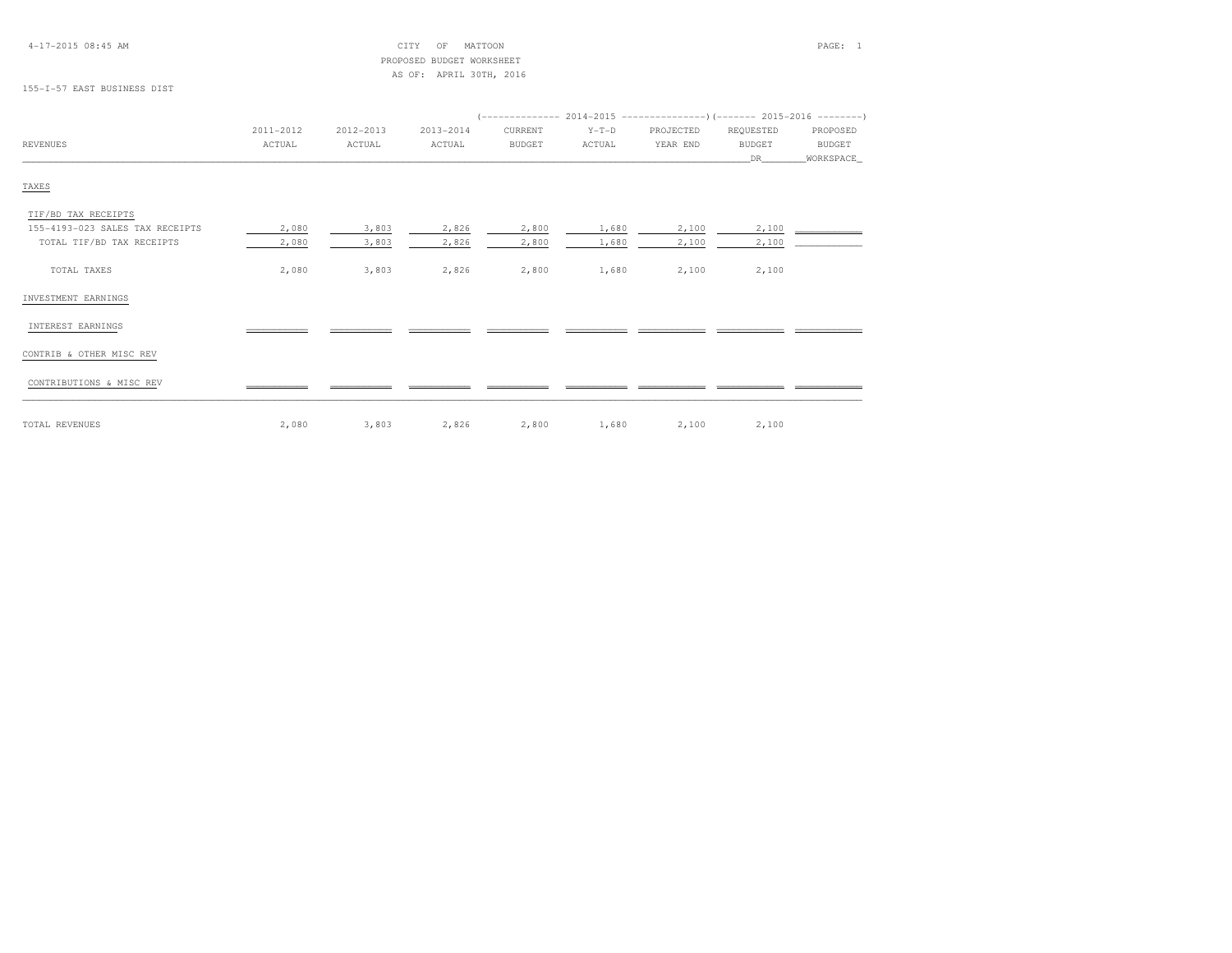CITY OF MATTOON
PROPOSED BUDGET WORKSHEET
AS OF: APRIL 30TH, 2016

155-I-57 EAST BUSINESS DIST

| REVENUES | 2011-2012 ACTUAL | 2012-2013 ACTUAL | 2013-2014 ACTUAL | 2014-2015 CURRENT BUDGET | 2014-2015 Y-T-D ACTUAL | 2014-2015 PROJECTED YEAR END | 2015-2016 REQUESTED BUDGET DR | 2015-2016 PROPOSED BUDGET WORKSPACE |
|---|---|---|---|---|---|---|---|---|
| TAXES | | | | | | | | |
| TIF/BD TAX RECEIPTS | | | | | | | | |
| 155-4193-023 SALES TAX RECEIPTS | 2,080 | 3,803 | 2,826 | 2,800 | 1,680 | 2,100 | 2,100 | |
| TOTAL TIF/BD TAX RECEIPTS | 2,080 | 3,803 | 2,826 | 2,800 | 1,680 | 2,100 | 2,100 | |
| TOTAL TAXES | 2,080 | 3,803 | 2,826 | 2,800 | 1,680 | 2,100 | 2,100 | |
| INVESTMENT EARNINGS | | | | | | | | |
| INTEREST EARNINGS | | | | | | | | |
| CONTRIB & OTHER MISC REV | | | | | | | | |
| CONTRIBUTIONS & MISC REV | | | | | | | | |
| TOTAL REVENUES | 2,080 | 3,803 | 2,826 | 2,800 | 1,680 | 2,100 | 2,100 | |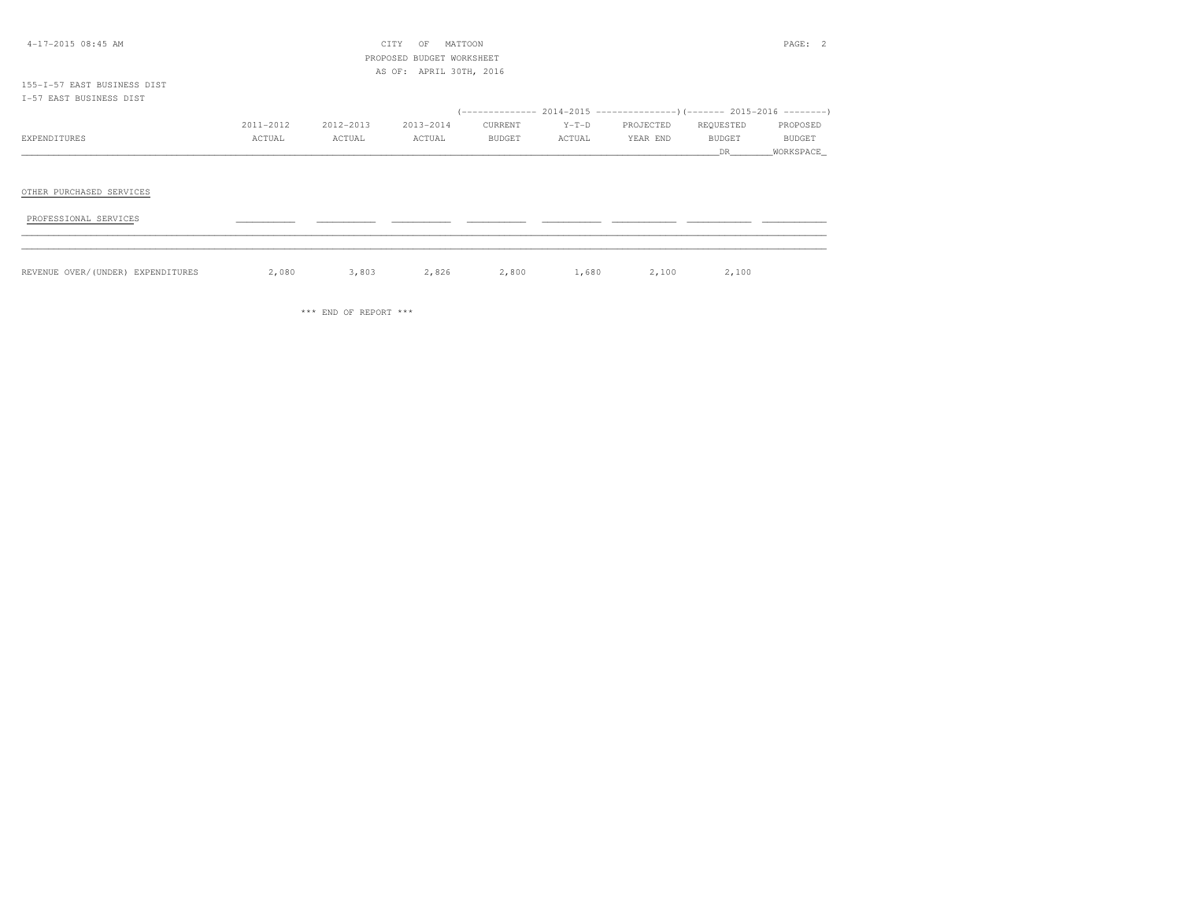CITY OF MATTOON
PROPOSED BUDGET WORKSHEET
AS OF: APRIL 30TH, 2016

155-I-57 EAST BUSINESS DIST
I-57 EAST BUSINESS DIST

| | | | | 2014-2015 | | | 2015-2016 | |
|---|---|---|---|---|---|---|---|---|
| EXPENDITURES | 2011-2012 ACTUAL | 2012-2013 ACTUAL | 2013-2014 ACTUAL | CURRENT BUDGET | Y-T-D ACTUAL | PROJECTED YEAR END | REQUESTED BUDGET DR | PROPOSED BUDGET WORKSPACE |
| **OTHER PURCHASED SERVICES** | | | | | | | | |
| PROFESSIONAL SERVICES | | | | | | | | |
| REVENUE OVER/(UNDER) EXPENDITURES | 2,080 | 3,803 | 2,826 | 2,800 | 1,680 | 2,100 | 2,100 | |

*** END OF REPORT ***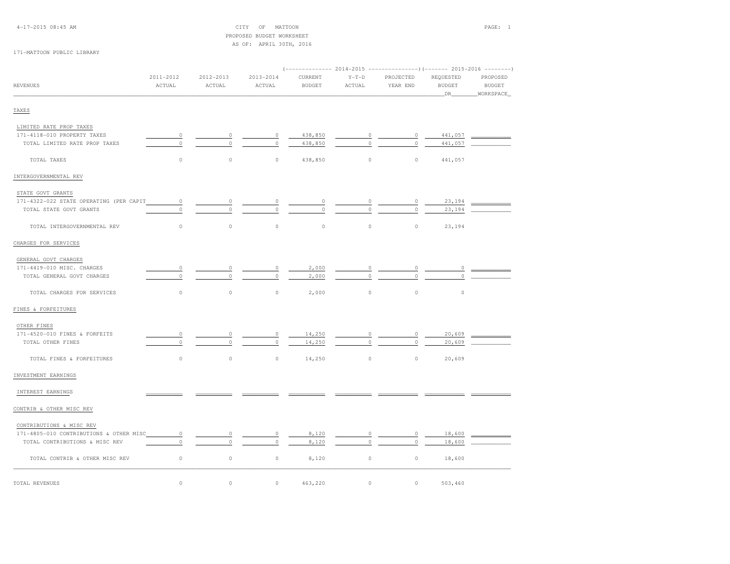CITY OF MATTOON
PROPOSED BUDGET WORKSHEET
AS OF: APRIL 30TH, 2016

4-17-2015 08:45 AM

171-MATTOON PUBLIC LIBRARY

| REVENUES | 2011-2012 ACTUAL | 2012-2013 ACTUAL | 2013-2014 ACTUAL | 2014-2015 CURRENT BUDGET | 2014-2015 Y-T-D ACTUAL | 2014-2015 PROJECTED YEAR END | 2015-2016 REQUESTED BUDGET DR | 2015-2016 PROPOSED BUDGET WORKSPACE |
|---|---|---|---|---|---|---|---|---|
| **TAXES** | | | | | | | | |
| LIMITED RATE PROP TAXES | | | | | | | | |
| 171-4118-010 PROPERTY TAXES | 0 | 0 | 0 | 438,850 | 0 | 0 | 441,057 | |
| TOTAL LIMITED RATE PROP TAXES | 0 | 0 | 0 | 438,850 | 0 | 0 | 441,057 | |
| TOTAL TAXES | 0 | 0 | 0 | 438,850 | 0 | 0 | 441,057 | |
| **INTERGOVERNMENTAL REV** | | | | | | | | |
| STATE GOVT GRANTS | | | | | | | | |
| 171-4322-022 STATE OPERATING (PER CAPIT | 0 | 0 | 0 | 0 | 0 | 0 | 23,194 | |
| TOTAL STATE GOVT GRANTS | 0 | 0 | 0 | 0 | 0 | 0 | 23,194 | |
| TOTAL INTERGOVERNMENTAL REV | 0 | 0 | 0 | 0 | 0 | 0 | 23,194 | |
| **CHARGES FOR SERVICES** | | | | | | | | |
| GENERAL GOVT CHARGES | | | | | | | | |
| 171-4419-010 MISC. CHARGES | 0 | 0 | 0 | 2,000 | 0 | 0 | 0 | |
| TOTAL GENERAL GOVT CHARGES | 0 | 0 | 0 | 2,000 | 0 | 0 | 0 | |
| TOTAL CHARGES FOR SERVICES | 0 | 0 | 0 | 2,000 | 0 | 0 | 0 | |
| **FINES & FORFEITURES** | | | | | | | | |
| OTHER FINES | | | | | | | | |
| 171-4520-010 FINES & FORFEITS | 0 | 0 | 0 | 14,250 | 0 | 0 | 20,609 | |
| TOTAL OTHER FINES | 0 | 0 | 0 | 14,250 | 0 | 0 | 20,609 | |
| TOTAL FINES & FORFEITURES | 0 | 0 | 0 | 14,250 | 0 | 0 | 20,609 | |
| **INVESTMENT EARNINGS** | | | | | | | | |
| INTEREST EARNINGS | | | | | | | | |
| **CONTRIB & OTHER MISC REV** | | | | | | | | |
| CONTRIBUTIONS & MISC REV | | | | | | | | |
| 171-4805-010 CONTRIBUTIONS & OTHER MISC | 0 | 0 | 0 | 8,120 | 0 | 0 | 18,600 | |
| TOTAL CONTRIBUTIONS & MISC REV | 0 | 0 | 0 | 8,120 | 0 | 0 | 18,600 | |
| TOTAL CONTRIB & OTHER MISC REV | 0 | 0 | 0 | 8,120 | 0 | 0 | 18,600 | |
| TOTAL REVENUES | 0 | 0 | 0 | 463,220 | 0 | 0 | 503,460 | |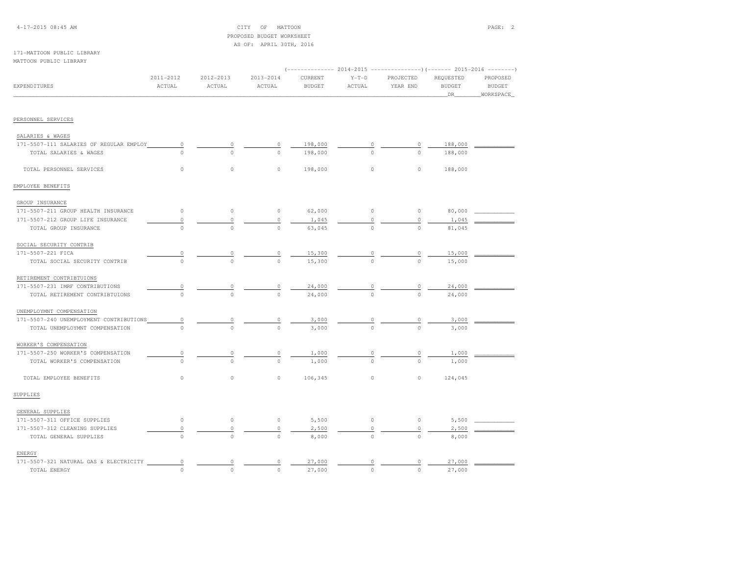CITY OF MATTOON
PROPOSED BUDGET WORKSHEET
AS OF: APRIL 30TH, 2016

171-MATTOON PUBLIC LIBRARY
MATTOON PUBLIC LIBRARY

| EXPENDITURES | 2011-2012 ACTUAL | 2012-2013 ACTUAL | 2013-2014 ACTUAL | 2014-2015 CURRENT BUDGET | 2014-2015 Y-T-D ACTUAL | 2014-2015 PROJECTED YEAR END | 2015-2016 REQUESTED BUDGET DR | 2015-2016 PROPOSED BUDGET WORKSPACE |
|---|---|---|---|---|---|---|---|---|
| **PERSONNEL SERVICES** | | | | | | | | |
| SALARIES & WAGES | | | | | | | | |
| 171-5507-111 SALARIES OF REGULAR EMPLOY | 0 | 0 | 0 | 198,000 | 0 | 0 | 188,000 | |
| TOTAL SALARIES & WAGES | 0 | 0 | 0 | 198,000 | 0 | 0 | 188,000 | |
| TOTAL PERSONNEL SERVICES | 0 | 0 | 0 | 198,000 | 0 | 0 | 188,000 | |
| **EMPLOYEE BENEFITS** | | | | | | | | |
| GROUP INSURANCE | | | | | | | | |
| 171-5507-211 GROUP HEALTH INSURANCE | 0 | 0 | 0 | 62,000 | 0 | 0 | 80,000 | |
| 171-5507-212 GROUP LIFE INSURANCE | 0 | 0 | 0 | 1,045 | 0 | 0 | 1,045 | |
| TOTAL GROUP INSURANCE | 0 | 0 | 0 | 63,045 | 0 | 0 | 81,045 | |
| SOCIAL SECURITY CONTRIB | | | | | | | | |
| 171-5507-221 FICA | 0 | 0 | 0 | 15,300 | 0 | 0 | 15,000 | |
| TOTAL SOCIAL SECURITY CONTRIB | 0 | 0 | 0 | 15,300 | 0 | 0 | 15,000 | |
| RETIREMENT CONTRIBTUIONS | | | | | | | | |
| 171-5507-231 IMRF CONTRIBUTIONS | 0 | 0 | 0 | 24,000 | 0 | 0 | 24,000 | |
| TOTAL RETIREMENT CONTRIBTUIONS | 0 | 0 | 0 | 24,000 | 0 | 0 | 24,000 | |
| UNEMPLOYMNT COMPENSATION | | | | | | | | |
| 171-5507-240 UNEMPLOYMENT CONTRIBUTIONS | 0 | 0 | 0 | 3,000 | 0 | 0 | 3,000 | |
| TOTAL UNEMPLOYMNT COMPENSATION | 0 | 0 | 0 | 3,000 | 0 | 0 | 3,000 | |
| WORKER'S COMPENSATION | | | | | | | | |
| 171-5507-250 WORKER'S COMPENSATION | 0 | 0 | 0 | 1,000 | 0 | 0 | 1,000 | |
| TOTAL WORKER'S COMPENSATION | 0 | 0 | 0 | 1,000 | 0 | 0 | 1,000 | |
| TOTAL EMPLOYEE BENEFITS | 0 | 0 | 0 | 106,345 | 0 | 0 | 124,045 | |
| **SUPPLIES** | | | | | | | | |
| GENERAL SUPPLIES | | | | | | | | |
| 171-5507-311 OFFICE SUPPLIES | 0 | 0 | 0 | 5,500 | 0 | 0 | 5,500 | |
| 171-5507-312 CLEANING SUPPLIES | 0 | 0 | 0 | 2,500 | 0 | 0 | 2,500 | |
| TOTAL GENERAL SUPPLIES | 0 | 0 | 0 | 8,000 | 0 | 0 | 8,000 | |
| ENERGY | | | | | | | | |
| 171-5507-321 NATURAL GAS & ELECTRICITY | 0 | 0 | 0 | 27,000 | 0 | 0 | 27,000 | |
| TOTAL ENERGY | 0 | 0 | 0 | 27,000 | 0 | 0 | 27,000 | |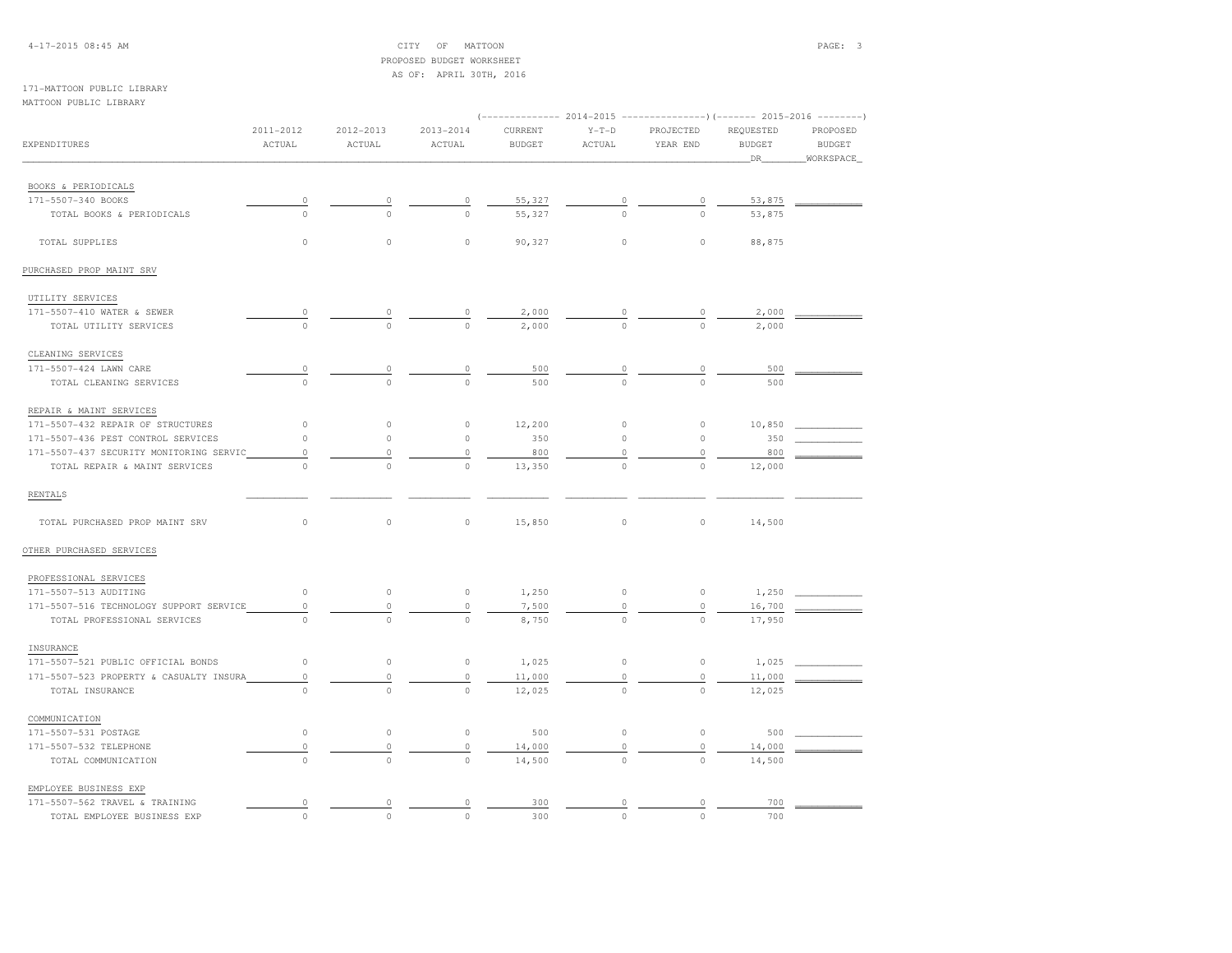CITY OF MATTOON
PROPOSED BUDGET WORKSHEET
AS OF: APRIL 30TH, 2016

171-MATTOON PUBLIC LIBRARY
MATTOON PUBLIC LIBRARY

| EXPENDITURES | 2011-2012 ACTUAL | 2012-2013 ACTUAL | 2013-2014 ACTUAL | 2014-2015 CURRENT BUDGET | 2014-2015 Y-T-D ACTUAL | 2014-2015 PROJECTED YEAR END | 2015-2016 REQUESTED BUDGET DR | 2015-2016 PROPOSED BUDGET WORKSPACE |
|---|---|---|---|---|---|---|---|---|
| BOOKS & PERIODICALS | | | | | | | | |
| 171-5507-340 BOOKS | 0 | 0 | 0 | 55,327 | 0 | 0 | 53,875 | |
| TOTAL BOOKS & PERIODICALS | 0 | 0 | 0 | 55,327 | 0 | 0 | 53,875 | |
| TOTAL SUPPLIES | 0 | 0 | 0 | 90,327 | 0 | 0 | 88,875 | |
| PURCHASED PROP MAINT SRV | | | | | | | | |
| UTILITY SERVICES | | | | | | | | |
| 171-5507-410 WATER & SEWER | 0 | 0 | 0 | 2,000 | 0 | 0 | 2,000 | |
| TOTAL UTILITY SERVICES | 0 | 0 | 0 | 2,000 | 0 | 0 | 2,000 | |
| CLEANING SERVICES | | | | | | | | |
| 171-5507-424 LAWN CARE | 0 | 0 | 0 | 500 | 0 | 0 | 500 | |
| TOTAL CLEANING SERVICES | 0 | 0 | 0 | 500 | 0 | 0 | 500 | |
| REPAIR & MAINT SERVICES | | | | | | | | |
| 171-5507-432 REPAIR OF STRUCTURES | 0 | 0 | 0 | 12,200 | 0 | 0 | 10,850 | |
| 171-5507-436 PEST CONTROL SERVICES | 0 | 0 | 0 | 350 | 0 | 0 | 350 | |
| 171-5507-437 SECURITY MONITORING SERVIC | 0 | 0 | 0 | 800 | 0 | 0 | 800 | |
| TOTAL REPAIR & MAINT SERVICES | 0 | 0 | 0 | 13,350 | 0 | 0 | 12,000 | |
| RENTALS | | | | | | | | |
| TOTAL PURCHASED PROP MAINT SRV | 0 | 0 | 0 | 15,850 | 0 | 0 | 14,500 | |
| OTHER PURCHASED SERVICES | | | | | | | | |
| PROFESSIONAL SERVICES | | | | | | | | |
| 171-5507-513 AUDITING | 0 | 0 | 0 | 1,250 | 0 | 0 | 1,250 | |
| 171-5507-516 TECHNOLOGY SUPPORT SERVICE | 0 | 0 | 0 | 7,500 | 0 | 0 | 16,700 | |
| TOTAL PROFESSIONAL SERVICES | 0 | 0 | 0 | 8,750 | 0 | 0 | 17,950 | |
| INSURANCE | | | | | | | | |
| 171-5507-521 PUBLIC OFFICIAL BONDS | 0 | 0 | 0 | 1,025 | 0 | 0 | 1,025 | |
| 171-5507-523 PROPERTY & CASUALTY INSURA | 0 | 0 | 0 | 11,000 | 0 | 0 | 11,000 | |
| TOTAL INSURANCE | 0 | 0 | 0 | 12,025 | 0 | 0 | 12,025 | |
| COMMUNICATION | | | | | | | | |
| 171-5507-531 POSTAGE | 0 | 0 | 0 | 500 | 0 | 0 | 500 | |
| 171-5507-532 TELEPHONE | 0 | 0 | 0 | 14,000 | 0 | 0 | 14,000 | |
| TOTAL COMMUNICATION | 0 | 0 | 0 | 14,500 | 0 | 0 | 14,500 | |
| EMPLOYEE BUSINESS EXP | | | | | | | | |
| 171-5507-562 TRAVEL & TRAINING | 0 | 0 | 0 | 300 | 0 | 0 | 700 | |
| TOTAL EMPLOYEE BUSINESS EXP | 0 | 0 | 0 | 300 | 0 | 0 | 700 | |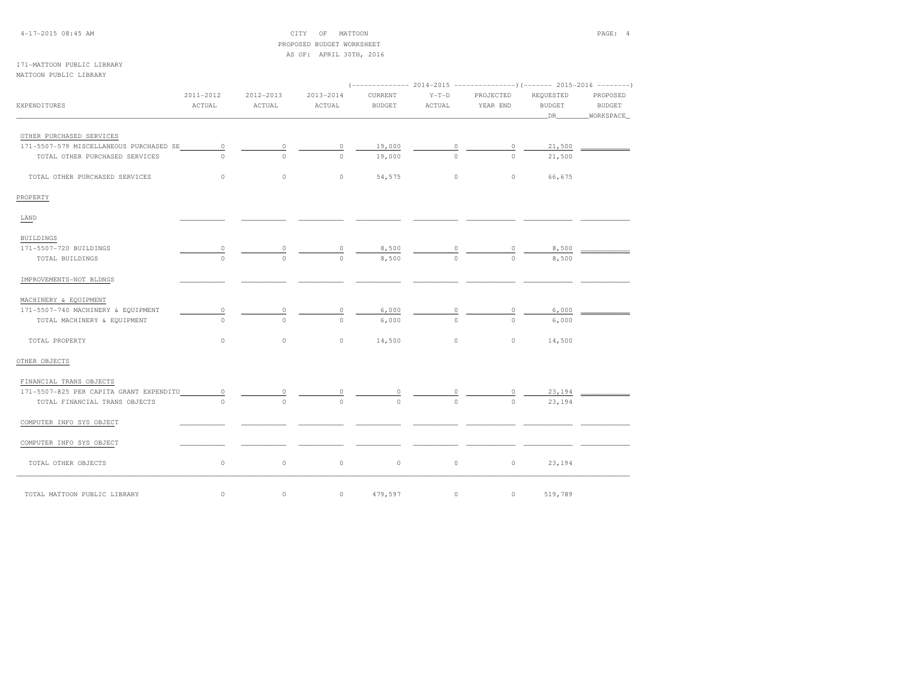CITY OF MATTOON
PROPOSED BUDGET WORKSHEET
AS OF: APRIL 30TH, 2016

171-MATTOON PUBLIC LIBRARY
MATTOON PUBLIC LIBRARY

| EXPENDITURES | 2011-2012 ACTUAL | 2012-2013 ACTUAL | 2013-2014 ACTUAL | 2014-2015 CURRENT BUDGET | 2014-2015 Y-T-D ACTUAL | 2014-2015 PROJECTED YEAR END | 2015-2016 REQUESTED BUDGET DR | 2015-2016 PROPOSED BUDGET WORKSPACE |
|---|---|---|---|---|---|---|---|---|
| OTHER PURCHASED SERVICES | | | | | | | | |
| 171-5507-579 MISCELLANEOUS PURCHASED SE | 0 | 0 | 0 | 19,000 | 0 | 0 | 21,500 | |
| TOTAL OTHER PURCHASED SERVICES | 0 | 0 | 0 | 19,000 | 0 | 0 | 21,500 | |
| TOTAL OTHER PURCHASED SERVICES | 0 | 0 | 0 | 54,575 | 0 | 0 | 66,675 | |
| PROPERTY | | | | | | | | |
| LAND | | | | | | | | |
| BUILDINGS | | | | | | | | |
| 171-5507-720 BUILDINGS | 0 | 0 | 0 | 8,500 | 0 | 0 | 8,500 | |
| TOTAL BUILDINGS | 0 | 0 | 0 | 8,500 | 0 | 0 | 8,500 | |
| IMPROVEMENTS-NOT BLDNGS | | | | | | | | |
| MACHINERY & EQUIPMENT | | | | | | | | |
| 171-5507-740 MACHINERY & EQUIPMENT | 0 | 0 | 0 | 6,000 | 0 | 0 | 6,000 | |
| TOTAL MACHINERY & EQUIPMENT | 0 | 0 | 0 | 6,000 | 0 | 0 | 6,000 | |
| TOTAL PROPERTY | 0 | 0 | 0 | 14,500 | 0 | 0 | 14,500 | |
| OTHER OBJECTS | | | | | | | | |
| FINANCIAL TRANS OBJECTS | | | | | | | | |
| 171-5507-825 PER CAPITA GRANT EXPENDITU | 0 | 0 | 0 | 0 | 0 | 0 | 23,194 | |
| TOTAL FINANCIAL TRANS OBJECTS | 0 | 0 | 0 | 0 | 0 | 0 | 23,194 | |
| COMPUTER INFO SYS OBJECT | | | | | | | | |
| COMPUTER INFO SYS OBJECT | | | | | | | | |
| TOTAL OTHER OBJECTS | 0 | 0 | 0 | 0 | 0 | 0 | 23,194 | |
| TOTAL MATTOON PUBLIC LIBRARY | 0 | 0 | 0 | 479,597 | 0 | 0 | 519,789 | |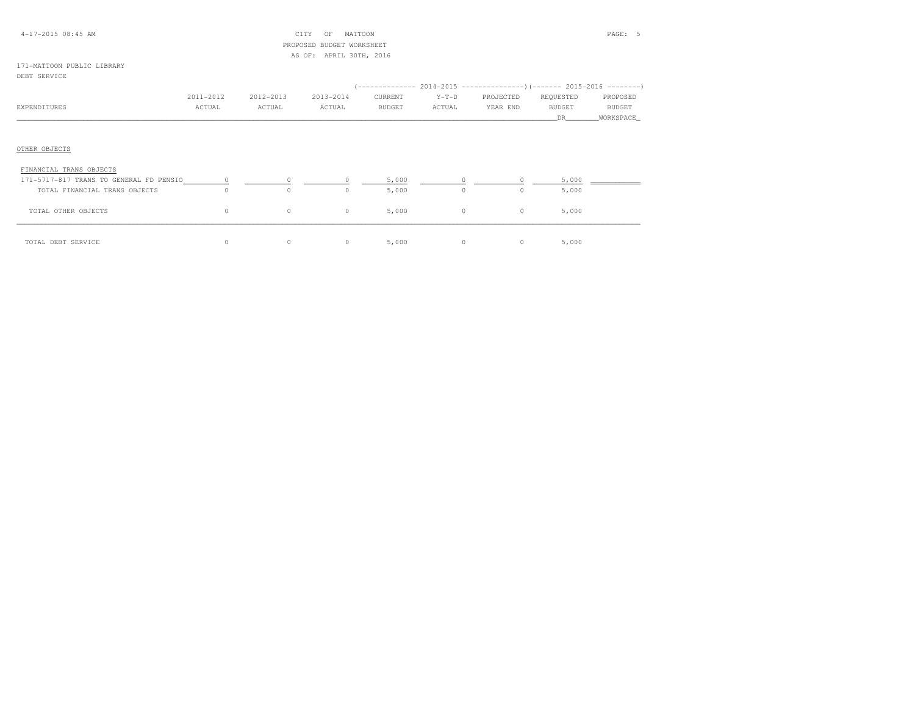4-17-2015 08:45 AM

CITY OF MATTOON
PROPOSED BUDGET WORKSHEET
AS OF: APRIL 30TH, 2016

171-MATTOON PUBLIC LIBRARY
DEBT SERVICE

| EXPENDITURES | 2011-2012 ACTUAL | 2012-2013 ACTUAL | 2013-2014 ACTUAL | 2014-2015 CURRENT BUDGET | 2014-2015 Y-T-D ACTUAL | 2014-2015 PROJECTED YEAR END | 2015-2016 REQUESTED BUDGET DR | 2015-2016 PROPOSED BUDGET WORKSPACE |
|---|---|---|---|---|---|---|---|---|
| OTHER OBJECTS | | | | | | | | |
| FINANCIAL TRANS OBJECTS | | | | | | | | |
| 171-5717-817 TRANS TO GENERAL FD PENSIO | 0 | 0 | 0 | 5,000 | 0 | 0 | 5,000 | |
| TOTAL FINANCIAL TRANS OBJECTS | 0 | 0 | 0 | 5,000 | 0 | 0 | 5,000 | |
| TOTAL OTHER OBJECTS | 0 | 0 | 0 | 5,000 | 0 | 0 | 5,000 | |
| TOTAL DEBT SERVICE | 0 | 0 | 0 | 5,000 | 0 | 0 | 5,000 | |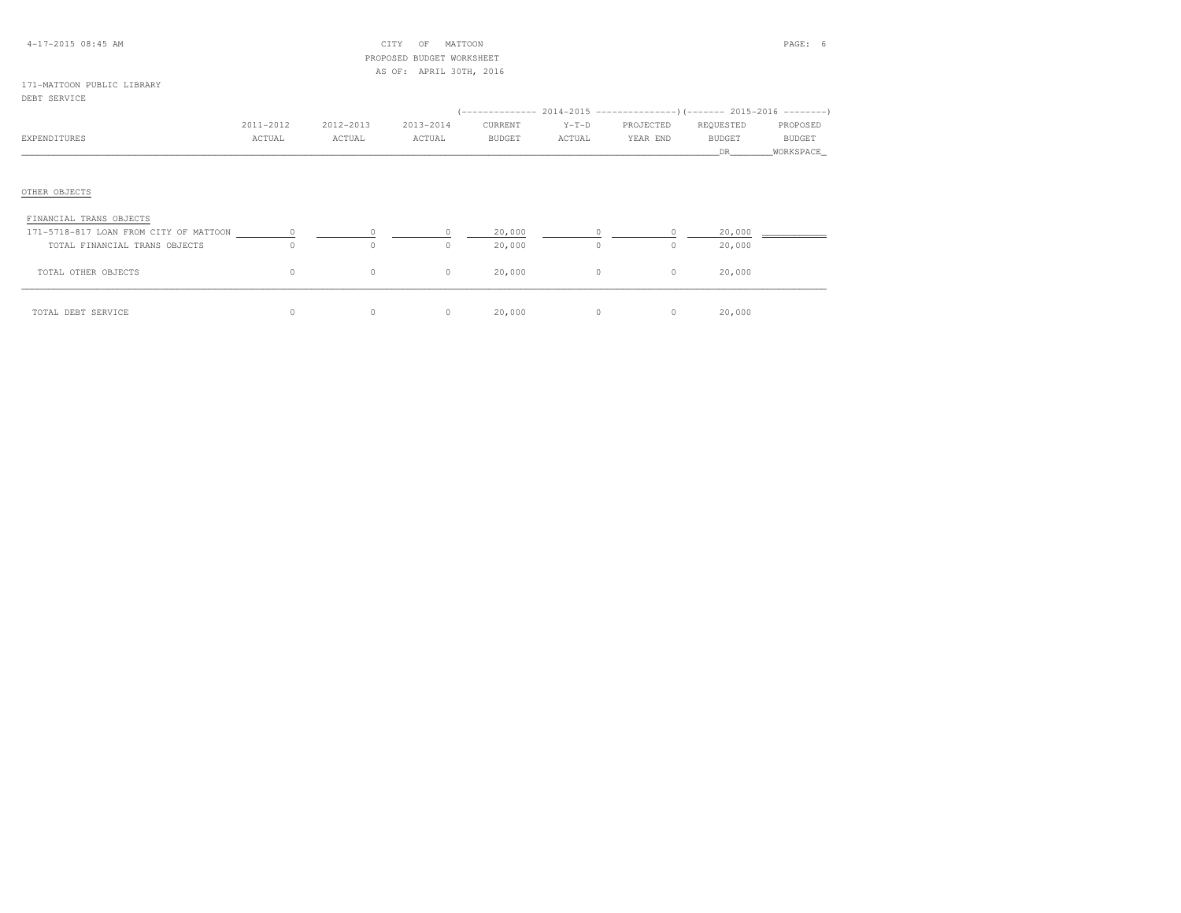CITY OF MATTOON
PROPOSED BUDGET WORKSHEET
AS OF: APRIL 30TH, 2016

171-MATTOON PUBLIC LIBRARY
DEBT SERVICE

| EXPENDITURES | 2011-2012 ACTUAL | 2012-2013 ACTUAL | 2013-2014 ACTUAL | 2014-2015 CURRENT BUDGET | 2014-2015 Y-T-D ACTUAL | 2014-2015 PROJECTED YEAR END | 2015-2016 REQUESTED BUDGET DR | 2015-2016 PROPOSED BUDGET WORKSPACE |
|---|---|---|---|---|---|---|---|---|
| OTHER OBJECTS | | | | | | | | |
| FINANCIAL TRANS OBJECTS | | | | | | | | |
| 171-5718-817 LOAN FROM CITY OF MATTOON | 0 | 0 | 0 | 20,000 | 0 | 0 | 20,000 | |
| TOTAL FINANCIAL TRANS OBJECTS | 0 | 0 | 0 | 20,000 | 0 | 0 | 20,000 | |
| TOTAL OTHER OBJECTS | 0 | 0 | 0 | 20,000 | 0 | 0 | 20,000 | |
| TOTAL DEBT SERVICE | 0 | 0 | 0 | 20,000 | 0 | 0 | 20,000 | |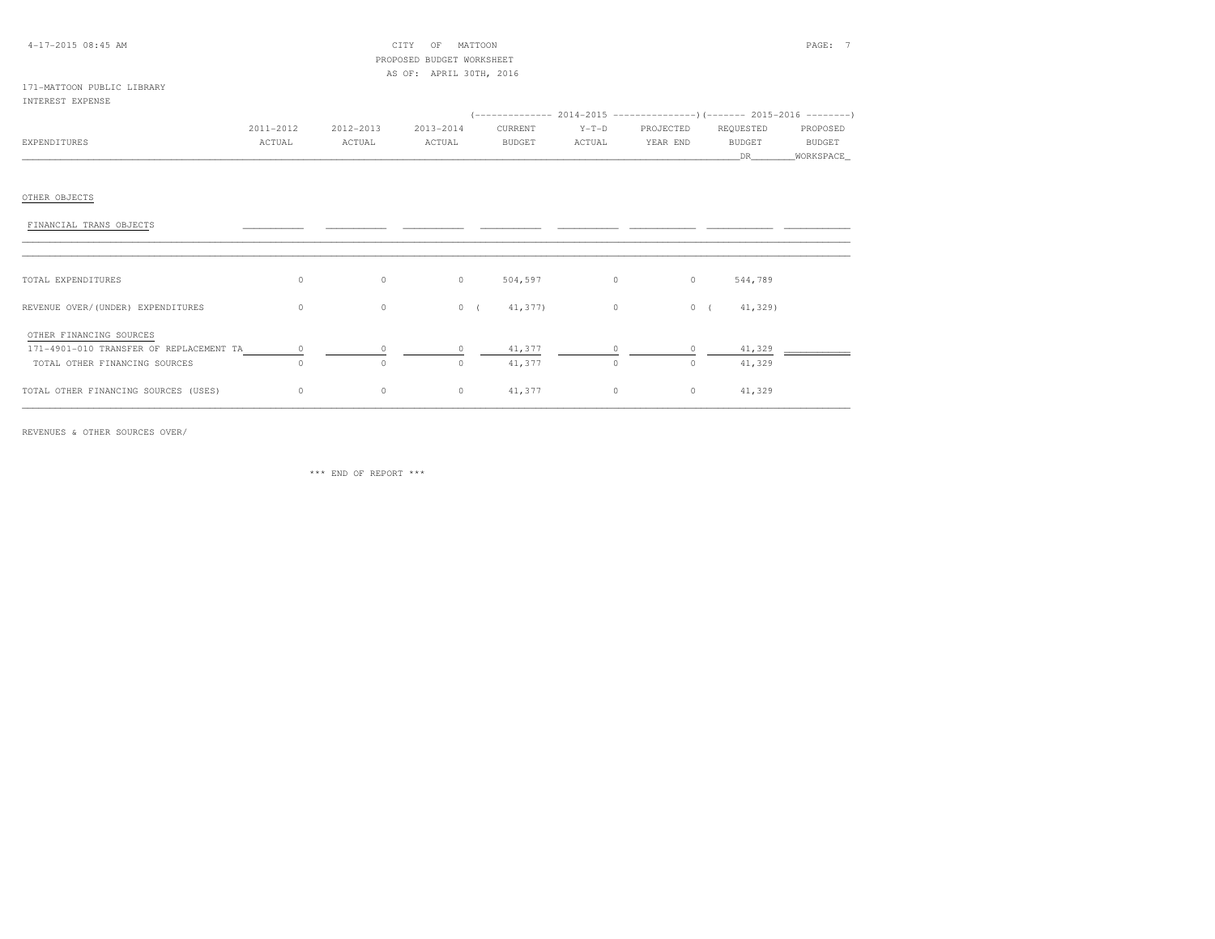CITY OF MATTOON
PROPOSED BUDGET WORKSHEET
AS OF: APRIL 30TH, 2016

171-MATTOON PUBLIC LIBRARY
INTEREST EXPENSE

| EXPENDITURES | 2011-2012 ACTUAL | 2012-2013 ACTUAL | 2013-2014 ACTUAL | 2014-2015 CURRENT BUDGET | 2014-2015 Y-T-D ACTUAL | 2014-2015 PROJECTED YEAR END | 2015-2016 REQUESTED BUDGET DR | 2015-2016 PROPOSED BUDGET WORKSPACE |
|---|---|---|---|---|---|---|---|---|
| OTHER OBJECTS | | | | | | | | |
| FINANCIAL TRANS OBJECTS | | | | | | | | |
| TOTAL EXPENDITURES | 0 | 0 | 0 | 504,597 | 0 | 0 | 544,789 | |
| REVENUE OVER/(UNDER) EXPENDITURES | 0 | 0 | 0 | (41,377) | 0 | 0 | (41,329) | |
| OTHER FINANCING SOURCES | | | | | | | | |
| 171-4901-010 TRANSFER OF REPLACEMENT TA | 0 | 0 | 0 | 41,377 | 0 | 0 | 41,329 | |
| TOTAL OTHER FINANCING SOURCES | 0 | 0 | 0 | 41,377 | 0 | 0 | 41,329 | |
| TOTAL OTHER FINANCING SOURCES (USES) | 0 | 0 | 0 | 41,377 | 0 | 0 | 41,329 | |

REVENUES & OTHER SOURCES OVER/

*** END OF REPORT ***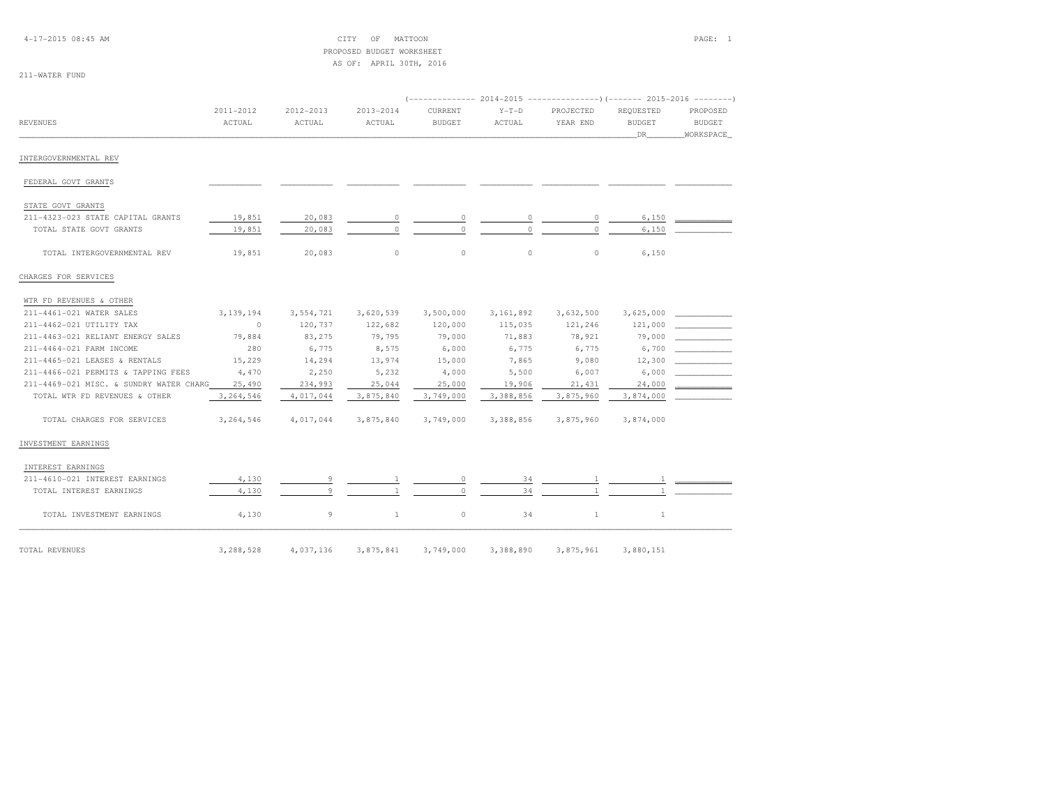4-17-2015 08:45 AM

CITY OF MATTOON
PROPOSED BUDGET WORKSHEET
AS OF: APRIL 30TH, 2016

211-WATER FUND

| REVENUES | 2011-2012 ACTUAL | 2012-2013 ACTUAL | 2013-2014 ACTUAL | 2014-2015 CURRENT BUDGET | 2014-2015 Y-T-D ACTUAL | 2014-2015 PROJECTED YEAR END | 2015-2016 REQUESTED BUDGET DR | 2015-2016 PROPOSED BUDGET WORKSPACE |
|---|---|---|---|---|---|---|---|---|
| INTERGOVERNMENTAL REV | | | | | | | | |
| FEDERAL GOVT GRANTS | | | | | | | | |
| STATE GOVT GRANTS | | | | | | | | |
| 211-4323-023 STATE CAPITAL GRANTS | 19,851 | 20,083 | 0 | 0 | 0 | 0 | 6,150 | |
| TOTAL STATE GOVT GRANTS | 19,851 | 20,083 | 0 | 0 | 0 | 0 | 6,150 | |
| TOTAL INTERGOVERNMENTAL REV | 19,851 | 20,083 | 0 | 0 | 0 | 0 | 6,150 | |
| CHARGES FOR SERVICES | | | | | | | | |
| WTR FD REVENUES & OTHER | | | | | | | | |
| 211-4461-021 WATER SALES | 3,139,194 | 3,554,721 | 3,620,539 | 3,500,000 | 3,161,892 | 3,632,500 | 3,625,000 | |
| 211-4462-021 UTILITY TAX | 0 | 120,737 | 122,682 | 120,000 | 115,035 | 121,246 | 121,000 | |
| 211-4463-021 RELIANT ENERGY SALES | 79,884 | 83,275 | 79,795 | 79,000 | 71,883 | 78,921 | 79,000 | |
| 211-4464-021 FARM INCOME | 280 | 6,775 | 8,575 | 6,000 | 6,775 | 6,775 | 6,700 | |
| 211-4465-021 LEASES & RENTALS | 15,229 | 14,294 | 13,974 | 15,000 | 7,865 | 9,080 | 12,300 | |
| 211-4466-021 PERMITS & TAPPING FEES | 4,470 | 2,250 | 5,232 | 4,000 | 5,500 | 6,007 | 6,000 | |
| 211-4469-021 MISC. & SUNDRY WATER CHARG | 25,490 | 234,993 | 25,044 | 25,000 | 19,906 | 21,431 | 24,000 | |
| TOTAL WTR FD REVENUES & OTHER | 3,264,546 | 4,017,044 | 3,875,840 | 3,749,000 | 3,388,856 | 3,875,960 | 3,874,000 | |
| TOTAL CHARGES FOR SERVICES | 3,264,546 | 4,017,044 | 3,875,840 | 3,749,000 | 3,388,856 | 3,875,960 | 3,874,000 | |
| INVESTMENT EARNINGS | | | | | | | | |
| INTEREST EARNINGS | | | | | | | | |
| 211-4610-021 INTEREST EARNINGS | 4,130 | 9 | 1 | 0 | 34 | 1 | 1 | |
| TOTAL INTEREST EARNINGS | 4,130 | 9 | 1 | 0 | 34 | 1 | 1 | |
| TOTAL INVESTMENT EARNINGS | 4,130 | 9 | 1 | 0 | 34 | 1 | 1 | |
| TOTAL REVENUES | 3,288,528 | 4,037,136 | 3,875,841 | 3,749,000 | 3,388,890 | 3,875,961 | 3,880,151 | |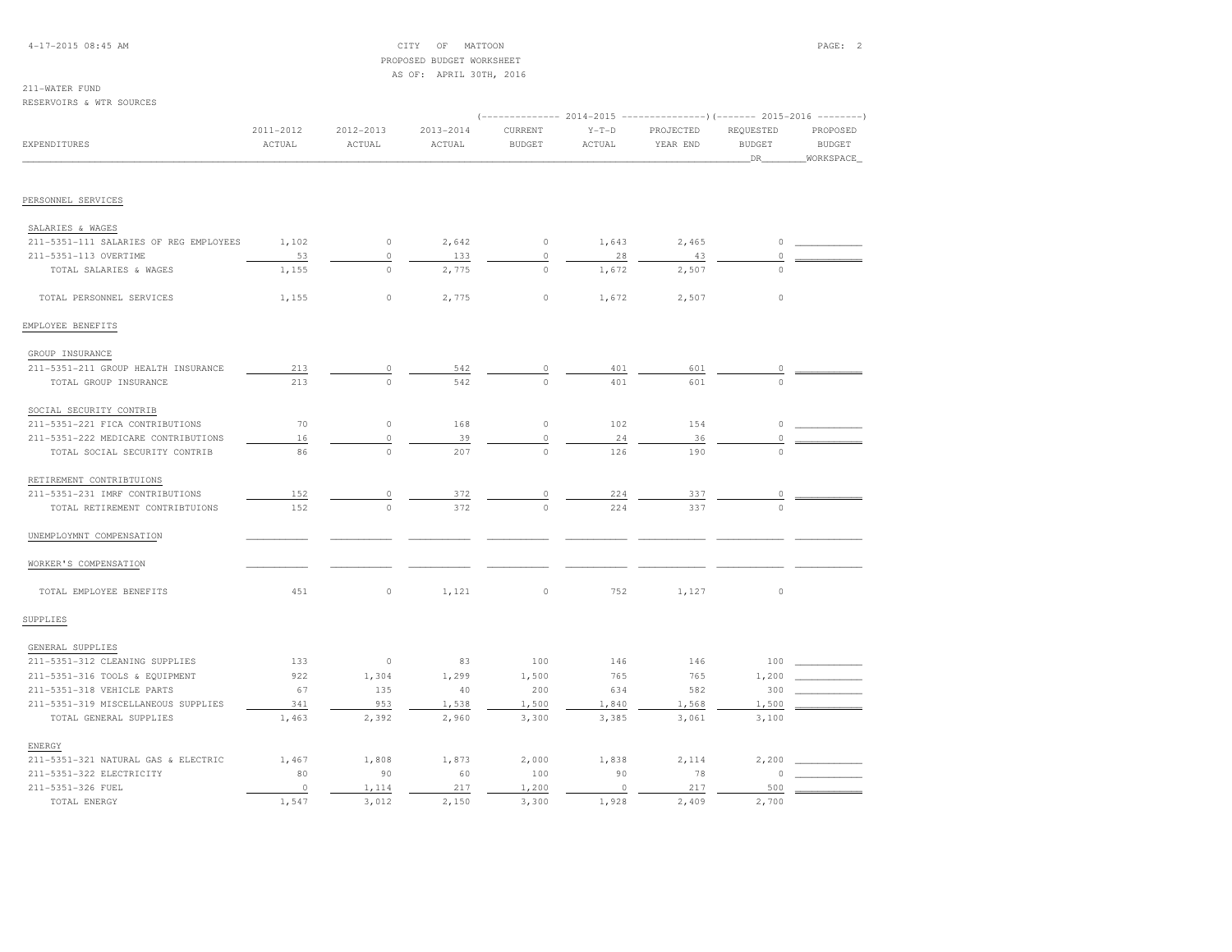CITY OF MATTOON
PROPOSED BUDGET WORKSHEET
AS OF: APRIL 30TH, 2016

211-WATER FUND
RESERVOIRS & WTR SOURCES

| EXPENDITURES | 2011-2012 ACTUAL | 2012-2013 ACTUAL | 2013-2014 ACTUAL | 2014-2015 CURRENT BUDGET | 2014-2015 Y-T-D ACTUAL | 2014-2015 PROJECTED YEAR END | 2015-2016 REQUESTED BUDGET DR | 2015-2016 PROPOSED BUDGET WORKSPACE |
|---|---|---|---|---|---|---|---|---|
| **PERSONNEL SERVICES** | | | | | | | | |
| SALARIES & WAGES | | | | | | | | |
| 211-5351-111 SALARIES OF REG EMPLOYEES | 1,102 | 0 | 2,642 | 0 | 1,643 | 2,465 | 0 | |
| 211-5351-113 OVERTIME | 53 | 0 | 133 | 0 | 28 | 43 | 0 | |
| TOTAL SALARIES & WAGES | 1,155 | 0 | 2,775 | 0 | 1,672 | 2,507 | 0 | |
| TOTAL PERSONNEL SERVICES | 1,155 | 0 | 2,775 | 0 | 1,672 | 2,507 | 0 | |
| **EMPLOYEE BENEFITS** | | | | | | | | |
| GROUP INSURANCE | | | | | | | | |
| 211-5351-211 GROUP HEALTH INSURANCE | 213 | 0 | 542 | 0 | 401 | 601 | 0 | |
| TOTAL GROUP INSURANCE | 213 | 0 | 542 | 0 | 401 | 601 | 0 | |
| SOCIAL SECURITY CONTRIB | | | | | | | | |
| 211-5351-221 FICA CONTRIBUTIONS | 70 | 0 | 168 | 0 | 102 | 154 | 0 | |
| 211-5351-222 MEDICARE CONTRIBUTIONS | 16 | 0 | 39 | 0 | 24 | 36 | 0 | |
| TOTAL SOCIAL SECURITY CONTRIB | 86 | 0 | 207 | 0 | 126 | 190 | 0 | |
| RETIREMENT CONTRIBTUIONS | | | | | | | | |
| 211-5351-231 IMRF CONTRIBUTIONS | 152 | 0 | 372 | 0 | 224 | 337 | 0 | |
| TOTAL RETIREMENT CONTRIBTUIONS | 152 | 0 | 372 | 0 | 224 | 337 | 0 | |
| UNEMPLOYMNT COMPENSATION | | | | | | | | |
| WORKER'S COMPENSATION | | | | | | | | |
| TOTAL EMPLOYEE BENEFITS | 451 | 0 | 1,121 | 0 | 752 | 1,127 | 0 | |
| **SUPPLIES** | | | | | | | | |
| GENERAL SUPPLIES | | | | | | | | |
| 211-5351-312 CLEANING SUPPLIES | 133 | 0 | 83 | 100 | 146 | 146 | 100 | |
| 211-5351-316 TOOLS & EQUIPMENT | 922 | 1,304 | 1,299 | 1,500 | 765 | 765 | 1,200 | |
| 211-5351-318 VEHICLE PARTS | 67 | 135 | 40 | 200 | 634 | 582 | 300 | |
| 211-5351-319 MISCELLANEOUS SUPPLIES | 341 | 953 | 1,538 | 1,500 | 1,840 | 1,568 | 1,500 | |
| TOTAL GENERAL SUPPLIES | 1,463 | 2,392 | 2,960 | 3,300 | 3,385 | 3,061 | 3,100 | |
| ENERGY | | | | | | | | |
| 211-5351-321 NATURAL GAS & ELECTRIC | 1,467 | 1,808 | 1,873 | 2,000 | 1,838 | 2,114 | 2,200 | |
| 211-5351-322 ELECTRICITY | 80 | 90 | 60 | 100 | 90 | 78 | 0 | |
| 211-5351-326 FUEL | 0 | 1,114 | 217 | 1,200 | 0 | 217 | 500 | |
| TOTAL ENERGY | 1,547 | 3,012 | 2,150 | 3,300 | 1,928 | 2,409 | 2,700 | |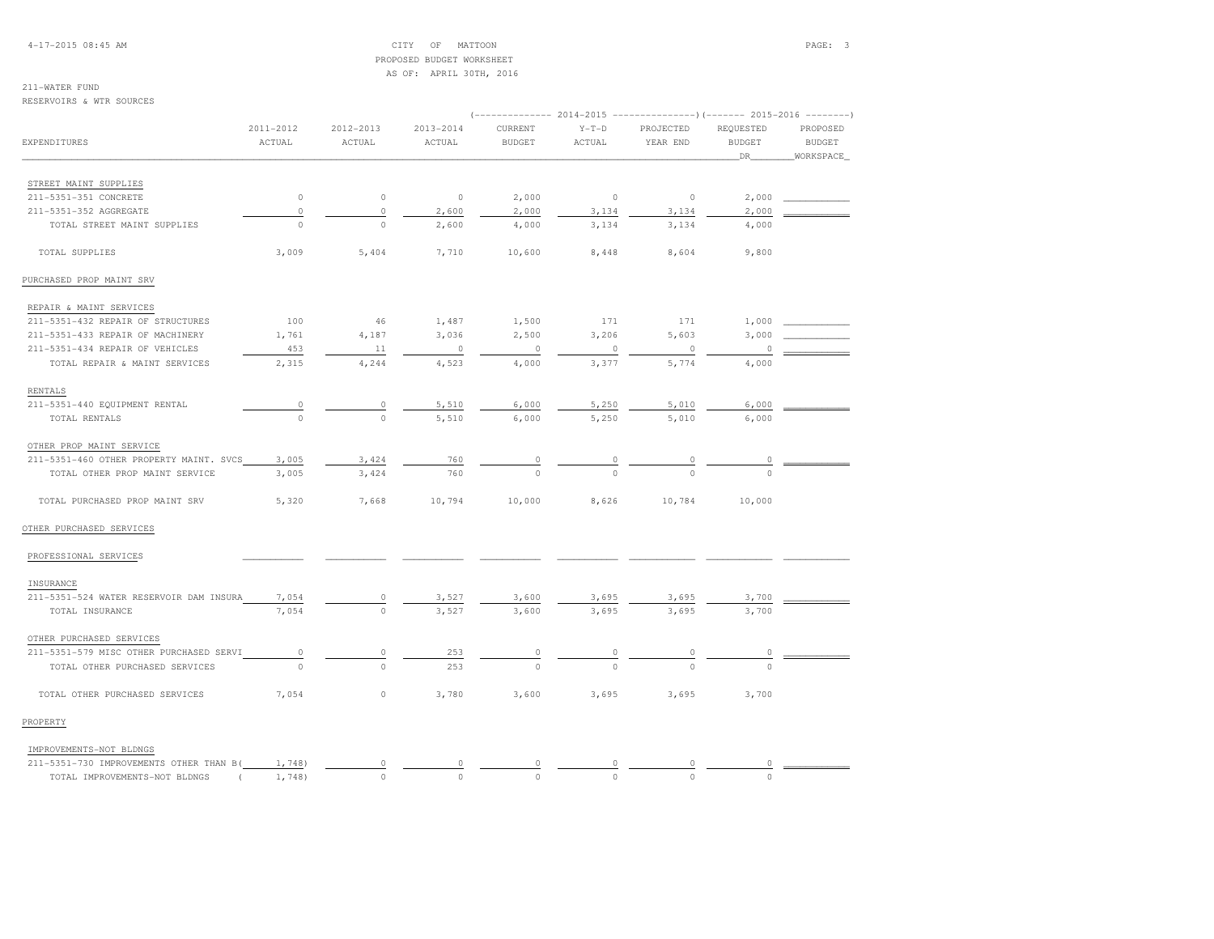4-17-2015 08:45 AM

CITY OF MATTOON
PROPOSED BUDGET WORKSHEET
AS OF: APRIL 30TH, 2016

211-WATER FUND
RESERVOIRS & WTR SOURCES

| EXPENDITURES | 2011-2012 ACTUAL | 2012-2013 ACTUAL | 2013-2014 ACTUAL | 2014-2015 CURRENT BUDGET | 2014-2015 Y-T-D ACTUAL | 2014-2015 PROJECTED YEAR END | 2015-2016 REQUESTED BUDGET DR | 2015-2016 PROPOSED BUDGET WORKSPACE |
|---|---|---|---|---|---|---|---|---|
| STREET MAINT SUPPLIES | | | | | | | | |
| 211-5351-351 CONCRETE | 0 | 0 | 0 | 2,000 | 0 | 0 | 2,000 | |
| 211-5351-352 AGGREGATE | 0 | 0 | 2,600 | 2,000 | 3,134 | 3,134 | 2,000 | |
| TOTAL STREET MAINT SUPPLIES | 0 | 0 | 2,600 | 4,000 | 3,134 | 3,134 | 4,000 | |
| TOTAL SUPPLIES | 3,009 | 5,404 | 7,710 | 10,600 | 8,448 | 8,604 | 9,800 | |
| PURCHASED PROP MAINT SRV | | | | | | | | |
| REPAIR & MAINT SERVICES | | | | | | | | |
| 211-5351-432 REPAIR OF STRUCTURES | 100 | 46 | 1,487 | 1,500 | 171 | 171 | 1,000 | |
| 211-5351-433 REPAIR OF MACHINERY | 1,761 | 4,187 | 3,036 | 2,500 | 3,206 | 5,603 | 3,000 | |
| 211-5351-434 REPAIR OF VEHICLES | 453 | 11 | 0 | 0 | 0 | 0 | 0 | |
| TOTAL REPAIR & MAINT SERVICES | 2,315 | 4,244 | 4,523 | 4,000 | 3,377 | 5,774 | 4,000 | |
| RENTALS | | | | | | | | |
| 211-5351-440 EQUIPMENT RENTAL | 0 | 0 | 5,510 | 6,000 | 5,250 | 5,010 | 6,000 | |
| TOTAL RENTALS | 0 | 0 | 5,510 | 6,000 | 5,250 | 5,010 | 6,000 | |
| OTHER PROP MAINT SERVICE | | | | | | | | |
| 211-5351-460 OTHER PROPERTY MAINT. SVCS | 3,005 | 3,424 | 760 | 0 | 0 | 0 | 0 | |
| TOTAL OTHER PROP MAINT SERVICE | 3,005 | 3,424 | 760 | 0 | 0 | 0 | 0 | |
| TOTAL PURCHASED PROP MAINT SRV | 5,320 | 7,668 | 10,794 | 10,000 | 8,626 | 10,784 | 10,000 | |
| OTHER PURCHASED SERVICES | | | | | | | | |
| PROFESSIONAL SERVICES | | | | | | | | |
| INSURANCE | | | | | | | | |
| 211-5351-524 WATER RESERVOIR DAM INSURA | 7,054 | 0 | 3,527 | 3,600 | 3,695 | 3,695 | 3,700 | |
| TOTAL INSURANCE | 7,054 | 0 | 3,527 | 3,600 | 3,695 | 3,695 | 3,700 | |
| OTHER PURCHASED SERVICES | | | | | | | | |
| 211-5351-579 MISC OTHER PURCHASED SERVI | 0 | 0 | 253 | 0 | 0 | 0 | 0 | |
| TOTAL OTHER PURCHASED SERVICES | 0 | 0 | 253 | 0 | 0 | 0 | 0 | |
| TOTAL OTHER PURCHASED SERVICES | 7,054 | 0 | 3,780 | 3,600 | 3,695 | 3,695 | 3,700 | |
| PROPERTY | | | | | | | | |
| IMPROVEMENTS-NOT BLDNGS | | | | | | | | |
| 211-5351-730 IMPROVEMENTS OTHER THAN B | ( 1,748) | 0 | 0 | 0 | 0 | 0 | 0 | |
| TOTAL IMPROVEMENTS-NOT BLDNGS | ( 1,748) | 0 | 0 | 0 | 0 | 0 | 0 | |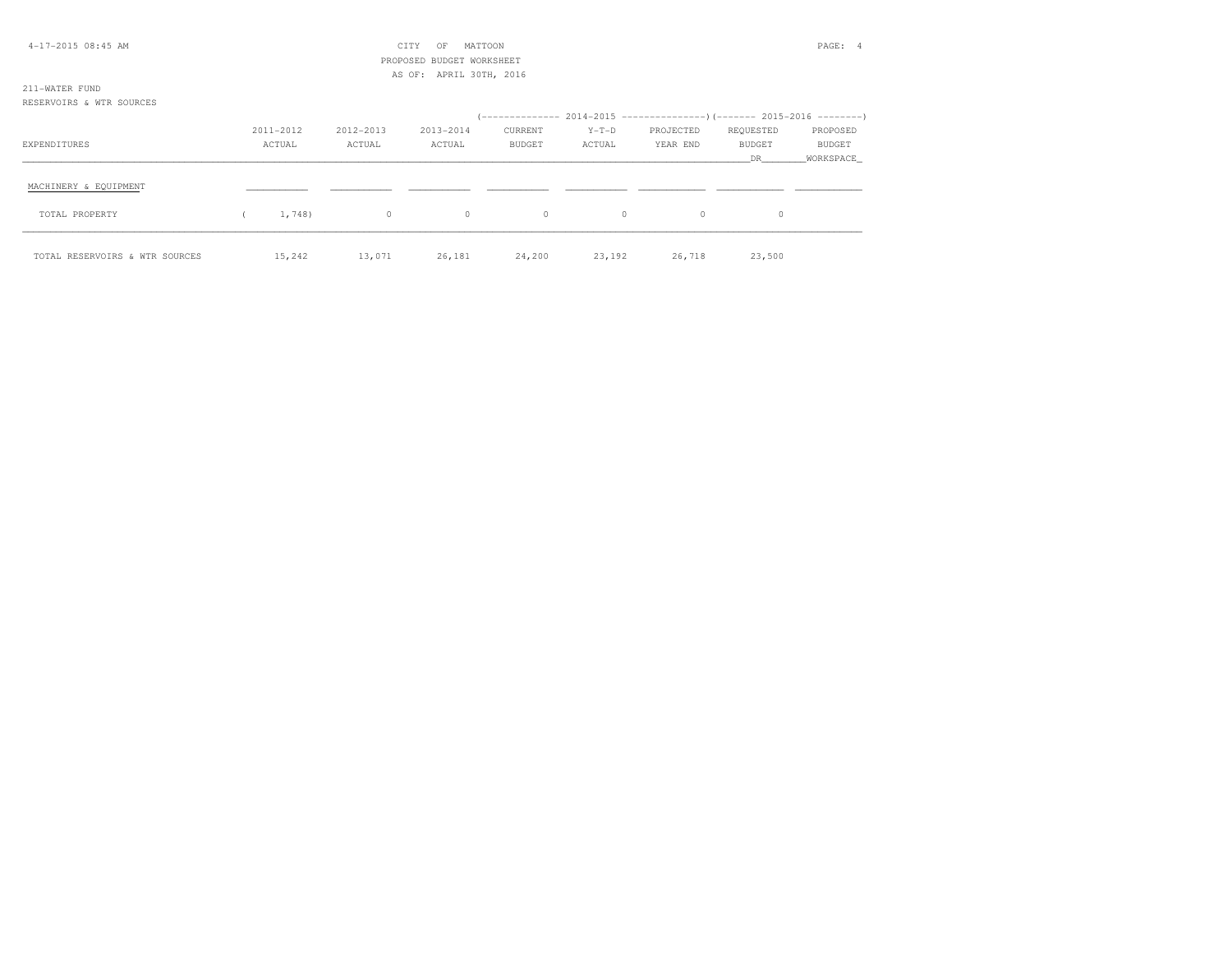CITY OF MATTOON
PROPOSED BUDGET WORKSHEET
AS OF: APRIL 30TH, 2016

211-WATER FUND
RESERVOIRS & WTR SOURCES

| EXPENDITURES | 2011-2012 ACTUAL | 2012-2013 ACTUAL | 2013-2014 ACTUAL | 2014-2015 CURRENT BUDGET | 2014-2015 Y-T-D ACTUAL | 2014-2015 PROJECTED YEAR END | 2015-2016 REQUESTED BUDGET DR | 2015-2016 PROPOSED BUDGET WORKSPACE |
|---|---|---|---|---|---|---|---|---|
| MACHINERY & EQUIPMENT | | | | | | | | |
| TOTAL PROPERTY | ( 1,748) | 0 | 0 | 0 | 0 | 0 | 0 | |
| TOTAL RESERVOIRS & WTR SOURCES | 15,242 | 13,071 | 26,181 | 24,200 | 23,192 | 26,718 | 23,500 | |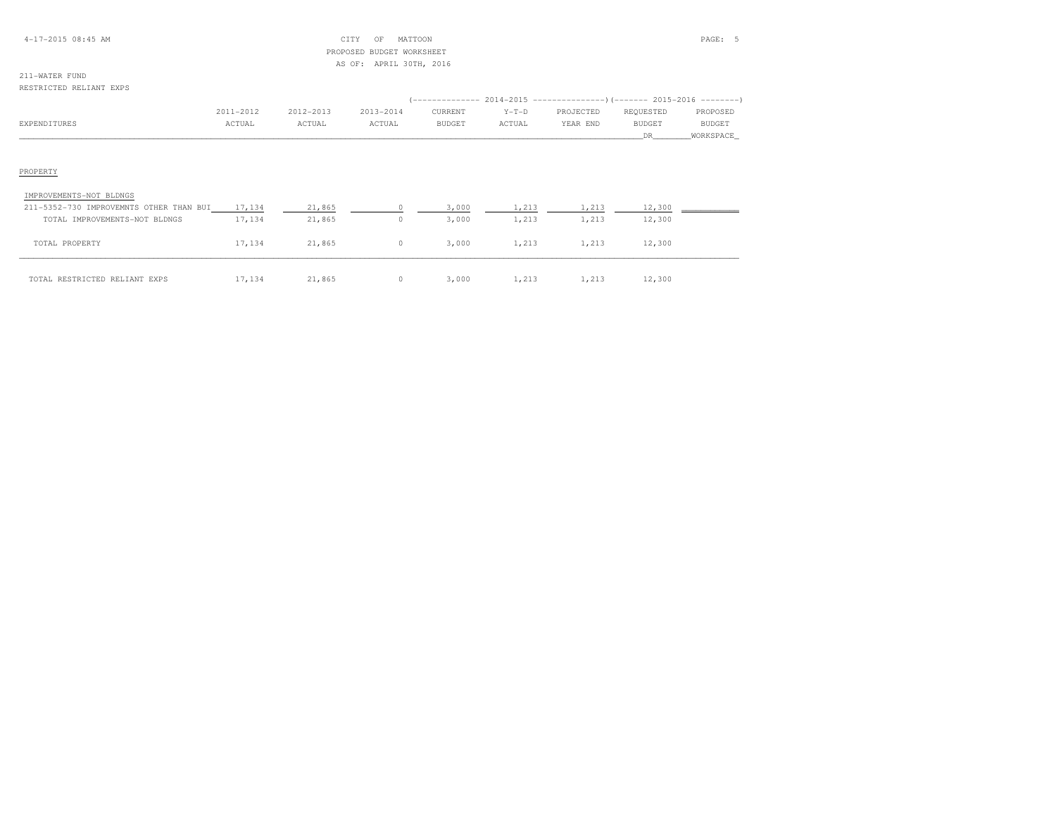CITY OF MATTOON
PROPOSED BUDGET WORKSHEET
AS OF: APRIL 30TH, 2016

211-WATER FUND
RESTRICTED RELIANT EXPS

| EXPENDITURES | 2011-2012 ACTUAL | 2012-2013 ACTUAL | 2013-2014 ACTUAL | 2014-2015 CURRENT BUDGET | 2014-2015 Y-T-D ACTUAL | 2014-2015 PROJECTED YEAR END | 2015-2016 REQUESTED BUDGET DR | 2015-2016 PROPOSED BUDGET WORKSPACE |
|---|---|---|---|---|---|---|---|---|
| PROPERTY | | | | | | | | |
| IMPROVEMENTS-NOT BLDNGS | | | | | | | | |
| 211-5352-730 IMPROVEMNTS OTHER THAN BUI | 17,134 | 21,865 | 0 | 3,000 | 1,213 | 1,213 | 12,300 | |
| TOTAL IMPROVEMENTS-NOT BLDNGS | 17,134 | 21,865 | 0 | 3,000 | 1,213 | 1,213 | 12,300 | |
| TOTAL PROPERTY | 17,134 | 21,865 | 0 | 3,000 | 1,213 | 1,213 | 12,300 | |
| TOTAL RESTRICTED RELIANT EXPS | 17,134 | 21,865 | 0 | 3,000 | 1,213 | 1,213 | 12,300 | |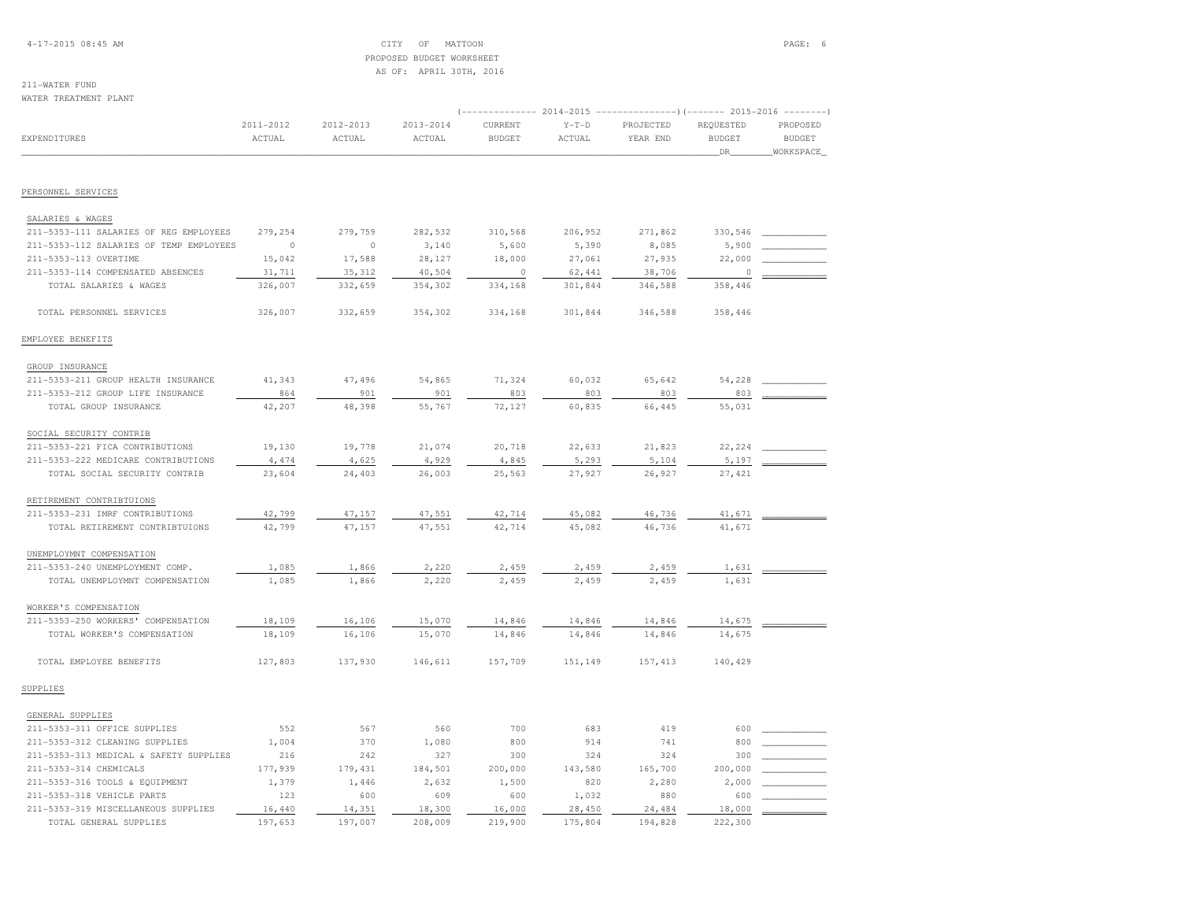CITY OF MATTOON
PROPOSED BUDGET WORKSHEET
AS OF: APRIL 30TH, 2016

4-17-2015 08:45 AM

211-WATER FUND
WATER TREATMENT PLANT

| EXPENDITURES | 2011-2012 ACTUAL | 2012-2013 ACTUAL | 2013-2014 ACTUAL | 2014-2015 CURRENT BUDGET | 2014-2015 Y-T-D ACTUAL | 2014-2015 PROJECTED YEAR END | 2015-2016 REQUESTED BUDGET DR | 2015-2016 PROPOSED BUDGET WORKSPACE |
|---|---|---|---|---|---|---|---|---|
| **PERSONNEL SERVICES** | | | | | | | | |
| SALARIES & WAGES | | | | | | | | |
| 211-5353-111 SALARIES OF REG EMPLOYEES | 279,254 | 279,759 | 282,532 | 310,568 | 206,952 | 271,862 | 330,546 | |
| 211-5353-112 SALARIES OF TEMP EMPLOYEES | 0 | 0 | 3,140 | 5,600 | 5,390 | 8,085 | 5,900 | |
| 211-5353-113 OVERTIME | 15,042 | 17,588 | 28,127 | 18,000 | 27,061 | 27,935 | 22,000 | |
| 211-5353-114 COMPENSATED ABSENCES | 31,711 | 35,312 | 40,504 | 0 | 62,441 | 38,706 | 0 | |
| TOTAL SALARIES & WAGES | 326,007 | 332,659 | 354,302 | 334,168 | 301,844 | 346,588 | 358,446 | |
| TOTAL PERSONNEL SERVICES | 326,007 | 332,659 | 354,302 | 334,168 | 301,844 | 346,588 | 358,446 | |
| **EMPLOYEE BENEFITS** | | | | | | | | |
| GROUP INSURANCE | | | | | | | | |
| 211-5353-211 GROUP HEALTH INSURANCE | 41,343 | 47,496 | 54,865 | 71,324 | 60,032 | 65,642 | 54,228 | |
| 211-5353-212 GROUP LIFE INSURANCE | 864 | 901 | 901 | 803 | 803 | 803 | 803 | |
| TOTAL GROUP INSURANCE | 42,207 | 48,398 | 55,767 | 72,127 | 60,835 | 66,445 | 55,031 | |
| SOCIAL SECURITY CONTRIB | | | | | | | | |
| 211-5353-221 FICA CONTRIBUTIONS | 19,130 | 19,778 | 21,074 | 20,718 | 22,633 | 21,823 | 22,224 | |
| 211-5353-222 MEDICARE CONTRIBUTIONS | 4,474 | 4,625 | 4,929 | 4,845 | 5,293 | 5,104 | 5,197 | |
| TOTAL SOCIAL SECURITY CONTRIB | 23,604 | 24,403 | 26,003 | 25,563 | 27,927 | 26,927 | 27,421 | |
| RETIREMENT CONTRIBTUIONS | | | | | | | | |
| 211-5353-231 IMRF CONTRIBUTIONS | 42,799 | 47,157 | 47,551 | 42,714 | 45,082 | 46,736 | 41,671 | |
| TOTAL RETIREMENT CONTRIBTUIONS | 42,799 | 47,157 | 47,551 | 42,714 | 45,082 | 46,736 | 41,671 | |
| UNEMPLOYMNT COMPENSATION | | | | | | | | |
| 211-5353-240 UNEMPLOYMENT COMP. | 1,085 | 1,866 | 2,220 | 2,459 | 2,459 | 2,459 | 1,631 | |
| TOTAL UNEMPLOYMNT COMPENSATION | 1,085 | 1,866 | 2,220 | 2,459 | 2,459 | 2,459 | 1,631 | |
| WORKER'S COMPENSATION | | | | | | | | |
| 211-5353-250 WORKERS' COMPENSATION | 18,109 | 16,106 | 15,070 | 14,846 | 14,846 | 14,846 | 14,675 | |
| TOTAL WORKER'S COMPENSATION | 18,109 | 16,106 | 15,070 | 14,846 | 14,846 | 14,846 | 14,675 | |
| TOTAL EMPLOYEE BENEFITS | 127,803 | 137,930 | 146,611 | 157,709 | 151,149 | 157,413 | 140,429 | |
| **SUPPLIES** | | | | | | | | |
| GENERAL SUPPLIES | | | | | | | | |
| 211-5353-311 OFFICE SUPPLIES | 552 | 567 | 560 | 700 | 683 | 419 | 600 | |
| 211-5353-312 CLEANING SUPPLIES | 1,004 | 370 | 1,080 | 800 | 914 | 741 | 800 | |
| 211-5353-313 MEDICAL & SAFETY SUPPLIES | 216 | 242 | 327 | 300 | 324 | 324 | 300 | |
| 211-5353-314 CHEMICALS | 177,939 | 179,431 | 184,501 | 200,000 | 143,580 | 165,700 | 200,000 | |
| 211-5353-316 TOOLS & EQUIPMENT | 1,379 | 1,446 | 2,632 | 1,500 | 820 | 2,280 | 2,000 | |
| 211-5353-318 VEHICLE PARTS | 123 | 600 | 609 | 600 | 1,032 | 880 | 600 | |
| 211-5353-319 MISCELLANEOUS SUPPLIES | 16,440 | 14,351 | 18,300 | 16,000 | 28,450 | 24,484 | 18,000 | |
| TOTAL GENERAL SUPPLIES | 197,653 | 197,007 | 208,009 | 219,900 | 175,804 | 194,828 | 222,300 | |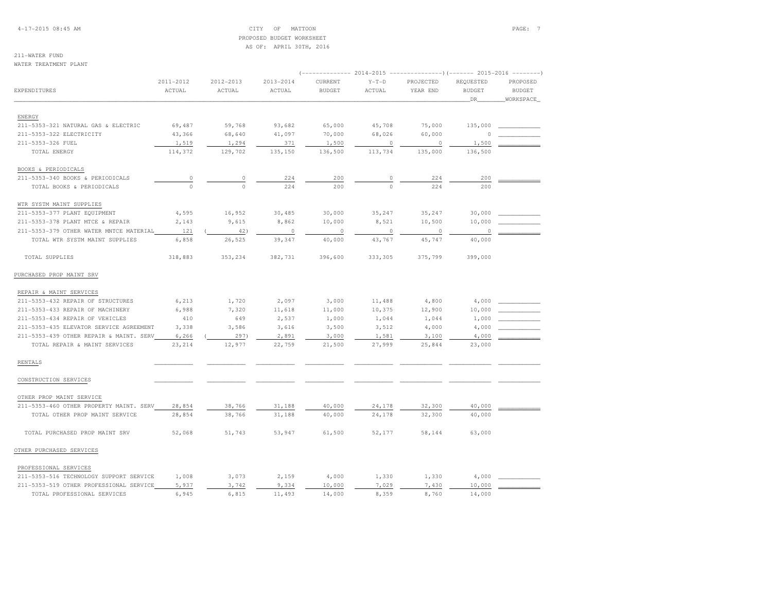CITY OF MATTOON
PROPOSED BUDGET WORKSHEET
AS OF: APRIL 30TH, 2016

211-WATER FUND
WATER TREATMENT PLANT

| EXPENDITURES | 2011-2012 ACTUAL | 2012-2013 ACTUAL | 2013-2014 ACTUAL | 2014-2015 CURRENT BUDGET | 2014-2015 Y-T-D ACTUAL | 2014-2015 PROJECTED YEAR END | 2015-2016 REQUESTED BUDGET DR | 2015-2016 PROPOSED BUDGET WORKSPACE |
|---|---|---|---|---|---|---|---|---|
| ENERGY | | | | | | | | |
| 211-5353-321 NATURAL GAS & ELECTRIC | 69,487 | 59,768 | 93,682 | 65,000 | 45,708 | 75,000 | 135,000 | |
| 211-5353-322 ELECTRICITY | 43,366 | 68,640 | 41,097 | 70,000 | 68,026 | 60,000 | 0 | |
| 211-5353-326 FUEL | 1,519 | 1,294 | 371 | 1,500 | 0 | 0 | 1,500 | |
| TOTAL ENERGY | 114,372 | 129,702 | 135,150 | 136,500 | 113,734 | 135,000 | 136,500 | |
| BOOKS & PERIODICALS | | | | | | | | |
| 211-5353-340 BOOKS & PERIODICALS | 0 | 0 | 224 | 200 | 0 | 224 | 200 | |
| TOTAL BOOKS & PERIODICALS | 0 | 0 | 224 | 200 | 0 | 224 | 200 | |
| WTR SYSTM MAINT SUPPLIES | | | | | | | | |
| 211-5353-377 PLANT EQUIPMENT | 4,595 | 16,952 | 30,485 | 30,000 | 35,247 | 35,247 | 30,000 | |
| 211-5353-378 PLANT MTCE & REPAIR | 2,143 | 9,615 | 8,862 | 10,000 | 8,521 | 10,500 | 10,000 | |
| 211-5353-379 OTHER WATER MNTCE MATERIAL | 121 | ( 42) | 0 | 0 | 0 | 0 | 0 | |
| TOTAL WTR SYSTM MAINT SUPPLIES | 6,858 | 26,525 | 39,347 | 40,000 | 43,767 | 45,747 | 40,000 | |
| TOTAL SUPPLIES | 318,883 | 353,234 | 382,731 | 396,600 | 333,305 | 375,799 | 399,000 | |
| PURCHASED PROP MAINT SRV | | | | | | | | |
| REPAIR & MAINT SERVICES | | | | | | | | |
| 211-5353-432 REPAIR OF STRUCTURES | 6,213 | 1,720 | 2,097 | 3,000 | 11,488 | 4,800 | 4,000 | |
| 211-5353-433 REPAIR OF MACHINERY | 6,988 | 7,320 | 11,618 | 11,000 | 10,375 | 12,900 | 10,000 | |
| 211-5353-434 REPAIR OF VEHICLES | 410 | 649 | 2,537 | 1,000 | 1,044 | 1,044 | 1,000 | |
| 211-5353-435 ELEVATOR SERVICE AGREEMENT | 3,338 | 3,586 | 3,616 | 3,500 | 3,512 | 4,000 | 4,000 | |
| 211-5353-439 OTHER REPAIR & MAINT. SERV | 6,266 | ( 297) | 2,891 | 3,000 | 1,581 | 3,100 | 4,000 | |
| TOTAL REPAIR & MAINT SERVICES | 23,214 | 12,977 | 22,759 | 21,500 | 27,999 | 25,844 | 23,000 | |
| RENTALS | | | | | | | | |
| CONSTRUCTION SERVICES | | | | | | | | |
| OTHER PROP MAINT SERVICE | | | | | | | | |
| 211-5353-460 OTHER PROPERTY MAINT. SERV | 28,854 | 38,766 | 31,188 | 40,000 | 24,178 | 32,300 | 40,000 | |
| TOTAL OTHER PROP MAINT SERVICE | 28,854 | 38,766 | 31,188 | 40,000 | 24,178 | 32,300 | 40,000 | |
| TOTAL PURCHASED PROP MAINT SRV | 52,068 | 51,743 | 53,947 | 61,500 | 52,177 | 58,144 | 63,000 | |
| OTHER PURCHASED SERVICES | | | | | | | | |
| PROFESSIONAL SERVICES | | | | | | | | |
| 211-5353-516 TECHNOLOGY SUPPORT SERVICE | 1,008 | 3,073 | 2,159 | 4,000 | 1,330 | 1,330 | 4,000 | |
| 211-5353-519 OTHER PROFESSIONAL SERVICE | 5,937 | 3,742 | 9,334 | 10,000 | 7,029 | 7,430 | 10,000 | |
| TOTAL PROFESSIONAL SERVICES | 6,945 | 6,815 | 11,493 | 14,000 | 8,359 | 8,760 | 14,000 | |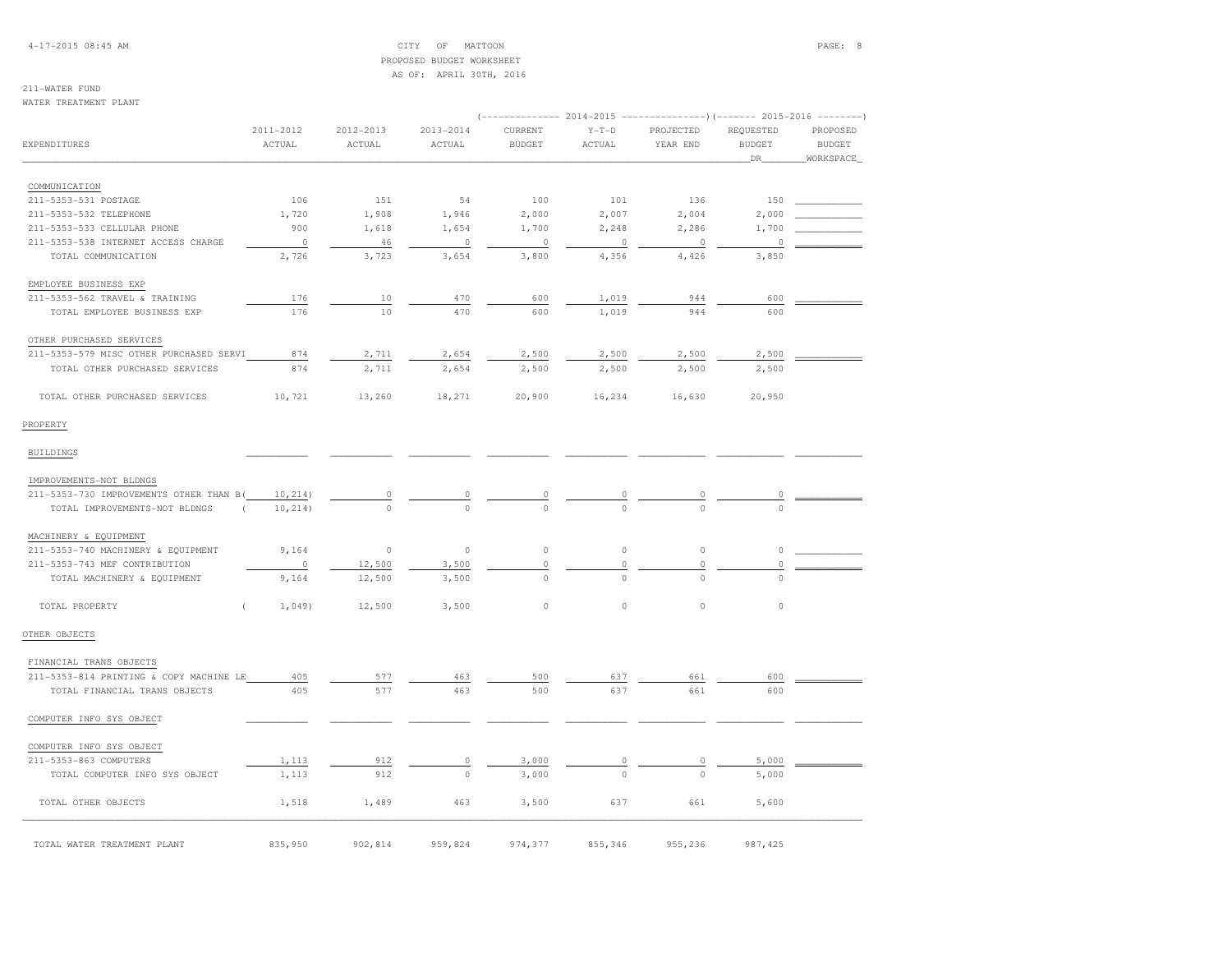4-17-2015 08:45 AM

CITY OF MATTOON
PROPOSED BUDGET WORKSHEET
AS OF: APRIL 30TH, 2016

211-WATER FUND
WATER TREATMENT PLANT

| EXPENDITURES | 2011-2012 ACTUAL | 2012-2013 ACTUAL | 2013-2014 ACTUAL | 2014-2015 CURRENT BUDGET | 2014-2015 Y-T-D ACTUAL | 2014-2015 PROJECTED YEAR END | 2015-2016 REQUESTED BUDGET DR | 2015-2016 PROPOSED BUDGET WORKSPACE |
|---|---|---|---|---|---|---|---|---|
| COMMUNICATION | | | | | | | | |
| 211-5353-531 POSTAGE | 106 | 151 | 54 | 100 | 101 | 136 | 150 | |
| 211-5353-532 TELEPHONE | 1,720 | 1,908 | 1,946 | 2,000 | 2,007 | 2,004 | 2,000 | |
| 211-5353-533 CELLULAR PHONE | 900 | 1,618 | 1,654 | 1,700 | 2,248 | 2,286 | 1,700 | |
| 211-5353-538 INTERNET ACCESS CHARGE | 0 | 46 | 0 | 0 | 0 | 0 | 0 | |
| TOTAL COMMUNICATION | 2,726 | 3,723 | 3,654 | 3,800 | 4,356 | 4,426 | 3,850 | |
| EMPLOYEE BUSINESS EXP | | | | | | | | |
| 211-5353-562 TRAVEL & TRAINING | 176 | 10 | 470 | 600 | 1,019 | 944 | 600 | |
| TOTAL EMPLOYEE BUSINESS EXP | 176 | 10 | 470 | 600 | 1,019 | 944 | 600 | |
| OTHER PURCHASED SERVICES | | | | | | | | |
| 211-5353-579 MISC OTHER PURCHASED SERVI | 874 | 2,711 | 2,654 | 2,500 | 2,500 | 2,500 | 2,500 | |
| TOTAL OTHER PURCHASED SERVICES | 874 | 2,711 | 2,654 | 2,500 | 2,500 | 2,500 | 2,500 | |
| TOTAL OTHER PURCHASED SERVICES | 10,721 | 13,260 | 18,271 | 20,900 | 16,234 | 16,630 | 20,950 | |
| PROPERTY | | | | | | | | |
| BUILDINGS | | | | | | | | |
| IMPROVEMENTS-NOT BLDNGS | | | | | | | | |
| 211-5353-730 IMPROVEMENTS OTHER THAN B | ( 10,214) | 0 | 0 | 0 | 0 | 0 | 0 | |
| TOTAL IMPROVEMENTS-NOT BLDNGS | ( 10,214) | 0 | 0 | 0 | 0 | 0 | 0 | |
| MACHINERY & EQUIPMENT | | | | | | | | |
| 211-5353-740 MACHINERY & EQUIPMENT | 9,164 | 0 | 0 | 0 | 0 | 0 | 0 | |
| 211-5353-743 MEF CONTRIBUTION | 0 | 12,500 | 3,500 | 0 | 0 | 0 | 0 | |
| TOTAL MACHINERY & EQUIPMENT | 9,164 | 12,500 | 3,500 | 0 | 0 | 0 | 0 | |
| TOTAL PROPERTY | ( 1,049) | 12,500 | 3,500 | 0 | 0 | 0 | 0 | |
| OTHER OBJECTS | | | | | | | | |
| FINANCIAL TRANS OBJECTS | | | | | | | | |
| 211-5353-814 PRINTING & COPY MACHINE LE | 405 | 577 | 463 | 500 | 637 | 661 | 600 | |
| TOTAL FINANCIAL TRANS OBJECTS | 405 | 577 | 463 | 500 | 637 | 661 | 600 | |
| COMPUTER INFO SYS OBJECT | | | | | | | | |
| COMPUTER INFO SYS OBJECT | | | | | | | | |
| 211-5353-863 COMPUTERS | 1,113 | 912 | 0 | 3,000 | 0 | 0 | 5,000 | |
| TOTAL COMPUTER INFO SYS OBJECT | 1,113 | 912 | 0 | 3,000 | 0 | 0 | 5,000 | |
| TOTAL OTHER OBJECTS | 1,518 | 1,489 | 463 | 3,500 | 637 | 661 | 5,600 | |
| TOTAL WATER TREATMENT PLANT | 835,950 | 902,814 | 959,824 | 974,377 | 855,346 | 955,236 | 987,425 | |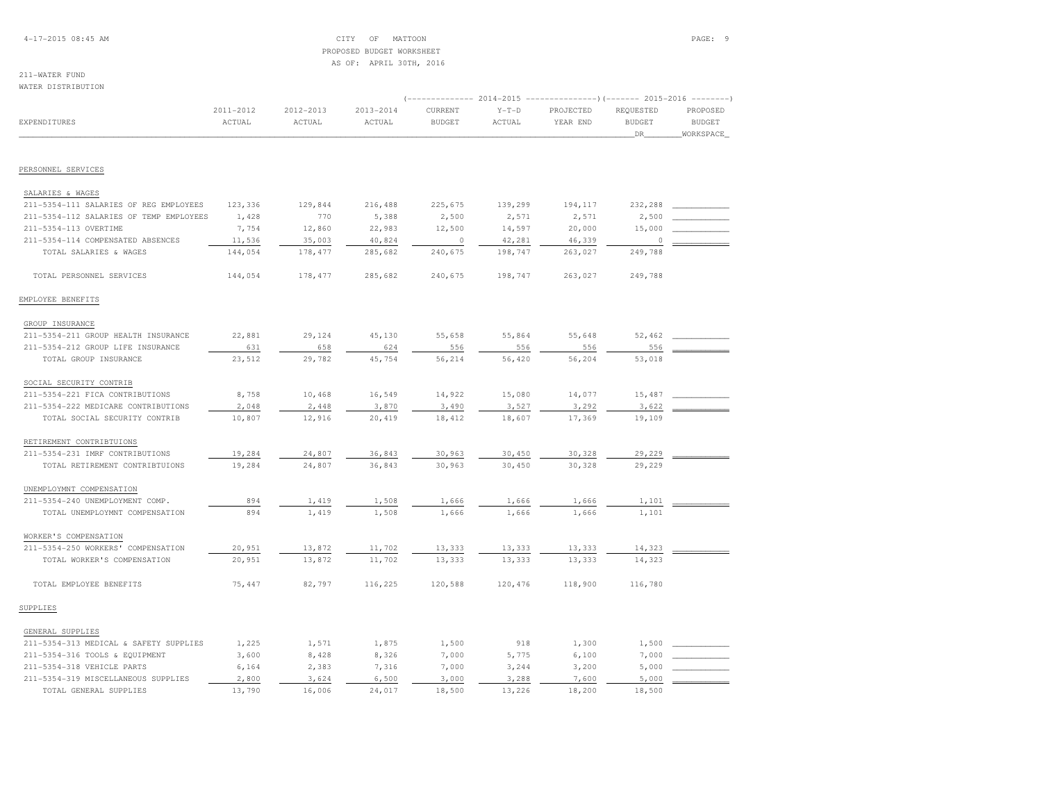CITY OF MATTOON
PROPOSED BUDGET WORKSHEET
AS OF: APRIL 30TH, 2016

211-WATER FUND
WATER DISTRIBUTION

| EXPENDITURES | 2011-2012 ACTUAL | 2012-2013 ACTUAL | 2013-2014 ACTUAL | 2014-2015 CURRENT BUDGET | 2014-2015 Y-T-D ACTUAL | 2014-2015 PROJECTED YEAR END | 2015-2016 REQUESTED BUDGET DR | 2015-2016 PROPOSED BUDGET WORKSPACE |
|---|---|---|---|---|---|---|---|---|
| PERSONNEL SERVICES | | | | | | | | |
| SALARIES & WAGES | | | | | | | | |
| 211-5354-111 SALARIES OF REG EMPLOYEES | 123,336 | 129,844 | 216,488 | 225,675 | 139,299 | 194,117 | 232,288 | |
| 211-5354-112 SALARIES OF TEMP EMPLOYEES | 1,428 | 770 | 5,388 | 2,500 | 2,571 | 2,571 | 2,500 | |
| 211-5354-113 OVERTIME | 7,754 | 12,860 | 22,983 | 12,500 | 14,597 | 20,000 | 15,000 | |
| 211-5354-114 COMPENSATED ABSENCES | 11,536 | 35,003 | 40,824 | 0 | 42,281 | 46,339 | 0 | |
| TOTAL SALARIES & WAGES | 144,054 | 178,477 | 285,682 | 240,675 | 198,747 | 263,027 | 249,788 | |
| TOTAL PERSONNEL SERVICES | 144,054 | 178,477 | 285,682 | 240,675 | 198,747 | 263,027 | 249,788 | |
| EMPLOYEE BENEFITS | | | | | | | | |
| GROUP INSURANCE | | | | | | | | |
| 211-5354-211 GROUP HEALTH INSURANCE | 22,881 | 29,124 | 45,130 | 55,658 | 55,864 | 55,648 | 52,462 | |
| 211-5354-212 GROUP LIFE INSURANCE | 631 | 658 | 624 | 556 | 556 | 556 | 556 | |
| TOTAL GROUP INSURANCE | 23,512 | 29,782 | 45,754 | 56,214 | 56,420 | 56,204 | 53,018 | |
| SOCIAL SECURITY CONTRIB | | | | | | | | |
| 211-5354-221 FICA CONTRIBUTIONS | 8,758 | 10,468 | 16,549 | 14,922 | 15,080 | 14,077 | 15,487 | |
| 211-5354-222 MEDICARE CONTRIBUTIONS | 2,048 | 2,448 | 3,870 | 3,490 | 3,527 | 3,292 | 3,622 | |
| TOTAL SOCIAL SECURITY CONTRIB | 10,807 | 12,916 | 20,419 | 18,412 | 18,607 | 17,369 | 19,109 | |
| RETIREMENT CONTRIBTUIONS | | | | | | | | |
| 211-5354-231 IMRF CONTRIBUTIONS | 19,284 | 24,807 | 36,843 | 30,963 | 30,450 | 30,328 | 29,229 | |
| TOTAL RETIREMENT CONTRIBTUIONS | 19,284 | 24,807 | 36,843 | 30,963 | 30,450 | 30,328 | 29,229 | |
| UNEMPLOYMNT COMPENSATION | | | | | | | | |
| 211-5354-240 UNEMPLOYMENT COMP. | 894 | 1,419 | 1,508 | 1,666 | 1,666 | 1,666 | 1,101 | |
| TOTAL UNEMPLOYMNT COMPENSATION | 894 | 1,419 | 1,508 | 1,666 | 1,666 | 1,666 | 1,101 | |
| WORKER'S COMPENSATION | | | | | | | | |
| 211-5354-250 WORKERS' COMPENSATION | 20,951 | 13,872 | 11,702 | 13,333 | 13,333 | 13,333 | 14,323 | |
| TOTAL WORKER'S COMPENSATION | 20,951 | 13,872 | 11,702 | 13,333 | 13,333 | 13,333 | 14,323 | |
| TOTAL EMPLOYEE BENEFITS | 75,447 | 82,797 | 116,225 | 120,588 | 120,476 | 118,900 | 116,780 | |
| SUPPLIES | | | | | | | | |
| GENERAL SUPPLIES | | | | | | | | |
| 211-5354-313 MEDICAL & SAFETY SUPPLIES | 1,225 | 1,571 | 1,875 | 1,500 | 918 | 1,300 | 1,500 | |
| 211-5354-316 TOOLS & EQUIPMENT | 3,600 | 8,428 | 8,326 | 7,000 | 5,775 | 6,100 | 7,000 | |
| 211-5354-318 VEHICLE PARTS | 6,164 | 2,383 | 7,316 | 7,000 | 3,244 | 3,200 | 5,000 | |
| 211-5354-319 MISCELLANEOUS SUPPLIES | 2,800 | 3,624 | 6,500 | 3,000 | 3,288 | 7,600 | 5,000 | |
| TOTAL GENERAL SUPPLIES | 13,790 | 16,006 | 24,017 | 18,500 | 13,226 | 18,200 | 18,500 | |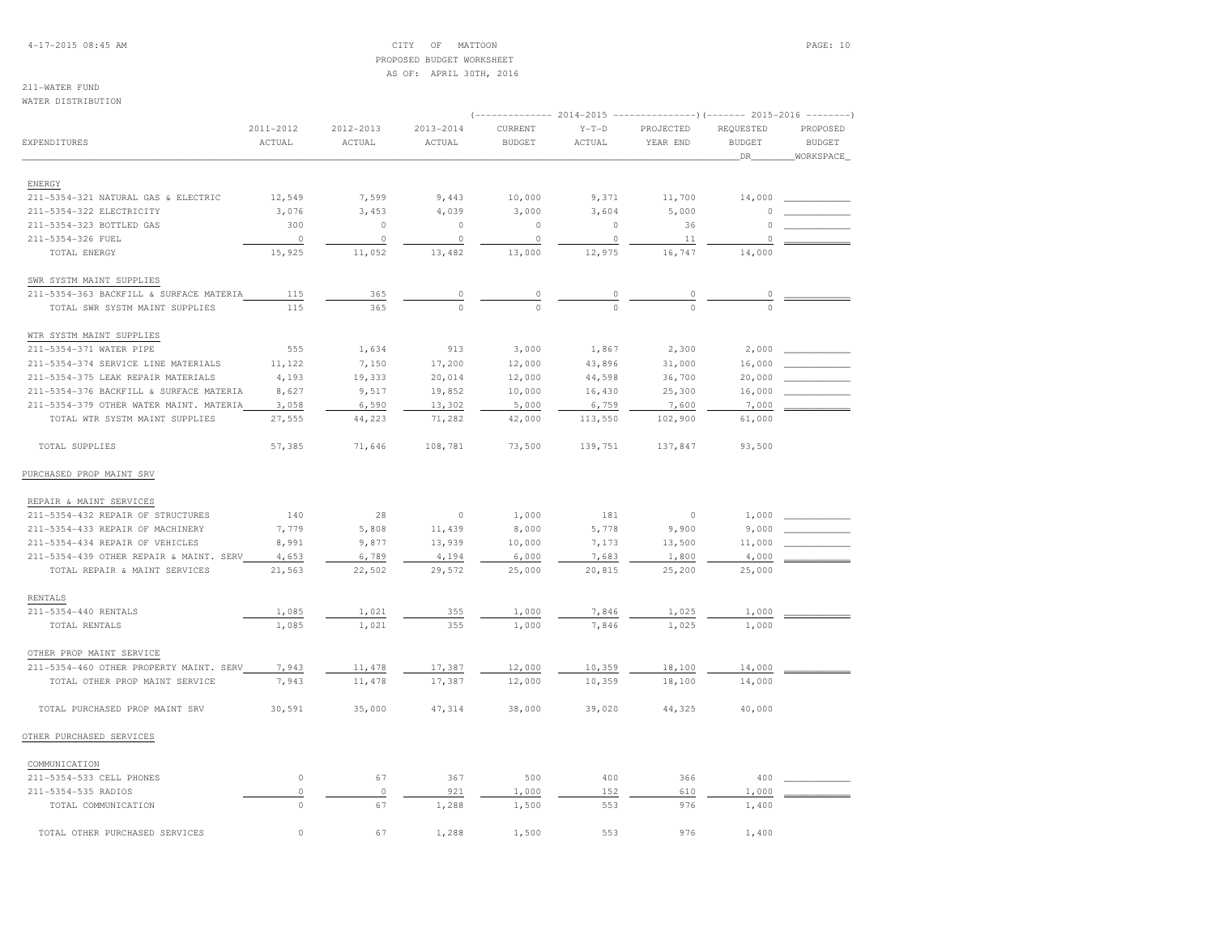CITY OF MATTOON
PROPOSED BUDGET WORKSHEET
AS OF: APRIL 30TH, 2016

211-WATER FUND
WATER DISTRIBUTION

| EXPENDITURES | 2011-2012 ACTUAL | 2012-2013 ACTUAL | 2013-2014 ACTUAL | 2014-2015 CURRENT BUDGET | 2014-2015 Y-T-D ACTUAL | 2014-2015 PROJECTED YEAR END | 2015-2016 REQUESTED BUDGET DR | 2015-2016 PROPOSED BUDGET WORKSPACE |
|---|---|---|---|---|---|---|---|---|
| ENERGY | | | | | | | | |
| 211-5354-321 NATURAL GAS & ELECTRIC | 12,549 | 7,599 | 9,443 | 10,000 | 9,371 | 11,700 | 14,000 | |
| 211-5354-322 ELECTRICITY | 3,076 | 3,453 | 4,039 | 3,000 | 3,604 | 5,000 | 0 | |
| 211-5354-323 BOTTLED GAS | 300 | 0 | 0 | 0 | 0 | 36 | 0 | |
| 211-5354-326 FUEL | 0 | 0 | 0 | 0 | 0 | 11 | 0 | |
| TOTAL ENERGY | 15,925 | 11,052 | 13,482 | 13,000 | 12,975 | 16,747 | 14,000 | |
| SWR SYSTM MAINT SUPPLIES | | | | | | | | |
| 211-5354-363 BACKFILL & SURFACE MATERIA | 115 | 365 | 0 | 0 | 0 | 0 | 0 | |
| TOTAL SWR SYSTM MAINT SUPPLIES | 115 | 365 | 0 | 0 | 0 | 0 | 0 | |
| WTR SYSTM MAINT SUPPLIES | | | | | | | | |
| 211-5354-371 WATER PIPE | 555 | 1,634 | 913 | 3,000 | 1,867 | 2,300 | 2,000 | |
| 211-5354-374 SERVICE LINE MATERIALS | 11,122 | 7,150 | 17,200 | 12,000 | 43,896 | 31,000 | 16,000 | |
| 211-5354-375 LEAK REPAIR MATERIALS | 4,193 | 19,333 | 20,014 | 12,000 | 44,598 | 36,700 | 20,000 | |
| 211-5354-376 BACKFILL & SURFACE MATERIA | 8,627 | 9,517 | 19,852 | 10,000 | 16,430 | 25,300 | 16,000 | |
| 211-5354-379 OTHER WATER MAINT. MATERIA | 3,058 | 6,590 | 13,302 | 5,000 | 6,759 | 7,600 | 7,000 | |
| TOTAL WTR SYSTM MAINT SUPPLIES | 27,555 | 44,223 | 71,282 | 42,000 | 113,550 | 102,900 | 61,000 | |
| TOTAL SUPPLIES | 57,385 | 71,646 | 108,781 | 73,500 | 139,751 | 137,847 | 93,500 | |
| PURCHASED PROP MAINT SRV | | | | | | | | |
| REPAIR & MAINT SERVICES | | | | | | | | |
| 211-5354-432 REPAIR OF STRUCTURES | 140 | 28 | 0 | 1,000 | 181 | 0 | 1,000 | |
| 211-5354-433 REPAIR OF MACHINERY | 7,779 | 5,808 | 11,439 | 8,000 | 5,778 | 9,900 | 9,000 | |
| 211-5354-434 REPAIR OF VEHICLES | 8,991 | 9,877 | 13,939 | 10,000 | 7,173 | 13,500 | 11,000 | |
| 211-5354-439 OTHER REPAIR & MAINT. SERV | 4,653 | 6,789 | 4,194 | 6,000 | 7,683 | 1,800 | 4,000 | |
| TOTAL REPAIR & MAINT SERVICES | 21,563 | 22,502 | 29,572 | 25,000 | 20,815 | 25,200 | 25,000 | |
| RENTALS | | | | | | | | |
| 211-5354-440 RENTALS | 1,085 | 1,021 | 355 | 1,000 | 7,846 | 1,025 | 1,000 | |
| TOTAL RENTALS | 1,085 | 1,021 | 355 | 1,000 | 7,846 | 1,025 | 1,000 | |
| OTHER PROP MAINT SERVICE | | | | | | | | |
| 211-5354-460 OTHER PROPERTY MAINT. SERV | 7,943 | 11,478 | 17,387 | 12,000 | 10,359 | 18,100 | 14,000 | |
| TOTAL OTHER PROP MAINT SERVICE | 7,943 | 11,478 | 17,387 | 12,000 | 10,359 | 18,100 | 14,000 | |
| TOTAL PURCHASED PROP MAINT SRV | 30,591 | 35,000 | 47,314 | 38,000 | 39,020 | 44,325 | 40,000 | |
| OTHER PURCHASED SERVICES | | | | | | | | |
| COMMUNICATION | | | | | | | | |
| 211-5354-533 CELL PHONES | 0 | 67 | 367 | 500 | 400 | 366 | 400 | |
| 211-5354-535 RADIOS | 0 | 0 | 921 | 1,000 | 152 | 610 | 1,000 | |
| TOTAL COMMUNICATION | 0 | 67 | 1,288 | 1,500 | 553 | 976 | 1,400 | |
| TOTAL OTHER PURCHASED SERVICES | 0 | 67 | 1,288 | 1,500 | 553 | 976 | 1,400 | |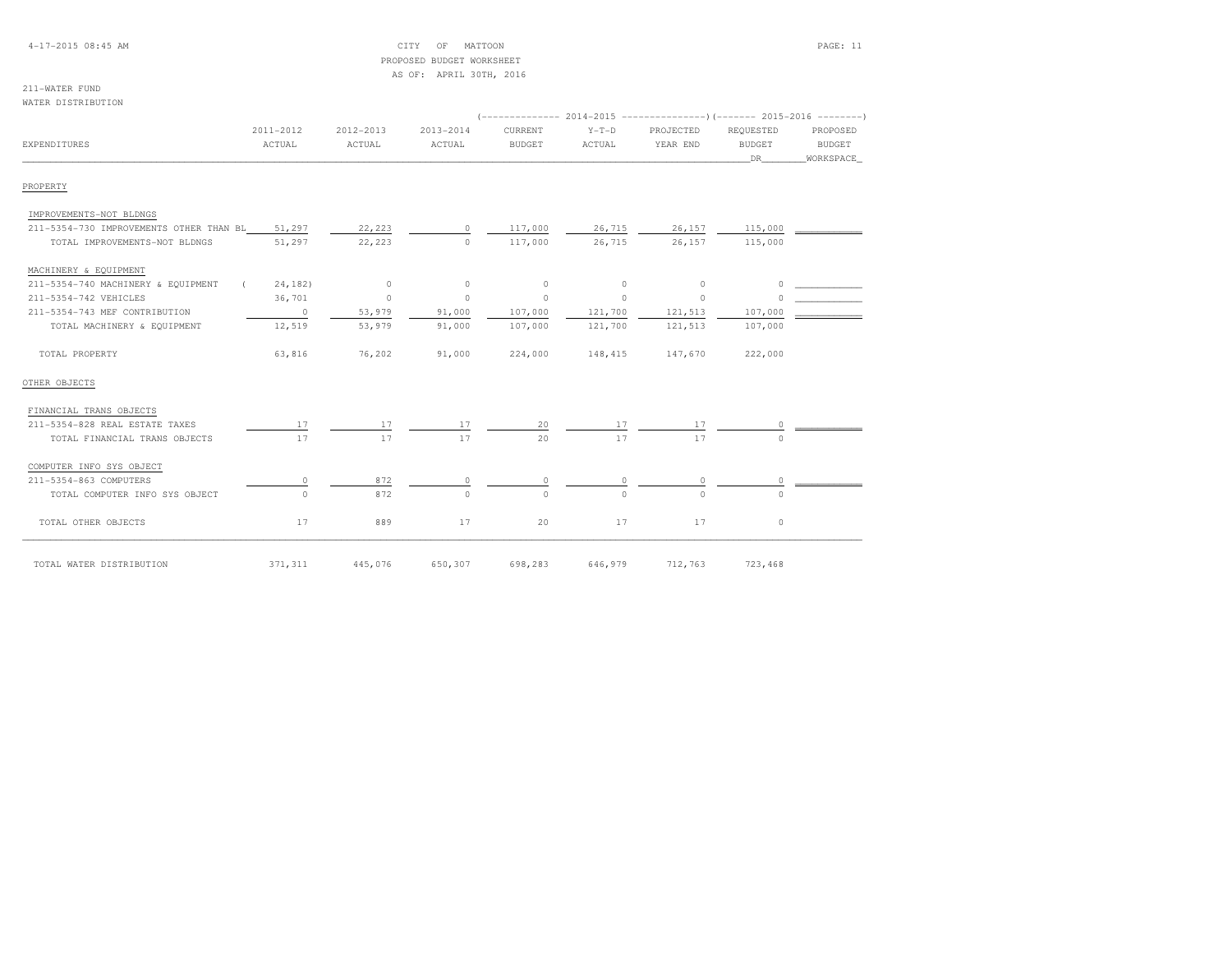CITY OF MATTOON
PROPOSED BUDGET WORKSHEET
AS OF: APRIL 30TH, 2016

211-WATER FUND
WATER DISTRIBUTION

| EXPENDITURES | 2011-2012 ACTUAL | 2012-2013 ACTUAL | 2013-2014 ACTUAL | 2014-2015 CURRENT BUDGET | 2014-2015 Y-T-D ACTUAL | 2014-2015 PROJECTED YEAR END | 2015-2016 REQUESTED BUDGET DR | 2015-2016 PROPOSED BUDGET WORKSPACE |
|---|---|---|---|---|---|---|---|---|
| **PROPERTY** | | | | | | | | |
| IMPROVEMENTS-NOT BLDNGS | | | | | | | | |
| 211-5354-730 IMPROVEMENTS OTHER THAN BL | 51,297 | 22,223 | 0 | 117,000 | 26,715 | 26,157 | 115,000 | |
| TOTAL IMPROVEMENTS-NOT BLDNGS | 51,297 | 22,223 | 0 | 117,000 | 26,715 | 26,157 | 115,000 | |
| MACHINERY & EQUIPMENT | | | | | | | | |
| 211-5354-740 MACHINERY & EQUIPMENT | ( 24,182) | 0 | 0 | 0 | 0 | 0 | 0 | |
| 211-5354-742 VEHICLES | 36,701 | 0 | 0 | 0 | 0 | 0 | 0 | |
| 211-5354-743 MEF CONTRIBUTION | 0 | 53,979 | 91,000 | 107,000 | 121,700 | 121,513 | 107,000 | |
| TOTAL MACHINERY & EQUIPMENT | 12,519 | 53,979 | 91,000 | 107,000 | 121,700 | 121,513 | 107,000 | |
| TOTAL PROPERTY | 63,816 | 76,202 | 91,000 | 224,000 | 148,415 | 147,670 | 222,000 | |
| **OTHER OBJECTS** | | | | | | | | |
| FINANCIAL TRANS OBJECTS | | | | | | | | |
| 211-5354-828 REAL ESTATE TAXES | 17 | 17 | 17 | 20 | 17 | 17 | 0 | |
| TOTAL FINANCIAL TRANS OBJECTS | 17 | 17 | 17 | 20 | 17 | 17 | 0 | |
| COMPUTER INFO SYS OBJECT | | | | | | | | |
| 211-5354-863 COMPUTERS | 0 | 872 | 0 | 0 | 0 | 0 | 0 | |
| TOTAL COMPUTER INFO SYS OBJECT | 0 | 872 | 0 | 0 | 0 | 0 | 0 | |
| TOTAL OTHER OBJECTS | 17 | 889 | 17 | 20 | 17 | 17 | 0 | |
| TOTAL WATER DISTRIBUTION | 371,311 | 445,076 | 650,307 | 698,283 | 646,979 | 712,763 | 723,468 | |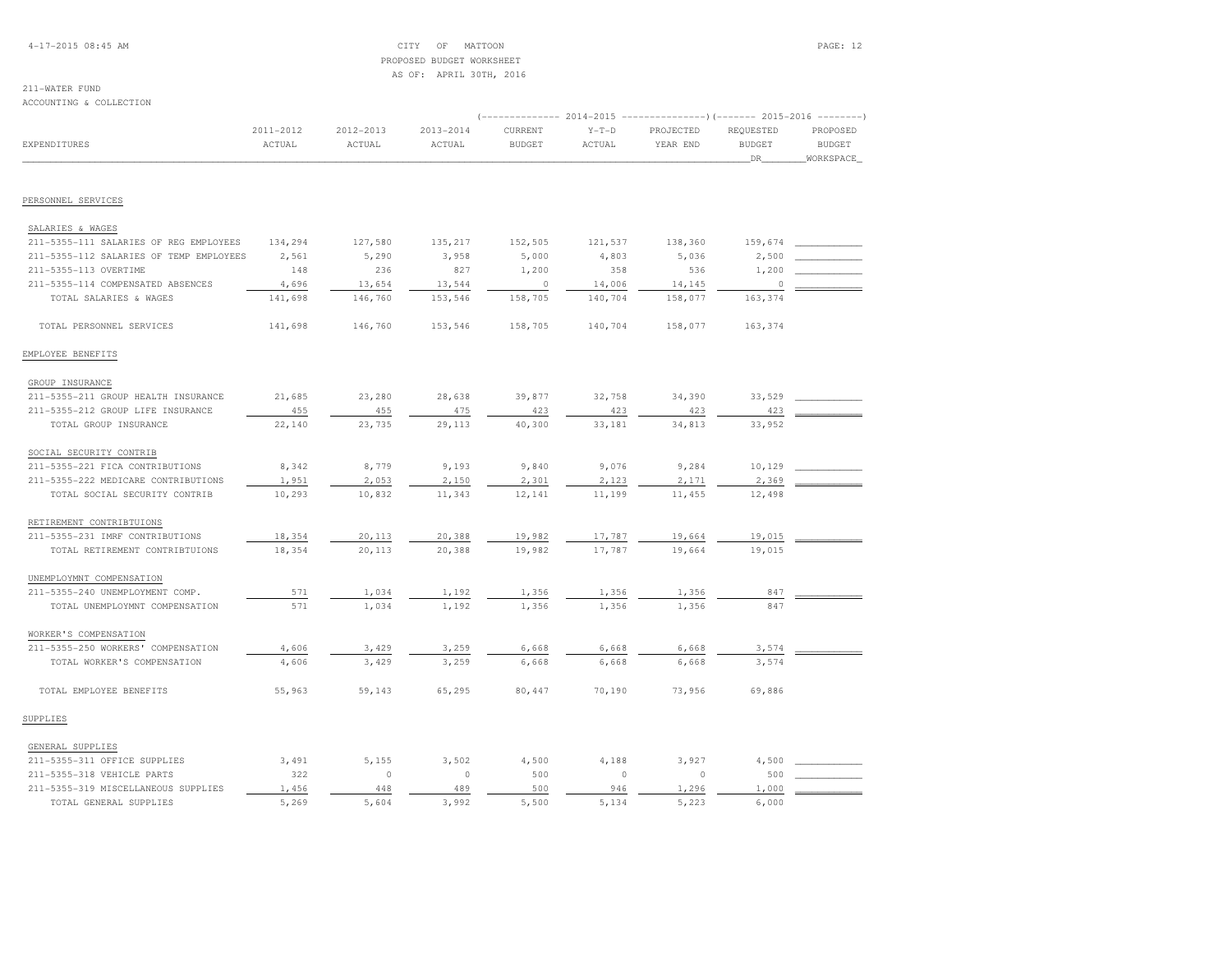CITY OF MATTOON
PROPOSED BUDGET WORKSHEET
AS OF: APRIL 30TH, 2016

211-WATER FUND
ACCOUNTING & COLLECTION

| EXPENDITURES | 2011-2012 ACTUAL | 2012-2013 ACTUAL | 2013-2014 ACTUAL | 2014-2015 CURRENT BUDGET | 2014-2015 Y-T-D ACTUAL | 2014-2015 PROJECTED YEAR END | 2015-2016 REQUESTED BUDGET DR | 2015-2016 PROPOSED BUDGET WORKSPACE |
|---|---|---|---|---|---|---|---|---|
| **PERSONNEL SERVICES** | | | | | | | | |
| SALARIES & WAGES | | | | | | | | |
| 211-5355-111 SALARIES OF REG EMPLOYEES | 134,294 | 127,580 | 135,217 | 152,505 | 121,537 | 138,360 | 159,674 | |
| 211-5355-112 SALARIES OF TEMP EMPLOYEES | 2,561 | 5,290 | 3,958 | 5,000 | 4,803 | 5,036 | 2,500 | |
| 211-5355-113 OVERTIME | 148 | 236 | 827 | 1,200 | 358 | 536 | 1,200 | |
| 211-5355-114 COMPENSATED ABSENCES | 4,696 | 13,654 | 13,544 | 0 | 14,006 | 14,145 | 0 | |
| TOTAL SALARIES & WAGES | 141,698 | 146,760 | 153,546 | 158,705 | 140,704 | 158,077 | 163,374 | |
| TOTAL PERSONNEL SERVICES | 141,698 | 146,760 | 153,546 | 158,705 | 140,704 | 158,077 | 163,374 | |
| **EMPLOYEE BENEFITS** | | | | | | | | |
| GROUP INSURANCE | | | | | | | | |
| 211-5355-211 GROUP HEALTH INSURANCE | 21,685 | 23,280 | 28,638 | 39,877 | 32,758 | 34,390 | 33,529 | |
| 211-5355-212 GROUP LIFE INSURANCE | 455 | 455 | 475 | 423 | 423 | 423 | 423 | |
| TOTAL GROUP INSURANCE | 22,140 | 23,735 | 29,113 | 40,300 | 33,181 | 34,813 | 33,952 | |
| SOCIAL SECURITY CONTRIB | | | | | | | | |
| 211-5355-221 FICA CONTRIBUTIONS | 8,342 | 8,779 | 9,193 | 9,840 | 9,076 | 9,284 | 10,129 | |
| 211-5355-222 MEDICARE CONTRIBUTIONS | 1,951 | 2,053 | 2,150 | 2,301 | 2,123 | 2,171 | 2,369 | |
| TOTAL SOCIAL SECURITY CONTRIB | 10,293 | 10,832 | 11,343 | 12,141 | 11,199 | 11,455 | 12,498 | |
| RETIREMENT CONTRIBTUIONS | | | | | | | | |
| 211-5355-231 IMRF CONTRIBUTIONS | 18,354 | 20,113 | 20,388 | 19,982 | 17,787 | 19,664 | 19,015 | |
| TOTAL RETIREMENT CONTRIBTUIONS | 18,354 | 20,113 | 20,388 | 19,982 | 17,787 | 19,664 | 19,015 | |
| UNEMPLOYMNT COMPENSATION | | | | | | | | |
| 211-5355-240 UNEMPLOYMENT COMP. | 571 | 1,034 | 1,192 | 1,356 | 1,356 | 1,356 | 847 | |
| TOTAL UNEMPLOYMNT COMPENSATION | 571 | 1,034 | 1,192 | 1,356 | 1,356 | 1,356 | 847 | |
| WORKER'S COMPENSATION | | | | | | | | |
| 211-5355-250 WORKERS' COMPENSATION | 4,606 | 3,429 | 3,259 | 6,668 | 6,668 | 6,668 | 3,574 | |
| TOTAL WORKER'S COMPENSATION | 4,606 | 3,429 | 3,259 | 6,668 | 6,668 | 6,668 | 3,574 | |
| TOTAL EMPLOYEE BENEFITS | 55,963 | 59,143 | 65,295 | 80,447 | 70,190 | 73,956 | 69,886 | |
| **SUPPLIES** | | | | | | | | |
| GENERAL SUPPLIES | | | | | | | | |
| 211-5355-311 OFFICE SUPPLIES | 3,491 | 5,155 | 3,502 | 4,500 | 4,188 | 3,927 | 4,500 | |
| 211-5355-318 VEHICLE PARTS | 322 | 0 | 0 | 500 | 0 | 0 | 500 | |
| 211-5355-319 MISCELLANEOUS SUPPLIES | 1,456 | 448 | 489 | 500 | 946 | 1,296 | 1,000 | |
| TOTAL GENERAL SUPPLIES | 5,269 | 5,604 | 3,992 | 5,500 | 5,134 | 5,223 | 6,000 | |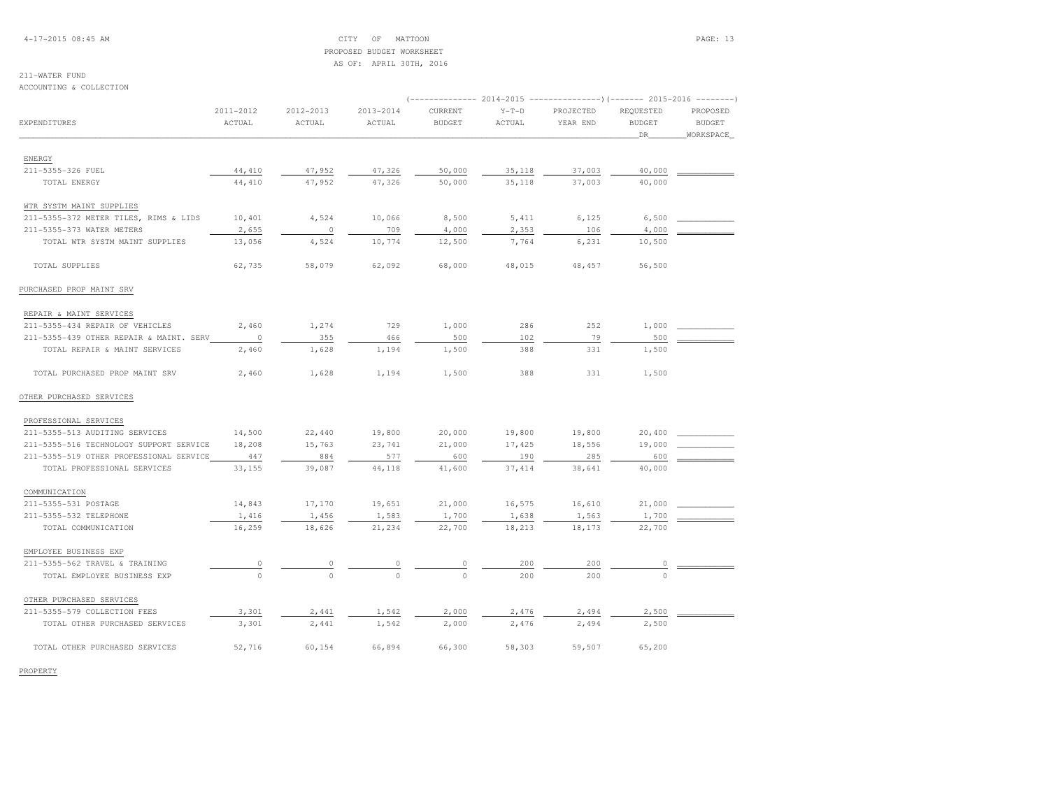CITY OF MATTOON
PROPOSED BUDGET WORKSHEET
AS OF: APRIL 30TH, 2016

211-WATER FUND
ACCOUNTING & COLLECTION

| EXPENDITURES | 2011-2012 ACTUAL | 2012-2013 ACTUAL | 2013-2014 ACTUAL | 2014-2015 CURRENT BUDGET | 2014-2015 Y-T-D ACTUAL | 2014-2015 PROJECTED YEAR END | 2015-2016 REQUESTED BUDGET DR | 2015-2016 PROPOSED BUDGET WORKSPACE |
|---|---|---|---|---|---|---|---|---|
| ENERGY | | | | | | | | |
| 211-5355-326 FUEL | 44,410 | 47,952 | 47,326 | 50,000 | 35,118 | 37,003 | 40,000 | |
| TOTAL ENERGY | 44,410 | 47,952 | 47,326 | 50,000 | 35,118 | 37,003 | 40,000 | |
| WTR SYSTM MAINT SUPPLIES | | | | | | | | |
| 211-5355-372 METER TILES, RIMS & LIDS | 10,401 | 4,524 | 10,066 | 8,500 | 5,411 | 6,125 | 6,500 | |
| 211-5355-373 WATER METERS | 2,655 | 0 | 709 | 4,000 | 2,353 | 106 | 4,000 | |
| TOTAL WTR SYSTM MAINT SUPPLIES | 13,056 | 4,524 | 10,774 | 12,500 | 7,764 | 6,231 | 10,500 | |
| TOTAL SUPPLIES | 62,735 | 58,079 | 62,092 | 68,000 | 48,015 | 48,457 | 56,500 | |
| PURCHASED PROP MAINT SRV | | | | | | | | |
| REPAIR & MAINT SERVICES | | | | | | | | |
| 211-5355-434 REPAIR OF VEHICLES | 2,460 | 1,274 | 729 | 1,000 | 286 | 252 | 1,000 | |
| 211-5355-439 OTHER REPAIR & MAINT. SERV | 0 | 355 | 466 | 500 | 102 | 79 | 500 | |
| TOTAL REPAIR & MAINT SERVICES | 2,460 | 1,628 | 1,194 | 1,500 | 388 | 331 | 1,500 | |
| TOTAL PURCHASED PROP MAINT SRV | 2,460 | 1,628 | 1,194 | 1,500 | 388 | 331 | 1,500 | |
| OTHER PURCHASED SERVICES | | | | | | | | |
| PROFESSIONAL SERVICES | | | | | | | | |
| 211-5355-513 AUDITING SERVICES | 14,500 | 22,440 | 19,800 | 20,000 | 19,800 | 19,800 | 20,400 | |
| 211-5355-516 TECHNOLOGY SUPPORT SERVICE | 18,208 | 15,763 | 23,741 | 21,000 | 17,425 | 18,556 | 19,000 | |
| 211-5355-519 OTHER PROFESSIONAL SERVICE | 447 | 884 | 577 | 600 | 190 | 285 | 600 | |
| TOTAL PROFESSIONAL SERVICES | 33,155 | 39,087 | 44,118 | 41,600 | 37,414 | 38,641 | 40,000 | |
| COMMUNICATION | | | | | | | | |
| 211-5355-531 POSTAGE | 14,843 | 17,170 | 19,651 | 21,000 | 16,575 | 16,610 | 21,000 | |
| 211-5355-532 TELEPHONE | 1,416 | 1,456 | 1,583 | 1,700 | 1,638 | 1,563 | 1,700 | |
| TOTAL COMMUNICATION | 16,259 | 18,626 | 21,234 | 22,700 | 18,213 | 18,173 | 22,700 | |
| EMPLOYEE BUSINESS EXP | | | | | | | | |
| 211-5355-562 TRAVEL & TRAINING | 0 | 0 | 0 | 0 | 200 | 200 | 0 | |
| TOTAL EMPLOYEE BUSINESS EXP | 0 | 0 | 0 | 0 | 200 | 200 | 0 | |
| OTHER PURCHASED SERVICES | | | | | | | | |
| 211-5355-579 COLLECTION FEES | 3,301 | 2,441 | 1,542 | 2,000 | 2,476 | 2,494 | 2,500 | |
| TOTAL OTHER PURCHASED SERVICES | 3,301 | 2,441 | 1,542 | 2,000 | 2,476 | 2,494 | 2,500 | |
| TOTAL OTHER PURCHASED SERVICES | 52,716 | 60,154 | 66,894 | 66,300 | 58,303 | 59,507 | 65,200 | |

PROPERTY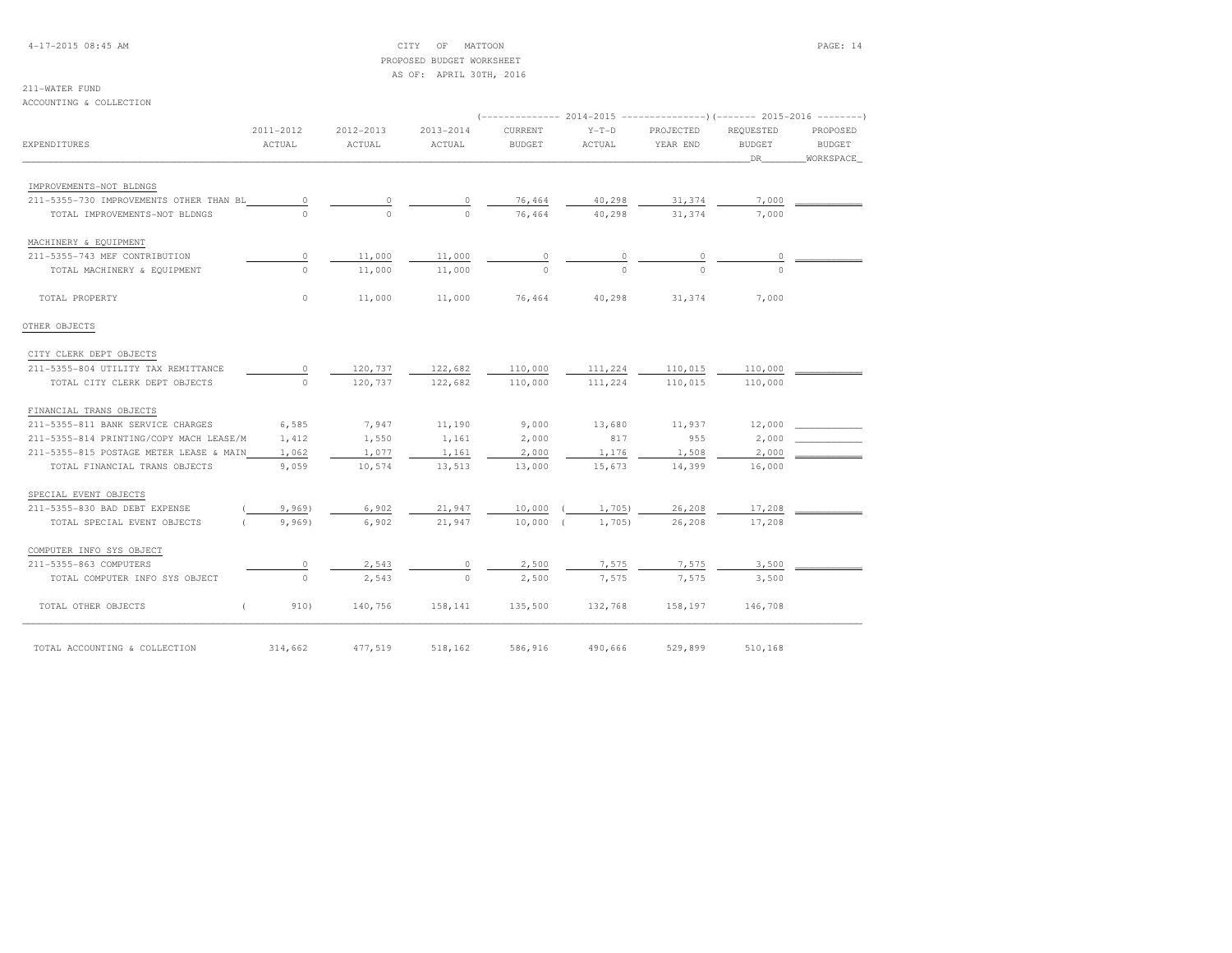CITY OF MATTOON
PROPOSED BUDGET WORKSHEET
AS OF: APRIL 30TH, 2016

211-WATER FUND
ACCOUNTING & COLLECTION

| EXPENDITURES | 2011-2012 ACTUAL | 2012-2013 ACTUAL | 2013-2014 ACTUAL | 2014-2015 CURRENT BUDGET | 2014-2015 Y-T-D ACTUAL | 2014-2015 PROJECTED YEAR END | 2015-2016 REQUESTED BUDGET DR | 2015-2016 PROPOSED BUDGET WORKSPACE |
|---|---|---|---|---|---|---|---|---|
| IMPROVEMENTS-NOT BLDNGS | | | | | | | | |
| 211-5355-730 IMPROVEMENTS OTHER THAN BL | 0 | 0 | 0 | 76,464 | 40,298 | 31,374 | 7,000 | |
| TOTAL IMPROVEMENTS-NOT BLDNGS | 0 | 0 | 0 | 76,464 | 40,298 | 31,374 | 7,000 | |
| MACHINERY & EQUIPMENT | | | | | | | | |
| 211-5355-743 MEF CONTRIBUTION | 0 | 11,000 | 11,000 | 0 | 0 | 0 | 0 | |
| TOTAL MACHINERY & EQUIPMENT | 0 | 11,000 | 11,000 | 0 | 0 | 0 | 0 | |
| TOTAL PROPERTY | 0 | 11,000 | 11,000 | 76,464 | 40,298 | 31,374 | 7,000 | |
| OTHER OBJECTS | | | | | | | | |
| CITY CLERK DEPT OBJECTS | | | | | | | | |
| 211-5355-804 UTILITY TAX REMITTANCE | 0 | 120,737 | 122,682 | 110,000 | 111,224 | 110,015 | 110,000 | |
| TOTAL CITY CLERK DEPT OBJECTS | 0 | 120,737 | 122,682 | 110,000 | 111,224 | 110,015 | 110,000 | |
| FINANCIAL TRANS OBJECTS | | | | | | | | |
| 211-5355-811 BANK SERVICE CHARGES | 6,585 | 7,947 | 11,190 | 9,000 | 13,680 | 11,937 | 12,000 | |
| 211-5355-814 PRINTING/COPY MACH LEASE/M | 1,412 | 1,550 | 1,161 | 2,000 | 817 | 955 | 2,000 | |
| 211-5355-815 POSTAGE METER LEASE & MAIN | 1,062 | 1,077 | 1,161 | 2,000 | 1,176 | 1,508 | 2,000 | |
| TOTAL FINANCIAL TRANS OBJECTS | 9,059 | 10,574 | 13,513 | 13,000 | 15,673 | 14,399 | 16,000 | |
| SPECIAL EVENT OBJECTS | | | | | | | | |
| 211-5355-830 BAD DEBT EXPENSE | ( 9,969) | 6,902 | 21,947 | 10,000 | ( 1,705) | 26,208 | 17,208 | |
| TOTAL SPECIAL EVENT OBJECTS | ( 9,969) | 6,902 | 21,947 | 10,000 | ( 1,705) | 26,208 | 17,208 | |
| COMPUTER INFO SYS OBJECT | | | | | | | | |
| 211-5355-863 COMPUTERS | 0 | 2,543 | 0 | 2,500 | 7,575 | 7,575 | 3,500 | |
| TOTAL COMPUTER INFO SYS OBJECT | 0 | 2,543 | 0 | 2,500 | 7,575 | 7,575 | 3,500 | |
| TOTAL OTHER OBJECTS | ( 910) | 140,756 | 158,141 | 135,500 | 132,768 | 158,197 | 146,708 | |
| TOTAL ACCOUNTING & COLLECTION | 314,662 | 477,519 | 518,162 | 586,916 | 490,666 | 529,899 | 510,168 | |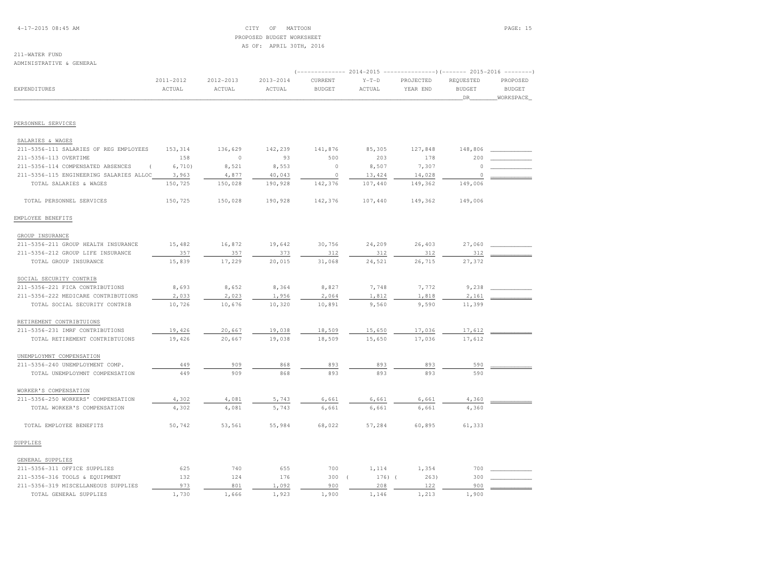CITY OF MATTOON
PROPOSED BUDGET WORKSHEET
AS OF: APRIL 30TH, 2016

211-WATER FUND
ADMINISTRATIVE & GENERAL

| EXPENDITURES | 2011-2012 ACTUAL | 2012-2013 ACTUAL | 2013-2014 ACTUAL | 2014-2015 CURRENT BUDGET | 2014-2015 Y-T-D ACTUAL | 2014-2015 PROJECTED YEAR END | 2015-2016 REQUESTED BUDGET DR | 2015-2016 PROPOSED BUDGET WORKSPACE |
|---|---|---|---|---|---|---|---|---|
| PERSONNEL SERVICES | | | | | | | | |
| SALARIES & WAGES | | | | | | | | |
| 211-5356-111 SALARIES OF REG EMPLOYEES | 153,314 | 136,629 | 142,239 | 141,876 | 85,305 | 127,848 | 148,806 | |
| 211-5356-113 OVERTIME | 158 | 0 | 93 | 500 | 203 | 178 | 200 | |
| 211-5356-114 COMPENSATED ABSENCES | ( 6,710) | 8,521 | 8,553 | 0 | 8,507 | 7,307 | 0 | |
| 211-5356-115 ENGINEERING SALARIES ALLOC | 3,963 | 4,877 | 40,043 | 0 | 13,424 | 14,028 | 0 | |
| TOTAL SALARIES & WAGES | 150,725 | 150,028 | 190,928 | 142,376 | 107,440 | 149,362 | 149,006 | |
| TOTAL PERSONNEL SERVICES | 150,725 | 150,028 | 190,928 | 142,376 | 107,440 | 149,362 | 149,006 | |
| EMPLOYEE BENEFITS | | | | | | | | |
| GROUP INSURANCE | | | | | | | | |
| 211-5356-211 GROUP HEALTH INSURANCE | 15,482 | 16,872 | 19,642 | 30,756 | 24,209 | 26,403 | 27,060 | |
| 211-5356-212 GROUP LIFE INSURANCE | 357 | 357 | 373 | 312 | 312 | 312 | 312 | |
| TOTAL GROUP INSURANCE | 15,839 | 17,229 | 20,015 | 31,068 | 24,521 | 26,715 | 27,372 | |
| SOCIAL SECURITY CONTRIB | | | | | | | | |
| 211-5356-221 FICA CONTRIBUTIONS | 8,693 | 8,652 | 8,364 | 8,827 | 7,748 | 7,772 | 9,238 | |
| 211-5356-222 MEDICARE CONTRIBUTIONS | 2,033 | 2,023 | 1,956 | 2,064 | 1,812 | 1,818 | 2,161 | |
| TOTAL SOCIAL SECURITY CONTRIB | 10,726 | 10,676 | 10,320 | 10,891 | 9,560 | 9,590 | 11,399 | |
| RETIREMENT CONTRIBTUIONS | | | | | | | | |
| 211-5356-231 IMRF CONTRIBUTIONS | 19,426 | 20,667 | 19,038 | 18,509 | 15,650 | 17,036 | 17,612 | |
| TOTAL RETIREMENT CONTRIBTUIONS | 19,426 | 20,667 | 19,038 | 18,509 | 15,650 | 17,036 | 17,612 | |
| UNEMPLOYMNT COMPENSATION | | | | | | | | |
| 211-5356-240 UNEMPLOYMENT COMP. | 449 | 909 | 868 | 893 | 893 | 893 | 590 | |
| TOTAL UNEMPLOYMNT COMPENSATION | 449 | 909 | 868 | 893 | 893 | 893 | 590 | |
| WORKER'S COMPENSATION | | | | | | | | |
| 211-5356-250 WORKERS' COMPENSATION | 4,302 | 4,081 | 5,743 | 6,661 | 6,661 | 6,661 | 4,360 | |
| TOTAL WORKER'S COMPENSATION | 4,302 | 4,081 | 5,743 | 6,661 | 6,661 | 6,661 | 4,360 | |
| TOTAL EMPLOYEE BENEFITS | 50,742 | 53,561 | 55,984 | 68,022 | 57,284 | 60,895 | 61,333 | |
| SUPPLIES | | | | | | | | |
| GENERAL SUPPLIES | | | | | | | | |
| 211-5356-311 OFFICE SUPPLIES | 625 | 740 | 655 | 700 | 1,114 | 1,354 | 700 | |
| 211-5356-316 TOOLS & EQUIPMENT | 132 | 124 | 176 | 300 | ( 176) | ( 263) | 300 | |
| 211-5356-319 MISCELLANEOUS SUPPLIES | 973 | 801 | 1,092 | 900 | 208 | 122 | 900 | |
| TOTAL GENERAL SUPPLIES | 1,730 | 1,666 | 1,923 | 1,900 | 1,146 | 1,213 | 1,900 | |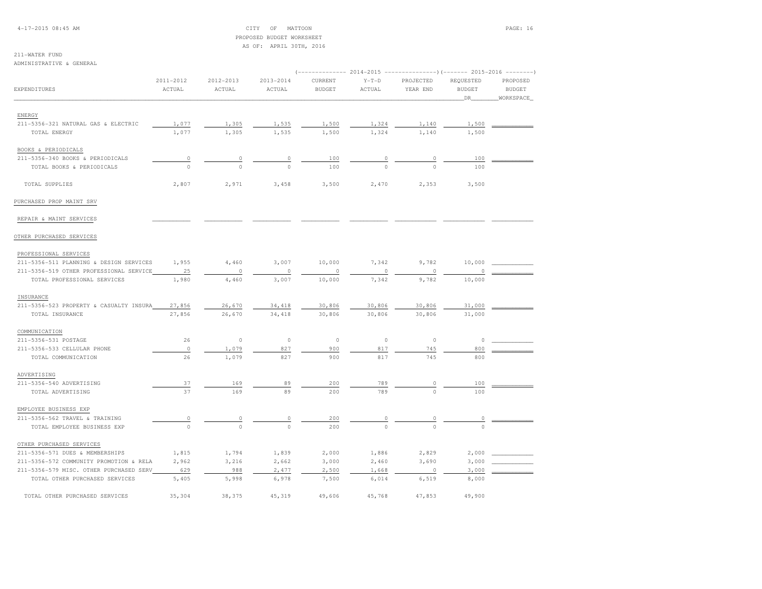CITY OF MATTOON
PROPOSED BUDGET WORKSHEET
AS OF: APRIL 30TH, 2016

211-WATER FUND
ADMINISTRATIVE & GENERAL

| EXPENDITURES | 2011-2012 ACTUAL | 2012-2013 ACTUAL | 2013-2014 ACTUAL | 2014-2015 CURRENT BUDGET | 2014-2015 Y-T-D ACTUAL | 2014-2015 PROJECTED YEAR END | 2015-2016 REQUESTED BUDGET DR | 2015-2016 PROPOSED BUDGET WORKSPACE |
|---|---|---|---|---|---|---|---|---|
| ENERGY | | | | | | | | |
| 211-5356-321 NATURAL GAS & ELECTRIC | 1,077 | 1,305 | 1,535 | 1,500 | 1,324 | 1,140 | 1,500 | |
| TOTAL ENERGY | 1,077 | 1,305 | 1,535 | 1,500 | 1,324 | 1,140 | 1,500 | |
| BOOKS & PERIODICALS | | | | | | | | |
| 211-5356-340 BOOKS & PERIODICALS | 0 | 0 | 0 | 100 | 0 | 0 | 100 | |
| TOTAL BOOKS & PERIODICALS | 0 | 0 | 0 | 100 | 0 | 0 | 100 | |
| TOTAL SUPPLIES | 2,807 | 2,971 | 3,458 | 3,500 | 2,470 | 2,353 | 3,500 | |
| PURCHASED PROP MAINT SRV | | | | | | | | |
| REPAIR & MAINT SERVICES | | | | | | | | |
| OTHER PURCHASED SERVICES | | | | | | | | |
| PROFESSIONAL SERVICES | | | | | | | | |
| 211-5356-511 PLANNING & DESIGN SERVICES | 1,955 | 4,460 | 3,007 | 10,000 | 7,342 | 9,782 | 10,000 | |
| 211-5356-519 OTHER PROFESSIONAL SERVICE | 25 | 0 | 0 | 0 | 0 | 0 | 0 | |
| TOTAL PROFESSIONAL SERVICES | 1,980 | 4,460 | 3,007 | 10,000 | 7,342 | 9,782 | 10,000 | |
| INSURANCE | | | | | | | | |
| 211-5356-523 PROPERTY & CASUALTY INSURA | 27,856 | 26,670 | 34,418 | 30,806 | 30,806 | 30,806 | 31,000 | |
| TOTAL INSURANCE | 27,856 | 26,670 | 34,418 | 30,806 | 30,806 | 30,806 | 31,000 | |
| COMMUNICATION | | | | | | | | |
| 211-5356-531 POSTAGE | 26 | 0 | 0 | 0 | 0 | 0 | 0 | |
| 211-5356-533 CELLULAR PHONE | 0 | 1,079 | 827 | 900 | 817 | 745 | 800 | |
| TOTAL COMMUNICATION | 26 | 1,079 | 827 | 900 | 817 | 745 | 800 | |
| ADVERTISING | | | | | | | | |
| 211-5356-540 ADVERTISING | 37 | 169 | 89 | 200 | 789 | 0 | 100 | |
| TOTAL ADVERTISING | 37 | 169 | 89 | 200 | 789 | 0 | 100 | |
| EMPLOYEE BUSINESS EXP | | | | | | | | |
| 211-5356-562 TRAVEL & TRAINING | 0 | 0 | 0 | 200 | 0 | 0 | 0 | |
| TOTAL EMPLOYEE BUSINESS EXP | 0 | 0 | 0 | 200 | 0 | 0 | 0 | |
| OTHER PURCHASED SERVICES | | | | | | | | |
| 211-5356-571 DUES & MEMBERSHIPS | 1,815 | 1,794 | 1,839 | 2,000 | 1,886 | 2,829 | 2,000 | |
| 211-5356-572 COMMUNITY PROMOTION & RELA | 2,962 | 3,216 | 2,662 | 3,000 | 2,460 | 3,690 | 3,000 | |
| 211-5356-579 MISC. OTHER PURCHASED SERV | 629 | 988 | 2,477 | 2,500 | 1,668 | 0 | 3,000 | |
| TOTAL OTHER PURCHASED SERVICES | 5,405 | 5,998 | 6,978 | 7,500 | 6,014 | 6,519 | 8,000 | |
| TOTAL OTHER PURCHASED SERVICES | 35,304 | 38,375 | 45,319 | 49,606 | 45,768 | 47,853 | 49,900 | |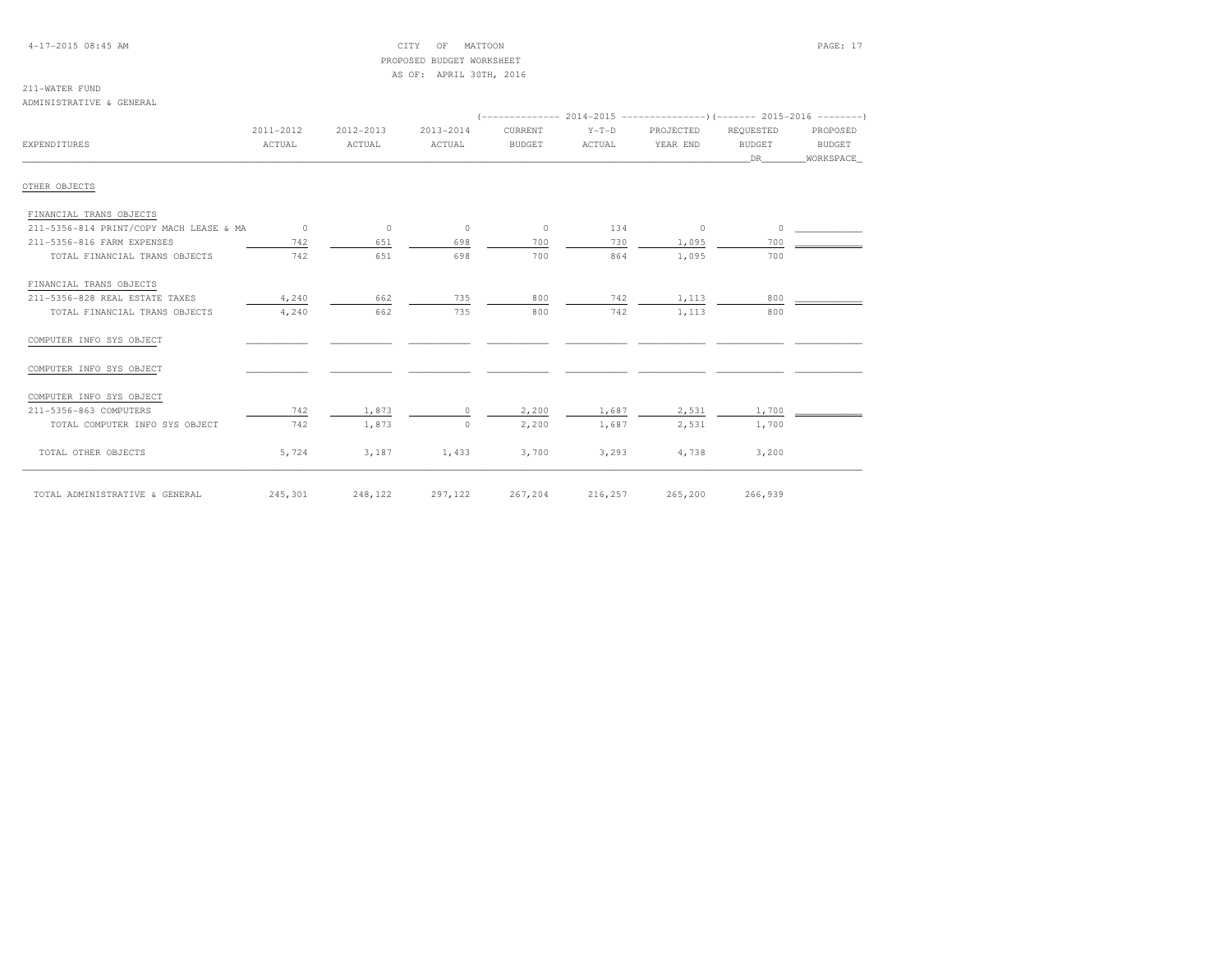CITY OF MATTOON
PROPOSED BUDGET WORKSHEET
AS OF: APRIL 30TH, 2016

211-WATER FUND
ADMINISTRATIVE & GENERAL

| EXPENDITURES | 2011-2012 ACTUAL | 2012-2013 ACTUAL | 2013-2014 ACTUAL | 2014-2015 CURRENT BUDGET | 2014-2015 Y-T-D ACTUAL | 2014-2015 PROJECTED YEAR END | 2015-2016 REQUESTED BUDGET DR | 2015-2016 PROPOSED BUDGET WORKSPACE |
|---|---|---|---|---|---|---|---|---|
| OTHER OBJECTS | | | | | | | | |
| FINANCIAL TRANS OBJECTS | | | | | | | | |
| 211-5356-814 PRINT/COPY MACH LEASE & MA | 0 | 0 | 0 | 0 | 134 | 0 | 0 | |
| 211-5356-816 FARM EXPENSES | 742 | 651 | 698 | 700 | 730 | 1,095 | 700 | |
| TOTAL FINANCIAL TRANS OBJECTS | 742 | 651 | 698 | 700 | 864 | 1,095 | 700 | |
| FINANCIAL TRANS OBJECTS | | | | | | | | |
| 211-5356-828 REAL ESTATE TAXES | 4,240 | 662 | 735 | 800 | 742 | 1,113 | 800 | |
| TOTAL FINANCIAL TRANS OBJECTS | 4,240 | 662 | 735 | 800 | 742 | 1,113 | 800 | |
| COMPUTER INFO SYS OBJECT | | | | | | | | |
| COMPUTER INFO SYS OBJECT | | | | | | | | |
| COMPUTER INFO SYS OBJECT | | | | | | | | |
| 211-5356-863 COMPUTERS | 742 | 1,873 | 0 | 2,200 | 1,687 | 2,531 | 1,700 | |
| TOTAL COMPUTER INFO SYS OBJECT | 742 | 1,873 | 0 | 2,200 | 1,687 | 2,531 | 1,700 | |
| TOTAL OTHER OBJECTS | 5,724 | 3,187 | 1,433 | 3,700 | 3,293 | 4,738 | 3,200 | |
| TOTAL ADMINISTRATIVE & GENERAL | 245,301 | 248,122 | 297,122 | 267,204 | 216,257 | 265,200 | 266,939 | |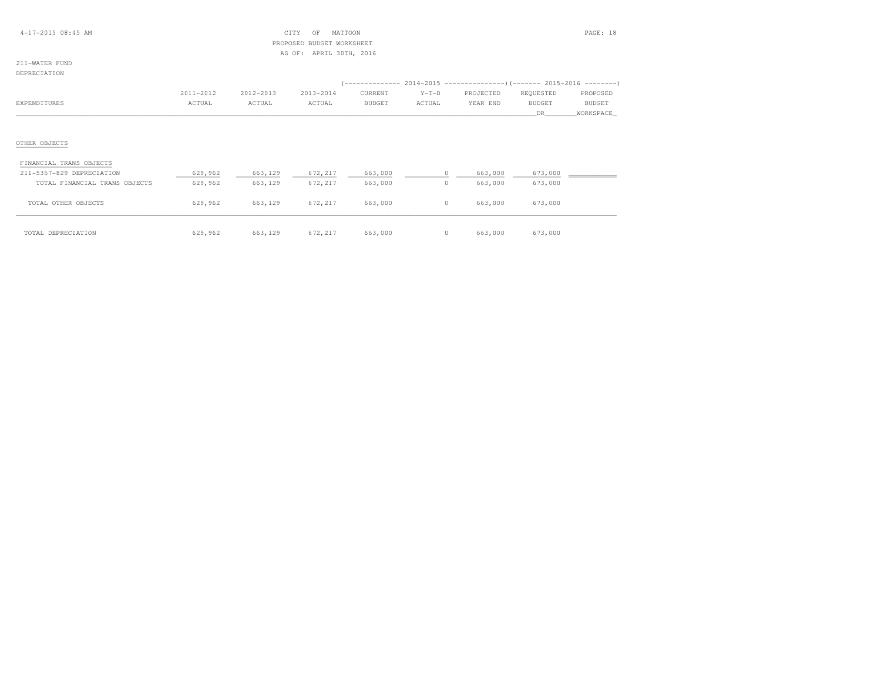CITY OF MATTOON
PROPOSED BUDGET WORKSHEET
AS OF: APRIL 30TH, 2016

211-WATER FUND
DEPRECIATION

| EXPENDITURES | 2011-2012 ACTUAL | 2012-2013 ACTUAL | 2013-2014 ACTUAL | 2014-2015 CURRENT BUDGET | 2014-2015 Y-T-D ACTUAL | 2014-2015 PROJECTED YEAR END | 2015-2016 REQUESTED BUDGET DR | 2015-2016 PROPOSED BUDGET WORKSPACE |
|---|---|---|---|---|---|---|---|---|
| OTHER OBJECTS | | | | | | | | |
| FINANCIAL TRANS OBJECTS | | | | | | | | |
| 211-5357-829 DEPRECIATION | 629,962 | 663,129 | 672,217 | 663,000 | 0 | 663,000 | 673,000 | |
| TOTAL FINANCIAL TRANS OBJECTS | 629,962 | 663,129 | 672,217 | 663,000 | 0 | 663,000 | 673,000 | |
| TOTAL OTHER OBJECTS | 629,962 | 663,129 | 672,217 | 663,000 | 0 | 663,000 | 673,000 | |
| TOTAL DEPRECIATION | 629,962 | 663,129 | 672,217 | 663,000 | 0 | 663,000 | 673,000 | |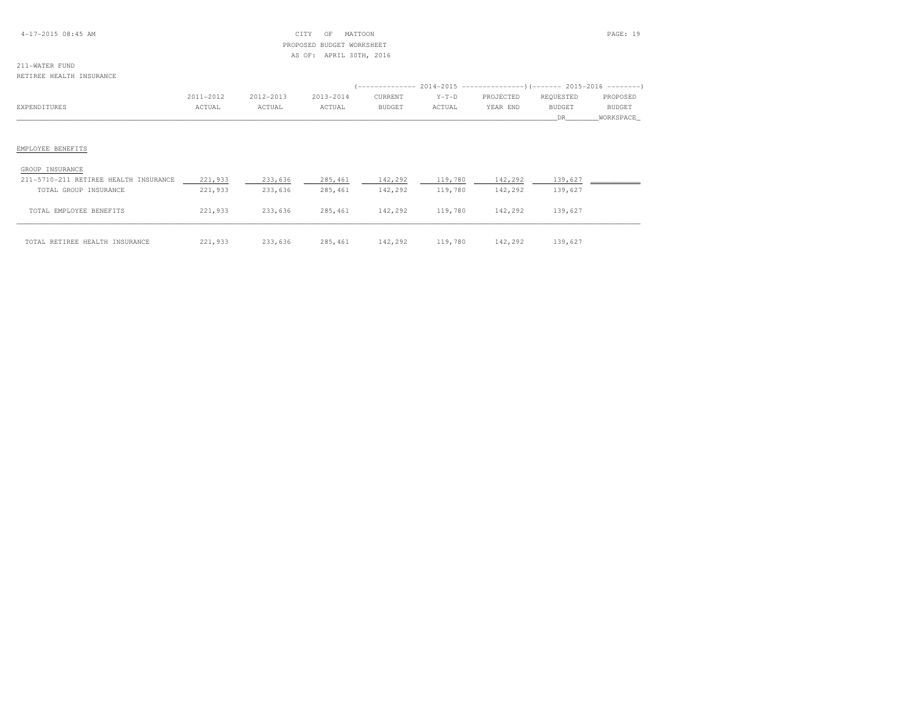CITY OF MATTOON
PROPOSED BUDGET WORKSHEET
AS OF: APRIL 30TH, 2016

211-WATER FUND
RETIREE HEALTH INSURANCE

| EXPENDITURES | 2011-2012 ACTUAL | 2012-2013 ACTUAL | 2013-2014 ACTUAL | 2014-2015 CURRENT BUDGET | 2014-2015 Y-T-D ACTUAL | 2014-2015 PROJECTED YEAR END | 2015-2016 REQUESTED BUDGET DR | 2015-2016 PROPOSED BUDGET WORKSPACE |
|---|---|---|---|---|---|---|---|---|
| EMPLOYEE BENEFITS | | | | | | | | |
| GROUP INSURANCE | | | | | | | | |
| 211-5710-211 RETIREE HEALTH INSURANCE | 221,933 | 233,636 | 285,461 | 142,292 | 119,780 | 142,292 | 139,627 | |
| TOTAL GROUP INSURANCE | 221,933 | 233,636 | 285,461 | 142,292 | 119,780 | 142,292 | 139,627 | |
| TOTAL EMPLOYEE BENEFITS | 221,933 | 233,636 | 285,461 | 142,292 | 119,780 | 142,292 | 139,627 | |
| TOTAL RETIREE HEALTH INSURANCE | 221,933 | 233,636 | 285,461 | 142,292 | 119,780 | 142,292 | 139,627 | |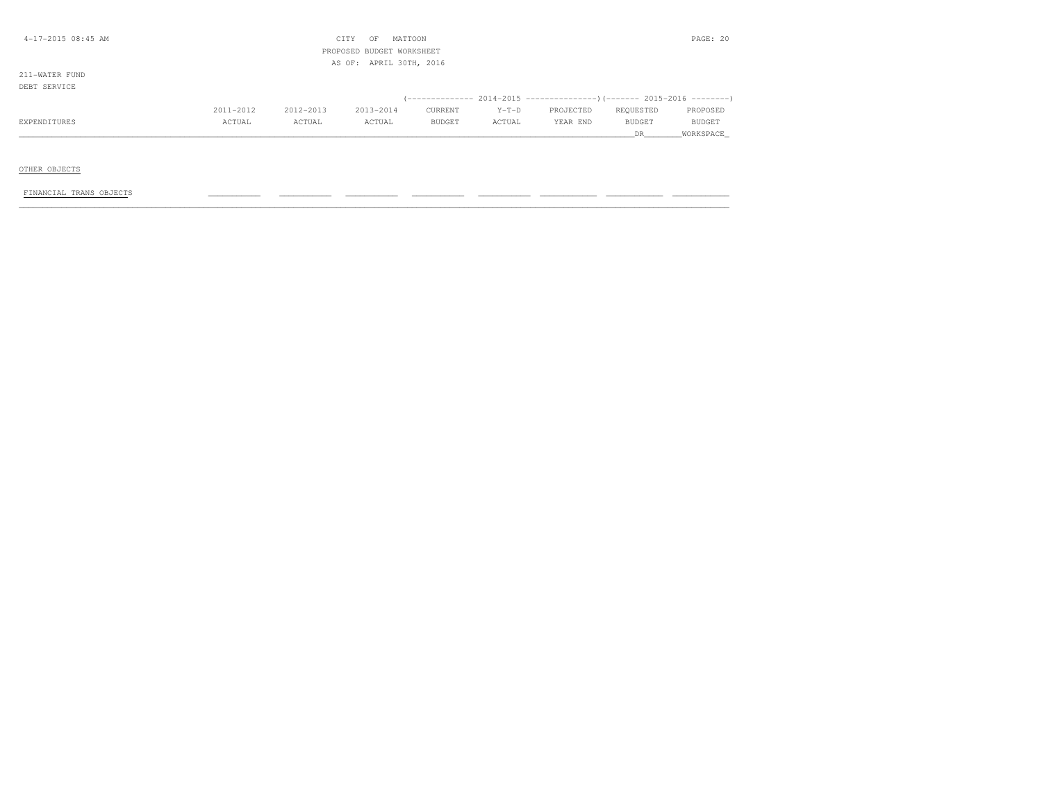CITY OF MATTOON
PROPOSED BUDGET WORKSHEET
AS OF: APRIL 30TH, 2016

211-WATER FUND
DEBT SERVICE

| EXPENDITURES | 2011-2012 ACTUAL | 2012-2013 ACTUAL | 2013-2014 ACTUAL | 2014-2015 CURRENT BUDGET | 2014-2015 Y-T-D ACTUAL | 2014-2015 PROJECTED YEAR END | 2015-2016 REQUESTED BUDGET DR | 2015-2016 PROPOSED BUDGET WORKSHEET |
|---|---|---|---|---|---|---|---|---|
| OTHER OBJECTS | | | | | | | | |
| FINANCIAL TRANS OBJECTS | | | | | | | | |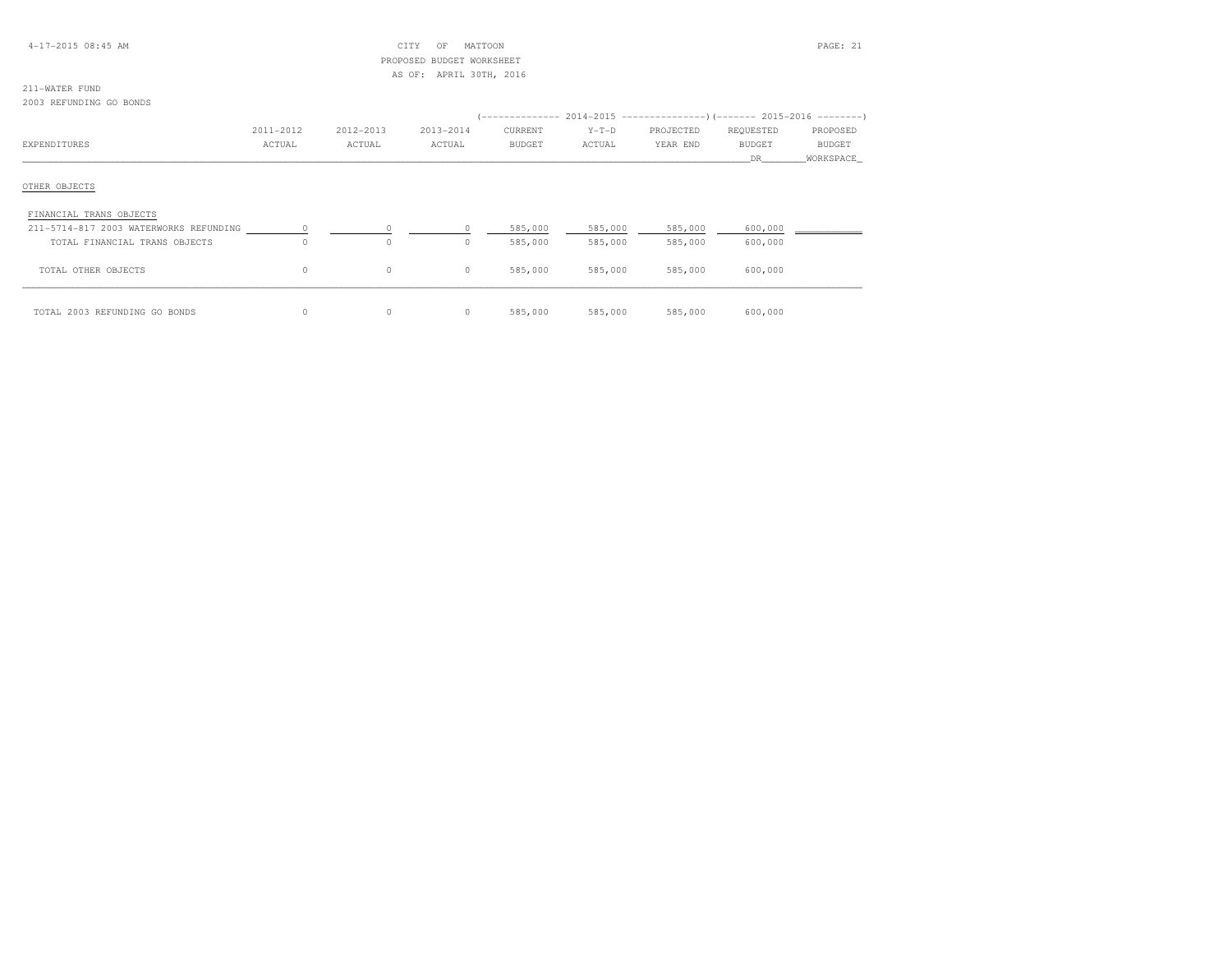CITY OF MATTOON
PROPOSED BUDGET WORKSHEET
AS OF: APRIL 30TH, 2016

211-WATER FUND
2003 REFUNDING GO BONDS

| EXPENDITURES | 2011-2012 ACTUAL | 2012-2013 ACTUAL | 2013-2014 ACTUAL | 2014-2015 CURRENT BUDGET | 2014-2015 Y-T-D ACTUAL | 2014-2015 PROJECTED YEAR END | 2015-2016 REQUESTED BUDGET DR | 2015-2016 PROPOSED BUDGET WORKSPACE |
|---|---|---|---|---|---|---|---|---|
| **OTHER OBJECTS** | | | | | | | | |
| FINANCIAL TRANS OBJECTS | | | | | | | | |
| 211-5714-817 2003 WATERWORKS REFUNDING | 0 | 0 | 0 | 585,000 | 585,000 | 585,000 | 600,000 | |
| TOTAL FINANCIAL TRANS OBJECTS | 0 | 0 | 0 | 585,000 | 585,000 | 585,000 | 600,000 | |
| TOTAL OTHER OBJECTS | 0 | 0 | 0 | 585,000 | 585,000 | 585,000 | 600,000 | |
| TOTAL 2003 REFUNDING GO BONDS | 0 | 0 | 0 | 585,000 | 585,000 | 585,000 | 600,000 | |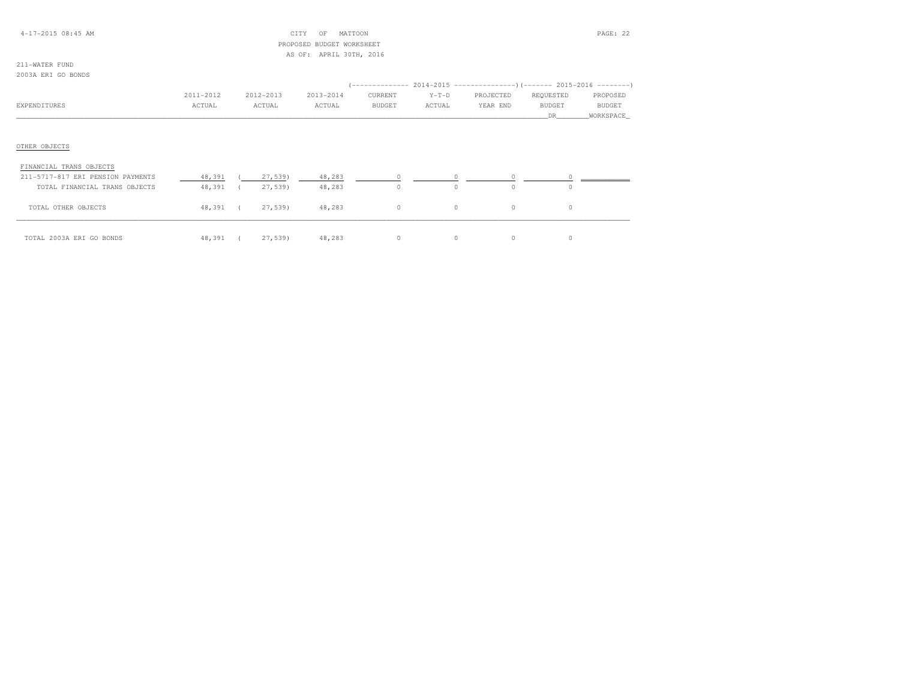CITY OF MATTOON
PROPOSED BUDGET WORKSHEET
AS OF: APRIL 30TH, 2016

211-WATER FUND
2003A ERI GO BONDS

| EXPENDITURES | 2011-2012 ACTUAL | 2012-2013 ACTUAL | 2013-2014 ACTUAL | 2014-2015 CURRENT BUDGET | 2014-2015 Y-T-D ACTUAL | 2014-2015 PROJECTED YEAR END | 2015-2016 REQUESTED BUDGET DR | 2015-2016 PROPOSED BUDGET WORKSPACE |
|---|---|---|---|---|---|---|---|---|
| OTHER OBJECTS | | | | | | | | |
| FINANCIAL TRANS OBJECTS | | | | | | | | |
| 211-5717-817 ERI PENSION PAYMENTS | 48,391 | ( 27,539) | 48,283 | 0 | 0 | 0 | 0 | |
| TOTAL FINANCIAL TRANS OBJECTS | 48,391 | ( 27,539) | 48,283 | 0 | 0 | 0 | 0 | |
| TOTAL OTHER OBJECTS | 48,391 | ( 27,539) | 48,283 | 0 | 0 | 0 | 0 | |
| TOTAL 2003A ERI GO BONDS | 48,391 | ( 27,539) | 48,283 | 0 | 0 | 0 | 0 | |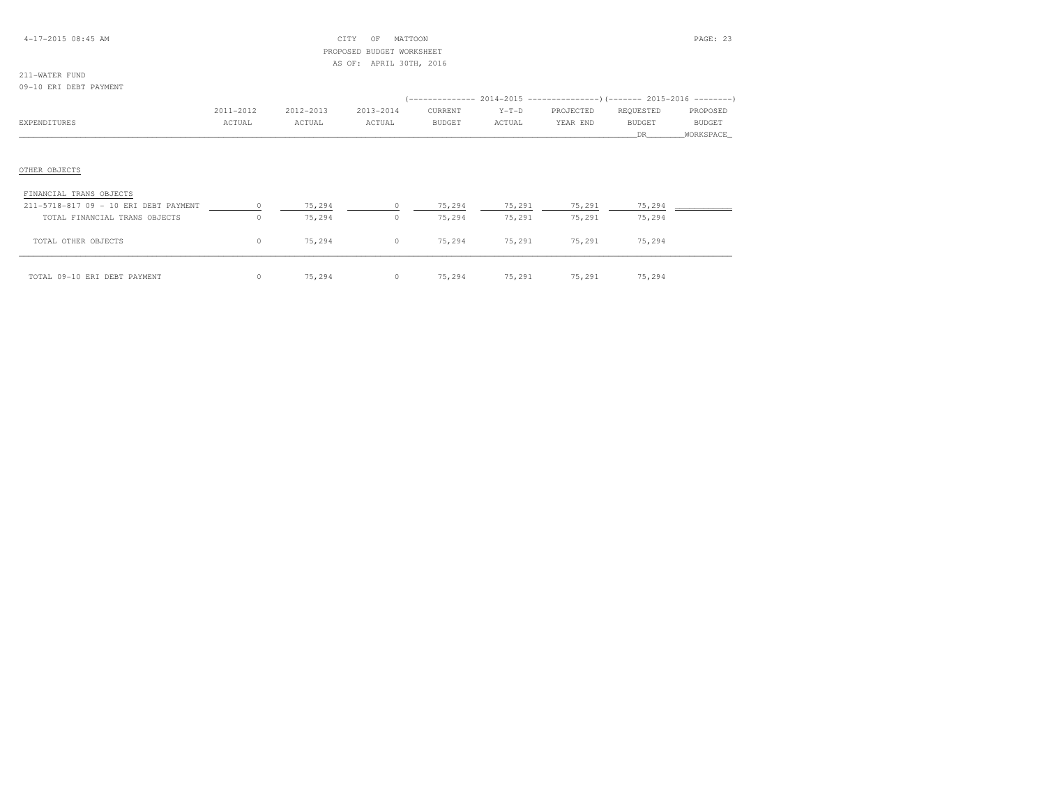CITY OF MATTOON
PROPOSED BUDGET WORKSHEET
AS OF: APRIL 30TH, 2016

211-WATER FUND
09-10 ERI DEBT PAYMENT

| EXPENDITURES | 2011-2012 ACTUAL | 2012-2013 ACTUAL | 2013-2014 ACTUAL | 2014-2015 CURRENT BUDGET | 2014-2015 Y-T-D ACTUAL | 2014-2015 PROJECTED YEAR END | 2015-2016 REQUESTED BUDGET DR | 2015-2016 PROPOSED BUDGET WORKSPACE |
|---|---|---|---|---|---|---|---|---|
| OTHER OBJECTS | | | | | | | | |
| FINANCIAL TRANS OBJECTS | | | | | | | | |
| 211-5718-817 09 - 10 ERI DEBT PAYMENT | 0 | 75,294 | 0 | 75,294 | 75,291 | 75,291 | 75,294 | |
| TOTAL FINANCIAL TRANS OBJECTS | 0 | 75,294 | 0 | 75,294 | 75,291 | 75,291 | 75,294 | |
| TOTAL OTHER OBJECTS | 0 | 75,294 | 0 | 75,294 | 75,291 | 75,291 | 75,294 | |
| TOTAL 09-10 ERI DEBT PAYMENT | 0 | 75,294 | 0 | 75,294 | 75,291 | 75,291 | 75,294 | |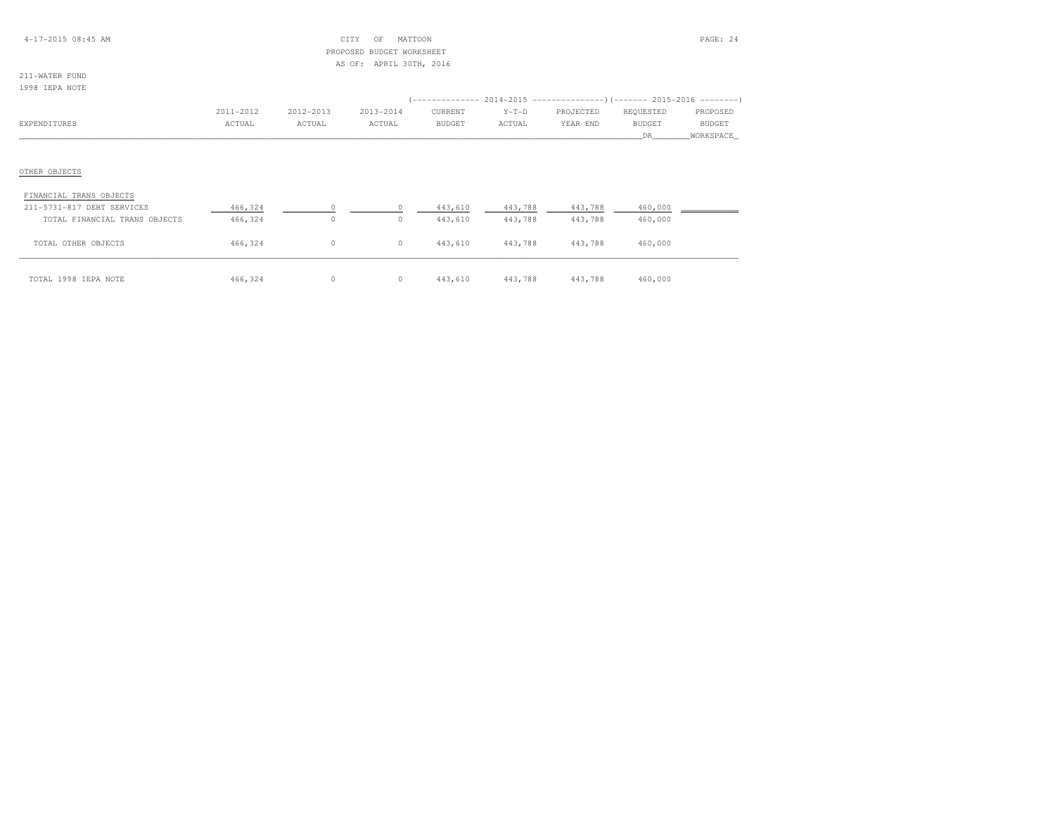CITY OF MATTOON
PROPOSED BUDGET WORKSHEET
AS OF: APRIL 30TH, 2016

211-WATER FUND
1998 IEPA NOTE

| EXPENDITURES | 2011-2012 ACTUAL | 2012-2013 ACTUAL | 2013-2014 ACTUAL | 2014-2015 CURRENT BUDGET | 2014-2015 Y-T-D ACTUAL | 2014-2015 PROJECTED YEAR END | 2015-2016 REQUESTED BUDGET DR | 2015-2016 PROPOSED BUDGET WORKSPACE |
|---|---|---|---|---|---|---|---|---|
| OTHER OBJECTS | | | | | | | | |
| FINANCIAL TRANS OBJECTS | | | | | | | | |
| 211-5731-817 DEBT SERVICES | 466,324 | 0 | 0 | 443,610 | 443,788 | 443,788 | 460,000 | |
| TOTAL FINANCIAL TRANS OBJECTS | 466,324 | 0 | 0 | 443,610 | 443,788 | 443,788 | 460,000 | |
| TOTAL OTHER OBJECTS | 466,324 | 0 | 0 | 443,610 | 443,788 | 443,788 | 460,000 | |
| TOTAL 1998 IEPA NOTE | 466,324 | 0 | 0 | 443,610 | 443,788 | 443,788 | 460,000 | |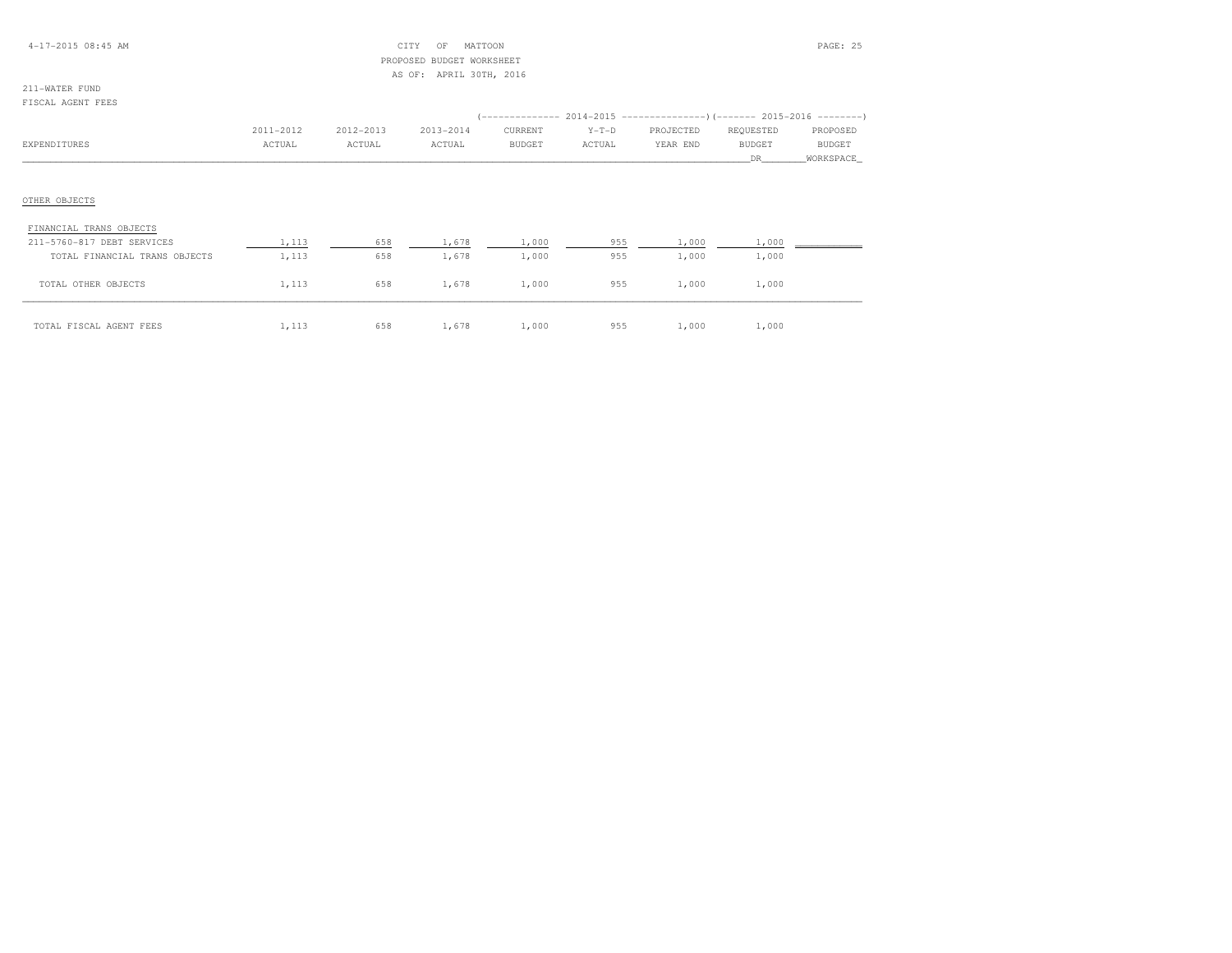CITY OF MATTOON
PROPOSED BUDGET WORKSHEET
AS OF: APRIL 30TH, 2016

211-WATER FUND
FISCAL AGENT FEES

| EXPENDITURES | 2011-2012 ACTUAL | 2012-2013 ACTUAL | 2013-2014 ACTUAL | 2014-2015 CURRENT BUDGET | 2014-2015 Y-T-D ACTUAL | 2014-2015 PROJECTED YEAR END | 2015-2016 REQUESTED BUDGET DR | 2015-2016 PROPOSED BUDGET WORKSPACE |
|---|---|---|---|---|---|---|---|---|
| OTHER OBJECTS | | | | | | | | |
| FINANCIAL TRANS OBJECTS | | | | | | | | |
| 211-5760-817 DEBT SERVICES | 1,113 | 658 | 1,678 | 1,000 | 955 | 1,000 | 1,000 | |
| TOTAL FINANCIAL TRANS OBJECTS | 1,113 | 658 | 1,678 | 1,000 | 955 | 1,000 | 1,000 | |
| TOTAL OTHER OBJECTS | 1,113 | 658 | 1,678 | 1,000 | 955 | 1,000 | 1,000 | |
| TOTAL FISCAL AGENT FEES | 1,113 | 658 | 1,678 | 1,000 | 955 | 1,000 | 1,000 | |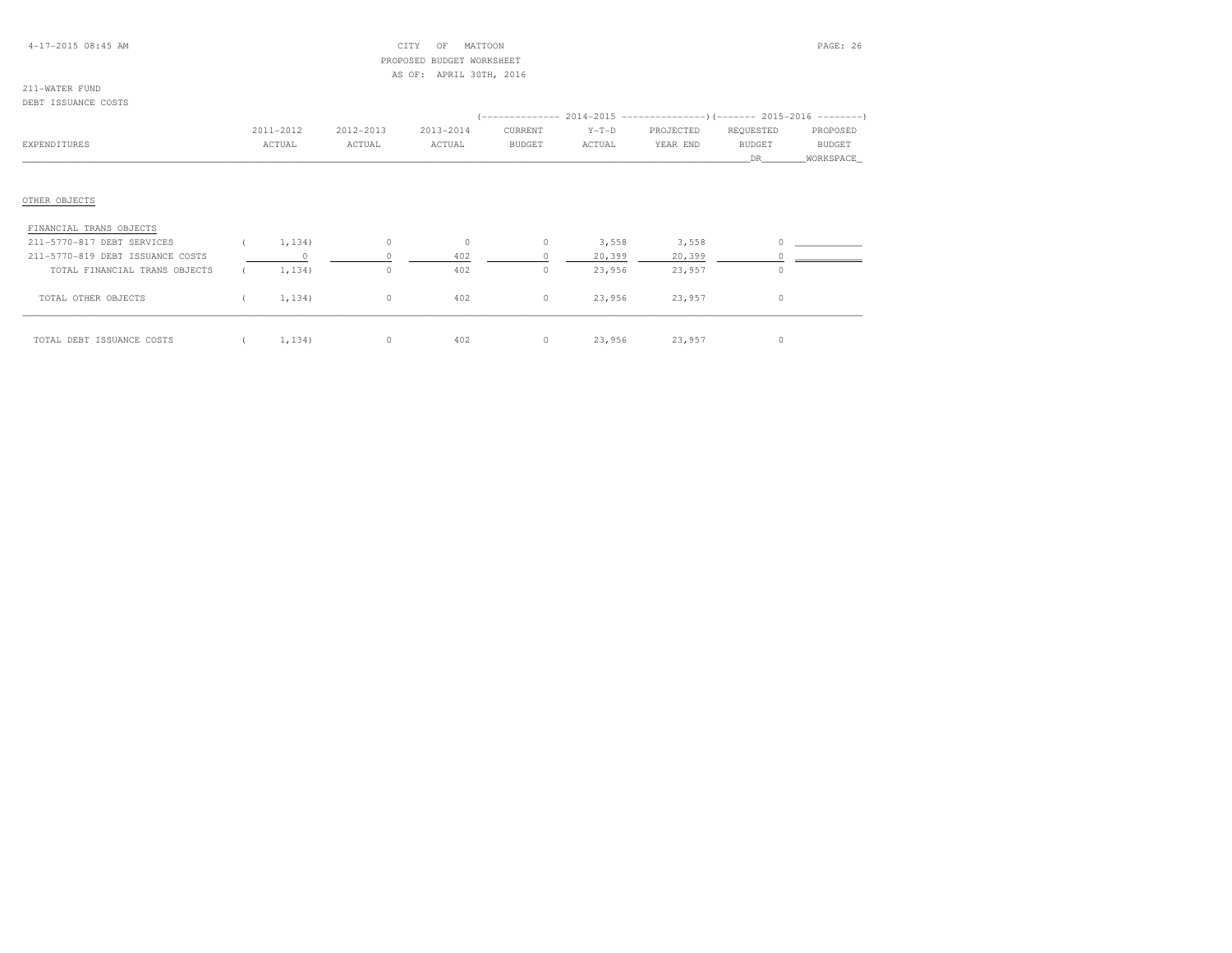CITY OF MATTOON
PROPOSED BUDGET WORKSHEET
AS OF: APRIL 30TH, 2016

211-WATER FUND
DEBT ISSUANCE COSTS

| EXPENDITURES | 2011-2012 ACTUAL | 2012-2013 ACTUAL | 2013-2014 ACTUAL | 2014-2015 CURRENT BUDGET | 2014-2015 Y-T-D ACTUAL | 2014-2015 PROJECTED YEAR END | 2015-2016 REQUESTED BUDGET DR | 2015-2016 PROPOSED BUDGET WORKSPACE |
|---|---|---|---|---|---|---|---|---|
| OTHER OBJECTS | | | | | | | | |
| FINANCIAL TRANS OBJECTS | | | | | | | | |
| 211-5770-817 DEBT SERVICES | ( 1,134) | 0 | 0 | 0 | 3,558 | 3,558 | 0 | ____________ |
| 211-5770-819 DEBT ISSUANCE COSTS | 0 | 0 | 402 | 0 | 20,399 | 20,399 | 0 | ____________ |
| TOTAL FINANCIAL TRANS OBJECTS | ( 1,134) | 0 | 402 | 0 | 23,956 | 23,957 | 0 | |
| TOTAL OTHER OBJECTS | ( 1,134) | 0 | 402 | 0 | 23,956 | 23,957 | 0 | |
| TOTAL DEBT ISSUANCE COSTS | ( 1,134) | 0 | 402 | 0 | 23,956 | 23,957 | 0 | |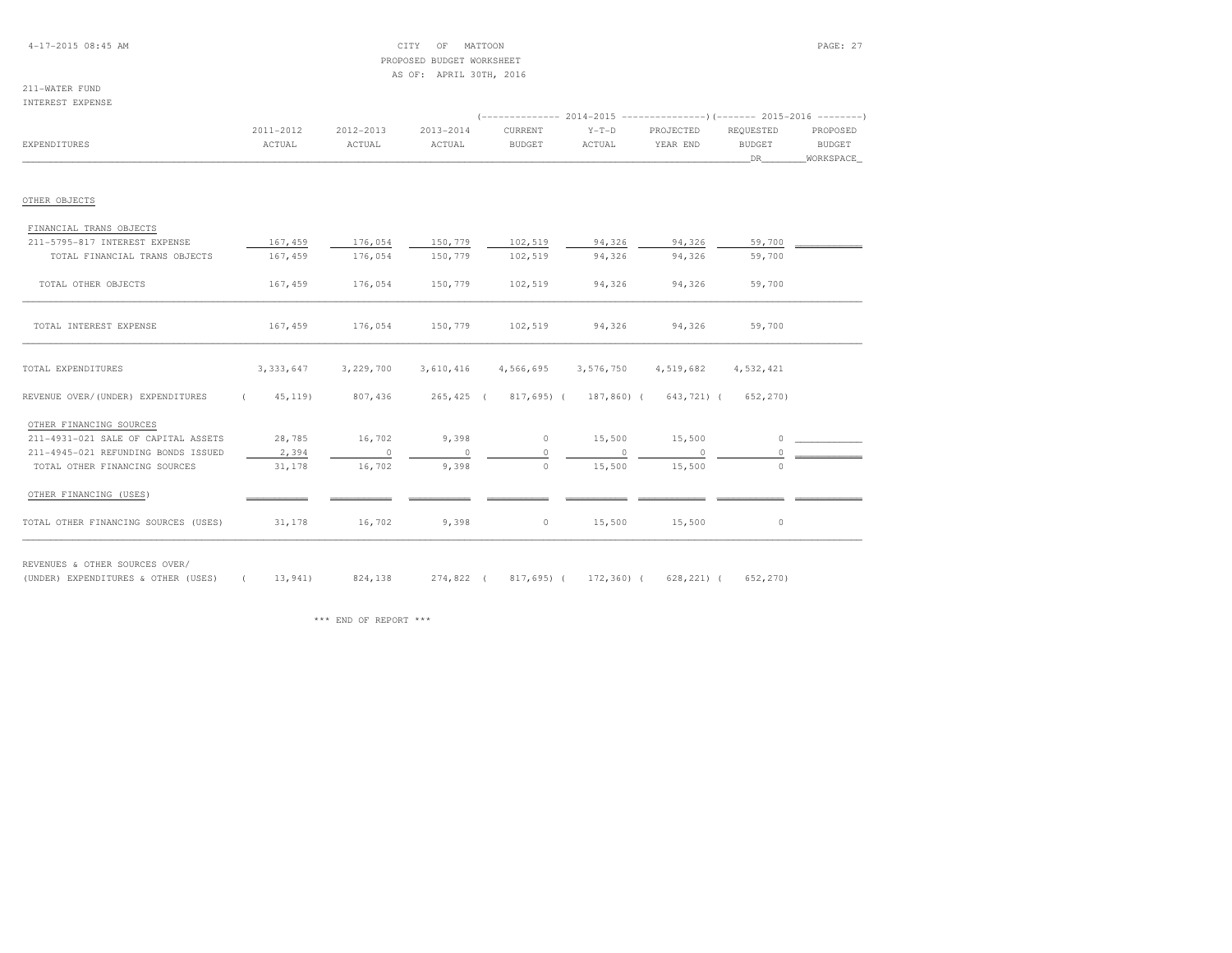CITY OF MATTOON
PROPOSED BUDGET WORKSHEET
AS OF: APRIL 30TH, 2016

211-WATER FUND
INTEREST EXPENSE

| EXPENDITURES | 2011-2012 ACTUAL | 2012-2013 ACTUAL | 2013-2014 ACTUAL | 2014-2015 CURRENT BUDGET | 2014-2015 Y-T-D ACTUAL | 2014-2015 PROJECTED YEAR END | 2015-2016 REQUESTED BUDGET DR | 2015-2016 PROPOSED BUDGET WORKSPACE |
|---|---|---|---|---|---|---|---|---|
| OTHER OBJECTS | | | | | | | | |
| FINANCIAL TRANS OBJECTS | | | | | | | | |
| 211-5795-817 INTEREST EXPENSE | 167,459 | 176,054 | 150,779 | 102,519 | 94,326 | 94,326 | 59,700 | |
| TOTAL FINANCIAL TRANS OBJECTS | 167,459 | 176,054 | 150,779 | 102,519 | 94,326 | 94,326 | 59,700 | |
| TOTAL OTHER OBJECTS | 167,459 | 176,054 | 150,779 | 102,519 | 94,326 | 94,326 | 59,700 | |
| TOTAL INTEREST EXPENSE | 167,459 | 176,054 | 150,779 | 102,519 | 94,326 | 94,326 | 59,700 | |
| TOTAL EXPENDITURES | 3,333,647 | 3,229,700 | 3,610,416 | 4,566,695 | 3,576,750 | 4,519,682 | 4,532,421 | |
| REVENUE OVER/(UNDER) EXPENDITURES | ( 45,119) | 807,436 | 265,425 | ( 817,695) | ( 187,860) | ( 643,721) | ( 652,270) | |
| OTHER FINANCING SOURCES | | | | | | | | |
| 211-4931-021 SALE OF CAPITAL ASSETS | 28,785 | 16,702 | 9,398 | 0 | 15,500 | 15,500 | 0 | |
| 211-4945-021 REFUNDING BONDS ISSUED | 2,394 | 0 | 0 | 0 | 0 | 0 | 0 | |
| TOTAL OTHER FINANCING SOURCES | 31,178 | 16,702 | 9,398 | 0 | 15,500 | 15,500 | 0 | |
| OTHER FINANCING (USES) | | | | | | | | |
| TOTAL OTHER FINANCING SOURCES (USES) | 31,178 | 16,702 | 9,398 | 0 | 15,500 | 15,500 | 0 | |
| REVENUES & OTHER SOURCES OVER/ (UNDER) EXPENDITURES & OTHER (USES) | ( 13,941) | 824,138 | 274,822 | ( 817,695) | ( 172,360) | ( 628,221) | ( 652,270) | |

\*\*\* END OF REPORT \*\*\*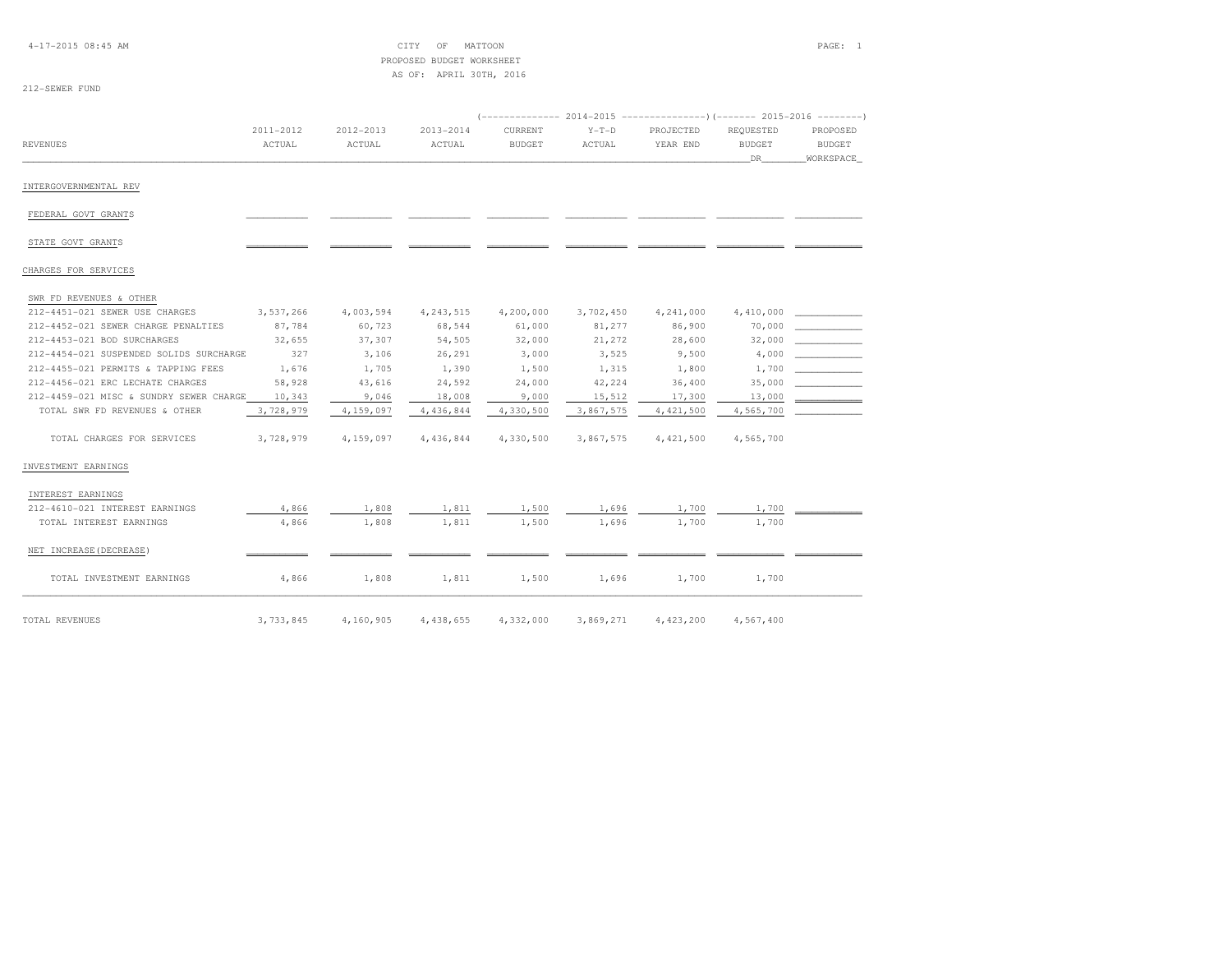CITY OF MATTOON
PROPOSED BUDGET WORKSHEET
AS OF: APRIL 30TH, 2016

212-SEWER FUND

| REVENUES | 2011-2012 ACTUAL | 2012-2013 ACTUAL | 2013-2014 ACTUAL | 2014-2015 CURRENT BUDGET | 2014-2015 Y-T-D ACTUAL | 2014-2015 PROJECTED YEAR END | 2015-2016 REQUESTED BUDGET DR | 2015-2016 PROPOSED BUDGET WORKSPACE |
|---|---|---|---|---|---|---|---|---|
| INTERGOVERNMENTAL REV | | | | | | | | |
| FEDERAL GOVT GRANTS | | | | | | | | |
| STATE GOVT GRANTS | | | | | | | | |
| CHARGES FOR SERVICES | | | | | | | | |
| SWR FD REVENUES & OTHER | | | | | | | | |
| 212-4451-021 SEWER USE CHARGES | 3,537,266 | 4,003,594 | 4,243,515 | 4,200,000 | 3,702,450 | 4,241,000 | 4,410,000 | |
| 212-4452-021 SEWER CHARGE PENALTIES | 87,784 | 60,723 | 68,544 | 61,000 | 81,277 | 86,900 | 70,000 | |
| 212-4453-021 BOD SURCHARGES | 32,655 | 37,307 | 54,505 | 32,000 | 21,272 | 28,600 | 32,000 | |
| 212-4454-021 SUSPENDED SOLIDS SURCHARGE | 327 | 3,106 | 26,291 | 3,000 | 3,525 | 9,500 | 4,000 | |
| 212-4455-021 PERMITS & TAPPING FEES | 1,676 | 1,705 | 1,390 | 1,500 | 1,315 | 1,800 | 1,700 | |
| 212-4456-021 ERC LECHATE CHARGES | 58,928 | 43,616 | 24,592 | 24,000 | 42,224 | 36,400 | 35,000 | |
| 212-4459-021 MISC & SUNDRY SEWER CHARGE | 10,343 | 9,046 | 18,008 | 9,000 | 15,512 | 17,300 | 13,000 | |
| TOTAL SWR FD REVENUES & OTHER | 3,728,979 | 4,159,097 | 4,436,844 | 4,330,500 | 3,867,575 | 4,421,500 | 4,565,700 | |
| TOTAL CHARGES FOR SERVICES | 3,728,979 | 4,159,097 | 4,436,844 | 4,330,500 | 3,867,575 | 4,421,500 | 4,565,700 | |
| INVESTMENT EARNINGS | | | | | | | | |
| INTEREST EARNINGS | | | | | | | | |
| 212-4610-021 INTEREST EARNINGS | 4,866 | 1,808 | 1,811 | 1,500 | 1,696 | 1,700 | 1,700 | |
| TOTAL INTEREST EARNINGS | 4,866 | 1,808 | 1,811 | 1,500 | 1,696 | 1,700 | 1,700 | |
| NET INCREASE(DECREASE) | | | | | | | | |
| TOTAL INVESTMENT EARNINGS | 4,866 | 1,808 | 1,811 | 1,500 | 1,696 | 1,700 | 1,700 | |
| TOTAL REVENUES | 3,733,845 | 4,160,905 | 4,438,655 | 4,332,000 | 3,869,271 | 4,423,200 | 4,567,400 | |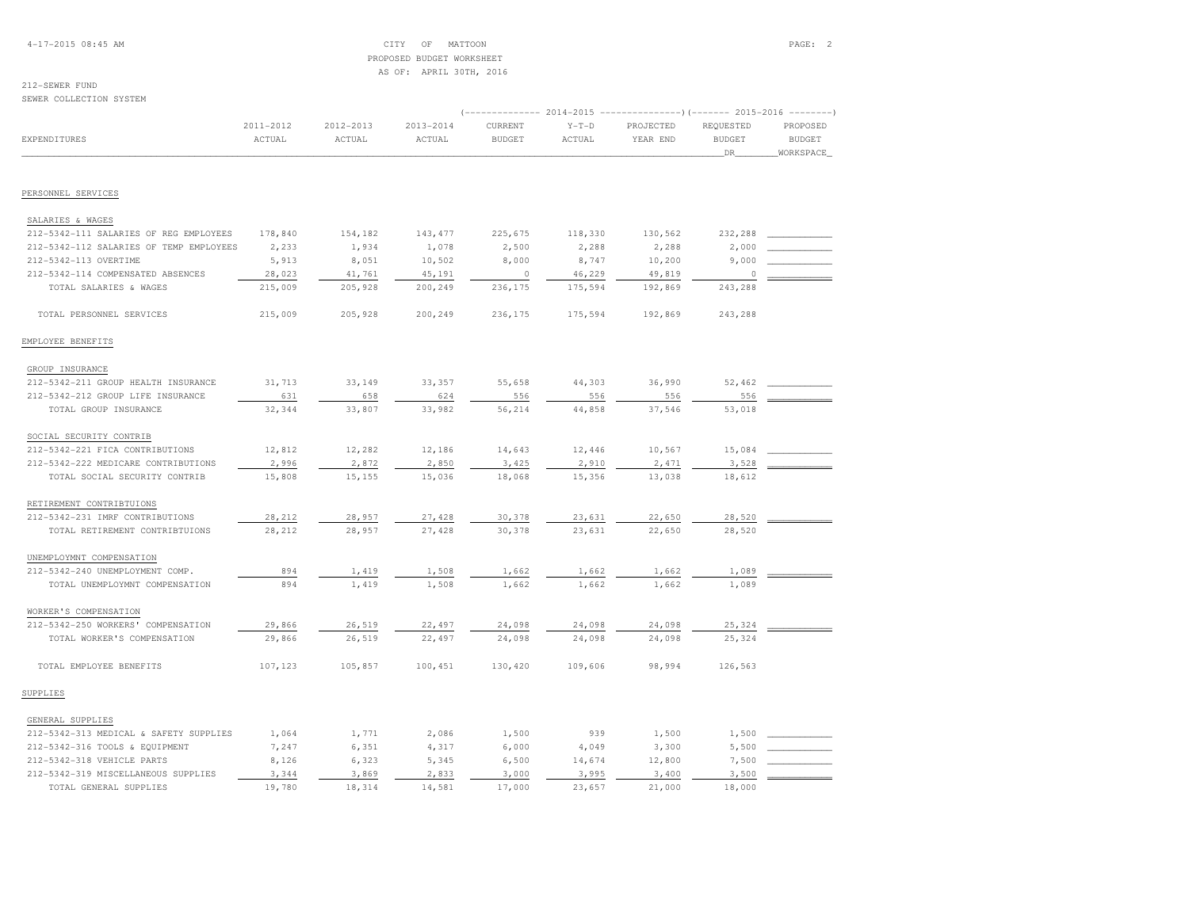CITY OF MATTOON
PROPOSED BUDGET WORKSHEET
AS OF: APRIL 30TH, 2016

212-SEWER FUND
SEWER COLLECTION SYSTEM

| EXPENDITURES | 2011-2012 ACTUAL | 2012-2013 ACTUAL | 2013-2014 ACTUAL | 2014-2015 CURRENT BUDGET | 2014-2015 Y-T-D ACTUAL | 2014-2015 PROJECTED YEAR END | 2015-2016 REQUESTED BUDGET DR | 2015-2016 PROPOSED BUDGET WORKSPACE |
|---|---|---|---|---|---|---|---|---|
| **PERSONNEL SERVICES** | | | | | | | | |
| SALARIES & WAGES | | | | | | | | |
| 212-5342-111 SALARIES OF REG EMPLOYEES | 178,840 | 154,182 | 143,477 | 225,675 | 118,330 | 130,562 | 232,288 | |
| 212-5342-112 SALARIES OF TEMP EMPLOYEES | 2,233 | 1,934 | 1,078 | 2,500 | 2,288 | 2,288 | 2,000 | |
| 212-5342-113 OVERTIME | 5,913 | 8,051 | 10,502 | 8,000 | 8,747 | 10,200 | 9,000 | |
| 212-5342-114 COMPENSATED ABSENCES | 28,023 | 41,761 | 45,191 | 0 | 46,229 | 49,819 | 0 | |
| TOTAL SALARIES & WAGES | 215,009 | 205,928 | 200,249 | 236,175 | 175,594 | 192,869 | 243,288 | |
| TOTAL PERSONNEL SERVICES | 215,009 | 205,928 | 200,249 | 236,175 | 175,594 | 192,869 | 243,288 | |
| **EMPLOYEE BENEFITS** | | | | | | | | |
| GROUP INSURANCE | | | | | | | | |
| 212-5342-211 GROUP HEALTH INSURANCE | 31,713 | 33,149 | 33,357 | 55,658 | 44,303 | 36,990 | 52,462 | |
| 212-5342-212 GROUP LIFE INSURANCE | 631 | 658 | 624 | 556 | 556 | 556 | 556 | |
| TOTAL GROUP INSURANCE | 32,344 | 33,807 | 33,982 | 56,214 | 44,858 | 37,546 | 53,018 | |
| SOCIAL SECURITY CONTRIB | | | | | | | | |
| 212-5342-221 FICA CONTRIBUTIONS | 12,812 | 12,282 | 12,186 | 14,643 | 12,446 | 10,567 | 15,084 | |
| 212-5342-222 MEDICARE CONTRIBUTIONS | 2,996 | 2,872 | 2,850 | 3,425 | 2,910 | 2,471 | 3,528 | |
| TOTAL SOCIAL SECURITY CONTRIB | 15,808 | 15,155 | 15,036 | 18,068 | 15,356 | 13,038 | 18,612 | |
| RETIREMENT CONTRIBTUIONS | | | | | | | | |
| 212-5342-231 IMRF CONTRIBUTIONS | 28,212 | 28,957 | 27,428 | 30,378 | 23,631 | 22,650 | 28,520 | |
| TOTAL RETIREMENT CONTRIBTUIONS | 28,212 | 28,957 | 27,428 | 30,378 | 23,631 | 22,650 | 28,520 | |
| UNEMPLOYMNT COMPENSATION | | | | | | | | |
| 212-5342-240 UNEMPLOYMENT COMP. | 894 | 1,419 | 1,508 | 1,662 | 1,662 | 1,662 | 1,089 | |
| TOTAL UNEMPLOYMNT COMPENSATION | 894 | 1,419 | 1,508 | 1,662 | 1,662 | 1,662 | 1,089 | |
| WORKER'S COMPENSATION | | | | | | | | |
| 212-5342-250 WORKERS' COMPENSATION | 29,866 | 26,519 | 22,497 | 24,098 | 24,098 | 24,098 | 25,324 | |
| TOTAL WORKER'S COMPENSATION | 29,866 | 26,519 | 22,497 | 24,098 | 24,098 | 24,098 | 25,324 | |
| TOTAL EMPLOYEE BENEFITS | 107,123 | 105,857 | 100,451 | 130,420 | 109,606 | 98,994 | 126,563 | |
| **SUPPLIES** | | | | | | | | |
| GENERAL SUPPLIES | | | | | | | | |
| 212-5342-313 MEDICAL & SAFETY SUPPLIES | 1,064 | 1,771 | 2,086 | 1,500 | 939 | 1,500 | 1,500 | |
| 212-5342-316 TOOLS & EQUIPMENT | 7,247 | 6,351 | 4,317 | 6,000 | 4,049 | 3,300 | 5,500 | |
| 212-5342-318 VEHICLE PARTS | 8,126 | 6,323 | 5,345 | 6,500 | 14,674 | 12,800 | 7,500 | |
| 212-5342-319 MISCELLANEOUS SUPPLIES | 3,344 | 3,869 | 2,833 | 3,000 | 3,995 | 3,400 | 3,500 | |
| TOTAL GENERAL SUPPLIES | 19,780 | 18,314 | 14,581 | 17,000 | 23,657 | 21,000 | 18,000 | |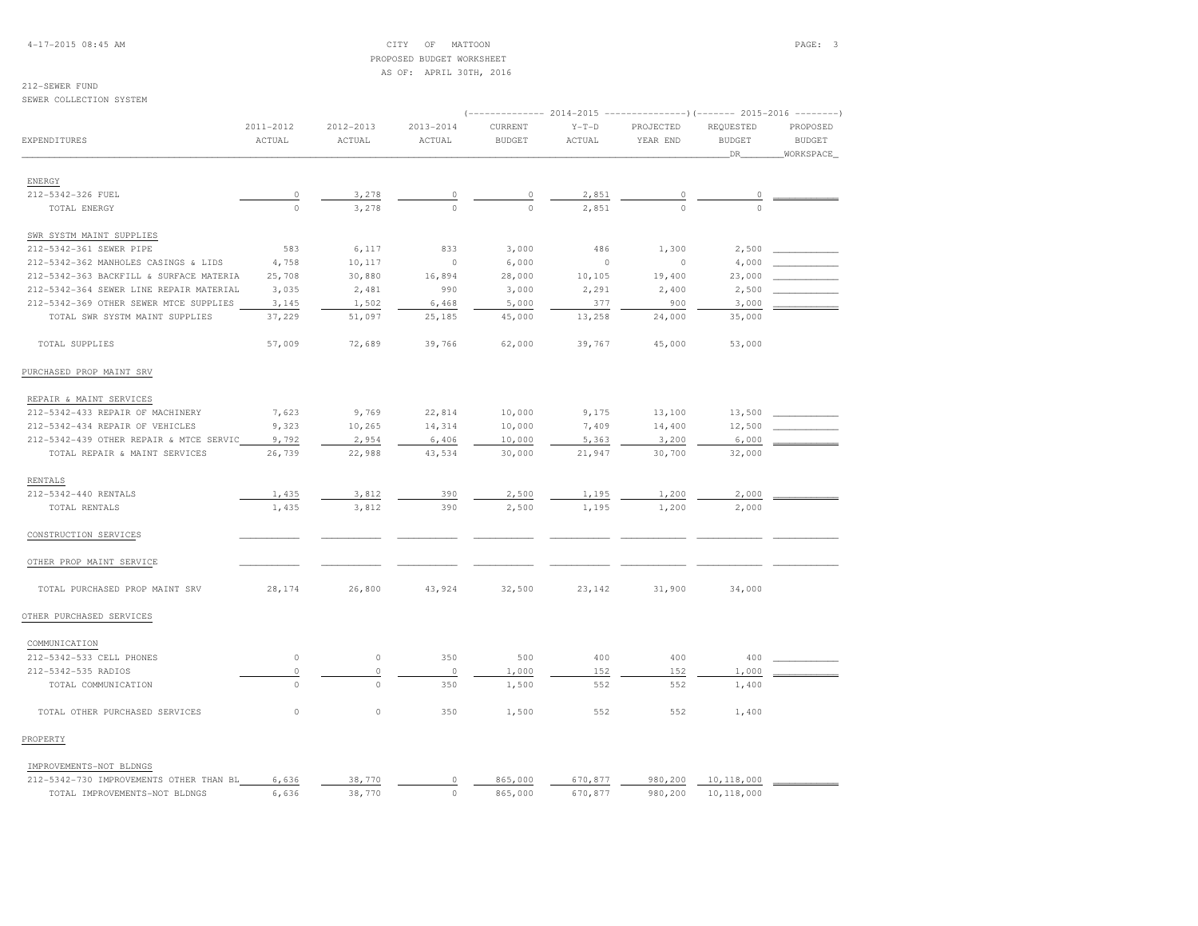CITY OF MATTOON
PROPOSED BUDGET WORKSHEET
AS OF: APRIL 30TH, 2016

212-SEWER FUND
SEWER COLLECTION SYSTEM

| EXPENDITURES | 2011-2012 ACTUAL | 2012-2013 ACTUAL | 2013-2014 ACTUAL | 2014-2015 CURRENT BUDGET | 2014-2015 Y-T-D ACTUAL | 2014-2015 PROJECTED YEAR END | 2015-2016 REQUESTED BUDGET DR | 2015-2016 PROPOSED BUDGET WORKSPACE |
|---|---|---|---|---|---|---|---|---|
| ENERGY | | | | | | | | |
| 212-5342-326 FUEL | 0 | 3,278 | 0 | 0 | 2,851 | 0 | 0 | |
| TOTAL ENERGY | 0 | 3,278 | 0 | 0 | 2,851 | 0 | 0 | |
| SWR SYSTM MAINT SUPPLIES | | | | | | | | |
| 212-5342-361 SEWER PIPE | 583 | 6,117 | 833 | 3,000 | 486 | 1,300 | 2,500 | |
| 212-5342-362 MANHOLES CASINGS & LIDS | 4,758 | 10,117 | 0 | 6,000 | 0 | 0 | 4,000 | |
| 212-5342-363 BACKFILL & SURFACE MATERIA | 25,708 | 30,880 | 16,894 | 28,000 | 10,105 | 19,400 | 23,000 | |
| 212-5342-364 SEWER LINE REPAIR MATERIAL | 3,035 | 2,481 | 990 | 3,000 | 2,291 | 2,400 | 2,500 | |
| 212-5342-369 OTHER SEWER MTCE SUPPLIES | 3,145 | 1,502 | 6,468 | 5,000 | 377 | 900 | 3,000 | |
| TOTAL SWR SYSTM MAINT SUPPLIES | 37,229 | 51,097 | 25,185 | 45,000 | 13,258 | 24,000 | 35,000 | |
| TOTAL SUPPLIES | 57,009 | 72,689 | 39,766 | 62,000 | 39,767 | 45,000 | 53,000 | |
| PURCHASED PROP MAINT SRV | | | | | | | | |
| REPAIR & MAINT SERVICES | | | | | | | | |
| 212-5342-433 REPAIR OF MACHINERY | 7,623 | 9,769 | 22,814 | 10,000 | 9,175 | 13,100 | 13,500 | |
| 212-5342-434 REPAIR OF VEHICLES | 9,323 | 10,265 | 14,314 | 10,000 | 7,409 | 14,400 | 12,500 | |
| 212-5342-439 OTHER REPAIR & MTCE SERVIC | 9,792 | 2,954 | 6,406 | 10,000 | 5,363 | 3,200 | 6,000 | |
| TOTAL REPAIR & MAINT SERVICES | 26,739 | 22,988 | 43,534 | 30,000 | 21,947 | 30,700 | 32,000 | |
| RENTALS | | | | | | | | |
| 212-5342-440 RENTALS | 1,435 | 3,812 | 390 | 2,500 | 1,195 | 1,200 | 2,000 | |
| TOTAL RENTALS | 1,435 | 3,812 | 390 | 2,500 | 1,195 | 1,200 | 2,000 | |
| CONSTRUCTION SERVICES | | | | | | | | |
| OTHER PROP MAINT SERVICE | | | | | | | | |
| TOTAL PURCHASED PROP MAINT SRV | 28,174 | 26,800 | 43,924 | 32,500 | 23,142 | 31,900 | 34,000 | |
| OTHER PURCHASED SERVICES | | | | | | | | |
| COMMUNICATION | | | | | | | | |
| 212-5342-533 CELL PHONES | 0 | 0 | 350 | 500 | 400 | 400 | 400 | |
| 212-5342-535 RADIOS | 0 | 0 | 0 | 1,000 | 152 | 152 | 1,000 | |
| TOTAL COMMUNICATION | 0 | 0 | 350 | 1,500 | 552 | 552 | 1,400 | |
| TOTAL OTHER PURCHASED SERVICES | 0 | 0 | 350 | 1,500 | 552 | 552 | 1,400 | |
| PROPERTY | | | | | | | | |
| IMPROVEMENTS-NOT BLDNGS | | | | | | | | |
| 212-5342-730 IMPROVEMENTS OTHER THAN BL | 6,636 | 38,770 | 0 | 865,000 | 670,877 | 980,200 | 10,118,000 | |
| TOTAL IMPROVEMENTS-NOT BLDNGS | 6,636 | 38,770 | 0 | 865,000 | 670,877 | 980,200 | 10,118,000 | |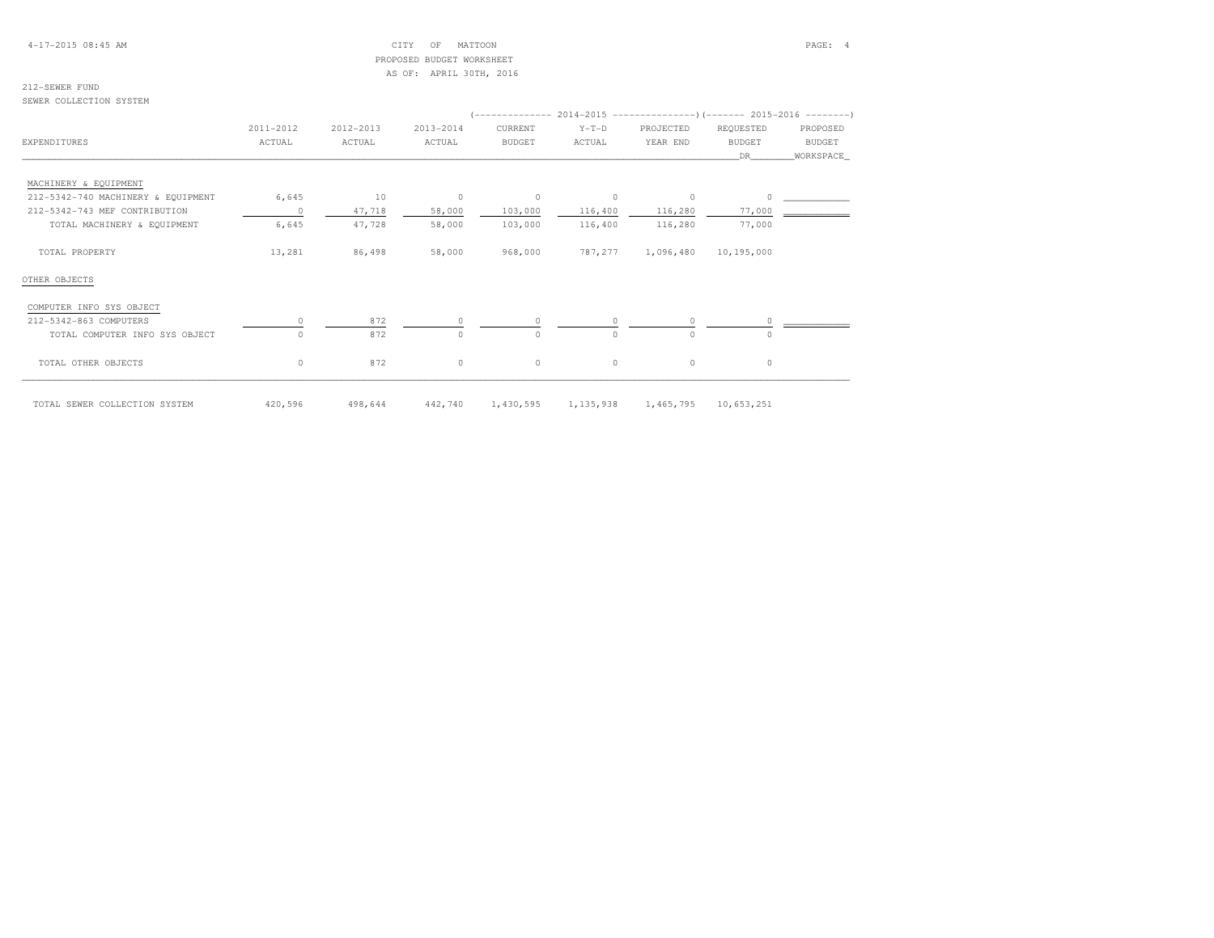CITY OF MATTOON
PROPOSED BUDGET WORKSHEET
AS OF: APRIL 30TH, 2016

212-SEWER FUND
SEWER COLLECTION SYSTEM

| EXPENDITURES | 2011-2012 ACTUAL | 2012-2013 ACTUAL | 2013-2014 ACTUAL | 2014-2015 CURRENT BUDGET | 2014-2015 Y-T-D ACTUAL | 2014-2015 PROJECTED YEAR END | 2015-2016 REQUESTED BUDGET DR | 2015-2016 PROPOSED BUDGET WORKSPACE |
|---|---|---|---|---|---|---|---|---|
| MACHINERY & EQUIPMENT | | | | | | | | |
| 212-5342-740 MACHINERY & EQUIPMENT | 6,645 | 10 | 0 | 0 | 0 | 0 | 0 | |
| 212-5342-743 MEF CONTRIBUTION | 0 | 47,718 | 58,000 | 103,000 | 116,400 | 116,280 | 77,000 | |
| TOTAL MACHINERY & EQUIPMENT | 6,645 | 47,728 | 58,000 | 103,000 | 116,400 | 116,280 | 77,000 | |
| TOTAL PROPERTY | 13,281 | 86,498 | 58,000 | 968,000 | 787,277 | 1,096,480 | 10,195,000 | |
| OTHER OBJECTS | | | | | | | | |
| COMPUTER INFO SYS OBJECT | | | | | | | | |
| 212-5342-863 COMPUTERS | 0 | 872 | 0 | 0 | 0 | 0 | 0 | |
| TOTAL COMPUTER INFO SYS OBJECT | 0 | 872 | 0 | 0 | 0 | 0 | 0 | |
| TOTAL OTHER OBJECTS | 0 | 872 | 0 | 0 | 0 | 0 | 0 | |
| TOTAL SEWER COLLECTION SYSTEM | 420,596 | 498,644 | 442,740 | 1,430,595 | 1,135,938 | 1,465,795 | 10,653,251 | |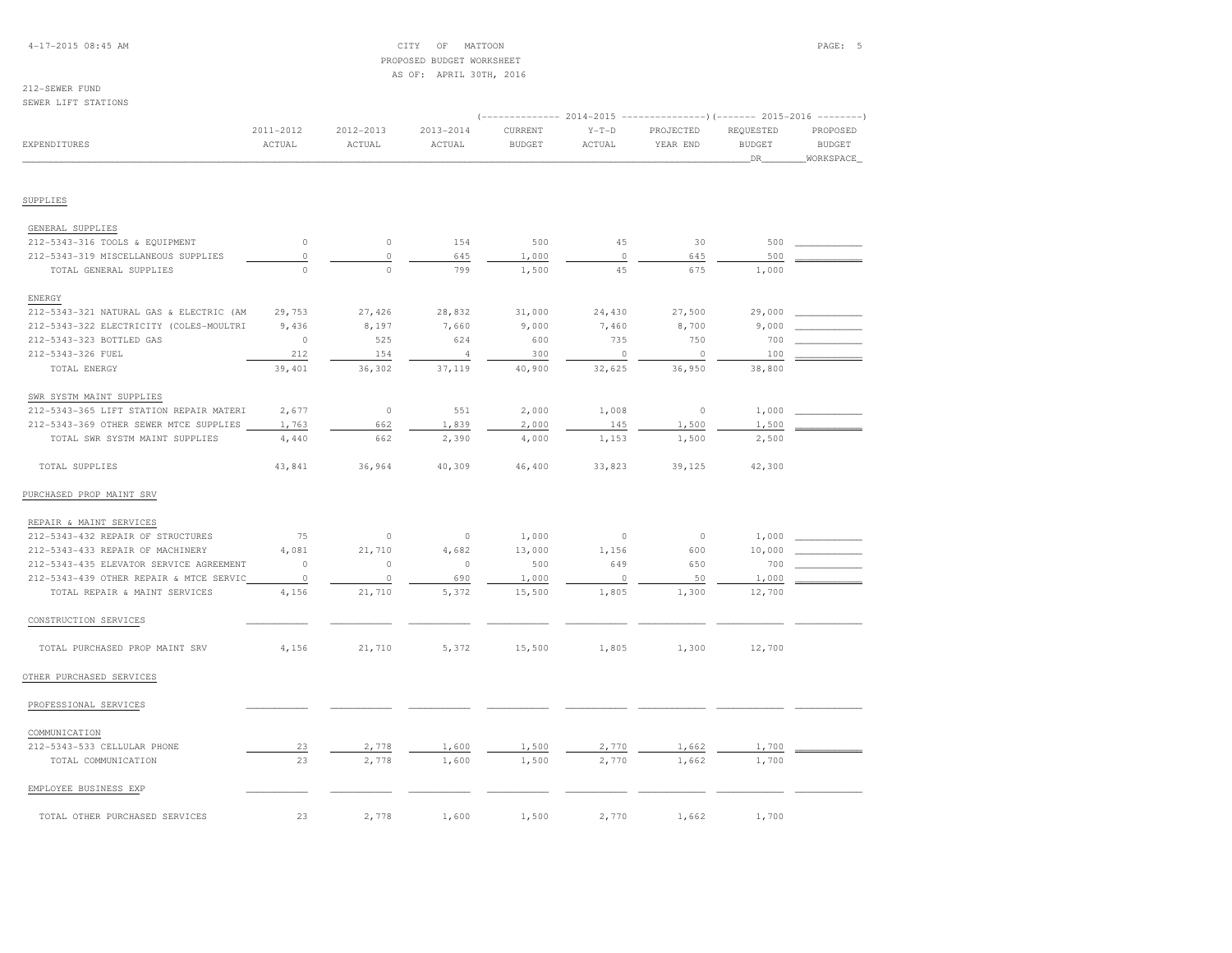CITY OF MATTOON
PROPOSED BUDGET WORKSHEET
AS OF: APRIL 30TH, 2016

212-SEWER FUND
SEWER LIFT STATIONS

| EXPENDITURES | 2011-2012 ACTUAL | 2012-2013 ACTUAL | 2013-2014 ACTUAL | 2014-2015 CURRENT BUDGET | 2014-2015 Y-T-D ACTUAL | 2014-2015 PROJECTED YEAR END | 2015-2016 REQUESTED BUDGET DR | 2015-2016 PROPOSED BUDGET WORKSPACE |
|---|---|---|---|---|---|---|---|---|
| **SUPPLIES** | | | | | | | | |
| GENERAL SUPPLIES | | | | | | | | |
| 212-5343-316 TOOLS & EQUIPMENT | 0 | 0 | 154 | 500 | 45 | 30 | 500 | |
| 212-5343-319 MISCELLANEOUS SUPPLIES | 0 | 0 | 645 | 1,000 | 0 | 645 | 500 | |
| TOTAL GENERAL SUPPLIES | 0 | 0 | 799 | 1,500 | 45 | 675 | 1,000 | |
| ENERGY | | | | | | | | |
| 212-5343-321 NATURAL GAS & ELECTRIC (AM | 29,753 | 27,426 | 28,832 | 31,000 | 24,430 | 27,500 | 29,000 | |
| 212-5343-322 ELECTRICITY (COLES-MOULTRI | 9,436 | 8,197 | 7,660 | 9,000 | 7,460 | 8,700 | 9,000 | |
| 212-5343-323 BOTTLED GAS | 0 | 525 | 624 | 600 | 735 | 750 | 700 | |
| 212-5343-326 FUEL | 212 | 154 | 4 | 300 | 0 | 0 | 100 | |
| TOTAL ENERGY | 39,401 | 36,302 | 37,119 | 40,900 | 32,625 | 36,950 | 38,800 | |
| SWR SYSTM MAINT SUPPLIES | | | | | | | | |
| 212-5343-365 LIFT STATION REPAIR MATERI | 2,677 | 0 | 551 | 2,000 | 1,008 | 0 | 1,000 | |
| 212-5343-369 OTHER SEWER MTCE SUPPLIES | 1,763 | 662 | 1,839 | 2,000 | 145 | 1,500 | 1,500 | |
| TOTAL SWR SYSTM MAINT SUPPLIES | 4,440 | 662 | 2,390 | 4,000 | 1,153 | 1,500 | 2,500 | |
| TOTAL SUPPLIES | 43,841 | 36,964 | 40,309 | 46,400 | 33,823 | 39,125 | 42,300 | |
| **PURCHASED PROP MAINT SRV** | | | | | | | | |
| REPAIR & MAINT SERVICES | | | | | | | | |
| 212-5343-432 REPAIR OF STRUCTURES | 75 | 0 | 0 | 1,000 | 0 | 0 | 1,000 | |
| 212-5343-433 REPAIR OF MACHINERY | 4,081 | 21,710 | 4,682 | 13,000 | 1,156 | 600 | 10,000 | |
| 212-5343-435 ELEVATOR SERVICE AGREEMENT | 0 | 0 | 0 | 500 | 649 | 650 | 700 | |
| 212-5343-439 OTHER REPAIR & MTCE SERVIC | 0 | 0 | 690 | 1,000 | 0 | 50 | 1,000 | |
| TOTAL REPAIR & MAINT SERVICES | 4,156 | 21,710 | 5,372 | 15,500 | 1,805 | 1,300 | 12,700 | |
| CONSTRUCTION SERVICES | | | | | | | | |
| TOTAL PURCHASED PROP MAINT SRV | 4,156 | 21,710 | 5,372 | 15,500 | 1,805 | 1,300 | 12,700 | |
| **OTHER PURCHASED SERVICES** | | | | | | | | |
| PROFESSIONAL SERVICES | | | | | | | | |
| COMMUNICATION | | | | | | | | |
| 212-5343-533 CELLULAR PHONE | 23 | 2,778 | 1,600 | 1,500 | 2,770 | 1,662 | 1,700 | |
| TOTAL COMMUNICATION | 23 | 2,778 | 1,600 | 1,500 | 2,770 | 1,662 | 1,700 | |
| EMPLOYEE BUSINESS EXP | | | | | | | | |
| TOTAL OTHER PURCHASED SERVICES | 23 | 2,778 | 1,600 | 1,500 | 2,770 | 1,662 | 1,700 | |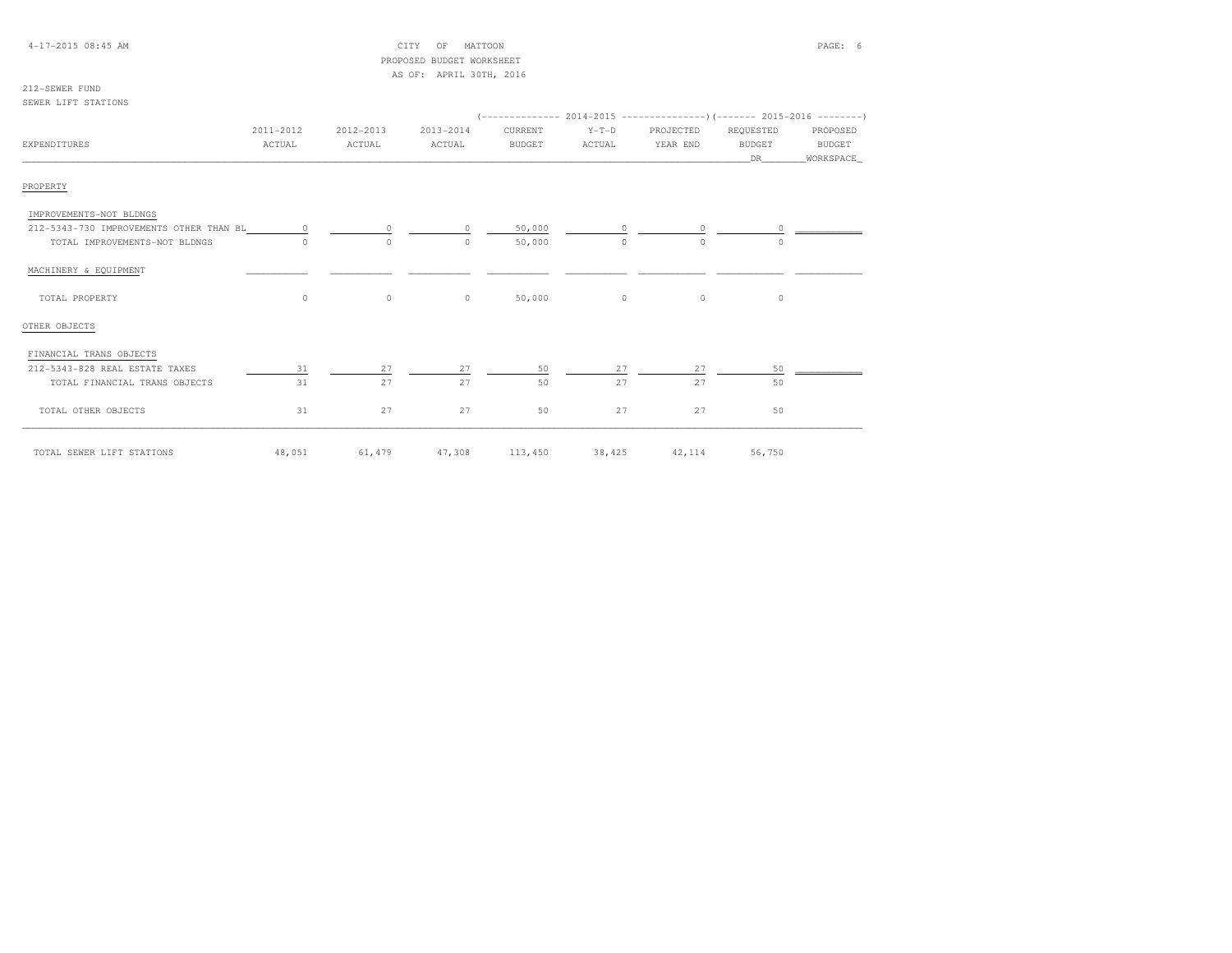CITY OF MATTOON
PROPOSED BUDGET WORKSHEET
AS OF: APRIL 30TH, 2016

212-SEWER FUND
SEWER LIFT STATIONS

| EXPENDITURES | 2011-2012 ACTUAL | 2012-2013 ACTUAL | 2013-2014 ACTUAL | 2014-2015 CURRENT BUDGET | 2014-2015 Y-T-D ACTUAL | 2014-2015 PROJECTED YEAR END | 2015-2016 REQUESTED BUDGET DR | 2015-2016 PROPOSED BUDGET WORKSPACE |
|---|---|---|---|---|---|---|---|---|
| PROPERTY | | | | | | | | |
| IMPROVEMENTS-NOT BLDNGS | | | | | | | | |
| 212-5343-730 IMPROVEMENTS OTHER THAN BL | 0 | 0 | 0 | 50,000 | 0 | 0 | 0 | |
| TOTAL IMPROVEMENTS-NOT BLDNGS | 0 | 0 | 0 | 50,000 | 0 | 0 | 0 | |
| MACHINERY & EQUIPMENT | | | | | | | | |
| TOTAL PROPERTY | 0 | 0 | 0 | 50,000 | 0 | 0 | 0 | |
| OTHER OBJECTS | | | | | | | | |
| FINANCIAL TRANS OBJECTS | | | | | | | | |
| 212-5343-828 REAL ESTATE TAXES | 31 | 27 | 27 | 50 | 27 | 27 | 50 | |
| TOTAL FINANCIAL TRANS OBJECTS | 31 | 27 | 27 | 50 | 27 | 27 | 50 | |
| TOTAL OTHER OBJECTS | 31 | 27 | 27 | 50 | 27 | 27 | 50 | |
| TOTAL SEWER LIFT STATIONS | 48,051 | 61,479 | 47,308 | 113,450 | 38,425 | 42,114 | 56,750 | |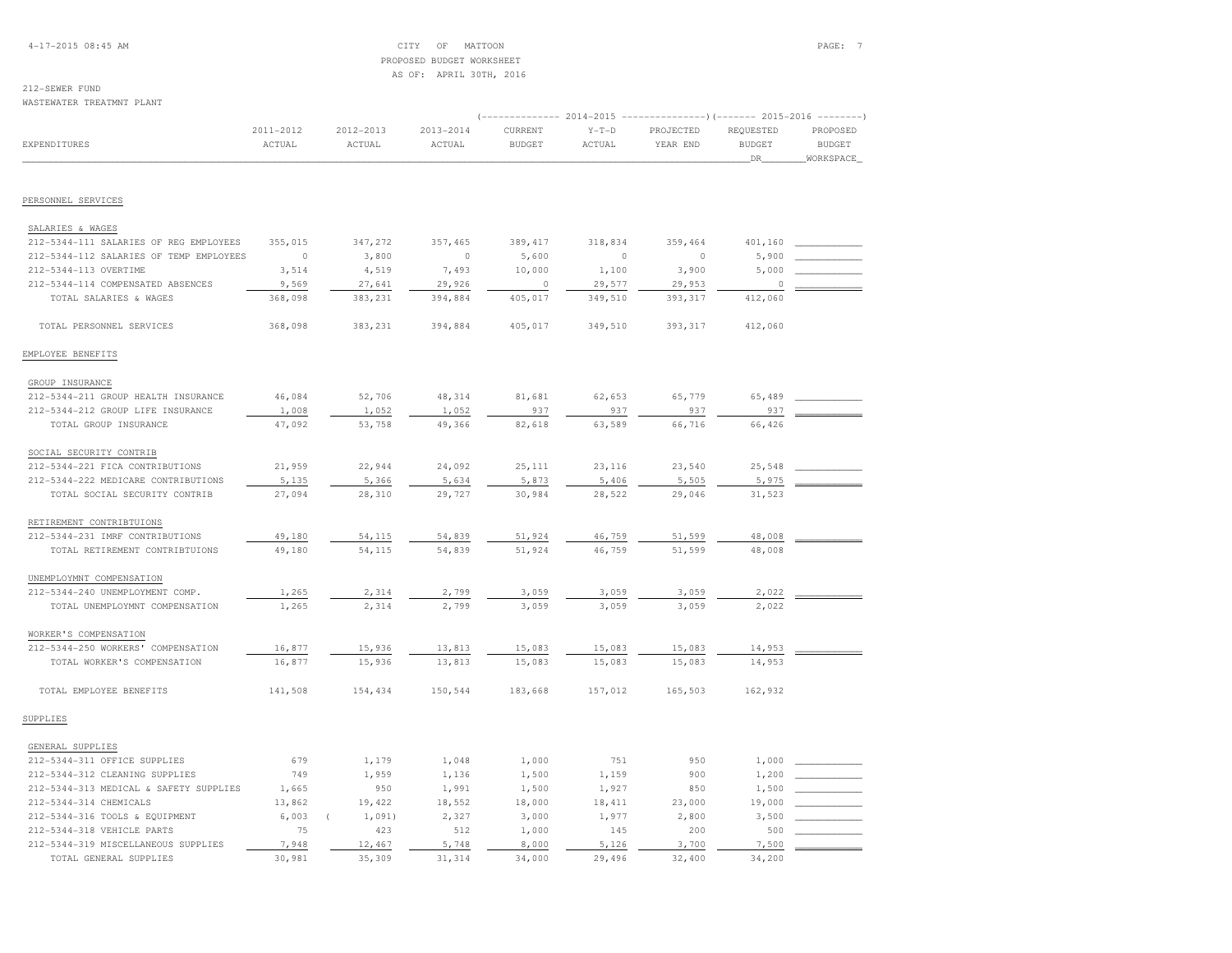CITY OF MATTOON
PROPOSED BUDGET WORKSHEET
AS OF: APRIL 30TH, 2016

212-SEWER FUND
WASTEWATER TREATMNT PLANT

| EXPENDITURES | 2011-2012 ACTUAL | 2012-2013 ACTUAL | 2013-2014 ACTUAL | 2014-2015 CURRENT BUDGET | 2014-2015 Y-T-D ACTUAL | 2014-2015 PROJECTED YEAR END | 2015-2016 REQUESTED BUDGET DR | 2015-2016 PROPOSED BUDGET WORKSPACE |
|---|---|---|---|---|---|---|---|---|
| **PERSONNEL SERVICES** | | | | | | | | |
| SALARIES & WAGES | | | | | | | | |
| 212-5344-111 SALARIES OF REG EMPLOYEES | 355,015 | 347,272 | 357,465 | 389,417 | 318,834 | 359,464 | 401,160 | |
| 212-5344-112 SALARIES OF TEMP EMPLOYEES | 0 | 3,800 | 0 | 5,600 | 0 | 0 | 5,900 | |
| 212-5344-113 OVERTIME | 3,514 | 4,519 | 7,493 | 10,000 | 1,100 | 3,900 | 5,000 | |
| 212-5344-114 COMPENSATED ABSENCES | 9,569 | 27,641 | 29,926 | 0 | 29,577 | 29,953 | 0 | |
| TOTAL SALARIES & WAGES | 368,098 | 383,231 | 394,884 | 405,017 | 349,510 | 393,317 | 412,060 | |
| TOTAL PERSONNEL SERVICES | 368,098 | 383,231 | 394,884 | 405,017 | 349,510 | 393,317 | 412,060 | |
| **EMPLOYEE BENEFITS** | | | | | | | | |
| GROUP INSURANCE | | | | | | | | |
| 212-5344-211 GROUP HEALTH INSURANCE | 46,084 | 52,706 | 48,314 | 81,681 | 62,653 | 65,779 | 65,489 | |
| 212-5344-212 GROUP LIFE INSURANCE | 1,008 | 1,052 | 1,052 | 937 | 937 | 937 | 937 | |
| TOTAL GROUP INSURANCE | 47,092 | 53,758 | 49,366 | 82,618 | 63,589 | 66,716 | 66,426 | |
| SOCIAL SECURITY CONTRIB | | | | | | | | |
| 212-5344-221 FICA CONTRIBUTIONS | 21,959 | 22,944 | 24,092 | 25,111 | 23,116 | 23,540 | 25,548 | |
| 212-5344-222 MEDICARE CONTRIBUTIONS | 5,135 | 5,366 | 5,634 | 5,873 | 5,406 | 5,505 | 5,975 | |
| TOTAL SOCIAL SECURITY CONTRIB | 27,094 | 28,310 | 29,727 | 30,984 | 28,522 | 29,046 | 31,523 | |
| RETIREMENT CONTRIBTUIONS | | | | | | | | |
| 212-5344-231 IMRF CONTRIBUTIONS | 49,180 | 54,115 | 54,839 | 51,924 | 46,759 | 51,599 | 48,008 | |
| TOTAL RETIREMENT CONTRIBTUIONS | 49,180 | 54,115 | 54,839 | 51,924 | 46,759 | 51,599 | 48,008 | |
| UNEMPLOYMNT COMPENSATION | | | | | | | | |
| 212-5344-240 UNEMPLOYMENT COMP. | 1,265 | 2,314 | 2,799 | 3,059 | 3,059 | 3,059 | 2,022 | |
| TOTAL UNEMPLOYMNT COMPENSATION | 1,265 | 2,314 | 2,799 | 3,059 | 3,059 | 3,059 | 2,022 | |
| WORKER'S COMPENSATION | | | | | | | | |
| 212-5344-250 WORKERS' COMPENSATION | 16,877 | 15,936 | 13,813 | 15,083 | 15,083 | 15,083 | 14,953 | |
| TOTAL WORKER'S COMPENSATION | 16,877 | 15,936 | 13,813 | 15,083 | 15,083 | 15,083 | 14,953 | |
| TOTAL EMPLOYEE BENEFITS | 141,508 | 154,434 | 150,544 | 183,668 | 157,012 | 165,503 | 162,932 | |
| **SUPPLIES** | | | | | | | | |
| GENERAL SUPPLIES | | | | | | | | |
| 212-5344-311 OFFICE SUPPLIES | 679 | 1,179 | 1,048 | 1,000 | 751 | 950 | 1,000 | |
| 212-5344-312 CLEANING SUPPLIES | 749 | 1,959 | 1,136 | 1,500 | 1,159 | 900 | 1,200 | |
| 212-5344-313 MEDICAL & SAFETY SUPPLIES | 1,665 | 950 | 1,991 | 1,500 | 1,927 | 850 | 1,500 | |
| 212-5344-314 CHEMICALS | 13,862 | 19,422 | 18,552 | 18,000 | 18,411 | 23,000 | 19,000 | |
| 212-5344-316 TOOLS & EQUIPMENT | 6,003 | ( 1,091) | 2,327 | 3,000 | 1,977 | 2,800 | 3,500 | |
| 212-5344-318 VEHICLE PARTS | 75 | 423 | 512 | 1,000 | 145 | 200 | 500 | |
| 212-5344-319 MISCELLANEOUS SUPPLIES | 7,948 | 12,467 | 5,748 | 8,000 | 5,126 | 3,700 | 7,500 | |
| TOTAL GENERAL SUPPLIES | 30,981 | 35,309 | 31,314 | 34,000 | 29,496 | 32,400 | 34,200 | |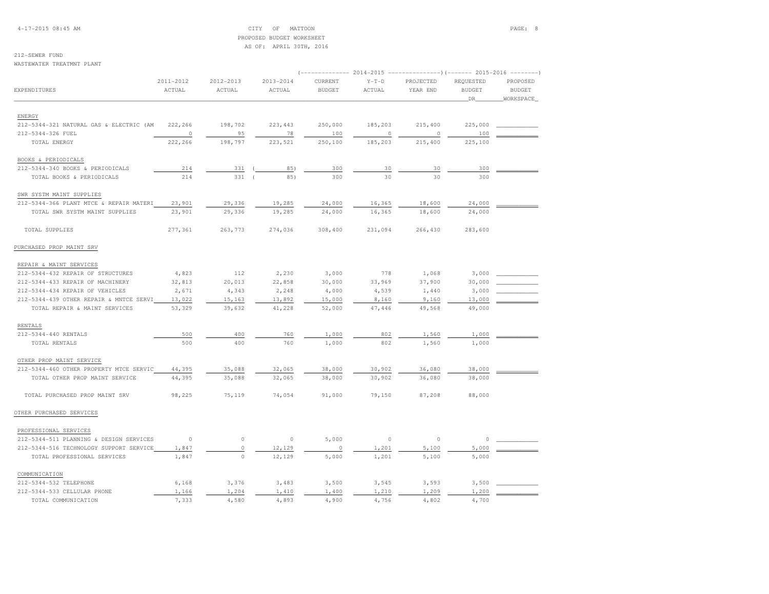CITY OF MATTOON
PROPOSED BUDGET WORKSHEET
AS OF: APRIL 30TH, 2016

212-SEWER FUND
WASTEWATER TREATMNT PLANT

| EXPENDITURES | 2011-2012 ACTUAL | 2012-2013 ACTUAL | 2013-2014 ACTUAL | 2014-2015 CURRENT BUDGET | 2014-2015 Y-T-D ACTUAL | 2014-2015 PROJECTED YEAR END | 2015-2016 REQUESTED BUDGET DR | 2015-2016 PROPOSED BUDGET WORKSPACE |
|---|---|---|---|---|---|---|---|---|
| ENERGY | | | | | | | | |
| 212-5344-321 NATURAL GAS & ELECTRIC (AM | 222,266 | 198,702 | 223,443 | 250,000 | 185,203 | 215,400 | 225,000 | |
| 212-5344-326 FUEL | 0 | 95 | 78 | 100 | 0 | 0 | 100 | |
| TOTAL ENERGY | 222,266 | 198,797 | 223,521 | 250,100 | 185,203 | 215,400 | 225,100 | |
| BOOKS & PERIODICALS | | | | | | | | |
| 212-5344-340 BOOKS & PERIODICALS | 214 | 331 | (85) | 300 | 30 | 30 | 300 | |
| TOTAL BOOKS & PERIODICALS | 214 | 331 | (85) | 300 | 30 | 30 | 300 | |
| SWR SYSTM MAINT SUPPLIES | | | | | | | | |
| 212-5344-366 PLANT MTCE & REPAIR MATERI | 23,901 | 29,336 | 19,285 | 24,000 | 16,365 | 18,600 | 24,000 | |
| TOTAL SWR SYSTM MAINT SUPPLIES | 23,901 | 29,336 | 19,285 | 24,000 | 16,365 | 18,600 | 24,000 | |
| TOTAL SUPPLIES | 277,361 | 263,773 | 274,036 | 308,400 | 231,094 | 266,430 | 283,600 | |
| PURCHASED PROP MAINT SRV | | | | | | | | |
| REPAIR & MAINT SERVICES | | | | | | | | |
| 212-5344-432 REPAIR OF STRUCTURES | 4,823 | 112 | 2,230 | 3,000 | 778 | 1,068 | 3,000 | |
| 212-5344-433 REPAIR OF MACHINERY | 32,813 | 20,013 | 22,858 | 30,000 | 33,969 | 37,900 | 30,000 | |
| 212-5344-434 REPAIR OF VEHICLES | 2,671 | 4,343 | 2,248 | 4,000 | 4,539 | 1,440 | 3,000 | |
| 212-5344-439 OTHER REPAIR & MNTCE SERVI | 13,022 | 15,163 | 13,892 | 15,000 | 8,160 | 9,160 | 13,000 | |
| TOTAL REPAIR & MAINT SERVICES | 53,329 | 39,632 | 41,228 | 52,000 | 47,446 | 49,568 | 49,000 | |
| RENTALS | | | | | | | | |
| 212-5344-440 RENTALS | 500 | 400 | 760 | 1,000 | 802 | 1,560 | 1,000 | |
| TOTAL RENTALS | 500 | 400 | 760 | 1,000 | 802 | 1,560 | 1,000 | |
| OTHER PROP MAINT SERVICE | | | | | | | | |
| 212-5344-460 OTHER PROPERTY MTCE SERVIC | 44,395 | 35,088 | 32,065 | 38,000 | 30,902 | 36,080 | 38,000 | |
| TOTAL OTHER PROP MAINT SERVICE | 44,395 | 35,088 | 32,065 | 38,000 | 30,902 | 36,080 | 38,000 | |
| TOTAL PURCHASED PROP MAINT SRV | 98,225 | 75,119 | 74,054 | 91,000 | 79,150 | 87,208 | 88,000 | |
| OTHER PURCHASED SERVICES | | | | | | | | |
| PROFESSIONAL SERVICES | | | | | | | | |
| 212-5344-511 PLANNING & DESIGN SERVICES | 0 | 0 | 0 | 5,000 | 0 | 0 | 0 | |
| 212-5344-516 TECHNOLOGY SUPPORT SERVICE | 1,847 | 0 | 12,129 | 0 | 1,201 | 5,100 | 5,000 | |
| TOTAL PROFESSIONAL SERVICES | 1,847 | 0 | 12,129 | 5,000 | 1,201 | 5,100 | 5,000 | |
| COMMUNICATION | | | | | | | | |
| 212-5344-532 TELEPHONE | 6,168 | 3,376 | 3,483 | 3,500 | 3,545 | 3,593 | 3,500 | |
| 212-5344-533 CELLULAR PHONE | 1,166 | 1,204 | 1,410 | 1,400 | 1,210 | 1,209 | 1,200 | |
| TOTAL COMMUNICATION | 7,333 | 4,580 | 4,893 | 4,900 | 4,756 | 4,802 | 4,700 | |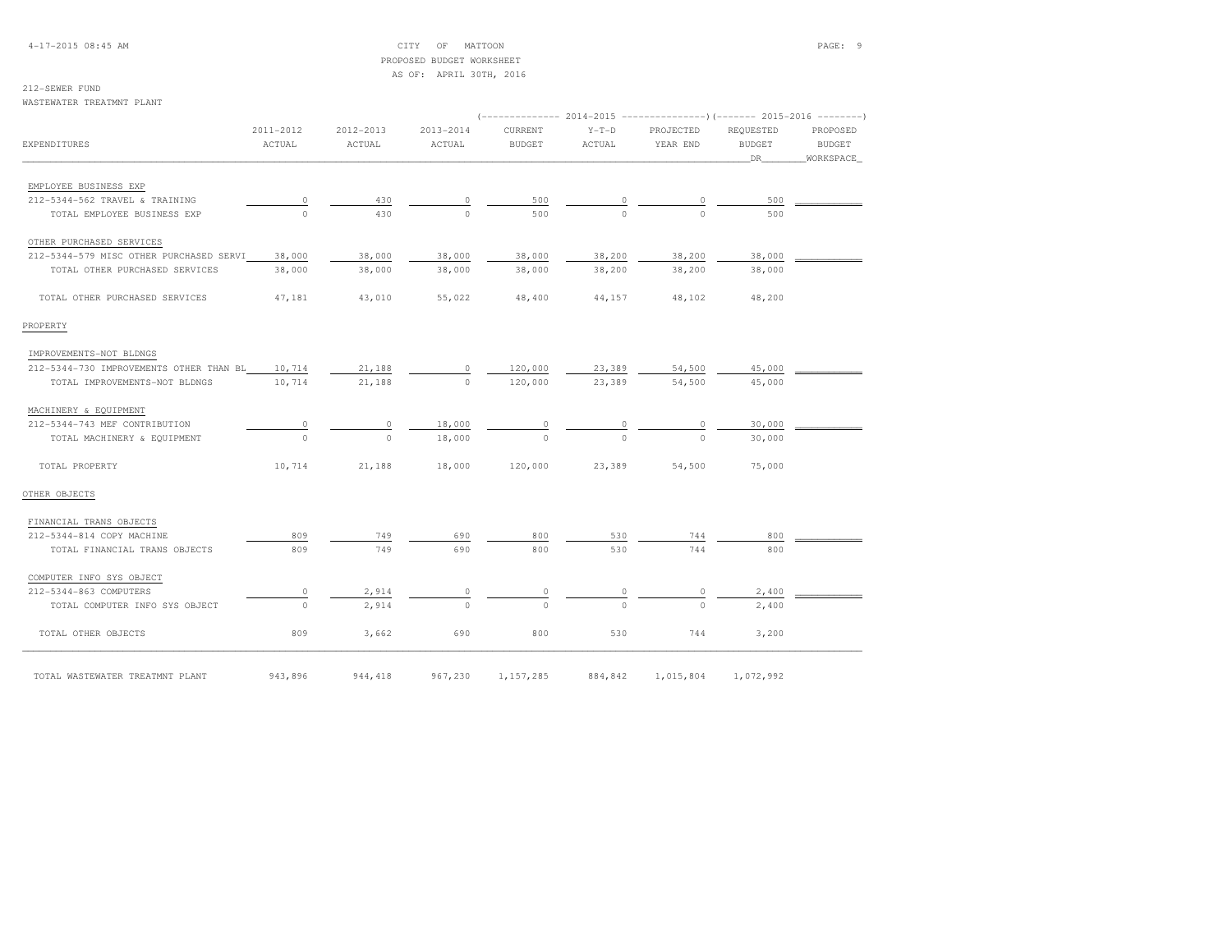CITY OF MATTOON
PROPOSED BUDGET WORKSHEET
AS OF: APRIL 30TH, 2016

212-SEWER FUND
WASTEWATER TREATMNT PLANT

| EXPENDITURES | 2011-2012 ACTUAL | 2012-2013 ACTUAL | 2013-2014 ACTUAL | 2014-2015 CURRENT BUDGET | 2014-2015 Y-T-D ACTUAL | 2014-2015 PROJECTED YEAR END | 2015-2016 REQUESTED BUDGET DR | 2015-2016 PROPOSED BUDGET WORKSPACE |
|---|---|---|---|---|---|---|---|---|
| EMPLOYEE BUSINESS EXP | | | | | | | | |
| 212-5344-562 TRAVEL & TRAINING | 0 | 430 | 0 | 500 | 0 | 0 | 500 | |
| TOTAL EMPLOYEE BUSINESS EXP | 0 | 430 | 0 | 500 | 0 | 0 | 500 | |
| OTHER PURCHASED SERVICES | | | | | | | | |
| 212-5344-579 MISC OTHER PURCHASED SERVI | 38,000 | 38,000 | 38,000 | 38,000 | 38,200 | 38,200 | 38,000 | |
| TOTAL OTHER PURCHASED SERVICES | 38,000 | 38,000 | 38,000 | 38,000 | 38,200 | 38,200 | 38,000 | |
| TOTAL OTHER PURCHASED SERVICES | 47,181 | 43,010 | 55,022 | 48,400 | 44,157 | 48,102 | 48,200 | |
| PROPERTY | | | | | | | | |
| IMPROVEMENTS-NOT BLDNGS | | | | | | | | |
| 212-5344-730 IMPROVEMENTS OTHER THAN BL | 10,714 | 21,188 | 0 | 120,000 | 23,389 | 54,500 | 45,000 | |
| TOTAL IMPROVEMENTS-NOT BLDNGS | 10,714 | 21,188 | 0 | 120,000 | 23,389 | 54,500 | 45,000 | |
| MACHINERY & EQUIPMENT | | | | | | | | |
| 212-5344-743 MEF CONTRIBUTION | 0 | 0 | 18,000 | 0 | 0 | 0 | 30,000 | |
| TOTAL MACHINERY & EQUIPMENT | 0 | 0 | 18,000 | 0 | 0 | 0 | 30,000 | |
| TOTAL PROPERTY | 10,714 | 21,188 | 18,000 | 120,000 | 23,389 | 54,500 | 75,000 | |
| OTHER OBJECTS | | | | | | | | |
| FINANCIAL TRANS OBJECTS | | | | | | | | |
| 212-5344-814 COPY MACHINE | 809 | 749 | 690 | 800 | 530 | 744 | 800 | |
| TOTAL FINANCIAL TRANS OBJECTS | 809 | 749 | 690 | 800 | 530 | 744 | 800 | |
| COMPUTER INFO SYS OBJECT | | | | | | | | |
| 212-5344-863 COMPUTERS | 0 | 2,914 | 0 | 0 | 0 | 0 | 2,400 | |
| TOTAL COMPUTER INFO SYS OBJECT | 0 | 2,914 | 0 | 0 | 0 | 0 | 2,400 | |
| TOTAL OTHER OBJECTS | 809 | 3,662 | 690 | 800 | 530 | 744 | 3,200 | |
| TOTAL WASTEWATER TREATMNT PLANT | 943,896 | 944,418 | 967,230 | 1,157,285 | 884,842 | 1,015,804 | 1,072,992 | |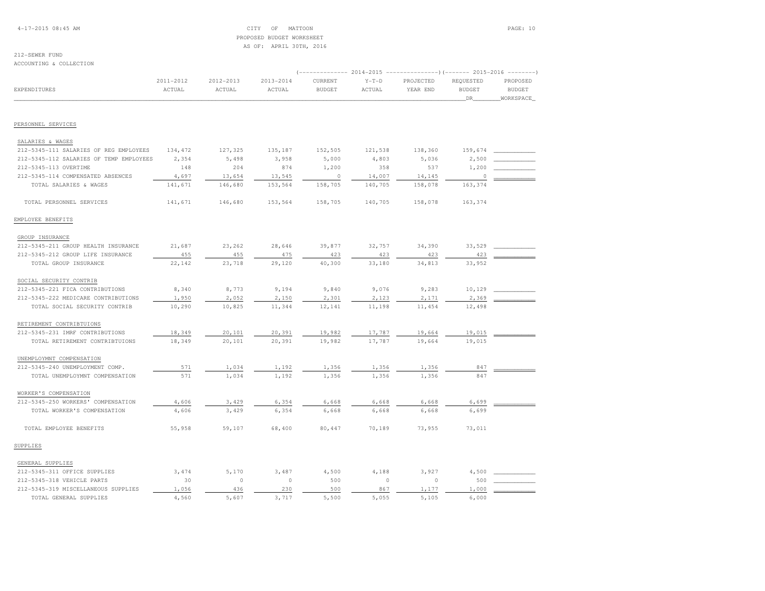CITY OF MATTOON
PROPOSED BUDGET WORKSHEET
AS OF: APRIL 30TH, 2016

212-SEWER FUND
ACCOUNTING & COLLECTION

| EXPENDITURES | 2011-2012 ACTUAL | 2012-2013 ACTUAL | 2013-2014 ACTUAL | 2014-2015 CURRENT BUDGET | 2014-2015 Y-T-D ACTUAL | 2014-2015 PROJECTED YEAR END | 2015-2016 REQUESTED BUDGET DR | 2015-2016 PROPOSED BUDGET WORKSPACE |
|---|---|---|---|---|---|---|---|---|
| **PERSONNEL SERVICES** | | | | | | | | |
| SALARIES & WAGES | | | | | | | | |
| 212-5345-111 SALARIES OF REG EMPLOYEES | 134,472 | 127,325 | 135,187 | 152,505 | 121,538 | 138,360 | 159,674 | |
| 212-5345-112 SALARIES OF TEMP EMPLOYEES | 2,354 | 5,498 | 3,958 | 5,000 | 4,803 | 5,036 | 2,500 | |
| 212-5345-113 OVERTIME | 148 | 204 | 874 | 1,200 | 358 | 537 | 1,200 | |
| 212-5345-114 COMPENSATED ABSENCES | 4,697 | 13,654 | 13,545 | 0 | 14,007 | 14,145 | 0 | |
| TOTAL SALARIES & WAGES | 141,671 | 146,680 | 153,564 | 158,705 | 140,705 | 158,078 | 163,374 | |
| TOTAL PERSONNEL SERVICES | 141,671 | 146,680 | 153,564 | 158,705 | 140,705 | 158,078 | 163,374 | |
| **EMPLOYEE BENEFITS** | | | | | | | | |
| GROUP INSURANCE | | | | | | | | |
| 212-5345-211 GROUP HEALTH INSURANCE | 21,687 | 23,262 | 28,646 | 39,877 | 32,757 | 34,390 | 33,529 | |
| 212-5345-212 GROUP LIFE INSURANCE | 455 | 455 | 475 | 423 | 423 | 423 | 423 | |
| TOTAL GROUP INSURANCE | 22,142 | 23,718 | 29,120 | 40,300 | 33,180 | 34,813 | 33,952 | |
| SOCIAL SECURITY CONTRIB | | | | | | | | |
| 212-5345-221 FICA CONTRIBUTIONS | 8,340 | 8,773 | 9,194 | 9,840 | 9,076 | 9,283 | 10,129 | |
| 212-5345-222 MEDICARE CONTRIBUTIONS | 1,950 | 2,052 | 2,150 | 2,301 | 2,123 | 2,171 | 2,369 | |
| TOTAL SOCIAL SECURITY CONTRIB | 10,290 | 10,825 | 11,344 | 12,141 | 11,198 | 11,454 | 12,498 | |
| RETIREMENT CONTRIBTUIONS | | | | | | | | |
| 212-5345-231 IMRF CONTRIBUTIONS | 18,349 | 20,101 | 20,391 | 19,982 | 17,787 | 19,664 | 19,015 | |
| TOTAL RETIREMENT CONTRIBTUIONS | 18,349 | 20,101 | 20,391 | 19,982 | 17,787 | 19,664 | 19,015 | |
| UNEMPLOYMNT COMPENSATION | | | | | | | | |
| 212-5345-240 UNEMPLOYMENT COMP. | 571 | 1,034 | 1,192 | 1,356 | 1,356 | 1,356 | 847 | |
| TOTAL UNEMPLOYMNT COMPENSATION | 571 | 1,034 | 1,192 | 1,356 | 1,356 | 1,356 | 847 | |
| WORKER'S COMPENSATION | | | | | | | | |
| 212-5345-250 WORKERS' COMPENSATION | 4,606 | 3,429 | 6,354 | 6,668 | 6,668 | 6,668 | 6,699 | |
| TOTAL WORKER'S COMPENSATION | 4,606 | 3,429 | 6,354 | 6,668 | 6,668 | 6,668 | 6,699 | |
| TOTAL EMPLOYEE BENEFITS | 55,958 | 59,107 | 68,400 | 80,447 | 70,189 | 73,955 | 73,011 | |
| **SUPPLIES** | | | | | | | | |
| GENERAL SUPPLIES | | | | | | | | |
| 212-5345-311 OFFICE SUPPLIES | 3,474 | 5,170 | 3,487 | 4,500 | 4,188 | 3,927 | 4,500 | |
| 212-5345-318 VEHICLE PARTS | 30 | 0 | 0 | 500 | 0 | 0 | 500 | |
| 212-5345-319 MISCELLANEOUS SUPPLIES | 1,056 | 436 | 230 | 500 | 867 | 1,177 | 1,000 | |
| TOTAL GENERAL SUPPLIES | 4,560 | 5,607 | 3,717 | 5,500 | 5,055 | 5,105 | 6,000 | |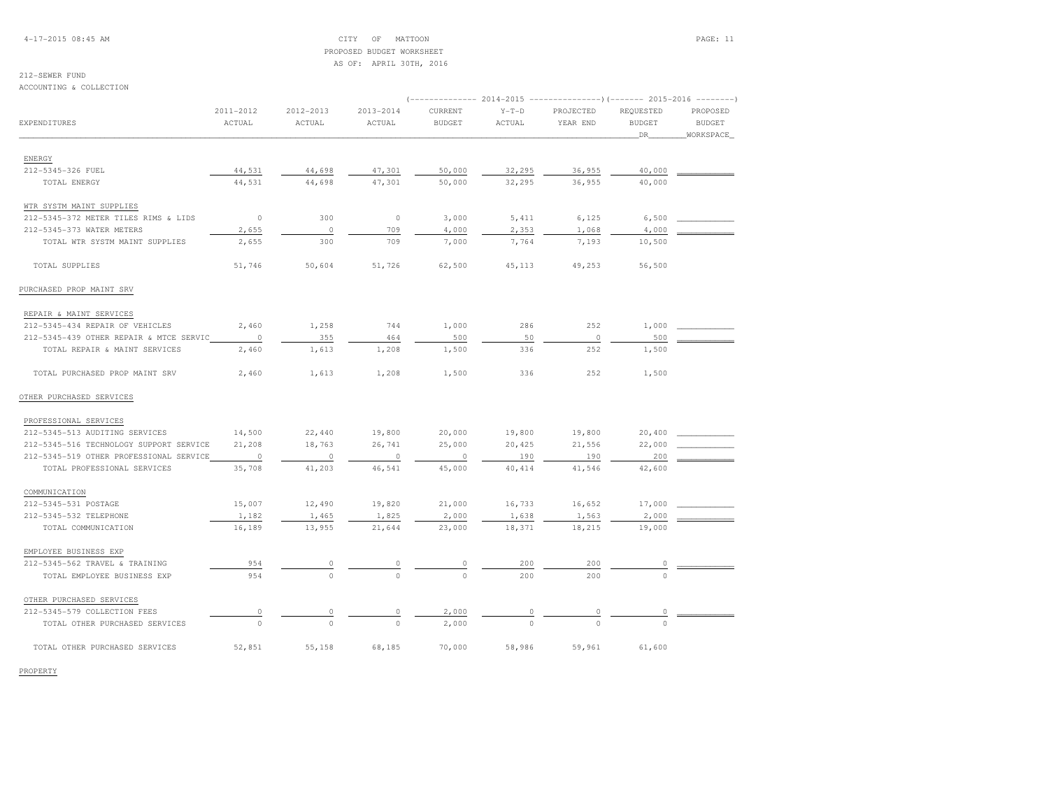CITY OF MATTOON
PROPOSED BUDGET WORKSHEET
AS OF: APRIL 30TH, 2016

212-SEWER FUND
ACCOUNTING & COLLECTION

| EXPENDITURES | 2011-2012 ACTUAL | 2012-2013 ACTUAL | 2013-2014 ACTUAL | 2014-2015 CURRENT BUDGET | 2014-2015 Y-T-D ACTUAL | 2014-2015 PROJECTED YEAR END | 2015-2016 REQUESTED BUDGET DR | 2015-2016 PROPOSED BUDGET WORKSPACE |
|---|---|---|---|---|---|---|---|---|
| ENERGY | | | | | | | | |
| 212-5345-326 FUEL | 44,531 | 44,698 | 47,301 | 50,000 | 32,295 | 36,955 | 40,000 | |
| TOTAL ENERGY | 44,531 | 44,698 | 47,301 | 50,000 | 32,295 | 36,955 | 40,000 | |
| WTR SYSTM MAINT SUPPLIES | | | | | | | | |
| 212-5345-372 METER TILES RIMS & LIDS | 0 | 300 | 0 | 3,000 | 5,411 | 6,125 | 6,500 | |
| 212-5345-373 WATER METERS | 2,655 | 0 | 709 | 4,000 | 2,353 | 1,068 | 4,000 | |
| TOTAL WTR SYSTM MAINT SUPPLIES | 2,655 | 300 | 709 | 7,000 | 7,764 | 7,193 | 10,500 | |
| TOTAL SUPPLIES | 51,746 | 50,604 | 51,726 | 62,500 | 45,113 | 49,253 | 56,500 | |
| PURCHASED PROP MAINT SRV | | | | | | | | |
| REPAIR & MAINT SERVICES | | | | | | | | |
| 212-5345-434 REPAIR OF VEHICLES | 2,460 | 1,258 | 744 | 1,000 | 286 | 252 | 1,000 | |
| 212-5345-439 OTHER REPAIR & MTCE SERVIC | 0 | 355 | 464 | 500 | 50 | 0 | 500 | |
| TOTAL REPAIR & MAINT SERVICES | 2,460 | 1,613 | 1,208 | 1,500 | 336 | 252 | 1,500 | |
| TOTAL PURCHASED PROP MAINT SRV | 2,460 | 1,613 | 1,208 | 1,500 | 336 | 252 | 1,500 | |
| OTHER PURCHASED SERVICES | | | | | | | | |
| PROFESSIONAL SERVICES | | | | | | | | |
| 212-5345-513 AUDITING SERVICES | 14,500 | 22,440 | 19,800 | 20,000 | 19,800 | 19,800 | 20,400 | |
| 212-5345-516 TECHNOLOGY SUPPORT SERVICE | 21,208 | 18,763 | 26,741 | 25,000 | 20,425 | 21,556 | 22,000 | |
| 212-5345-519 OTHER PROFESSIONAL SERVICE | 0 | 0 | 0 | 0 | 190 | 190 | 200 | |
| TOTAL PROFESSIONAL SERVICES | 35,708 | 41,203 | 46,541 | 45,000 | 40,414 | 41,546 | 42,600 | |
| COMMUNICATION | | | | | | | | |
| 212-5345-531 POSTAGE | 15,007 | 12,490 | 19,820 | 21,000 | 16,733 | 16,652 | 17,000 | |
| 212-5345-532 TELEPHONE | 1,182 | 1,465 | 1,825 | 2,000 | 1,638 | 1,563 | 2,000 | |
| TOTAL COMMUNICATION | 16,189 | 13,955 | 21,644 | 23,000 | 18,371 | 18,215 | 19,000 | |
| EMPLOYEE BUSINESS EXP | | | | | | | | |
| 212-5345-562 TRAVEL & TRAINING | 954 | 0 | 0 | 0 | 200 | 200 | 0 | |
| TOTAL EMPLOYEE BUSINESS EXP | 954 | 0 | 0 | 0 | 200 | 200 | 0 | |
| OTHER PURCHASED SERVICES | | | | | | | | |
| 212-5345-579 COLLECTION FEES | 0 | 0 | 0 | 2,000 | 0 | 0 | 0 | |
| TOTAL OTHER PURCHASED SERVICES | 0 | 0 | 0 | 2,000 | 0 | 0 | 0 | |
| TOTAL OTHER PURCHASED SERVICES | 52,851 | 55,158 | 68,185 | 70,000 | 58,986 | 59,961 | 61,600 | |

PROPERTY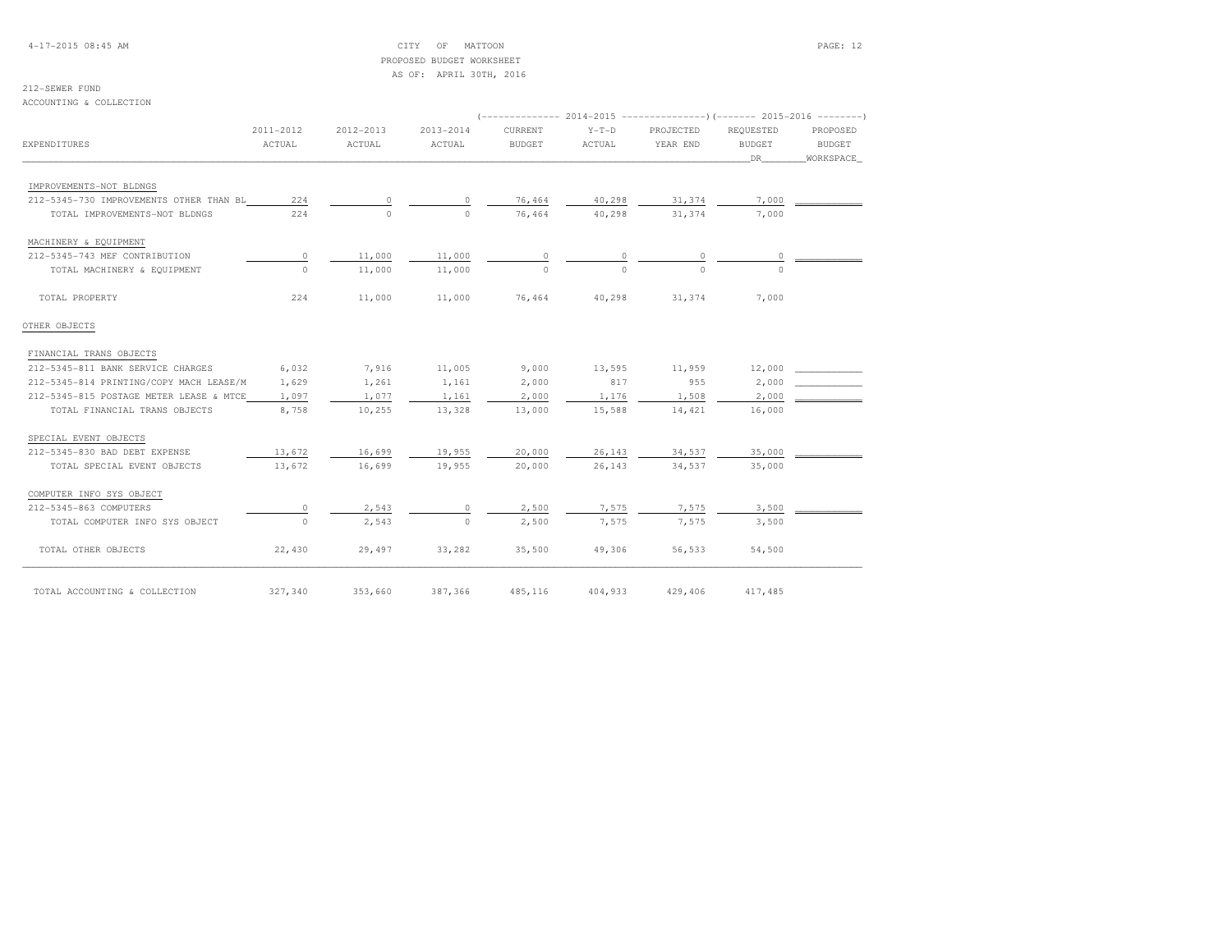CITY OF MATTOON
PROPOSED BUDGET WORKSHEET
AS OF: APRIL 30TH, 2016

212-SEWER FUND
ACCOUNTING & COLLECTION

| EXPENDITURES | 2011-2012 ACTUAL | 2012-2013 ACTUAL | 2013-2014 ACTUAL | 2014-2015 CURRENT BUDGET | 2014-2015 Y-T-D ACTUAL | 2014-2015 PROJECTED YEAR END | 2015-2016 REQUESTED BUDGET DR | 2015-2016 PROPOSED BUDGET WORKSPACE |
|---|---|---|---|---|---|---|---|---|
| IMPROVEMENTS-NOT BLDNGS | | | | | | | | |
| 212-5345-730 IMPROVEMENTS OTHER THAN BL | 224 | 0 | 0 | 76,464 | 40,298 | 31,374 | 7,000 | |
| TOTAL IMPROVEMENTS-NOT BLDNGS | 224 | 0 | 0 | 76,464 | 40,298 | 31,374 | 7,000 | |
| MACHINERY & EQUIPMENT | | | | | | | | |
| 212-5345-743 MEF CONTRIBUTION | 0 | 11,000 | 11,000 | 0 | 0 | 0 | 0 | |
| TOTAL MACHINERY & EQUIPMENT | 0 | 11,000 | 11,000 | 0 | 0 | 0 | 0 | |
| TOTAL PROPERTY | 224 | 11,000 | 11,000 | 76,464 | 40,298 | 31,374 | 7,000 | |
| OTHER OBJECTS | | | | | | | | |
| FINANCIAL TRANS OBJECTS | | | | | | | | |
| 212-5345-811 BANK SERVICE CHARGES | 6,032 | 7,916 | 11,005 | 9,000 | 13,595 | 11,959 | 12,000 | |
| 212-5345-814 PRINTING/COPY MACH LEASE/M | 1,629 | 1,261 | 1,161 | 2,000 | 817 | 955 | 2,000 | |
| 212-5345-815 POSTAGE METER LEASE & MTCE | 1,097 | 1,077 | 1,161 | 2,000 | 1,176 | 1,508 | 2,000 | |
| TOTAL FINANCIAL TRANS OBJECTS | 8,758 | 10,255 | 13,328 | 13,000 | 15,588 | 14,421 | 16,000 | |
| SPECIAL EVENT OBJECTS | | | | | | | | |
| 212-5345-830 BAD DEBT EXPENSE | 13,672 | 16,699 | 19,955 | 20,000 | 26,143 | 34,537 | 35,000 | |
| TOTAL SPECIAL EVENT OBJECTS | 13,672 | 16,699 | 19,955 | 20,000 | 26,143 | 34,537 | 35,000 | |
| COMPUTER INFO SYS OBJECT | | | | | | | | |
| 212-5345-863 COMPUTERS | 0 | 2,543 | 0 | 2,500 | 7,575 | 7,575 | 3,500 | |
| TOTAL COMPUTER INFO SYS OBJECT | 0 | 2,543 | 0 | 2,500 | 7,575 | 7,575 | 3,500 | |
| TOTAL OTHER OBJECTS | 22,430 | 29,497 | 33,282 | 35,500 | 49,306 | 56,533 | 54,500 | |
| TOTAL ACCOUNTING & COLLECTION | 327,340 | 353,660 | 387,366 | 485,116 | 404,933 | 429,406 | 417,485 | |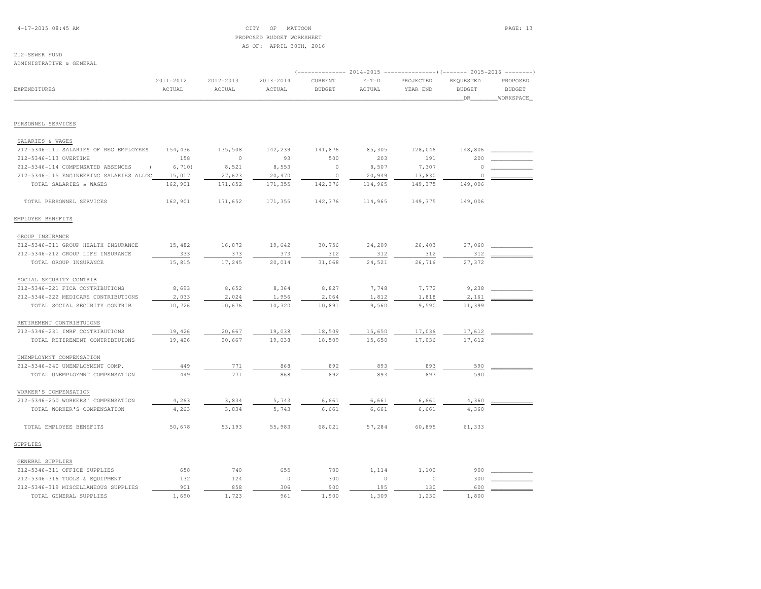CITY OF MATTOON
PROPOSED BUDGET WORKSHEET
AS OF: APRIL 30TH, 2016

212-SEWER FUND
ADMINISTRATIVE & GENERAL

| EXPENDITURES | 2011-2012 ACTUAL | 2012-2013 ACTUAL | 2013-2014 ACTUAL | 2014-2015 CURRENT BUDGET | 2014-2015 Y-T-D ACTUAL | 2014-2015 PROJECTED YEAR END | 2015-2016 REQUESTED BUDGET DR | 2015-2016 PROPOSED BUDGET WORKSPACE |
|---|---|---|---|---|---|---|---|---|
| PERSONNEL SERVICES | | | | | | | | |
| SALARIES & WAGES | | | | | | | | |
| 212-5346-111 SALARIES OF REG EMPLOYEES | 154,436 | 135,508 | 142,239 | 141,876 | 85,305 | 128,046 | 148,806 | |
| 212-5346-113 OVERTIME | 158 | 0 | 93 | 500 | 203 | 191 | 200 | |
| 212-5346-114 COMPENSATED ABSENCES | ( 6,710) | 8,521 | 8,553 | 0 | 8,507 | 7,307 | 0 | |
| 212-5346-115 ENGINEERING SALARIES ALLOC | 15,017 | 27,623 | 20,470 | 0 | 20,949 | 13,830 | 0 | |
| TOTAL SALARIES & WAGES | 162,901 | 171,652 | 171,355 | 142,376 | 114,965 | 149,375 | 149,006 | |
| TOTAL PERSONNEL SERVICES | 162,901 | 171,652 | 171,355 | 142,376 | 114,965 | 149,375 | 149,006 | |
| EMPLOYEE BENEFITS | | | | | | | | |
| GROUP INSURANCE | | | | | | | | |
| 212-5346-211 GROUP HEALTH INSURANCE | 15,482 | 16,872 | 19,642 | 30,756 | 24,209 | 26,403 | 27,060 | |
| 212-5346-212 GROUP LIFE INSURANCE | 333 | 373 | 373 | 312 | 312 | 312 | 312 | |
| TOTAL GROUP INSURANCE | 15,815 | 17,245 | 20,014 | 31,068 | 24,521 | 26,716 | 27,372 | |
| SOCIAL SECURITY CONTRIB | | | | | | | | |
| 212-5346-221 FICA CONTRIBUTIONS | 8,693 | 8,652 | 8,364 | 8,827 | 7,748 | 7,772 | 9,238 | |
| 212-5346-222 MEDICARE CONTRIBUTIONS | 2,033 | 2,024 | 1,956 | 2,064 | 1,812 | 1,818 | 2,161 | |
| TOTAL SOCIAL SECURITY CONTRIB | 10,726 | 10,676 | 10,320 | 10,891 | 9,560 | 9,590 | 11,399 | |
| RETIREMENT CONTRIBTUIONS | | | | | | | | |
| 212-5346-231 IMRF CONTRIBUTIONS | 19,426 | 20,667 | 19,038 | 18,509 | 15,650 | 17,036 | 17,612 | |
| TOTAL RETIREMENT CONTRIBTUIONS | 19,426 | 20,667 | 19,038 | 18,509 | 15,650 | 17,036 | 17,612 | |
| UNEMPLOYMNT COMPENSATION | | | | | | | | |
| 212-5346-240 UNEMPLOYMENT COMP. | 449 | 771 | 868 | 892 | 893 | 893 | 590 | |
| TOTAL UNEMPLOYMNT COMPENSATION | 449 | 771 | 868 | 892 | 893 | 893 | 590 | |
| WORKER'S COMPENSATION | | | | | | | | |
| 212-5346-250 WORKERS' COMPENSATION | 4,263 | 3,834 | 5,743 | 6,661 | 6,661 | 6,661 | 4,360 | |
| TOTAL WORKER'S COMPENSATION | 4,263 | 3,834 | 5,743 | 6,661 | 6,661 | 6,661 | 4,360 | |
| TOTAL EMPLOYEE BENEFITS | 50,678 | 53,193 | 55,983 | 68,021 | 57,284 | 60,895 | 61,333 | |
| SUPPLIES | | | | | | | | |
| GENERAL SUPPLIES | | | | | | | | |
| 212-5346-311 OFFICE SUPPLIES | 658 | 740 | 655 | 700 | 1,114 | 1,100 | 900 | |
| 212-5346-316 TOOLS & EQUIPMENT | 132 | 124 | 0 | 300 | 0 | 0 | 300 | |
| 212-5346-319 MISCELLANEOUS SUPPLIES | 901 | 858 | 306 | 900 | 195 | 130 | 600 | |
| TOTAL GENERAL SUPPLIES | 1,690 | 1,723 | 961 | 1,900 | 1,309 | 1,230 | 1,800 | |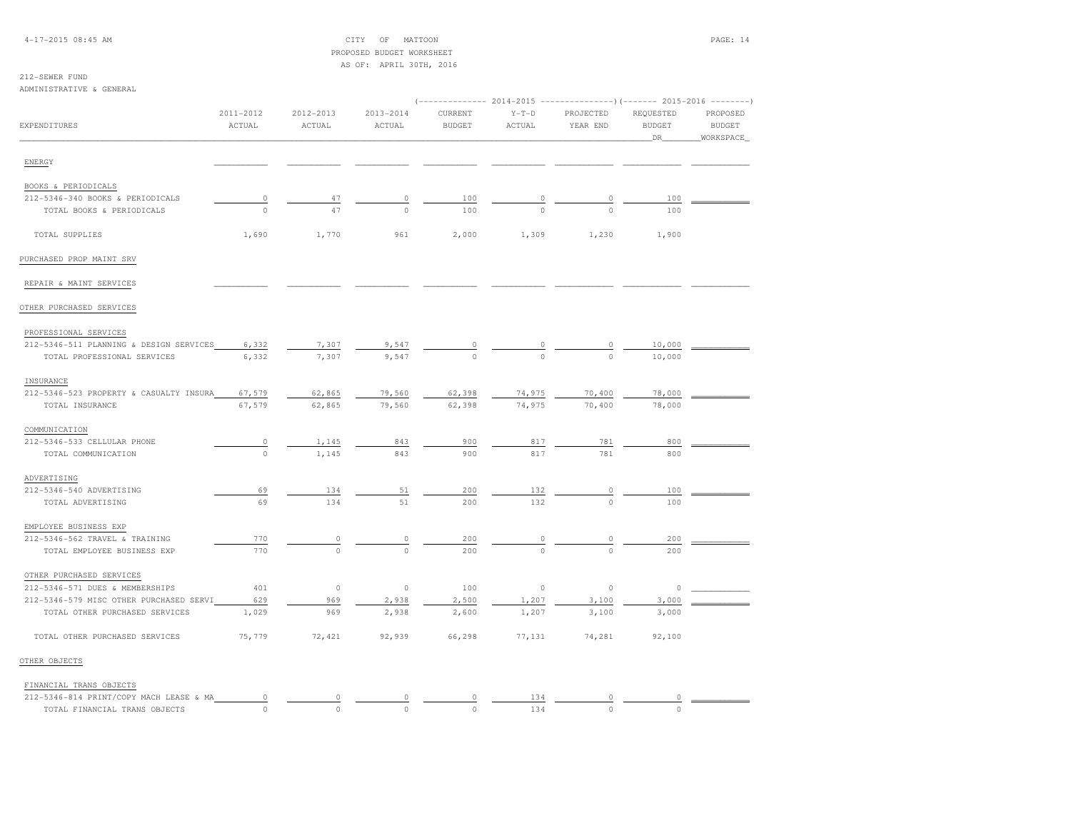CITY OF MATTOON
PROPOSED BUDGET WORKSHEET
AS OF: APRIL 30TH, 2016

212-SEWER FUND
ADMINISTRATIVE & GENERAL

| EXPENDITURES | 2011-2012 ACTUAL | 2012-2013 ACTUAL | 2013-2014 ACTUAL | 2014-2015 CURRENT BUDGET | 2014-2015 Y-T-D ACTUAL | 2014-2015 PROJECTED YEAR END | 2015-2016 REQUESTED BUDGET DR | 2015-2016 PROPOSED BUDGET WORKSPACE |
|---|---|---|---|---|---|---|---|---|
| ENERGY | | | | | | | | |
| BOOKS & PERIODICALS | | | | | | | | |
| 212-5346-340 BOOKS & PERIODICALS | 0 | 47 | 0 | 100 | 0 | 0 | 100 | |
| TOTAL BOOKS & PERIODICALS | 0 | 47 | 0 | 100 | 0 | 0 | 100 | |
| TOTAL SUPPLIES | 1,690 | 1,770 | 961 | 2,000 | 1,309 | 1,230 | 1,900 | |
| PURCHASED PROP MAINT SRV | | | | | | | | |
| REPAIR & MAINT SERVICES | | | | | | | | |
| OTHER PURCHASED SERVICES | | | | | | | | |
| PROFESSIONAL SERVICES | | | | | | | | |
| 212-5346-511 PLANNING & DESIGN SERVICES | 6,332 | 7,307 | 9,547 | 0 | 0 | 0 | 10,000 | |
| TOTAL PROFESSIONAL SERVICES | 6,332 | 7,307 | 9,547 | 0 | 0 | 0 | 10,000 | |
| INSURANCE | | | | | | | | |
| 212-5346-523 PROPERTY & CASUALTY INSURA | 67,579 | 62,865 | 79,560 | 62,398 | 74,975 | 70,400 | 78,000 | |
| TOTAL INSURANCE | 67,579 | 62,865 | 79,560 | 62,398 | 74,975 | 70,400 | 78,000 | |
| COMMUNICATION | | | | | | | | |
| 212-5346-533 CELLULAR PHONE | 0 | 1,145 | 843 | 900 | 817 | 781 | 800 | |
| TOTAL COMMUNICATION | 0 | 1,145 | 843 | 900 | 817 | 781 | 800 | |
| ADVERTISING | | | | | | | | |
| 212-5346-540 ADVERTISING | 69 | 134 | 51 | 200 | 132 | 0 | 100 | |
| TOTAL ADVERTISING | 69 | 134 | 51 | 200 | 132 | 0 | 100 | |
| EMPLOYEE BUSINESS EXP | | | | | | | | |
| 212-5346-562 TRAVEL & TRAINING | 770 | 0 | 0 | 200 | 0 | 0 | 200 | |
| TOTAL EMPLOYEE BUSINESS EXP | 770 | 0 | 0 | 200 | 0 | 0 | 200 | |
| OTHER PURCHASED SERVICES | | | | | | | | |
| 212-5346-571 DUES & MEMBERSHIPS | 401 | 0 | 0 | 100 | 0 | 0 | 0 | |
| 212-5346-579 MISC OTHER PURCHASED SERVI | 629 | 969 | 2,938 | 2,500 | 1,207 | 3,100 | 3,000 | |
| TOTAL OTHER PURCHASED SERVICES | 1,029 | 969 | 2,938 | 2,600 | 1,207 | 3,100 | 3,000 | |
| TOTAL OTHER PURCHASED SERVICES | 75,779 | 72,421 | 92,939 | 66,298 | 77,131 | 74,281 | 92,100 | |
| OTHER OBJECTS | | | | | | | | |
| FINANCIAL TRANS OBJECTS | | | | | | | | |
| 212-5346-814 PRINT/COPY MACH LEASE & MA | 0 | 0 | 0 | 0 | 134 | 0 | 0 | |
| TOTAL FINANCIAL TRANS OBJECTS | 0 | 0 | 0 | 0 | 134 | 0 | 0 | |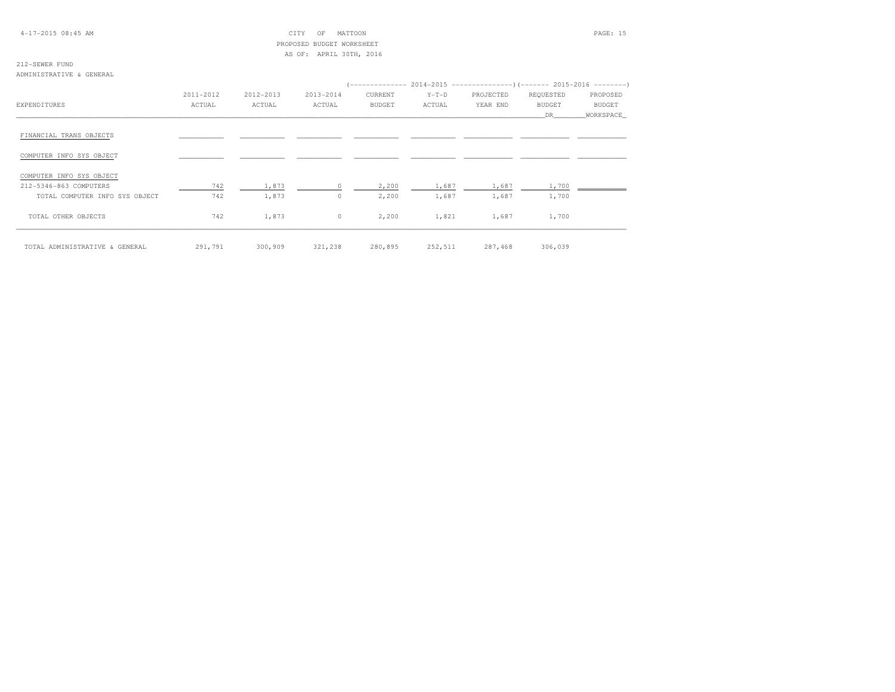CITY OF MATTOON
PROPOSED BUDGET WORKSHEET
AS OF: APRIL 30TH, 2016

212-SEWER FUND
ADMINISTRATIVE & GENERAL

| EXPENDITURES | 2011-2012 ACTUAL | 2012-2013 ACTUAL | 2013-2014 ACTUAL | 2014-2015 CURRENT BUDGET | 2014-2015 Y-T-D ACTUAL | 2014-2015 PROJECTED YEAR END | 2015-2016 REQUESTED BUDGET DR | 2015-2016 PROPOSED BUDGET WORKSPACE |
|---|---|---|---|---|---|---|---|---|
| FINANCIAL TRANS OBJECTS | | | | | | | | |
| COMPUTER INFO SYS OBJECT | | | | | | | | |
| COMPUTER INFO SYS OBJECT | | | | | | | | |
| 212-5346-863 COMPUTERS | 742 | 1,873 | 0 | 2,200 | 1,687 | 1,687 | 1,700 | |
| TOTAL COMPUTER INFO SYS OBJECT | 742 | 1,873 | 0 | 2,200 | 1,687 | 1,687 | 1,700 | |
| TOTAL OTHER OBJECTS | 742 | 1,873 | 0 | 2,200 | 1,821 | 1,687 | 1,700 | |
| TOTAL ADMINISTRATIVE & GENERAL | 291,791 | 300,909 | 321,238 | 280,895 | 252,511 | 287,468 | 306,039 | |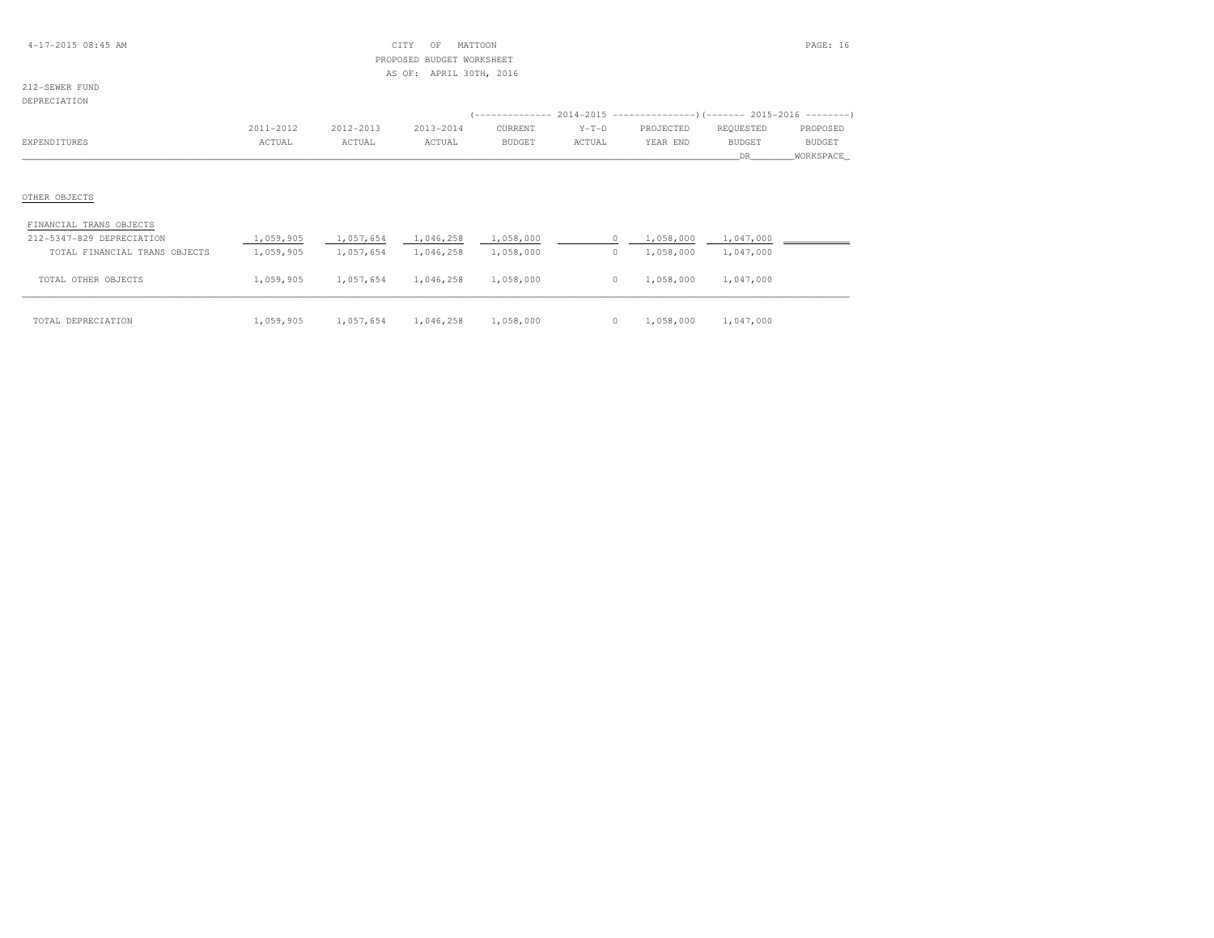CITY OF MATTOON
PROPOSED BUDGET WORKSHEET
AS OF: APRIL 30TH, 2016

212-SEWER FUND
DEPRECIATION

| EXPENDITURES | 2011-2012 ACTUAL | 2012-2013 ACTUAL | 2013-2014 ACTUAL | 2014-2015 CURRENT BUDGET | 2014-2015 Y-T-D ACTUAL | 2014-2015 PROJECTED YEAR END | 2015-2016 REQUESTED BUDGET DR | 2015-2016 PROPOSED BUDGET WORKSPACE |
|---|---|---|---|---|---|---|---|---|
| **OTHER OBJECTS** | | | | | | | | |
| FINANCIAL TRANS OBJECTS | | | | | | | | |
| 212-5347-829 DEPRECIATION | 1,059,905 | 1,057,654 | 1,046,258 | 1,058,000 | 0 | 1,058,000 | 1,047,000 | |
| TOTAL FINANCIAL TRANS OBJECTS | 1,059,905 | 1,057,654 | 1,046,258 | 1,058,000 | 0 | 1,058,000 | 1,047,000 | |
| TOTAL OTHER OBJECTS | 1,059,905 | 1,057,654 | 1,046,258 | 1,058,000 | 0 | 1,058,000 | 1,047,000 | |
| TOTAL DEPRECIATION | 1,059,905 | 1,057,654 | 1,046,258 | 1,058,000 | 0 | 1,058,000 | 1,047,000 | |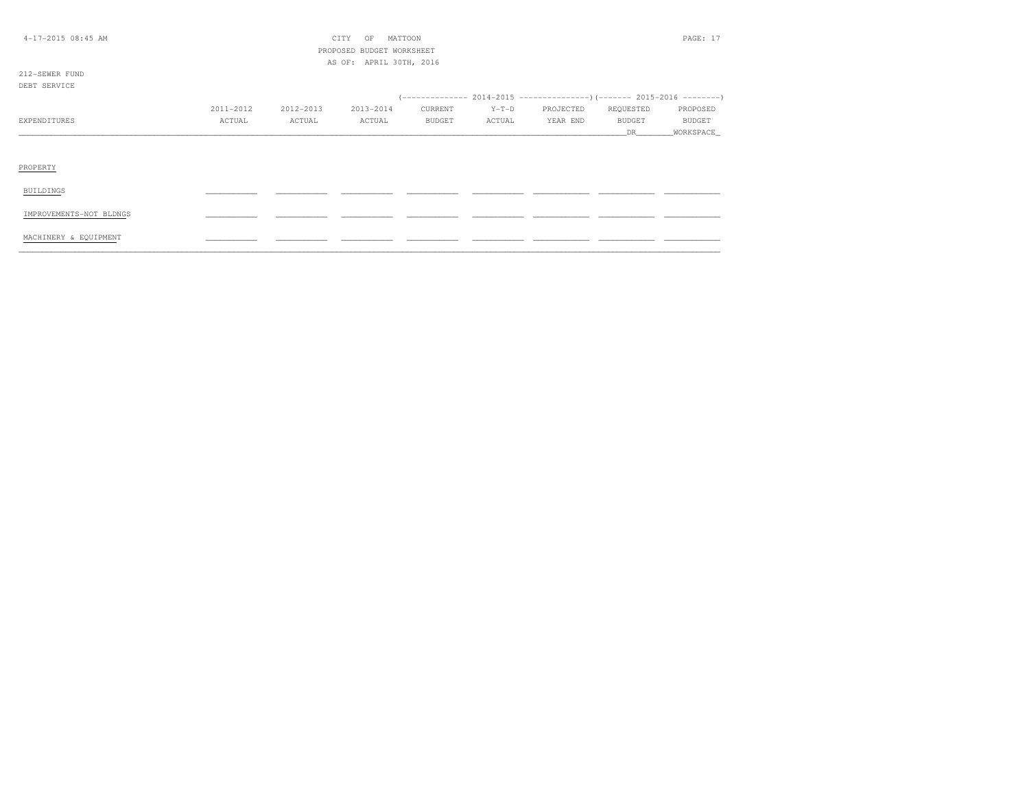CITY OF MATTOON
PROPOSED BUDGET WORKSHEET
AS OF: APRIL 30TH, 2016

212-SEWER FUND
DEBT SERVICE

| EXPENDITURES | 2011-2012 ACTUAL | 2012-2013 ACTUAL | 2013-2014 ACTUAL | 2014-2015 CURRENT BUDGET | 2014-2015 Y-T-D ACTUAL | 2014-2015 PROJECTED YEAR END | 2015-2016 REQUESTED BUDGET DR | 2015-2016 PROPOSED BUDGET WORKSPACE |
|---|---|---|---|---|---|---|---|---|
| PROPERTY | | | | | | | | |
| BUILDINGS | | | | | | | | |
| IMPROVEMENTS-NOT BLDNGS | | | | | | | | |
| MACHINERY & EQUIPMENT | | | | | | | | |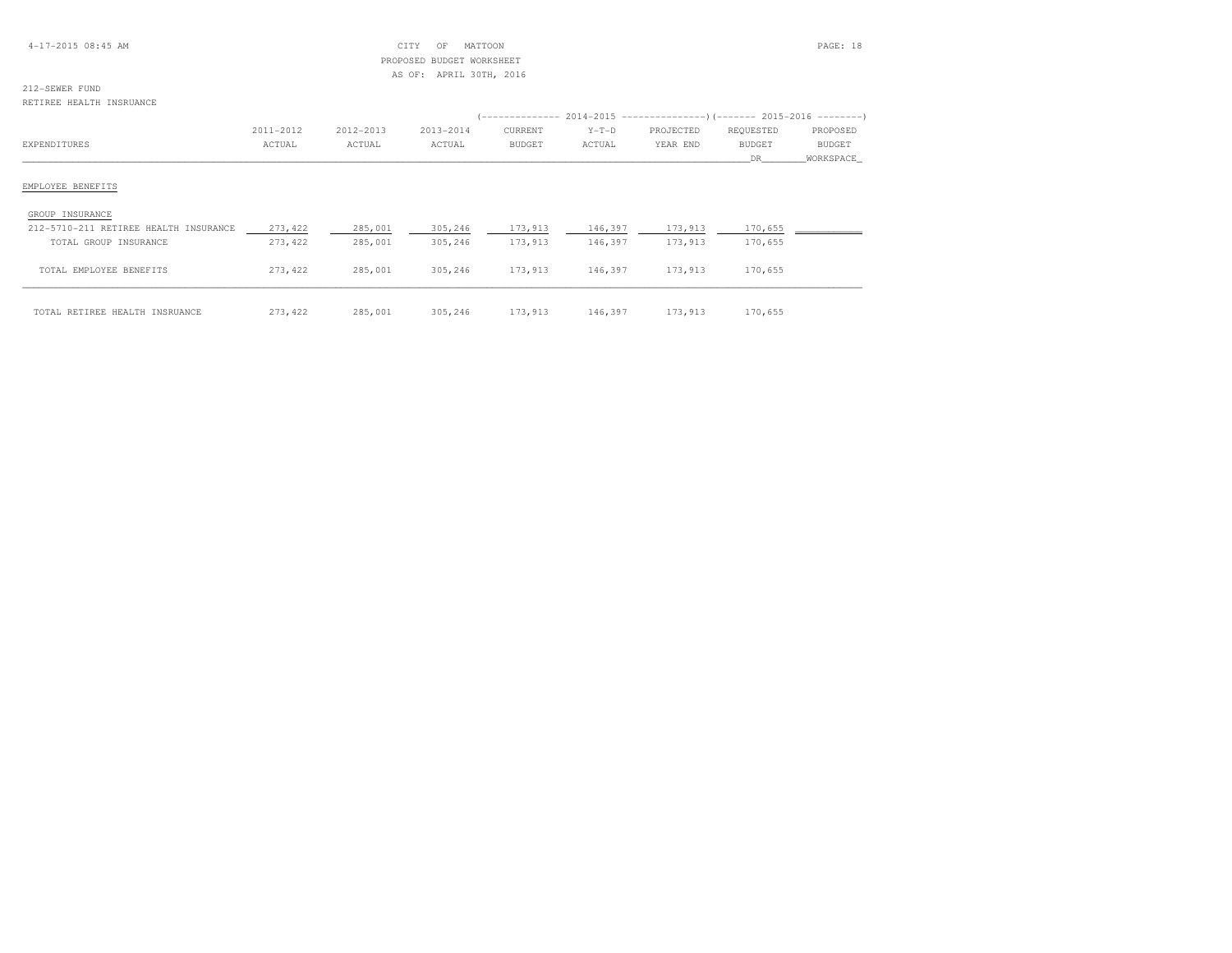CITY OF MATTOON
PROPOSED BUDGET WORKSHEET
AS OF: APRIL 30TH, 2016

212-SEWER FUND
RETIREE HEALTH INSRUANCE

| EXPENDITURES | 2011-2012 ACTUAL | 2012-2013 ACTUAL | 2013-2014 ACTUAL | 2014-2015 CURRENT BUDGET | 2014-2015 Y-T-D ACTUAL | 2014-2015 PROJECTED YEAR END | 2015-2016 REQUESTED BUDGET DR | 2015-2016 PROPOSED BUDGET WORKSPACE |
|---|---|---|---|---|---|---|---|---|
| **EMPLOYEE BENEFITS** | | | | | | | | |
| GROUP INSURANCE | | | | | | | | |
| 212-5710-211 RETIREE HEALTH INSURANCE | 273,422 | 285,001 | 305,246 | 173,913 | 146,397 | 173,913 | 170,655 | |
| TOTAL GROUP INSURANCE | 273,422 | 285,001 | 305,246 | 173,913 | 146,397 | 173,913 | 170,655 | |
| TOTAL EMPLOYEE BENEFITS | 273,422 | 285,001 | 305,246 | 173,913 | 146,397 | 173,913 | 170,655 | |
| TOTAL RETIREE HEALTH INSRUANCE | 273,422 | 285,001 | 305,246 | 173,913 | 146,397 | 173,913 | 170,655 | |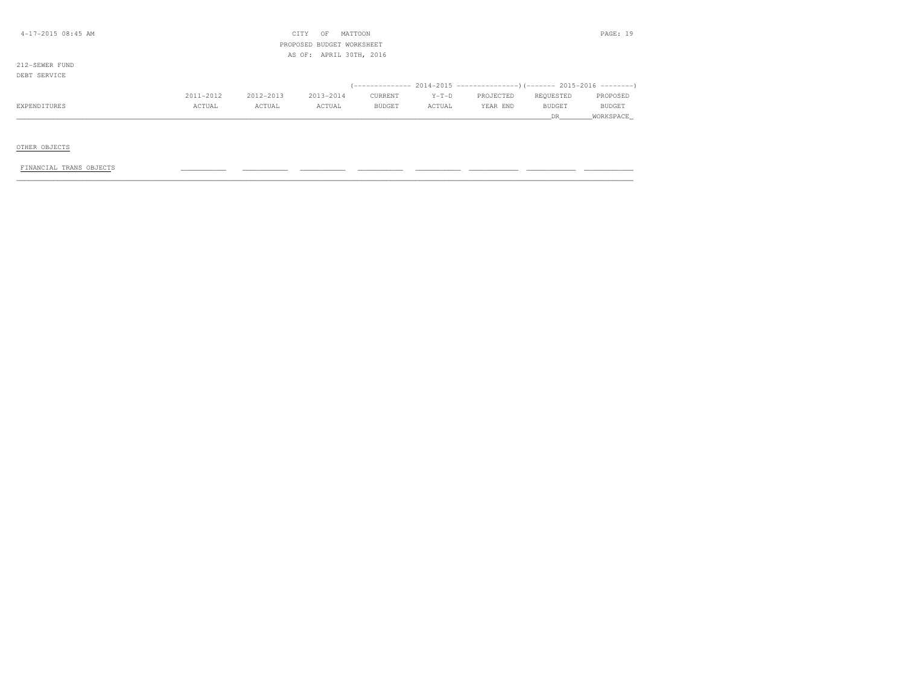4-17-2015 08:45 AM

CITY OF MATTOON
PROPOSED BUDGET WORKSHEET
AS OF: APRIL 30TH, 2016

212-SEWER FUND
DEBT SERVICE

| EXPENDITURES | 2011-2012 ACTUAL | 2012-2013 ACTUAL | 2013-2014 ACTUAL | 2014-2015 CURRENT BUDGET | 2014-2015 Y-T-D ACTUAL | 2014-2015 PROJECTED YEAR END | 2015-2016 REQUESTED BUDGET DR | 2015-2016 PROPOSED BUDGET WORKSPACE |
|---|---|---|---|---|---|---|---|---|
| OTHER OBJECTS | | | | | | | | |
| FINANCIAL TRANS OBJECTS | | | | | | | | |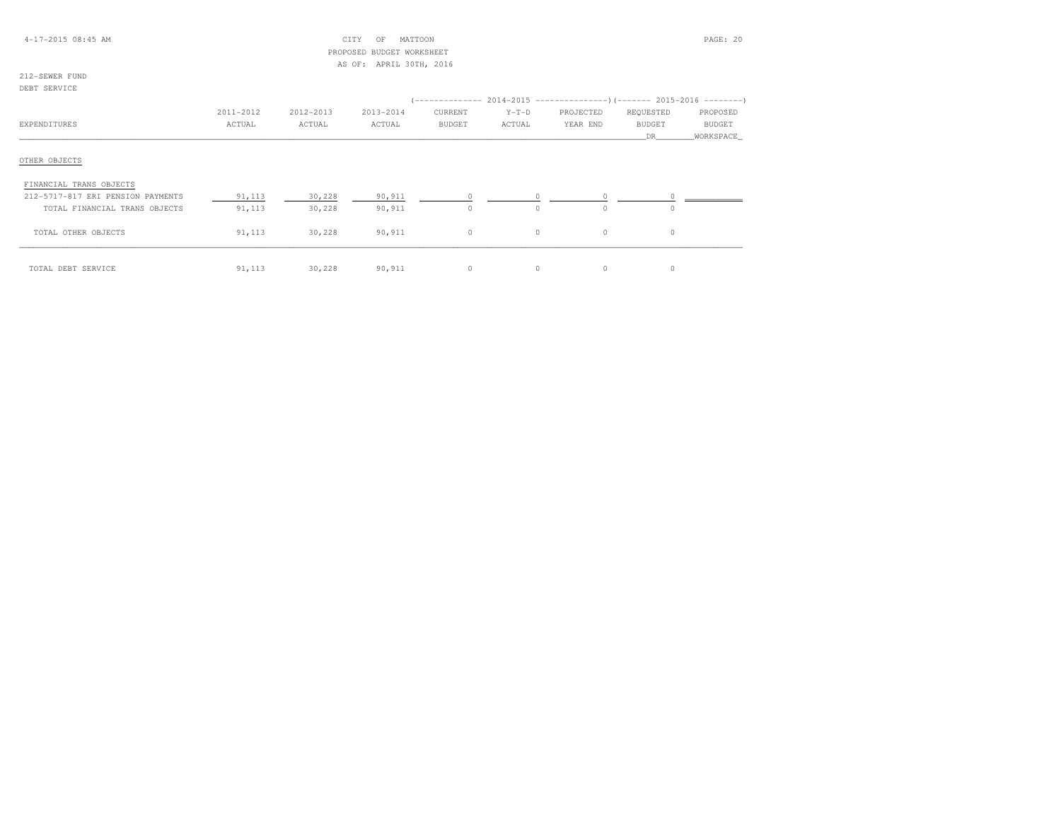CITY OF MATTOON
PROPOSED BUDGET WORKSHEET
AS OF: APRIL 30TH, 2016

212-SEWER FUND
DEBT SERVICE

| EXPENDITURES | 2011-2012 ACTUAL | 2012-2013 ACTUAL | 2013-2014 ACTUAL | 2014-2015 CURRENT BUDGET | 2014-2015 Y-T-D ACTUAL | 2014-2015 PROJECTED YEAR END | 2015-2016 REQUESTED BUDGET DR | 2015-2016 PROPOSED BUDGET WORKSPACE |
|---|---|---|---|---|---|---|---|---|
| OTHER OBJECTS | | | | | | | | |
| FINANCIAL TRANS OBJECTS | | | | | | | | |
| 212-5717-817 ERI PENSION PAYMENTS | 91,113 | 30,228 | 90,911 | 0 | 0 | 0 | 0 | |
| TOTAL FINANCIAL TRANS OBJECTS | 91,113 | 30,228 | 90,911 | 0 | 0 | 0 | 0 | |
| TOTAL OTHER OBJECTS | 91,113 | 30,228 | 90,911 | 0 | 0 | 0 | 0 | |
| TOTAL DEBT SERVICE | 91,113 | 30,228 | 90,911 | 0 | 0 | 0 | 0 | |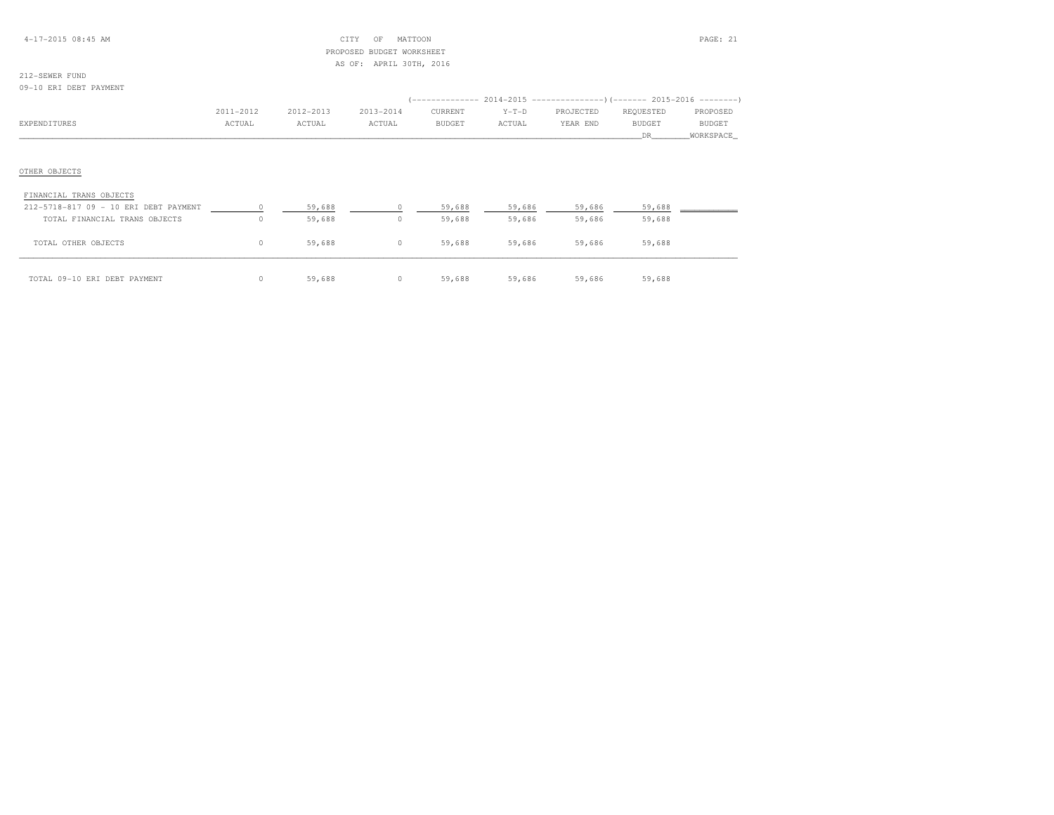CITY OF MATTOON
PROPOSED BUDGET WORKSHEET
AS OF: APRIL 30TH, 2016

212-SEWER FUND
09-10 ERI DEBT PAYMENT

| EXPENDITURES | 2011-2012 ACTUAL | 2012-2013 ACTUAL | 2013-2014 ACTUAL | 2014-2015 CURRENT BUDGET | 2014-2015 Y-T-D ACTUAL | 2014-2015 PROJECTED YEAR END | 2015-2016 REQUESTED BUDGET DR | 2015-2016 PROPOSED BUDGET WORKSPACE |
|---|---|---|---|---|---|---|---|---|
| OTHER OBJECTS | | | | | | | | |
| FINANCIAL TRANS OBJECTS | | | | | | | | |
| 212-5718-817 09 - 10 ERI DEBT PAYMENT | 0 | 59,688 | 0 | 59,688 | 59,686 | 59,686 | 59,688 | |
| TOTAL FINANCIAL TRANS OBJECTS | 0 | 59,688 | 0 | 59,688 | 59,686 | 59,686 | 59,688 | |
| TOTAL OTHER OBJECTS | 0 | 59,688 | 0 | 59,688 | 59,686 | 59,686 | 59,688 | |
| TOTAL 09-10 ERI DEBT PAYMENT | 0 | 59,688 | 0 | 59,688 | 59,686 | 59,686 | 59,688 | |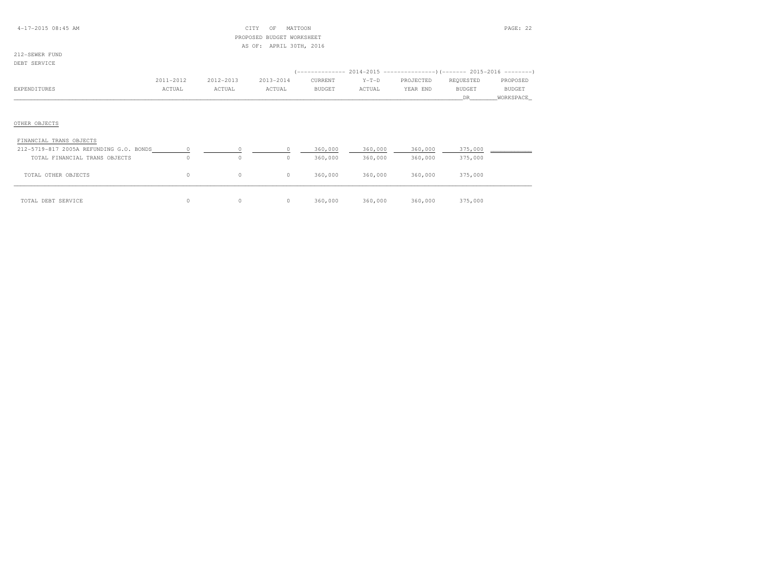CITY OF MATTOON
PROPOSED BUDGET WORKSHEET
AS OF: APRIL 30TH, 2016

212-SEWER FUND
DEBT SERVICE

| EXPENDITURES | 2011-2012 ACTUAL | 2012-2013 ACTUAL | 2013-2014 ACTUAL | 2014-2015 CURRENT BUDGET | 2014-2015 Y-T-D ACTUAL | 2014-2015 PROJECTED YEAR END | 2015-2016 REQUESTED BUDGET DR | 2015-2016 PROPOSED BUDGET WORKSPACE |
|---|---|---|---|---|---|---|---|---|
| OTHER OBJECTS | | | | | | | | |
| FINANCIAL TRANS OBJECTS | | | | | | | | |
| 212-5719-817 2005A REFUNDING G.O. BONDS | 0 | 0 | 0 | 360,000 | 360,000 | 360,000 | 375,000 | |
| TOTAL FINANCIAL TRANS OBJECTS | 0 | 0 | 0 | 360,000 | 360,000 | 360,000 | 375,000 | |
| TOTAL OTHER OBJECTS | 0 | 0 | 0 | 360,000 | 360,000 | 360,000 | 375,000 | |
| TOTAL DEBT SERVICE | 0 | 0 | 0 | 360,000 | 360,000 | 360,000 | 375,000 | |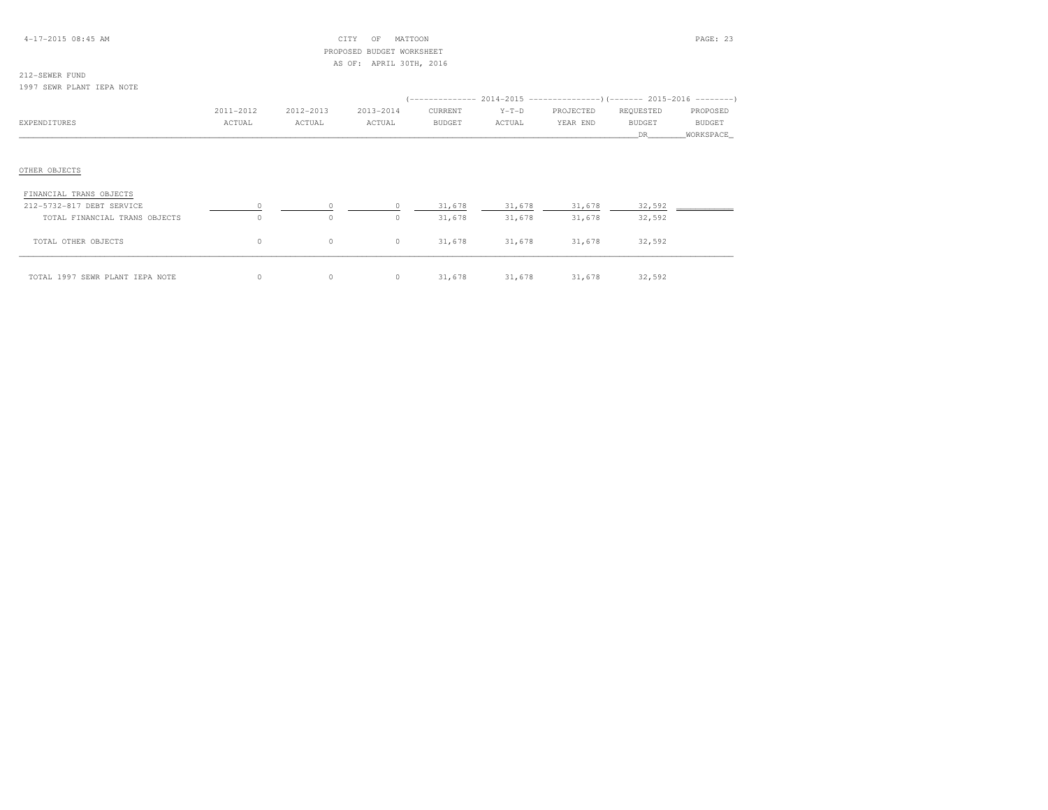CITY OF MATTOON
PROPOSED BUDGET WORKSHEET
AS OF: APRIL 30TH, 2016

212-SEWER FUND
1997 SEWR PLANT IEPA NOTE

| EXPENDITURES | 2011-2012 ACTUAL | 2012-2013 ACTUAL | 2013-2014 ACTUAL | 2014-2015 CURRENT BUDGET | 2014-2015 Y-T-D ACTUAL | 2014-2015 PROJECTED YEAR END | 2015-2016 REQUESTED BUDGET DR | 2015-2016 PROPOSED BUDGET WORKSPACE |
|---|---|---|---|---|---|---|---|---|
| OTHER OBJECTS | | | | | | | | |
| FINANCIAL TRANS OBJECTS | | | | | | | | |
| 212-5732-817 DEBT SERVICE | 0 | 0 | 0 | 31,678 | 31,678 | 31,678 | 32,592 | |
| TOTAL FINANCIAL TRANS OBJECTS | 0 | 0 | 0 | 31,678 | 31,678 | 31,678 | 32,592 | |
| TOTAL OTHER OBJECTS | 0 | 0 | 0 | 31,678 | 31,678 | 31,678 | 32,592 | |
| TOTAL 1997 SEWR PLANT IEPA NOTE | 0 | 0 | 0 | 31,678 | 31,678 | 31,678 | 32,592 | |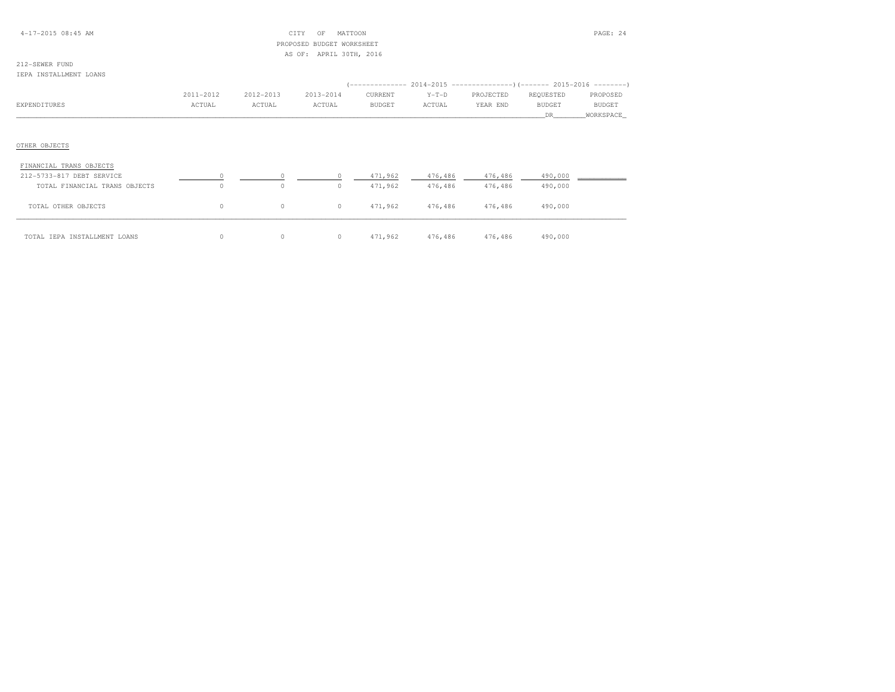CITY OF MATTOON
PROPOSED BUDGET WORKSHEET
AS OF: APRIL 30TH, 2016

212-SEWER FUND
IEPA INSTALLMENT LOANS

| EXPENDITURES | 2011-2012 ACTUAL | 2012-2013 ACTUAL | 2013-2014 ACTUAL | 2014-2015 CURRENT BUDGET | 2014-2015 Y-T-D ACTUAL | 2014-2015 PROJECTED YEAR END | 2015-2016 REQUESTED BUDGET DR | 2015-2016 PROPOSED BUDGET WORKSPACE |
|---|---|---|---|---|---|---|---|---|
| **OTHER OBJECTS** | | | | | | | | |
| FINANCIAL TRANS OBJECTS | | | | | | | | |
| 212-5733-817 DEBT SERVICE | 0 | 0 | 0 | 471,962 | 476,486 | 476,486 | 490,000 | |
| TOTAL FINANCIAL TRANS OBJECTS | 0 | 0 | 0 | 471,962 | 476,486 | 476,486 | 490,000 | |
| TOTAL OTHER OBJECTS | 0 | 0 | 0 | 471,962 | 476,486 | 476,486 | 490,000 | |
| TOTAL IEPA INSTALLMENT LOANS | 0 | 0 | 0 | 471,962 | 476,486 | 476,486 | 490,000 | |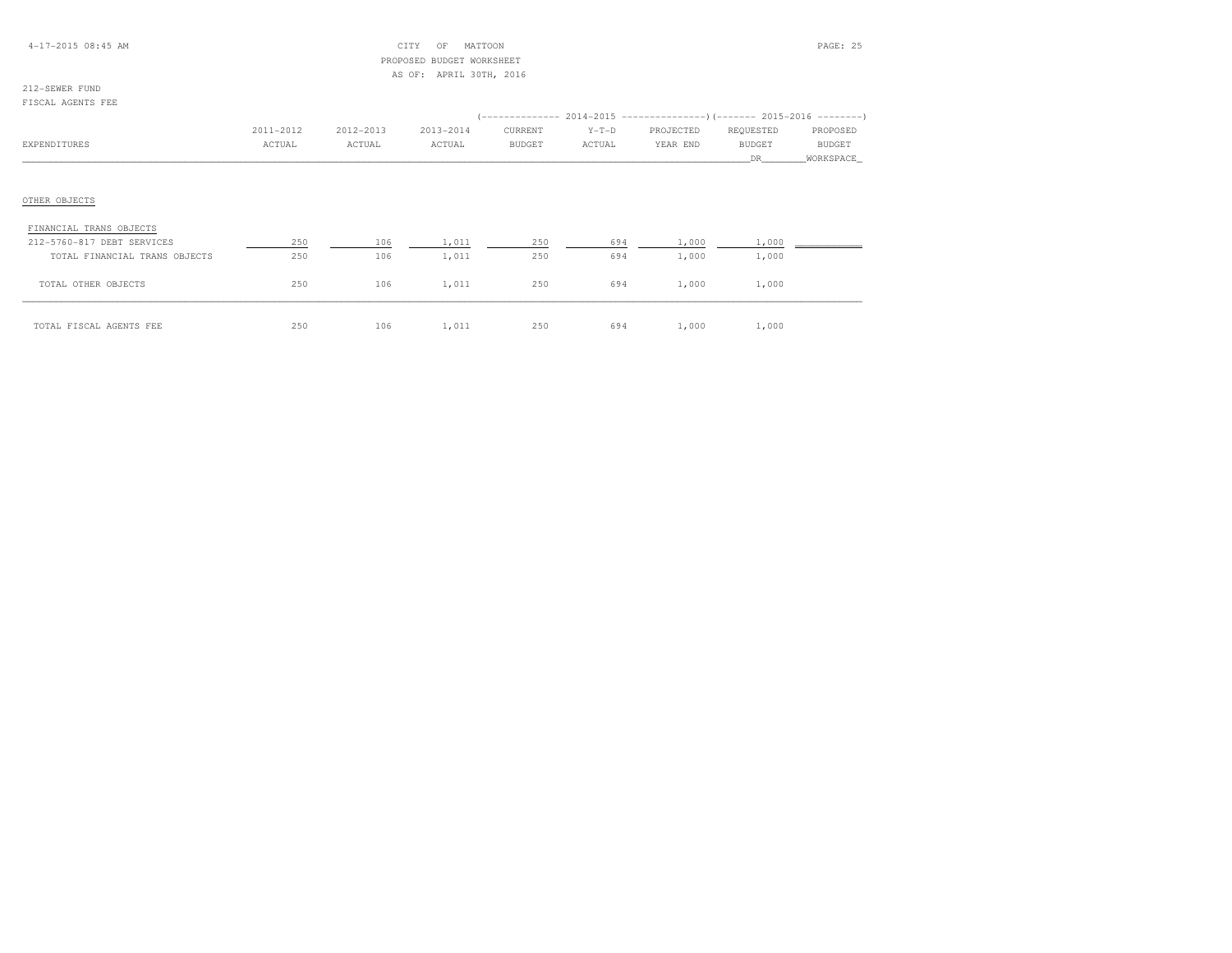CITY OF MATTOON
PROPOSED BUDGET WORKSHEET
AS OF: APRIL 30TH, 2016

212-SEWER FUND
FISCAL AGENTS FEE

| EXPENDITURES | 2011-2012 ACTUAL | 2012-2013 ACTUAL | 2013-2014 ACTUAL | 2014-2015 CURRENT BUDGET | 2014-2015 Y-T-D ACTUAL | 2014-2015 PROJECTED YEAR END | 2015-2016 REQUESTED BUDGET DR | 2015-2016 PROPOSED BUDGET WORKSPACE |
|---|---|---|---|---|---|---|---|---|
| OTHER OBJECTS | | | | | | | | |
| FINANCIAL TRANS OBJECTS | | | | | | | | |
| 212-5760-817 DEBT SERVICES | 250 | 106 | 1,011 | 250 | 694 | 1,000 | 1,000 | |
| TOTAL FINANCIAL TRANS OBJECTS | 250 | 106 | 1,011 | 250 | 694 | 1,000 | 1,000 | |
| TOTAL OTHER OBJECTS | 250 | 106 | 1,011 | 250 | 694 | 1,000 | 1,000 | |
| TOTAL FISCAL AGENTS FEE | 250 | 106 | 1,011 | 250 | 694 | 1,000 | 1,000 | |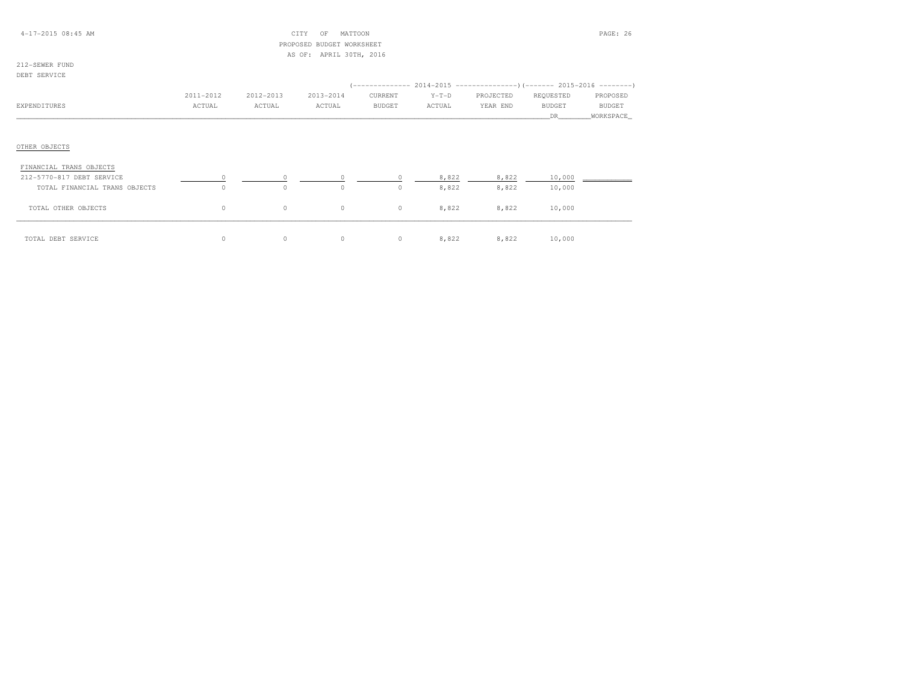CITY OF MATTOON
PROPOSED BUDGET WORKSHEET
AS OF: APRIL 30TH, 2016

212-SEWER FUND
DEBT SERVICE

| EXPENDITURES | 2011-2012 ACTUAL | 2012-2013 ACTUAL | 2013-2014 ACTUAL | 2014-2015 CURRENT BUDGET | 2014-2015 Y-T-D ACTUAL | 2014-2015 PROJECTED YEAR END | 2015-2016 REQUESTED BUDGET DR | 2015-2016 PROPOSED BUDGET WORKSPACE |
|---|---|---|---|---|---|---|---|---|
| OTHER OBJECTS | | | | | | | | |
| FINANCIAL TRANS OBJECTS | | | | | | | | |
| 212-5770-817 DEBT SERVICE | 0 | 0 | 0 | 0 | 8,822 | 8,822 | 10,000 | |
| TOTAL FINANCIAL TRANS OBJECTS | 0 | 0 | 0 | 0 | 8,822 | 8,822 | 10,000 | |
| TOTAL OTHER OBJECTS | 0 | 0 | 0 | 0 | 8,822 | 8,822 | 10,000 | |
| TOTAL DEBT SERVICE | 0 | 0 | 0 | 0 | 8,822 | 8,822 | 10,000 | |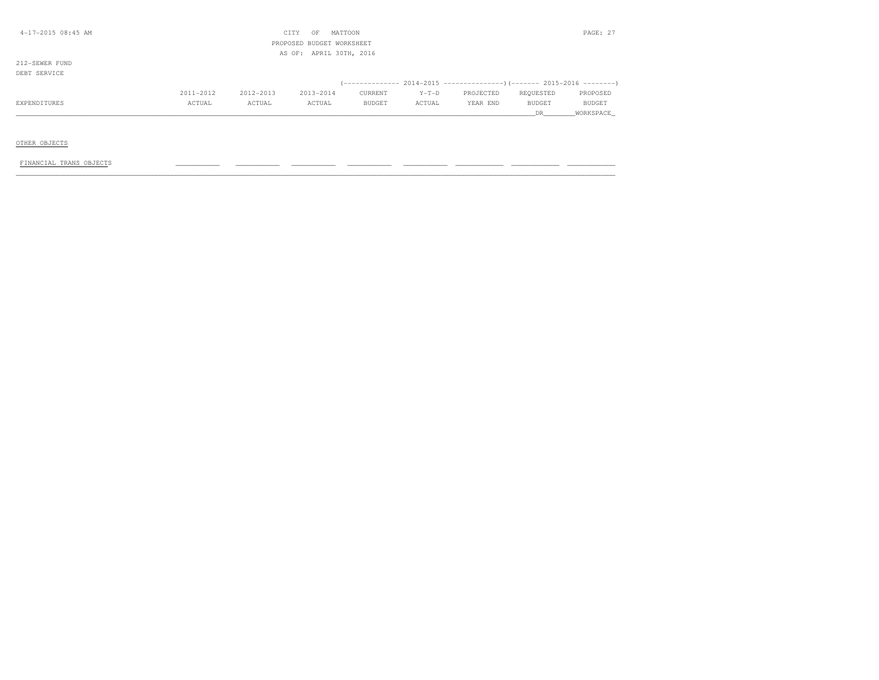CITY OF MATTOON
PROPOSED BUDGET WORKSHEET
AS OF: APRIL 30TH, 2016

212-SEWER FUND
DEBT SERVICE

| EXPENDITURES | 2011-2012 ACTUAL | 2012-2013 ACTUAL | 2013-2014 ACTUAL | 2014-2015 CURRENT BUDGET | 2014-2015 Y-T-D ACTUAL | 2014-2015 PROJECTED YEAR END | 2015-2016 REQUESTED BUDGET DR | 2015-2016 PROPOSED BUDGET WORKSHEET |
|---|---|---|---|---|---|---|---|---|
| OTHER OBJECTS | | | | | | | | |
| FINANCIAL TRANS OBJECTS | | | | | | | | |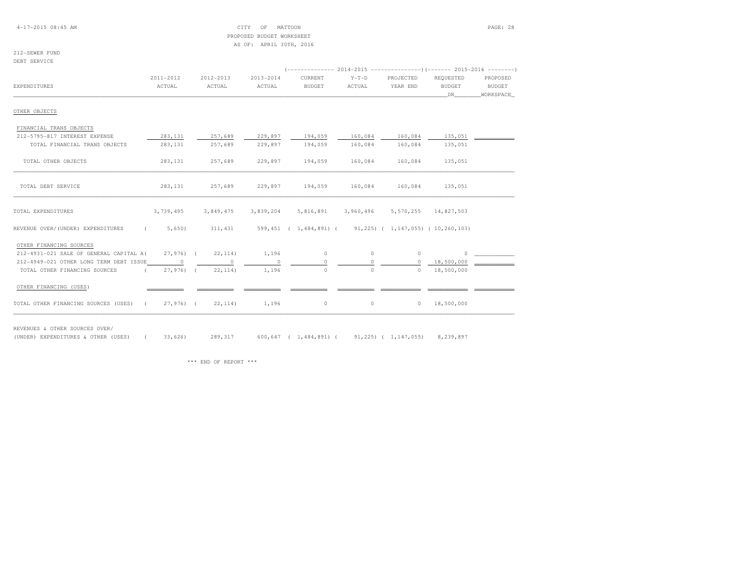CITY OF MATTOON
PROPOSED BUDGET WORKSHEET
AS OF: APRIL 30TH, 2016

212-SEWER FUND
DEBT SERVICE

| EXPENDITURES | 2011-2012 ACTUAL | 2012-2013 ACTUAL | 2013-2014 ACTUAL | 2014-2015 CURRENT BUDGET | 2014-2015 Y-T-D ACTUAL | 2014-2015 PROJECTED YEAR END | 2015-2016 REQUESTED BUDGET DR | 2015-2016 PROPOSED BUDGET WORKSPACE |
|---|---|---|---|---|---|---|---|---|
| OTHER OBJECTS | | | | | | | | |
| FINANCIAL TRANS OBJECTS | | | | | | | | |
| 212-5795-817 INTEREST EXPENSE | 283,131 | 257,689 | 229,897 | 194,059 | 160,084 | 160,084 | 135,051 | |
| TOTAL FINANCIAL TRANS OBJECTS | 283,131 | 257,689 | 229,897 | 194,059 | 160,084 | 160,084 | 135,051 | |
| TOTAL OTHER OBJECTS | 283,131 | 257,689 | 229,897 | 194,059 | 160,084 | 160,084 | 135,051 | |
| TOTAL DEBT SERVICE | 283,131 | 257,689 | 229,897 | 194,059 | 160,084 | 160,084 | 135,051 | |
| TOTAL EXPENDITURES | 3,739,495 | 3,849,475 | 3,839,204 | 5,816,891 | 3,960,496 | 5,570,255 | 14,827,503 | |
| REVENUE OVER/(UNDER) EXPENDITURES | ( 5,650) | 311,431 | 599,451 | ( 1,484,891) | ( 91,225) | ( 1,147,055) | ( 10,260,103) | |
| OTHER FINANCING SOURCES | | | | | | | | |
| 212-4931-021 SALE OF GENERAL CAPITAL A | ( 27,976) | ( 22,114) | 1,196 | 0 | 0 | 0 | 0 | |
| 212-4949-021 OTHER LONG TERM DEBT ISSUE | 0 | 0 | 0 | 0 | 0 | 0 | 18,500,000 | |
| TOTAL OTHER FINANCING SOURCES | ( 27,976) | ( 22,114) | 1,196 | 0 | 0 | 0 | 18,500,000 | |
| OTHER FINANCING (USES) | | | | | | | | |
| TOTAL OTHER FINANCING SOURCES (USES) | ( 27,976) | ( 22,114) | 1,196 | 0 | 0 | 0 | 18,500,000 | |
| REVENUES & OTHER SOURCES OVER/ (UNDER) EXPENDITURES & OTHER (USES) | ( 33,626) | 289,317 | 600,647 | ( 1,484,891) | ( 91,225) | ( 1,147,055) | 8,239,897 | |

\*\*\* END OF REPORT \*\*\*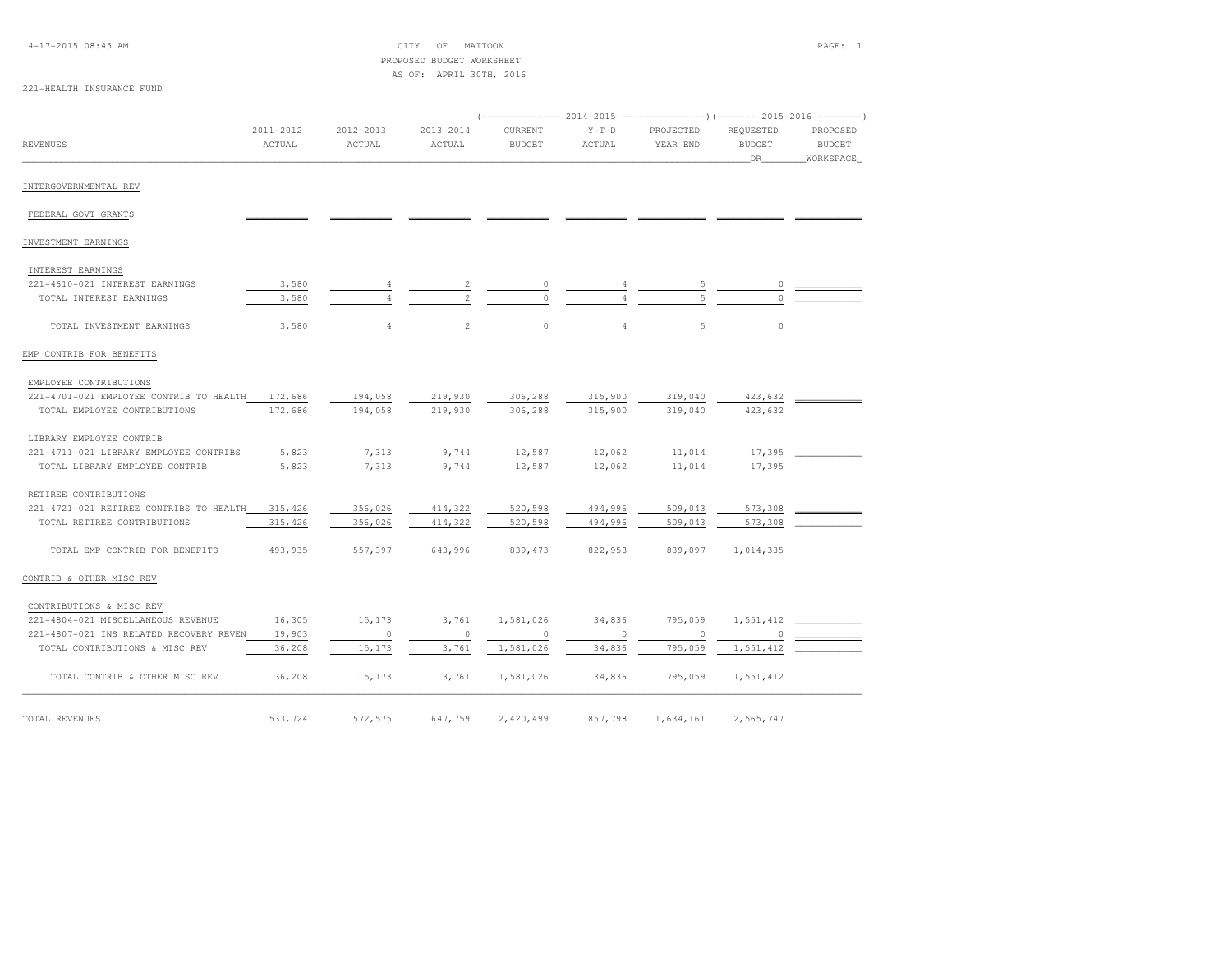CITY OF MATTOON
PROPOSED BUDGET WORKSHEET
AS OF: APRIL 30TH, 2016

221-HEALTH INSURANCE FUND

| REVENUES | 2011-2012 ACTUAL | 2012-2013 ACTUAL | 2013-2014 ACTUAL | 2014-2015 CURRENT BUDGET | 2014-2015 Y-T-D ACTUAL | 2014-2015 PROJECTED YEAR END | 2015-2016 REQUESTED BUDGET DR | 2015-2016 PROPOSED BUDGET WORKSPACE |
|---|---|---|---|---|---|---|---|---|
| INTERGOVERNMENTAL REV | | | | | | | | |
| FEDERAL GOVT GRANTS | | | | | | | | |
| INVESTMENT EARNINGS | | | | | | | | |
| INTEREST EARNINGS | | | | | | | | |
| 221-4610-021 INTEREST EARNINGS | 3,580 | 4 | 2 | 0 | 4 | 5 | 0 | |
| TOTAL INTEREST EARNINGS | 3,580 | 4 | 2 | 0 | 4 | 5 | 0 | |
| TOTAL INVESTMENT EARNINGS | 3,580 | 4 | 2 | 0 | 4 | 5 | 0 | |
| EMP CONTRIB FOR BENEFITS | | | | | | | | |
| EMPLOYEE CONTRIBUTIONS | | | | | | | | |
| 221-4701-021 EMPLOYEE CONTRIB TO HEALTH | 172,686 | 194,058 | 219,930 | 306,288 | 315,900 | 319,040 | 423,632 | |
| TOTAL EMPLOYEE CONTRIBUTIONS | 172,686 | 194,058 | 219,930 | 306,288 | 315,900 | 319,040 | 423,632 | |
| LIBRARY EMPLOYEE CONTRIB | | | | | | | | |
| 221-4711-021 LIBRARY EMPLOYEE CONTRIBS | 5,823 | 7,313 | 9,744 | 12,587 | 12,062 | 11,014 | 17,395 | |
| TOTAL LIBRARY EMPLOYEE CONTRIB | 5,823 | 7,313 | 9,744 | 12,587 | 12,062 | 11,014 | 17,395 | |
| RETIREE CONTRIBUTIONS | | | | | | | | |
| 221-4721-021 RETIREE CONTRIBS TO HEALTH | 315,426 | 356,026 | 414,322 | 520,598 | 494,996 | 509,043 | 573,308 | |
| TOTAL RETIREE CONTRIBUTIONS | 315,426 | 356,026 | 414,322 | 520,598 | 494,996 | 509,043 | 573,308 | |
| TOTAL EMP CONTRIB FOR BENEFITS | 493,935 | 557,397 | 643,996 | 839,473 | 822,958 | 839,097 | 1,014,335 | |
| CONTRIB & OTHER MISC REV | | | | | | | | |
| CONTRIBUTIONS & MISC REV | | | | | | | | |
| 221-4804-021 MISCELLANEOUS REVENUE | 16,305 | 15,173 | 3,761 | 1,581,026 | 34,836 | 795,059 | 1,551,412 | |
| 221-4807-021 INS RELATED RECOVERY REVEN | 19,903 | 0 | 0 | 0 | 0 | 0 | 0 | |
| TOTAL CONTRIBUTIONS & MISC REV | 36,208 | 15,173 | 3,761 | 1,581,026 | 34,836 | 795,059 | 1,551,412 | |
| TOTAL CONTRIB & OTHER MISC REV | 36,208 | 15,173 | 3,761 | 1,581,026 | 34,836 | 795,059 | 1,551,412 | |
| TOTAL REVENUES | 533,724 | 572,575 | 647,759 | 2,420,499 | 857,798 | 1,634,161 | 2,565,747 | |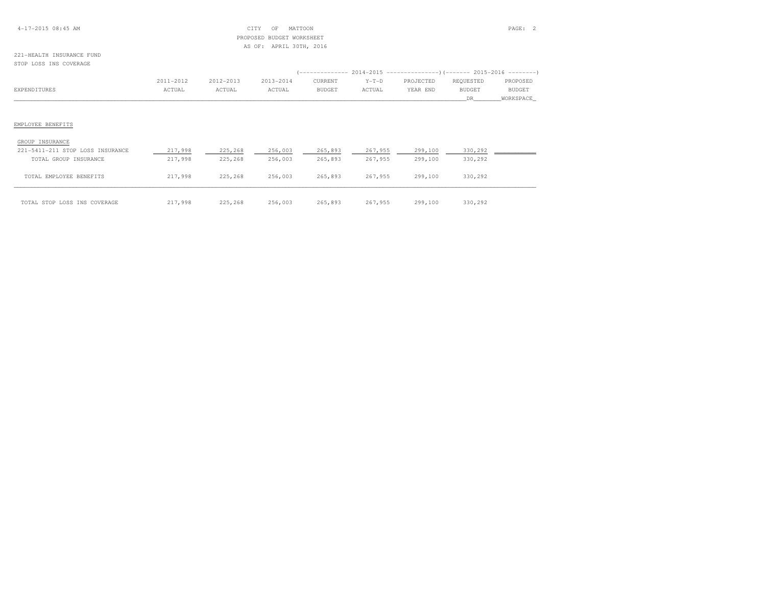CITY OF MATTOON
PROPOSED BUDGET WORKSHEET
AS OF: APRIL 30TH, 2016

221-HEALTH INSURANCE FUND
STOP LOSS INS COVERAGE

| EXPENDITURES | 2011-2012 ACTUAL | 2012-2013 ACTUAL | 2013-2014 ACTUAL | 2014-2015 CURRENT BUDGET | 2014-2015 Y-T-D ACTUAL | 2014-2015 PROJECTED YEAR END | 2015-2016 REQUESTED BUDGET DR | 2015-2016 PROPOSED BUDGET WORKSPACE |
|---|---|---|---|---|---|---|---|---|
| EMPLOYEE BENEFITS | | | | | | | | |
| GROUP INSURANCE | | | | | | | | |
| 221-5411-211 STOP LOSS INSURANCE | 217,998 | 225,268 | 256,003 | 265,893 | 267,955 | 299,100 | 330,292 | |
| TOTAL GROUP INSURANCE | 217,998 | 225,268 | 256,003 | 265,893 | 267,955 | 299,100 | 330,292 | |
| TOTAL EMPLOYEE BENEFITS | 217,998 | 225,268 | 256,003 | 265,893 | 267,955 | 299,100 | 330,292 | |
| TOTAL STOP LOSS INS COVERAGE | 217,998 | 225,268 | 256,003 | 265,893 | 267,955 | 299,100 | 330,292 | |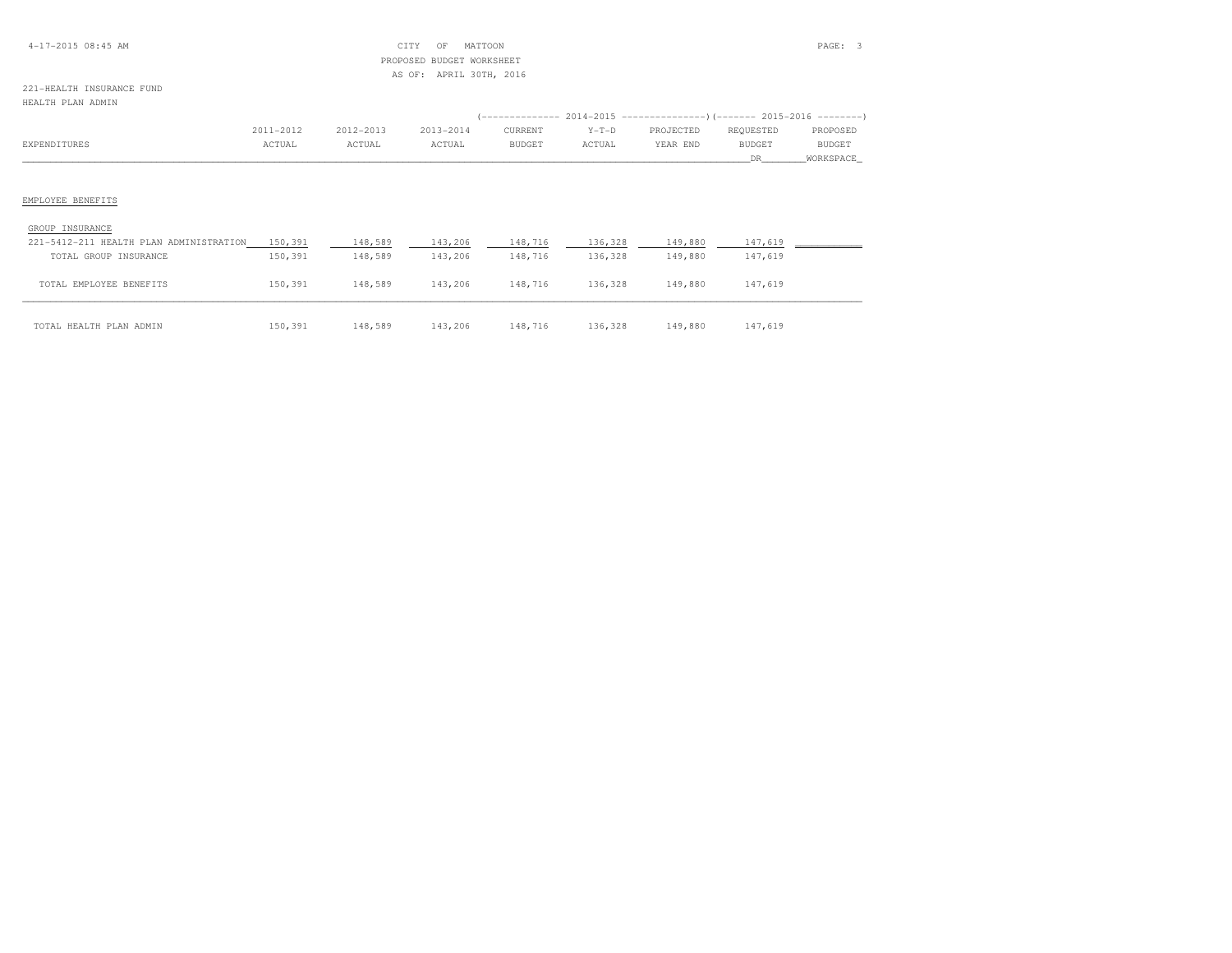CITY OF MATTOON
PROPOSED BUDGET WORKSHEET
AS OF: APRIL 30TH, 2016

221-HEALTH INSURANCE FUND
HEALTH PLAN ADMIN

| EXPENDITURES | 2011-2012 ACTUAL | 2012-2013 ACTUAL | 2013-2014 ACTUAL | 2014-2015 CURRENT BUDGET | 2014-2015 Y-T-D ACTUAL | 2014-2015 PROJECTED YEAR END | 2015-2016 REQUESTED BUDGET DR | 2015-2016 PROPOSED BUDGET WORKSPACE |
|---|---|---|---|---|---|---|---|---|
| EMPLOYEE BENEFITS | | | | | | | | |
| GROUP INSURANCE | | | | | | | | |
| 221-5412-211 HEALTH PLAN ADMINISTRATION | 150,391 | 148,589 | 143,206 | 148,716 | 136,328 | 149,880 | 147,619 | |
| TOTAL GROUP INSURANCE | 150,391 | 148,589 | 143,206 | 148,716 | 136,328 | 149,880 | 147,619 | |
| TOTAL EMPLOYEE BENEFITS | 150,391 | 148,589 | 143,206 | 148,716 | 136,328 | 149,880 | 147,619 | |
| TOTAL HEALTH PLAN ADMIN | 150,391 | 148,589 | 143,206 | 148,716 | 136,328 | 149,880 | 147,619 | |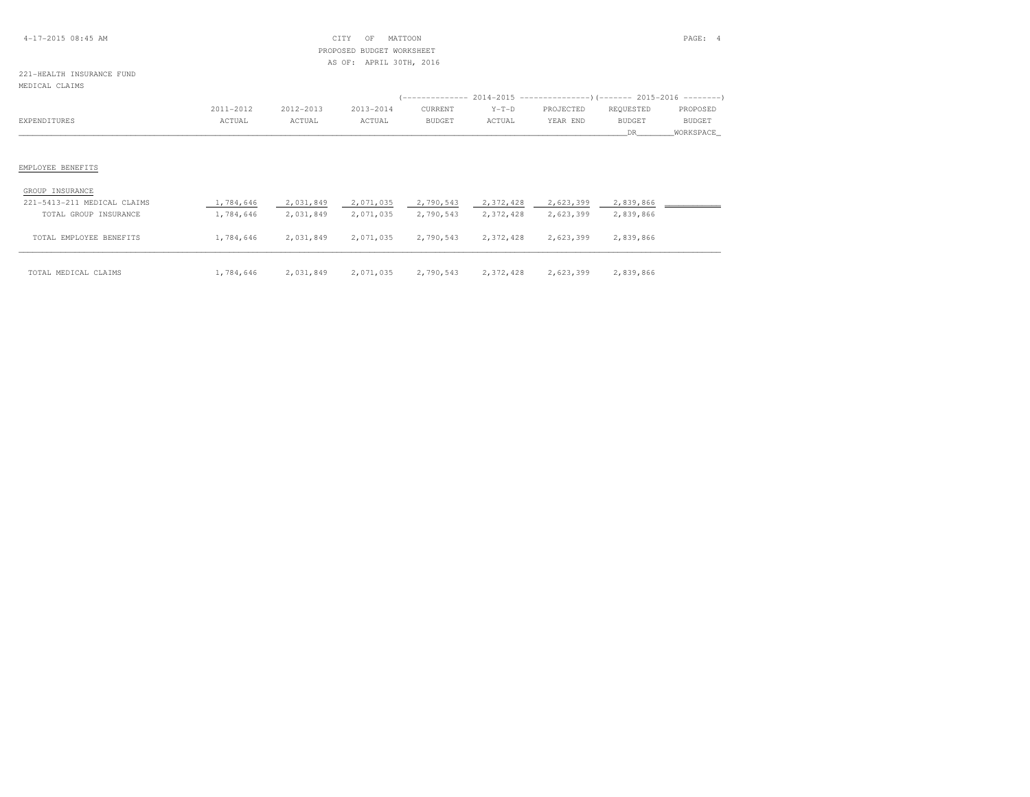CITY OF MATTOON
PROPOSED BUDGET WORKSHEET
AS OF: APRIL 30TH, 2016

221-HEALTH INSURANCE FUND
MEDICAL CLAIMS

| | | | | 2014-2015 | | | 2015-2016 | |
|---|---|---|---|---|---|---|---|---|
| EXPENDITURES | 2011-2012 ACTUAL | 2012-2013 ACTUAL | 2013-2014 ACTUAL | CURRENT BUDGET | Y-T-D ACTUAL | PROJECTED YEAR END | REQUESTED BUDGET DR | PROPOSED BUDGET WORKSPACE |
| **EMPLOYEE BENEFITS** | | | | | | | | |
| GROUP INSURANCE | | | | | | | | |
| 221-5413-211 MEDICAL CLAIMS | 1,784,646 | 2,031,849 | 2,071,035 | 2,790,543 | 2,372,428 | 2,623,399 | 2,839,866 | |
| TOTAL GROUP INSURANCE | 1,784,646 | 2,031,849 | 2,071,035 | 2,790,543 | 2,372,428 | 2,623,399 | 2,839,866 | |
| TOTAL EMPLOYEE BENEFITS | 1,784,646 | 2,031,849 | 2,071,035 | 2,790,543 | 2,372,428 | 2,623,399 | 2,839,866 | |
| TOTAL MEDICAL CLAIMS | 1,784,646 | 2,031,849 | 2,071,035 | 2,790,543 | 2,372,428 | 2,623,399 | 2,839,866 | |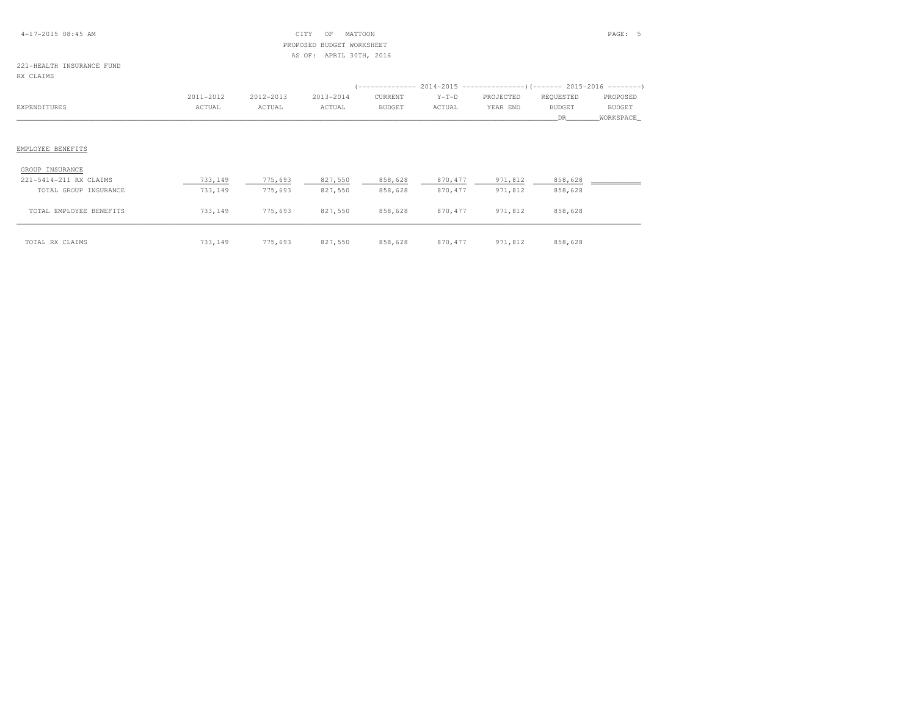CITY OF MATTOON
PROPOSED BUDGET WORKSHEET
AS OF: APRIL 30TH, 2016

221-HEALTH INSURANCE FUND
RX CLAIMS

| EXPENDITURES | 2011-2012 ACTUAL | 2012-2013 ACTUAL | 2013-2014 ACTUAL | 2014-2015 CURRENT BUDGET | 2014-2015 Y-T-D ACTUAL | 2014-2015 PROJECTED YEAR END | 2015-2016 REQUESTED BUDGET DR | 2015-2016 PROPOSED BUDGET WORKSPACE |
|---|---|---|---|---|---|---|---|---|
| EMPLOYEE BENEFITS | | | | | | | | |
| GROUP INSURANCE | | | | | | | | |
| 221-5414-211 RX CLAIMS | 733,149 | 775,693 | 827,550 | 858,628 | 870,477 | 971,812 | 858,628 | |
| TOTAL GROUP INSURANCE | 733,149 | 775,693 | 827,550 | 858,628 | 870,477 | 971,812 | 858,628 | |
| TOTAL EMPLOYEE BENEFITS | 733,149 | 775,693 | 827,550 | 858,628 | 870,477 | 971,812 | 858,628 | |
| TOTAL RX CLAIMS | 733,149 | 775,693 | 827,550 | 858,628 | 870,477 | 971,812 | 858,628 | |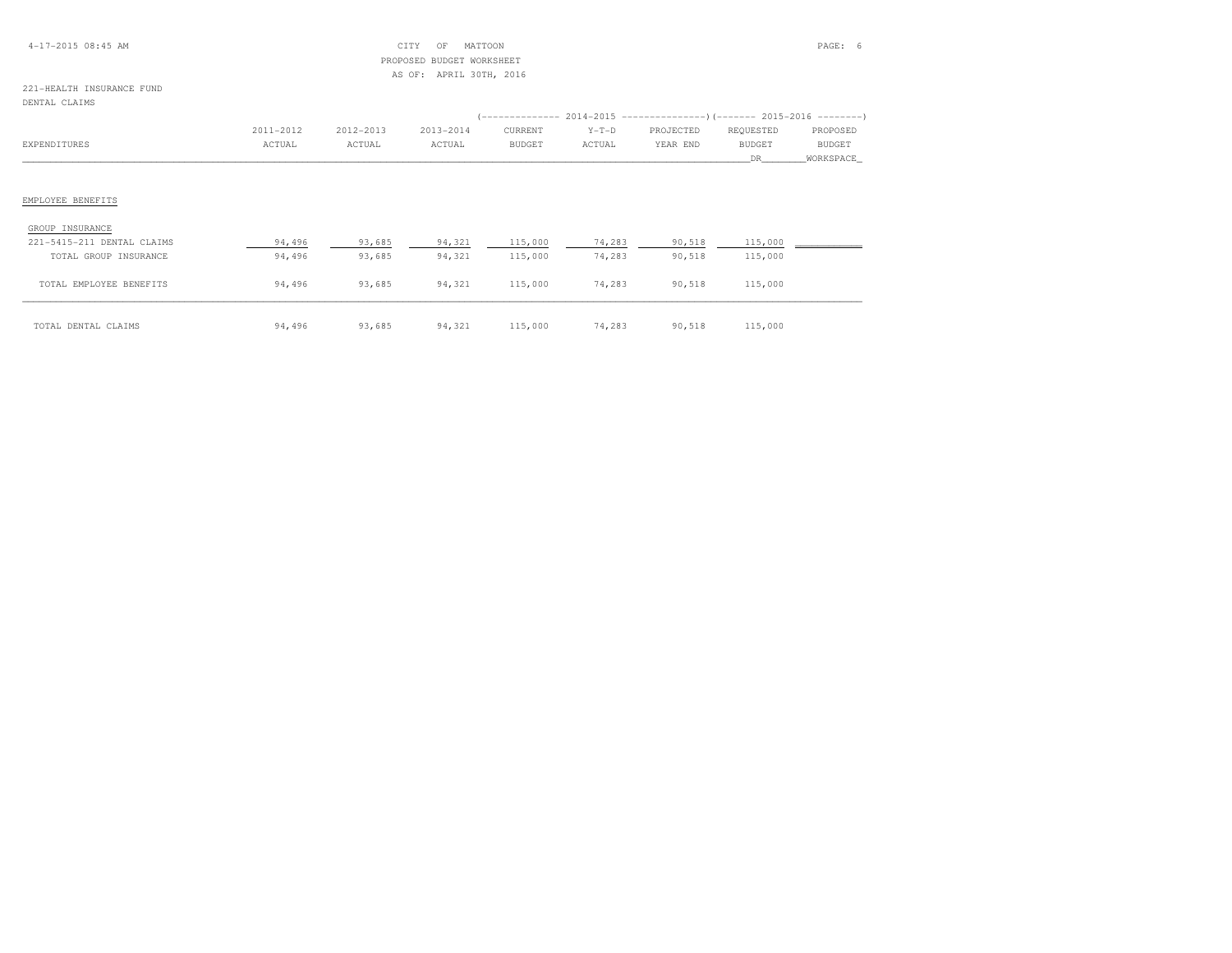CITY OF MATTOON
PROPOSED BUDGET WORKSHEET
AS OF: APRIL 30TH, 2016

221-HEALTH INSURANCE FUND
DENTAL CLAIMS

| EXPENDITURES | 2011-2012 ACTUAL | 2012-2013 ACTUAL | 2013-2014 ACTUAL | 2014-2015 CURRENT BUDGET | 2014-2015 Y-T-D ACTUAL | 2014-2015 PROJECTED YEAR END | 2015-2016 REQUESTED BUDGET DR | 2015-2016 PROPOSED BUDGET WORKSPACE |
|---|---|---|---|---|---|---|---|---|
| **EMPLOYEE BENEFITS** | | | | | | | | |
| GROUP INSURANCE | | | | | | | | |
| 221-5415-211 DENTAL CLAIMS | 94,496 | 93,685 | 94,321 | 115,000 | 74,283 | 90,518 | 115,000 | |
| TOTAL GROUP INSURANCE | 94,496 | 93,685 | 94,321 | 115,000 | 74,283 | 90,518 | 115,000 | |
| TOTAL EMPLOYEE BENEFITS | 94,496 | 93,685 | 94,321 | 115,000 | 74,283 | 90,518 | 115,000 | |
| TOTAL DENTAL CLAIMS | 94,496 | 93,685 | 94,321 | 115,000 | 74,283 | 90,518 | 115,000 | |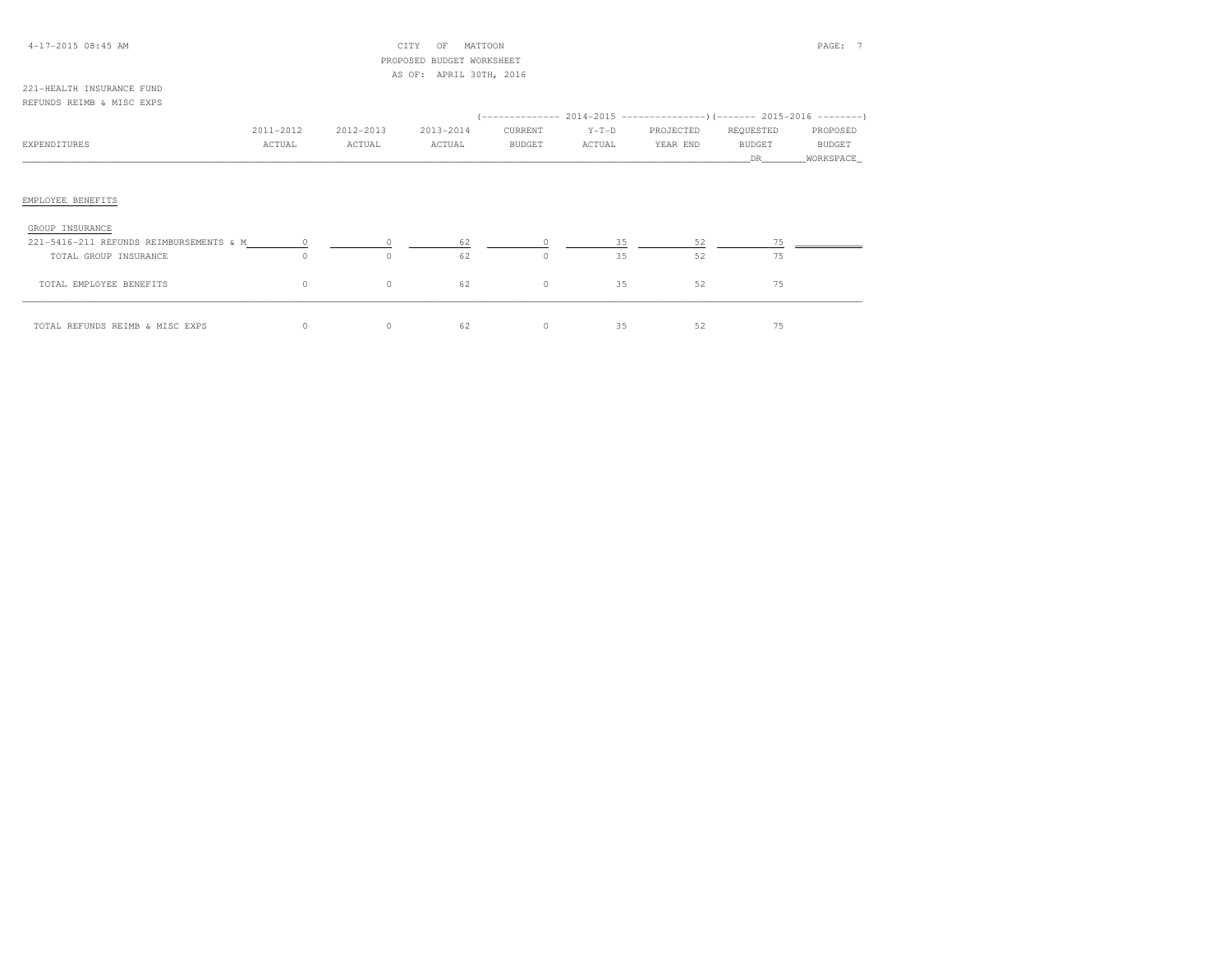CITY OF MATTOON
PROPOSED BUDGET WORKSHEET
AS OF: APRIL 30TH, 2016

221-HEALTH INSURANCE FUND
REFUNDS REIMB & MISC EXPS

| EXPENDITURES | 2011-2012 ACTUAL | 2012-2013 ACTUAL | 2013-2014 ACTUAL | 2014-2015 CURRENT BUDGET | 2014-2015 Y-T-D ACTUAL | 2014-2015 PROJECTED YEAR END | 2015-2016 REQUESTED BUDGET DR | 2015-2016 PROPOSED BUDGET WORKSPACE |
|---|---|---|---|---|---|---|---|---|
| EMPLOYEE BENEFITS | | | | | | | | |
| GROUP INSURANCE | | | | | | | | |
| 221-5416-211 REFUNDS REIMBURSEMENTS & M | 0 | 0 | 62 | 0 | 35 | 52 | 75 | |
| TOTAL GROUP INSURANCE | 0 | 0 | 62 | 0 | 35 | 52 | 75 | |
| TOTAL EMPLOYEE BENEFITS | 0 | 0 | 62 | 0 | 35 | 52 | 75 | |
| TOTAL REFUNDS REIMB & MISC EXPS | 0 | 0 | 62 | 0 | 35 | 52 | 75 | |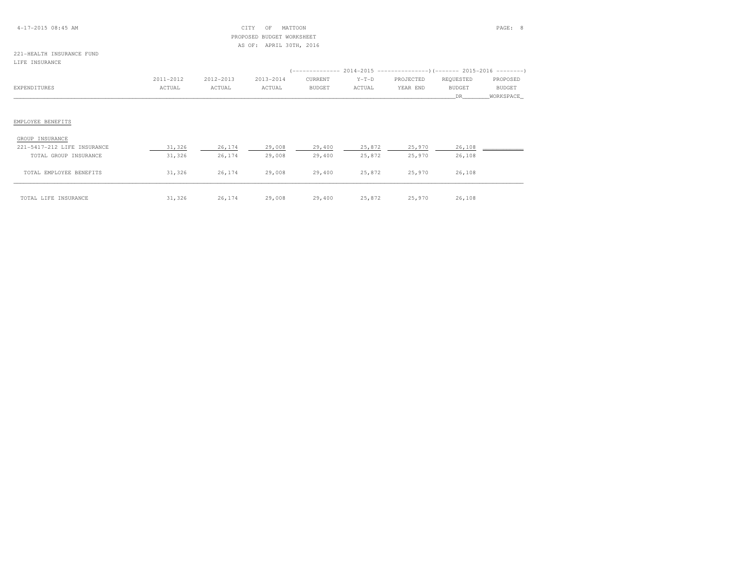CITY OF MATTOON
PROPOSED BUDGET WORKSHEET
AS OF: APRIL 30TH, 2016

221-HEALTH INSURANCE FUND
LIFE INSURANCE

| EXPENDITURES | 2011-2012 ACTUAL | 2012-2013 ACTUAL | 2013-2014 ACTUAL | 2014-2015 CURRENT BUDGET | 2014-2015 Y-T-D ACTUAL | 2014-2015 PROJECTED YEAR END | 2015-2016 REQUESTED BUDGET DR | 2015-2016 PROPOSED BUDGET WORKSPACE |
|---|---|---|---|---|---|---|---|---|
| EMPLOYEE BENEFITS | | | | | | | | |
| GROUP INSURANCE | | | | | | | | |
| 221-5417-212 LIFE INSURANCE | 31,326 | 26,174 | 29,008 | 29,400 | 25,872 | 25,970 | 26,108 | |
| TOTAL GROUP INSURANCE | 31,326 | 26,174 | 29,008 | 29,400 | 25,872 | 25,970 | 26,108 | |
| TOTAL EMPLOYEE BENEFITS | 31,326 | 26,174 | 29,008 | 29,400 | 25,872 | 25,970 | 26,108 | |
| TOTAL LIFE INSURANCE | 31,326 | 26,174 | 29,008 | 29,400 | 25,872 | 25,970 | 26,108 | |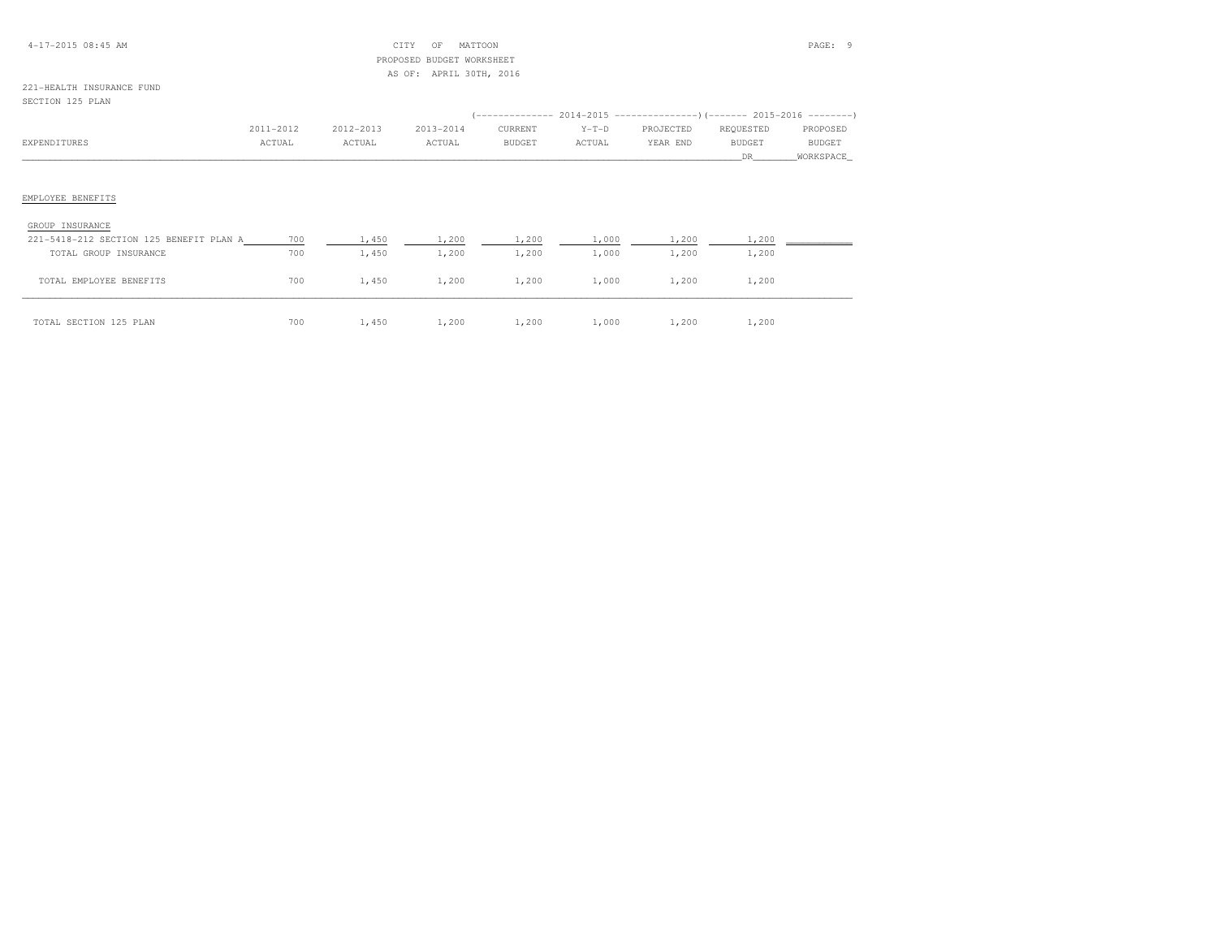CITY OF MATTOON
PROPOSED BUDGET WORKSHEET
AS OF: APRIL 30TH, 2016

221-HEALTH INSURANCE FUND
SECTION 125 PLAN

| EXPENDITURES | 2011-2012 ACTUAL | 2012-2013 ACTUAL | 2013-2014 ACTUAL | 2014-2015 CURRENT BUDGET | 2014-2015 Y-T-D ACTUAL | 2014-2015 PROJECTED YEAR END | 2015-2016 REQUESTED BUDGET DR | 2015-2016 PROPOSED BUDGET WORKSPACE |
|---|---|---|---|---|---|---|---|---|
| EMPLOYEE BENEFITS | | | | | | | | |
| GROUP INSURANCE | | | | | | | | |
| 221-5418-212 SECTION 125 BENEFIT PLAN A | 700 | 1,450 | 1,200 | 1,200 | 1,000 | 1,200 | 1,200 | |
| TOTAL GROUP INSURANCE | 700 | 1,450 | 1,200 | 1,200 | 1,000 | 1,200 | 1,200 | |
| TOTAL EMPLOYEE BENEFITS | 700 | 1,450 | 1,200 | 1,200 | 1,000 | 1,200 | 1,200 | |
| TOTAL SECTION 125 PLAN | 700 | 1,450 | 1,200 | 1,200 | 1,000 | 1,200 | 1,200 | |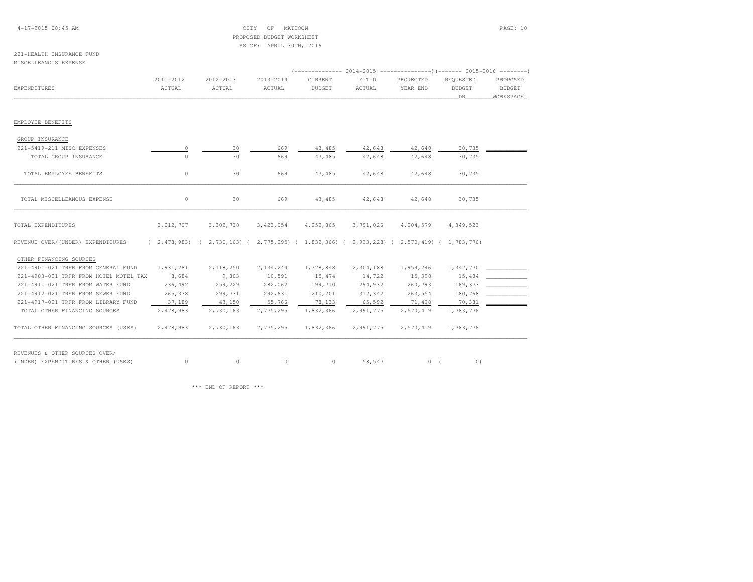CITY OF MATTOON
PROPOSED BUDGET WORKSHEET
AS OF: APRIL 30TH, 2016

221-HEALTH INSURANCE FUND
MISCELLANEOUS EXPENSE

| EXPENDITURES | 2011-2012 ACTUAL | 2012-2013 ACTUAL | 2013-2014 ACTUAL | 2014-2015 CURRENT BUDGET | 2014-2015 Y-T-D ACTUAL | 2014-2015 PROJECTED YEAR END | 2015-2016 REQUESTED BUDGET DR | 2015-2016 PROPOSED BUDGET WORKSPACE |
|---|---|---|---|---|---|---|---|---|
| EMPLOYEE BENEFITS | | | | | | | | |
| GROUP INSURANCE | | | | | | | | |
| 221-5419-211 MISC EXPENSES | 0 | 30 | 669 | 43,485 | 42,648 | 42,648 | 30,735 | |
| TOTAL GROUP INSURANCE | 0 | 30 | 669 | 43,485 | 42,648 | 42,648 | 30,735 | |
| TOTAL EMPLOYEE BENEFITS | 0 | 30 | 669 | 43,485 | 42,648 | 42,648 | 30,735 | |
| TOTAL MISCELLANEOUS EXPENSE | 0 | 30 | 669 | 43,485 | 42,648 | 42,648 | 30,735 | |
| TOTAL EXPENDITURES | 3,012,707 | 3,302,738 | 3,423,054 | 4,252,865 | 3,791,026 | 4,204,579 | 4,349,523 | |
| REVENUE OVER/(UNDER) EXPENDITURES | ( 2,478,983) | ( 2,730,163) | ( 2,775,295) | ( 1,832,366) | ( 2,933,228) | ( 2,570,419) | ( 1,783,776) | |
| OTHER FINANCING SOURCES | | | | | | | | |
| 221-4901-021 TRFR FROM GENERAL FUND | 1,931,281 | 2,118,250 | 2,134,244 | 1,328,848 | 2,304,188 | 1,959,246 | 1,347,770 | |
| 221-4903-021 TRFR FROM HOTEL MOTEL TAX | 8,684 | 9,803 | 10,591 | 15,474 | 14,722 | 15,398 | 15,484 | |
| 221-4911-021 TRFR FROM WATER FUND | 236,492 | 259,229 | 282,062 | 199,710 | 294,932 | 260,793 | 169,373 | |
| 221-4912-021 TRFR FROM SEWER FUND | 265,338 | 299,731 | 292,631 | 210,201 | 312,342 | 263,554 | 180,768 | |
| 221-4917-021 TRFR FROM LIBRARY FUND | 37,189 | 43,150 | 55,766 | 78,133 | 65,592 | 71,428 | 70,381 | |
| TOTAL OTHER FINANCING SOURCES | 2,478,983 | 2,730,163 | 2,775,295 | 1,832,366 | 2,991,775 | 2,570,419 | 1,783,776 | |
| TOTAL OTHER FINANCING SOURCES (USES) | 2,478,983 | 2,730,163 | 2,775,295 | 1,832,366 | 2,991,775 | 2,570,419 | 1,783,776 | |
| REVENUES & OTHER SOURCES OVER/ (UNDER) EXPENDITURES & OTHER (USES) | 0 | 0 | 0 | 0 | 58,547 | 0 | ( 0) | |

\*\*\* END OF REPORT \*\*\*